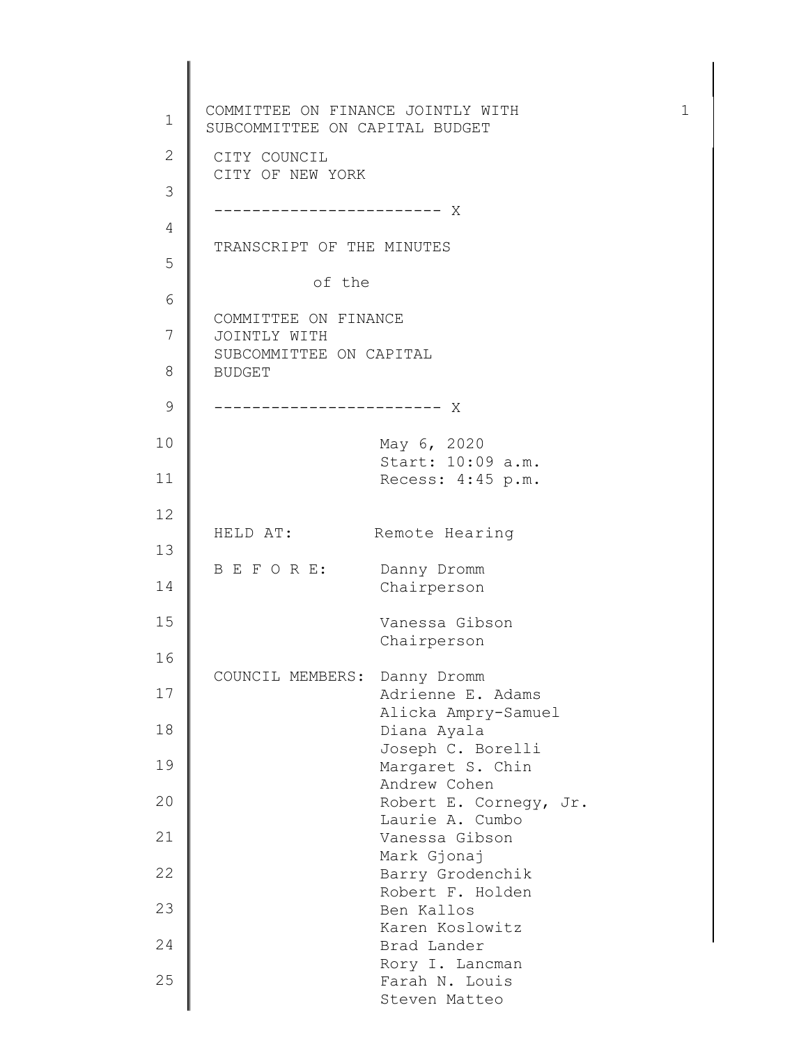COMMITTEE ON FINANCE JOINTLY WITH SUBCOMMITTEE ON CAPITAL BUDGET

CITY COUNCIL
CITY OF NEW YORK

------------------------ X

TRANSCRIPT OF THE MINUTES

of the

COMMITTEE ON FINANCE
JOINTLY WITH
SUBCOMMITTEE ON CAPITAL
BUDGET

------------------------ X

May 6, 2020
Start: 10:09 a.m.
Recess: 4:45 p.m.

HELD AT: Remote Hearing

B E F O R E: Danny Dromm
Chairperson

Vanessa Gibson
Chairperson

COUNCIL MEMBERS: Danny Dromm
Adrienne E. Adams
Alicka Ampry-Samuel
Diana Ayala
Joseph C. Borelli
Margaret S. Chin
Andrew Cohen
Robert E. Cornegy, Jr.
Laurie A. Cumbo
Vanessa Gibson
Mark Gjonaj
Barry Grodenchik
Robert F. Holden
Ben Kallos
Karen Koslowitz
Brad Lander
Rory I. Lancman
Farah N. Louis
Steven Matteo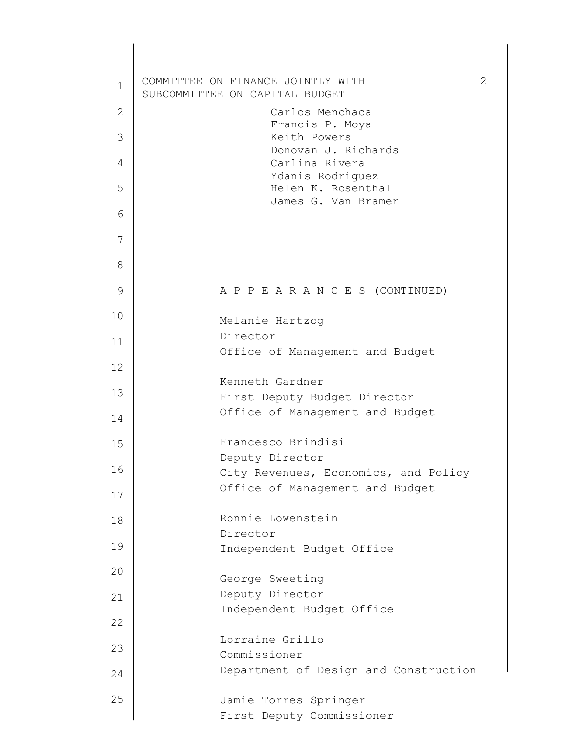Carlos Menchaca
Francis P. Moya
Keith Powers
Donovan J. Richards
Carlina Rivera
Ydanis Rodriguez
Helen K. Rosenthal
James G. Van Bramer

A P P E A R A N C E S (CONTINUED)

Melanie Hartzog
Director
Office of Management and Budget

Kenneth Gardner
First Deputy Budget Director
Office of Management and Budget

Francesco Brindisi
Deputy Director
City Revenues, Economics, and Policy
Office of Management and Budget

Ronnie Lowenstein
Director
Independent Budget Office

George Sweeting
Deputy Director
Independent Budget Office

Lorraine Grillo
Commissioner
Department of Design and Construction

Jamie Torres Springer
First Deputy Commissioner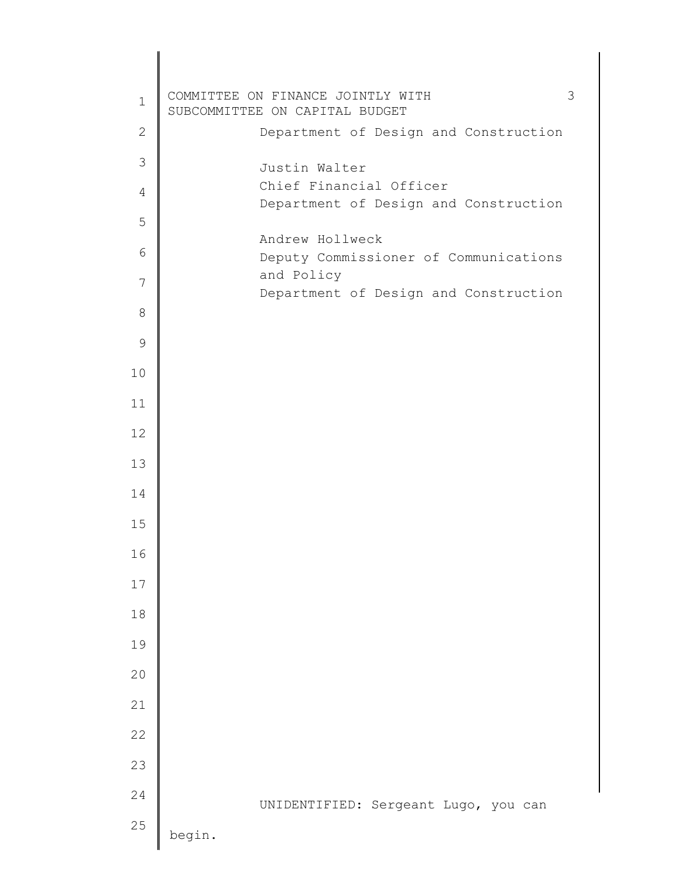Department of Design and Construction

Justin Walter
Chief Financial Officer
Department of Design and Construction

Andrew Hollweck
Deputy Commissioner of Communications and Policy
Department of Design and Construction

UNIDENTIFIED: Sergeant Lugo, you can begin.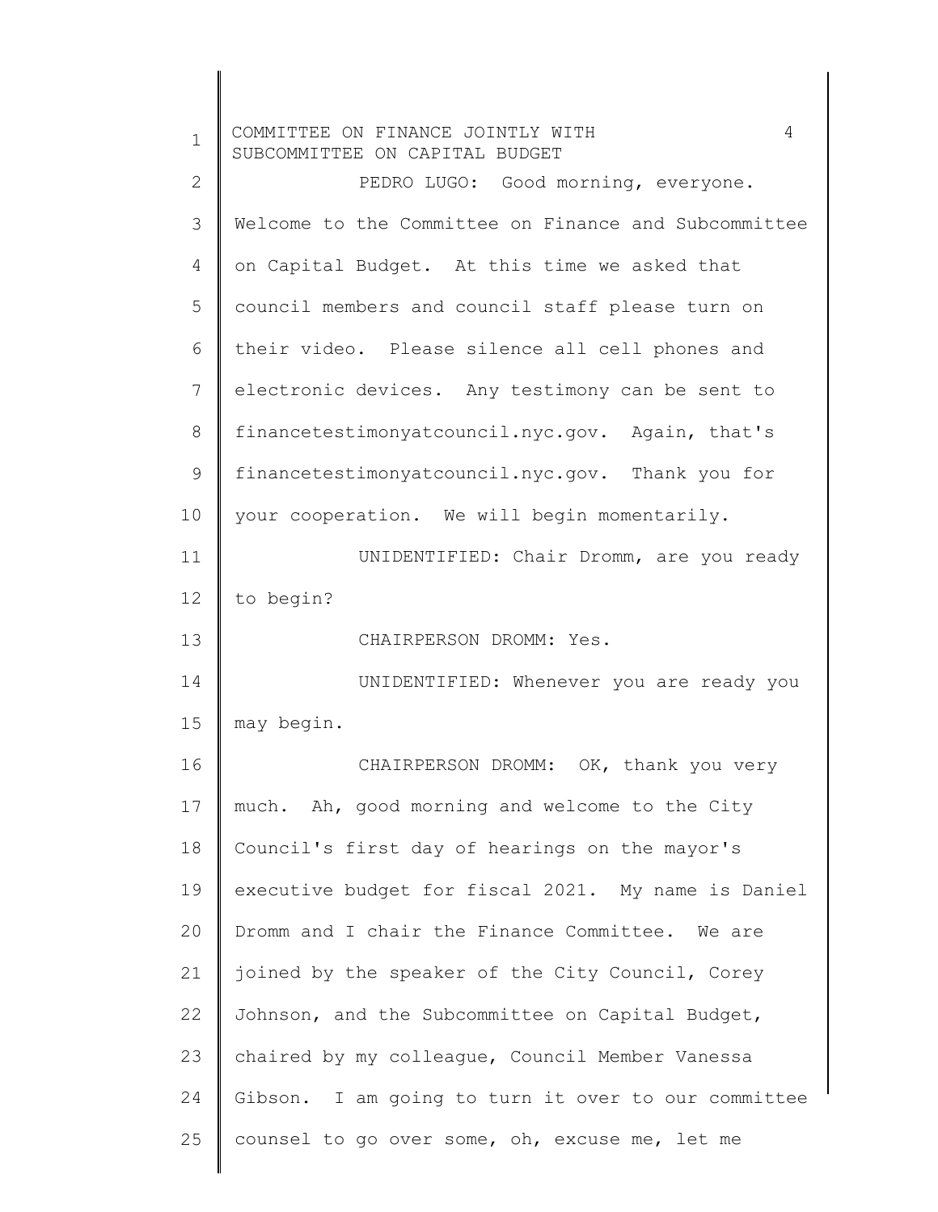PEDRO LUGO: Good morning, everyone. Welcome to the Committee on Finance and Subcommittee on Capital Budget. At this time we asked that council members and council staff please turn on their video. Please silence all cell phones and electronic devices. Any testimony can be sent to financetestimonyatcouncil.nyc.gov. Again, that's financetestimonyatcouncil.nyc.gov. Thank you for your cooperation. We will begin momentarily.

UNIDENTIFIED: Chair Dromm, are you ready to begin?

CHAIRPERSON DROMM: Yes.

UNIDENTIFIED: Whenever you are ready you may begin.

CHAIRPERSON DROMM: OK, thank you very much. Ah, good morning and welcome to the City Council's first day of hearings on the mayor's executive budget for fiscal 2021. My name is Daniel Dromm and I chair the Finance Committee. We are joined by the speaker of the City Council, Corey Johnson, and the Subcommittee on Capital Budget, chaired by my colleague, Council Member Vanessa Gibson. I am going to turn it over to our committee counsel to go over some, oh, excuse me, let me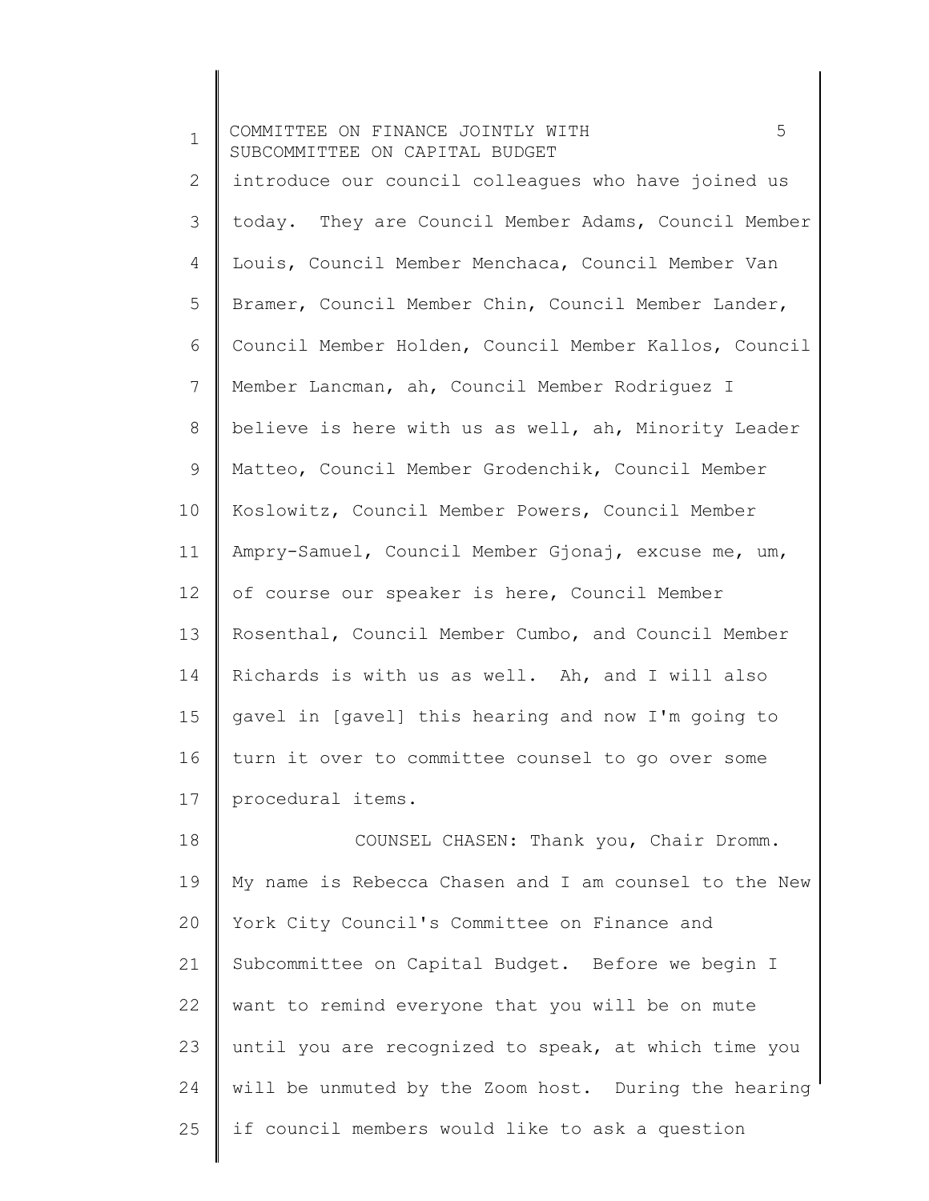introduce our council colleagues who have joined us today. They are Council Member Adams, Council Member Louis, Council Member Menchaca, Council Member Van Bramer, Council Member Chin, Council Member Lander, Council Member Holden, Council Member Kallos, Council Member Lancman, ah, Council Member Rodriguez I believe is here with us as well, ah, Minority Leader Matteo, Council Member Grodenchik, Council Member Koslowitz, Council Member Powers, Council Member Ampry-Samuel, Council Member Gjonaj, excuse me, um, of course our speaker is here, Council Member Rosenthal, Council Member Cumbo, and Council Member Richards is with us as well. Ah, and I will also gavel in [gavel] this hearing and now I'm going to turn it over to committee counsel to go over some procedural items.

COUNSEL CHASEN: Thank you, Chair Dromm. My name is Rebecca Chasen and I am counsel to the New York City Council's Committee on Finance and Subcommittee on Capital Budget. Before we begin I want to remind everyone that you will be on mute until you are recognized to speak, at which time you will be unmuted by the Zoom host. During the hearing if council members would like to ask a question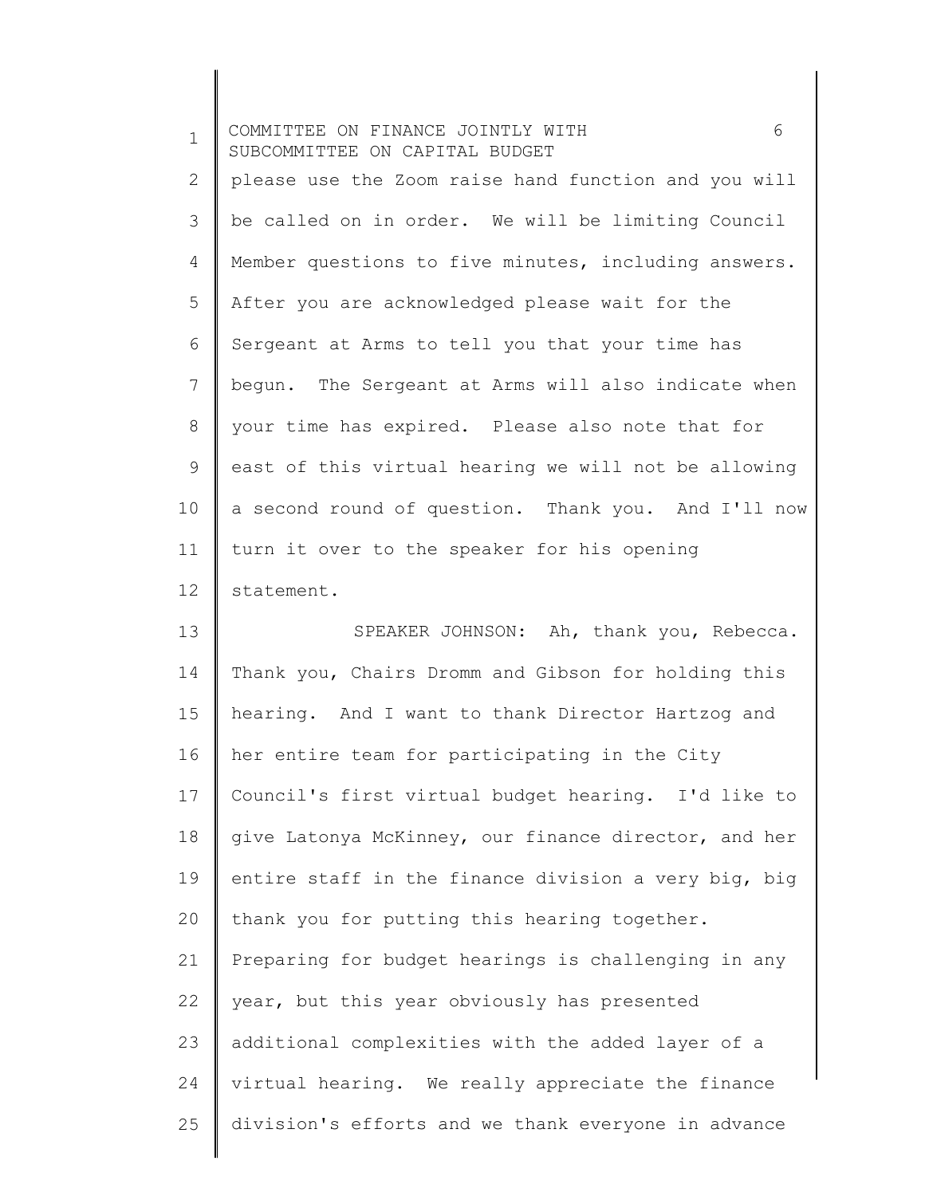please use the Zoom raise hand function and you will be called on in order. We will be limiting Council Member questions to five minutes, including answers. After you are acknowledged please wait for the Sergeant at Arms to tell you that your time has begun. The Sergeant at Arms will also indicate when your time has expired. Please also note that for east of this virtual hearing we will not be allowing a second round of question. Thank you. And I'll now turn it over to the speaker for his opening statement.

SPEAKER JOHNSON: Ah, thank you, Rebecca. Thank you, Chairs Dromm and Gibson for holding this hearing. And I want to thank Director Hartzog and her entire team for participating in the City Council's first virtual budget hearing. I'd like to give Latonya McKinney, our finance director, and her entire staff in the finance division a very big, big thank you for putting this hearing together. Preparing for budget hearings is challenging in any year, but this year obviously has presented additional complexities with the added layer of a virtual hearing. We really appreciate the finance division's efforts and we thank everyone in advance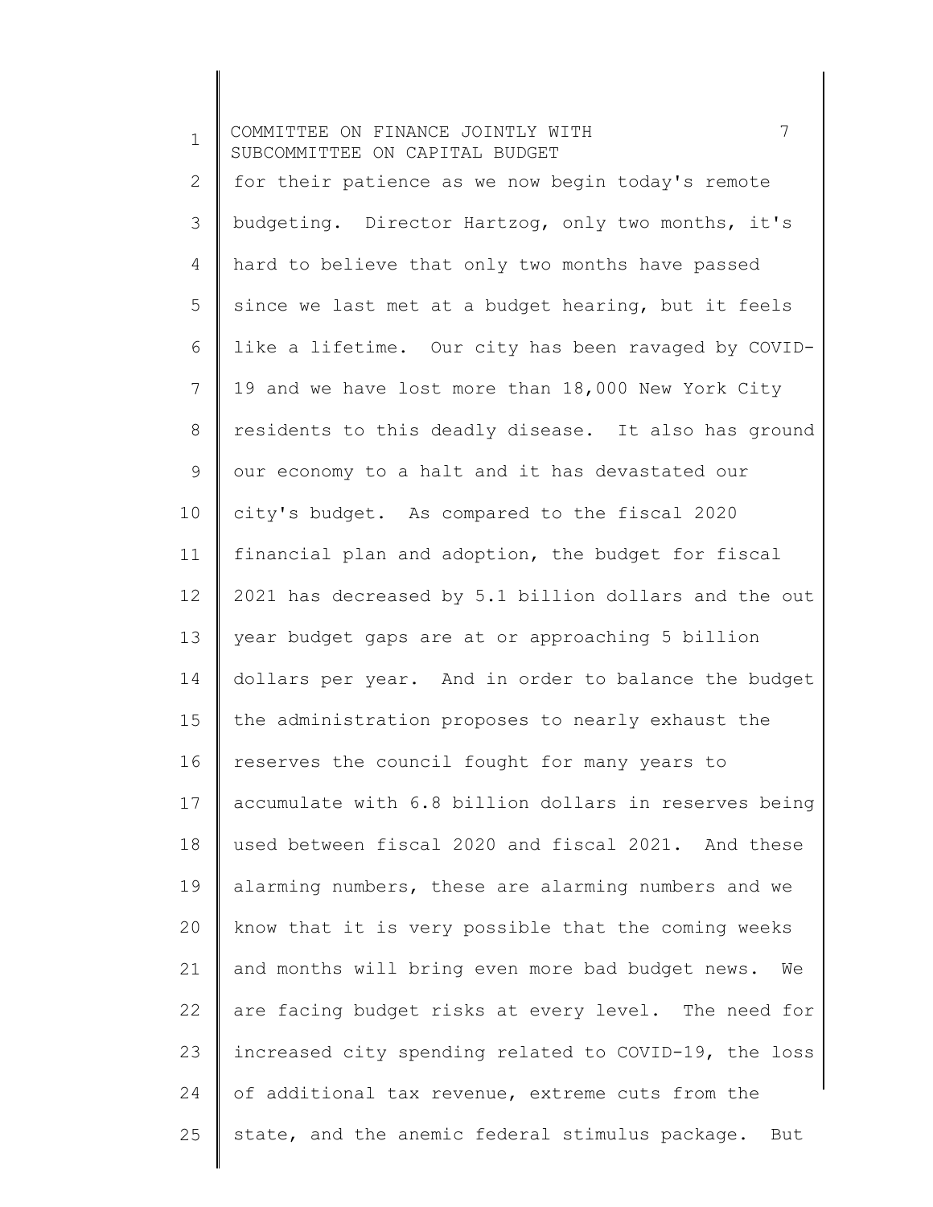for their patience as we now begin today's remote budgeting. Director Hartzog, only two months, it's hard to believe that only two months have passed since we last met at a budget hearing, but it feels like a lifetime. Our city has been ravaged by COVID-19 and we have lost more than 18,000 New York City residents to this deadly disease. It also has ground our economy to a halt and it has devastated our city's budget. As compared to the fiscal 2020 financial plan and adoption, the budget for fiscal 2021 has decreased by 5.1 billion dollars and the out year budget gaps are at or approaching 5 billion dollars per year. And in order to balance the budget the administration proposes to nearly exhaust the reserves the council fought for many years to accumulate with 6.8 billion dollars in reserves being used between fiscal 2020 and fiscal 2021. And these alarming numbers, these are alarming numbers and we know that it is very possible that the coming weeks and months will bring even more bad budget news. We are facing budget risks at every level. The need for increased city spending related to COVID-19, the loss of additional tax revenue, extreme cuts from the state, and the anemic federal stimulus package. But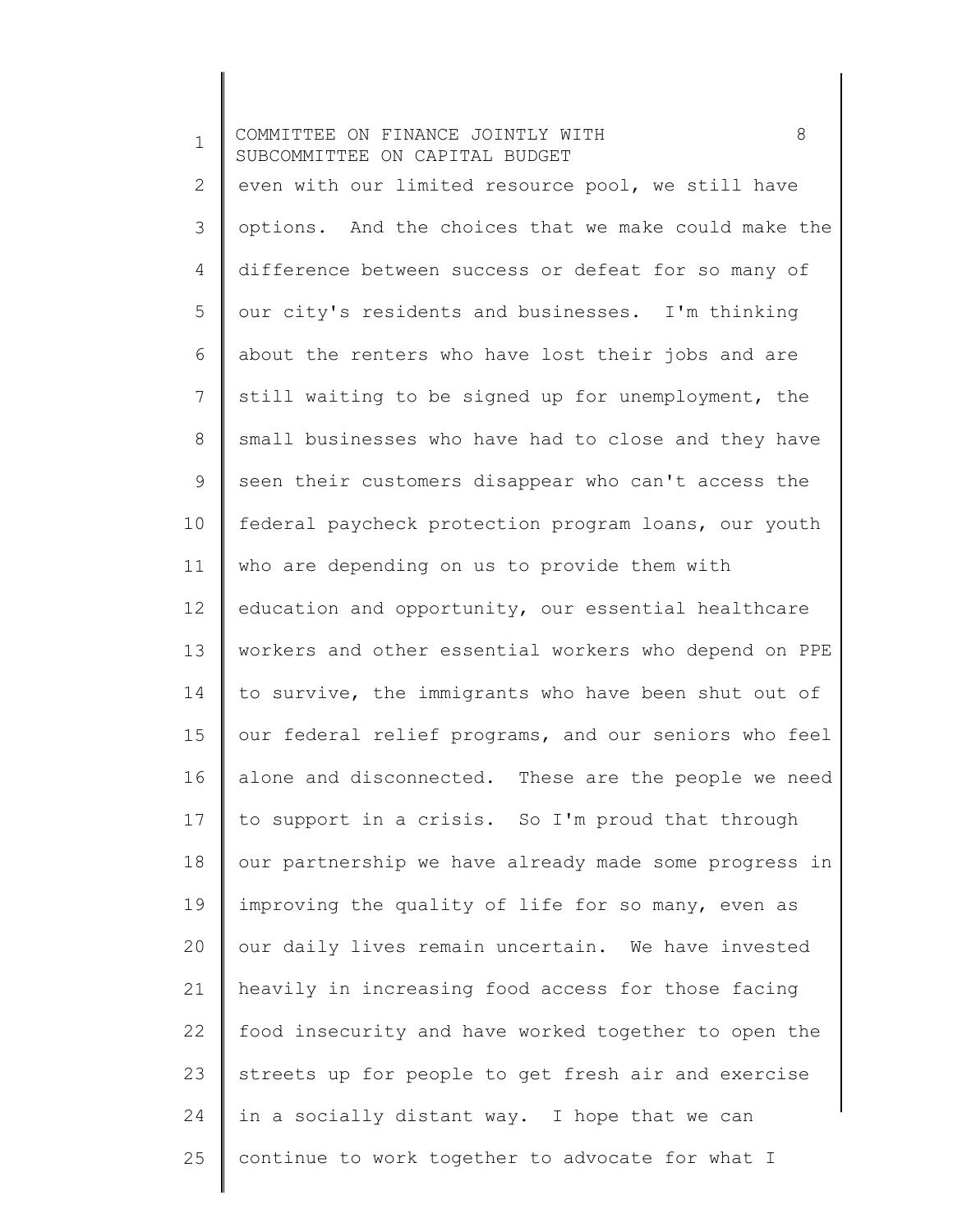even with our limited resource pool, we still have options. And the choices that we make could make the difference between success or defeat for so many of our city's residents and businesses. I'm thinking about the renters who have lost their jobs and are still waiting to be signed up for unemployment, the small businesses who have had to close and they have seen their customers disappear who can't access the federal paycheck protection program loans, our youth who are depending on us to provide them with education and opportunity, our essential healthcare workers and other essential workers who depend on PPE to survive, the immigrants who have been shut out of our federal relief programs, and our seniors who feel alone and disconnected. These are the people we need to support in a crisis. So I'm proud that through our partnership we have already made some progress in improving the quality of life for so many, even as our daily lives remain uncertain. We have invested heavily in increasing food access for those facing food insecurity and have worked together to open the streets up for people to get fresh air and exercise in a socially distant way. I hope that we can continue to work together to advocate for what I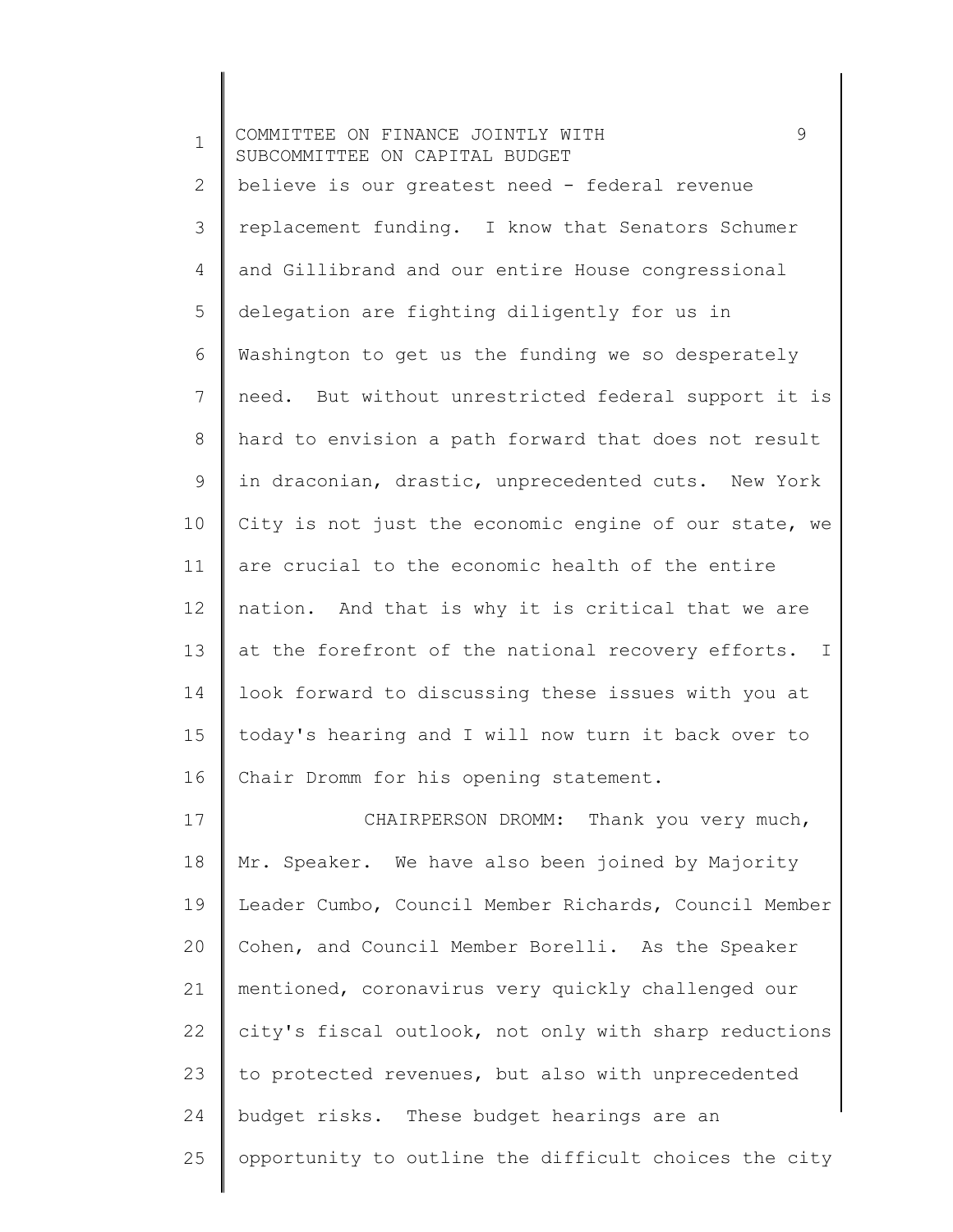believe is our greatest need - federal revenue replacement funding. I know that Senators Schumer and Gillibrand and our entire House congressional delegation are fighting diligently for us in Washington to get us the funding we so desperately need. But without unrestricted federal support it is hard to envision a path forward that does not result in draconian, drastic, unprecedented cuts. New York City is not just the economic engine of our state, we are crucial to the economic health of the entire nation. And that is why it is critical that we are at the forefront of the national recovery efforts. I look forward to discussing these issues with you at today's hearing and I will now turn it back over to Chair Dromm for his opening statement.

CHAIRPERSON DROMM: Thank you very much, Mr. Speaker. We have also been joined by Majority Leader Cumbo, Council Member Richards, Council Member Cohen, and Council Member Borelli. As the Speaker mentioned, coronavirus very quickly challenged our city's fiscal outlook, not only with sharp reductions to protected revenues, but also with unprecedented budget risks. These budget hearings are an opportunity to outline the difficult choices the city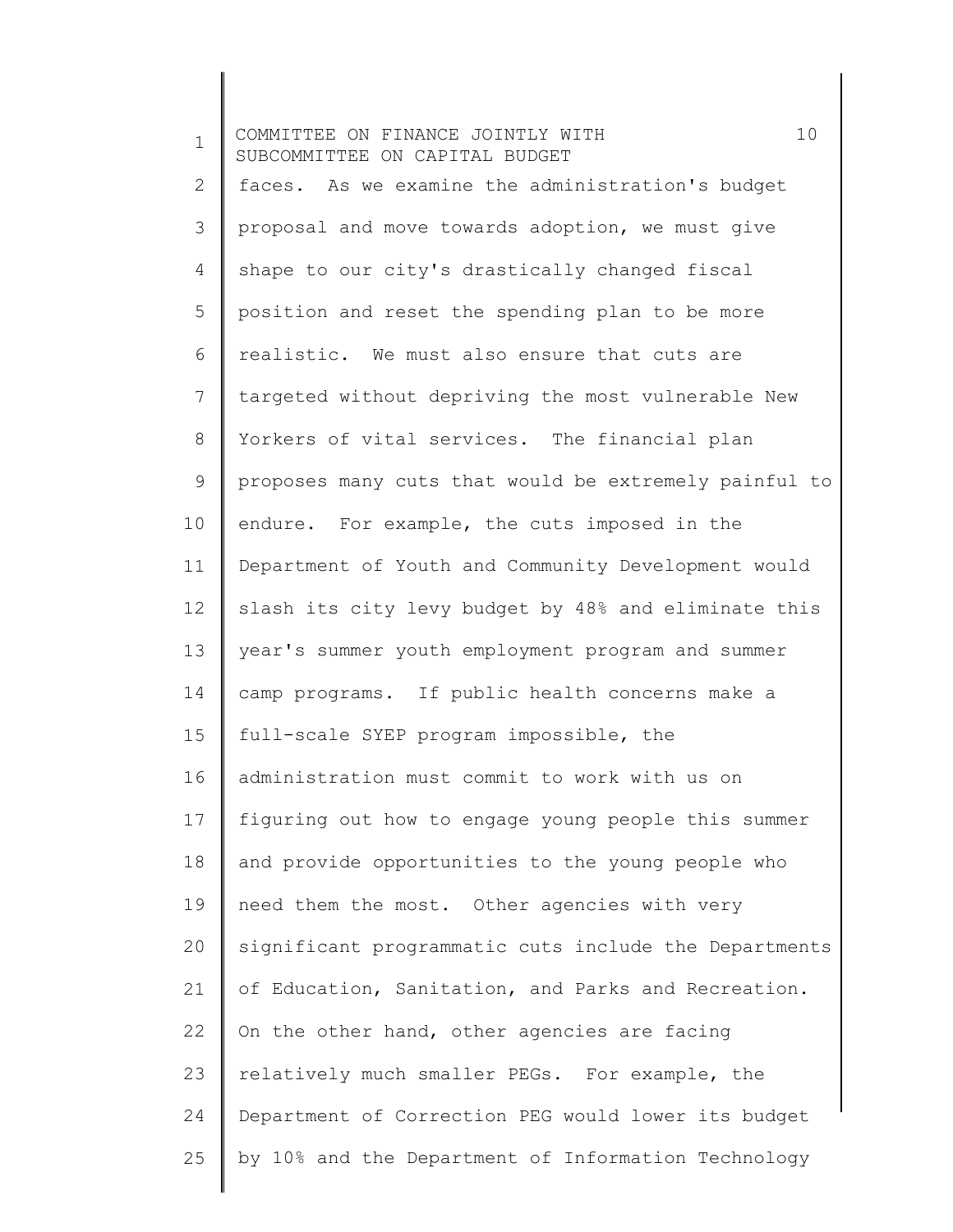faces. As we examine the administration's budget proposal and move towards adoption, we must give shape to our city's drastically changed fiscal position and reset the spending plan to be more realistic. We must also ensure that cuts are targeted without depriving the most vulnerable New Yorkers of vital services. The financial plan proposes many cuts that would be extremely painful to endure. For example, the cuts imposed in the Department of Youth and Community Development would slash its city levy budget by 48% and eliminate this year's summer youth employment program and summer camp programs. If public health concerns make a full-scale SYEP program impossible, the administration must commit to work with us on figuring out how to engage young people this summer and provide opportunities to the young people who need them the most. Other agencies with very significant programmatic cuts include the Departments of Education, Sanitation, and Parks and Recreation. On the other hand, other agencies are facing relatively much smaller PEGs. For example, the Department of Correction PEG would lower its budget by 10% and the Department of Information Technology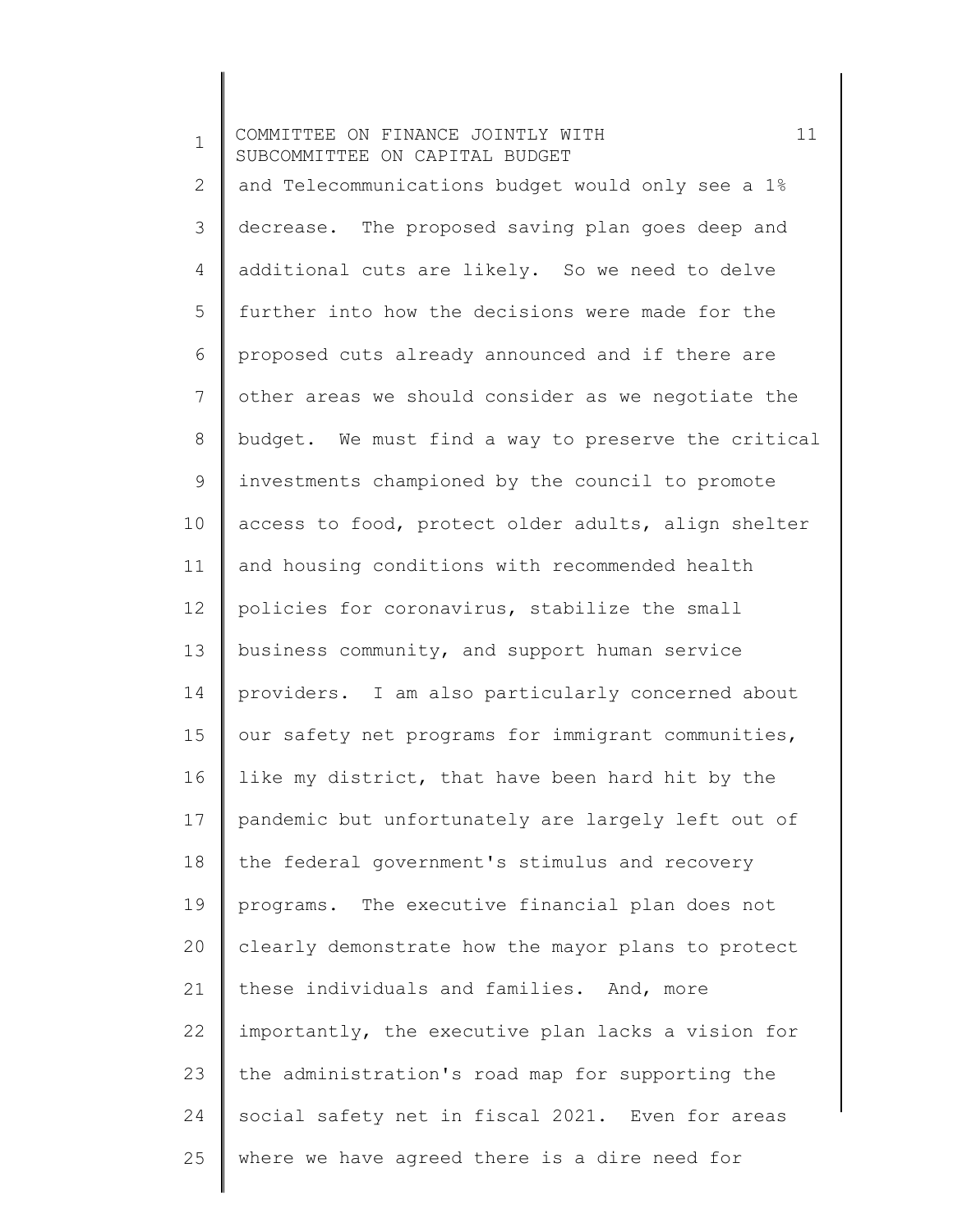and Telecommunications budget would only see a 1% decrease. The proposed saving plan goes deep and additional cuts are likely. So we need to delve further into how the decisions were made for the proposed cuts already announced and if there are other areas we should consider as we negotiate the budget. We must find a way to preserve the critical investments championed by the council to promote access to food, protect older adults, align shelter and housing conditions with recommended health policies for coronavirus, stabilize the small business community, and support human service providers. I am also particularly concerned about our safety net programs for immigrant communities, like my district, that have been hard hit by the pandemic but unfortunately are largely left out of the federal government's stimulus and recovery programs. The executive financial plan does not clearly demonstrate how the mayor plans to protect these individuals and families. And, more importantly, the executive plan lacks a vision for the administration's road map for supporting the social safety net in fiscal 2021. Even for areas where we have agreed there is a dire need for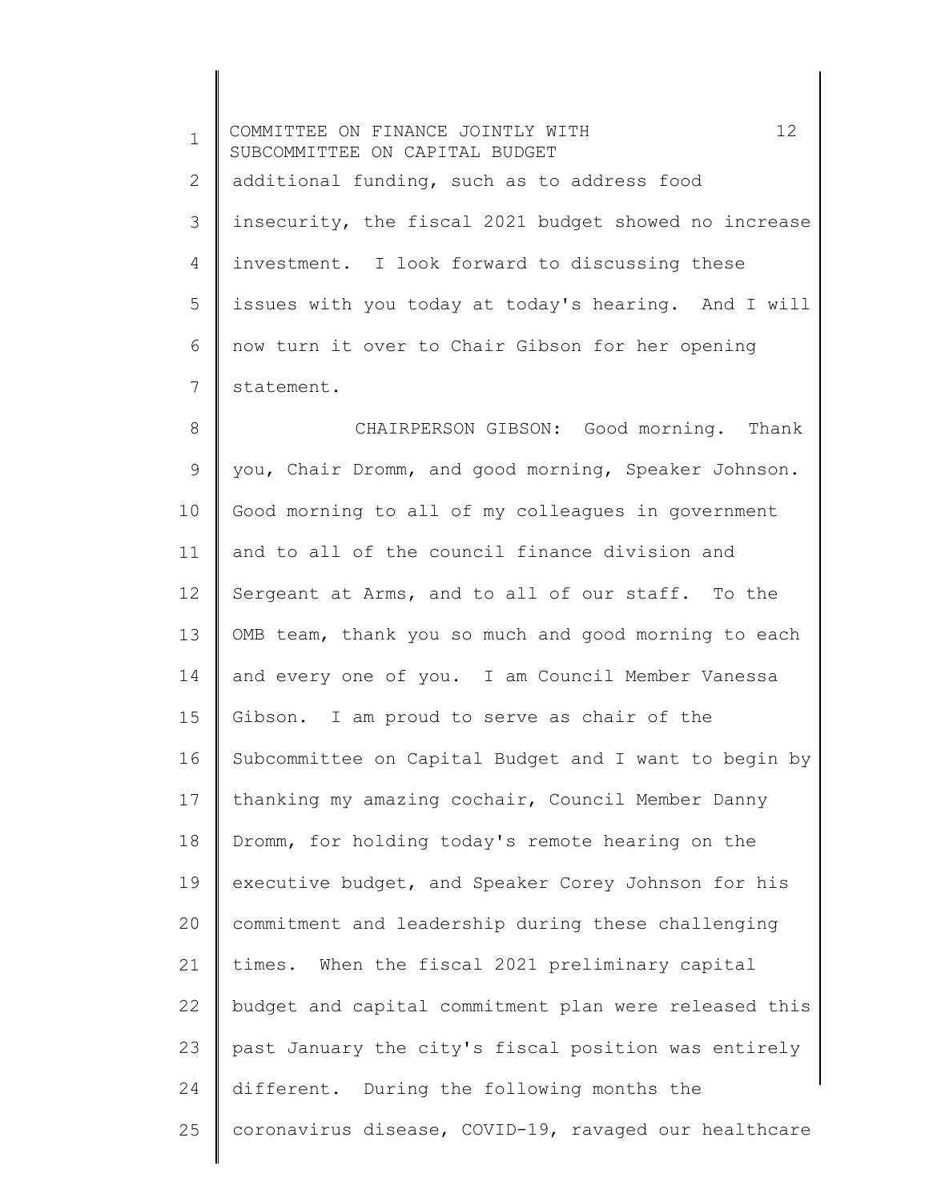additional funding, such as to address food insecurity, the fiscal 2021 budget showed no increase investment. I look forward to discussing these issues with you today at today's hearing. And I will now turn it over to Chair Gibson for her opening statement.

CHAIRPERSON GIBSON: Good morning. Thank you, Chair Dromm, and good morning, Speaker Johnson. Good morning to all of my colleagues in government and to all of the council finance division and Sergeant at Arms, and to all of our staff. To the OMB team, thank you so much and good morning to each and every one of you. I am Council Member Vanessa Gibson. I am proud to serve as chair of the Subcommittee on Capital Budget and I want to begin by thanking my amazing cochair, Council Member Danny Dromm, for holding today's remote hearing on the executive budget, and Speaker Corey Johnson for his commitment and leadership during these challenging times. When the fiscal 2021 preliminary capital budget and capital commitment plan were released this past January the city's fiscal position was entirely different. During the following months the coronavirus disease, COVID-19, ravaged our healthcare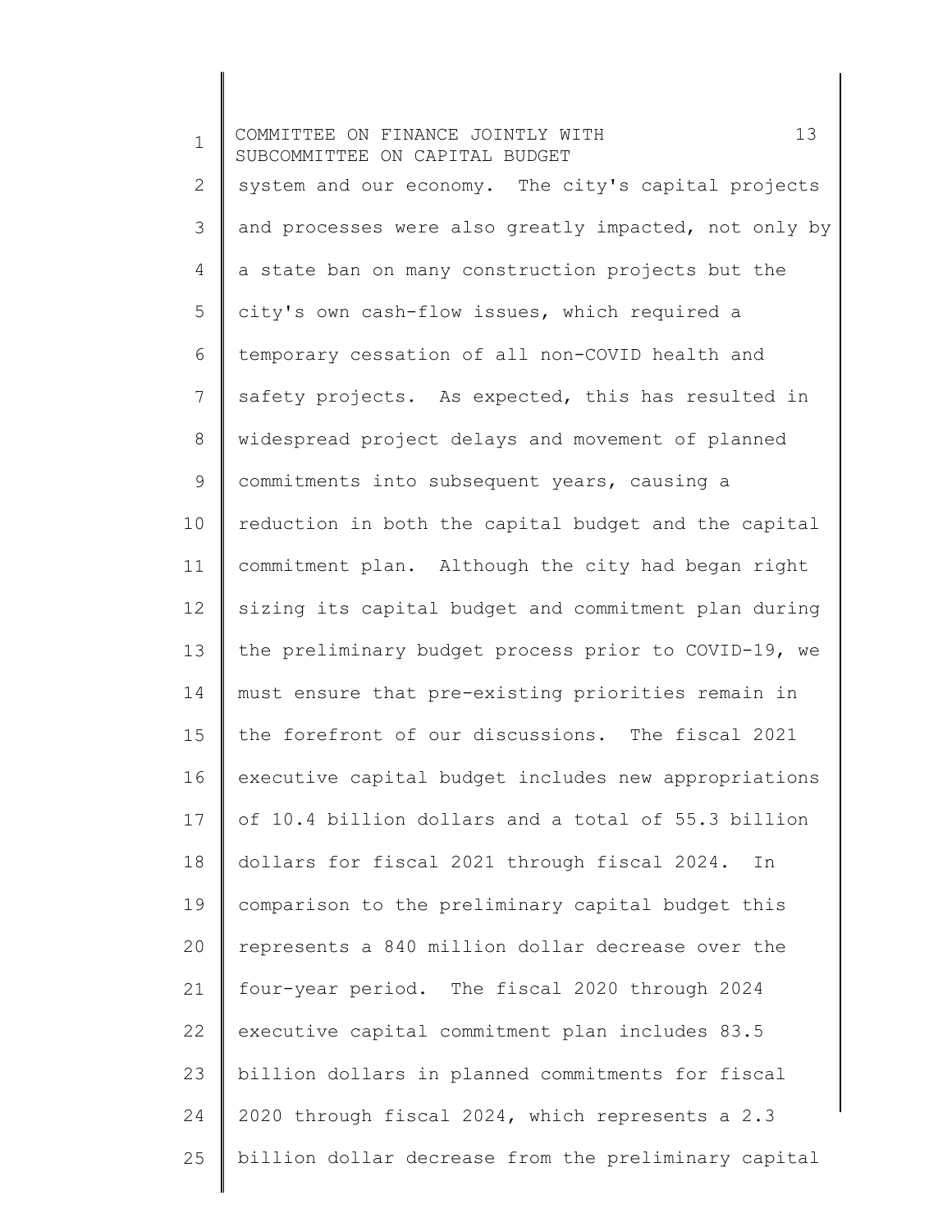system and our economy. The city's capital projects and processes were also greatly impacted, not only by a state ban on many construction projects but the city's own cash-flow issues, which required a temporary cessation of all non-COVID health and safety projects. As expected, this has resulted in widespread project delays and movement of planned commitments into subsequent years, causing a reduction in both the capital budget and the capital commitment plan. Although the city had began right sizing its capital budget and commitment plan during the preliminary budget process prior to COVID-19, we must ensure that pre-existing priorities remain in the forefront of our discussions. The fiscal 2021 executive capital budget includes new appropriations of 10.4 billion dollars and a total of 55.3 billion dollars for fiscal 2021 through fiscal 2024. In comparison to the preliminary capital budget this represents a 840 million dollar decrease over the four-year period. The fiscal 2020 through 2024 executive capital commitment plan includes 83.5 billion dollars in planned commitments for fiscal 2020 through fiscal 2024, which represents a 2.3 billion dollar decrease from the preliminary capital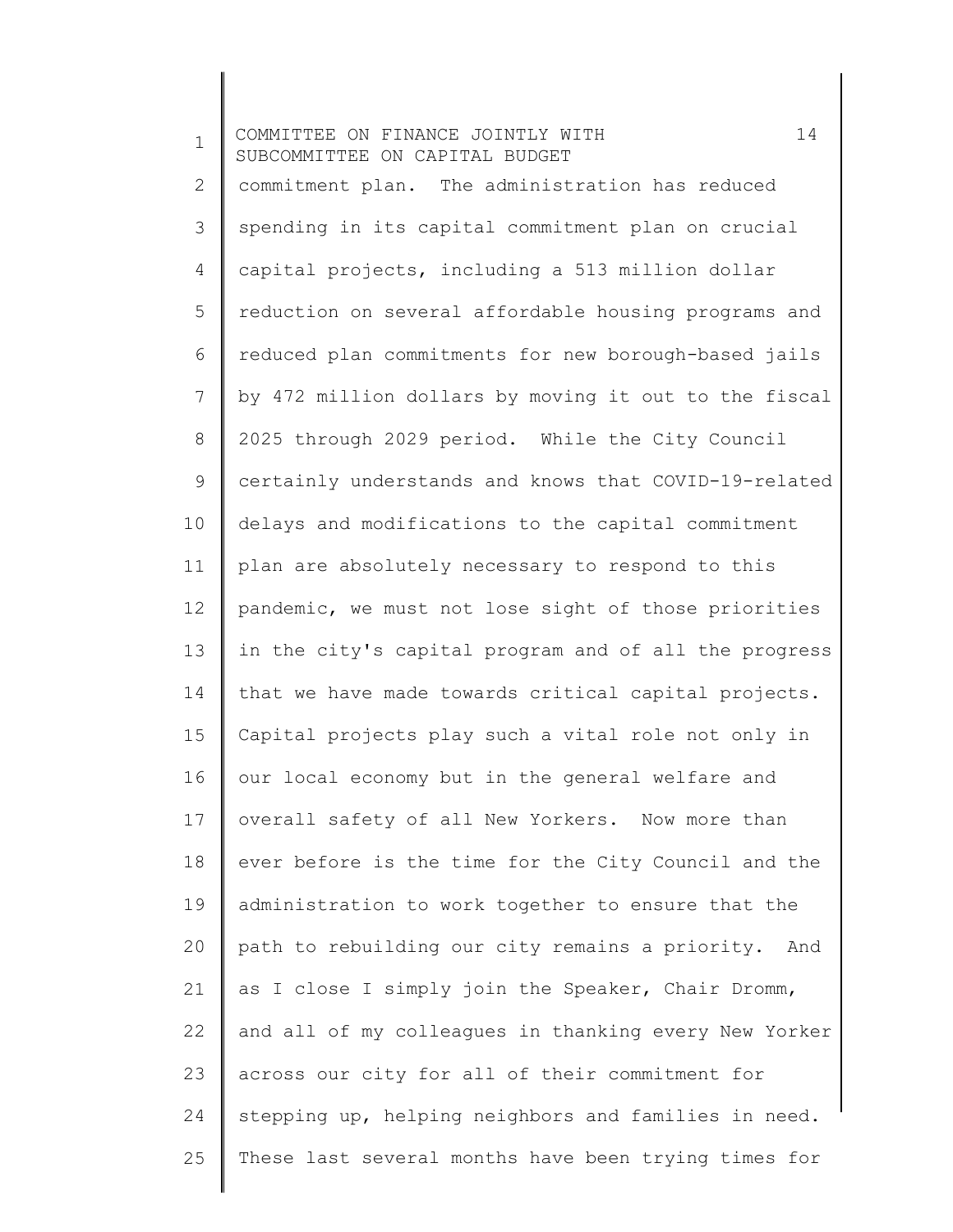commitment plan. The administration has reduced spending in its capital commitment plan on crucial capital projects, including a 513 million dollar reduction on several affordable housing programs and reduced plan commitments for new borough-based jails by 472 million dollars by moving it out to the fiscal 2025 through 2029 period. While the City Council certainly understands and knows that COVID-19-related delays and modifications to the capital commitment plan are absolutely necessary to respond to this pandemic, we must not lose sight of those priorities in the city's capital program and of all the progress that we have made towards critical capital projects. Capital projects play such a vital role not only in our local economy but in the general welfare and overall safety of all New Yorkers. Now more than ever before is the time for the City Council and the administration to work together to ensure that the path to rebuilding our city remains a priority. And as I close I simply join the Speaker, Chair Dromm, and all of my colleagues in thanking every New Yorker across our city for all of their commitment for stepping up, helping neighbors and families in need. These last several months have been trying times for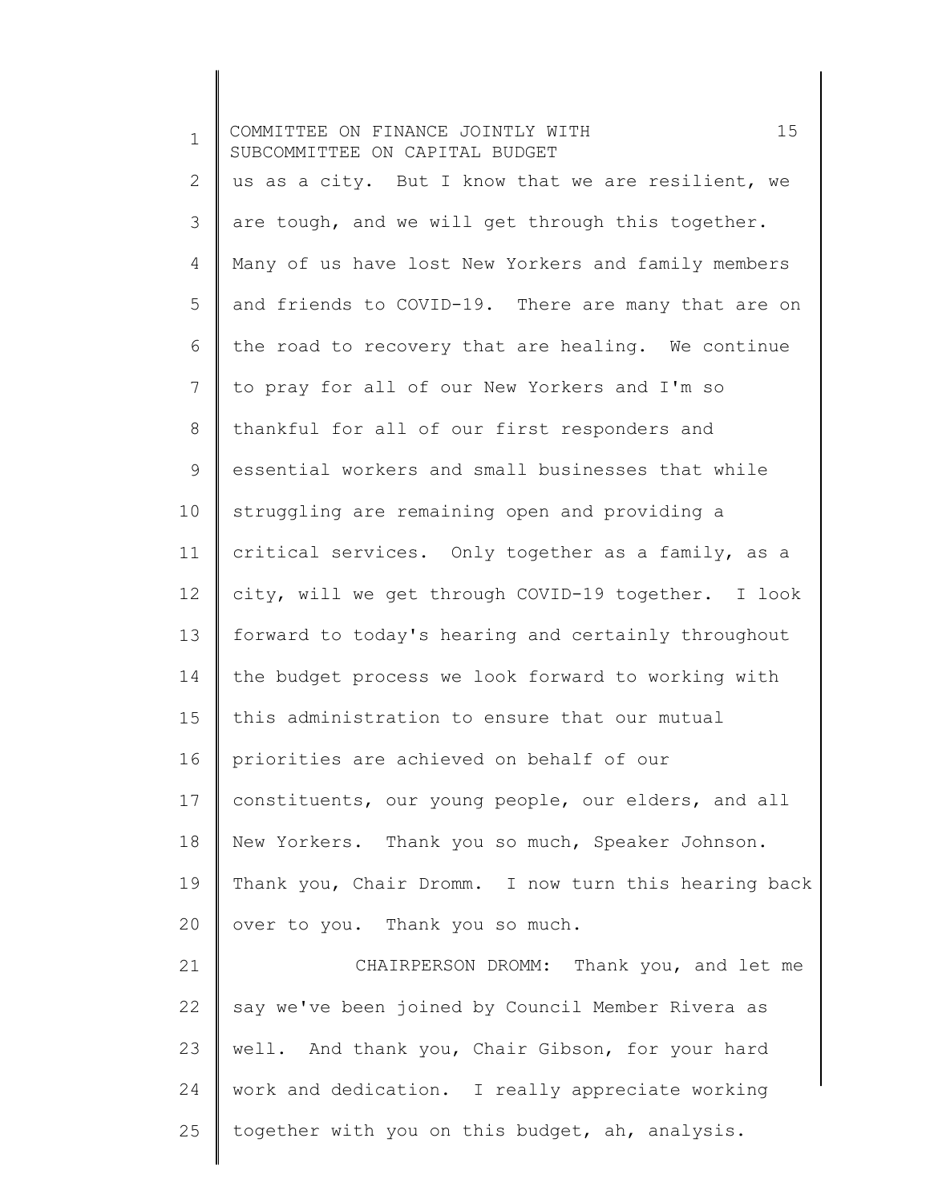us as a city. But I know that we are resilient, we are tough, and we will get through this together. Many of us have lost New Yorkers and family members and friends to COVID-19. There are many that are on the road to recovery that are healing. We continue to pray for all of our New Yorkers and I'm so thankful for all of our first responders and essential workers and small businesses that while struggling are remaining open and providing a critical services. Only together as a family, as a city, will we get through COVID-19 together. I look forward to today's hearing and certainly throughout the budget process we look forward to working with this administration to ensure that our mutual priorities are achieved on behalf of our constituents, our young people, our elders, and all New Yorkers. Thank you so much, Speaker Johnson. Thank you, Chair Dromm. I now turn this hearing back over to you. Thank you so much.

CHAIRPERSON DROMM: Thank you, and let me say we've been joined by Council Member Rivera as well. And thank you, Chair Gibson, for your hard work and dedication. I really appreciate working together with you on this budget, ah, analysis.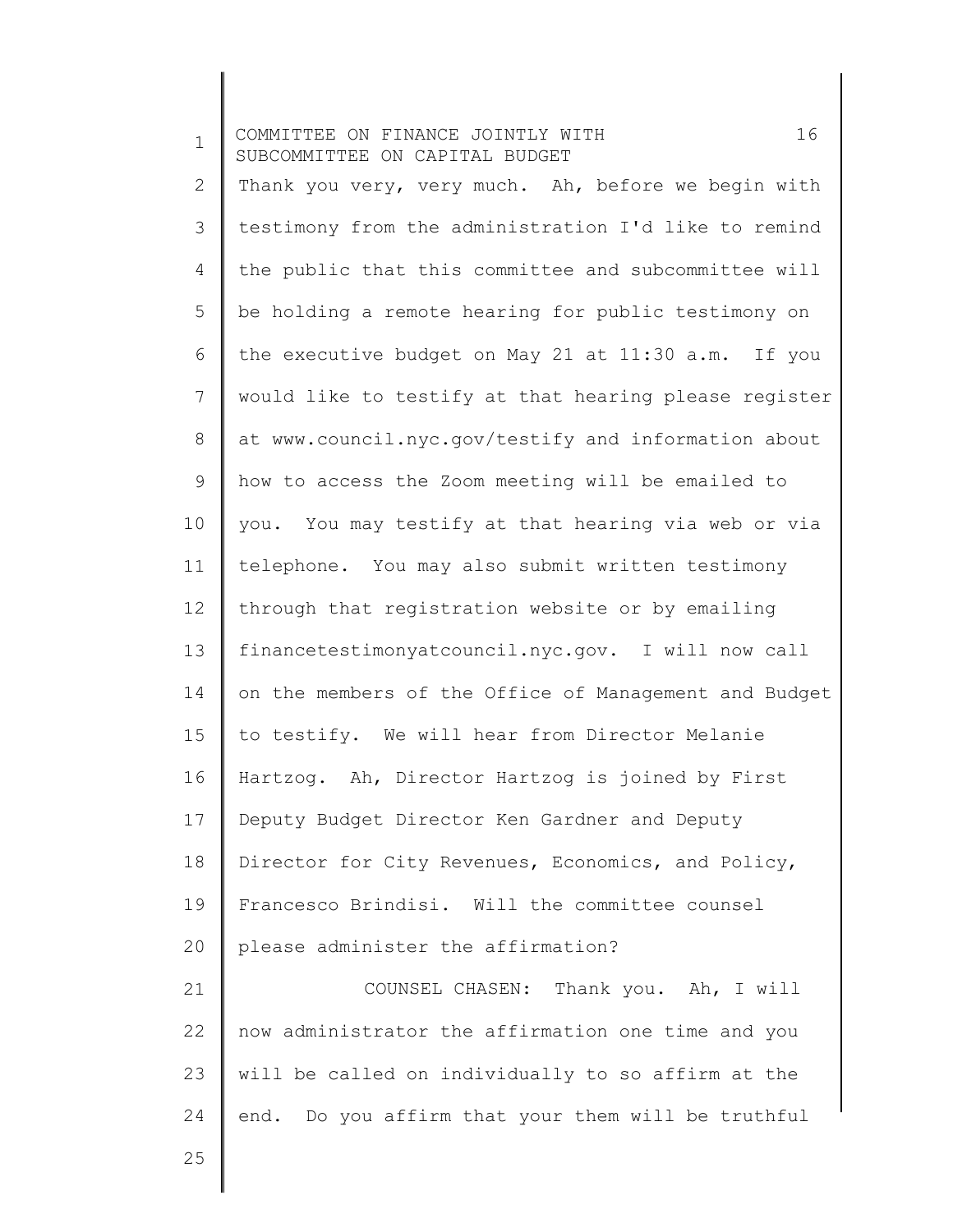Thank you very, very much. Ah, before we begin with testimony from the administration I'd like to remind the public that this committee and subcommittee will be holding a remote hearing for public testimony on the executive budget on May 21 at 11:30 a.m. If you would like to testify at that hearing please register at www.council.nyc.gov/testify and information about how to access the Zoom meeting will be emailed to you. You may testify at that hearing via web or via telephone. You may also submit written testimony through that registration website or by emailing financetestimonyatcouncil.nyc.gov. I will now call on the members of the Office of Management and Budget to testify. We will hear from Director Melanie Hartzog. Ah, Director Hartzog is joined by First Deputy Budget Director Ken Gardner and Deputy Director for City Revenues, Economics, and Policy, Francesco Brindisi. Will the committee counsel please administer the affirmation?

COUNSEL CHASEN: Thank you. Ah, I will now administrator the affirmation one time and you will be called on individually to so affirm at the end. Do you affirm that your them will be truthful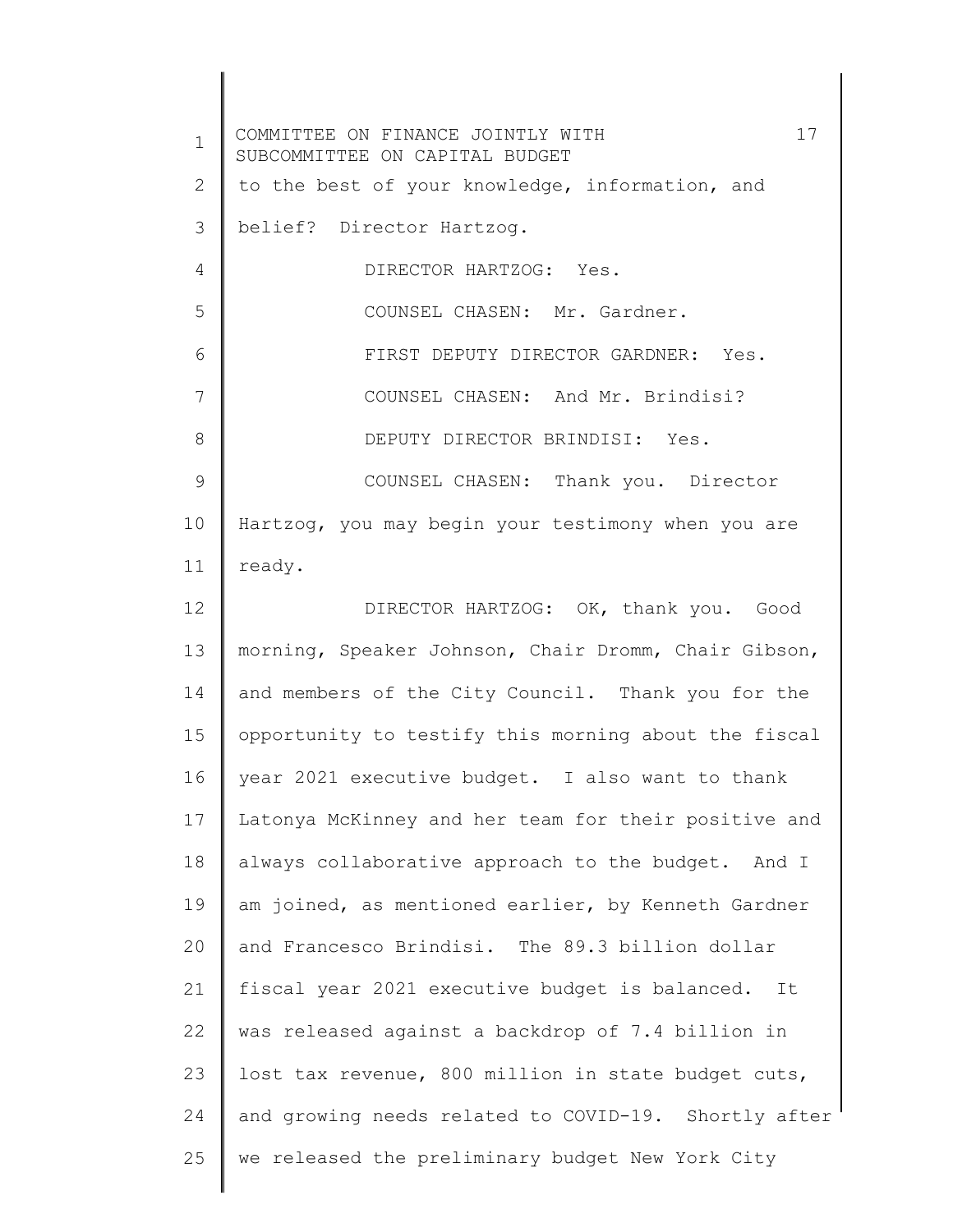to the best of your knowledge, information, and belief? Director Hartzog.

DIRECTOR HARTZOG: Yes.

COUNSEL CHASEN: Mr. Gardner.

FIRST DEPUTY DIRECTOR GARDNER: Yes.

COUNSEL CHASEN: And Mr. Brindisi?

DEPUTY DIRECTOR BRINDISI: Yes.

COUNSEL CHASEN: Thank you. Director Hartzog, you may begin your testimony when you are ready.

DIRECTOR HARTZOG: OK, thank you. Good morning, Speaker Johnson, Chair Dromm, Chair Gibson, and members of the City Council. Thank you for the opportunity to testify this morning about the fiscal year 2021 executive budget. I also want to thank Latonya McKinney and her team for their positive and always collaborative approach to the budget. And I am joined, as mentioned earlier, by Kenneth Gardner and Francesco Brindisi. The 89.3 billion dollar fiscal year 2021 executive budget is balanced. It was released against a backdrop of 7.4 billion in lost tax revenue, 800 million in state budget cuts, and growing needs related to COVID-19. Shortly after we released the preliminary budget New York City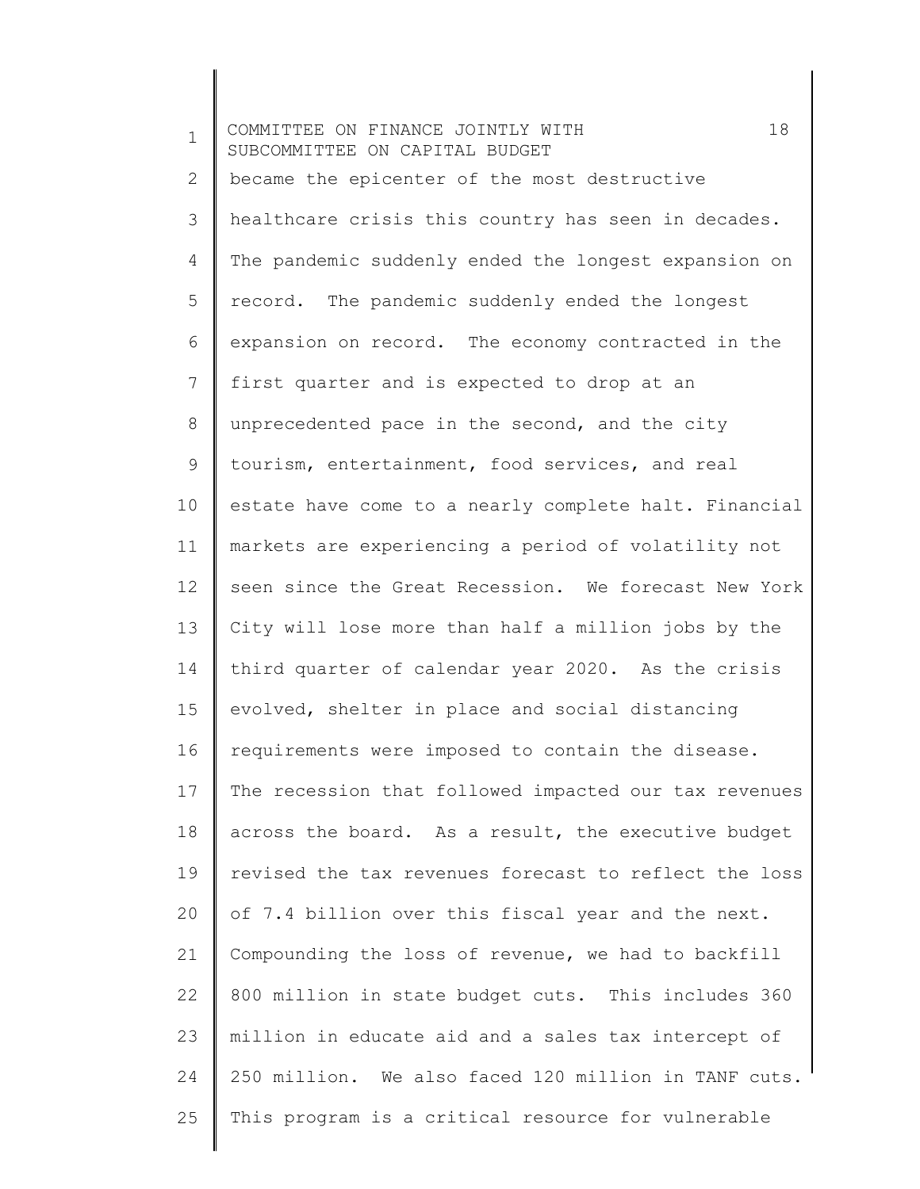became the epicenter of the most destructive healthcare crisis this country has seen in decades. The pandemic suddenly ended the longest expansion on record. The pandemic suddenly ended the longest expansion on record. The economy contracted in the first quarter and is expected to drop at an unprecedented pace in the second, and the city tourism, entertainment, food services, and real estate have come to a nearly complete halt. Financial markets are experiencing a period of volatility not seen since the Great Recession. We forecast New York City will lose more than half a million jobs by the third quarter of calendar year 2020. As the crisis evolved, shelter in place and social distancing requirements were imposed to contain the disease. The recession that followed impacted our tax revenues across the board. As a result, the executive budget revised the tax revenues forecast to reflect the loss of 7.4 billion over this fiscal year and the next. Compounding the loss of revenue, we had to backfill 800 million in state budget cuts. This includes 360 million in educate aid and a sales tax intercept of 250 million. We also faced 120 million in TANF cuts. This program is a critical resource for vulnerable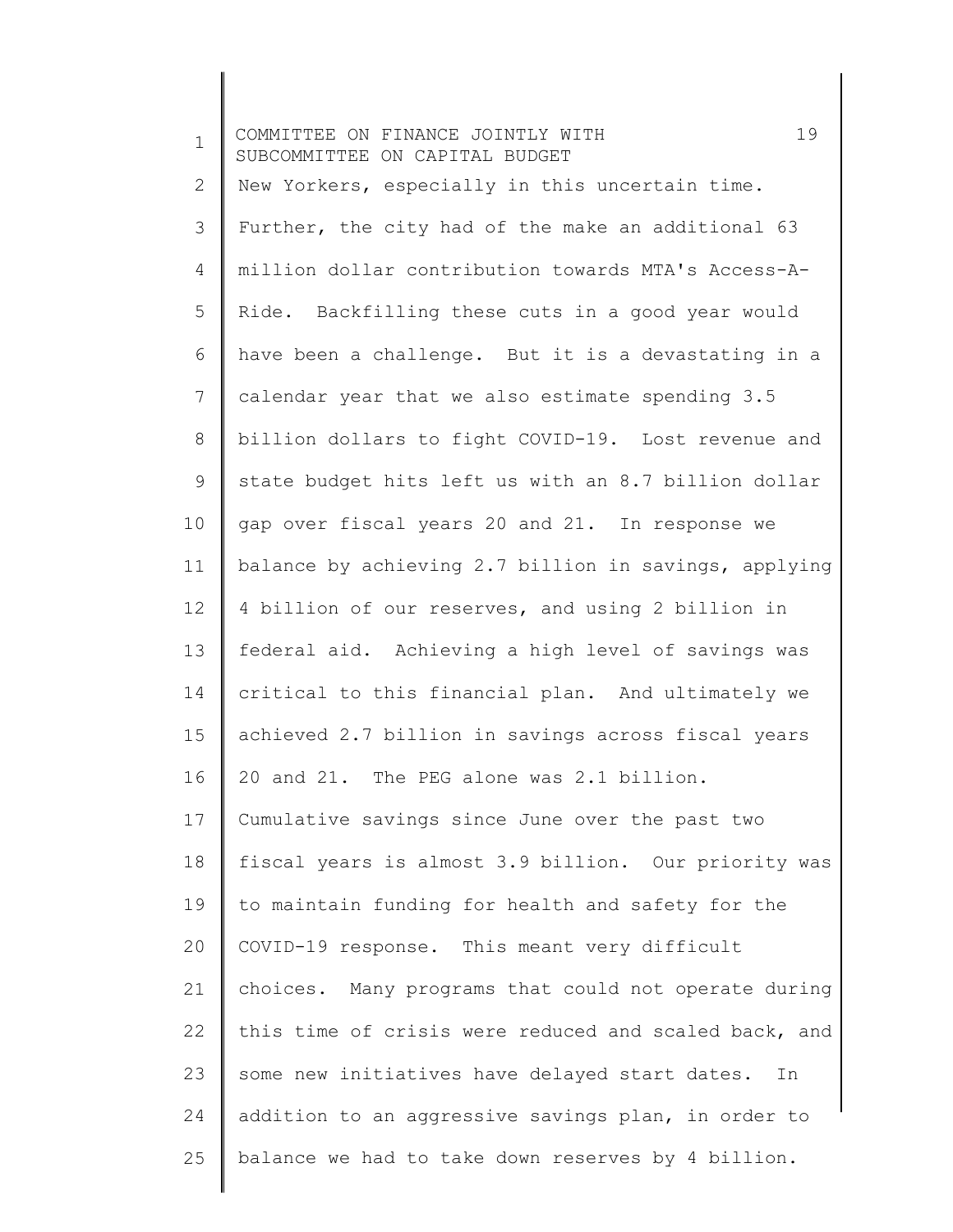New Yorkers, especially in this uncertain time. Further, the city had of the make an additional 63 million dollar contribution towards MTA's Access-A-Ride. Backfilling these cuts in a good year would have been a challenge. But it is a devastating in a calendar year that we also estimate spending 3.5 billion dollars to fight COVID-19. Lost revenue and state budget hits left us with an 8.7 billion dollar gap over fiscal years 20 and 21. In response we balance by achieving 2.7 billion in savings, applying 4 billion of our reserves, and using 2 billion in federal aid. Achieving a high level of savings was critical to this financial plan. And ultimately we achieved 2.7 billion in savings across fiscal years 20 and 21. The PEG alone was 2.1 billion. Cumulative savings since June over the past two fiscal years is almost 3.9 billion. Our priority was to maintain funding for health and safety for the COVID-19 response. This meant very difficult choices. Many programs that could not operate during this time of crisis were reduced and scaled back, and some new initiatives have delayed start dates. In addition to an aggressive savings plan, in order to balance we had to take down reserves by 4 billion.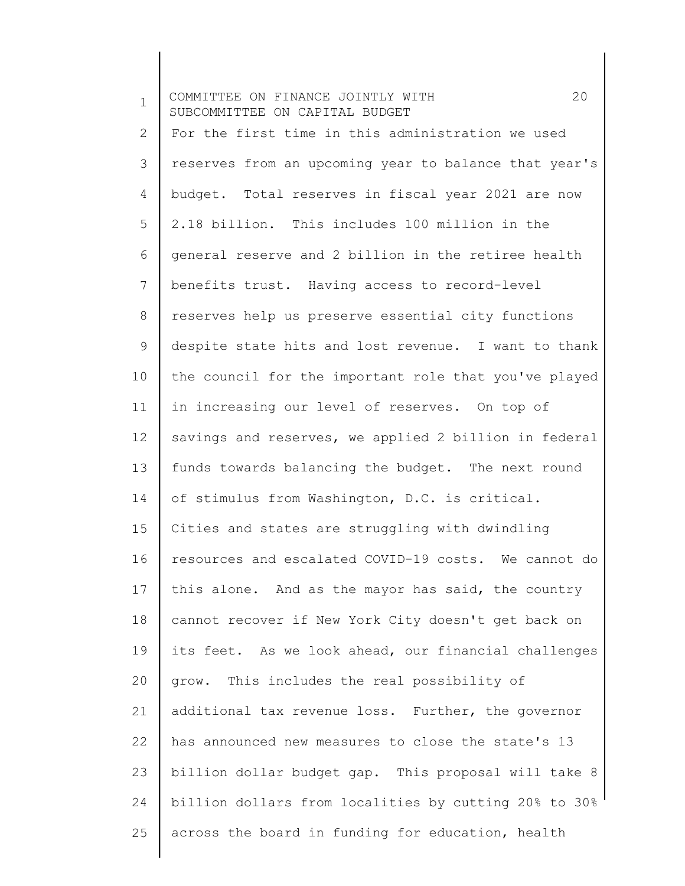For the first time in this administration we used reserves from an upcoming year to balance that year's budget. Total reserves in fiscal year 2021 are now 2.18 billion. This includes 100 million in the general reserve and 2 billion in the retiree health benefits trust. Having access to record-level reserves help us preserve essential city functions despite state hits and lost revenue. I want to thank the council for the important role that you've played in increasing our level of reserves. On top of savings and reserves, we applied 2 billion in federal funds towards balancing the budget. The next round of stimulus from Washington, D.C. is critical. Cities and states are struggling with dwindling resources and escalated COVID-19 costs. We cannot do this alone. And as the mayor has said, the country cannot recover if New York City doesn't get back on its feet. As we look ahead, our financial challenges grow. This includes the real possibility of additional tax revenue loss. Further, the governor has announced new measures to close the state's 13 billion dollar budget gap. This proposal will take 8 billion dollars from localities by cutting 20% to 30% across the board in funding for education, health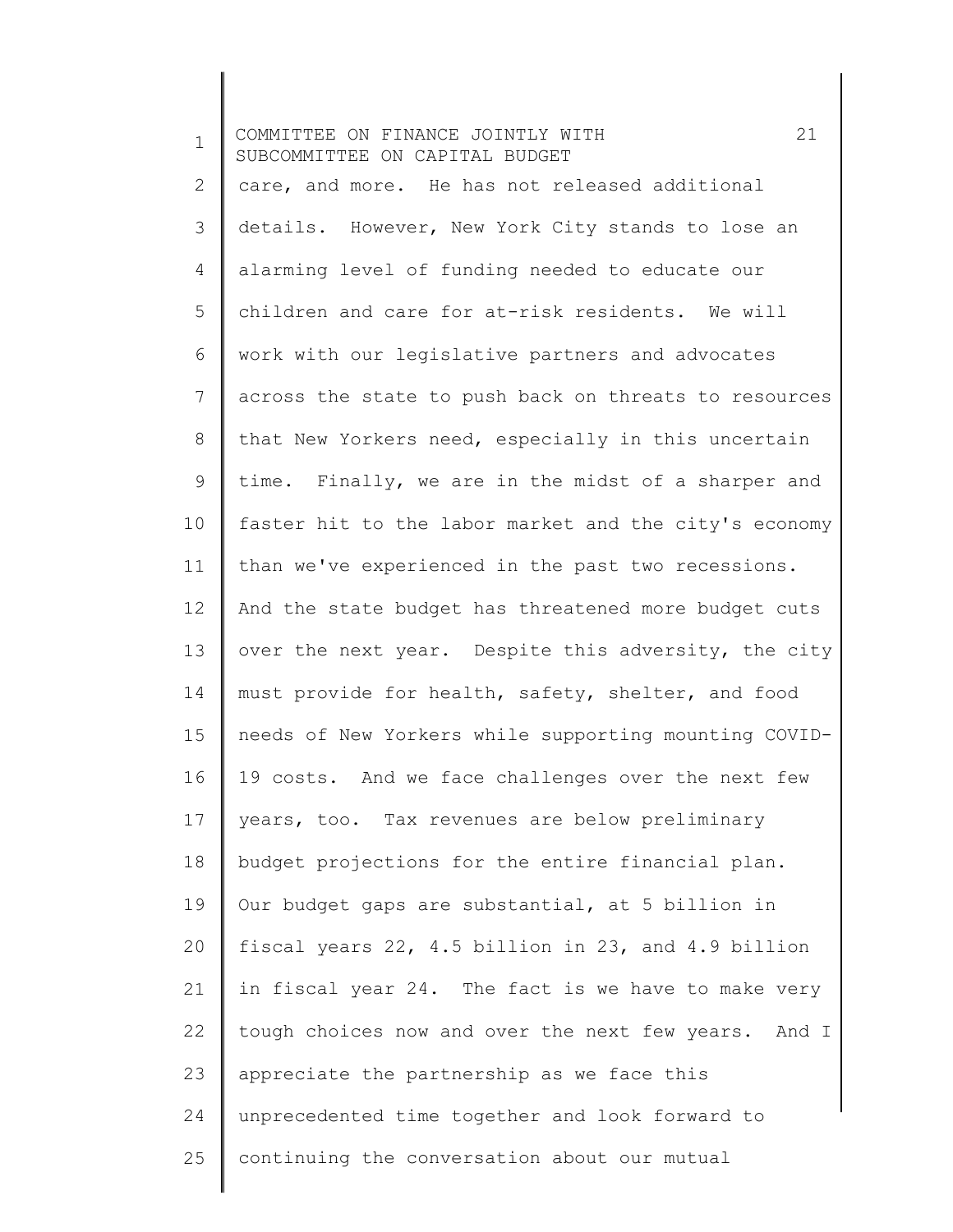care, and more. He has not released additional details. However, New York City stands to lose an alarming level of funding needed to educate our children and care for at-risk residents. We will work with our legislative partners and advocates across the state to push back on threats to resources that New Yorkers need, especially in this uncertain time. Finally, we are in the midst of a sharper and faster hit to the labor market and the city's economy than we've experienced in the past two recessions. And the state budget has threatened more budget cuts over the next year. Despite this adversity, the city must provide for health, safety, shelter, and food needs of New Yorkers while supporting mounting COVID-19 costs. And we face challenges over the next few years, too. Tax revenues are below preliminary budget projections for the entire financial plan. Our budget gaps are substantial, at 5 billion in fiscal years 22, 4.5 billion in 23, and 4.9 billion in fiscal year 24. The fact is we have to make very tough choices now and over the next few years. And I appreciate the partnership as we face this unprecedented time together and look forward to continuing the conversation about our mutual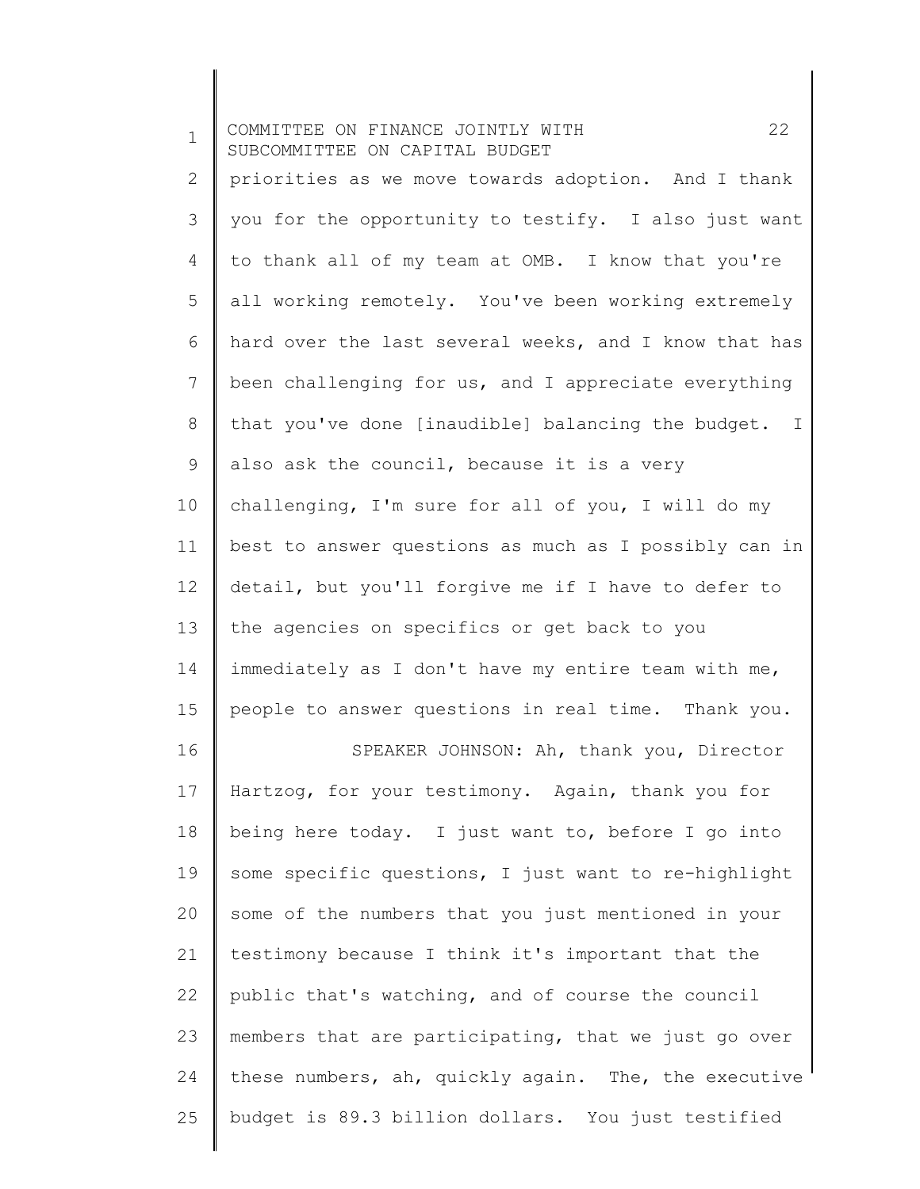priorities as we move towards adoption. And I thank you for the opportunity to testify. I also just want to thank all of my team at OMB. I know that you're all working remotely. You've been working extremely hard over the last several weeks, and I know that has been challenging for us, and I appreciate everything that you've done [inaudible] balancing the budget. I also ask the council, because it is a very challenging, I'm sure for all of you, I will do my best to answer questions as much as I possibly can in detail, but you'll forgive me if I have to defer to the agencies on specifics or get back to you immediately as I don't have my entire team with me, people to answer questions in real time. Thank you.

SPEAKER JOHNSON: Ah, thank you, Director Hartzog, for your testimony. Again, thank you for being here today. I just want to, before I go into some specific questions, I just want to re-highlight some of the numbers that you just mentioned in your testimony because I think it's important that the public that's watching, and of course the council members that are participating, that we just go over these numbers, ah, quickly again. The, the executive budget is 89.3 billion dollars. You just testified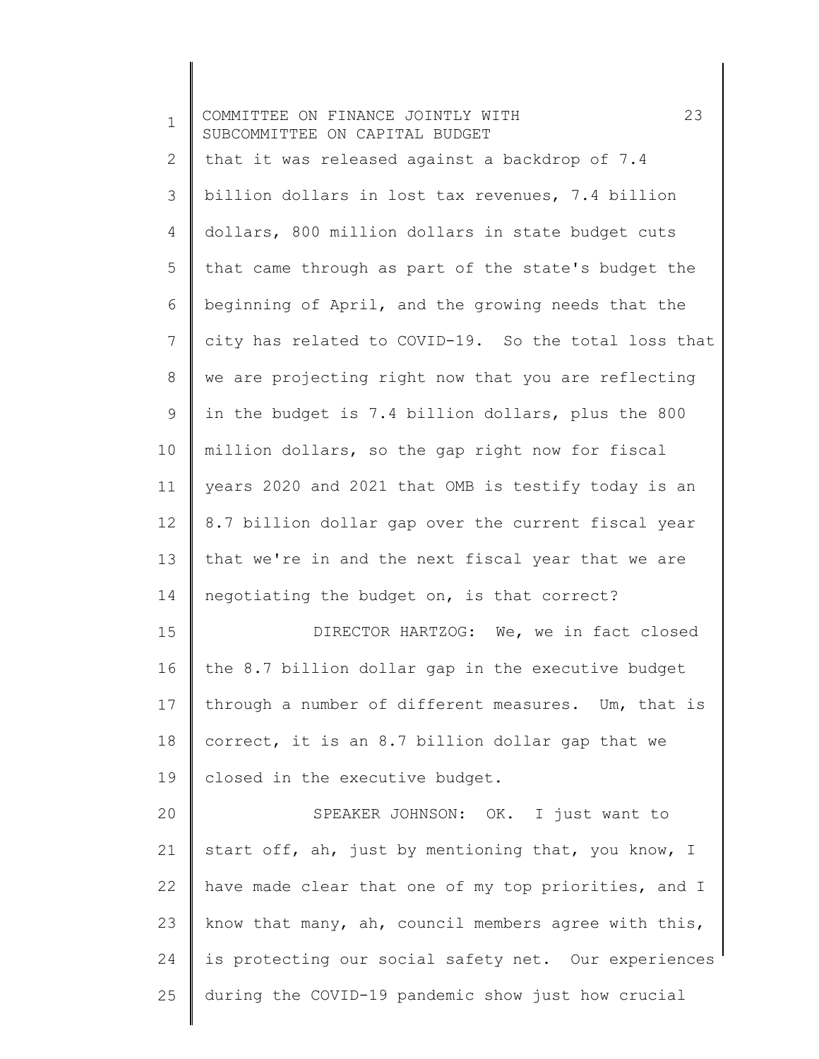that it was released against a backdrop of 7.4 billion dollars in lost tax revenues, 7.4 billion dollars, 800 million dollars in state budget cuts that came through as part of the state's budget the beginning of April, and the growing needs that the city has related to COVID-19. So the total loss that we are projecting right now that you are reflecting in the budget is 7.4 billion dollars, plus the 800 million dollars, so the gap right now for fiscal years 2020 and 2021 that OMB is testify today is an 8.7 billion dollar gap over the current fiscal year that we're in and the next fiscal year that we are negotiating the budget on, is that correct?

DIRECTOR HARTZOG: We, we in fact closed the 8.7 billion dollar gap in the executive budget through a number of different measures. Um, that is correct, it is an 8.7 billion dollar gap that we closed in the executive budget.

SPEAKER JOHNSON: OK. I just want to start off, ah, just by mentioning that, you know, I have made clear that one of my top priorities, and I know that many, ah, council members agree with this, is protecting our social safety net. Our experiences during the COVID-19 pandemic show just how crucial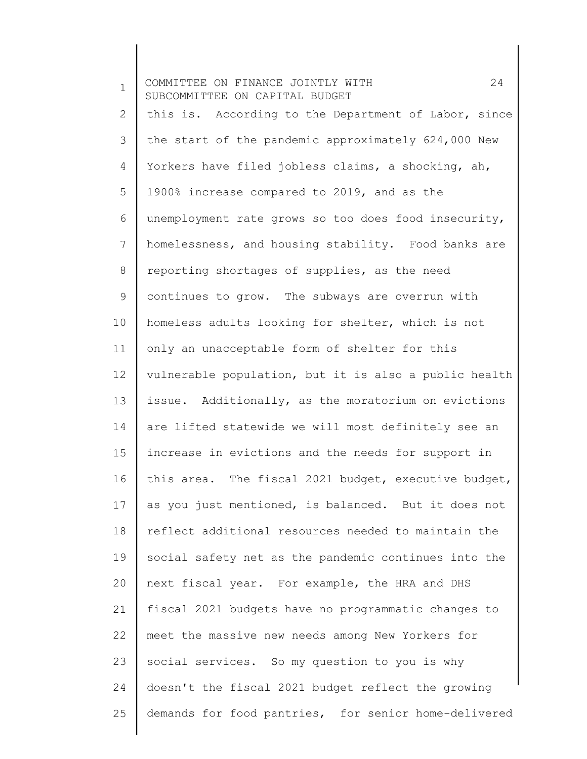this is. According to the Department of Labor, since the start of the pandemic approximately 624,000 New Yorkers have filed jobless claims, a shocking, ah, 1900% increase compared to 2019, and as the unemployment rate grows so too does food insecurity, homelessness, and housing stability. Food banks are reporting shortages of supplies, as the need continues to grow. The subways are overrun with homeless adults looking for shelter, which is not only an unacceptable form of shelter for this vulnerable population, but it is also a public health issue. Additionally, as the moratorium on evictions are lifted statewide we will most definitely see an increase in evictions and the needs for support in this area. The fiscal 2021 budget, executive budget, as you just mentioned, is balanced. But it does not reflect additional resources needed to maintain the social safety net as the pandemic continues into the next fiscal year. For example, the HRA and DHS fiscal 2021 budgets have no programmatic changes to meet the massive new needs among New Yorkers for social services. So my question to you is why doesn't the fiscal 2021 budget reflect the growing demands for food pantries, for senior home-delivered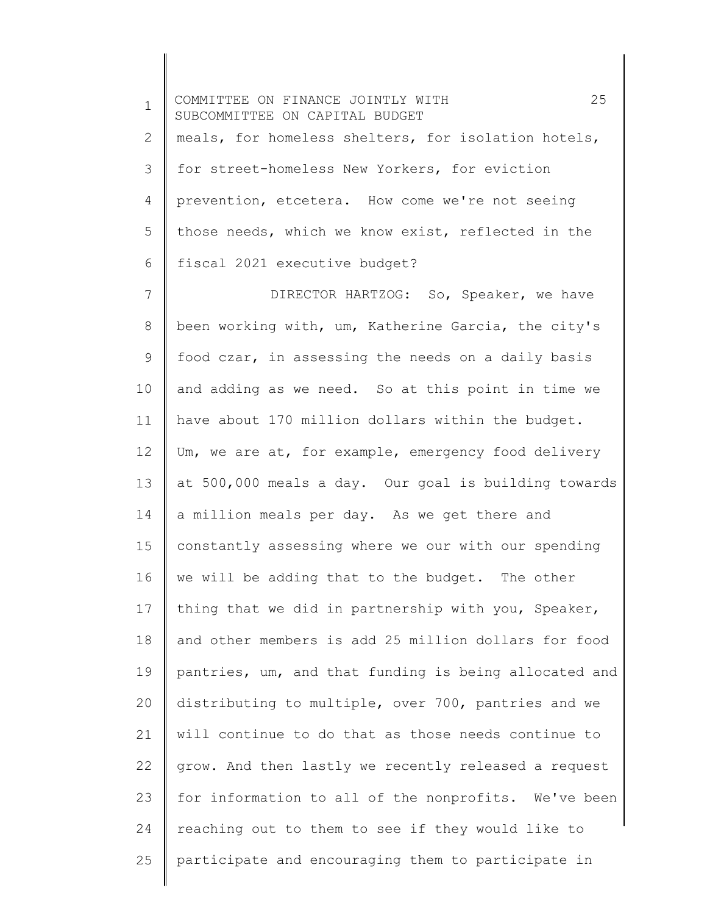meals, for homeless shelters, for isolation hotels, for street-homeless New Yorkers, for eviction prevention, etcetera. How come we're not seeing those needs, which we know exist, reflected in the fiscal 2021 executive budget?

DIRECTOR HARTZOG: So, Speaker, we have been working with, um, Katherine Garcia, the city's food czar, in assessing the needs on a daily basis and adding as we need. So at this point in time we have about 170 million dollars within the budget. Um, we are at, for example, emergency food delivery at 500,000 meals a day. Our goal is building towards a million meals per day. As we get there and constantly assessing where we our with our spending we will be adding that to the budget. The other thing that we did in partnership with you, Speaker, and other members is add 25 million dollars for food pantries, um, and that funding is being allocated and distributing to multiple, over 700, pantries and we will continue to do that as those needs continue to grow. And then lastly we recently released a request for information to all of the nonprofits. We've been reaching out to them to see if they would like to participate and encouraging them to participate in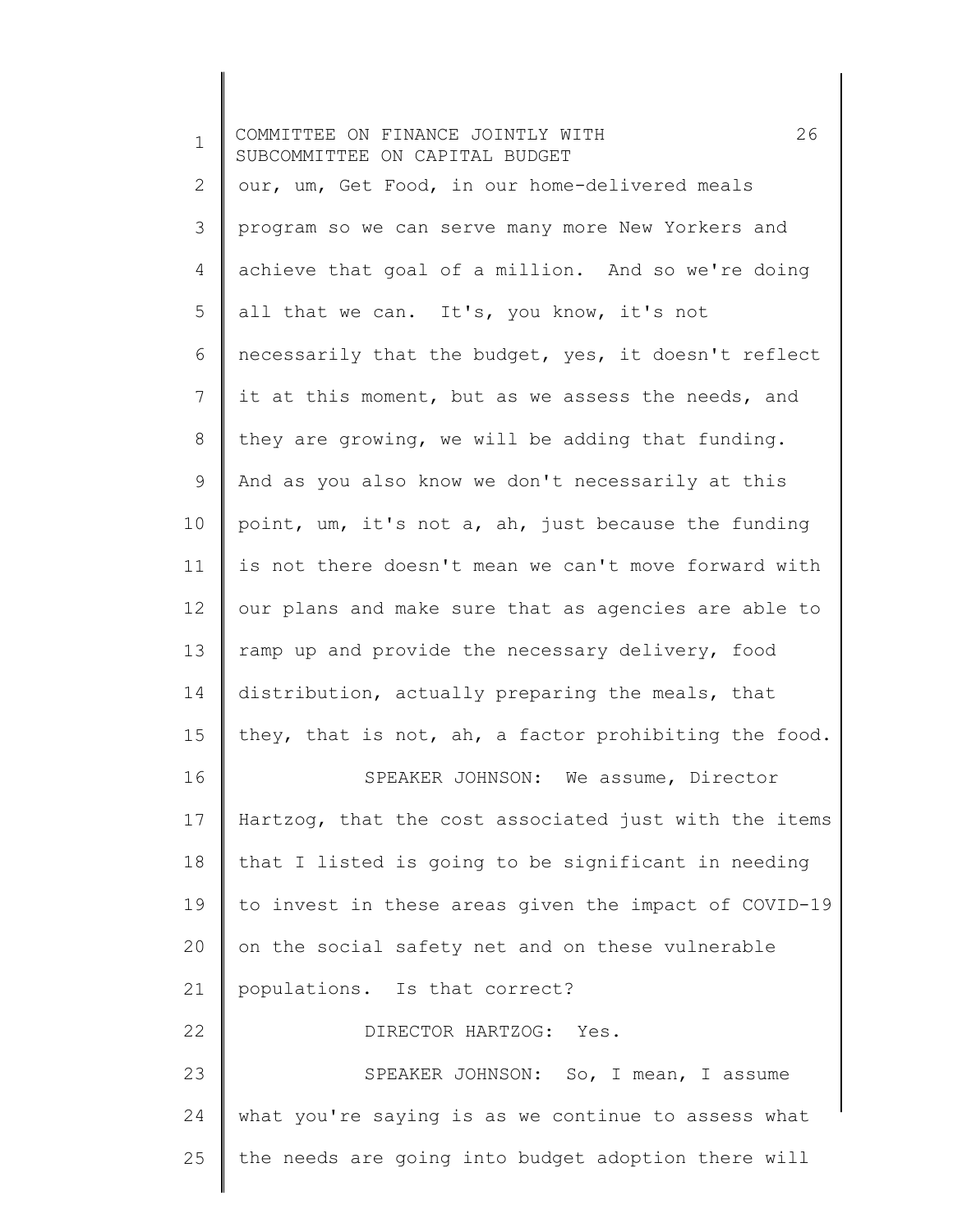our, um, Get Food, in our home-delivered meals program so we can serve many more New Yorkers and achieve that goal of a million. And so we're doing all that we can. It's, you know, it's not necessarily that the budget, yes, it doesn't reflect it at this moment, but as we assess the needs, and they are growing, we will be adding that funding. And as you also know we don't necessarily at this point, um, it's not a, ah, just because the funding is not there doesn't mean we can't move forward with our plans and make sure that as agencies are able to ramp up and provide the necessary delivery, food distribution, actually preparing the meals, that they, that is not, ah, a factor prohibiting the food.

SPEAKER JOHNSON: We assume, Director Hartzog, that the cost associated just with the items that I listed is going to be significant in needing to invest in these areas given the impact of COVID-19 on the social safety net and on these vulnerable populations. Is that correct?

DIRECTOR HARTZOG: Yes.

SPEAKER JOHNSON: So, I mean, I assume what you're saying is as we continue to assess what the needs are going into budget adoption there will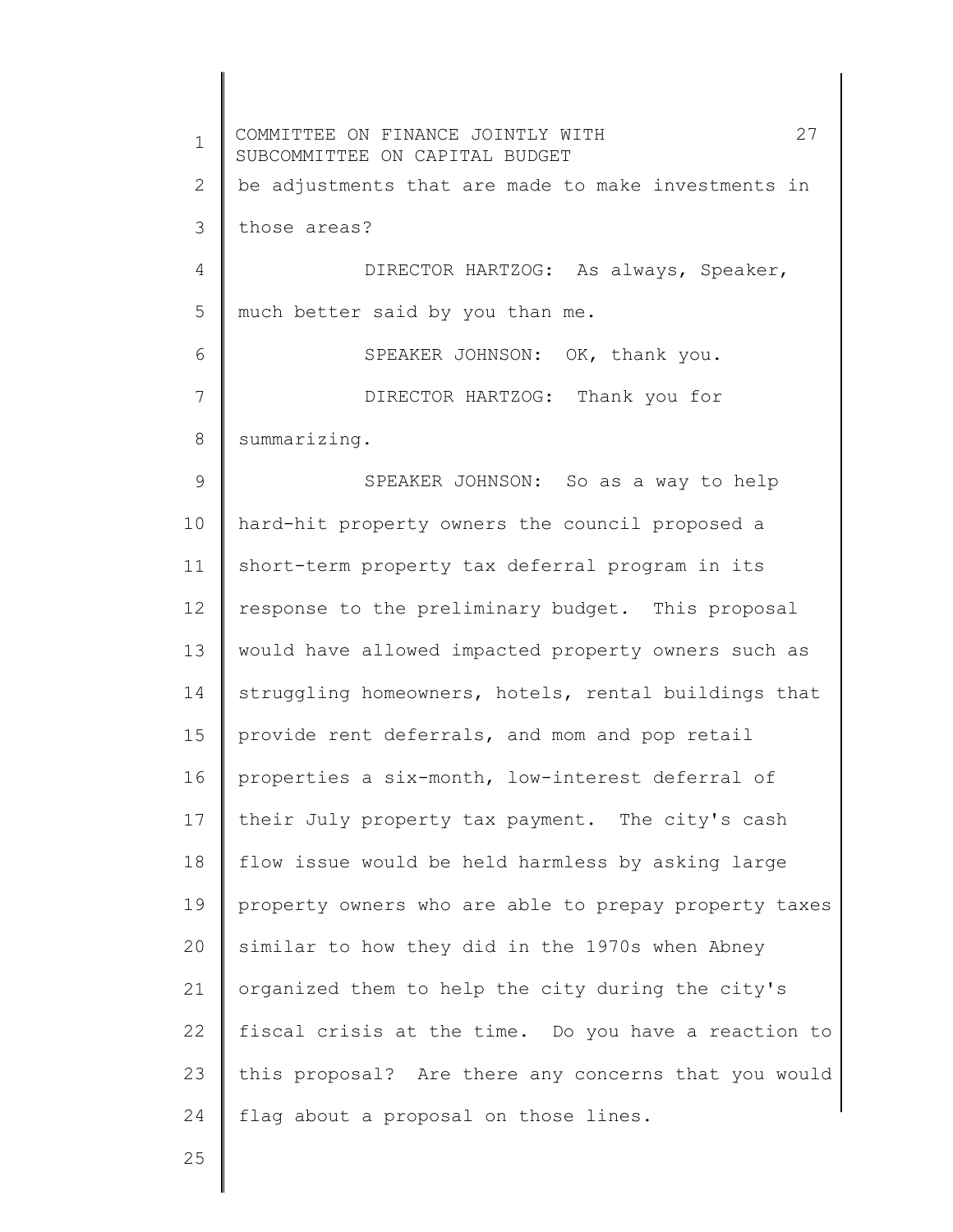be adjustments that are made to make investments in those areas?

DIRECTOR HARTZOG: As always, Speaker, much better said by you than me.

SPEAKER JOHNSON: OK, thank you.

DIRECTOR HARTZOG: Thank you for summarizing.

SPEAKER JOHNSON: So as a way to help hard-hit property owners the council proposed a short-term property tax deferral program in its response to the preliminary budget. This proposal would have allowed impacted property owners such as struggling homeowners, hotels, rental buildings that provide rent deferrals, and mom and pop retail properties a six-month, low-interest deferral of their July property tax payment. The city's cash flow issue would be held harmless by asking large property owners who are able to prepay property taxes similar to how they did in the 1970s when Abney organized them to help the city during the city's fiscal crisis at the time. Do you have a reaction to this proposal? Are there any concerns that you would flag about a proposal on those lines.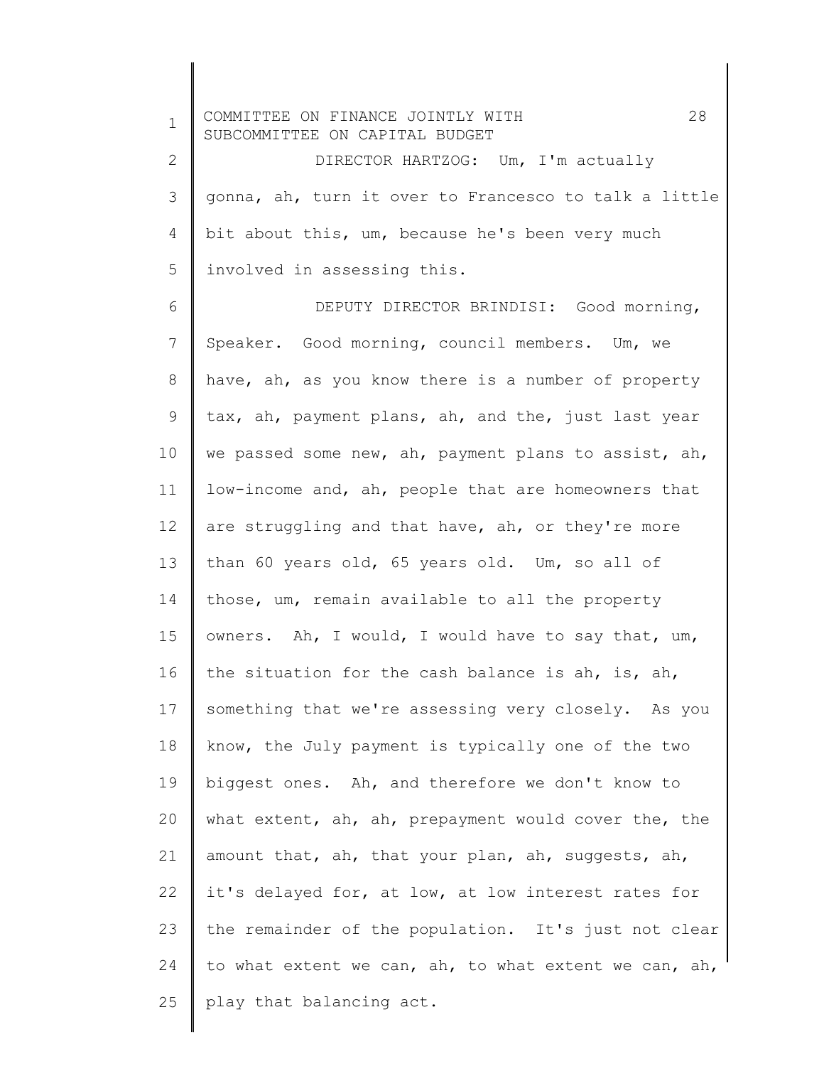DIRECTOR HARTZOG: Um, I'm actually gonna, ah, turn it over to Francesco to talk a little bit about this, um, because he's been very much involved in assessing this.

DEPUTY DIRECTOR BRINDISI: Good morning, Speaker. Good morning, council members. Um, we have, ah, as you know there is a number of property tax, ah, payment plans, ah, and the, just last year we passed some new, ah, payment plans to assist, ah, low-income and, ah, people that are homeowners that are struggling and that have, ah, or they're more than 60 years old, 65 years old. Um, so all of those, um, remain available to all the property owners. Ah, I would, I would have to say that, um, the situation for the cash balance is ah, is, ah, something that we're assessing very closely. As you know, the July payment is typically one of the two biggest ones. Ah, and therefore we don't know to what extent, ah, ah, prepayment would cover the, the amount that, ah, that your plan, ah, suggests, ah, it's delayed for, at low, at low interest rates for the remainder of the population. It's just not clear to what extent we can, ah, to what extent we can, ah, play that balancing act.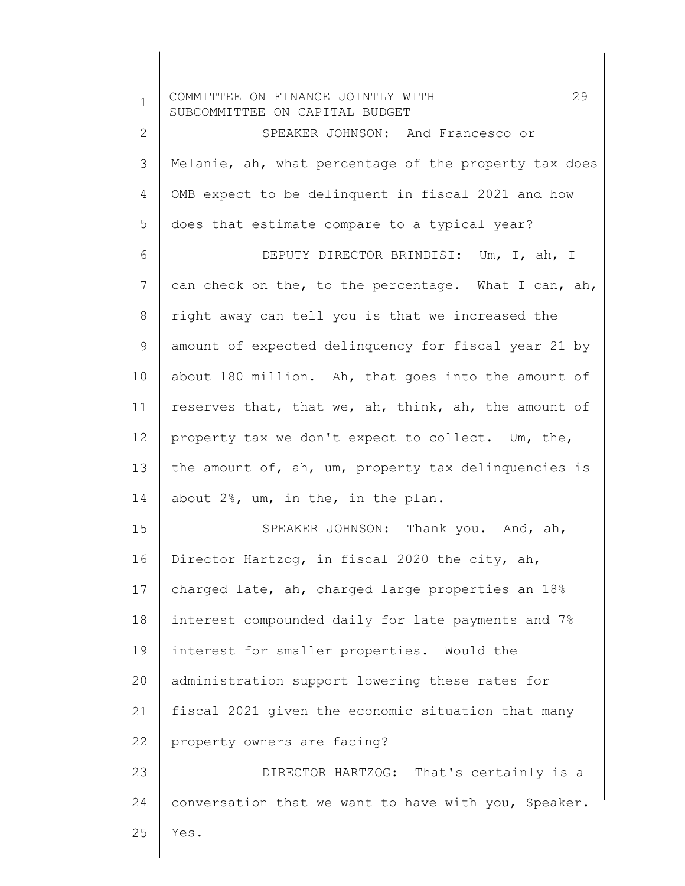SPEAKER JOHNSON: And Francesco or Melanie, ah, what percentage of the property tax does OMB expect to be delinquent in fiscal 2021 and how does that estimate compare to a typical year?

DEPUTY DIRECTOR BRINDISI: Um, I, ah, I can check on the, to the percentage. What I can, ah, right away can tell you is that we increased the amount of expected delinquency for fiscal year 21 by about 180 million. Ah, that goes into the amount of reserves that, that we, ah, think, ah, the amount of property tax we don't expect to collect. Um, the, the amount of, ah, um, property tax delinquencies is about 2%, um, in the, in the plan.

SPEAKER JOHNSON: Thank you. And, ah, Director Hartzog, in fiscal 2020 the city, ah, charged late, ah, charged large properties an 18% interest compounded daily for late payments and 7% interest for smaller properties. Would the administration support lowering these rates for fiscal 2021 given the economic situation that many property owners are facing?

DIRECTOR HARTZOG: That's certainly is a conversation that we want to have with you, Speaker. Yes.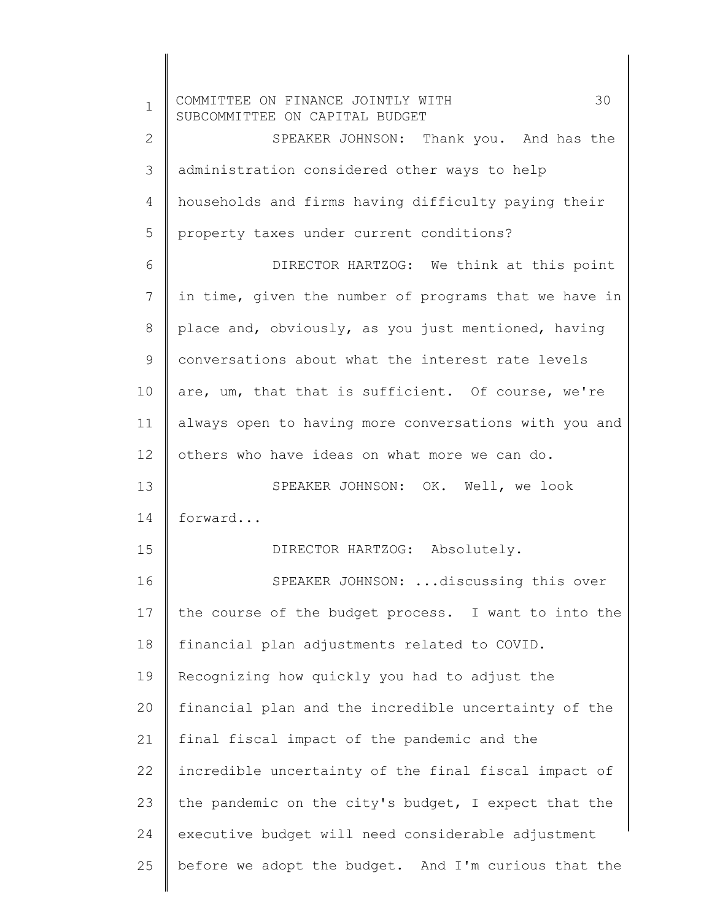SPEAKER JOHNSON: Thank you. And has the administration considered other ways to help households and firms having difficulty paying their property taxes under current conditions?

DIRECTOR HARTZOG: We think at this point in time, given the number of programs that we have in place and, obviously, as you just mentioned, having conversations about what the interest rate levels are, um, that that is sufficient. Of course, we're always open to having more conversations with you and others who have ideas on what more we can do.

SPEAKER JOHNSON: OK. Well, we look forward...

DIRECTOR HARTZOG: Absolutely.

SPEAKER JOHNSON: ...discussing this over the course of the budget process. I want to into the financial plan adjustments related to COVID. Recognizing how quickly you had to adjust the financial plan and the incredible uncertainty of the final fiscal impact of the pandemic and the incredible uncertainty of the final fiscal impact of the pandemic on the city's budget, I expect that the executive budget will need considerable adjustment before we adopt the budget. And I'm curious that the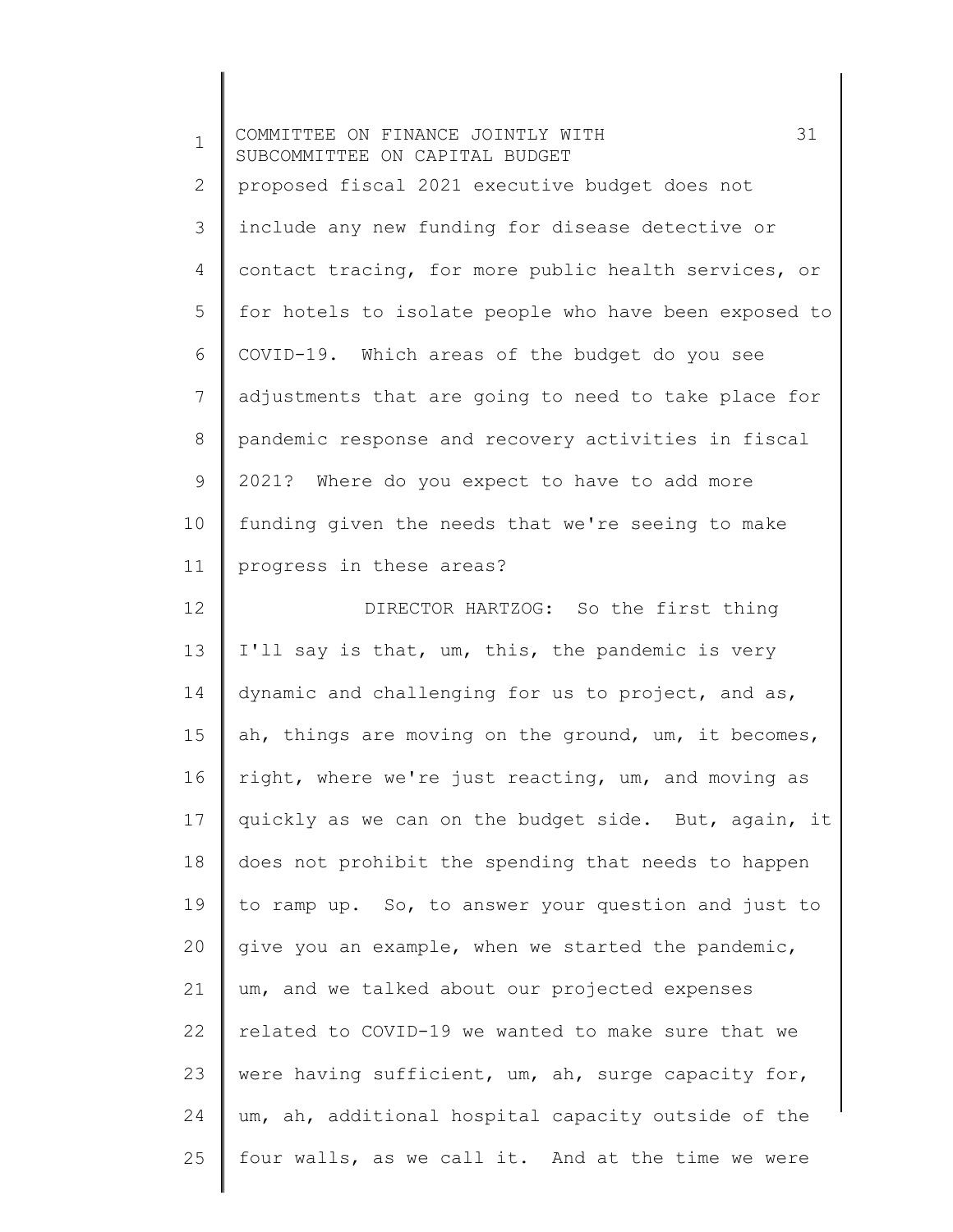proposed fiscal 2021 executive budget does not include any new funding for disease detective or contact tracing, for more public health services, or for hotels to isolate people who have been exposed to COVID-19. Which areas of the budget do you see adjustments that are going to need to take place for pandemic response and recovery activities in fiscal 2021? Where do you expect to have to add more funding given the needs that we're seeing to make progress in these areas?

DIRECTOR HARTZOG: So the first thing I'll say is that, um, this, the pandemic is very dynamic and challenging for us to project, and as, ah, things are moving on the ground, um, it becomes, right, where we're just reacting, um, and moving as quickly as we can on the budget side. But, again, it does not prohibit the spending that needs to happen to ramp up. So, to answer your question and just to give you an example, when we started the pandemic, um, and we talked about our projected expenses related to COVID-19 we wanted to make sure that we were having sufficient, um, ah, surge capacity for, um, ah, additional hospital capacity outside of the four walls, as we call it. And at the time we were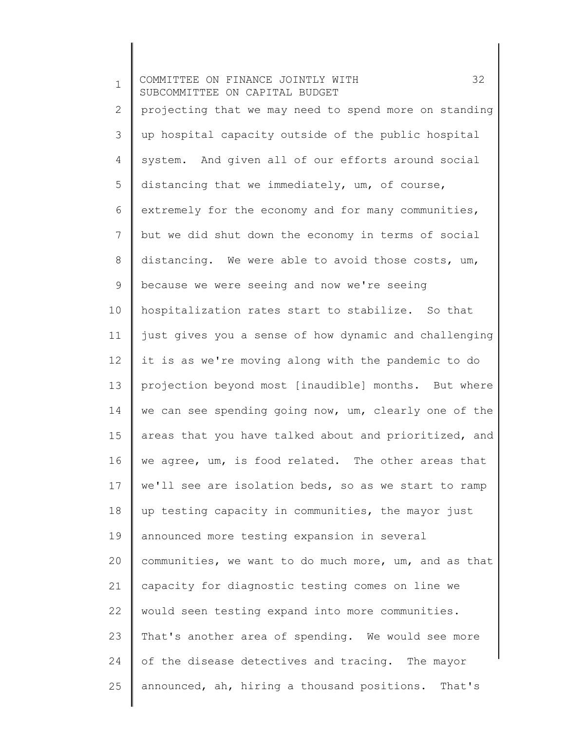projecting that we may need to spend more on standing up hospital capacity outside of the public hospital system. And given all of our efforts around social distancing that we immediately, um, of course, extremely for the economy and for many communities, but we did shut down the economy in terms of social distancing. We were able to avoid those costs, um, because we were seeing and now we're seeing hospitalization rates start to stabilize. So that just gives you a sense of how dynamic and challenging it is as we're moving along with the pandemic to do projection beyond most [inaudible] months. But where we can see spending going now, um, clearly one of the areas that you have talked about and prioritized, and we agree, um, is food related. The other areas that we'll see are isolation beds, so as we start to ramp up testing capacity in communities, the mayor just announced more testing expansion in several communities, we want to do much more, um, and as that capacity for diagnostic testing comes on line we would seen testing expand into more communities. That's another area of spending. We would see more of the disease detectives and tracing. The mayor announced, ah, hiring a thousand positions. That's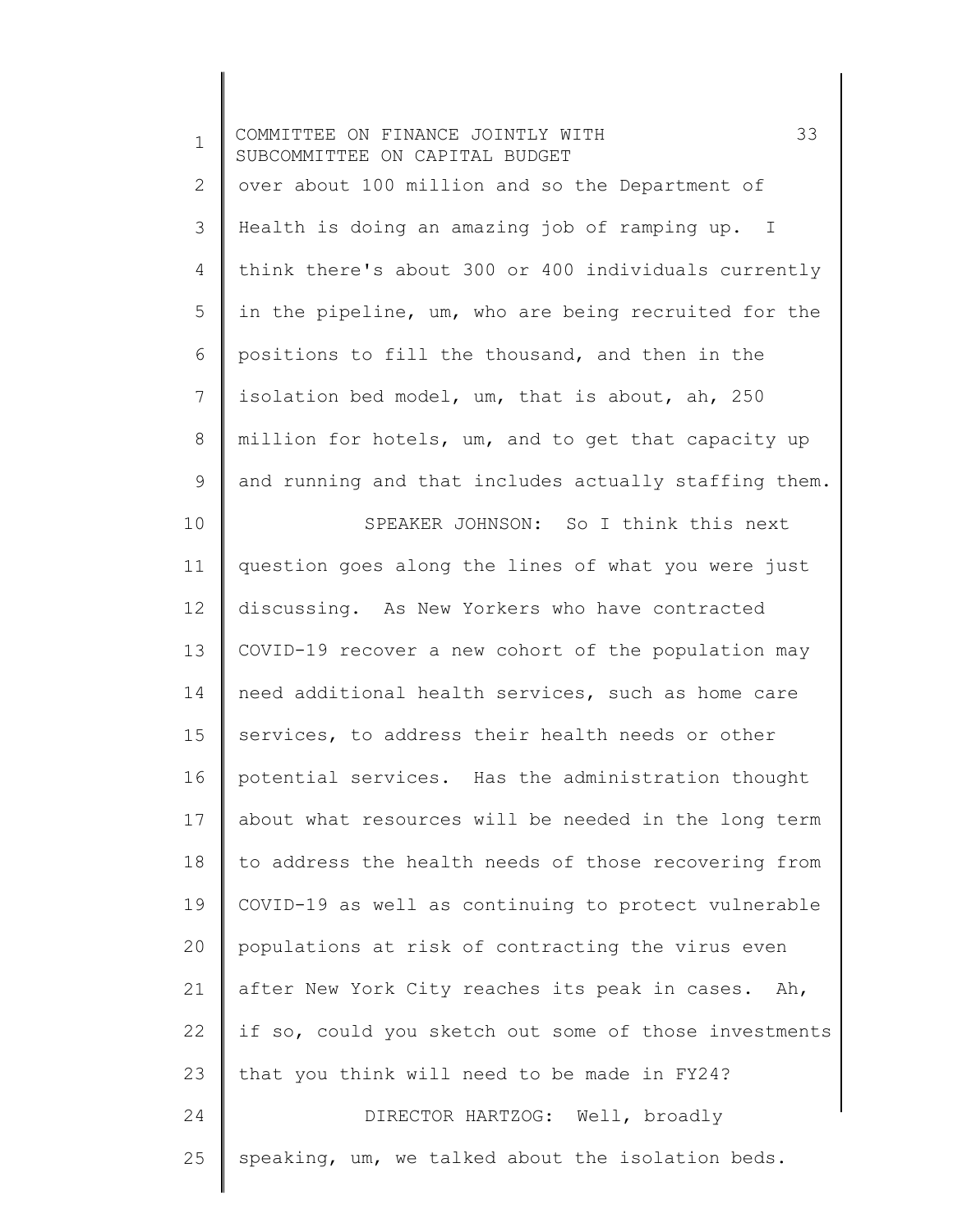over about 100 million and so the Department of Health is doing an amazing job of ramping up. I think there's about 300 or 400 individuals currently in the pipeline, um, who are being recruited for the positions to fill the thousand, and then in the isolation bed model, um, that is about, ah, 250 million for hotels, um, and to get that capacity up and running and that includes actually staffing them.

SPEAKER JOHNSON: So I think this next question goes along the lines of what you were just discussing. As New Yorkers who have contracted COVID-19 recover a new cohort of the population may need additional health services, such as home care services, to address their health needs or other potential services. Has the administration thought about what resources will be needed in the long term to address the health needs of those recovering from COVID-19 as well as continuing to protect vulnerable populations at risk of contracting the virus even after New York City reaches its peak in cases. Ah, if so, could you sketch out some of those investments that you think will need to be made in FY24?

DIRECTOR HARTZOG: Well, broadly speaking, um, we talked about the isolation beds.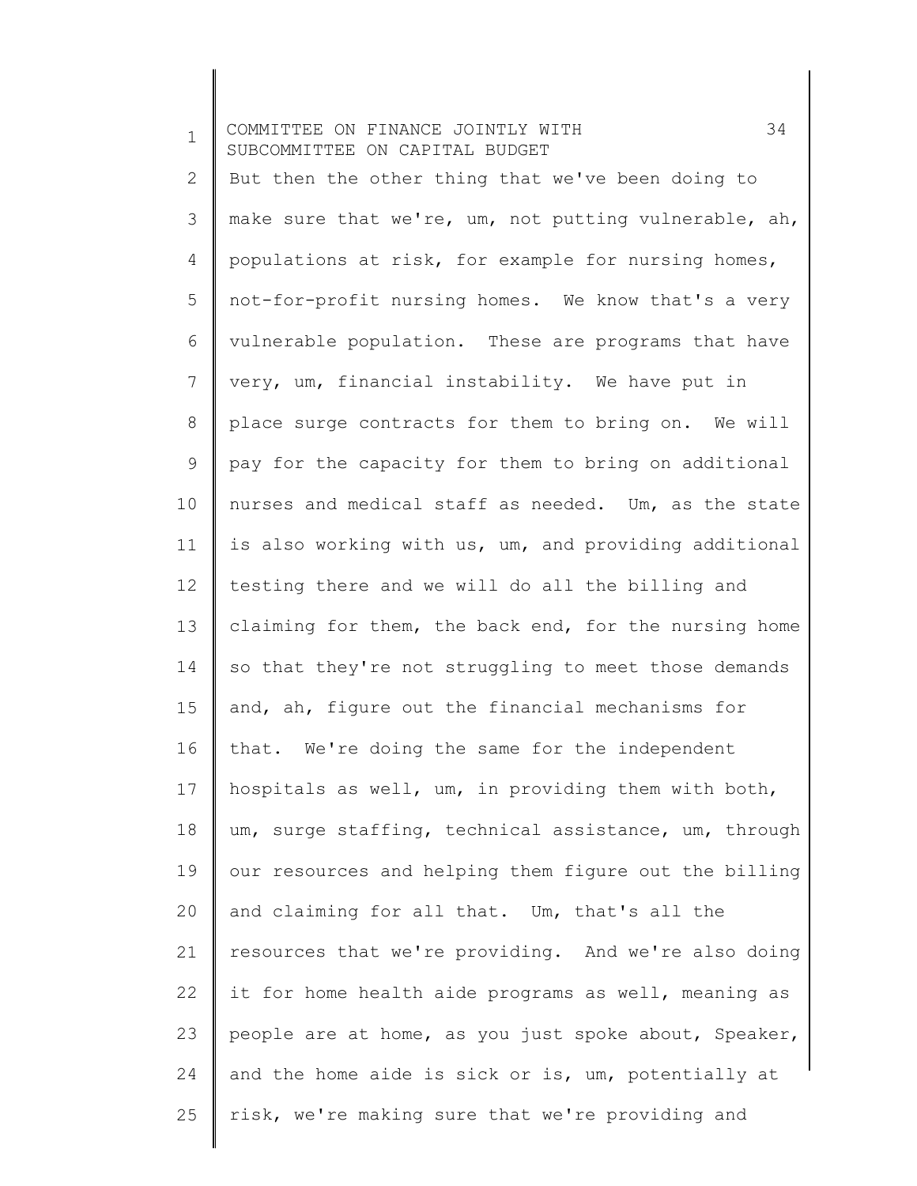But then the other thing that we've been doing to make sure that we're, um, not putting vulnerable, ah, populations at risk, for example for nursing homes, not-for-profit nursing homes. We know that's a very vulnerable population. These are programs that have very, um, financial instability. We have put in place surge contracts for them to bring on. We will pay for the capacity for them to bring on additional nurses and medical staff as needed. Um, as the state is also working with us, um, and providing additional testing there and we will do all the billing and claiming for them, the back end, for the nursing home so that they're not struggling to meet those demands and, ah, figure out the financial mechanisms for that. We're doing the same for the independent hospitals as well, um, in providing them with both, um, surge staffing, technical assistance, um, through our resources and helping them figure out the billing and claiming for all that. Um, that's all the resources that we're providing. And we're also doing it for home health aide programs as well, meaning as people are at home, as you just spoke about, Speaker, and the home aide is sick or is, um, potentially at risk, we're making sure that we're providing and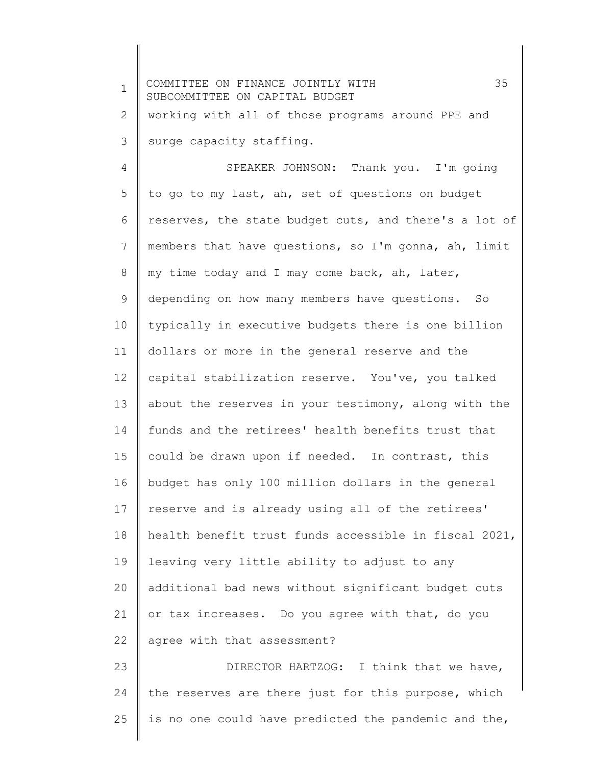working with all of those programs around PPE and surge capacity staffing.

SPEAKER JOHNSON: Thank you. I'm going to go to my last, ah, set of questions on budget reserves, the state budget cuts, and there's a lot of members that have questions, so I'm gonna, ah, limit my time today and I may come back, ah, later, depending on how many members have questions. So typically in executive budgets there is one billion dollars or more in the general reserve and the capital stabilization reserve. You've, you talked about the reserves in your testimony, along with the funds and the retirees' health benefits trust that could be drawn upon if needed. In contrast, this budget has only 100 million dollars in the general reserve and is already using all of the retirees' health benefit trust funds accessible in fiscal 2021, leaving very little ability to adjust to any additional bad news without significant budget cuts or tax increases. Do you agree with that, do you agree with that assessment?

DIRECTOR HARTZOG: I think that we have, the reserves are there just for this purpose, which is no one could have predicted the pandemic and the,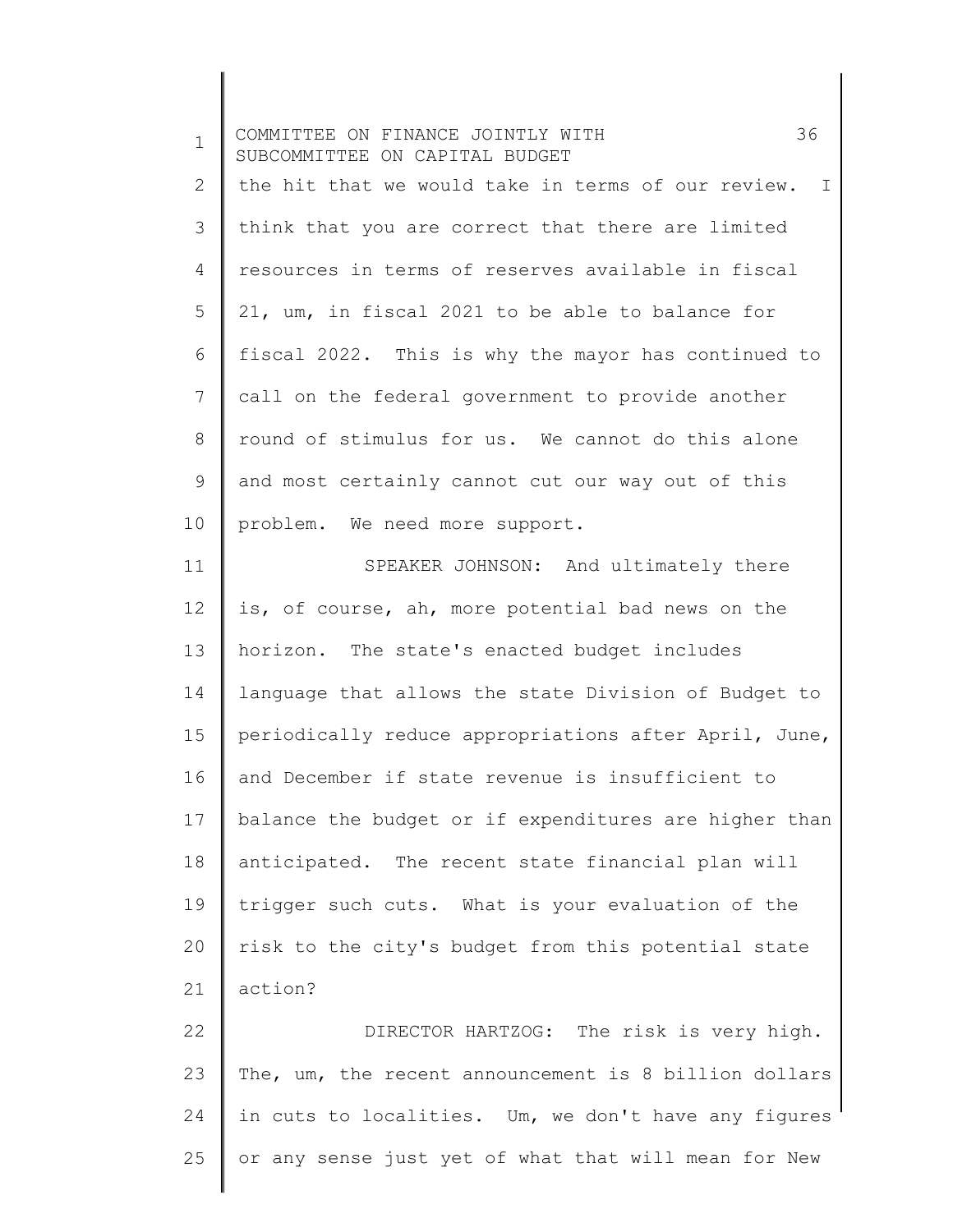the hit that we would take in terms of our review. I think that you are correct that there are limited resources in terms of reserves available in fiscal 21, um, in fiscal 2021 to be able to balance for fiscal 2022. This is why the mayor has continued to call on the federal government to provide another round of stimulus for us. We cannot do this alone and most certainly cannot cut our way out of this problem. We need more support.

SPEAKER JOHNSON: And ultimately there is, of course, ah, more potential bad news on the horizon. The state's enacted budget includes language that allows the state Division of Budget to periodically reduce appropriations after April, June, and December if state revenue is insufficient to balance the budget or if expenditures are higher than anticipated. The recent state financial plan will trigger such cuts. What is your evaluation of the risk to the city's budget from this potential state action?

DIRECTOR HARTZOG: The risk is very high. The, um, the recent announcement is 8 billion dollars in cuts to localities. Um, we don't have any figures or any sense just yet of what that will mean for New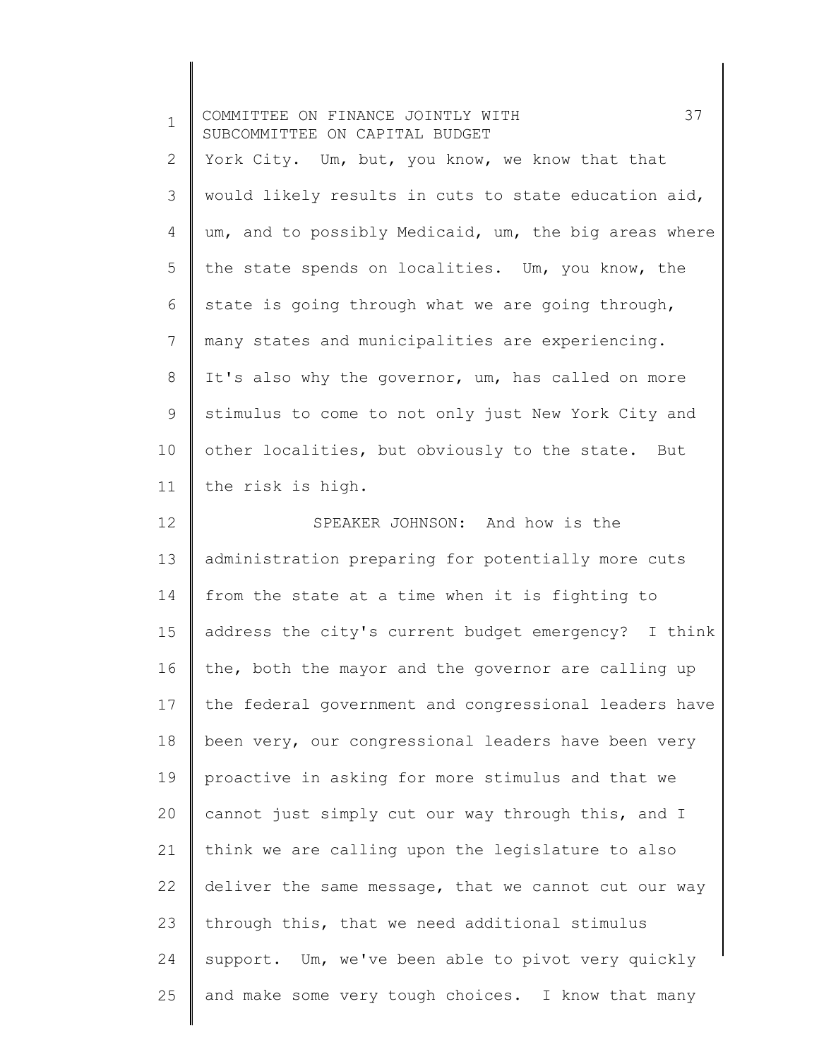York City. Um, but, you know, we know that that would likely results in cuts to state education aid, um, and to possibly Medicaid, um, the big areas where the state spends on localities. Um, you know, the state is going through what we are going through, many states and municipalities are experiencing. It's also why the governor, um, has called on more stimulus to come to not only just New York City and other localities, but obviously to the state. But the risk is high.

SPEAKER JOHNSON: And how is the administration preparing for potentially more cuts from the state at a time when it is fighting to address the city's current budget emergency? I think the, both the mayor and the governor are calling up the federal government and congressional leaders have been very, our congressional leaders have been very proactive in asking for more stimulus and that we cannot just simply cut our way through this, and I think we are calling upon the legislature to also deliver the same message, that we cannot cut our way through this, that we need additional stimulus support. Um, we've been able to pivot very quickly and make some very tough choices. I know that many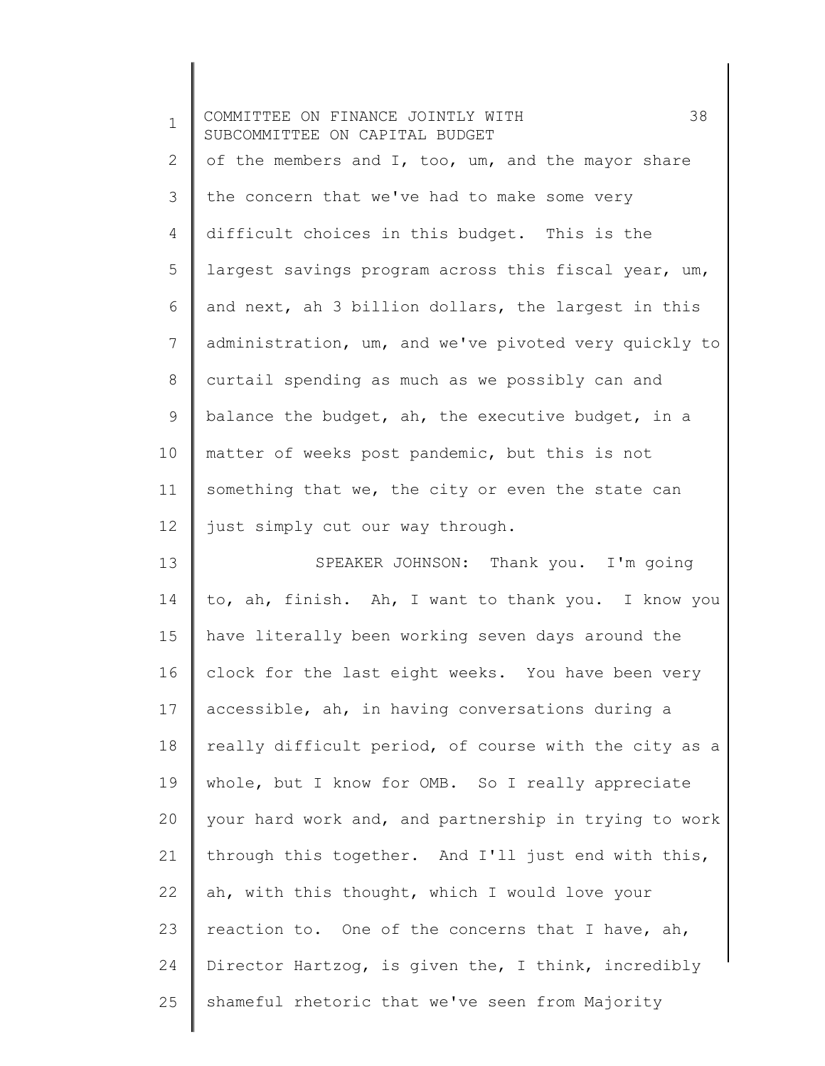of the members and I, too, um, and the mayor share the concern that we've had to make some very difficult choices in this budget. This is the largest savings program across this fiscal year, um, and next, ah 3 billion dollars, the largest in this administration, um, and we've pivoted very quickly to curtail spending as much as we possibly can and balance the budget, ah, the executive budget, in a matter of weeks post pandemic, but this is not something that we, the city or even the state can just simply cut our way through.

SPEAKER JOHNSON: Thank you. I'm going to, ah, finish. Ah, I want to thank you. I know you have literally been working seven days around the clock for the last eight weeks. You have been very accessible, ah, in having conversations during a really difficult period, of course with the city as a whole, but I know for OMB. So I really appreciate your hard work and, and partnership in trying to work through this together. And I'll just end with this, ah, with this thought, which I would love your reaction to. One of the concerns that I have, ah, Director Hartzog, is given the, I think, incredibly shameful rhetoric that we've seen from Majority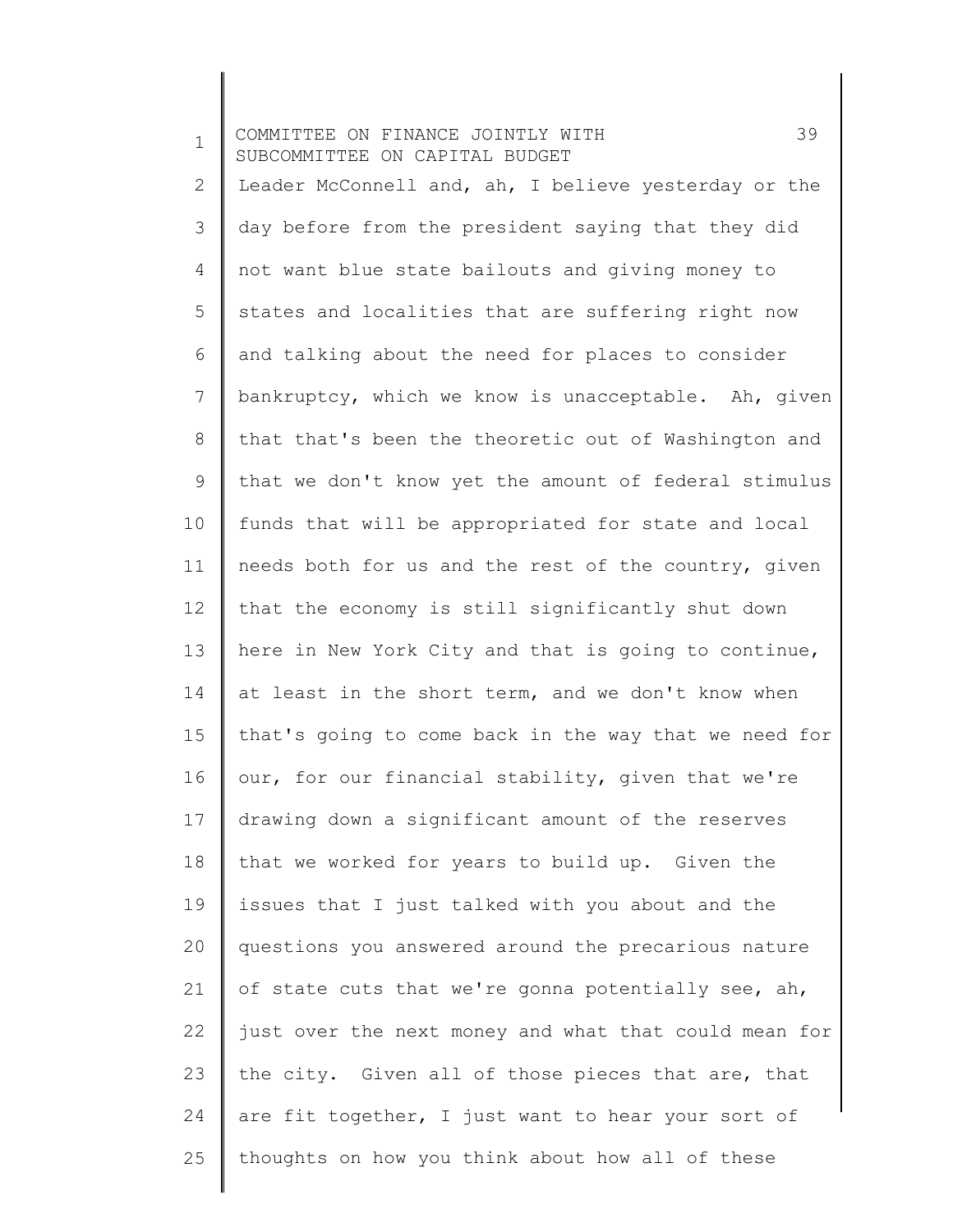Leader McConnell and, ah, I believe yesterday or the day before from the president saying that they did not want blue state bailouts and giving money to states and localities that are suffering right now and talking about the need for places to consider bankruptcy, which we know is unacceptable. Ah, given that that's been the theoretic out of Washington and that we don't know yet the amount of federal stimulus funds that will be appropriated for state and local needs both for us and the rest of the country, given that the economy is still significantly shut down here in New York City and that is going to continue, at least in the short term, and we don't know when that's going to come back in the way that we need for our, for our financial stability, given that we're drawing down a significant amount of the reserves that we worked for years to build up. Given the issues that I just talked with you about and the questions you answered around the precarious nature of state cuts that we're gonna potentially see, ah, just over the next money and what that could mean for the city. Given all of those pieces that are, that are fit together, I just want to hear your sort of thoughts on how you think about how all of these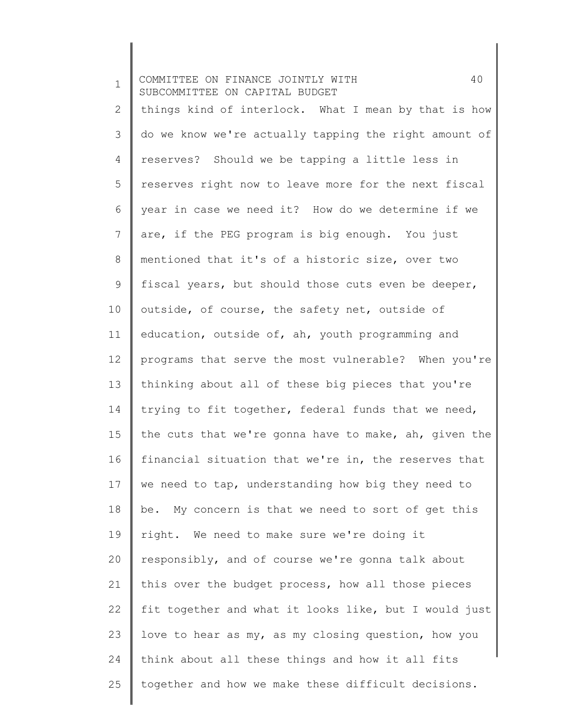things kind of interlock. What I mean by that is how do we know we're actually tapping the right amount of reserves? Should we be tapping a little less in reserves right now to leave more for the next fiscal year in case we need it? How do we determine if we are, if the PEG program is big enough. You just mentioned that it's of a historic size, over two fiscal years, but should those cuts even be deeper, outside, of course, the safety net, outside of education, outside of, ah, youth programming and programs that serve the most vulnerable? When you're thinking about all of these big pieces that you're trying to fit together, federal funds that we need, the cuts that we're gonna have to make, ah, given the financial situation that we're in, the reserves that we need to tap, understanding how big they need to be. My concern is that we need to sort of get this right. We need to make sure we're doing it responsibly, and of course we're gonna talk about this over the budget process, how all those pieces fit together and what it looks like, but I would just love to hear as my, as my closing question, how you think about all these things and how it all fits together and how we make these difficult decisions.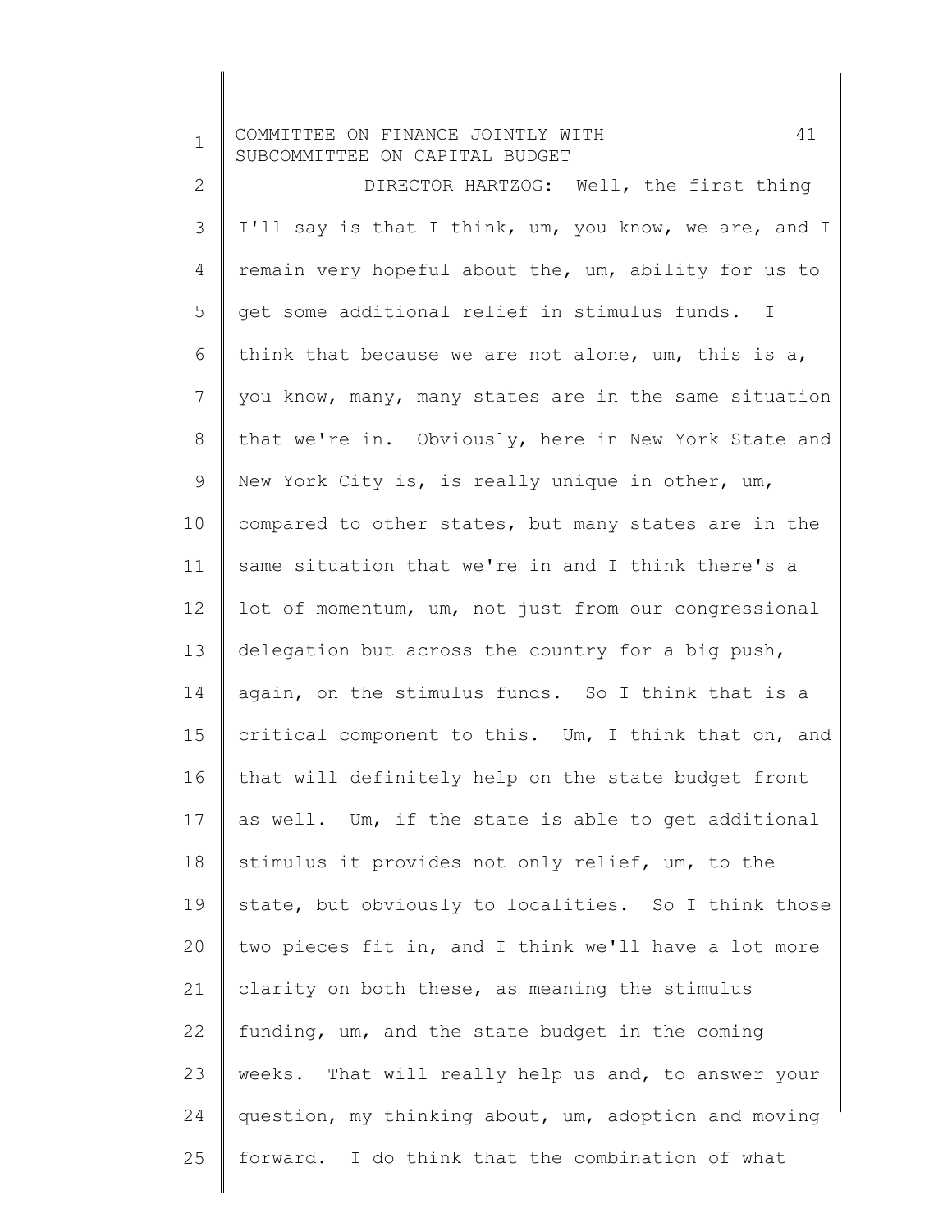DIRECTOR HARTZOG: Well, the first thing I'll say is that I think, um, you know, we are, and I remain very hopeful about the, um, ability for us to get some additional relief in stimulus funds. I think that because we are not alone, um, this is a, you know, many, many states are in the same situation that we're in. Obviously, here in New York State and New York City is, is really unique in other, um, compared to other states, but many states are in the same situation that we're in and I think there's a lot of momentum, um, not just from our congressional delegation but across the country for a big push, again, on the stimulus funds. So I think that is a critical component to this. Um, I think that on, and that will definitely help on the state budget front as well. Um, if the state is able to get additional stimulus it provides not only relief, um, to the state, but obviously to localities. So I think those two pieces fit in, and I think we'll have a lot more clarity on both these, as meaning the stimulus funding, um, and the state budget in the coming weeks. That will really help us and, to answer your question, my thinking about, um, adoption and moving forward. I do think that the combination of what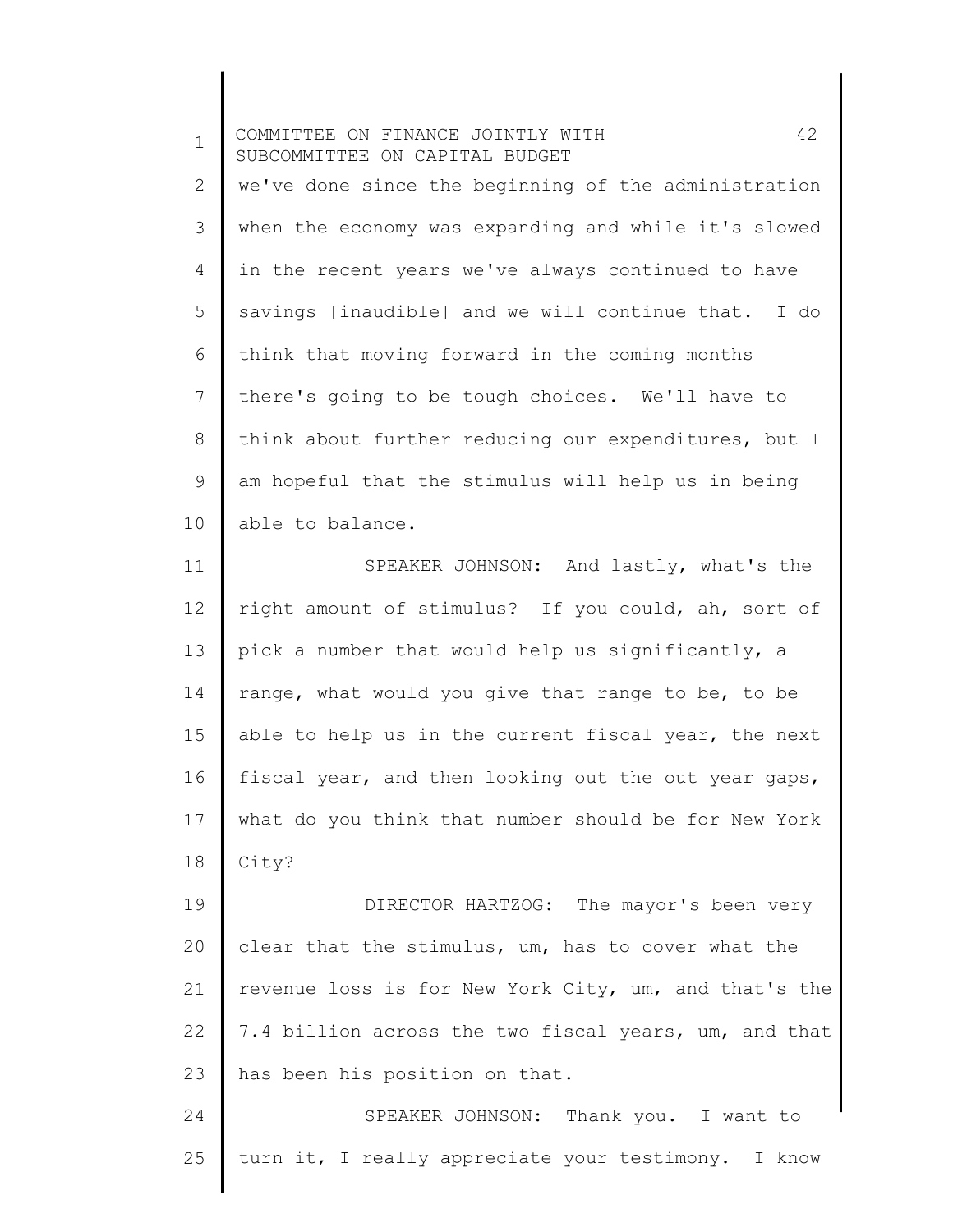we've done since the beginning of the administration when the economy was expanding and while it's slowed in the recent years we've always continued to have savings [inaudible] and we will continue that. I do think that moving forward in the coming months there's going to be tough choices. We'll have to think about further reducing our expenditures, but I am hopeful that the stimulus will help us in being able to balance.

SPEAKER JOHNSON: And lastly, what's the right amount of stimulus? If you could, ah, sort of pick a number that would help us significantly, a range, what would you give that range to be, to be able to help us in the current fiscal year, the next fiscal year, and then looking out the out year gaps, what do you think that number should be for New York City?

DIRECTOR HARTZOG: The mayor's been very clear that the stimulus, um, has to cover what the revenue loss is for New York City, um, and that's the 7.4 billion across the two fiscal years, um, and that has been his position on that.

SPEAKER JOHNSON: Thank you. I want to turn it, I really appreciate your testimony. I know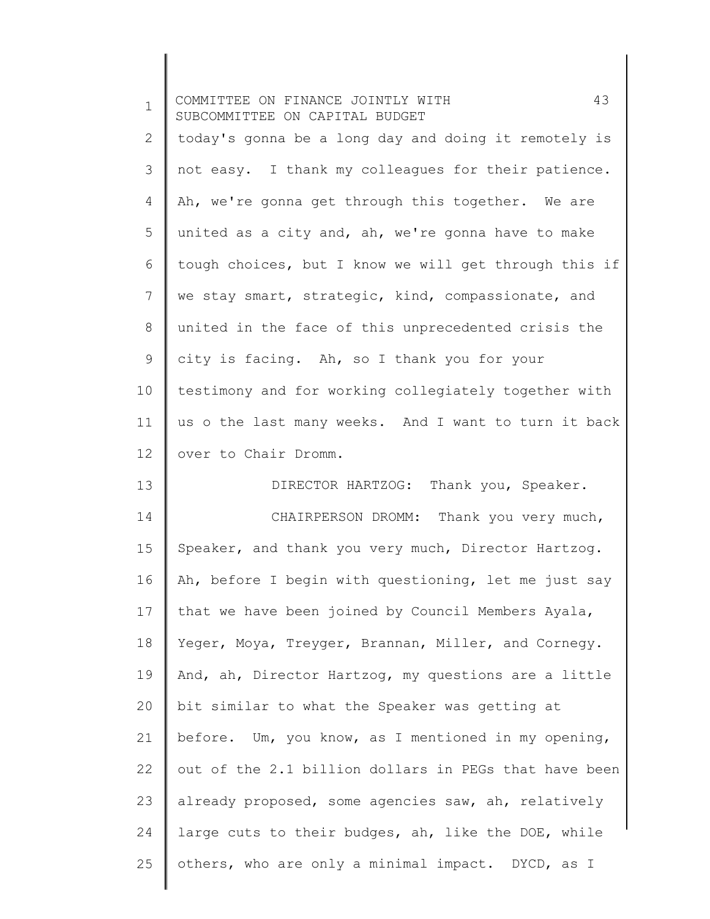today's gonna be a long day and doing it remotely is not easy. I thank my colleagues for their patience. Ah, we're gonna get through this together. We are united as a city and, ah, we're gonna have to make tough choices, but I know we will get through this if we stay smart, strategic, kind, compassionate, and united in the face of this unprecedented crisis the city is facing. Ah, so I thank you for your testimony and for working collegiately together with us o the last many weeks. And I want to turn it back over to Chair Dromm.

DIRECTOR HARTZOG: Thank you, Speaker.

CHAIRPERSON DROMM: Thank you very much, Speaker, and thank you very much, Director Hartzog. Ah, before I begin with questioning, let me just say that we have been joined by Council Members Ayala, Yeger, Moya, Treyger, Brannan, Miller, and Cornegy. And, ah, Director Hartzog, my questions are a little bit similar to what the Speaker was getting at before. Um, you know, as I mentioned in my opening, out of the 2.1 billion dollars in PEGs that have been already proposed, some agencies saw, ah, relatively large cuts to their budges, ah, like the DOE, while others, who are only a minimal impact. DYCD, as I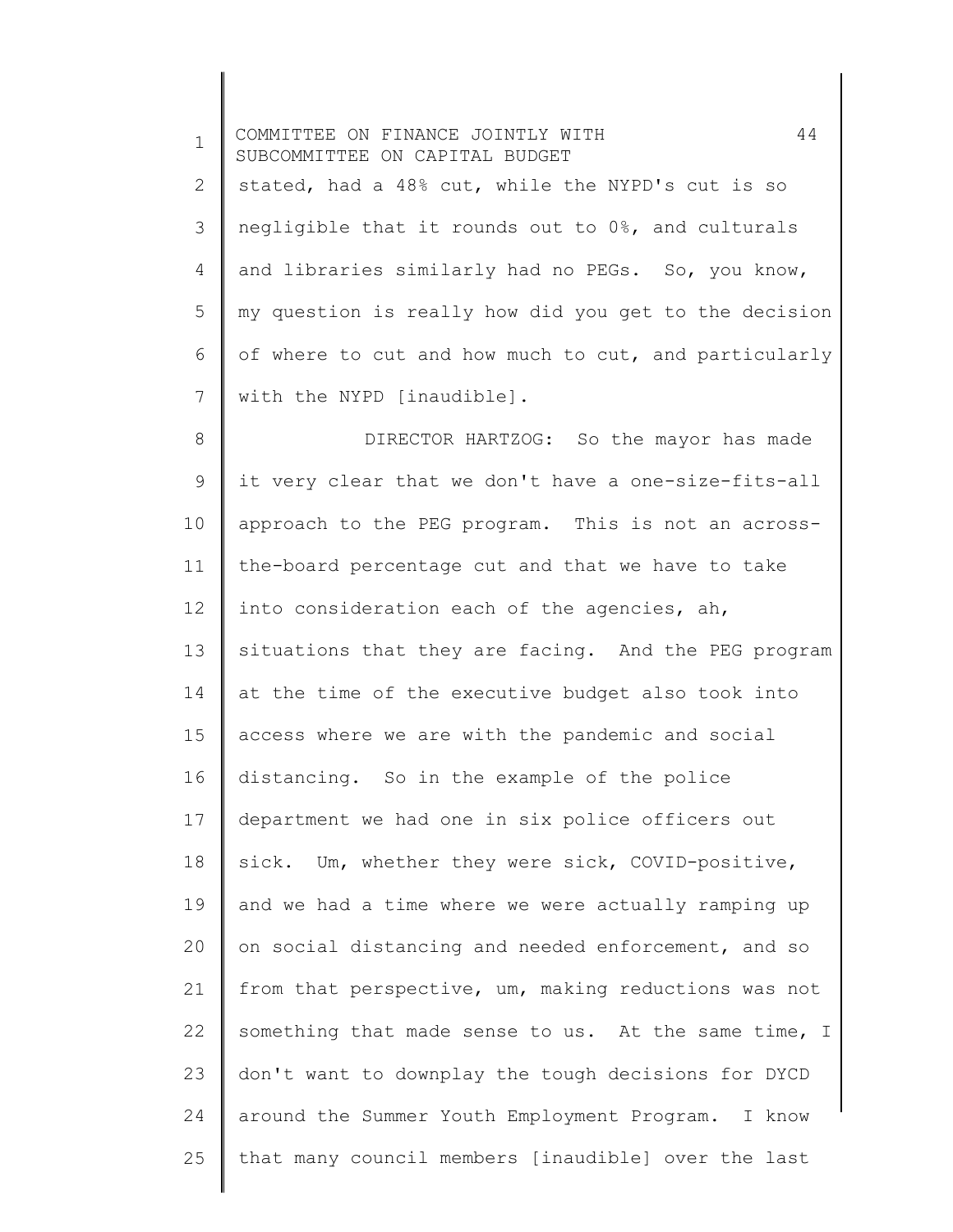stated, had a 48% cut, while the NYPD's cut is so negligible that it rounds out to 0%, and culturals and libraries similarly had no PEGs. So, you know, my question is really how did you get to the decision of where to cut and how much to cut, and particularly with the NYPD [inaudible].

DIRECTOR HARTZOG: So the mayor has made it very clear that we don't have a one-size-fits-all approach to the PEG program. This is not an across-the-board percentage cut and that we have to take into consideration each of the agencies, ah, situations that they are facing. And the PEG program at the time of the executive budget also took into access where we are with the pandemic and social distancing. So in the example of the police department we had one in six police officers out sick. Um, whether they were sick, COVID-positive, and we had a time where we were actually ramping up on social distancing and needed enforcement, and so from that perspective, um, making reductions was not something that made sense to us. At the same time, I don't want to downplay the tough decisions for DYCD around the Summer Youth Employment Program. I know that many council members [inaudible] over the last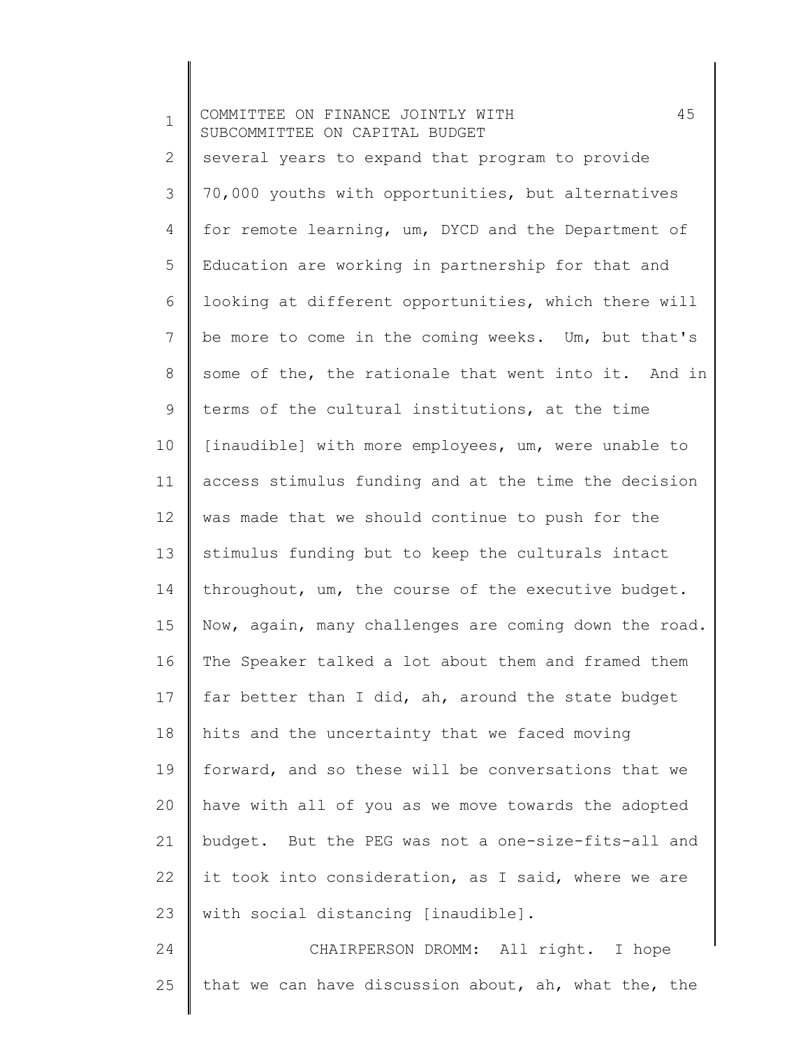several years to expand that program to provide 70,000 youths with opportunities, but alternatives for remote learning, um, DYCD and the Department of Education are working in partnership for that and looking at different opportunities, which there will be more to come in the coming weeks. Um, but that's some of the, the rationale that went into it. And in terms of the cultural institutions, at the time [inaudible] with more employees, um, were unable to access stimulus funding and at the time the decision was made that we should continue to push for the stimulus funding but to keep the culturals intact throughout, um, the course of the executive budget. Now, again, many challenges are coming down the road. The Speaker talked a lot about them and framed them far better than I did, ah, around the state budget hits and the uncertainty that we faced moving forward, and so these will be conversations that we have with all of you as we move towards the adopted budget. But the PEG was not a one-size-fits-all and it took into consideration, as I said, where we are with social distancing [inaudible].

CHAIRPERSON DROMM: All right. I hope that we can have discussion about, ah, what the, the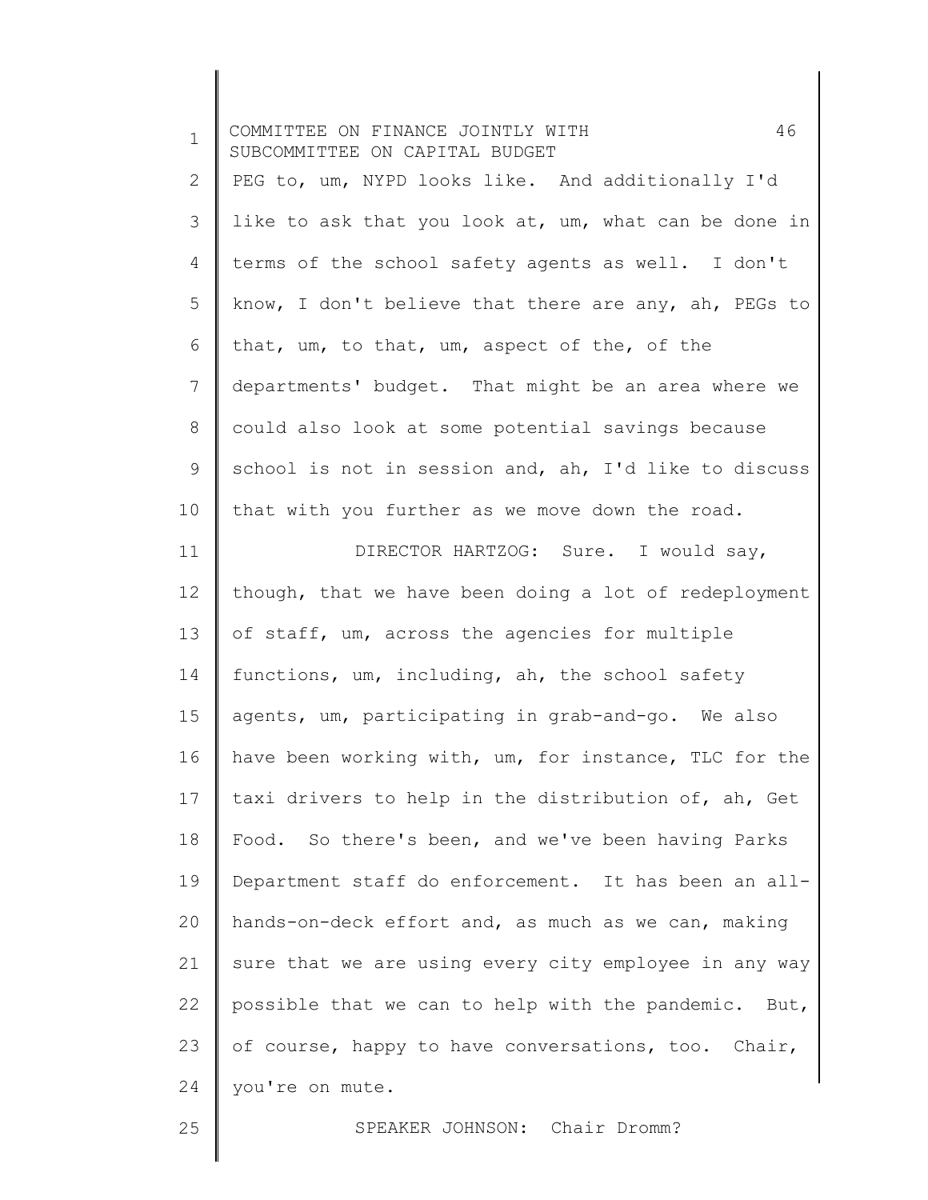PEG to, um, NYPD looks like. And additionally I'd like to ask that you look at, um, what can be done in terms of the school safety agents as well. I don't know, I don't believe that there are any, ah, PEGs to that, um, to that, um, aspect of the, of the departments' budget. That might be an area where we could also look at some potential savings because school is not in session and, ah, I'd like to discuss that with you further as we move down the road.

DIRECTOR HARTZOG: Sure. I would say, though, that we have been doing a lot of redeployment of staff, um, across the agencies for multiple functions, um, including, ah, the school safety agents, um, participating in grab-and-go. We also have been working with, um, for instance, TLC for the taxi drivers to help in the distribution of, ah, Get Food. So there's been, and we've been having Parks Department staff do enforcement. It has been an all-hands-on-deck effort and, as much as we can, making sure that we are using every city employee in any way possible that we can to help with the pandemic. But, of course, happy to have conversations, too. Chair, you're on mute.

SPEAKER JOHNSON: Chair Dromm?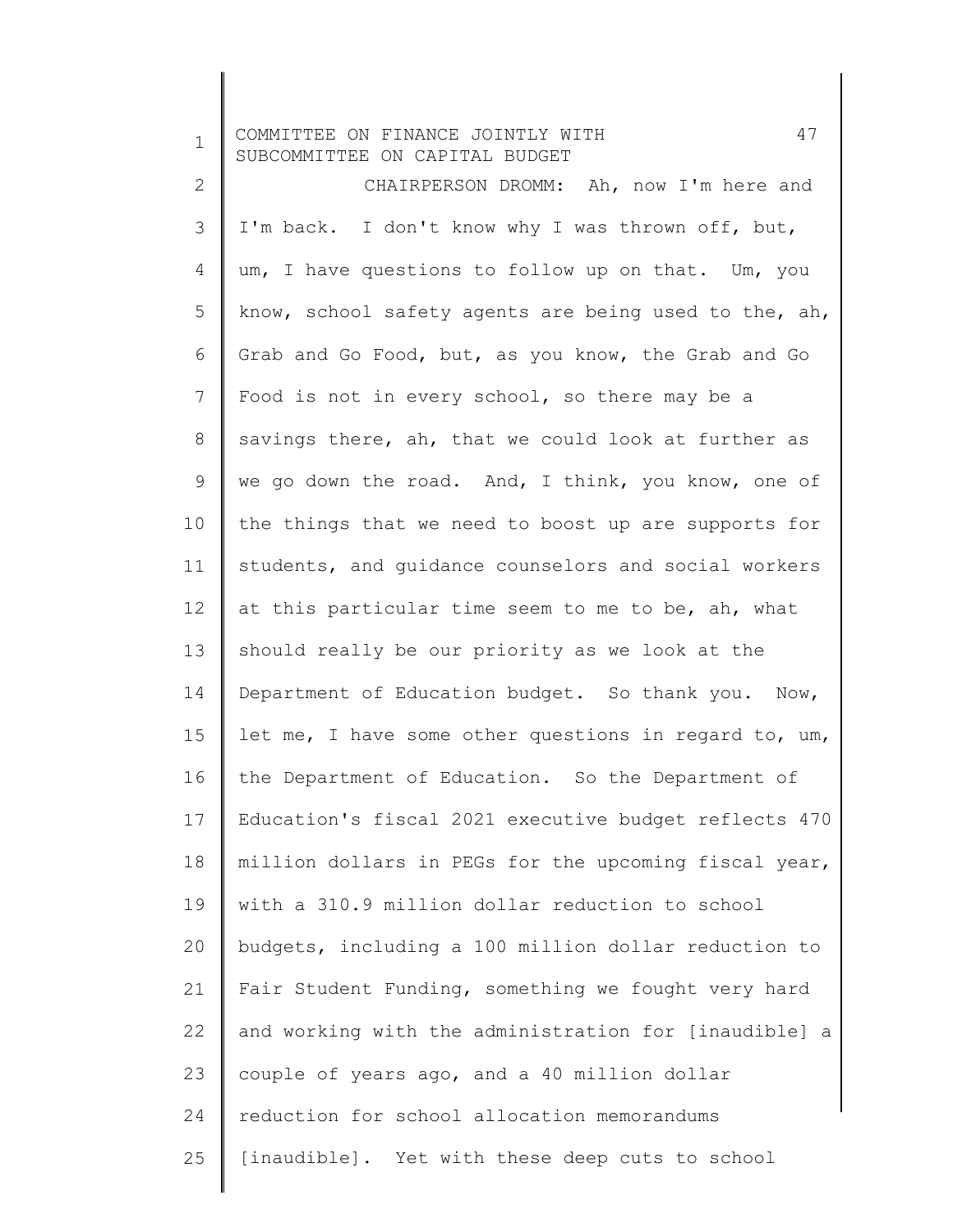CHAIRPERSON DROMM: Ah, now I'm here and I'm back. I don't know why I was thrown off, but, um, I have questions to follow up on that. Um, you know, school safety agents are being used to the, ah, Grab and Go Food, but, as you know, the Grab and Go Food is not in every school, so there may be a savings there, ah, that we could look at further as we go down the road. And, I think, you know, one of the things that we need to boost up are supports for students, and guidance counselors and social workers at this particular time seem to me to be, ah, what should really be our priority as we look at the Department of Education budget. So thank you. Now, let me, I have some other questions in regard to, um, the Department of Education. So the Department of Education's fiscal 2021 executive budget reflects 470 million dollars in PEGs for the upcoming fiscal year, with a 310.9 million dollar reduction to school budgets, including a 100 million dollar reduction to Fair Student Funding, something we fought very hard and working with the administration for [inaudible] a couple of years ago, and a 40 million dollar reduction for school allocation memorandums [inaudible]. Yet with these deep cuts to school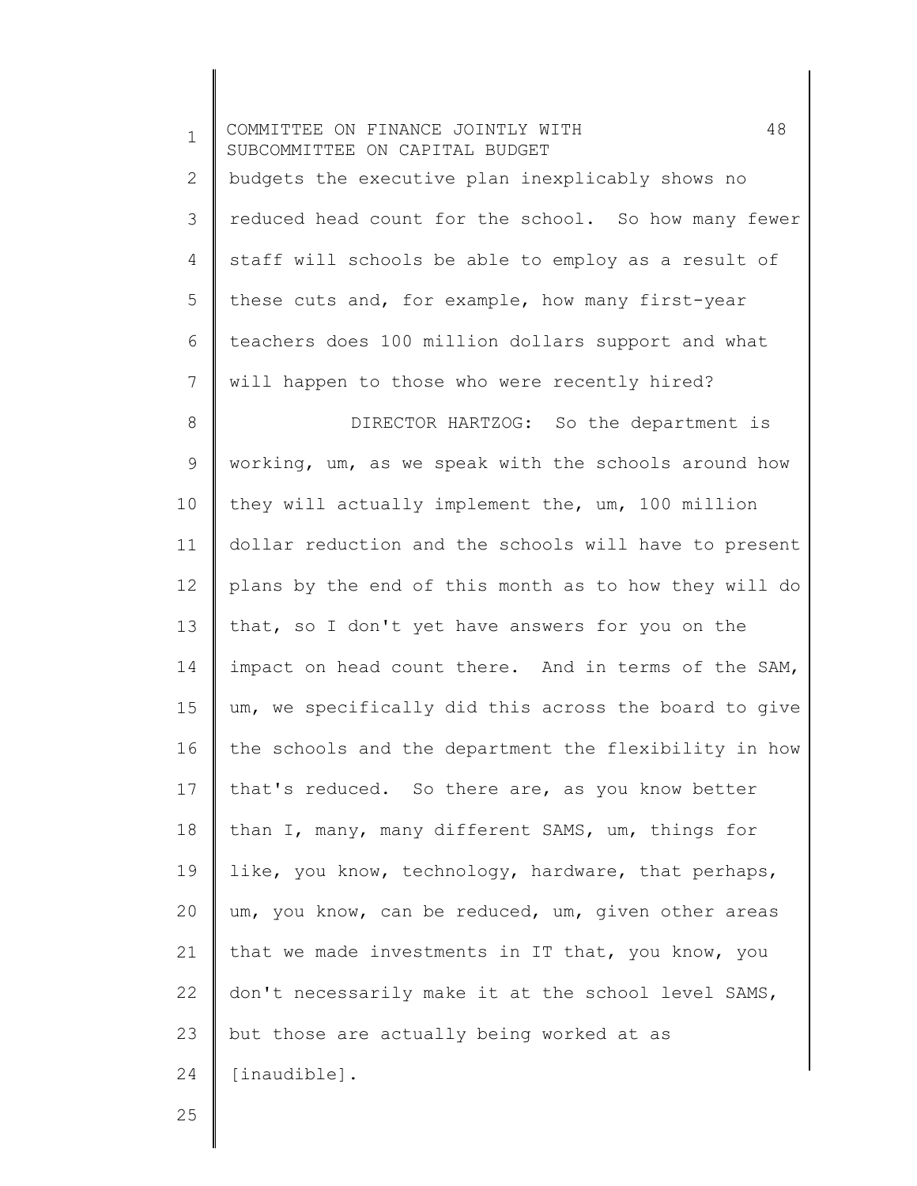budgets the executive plan inexplicably shows no reduced head count for the school. So how many fewer staff will schools be able to employ as a result of these cuts and, for example, how many first-year teachers does 100 million dollars support and what will happen to those who were recently hired?

DIRECTOR HARTZOG: So the department is working, um, as we speak with the schools around how they will actually implement the, um, 100 million dollar reduction and the schools will have to present plans by the end of this month as to how they will do that, so I don't yet have answers for you on the impact on head count there. And in terms of the SAM, um, we specifically did this across the board to give the schools and the department the flexibility in how that's reduced. So there are, as you know better than I, many, many different SAMS, um, things for like, you know, technology, hardware, that perhaps, um, you know, can be reduced, um, given other areas that we made investments in IT that, you know, you don't necessarily make it at the school level SAMS, but those are actually being worked at as [inaudible].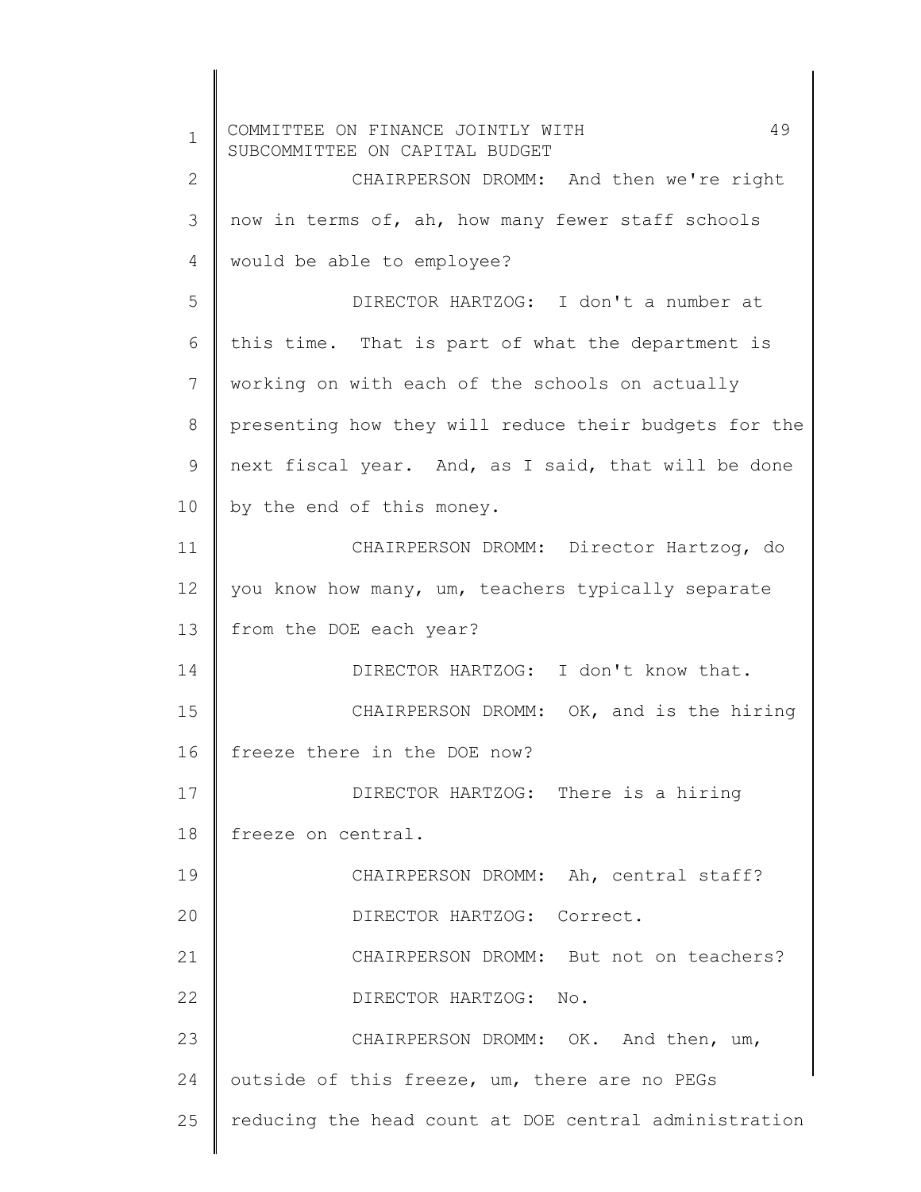CHAIRPERSON DROMM: And then we're right now in terms of, ah, how many fewer staff schools would be able to employee?

DIRECTOR HARTZOG: I don't a number at this time. That is part of what the department is working on with each of the schools on actually presenting how they will reduce their budgets for the next fiscal year. And, as I said, that will be done by the end of this money.

CHAIRPERSON DROMM: Director Hartzog, do you know how many, um, teachers typically separate from the DOE each year?

DIRECTOR HARTZOG: I don't know that.

CHAIRPERSON DROMM: OK, and is the hiring freeze there in the DOE now?

DIRECTOR HARTZOG: There is a hiring freeze on central.

CHAIRPERSON DROMM: Ah, central staff?

DIRECTOR HARTZOG: Correct.

CHAIRPERSON DROMM: But not on teachers?

DIRECTOR HARTZOG: No.

CHAIRPERSON DROMM: OK. And then, um, outside of this freeze, um, there are no PEGs reducing the head count at DOE central administration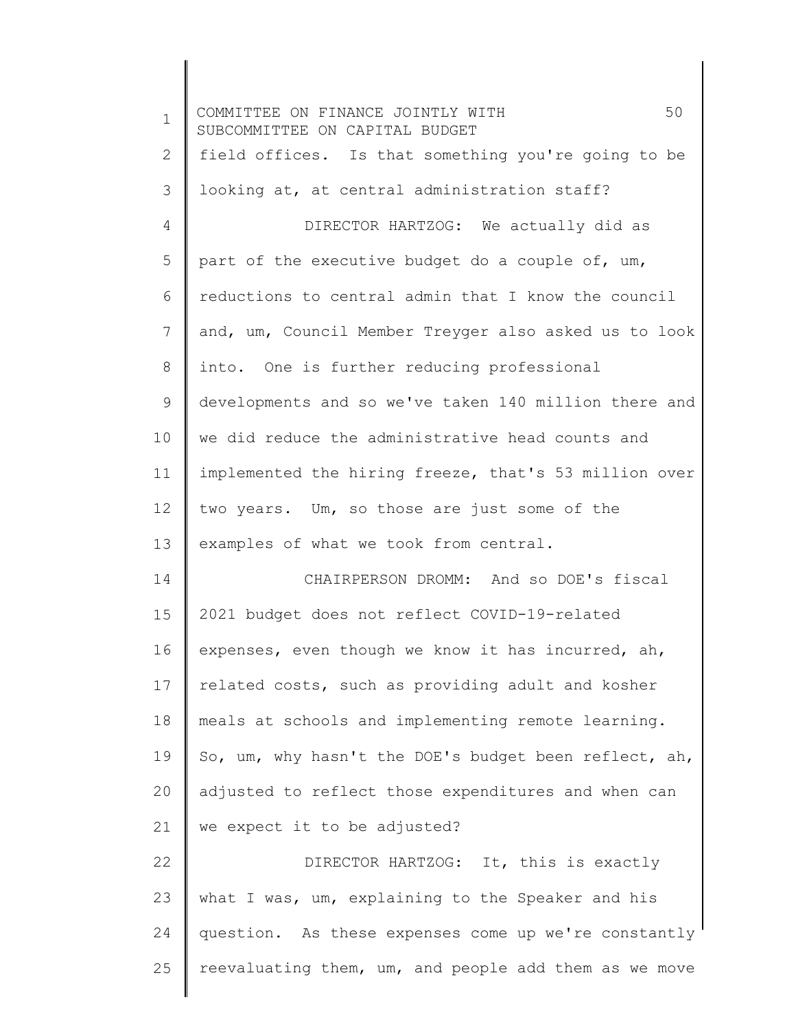field offices. Is that something you're going to be looking at, at central administration staff?

DIRECTOR HARTZOG: We actually did as part of the executive budget do a couple of, um, reductions to central admin that I know the council and, um, Council Member Treyger also asked us to look into. One is further reducing professional developments and so we've taken 140 million there and we did reduce the administrative head counts and implemented the hiring freeze, that's 53 million over two years. Um, so those are just some of the examples of what we took from central.

CHAIRPERSON DROMM: And so DOE's fiscal 2021 budget does not reflect COVID-19-related expenses, even though we know it has incurred, ah, related costs, such as providing adult and kosher meals at schools and implementing remote learning. So, um, why hasn't the DOE's budget been reflect, ah, adjusted to reflect those expenditures and when can we expect it to be adjusted?

DIRECTOR HARTZOG: It, this is exactly what I was, um, explaining to the Speaker and his question. As these expenses come up we're constantly reevaluating them, um, and people add them as we move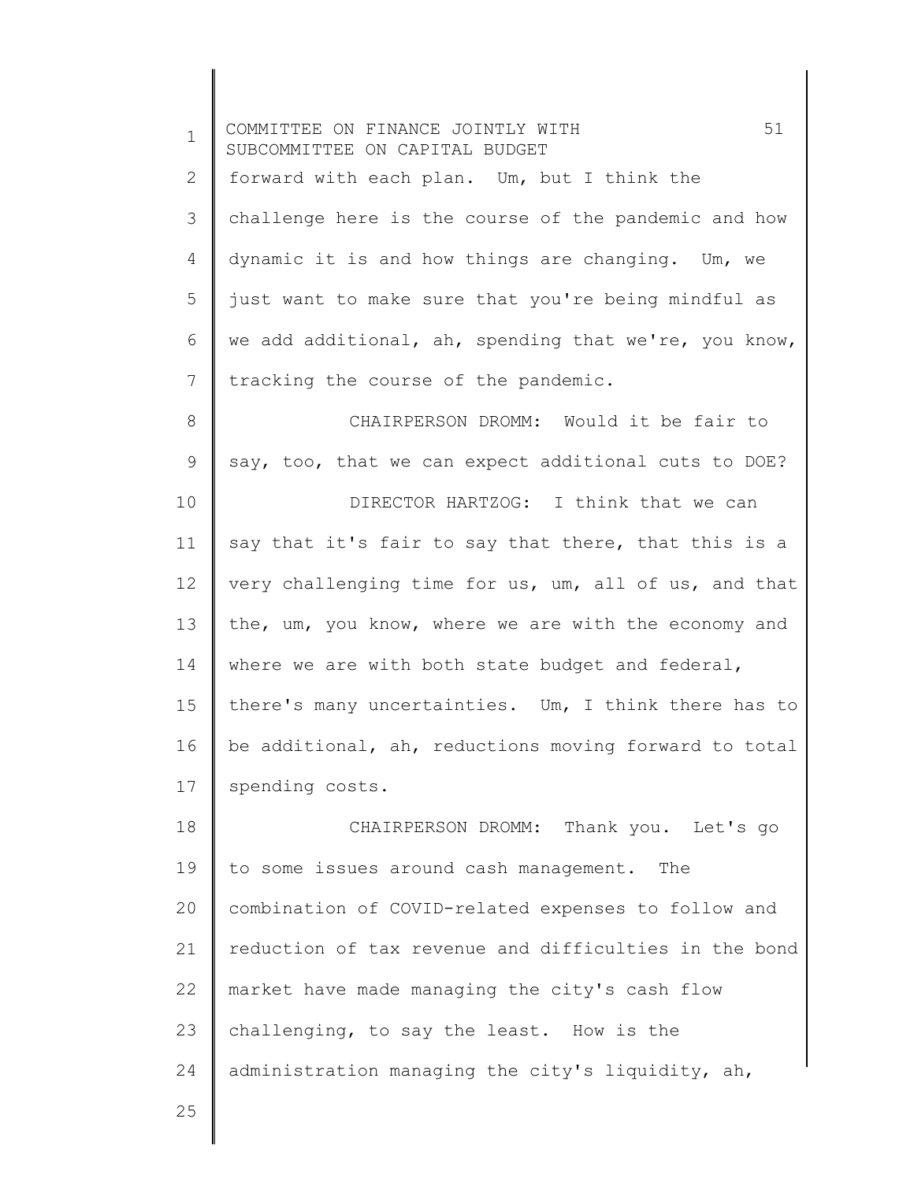forward with each plan. Um, but I think the challenge here is the course of the pandemic and how dynamic it is and how things are changing. Um, we just want to make sure that you're being mindful as we add additional, ah, spending that we're, you know, tracking the course of the pandemic.

CHAIRPERSON DROMM: Would it be fair to say, too, that we can expect additional cuts to DOE?

DIRECTOR HARTZOG: I think that we can say that it's fair to say that there, that this is a very challenging time for us, um, all of us, and that the, um, you know, where we are with the economy and where we are with both state budget and federal, there's many uncertainties. Um, I think there has to be additional, ah, reductions moving forward to total spending costs.

CHAIRPERSON DROMM: Thank you. Let's go to some issues around cash management. The combination of COVID-related expenses to follow and reduction of tax revenue and difficulties in the bond market have made managing the city's cash flow challenging, to say the least. How is the administration managing the city's liquidity, ah,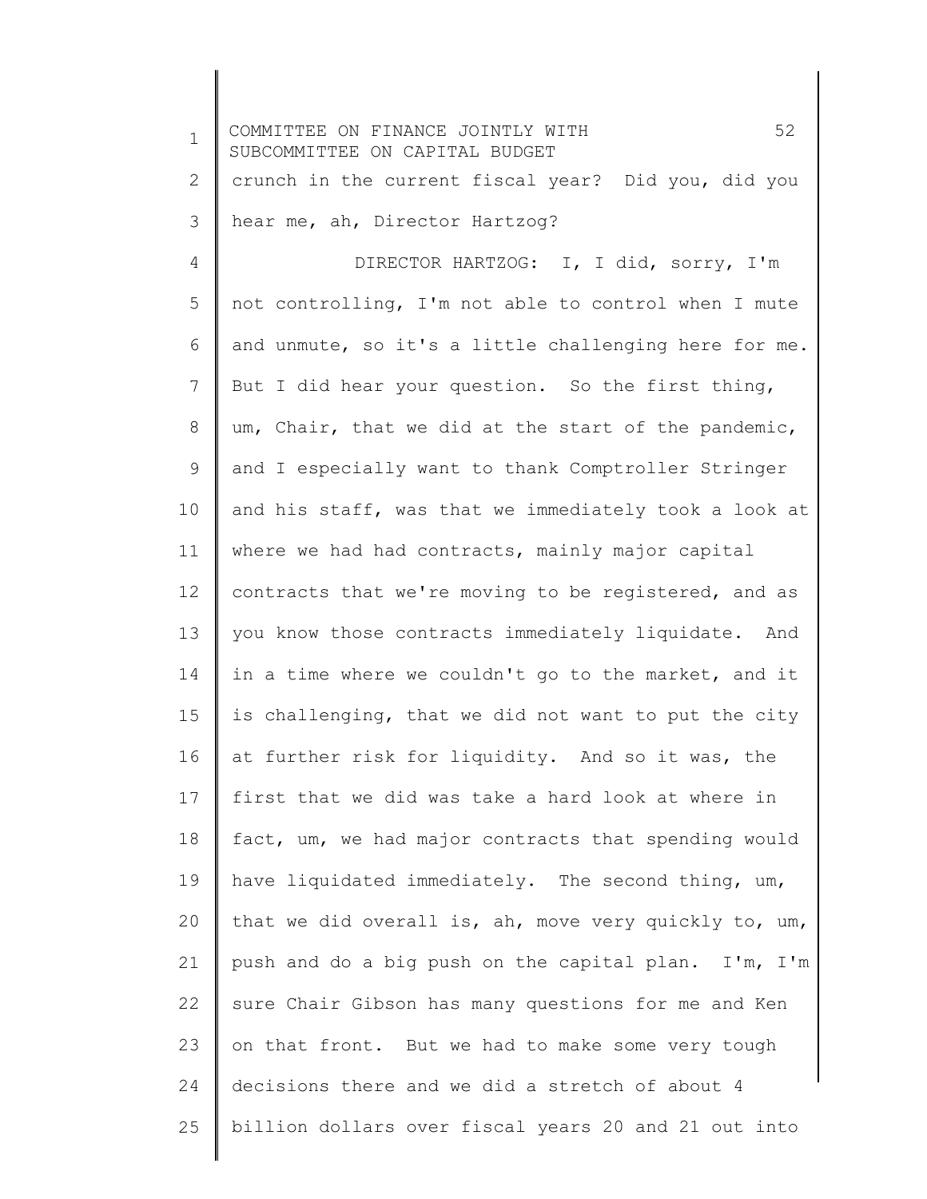crunch in the current fiscal year? Did you, did you hear me, ah, Director Hartzog?

DIRECTOR HARTZOG: I, I did, sorry, I'm not controlling, I'm not able to control when I mute and unmute, so it's a little challenging here for me. But I did hear your question. So the first thing, um, Chair, that we did at the start of the pandemic, and I especially want to thank Comptroller Stringer and his staff, was that we immediately took a look at where we had had contracts, mainly major capital contracts that we're moving to be registered, and as you know those contracts immediately liquidate. And in a time where we couldn't go to the market, and it is challenging, that we did not want to put the city at further risk for liquidity. And so it was, the first that we did was take a hard look at where in fact, um, we had major contracts that spending would have liquidated immediately. The second thing, um, that we did overall is, ah, move very quickly to, um, push and do a big push on the capital plan. I'm, I'm sure Chair Gibson has many questions for me and Ken on that front. But we had to make some very tough decisions there and we did a stretch of about 4 billion dollars over fiscal years 20 and 21 out into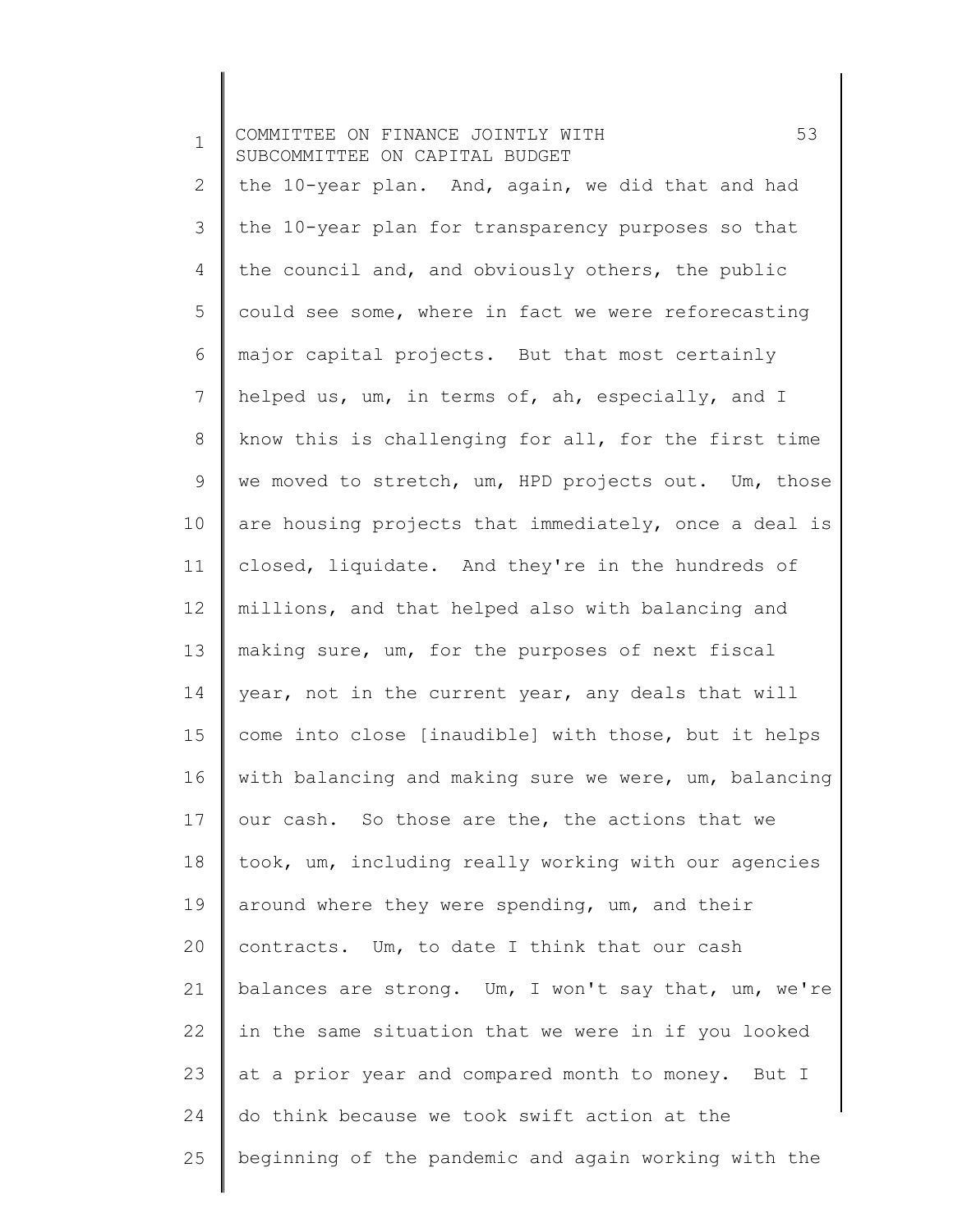the 10-year plan. And, again, we did that and had the 10-year plan for transparency purposes so that the council and, and obviously others, the public could see some, where in fact we were reforecasting major capital projects. But that most certainly helped us, um, in terms of, ah, especially, and I know this is challenging for all, for the first time we moved to stretch, um, HPD projects out. Um, those are housing projects that immediately, once a deal is closed, liquidate. And they're in the hundreds of millions, and that helped also with balancing and making sure, um, for the purposes of next fiscal year, not in the current year, any deals that will come into close [inaudible] with those, but it helps with balancing and making sure we were, um, balancing our cash. So those are the, the actions that we took, um, including really working with our agencies around where they were spending, um, and their contracts. Um, to date I think that our cash balances are strong. Um, I won't say that, um, we're in the same situation that we were in if you looked at a prior year and compared month to money. But I do think because we took swift action at the beginning of the pandemic and again working with the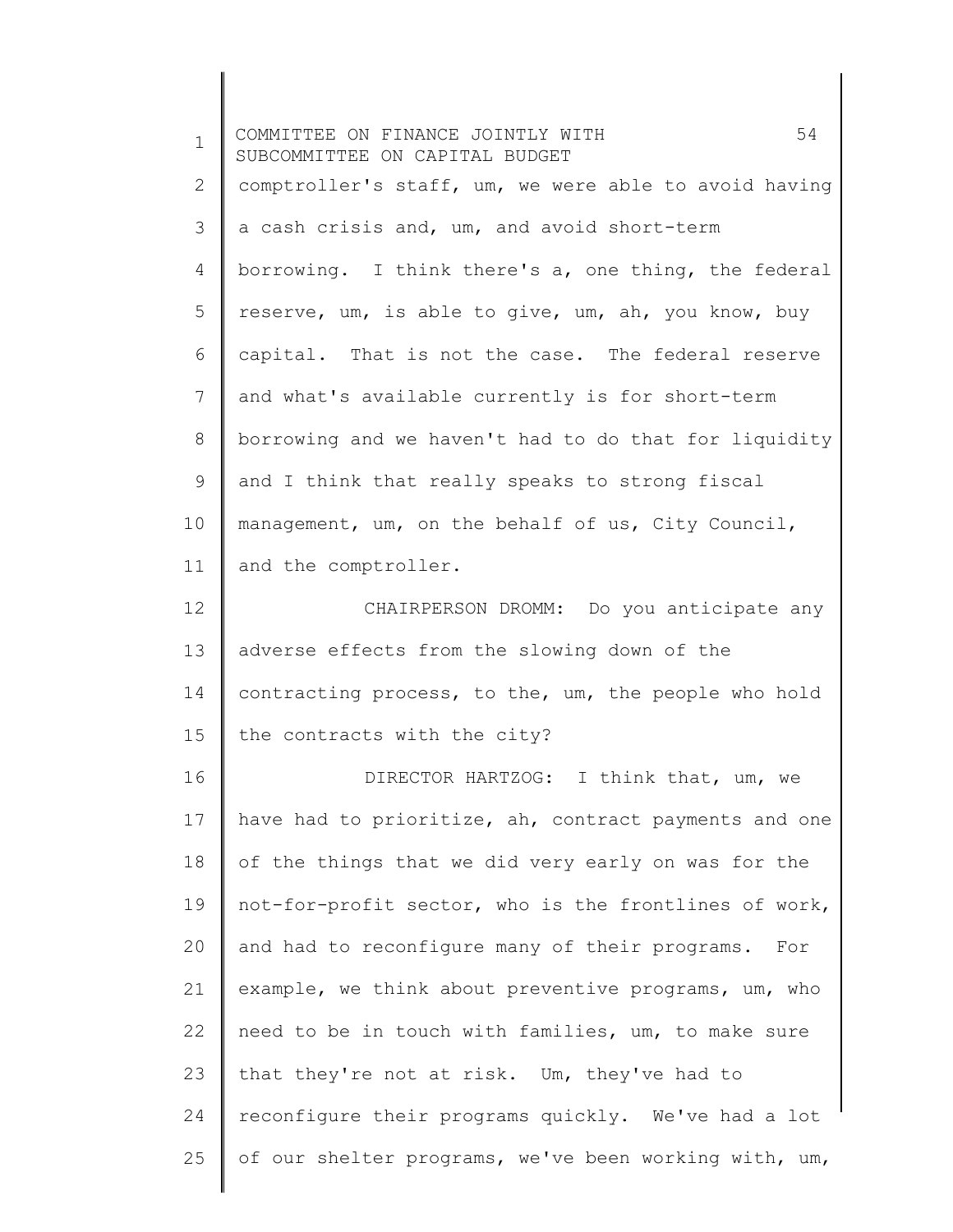comptroller's staff, um, we were able to avoid having a cash crisis and, um, and avoid short-term borrowing. I think there's a, one thing, the federal reserve, um, is able to give, um, ah, you know, buy capital. That is not the case. The federal reserve and what's available currently is for short-term borrowing and we haven't had to do that for liquidity and I think that really speaks to strong fiscal management, um, on the behalf of us, City Council, and the comptroller.

CHAIRPERSON DROMM: Do you anticipate any adverse effects from the slowing down of the contracting process, to the, um, the people who hold the contracts with the city?

DIRECTOR HARTZOG: I think that, um, we have had to prioritize, ah, contract payments and one of the things that we did very early on was for the not-for-profit sector, who is the frontlines of work, and had to reconfigure many of their programs. For example, we think about preventive programs, um, who need to be in touch with families, um, to make sure that they're not at risk. Um, they've had to reconfigure their programs quickly. We've had a lot of our shelter programs, we've been working with, um,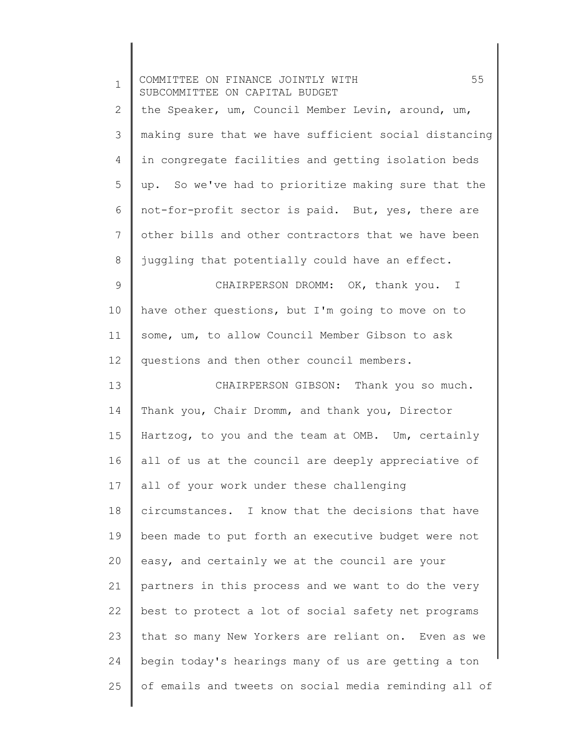the Speaker, um, Council Member Levin, around, um, making sure that we have sufficient social distancing in congregate facilities and getting isolation beds up. So we've had to prioritize making sure that the not-for-profit sector is paid. But, yes, there are other bills and other contractors that we have been juggling that potentially could have an effect.

CHAIRPERSON DROMM: OK, thank you. I have other questions, but I'm going to move on to some, um, to allow Council Member Gibson to ask questions and then other council members.

CHAIRPERSON GIBSON: Thank you so much. Thank you, Chair Dromm, and thank you, Director Hartzog, to you and the team at OMB. Um, certainly all of us at the council are deeply appreciative of all of your work under these challenging circumstances. I know that the decisions that have been made to put forth an executive budget were not easy, and certainly we at the council are your partners in this process and we want to do the very best to protect a lot of social safety net programs that so many New Yorkers are reliant on. Even as we begin today's hearings many of us are getting a ton of emails and tweets on social media reminding all of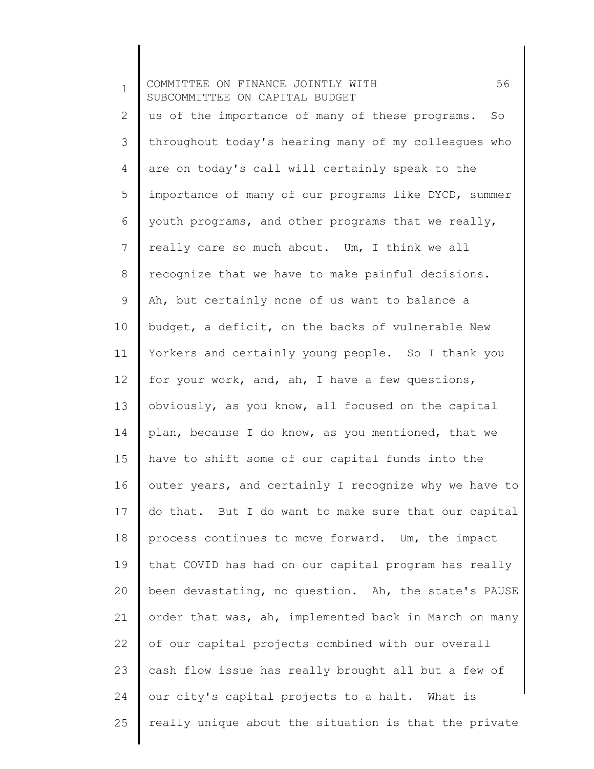us of the importance of many of these programs. So throughout today's hearing many of my colleagues who are on today's call will certainly speak to the importance of many of our programs like DYCD, summer youth programs, and other programs that we really, really care so much about. Um, I think we all recognize that we have to make painful decisions. Ah, but certainly none of us want to balance a budget, a deficit, on the backs of vulnerable New Yorkers and certainly young people. So I thank you for your work, and, ah, I have a few questions, obviously, as you know, all focused on the capital plan, because I do know, as you mentioned, that we have to shift some of our capital funds into the outer years, and certainly I recognize why we have to do that. But I do want to make sure that our capital process continues to move forward. Um, the impact that COVID has had on our capital program has really been devastating, no question. Ah, the state's PAUSE order that was, ah, implemented back in March on many of our capital projects combined with our overall cash flow issue has really brought all but a few of our city's capital projects to a halt. What is really unique about the situation is that the private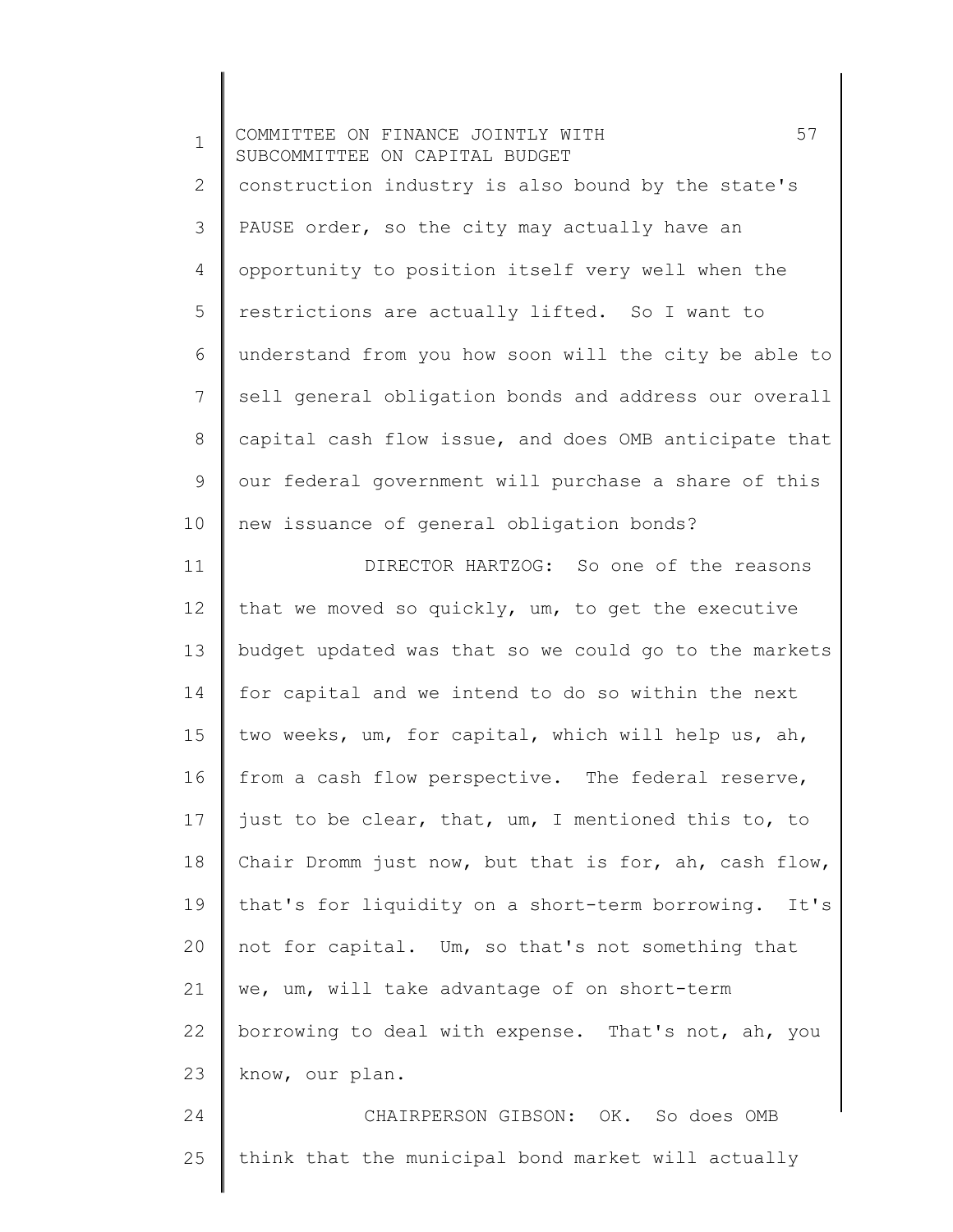construction industry is also bound by the state's PAUSE order, so the city may actually have an opportunity to position itself very well when the restrictions are actually lifted. So I want to understand from you how soon will the city be able to sell general obligation bonds and address our overall capital cash flow issue, and does OMB anticipate that our federal government will purchase a share of this new issuance of general obligation bonds?

DIRECTOR HARTZOG: So one of the reasons that we moved so quickly, um, to get the executive budget updated was that so we could go to the markets for capital and we intend to do so within the next two weeks, um, for capital, which will help us, ah, from a cash flow perspective. The federal reserve, just to be clear, that, um, I mentioned this to, to Chair Dromm just now, but that is for, ah, cash flow, that's for liquidity on a short-term borrowing. It's not for capital. Um, so that's not something that we, um, will take advantage of on short-term borrowing to deal with expense. That's not, ah, you know, our plan.

CHAIRPERSON GIBSON: OK. So does OMB think that the municipal bond market will actually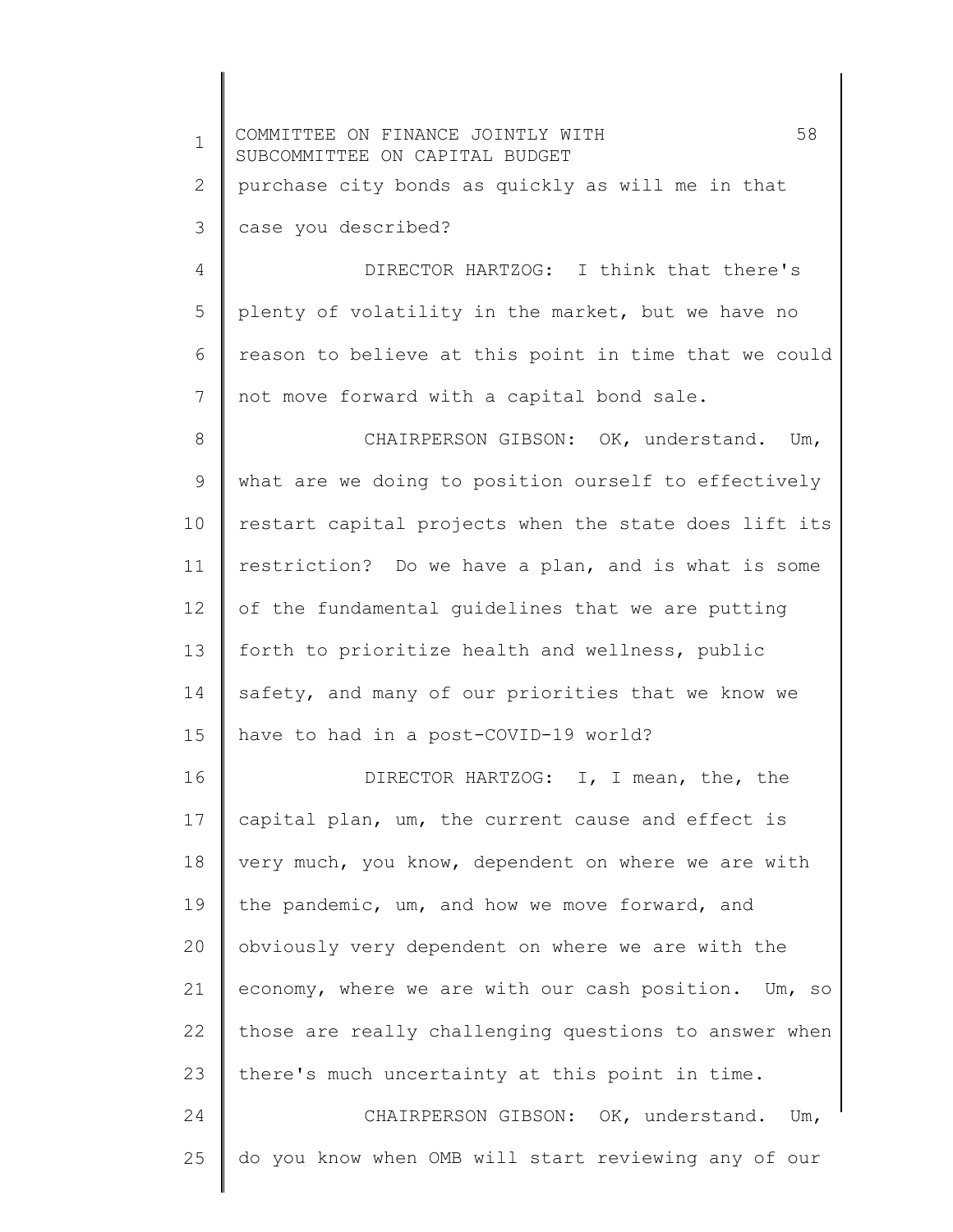purchase city bonds as quickly as will me in that case you described?

DIRECTOR HARTZOG: I think that there's plenty of volatility in the market, but we have no reason to believe at this point in time that we could not move forward with a capital bond sale.

CHAIRPERSON GIBSON: OK, understand. Um, what are we doing to position ourself to effectively restart capital projects when the state does lift its restriction? Do we have a plan, and is what is some of the fundamental guidelines that we are putting forth to prioritize health and wellness, public safety, and many of our priorities that we know we have to had in a post-COVID-19 world?

DIRECTOR HARTZOG: I, I mean, the, the capital plan, um, the current cause and effect is very much, you know, dependent on where we are with the pandemic, um, and how we move forward, and obviously very dependent on where we are with the economy, where we are with our cash position. Um, so those are really challenging questions to answer when there's much uncertainty at this point in time.

CHAIRPERSON GIBSON: OK, understand. Um, do you know when OMB will start reviewing any of our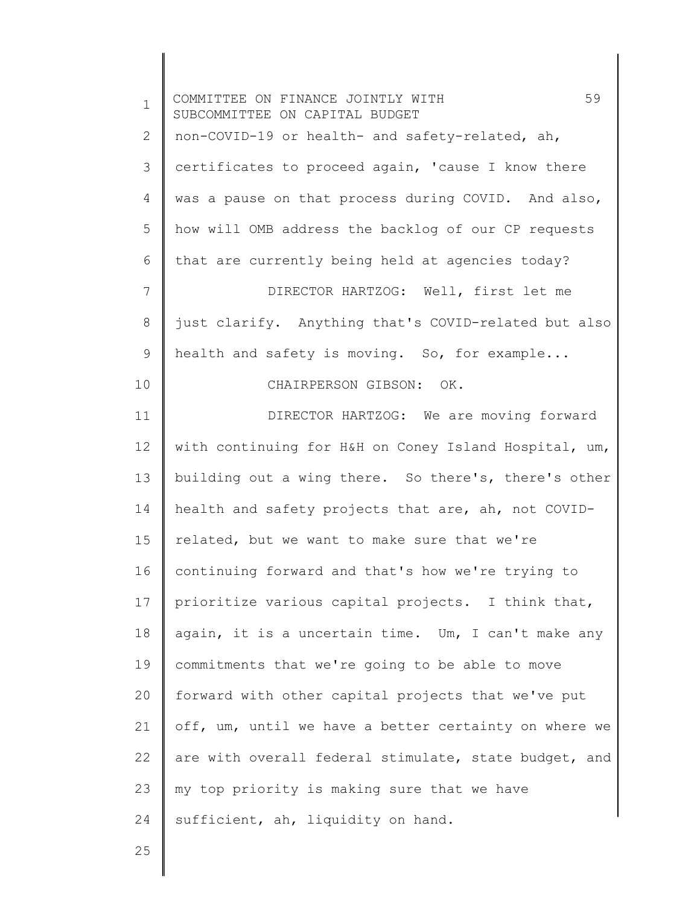non-COVID-19 or health- and safety-related, ah, certificates to proceed again, 'cause I know there was a pause on that process during COVID. And also, how will OMB address the backlog of our CP requests that are currently being held at agencies today?

DIRECTOR HARTZOG: Well, first let me just clarify. Anything that's COVID-related but also health and safety is moving. So, for example...

CHAIRPERSON GIBSON: OK.

DIRECTOR HARTZOG: We are moving forward with continuing for H&H on Coney Island Hospital, um, building out a wing there. So there's, there's other health and safety projects that are, ah, not COVID-related, but we want to make sure that we're continuing forward and that's how we're trying to prioritize various capital projects. I think that, again, it is a uncertain time. Um, I can't make any commitments that we're going to be able to move forward with other capital projects that we've put off, um, until we have a better certainty on where we are with overall federal stimulate, state budget, and my top priority is making sure that we have sufficient, ah, liquidity on hand.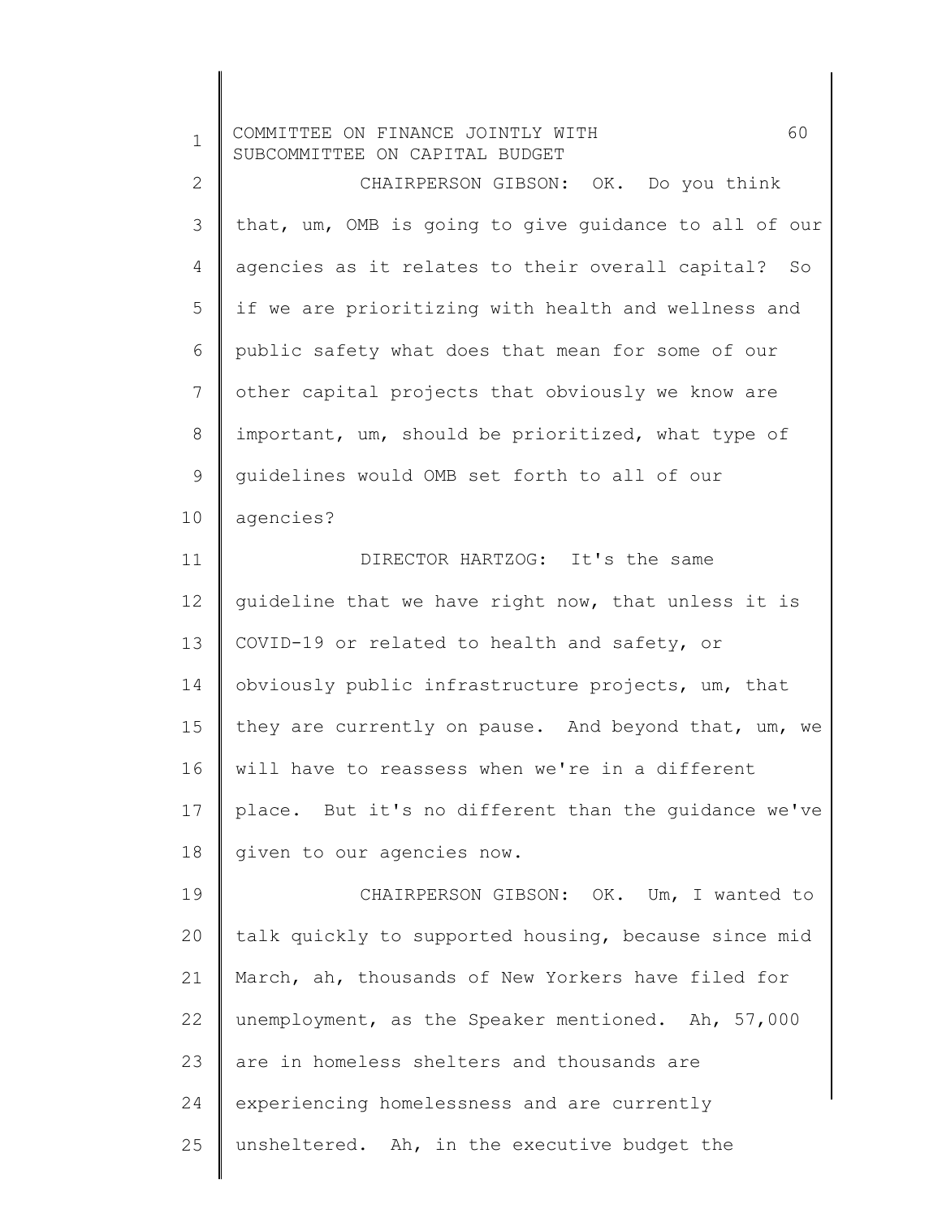CHAIRPERSON GIBSON: OK. Do you think that, um, OMB is going to give guidance to all of our agencies as it relates to their overall capital? So if we are prioritizing with health and wellness and public safety what does that mean for some of our other capital projects that obviously we know are important, um, should be prioritized, what type of guidelines would OMB set forth to all of our agencies?

DIRECTOR HARTZOG: It's the same guideline that we have right now, that unless it is COVID-19 or related to health and safety, or obviously public infrastructure projects, um, that they are currently on pause. And beyond that, um, we will have to reassess when we're in a different place. But it's no different than the guidance we've given to our agencies now.

CHAIRPERSON GIBSON: OK. Um, I wanted to talk quickly to supported housing, because since mid March, ah, thousands of New Yorkers have filed for unemployment, as the Speaker mentioned. Ah, 57,000 are in homeless shelters and thousands are experiencing homelessness and are currently unsheltered. Ah, in the executive budget the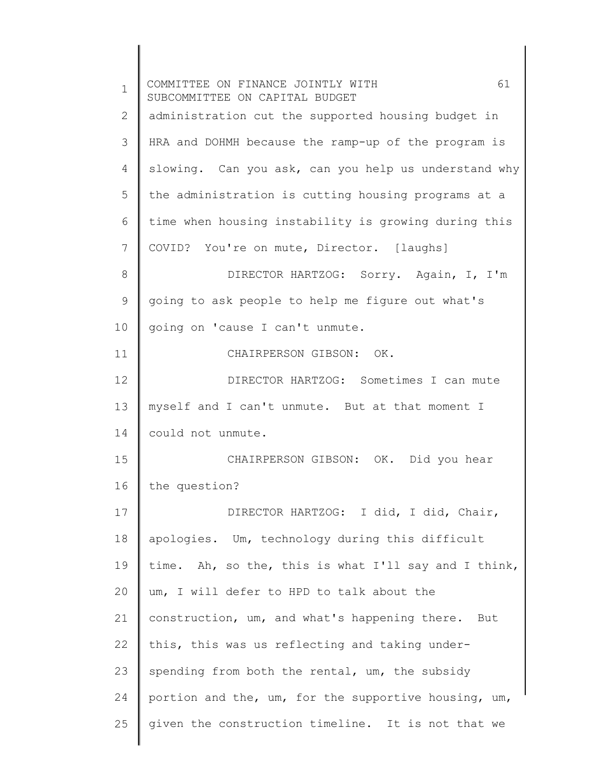administration cut the supported housing budget in HRA and DOHMH because the ramp-up of the program is slowing. Can you ask, can you help us understand why the administration is cutting housing programs at a time when housing instability is growing during this COVID? You're on mute, Director. [laughs]

DIRECTOR HARTZOG: Sorry. Again, I, I'm going to ask people to help me figure out what's going on 'cause I can't unmute.

CHAIRPERSON GIBSON: OK.

DIRECTOR HARTZOG: Sometimes I can mute myself and I can't unmute. But at that moment I could not unmute.

CHAIRPERSON GIBSON: OK. Did you hear the question?

DIRECTOR HARTZOG: I did, I did, Chair, apologies. Um, technology during this difficult time. Ah, so the, this is what I'll say and I think, um, I will defer to HPD to talk about the construction, um, and what's happening there. But this, this was us reflecting and taking under-spending from both the rental, um, the subsidy portion and the, um, for the supportive housing, um, given the construction timeline. It is not that we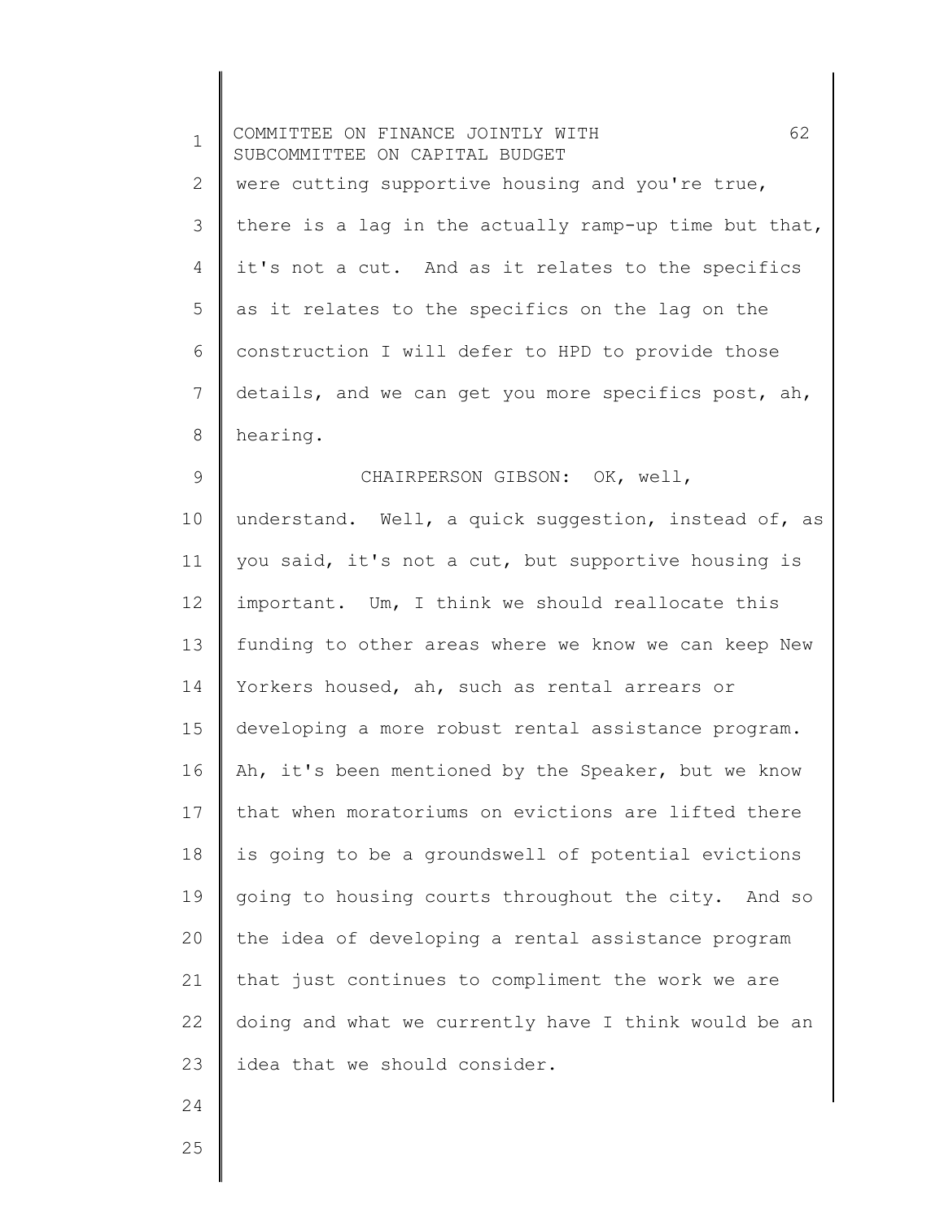were cutting supportive housing and you're true, there is a lag in the actually ramp-up time but that, it's not a cut. And as it relates to the specifics as it relates to the specifics on the lag on the construction I will defer to HPD to provide those details, and we can get you more specifics post, ah, hearing.

CHAIRPERSON GIBSON: OK, well, understand. Well, a quick suggestion, instead of, as you said, it's not a cut, but supportive housing is important. Um, I think we should reallocate this funding to other areas where we know we can keep New Yorkers housed, ah, such as rental arrears or developing a more robust rental assistance program. Ah, it's been mentioned by the Speaker, but we know that when moratoriums on evictions are lifted there is going to be a groundswell of potential evictions going to housing courts throughout the city. And so the idea of developing a rental assistance program that just continues to compliment the work we are doing and what we currently have I think would be an idea that we should consider.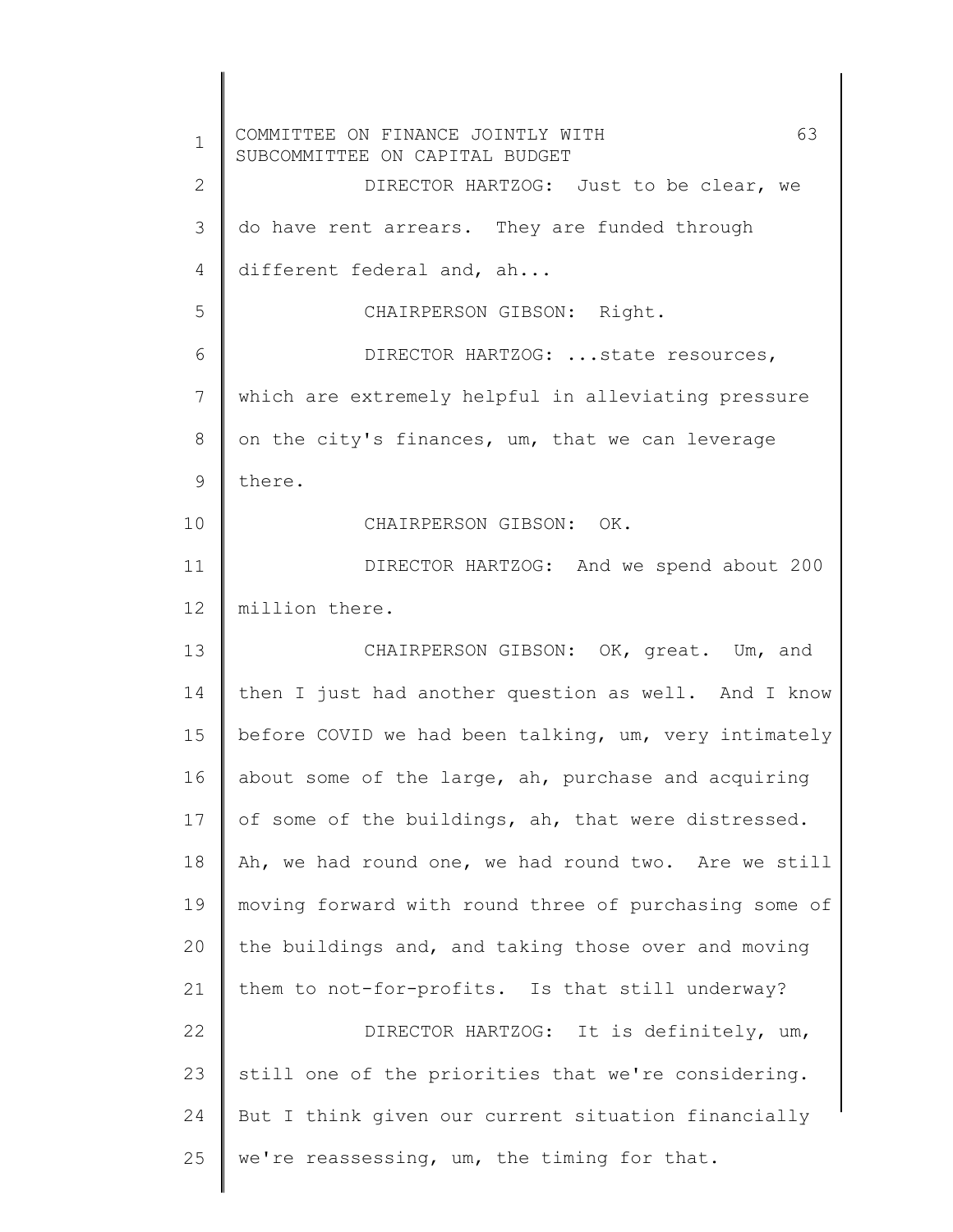DIRECTOR HARTZOG: Just to be clear, we do have rent arrears. They are funded through different federal and, ah...

CHAIRPERSON GIBSON: Right.

DIRECTOR HARTZOG: ...state resources, which are extremely helpful in alleviating pressure on the city's finances, um, that we can leverage there.

CHAIRPERSON GIBSON: OK.

DIRECTOR HARTZOG: And we spend about 200 million there.

CHAIRPERSON GIBSON: OK, great. Um, and then I just had another question as well. And I know before COVID we had been talking, um, very intimately about some of the large, ah, purchase and acquiring of some of the buildings, ah, that were distressed. Ah, we had round one, we had round two. Are we still moving forward with round three of purchasing some of the buildings and, and taking those over and moving them to not-for-profits. Is that still underway?

DIRECTOR HARTZOG: It is definitely, um, still one of the priorities that we're considering. But I think given our current situation financially we're reassessing, um, the timing for that.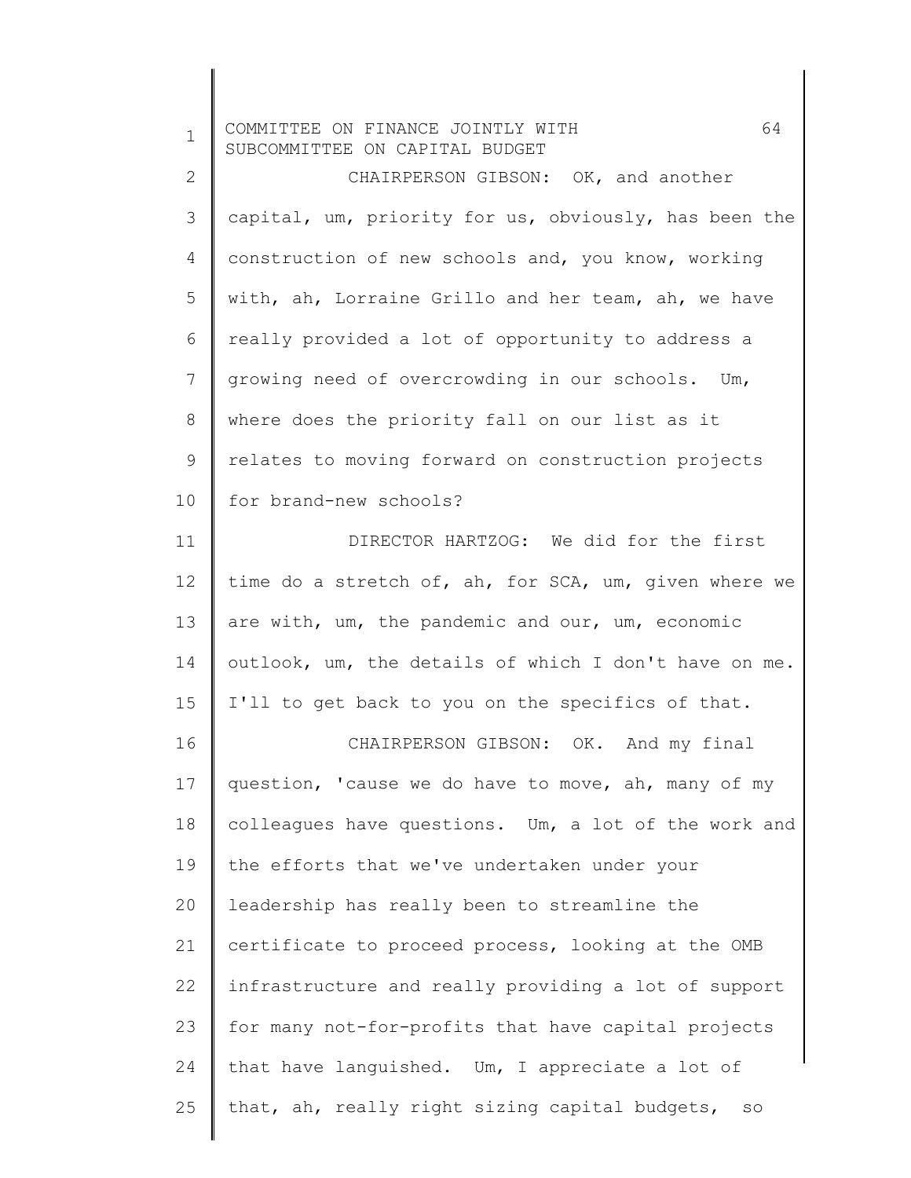CHAIRPERSON GIBSON: OK, and another capital, um, priority for us, obviously, has been the construction of new schools and, you know, working with, ah, Lorraine Grillo and her team, ah, we have really provided a lot of opportunity to address a growing need of overcrowding in our schools. Um, where does the priority fall on our list as it relates to moving forward on construction projects for brand-new schools?

DIRECTOR HARTZOG: We did for the first time do a stretch of, ah, for SCA, um, given where we are with, um, the pandemic and our, um, economic outlook, um, the details of which I don't have on me. I'll to get back to you on the specifics of that.

CHAIRPERSON GIBSON: OK. And my final question, 'cause we do have to move, ah, many of my colleagues have questions. Um, a lot of the work and the efforts that we've undertaken under your leadership has really been to streamline the certificate to proceed process, looking at the OMB infrastructure and really providing a lot of support for many not-for-profits that have capital projects that have languished. Um, I appreciate a lot of that, ah, really right sizing capital budgets, so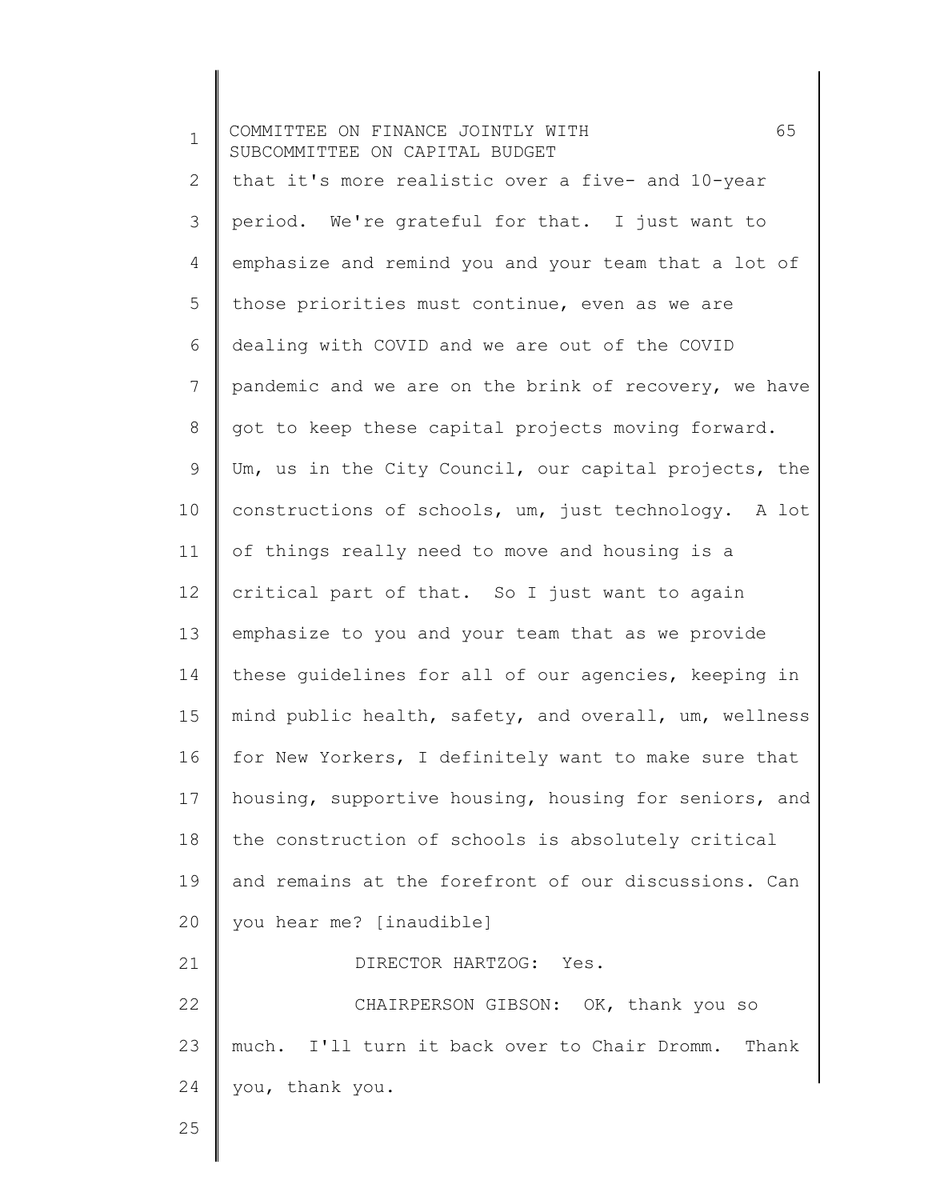that it's more realistic over a five- and 10-year period. We're grateful for that. I just want to emphasize and remind you and your team that a lot of those priorities must continue, even as we are dealing with COVID and we are out of the COVID pandemic and we are on the brink of recovery, we have got to keep these capital projects moving forward. Um, us in the City Council, our capital projects, the constructions of schools, um, just technology. A lot of things really need to move and housing is a critical part of that. So I just want to again emphasize to you and your team that as we provide these guidelines for all of our agencies, keeping in mind public health, safety, and overall, um, wellness for New Yorkers, I definitely want to make sure that housing, supportive housing, housing for seniors, and the construction of schools is absolutely critical and remains at the forefront of our discussions. Can you hear me? [inaudible]

DIRECTOR HARTZOG: Yes.

CHAIRPERSON GIBSON: OK, thank you so much. I'll turn it back over to Chair Dromm. Thank you, thank you.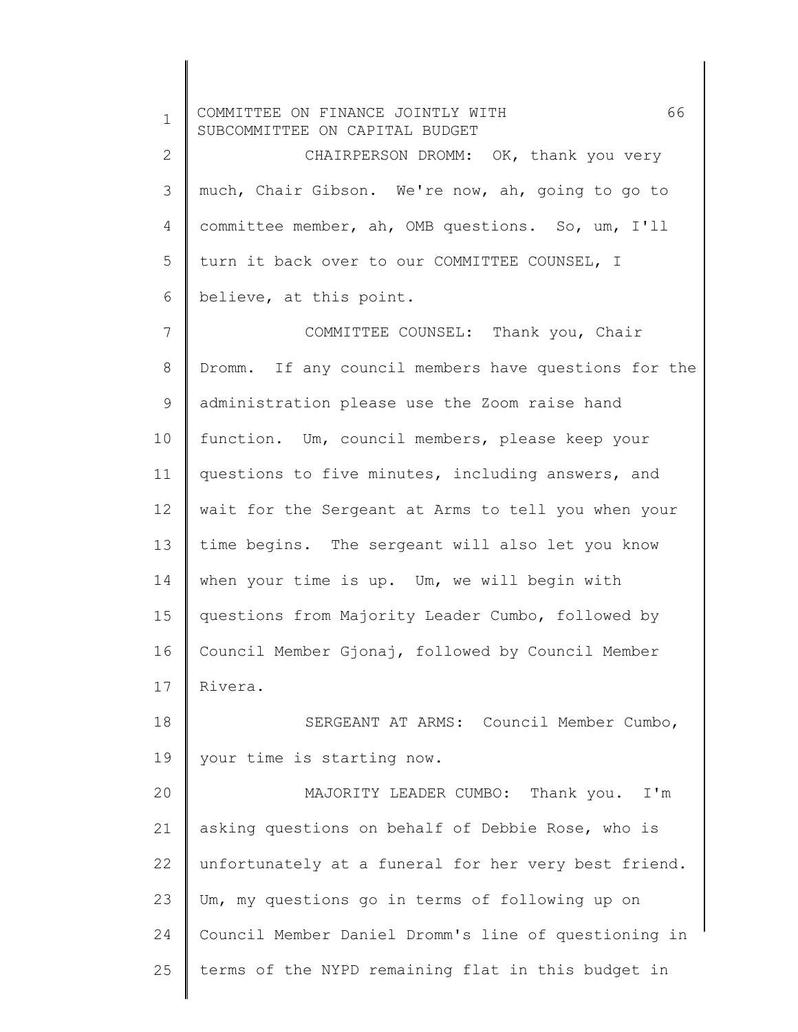CHAIRPERSON DROMM: OK, thank you very much, Chair Gibson. We're now, ah, going to go to committee member, ah, OMB questions. So, um, I'll turn it back over to our COMMITTEE COUNSEL, I believe, at this point.

COMMITTEE COUNSEL: Thank you, Chair Dromm. If any council members have questions for the administration please use the Zoom raise hand function. Um, council members, please keep your questions to five minutes, including answers, and wait for the Sergeant at Arms to tell you when your time begins. The sergeant will also let you know when your time is up. Um, we will begin with questions from Majority Leader Cumbo, followed by Council Member Gjonaj, followed by Council Member Rivera.

SERGEANT AT ARMS: Council Member Cumbo, your time is starting now.

MAJORITY LEADER CUMBO: Thank you. I'm asking questions on behalf of Debbie Rose, who is unfortunately at a funeral for her very best friend. Um, my questions go in terms of following up on Council Member Daniel Dromm's line of questioning in terms of the NYPD remaining flat in this budget in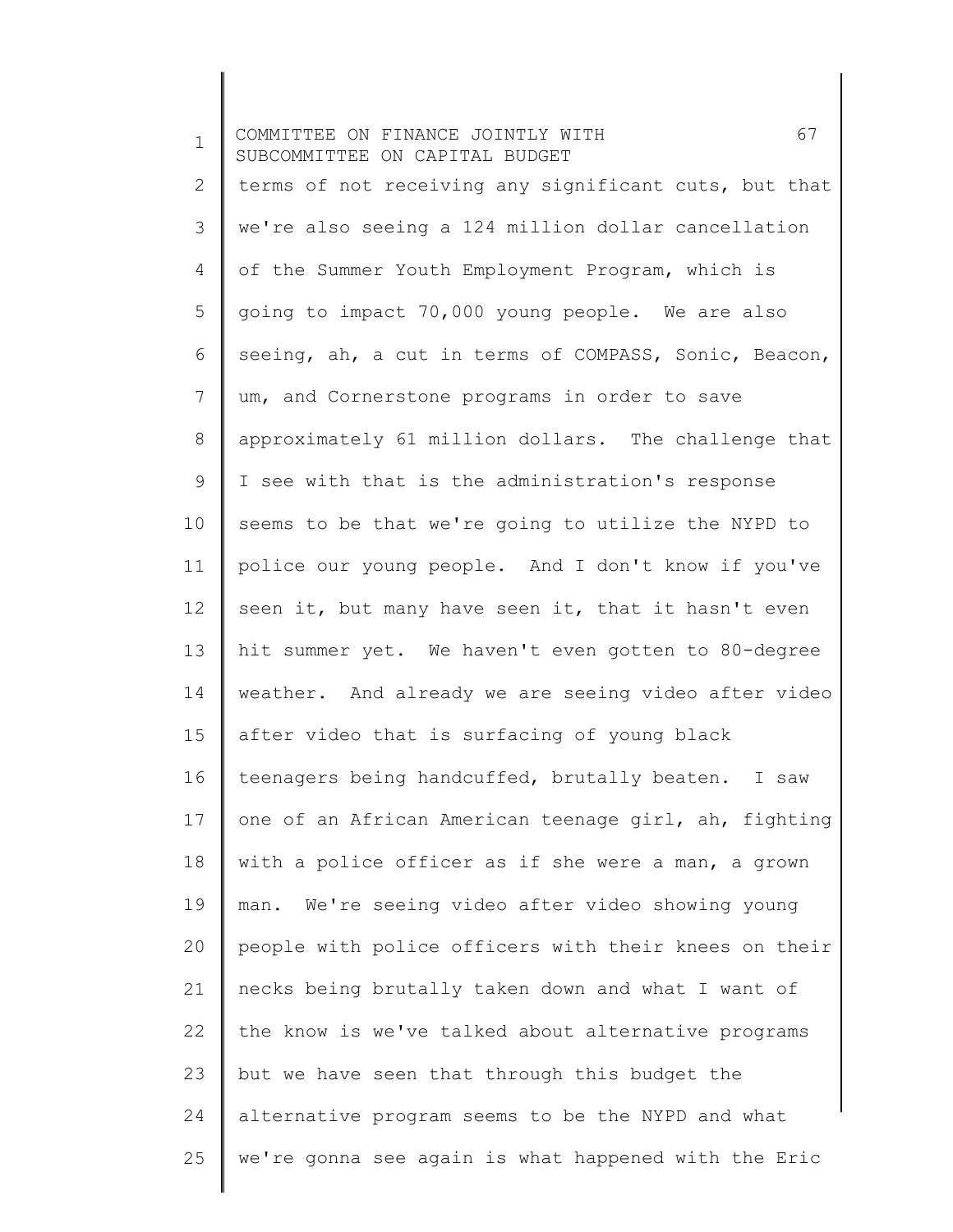terms of not receiving any significant cuts, but that we're also seeing a 124 million dollar cancellation of the Summer Youth Employment Program, which is going to impact 70,000 young people. We are also seeing, ah, a cut in terms of COMPASS, Sonic, Beacon, um, and Cornerstone programs in order to save approximately 61 million dollars. The challenge that I see with that is the administration's response seems to be that we're going to utilize the NYPD to police our young people. And I don't know if you've seen it, but many have seen it, that it hasn't even hit summer yet. We haven't even gotten to 80-degree weather. And already we are seeing video after video after video that is surfacing of young black teenagers being handcuffed, brutally beaten. I saw one of an African American teenage girl, ah, fighting with a police officer as if she were a man, a grown man. We're seeing video after video showing young people with police officers with their knees on their necks being brutally taken down and what I want of the know is we've talked about alternative programs but we have seen that through this budget the alternative program seems to be the NYPD and what we're gonna see again is what happened with the Eric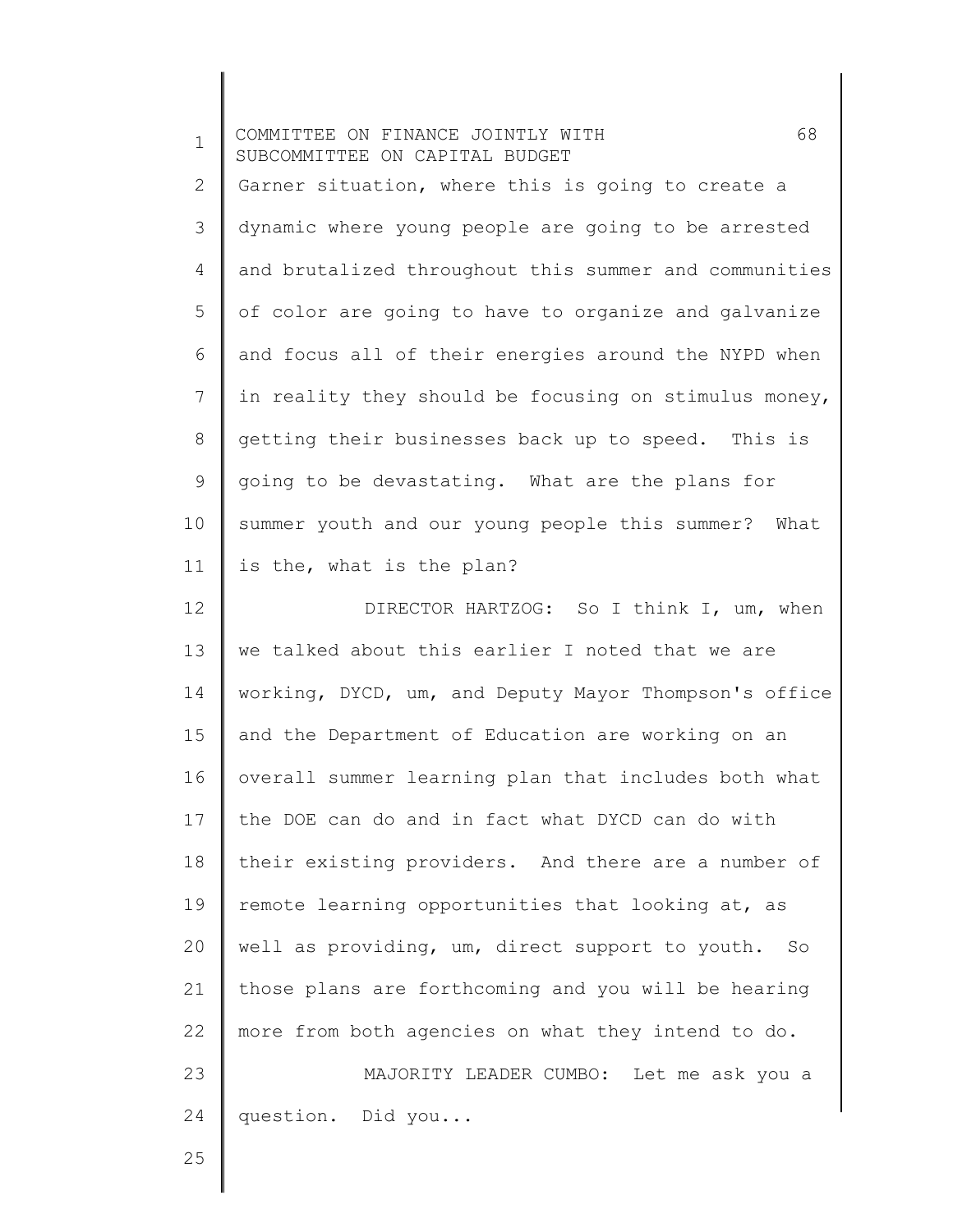Garner situation, where this is going to create a dynamic where young people are going to be arrested and brutalized throughout this summer and communities of color are going to have to organize and galvanize and focus all of their energies around the NYPD when in reality they should be focusing on stimulus money, getting their businesses back up to speed. This is going to be devastating. What are the plans for summer youth and our young people this summer? What is the, what is the plan?

DIRECTOR HARTZOG: So I think I, um, when we talked about this earlier I noted that we are working, DYCD, um, and Deputy Mayor Thompson's office and the Department of Education are working on an overall summer learning plan that includes both what the DOE can do and in fact what DYCD can do with their existing providers. And there are a number of remote learning opportunities that looking at, as well as providing, um, direct support to youth. So those plans are forthcoming and you will be hearing more from both agencies on what they intend to do.

MAJORITY LEADER CUMBO: Let me ask you a question. Did you...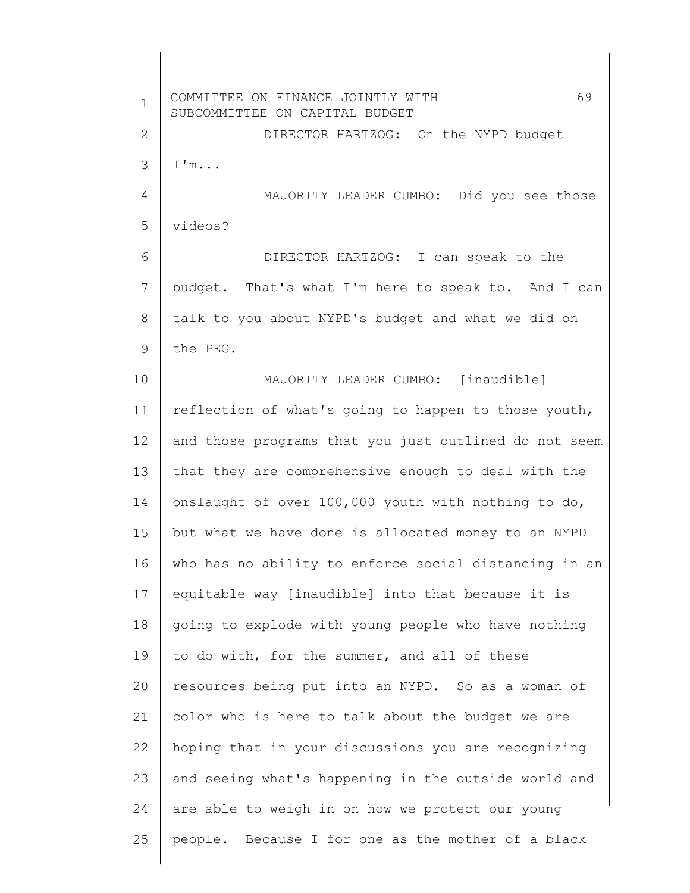DIRECTOR HARTZOG: On the NYPD budget I'm...

MAJORITY LEADER CUMBO: Did you see those videos?

DIRECTOR HARTZOG: I can speak to the budget. That's what I'm here to speak to. And I can talk to you about NYPD's budget and what we did on the PEG.

MAJORITY LEADER CUMBO: [inaudible] reflection of what's going to happen to those youth, and those programs that you just outlined do not seem that they are comprehensive enough to deal with the onslaught of over 100,000 youth with nothing to do, but what we have done is allocated money to an NYPD who has no ability to enforce social distancing in an equitable way [inaudible] into that because it is going to explode with young people who have nothing to do with, for the summer, and all of these resources being put into an NYPD. So as a woman of color who is here to talk about the budget we are hoping that in your discussions you are recognizing and seeing what's happening in the outside world and are able to weigh in on how we protect our young people. Because I for one as the mother of a black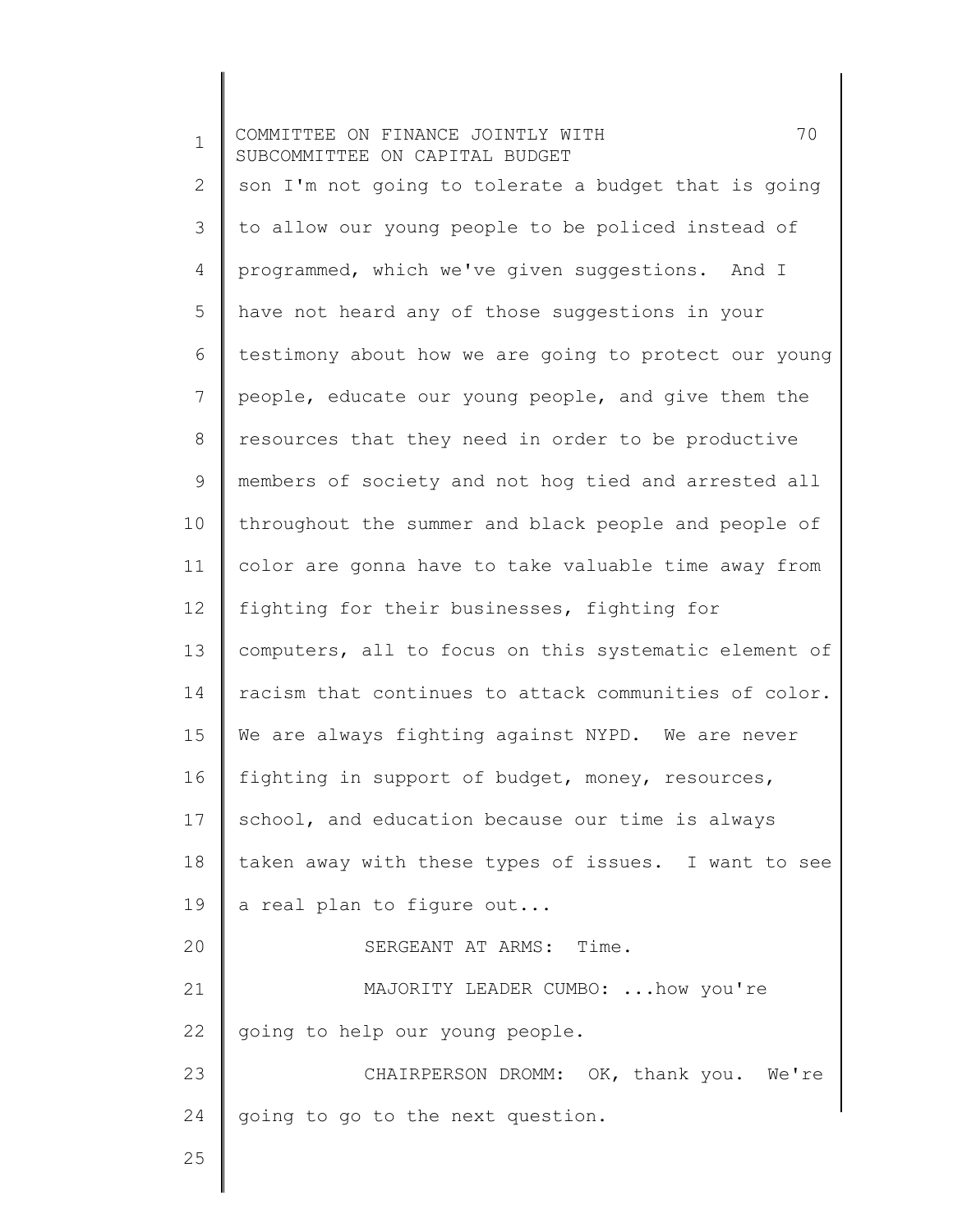son I'm not going to tolerate a budget that is going to allow our young people to be policed instead of programmed, which we've given suggestions. And I have not heard any of those suggestions in your testimony about how we are going to protect our young people, educate our young people, and give them the resources that they need in order to be productive members of society and not hog tied and arrested all throughout the summer and black people and people of color are gonna have to take valuable time away from fighting for their businesses, fighting for computers, all to focus on this systematic element of racism that continues to attack communities of color. We are always fighting against NYPD. We are never fighting in support of budget, money, resources, school, and education because our time is always taken away with these types of issues. I want to see a real plan to figure out...

SERGEANT AT ARMS: Time.

MAJORITY LEADER CUMBO: ...how you're going to help our young people.

CHAIRPERSON DROMM: OK, thank you. We're going to go to the next question.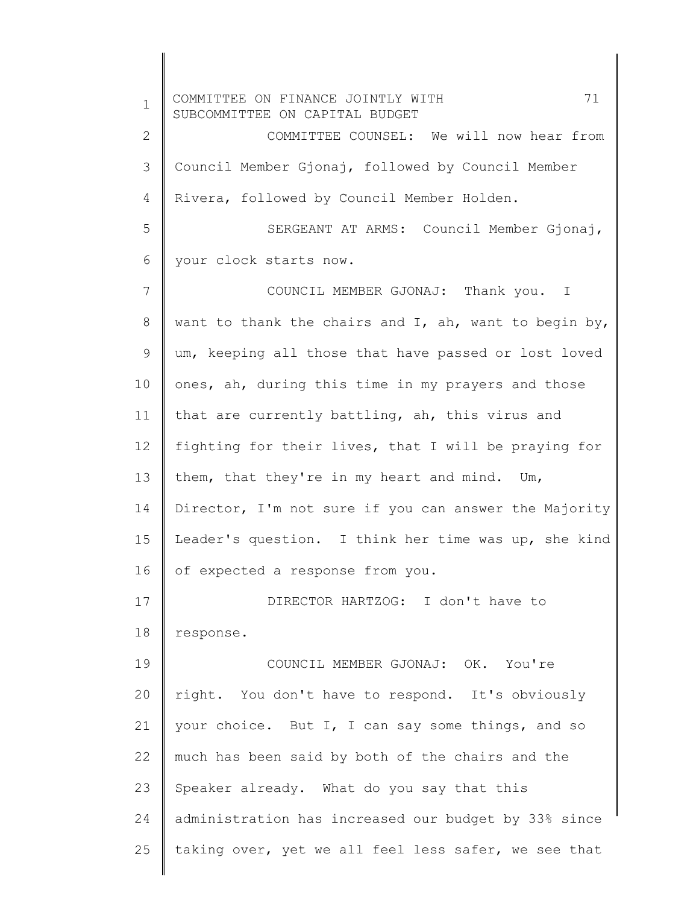COMMITTEE COUNSEL: We will now hear from Council Member Gjonaj, followed by Council Member Rivera, followed by Council Member Holden.

SERGEANT AT ARMS: Council Member Gjonaj, your clock starts now.

COUNCIL MEMBER GJONAJ: Thank you. I want to thank the chairs and I, ah, want to begin by, um, keeping all those that have passed or lost loved ones, ah, during this time in my prayers and those that are currently battling, ah, this virus and fighting for their lives, that I will be praying for them, that they're in my heart and mind. Um, Director, I'm not sure if you can answer the Majority Leader's question. I think her time was up, she kind of expected a response from you.

DIRECTOR HARTZOG: I don't have to response.

COUNCIL MEMBER GJONAJ: OK. You're right. You don't have to respond. It's obviously your choice. But I, I can say some things, and so much has been said by both of the chairs and the Speaker already. What do you say that this administration has increased our budget by 33% since taking over, yet we all feel less safer, we see that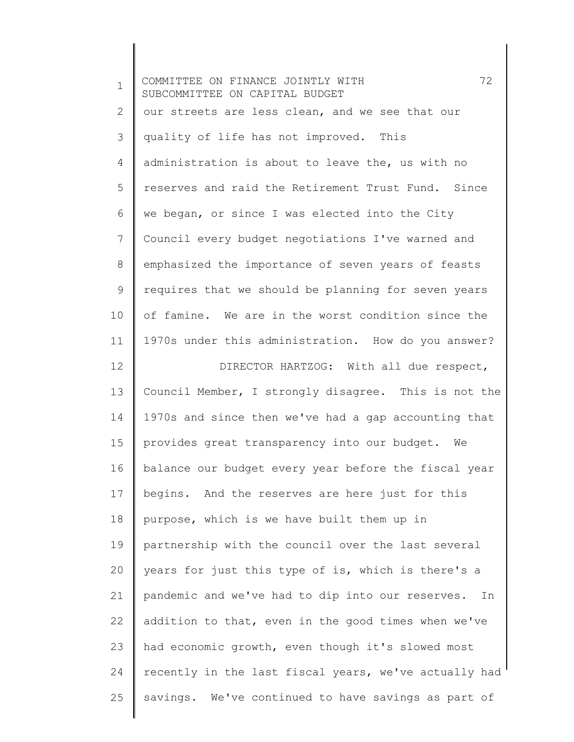our streets are less clean, and we see that our quality of life has not improved. This administration is about to leave the, us with no reserves and raid the Retirement Trust Fund. Since we began, or since I was elected into the City Council every budget negotiations I've warned and emphasized the importance of seven years of feasts requires that we should be planning for seven years of famine. We are in the worst condition since the 1970s under this administration. How do you answer?

DIRECTOR HARTZOG: With all due respect, Council Member, I strongly disagree. This is not the 1970s and since then we've had a gap accounting that provides great transparency into our budget. We balance our budget every year before the fiscal year begins. And the reserves are here just for this purpose, which is we have built them up in partnership with the council over the last several years for just this type of is, which is there's a pandemic and we've had to dip into our reserves. In addition to that, even in the good times when we've had economic growth, even though it's slowed most recently in the last fiscal years, we've actually had savings. We've continued to have savings as part of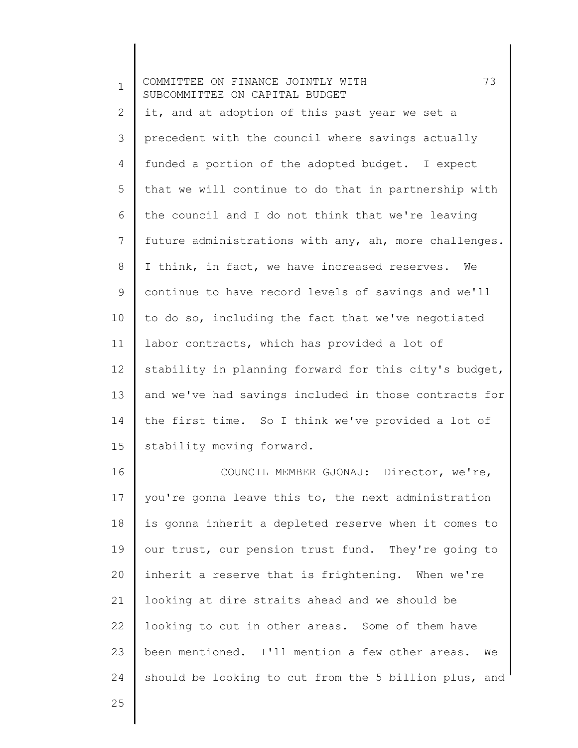it, and at adoption of this past year we set a precedent with the council where savings actually funded a portion of the adopted budget. I expect that we will continue to do that in partnership with the council and I do not think that we're leaving future administrations with any, ah, more challenges. I think, in fact, we have increased reserves. We continue to have record levels of savings and we'll to do so, including the fact that we've negotiated labor contracts, which has provided a lot of stability in planning forward for this city's budget, and we've had savings included in those contracts for the first time. So I think we've provided a lot of stability moving forward.

COUNCIL MEMBER GJONAJ: Director, we're, you're gonna leave this to, the next administration is gonna inherit a depleted reserve when it comes to our trust, our pension trust fund. They're going to inherit a reserve that is frightening. When we're looking at dire straits ahead and we should be looking to cut in other areas. Some of them have been mentioned. I'll mention a few other areas. We should be looking to cut from the 5 billion plus, and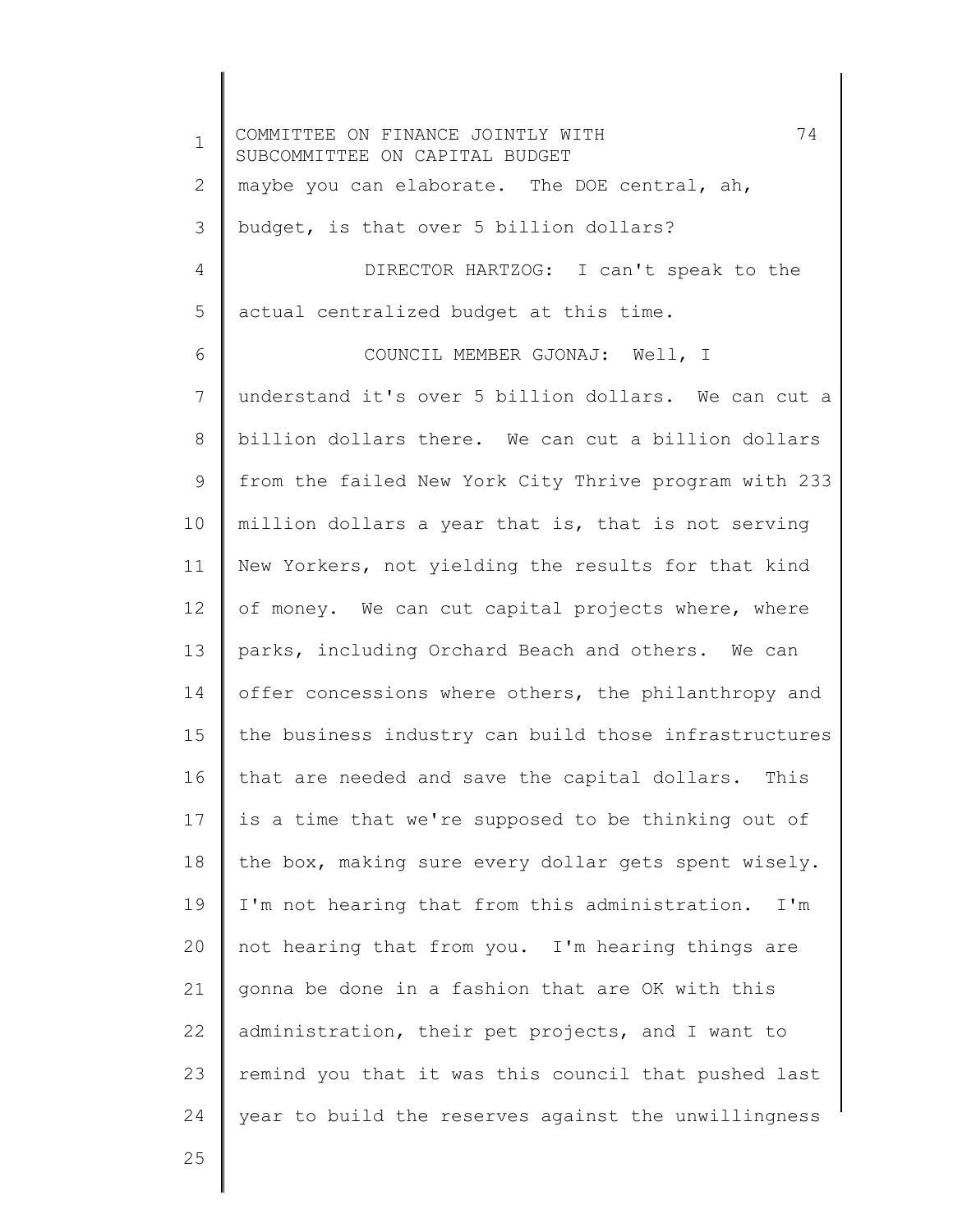maybe you can elaborate. The DOE central, ah, budget, is that over 5 billion dollars?

DIRECTOR HARTZOG: I can't speak to the actual centralized budget at this time.

COUNCIL MEMBER GJONAJ: Well, I understand it's over 5 billion dollars. We can cut a billion dollars there. We can cut a billion dollars from the failed New York City Thrive program with 233 million dollars a year that is, that is not serving New Yorkers, not yielding the results for that kind of money. We can cut capital projects where, where parks, including Orchard Beach and others. We can offer concessions where others, the philanthropy and the business industry can build those infrastructures that are needed and save the capital dollars. This is a time that we're supposed to be thinking out of the box, making sure every dollar gets spent wisely. I'm not hearing that from this administration. I'm not hearing that from you. I'm hearing things are gonna be done in a fashion that are OK with this administration, their pet projects, and I want to remind you that it was this council that pushed last year to build the reserves against the unwillingness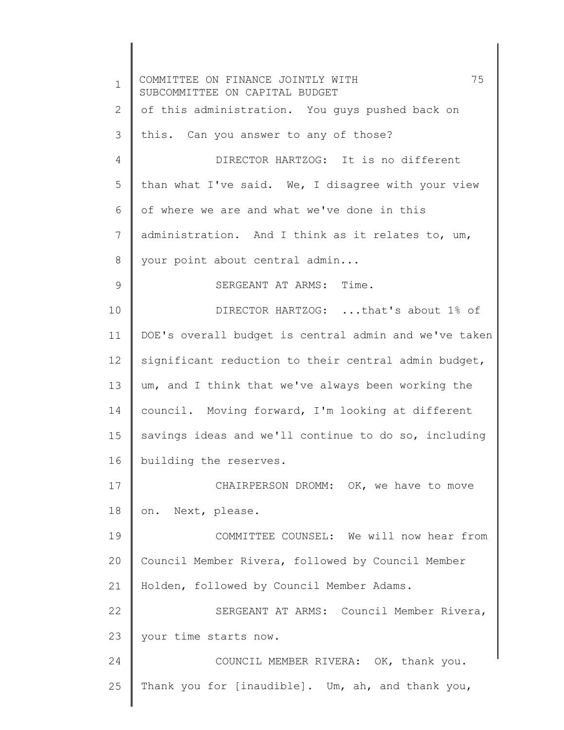of this administration. You guys pushed back on this. Can you answer to any of those?

DIRECTOR HARTZOG: It is no different than what I've said. We, I disagree with your view of where we are and what we've done in this administration. And I think as it relates to, um, your point about central admin...

SERGEANT AT ARMS: Time.

DIRECTOR HARTZOG: ...that's about 1% of DOE's overall budget is central admin and we've taken significant reduction to their central admin budget, um, and I think that we've always been working the council. Moving forward, I'm looking at different savings ideas and we'll continue to do so, including building the reserves.

CHAIRPERSON DROMM: OK, we have to move on. Next, please.

COMMITTEE COUNSEL: We will now hear from Council Member Rivera, followed by Council Member Holden, followed by Council Member Adams.

SERGEANT AT ARMS: Council Member Rivera, your time starts now.

COUNCIL MEMBER RIVERA: OK, thank you. Thank you for [inaudible]. Um, ah, and thank you,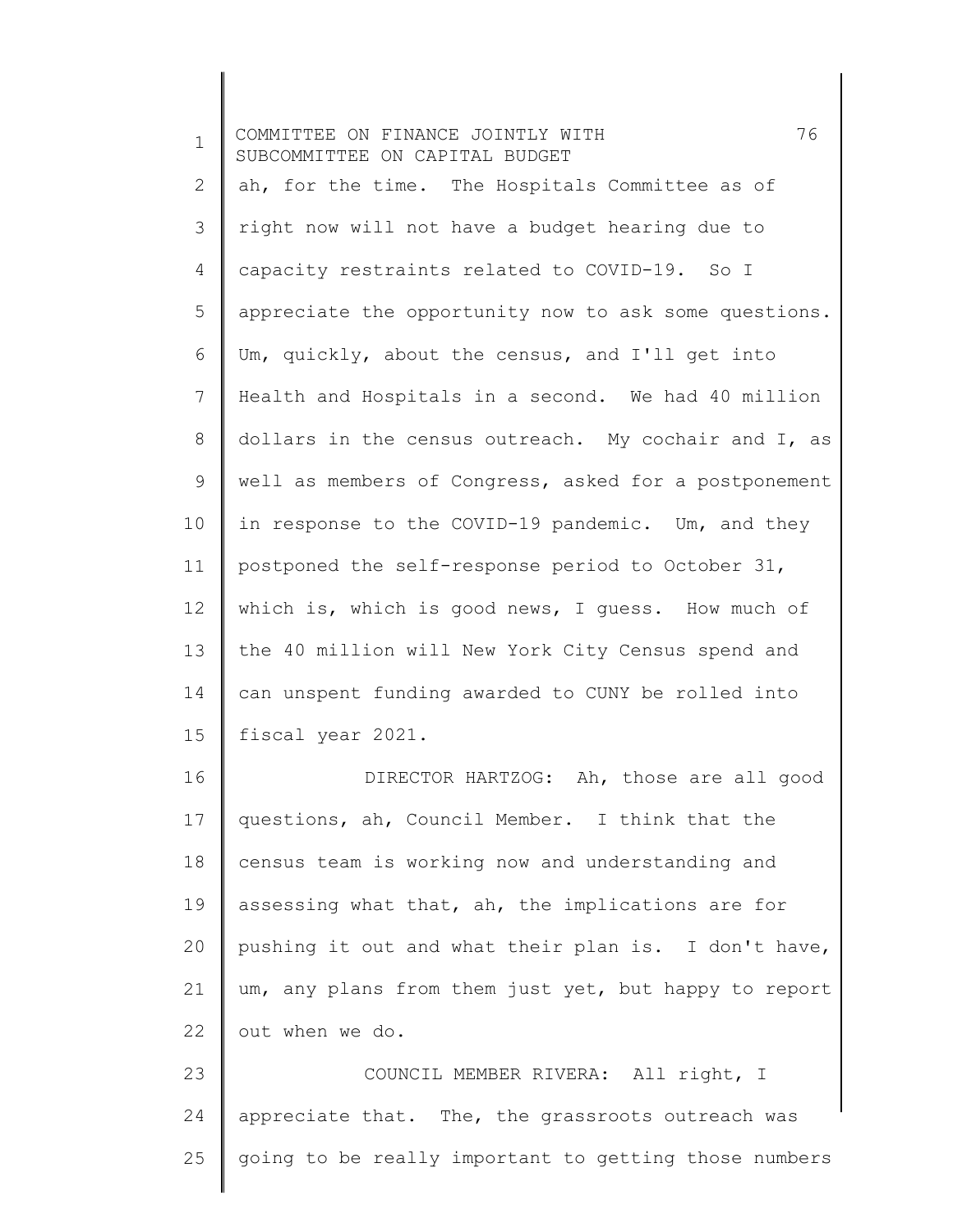ah, for the time. The Hospitals Committee as of right now will not have a budget hearing due to capacity restraints related to COVID-19. So I appreciate the opportunity now to ask some questions. Um, quickly, about the census, and I'll get into Health and Hospitals in a second. We had 40 million dollars in the census outreach. My cochair and I, as well as members of Congress, asked for a postponement in response to the COVID-19 pandemic. Um, and they postponed the self-response period to October 31, which is, which is good news, I guess. How much of the 40 million will New York City Census spend and can unspent funding awarded to CUNY be rolled into fiscal year 2021.

DIRECTOR HARTZOG: Ah, those are all good questions, ah, Council Member. I think that the census team is working now and understanding and assessing what that, ah, the implications are for pushing it out and what their plan is. I don't have, um, any plans from them just yet, but happy to report out when we do.

COUNCIL MEMBER RIVERA: All right, I appreciate that. The, the grassroots outreach was going to be really important to getting those numbers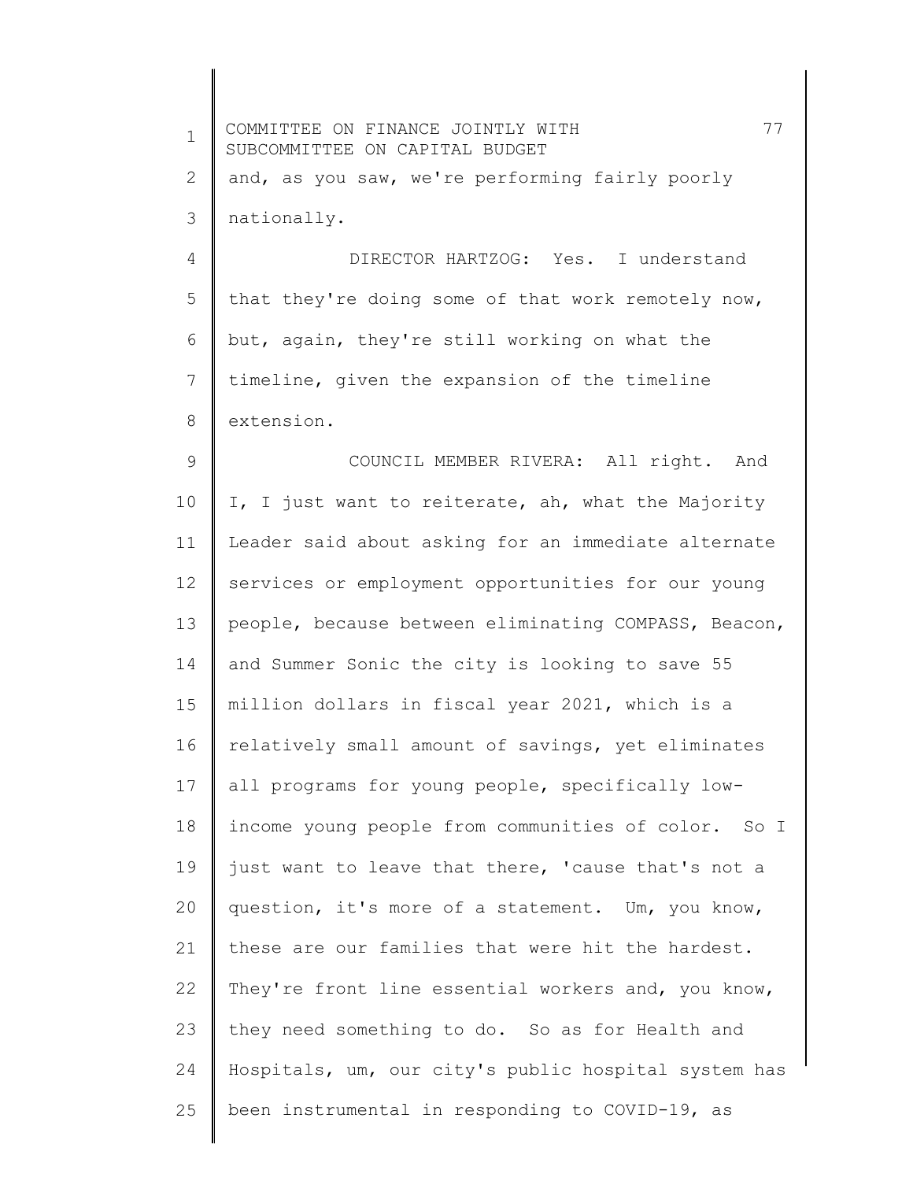and, as you saw, we're performing fairly poorly nationally.

DIRECTOR HARTZOG: Yes. I understand that they're doing some of that work remotely now, but, again, they're still working on what the timeline, given the expansion of the timeline extension.

COUNCIL MEMBER RIVERA: All right. And I, I just want to reiterate, ah, what the Majority Leader said about asking for an immediate alternate services or employment opportunities for our young people, because between eliminating COMPASS, Beacon, and Summer Sonic the city is looking to save 55 million dollars in fiscal year 2021, which is a relatively small amount of savings, yet eliminates all programs for young people, specifically low-income young people from communities of color. So I just want to leave that there, 'cause that's not a question, it's more of a statement. Um, you know, these are our families that were hit the hardest. They're front line essential workers and, you know, they need something to do. So as for Health and Hospitals, um, our city's public hospital system has been instrumental in responding to COVID-19, as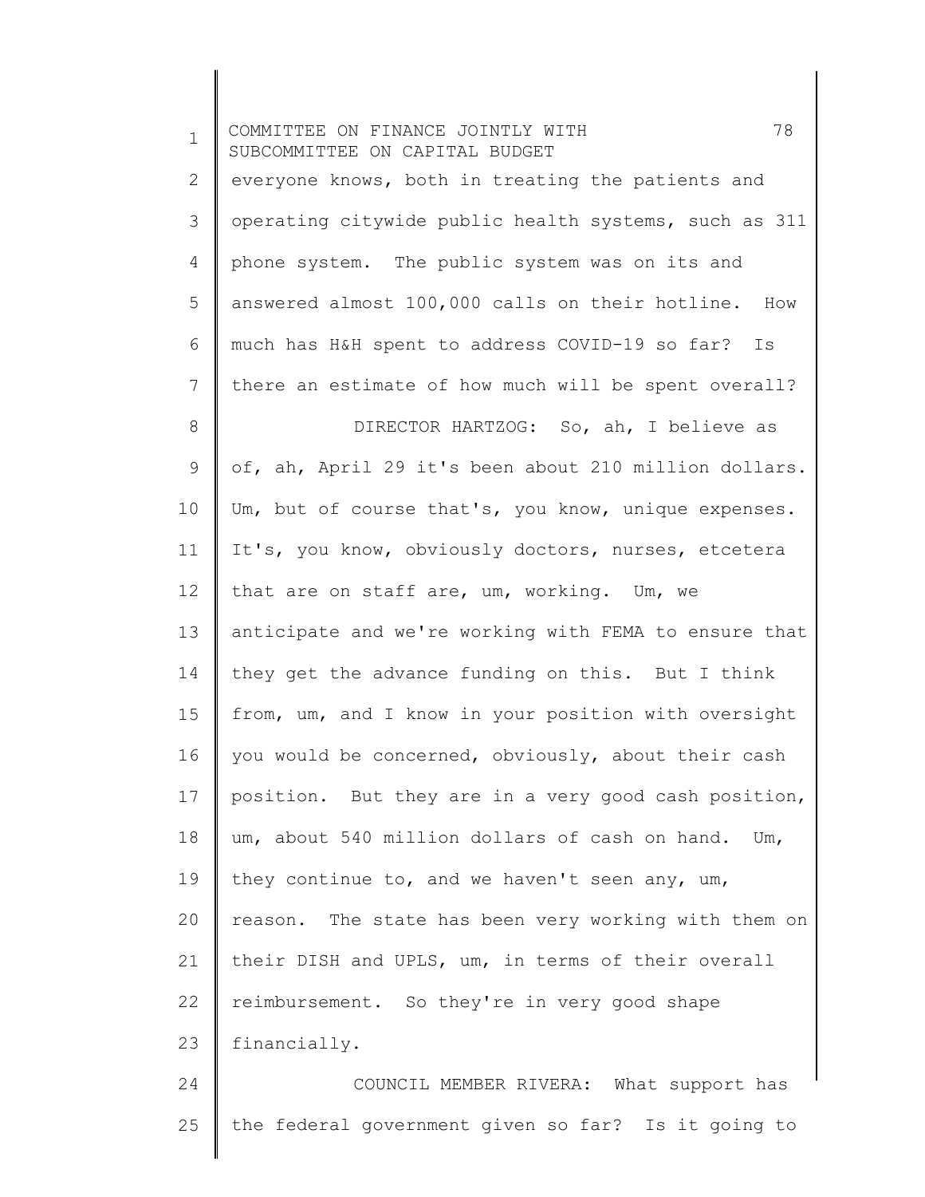everyone knows, both in treating the patients and operating citywide public health systems, such as 311 phone system. The public system was on its and answered almost 100,000 calls on their hotline. How much has H&H spent to address COVID-19 so far? Is there an estimate of how much will be spent overall?

DIRECTOR HARTZOG: So, ah, I believe as of, ah, April 29 it's been about 210 million dollars. Um, but of course that's, you know, unique expenses. It's, you know, obviously doctors, nurses, etcetera that are on staff are, um, working. Um, we anticipate and we're working with FEMA to ensure that they get the advance funding on this. But I think from, um, and I know in your position with oversight you would be concerned, obviously, about their cash position. But they are in a very good cash position, um, about 540 million dollars of cash on hand. Um, they continue to, and we haven't seen any, um, reason. The state has been very working with them on their DISH and UPLS, um, in terms of their overall reimbursement. So they're in very good shape financially.

COUNCIL MEMBER RIVERA: What support has the federal government given so far? Is it going to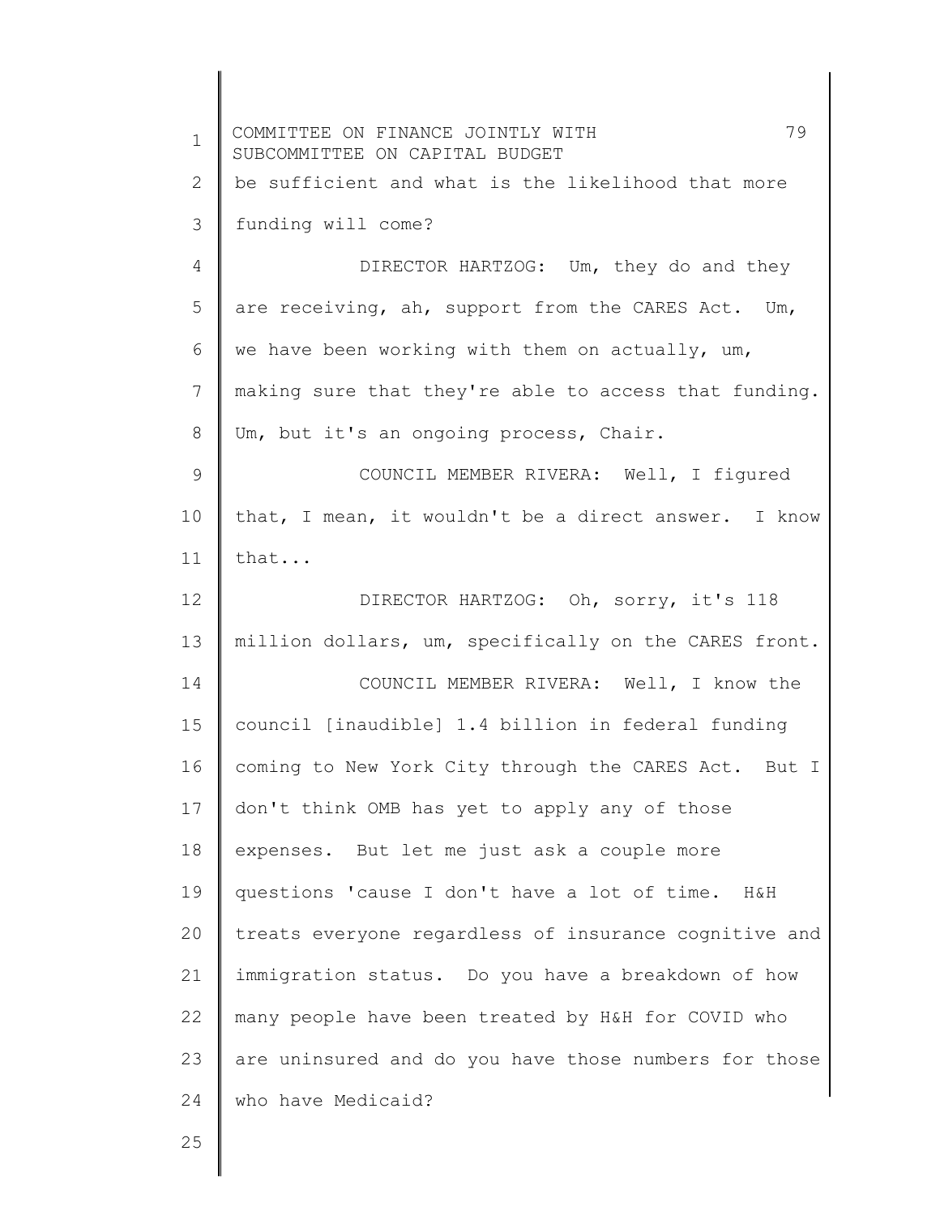be sufficient and what is the likelihood that more funding will come?

DIRECTOR HARTZOG: Um, they do and they are receiving, ah, support from the CARES Act. Um, we have been working with them on actually, um, making sure that they're able to access that funding. Um, but it's an ongoing process, Chair.

COUNCIL MEMBER RIVERA: Well, I figured that, I mean, it wouldn't be a direct answer. I know that...

DIRECTOR HARTZOG: Oh, sorry, it's 118 million dollars, um, specifically on the CARES front.

COUNCIL MEMBER RIVERA: Well, I know the council [inaudible] 1.4 billion in federal funding coming to New York City through the CARES Act. But I don't think OMB has yet to apply any of those expenses. But let me just ask a couple more questions 'cause I don't have a lot of time. H&H treats everyone regardless of insurance cognitive and immigration status. Do you have a breakdown of how many people have been treated by H&H for COVID who are uninsured and do you have those numbers for those who have Medicaid?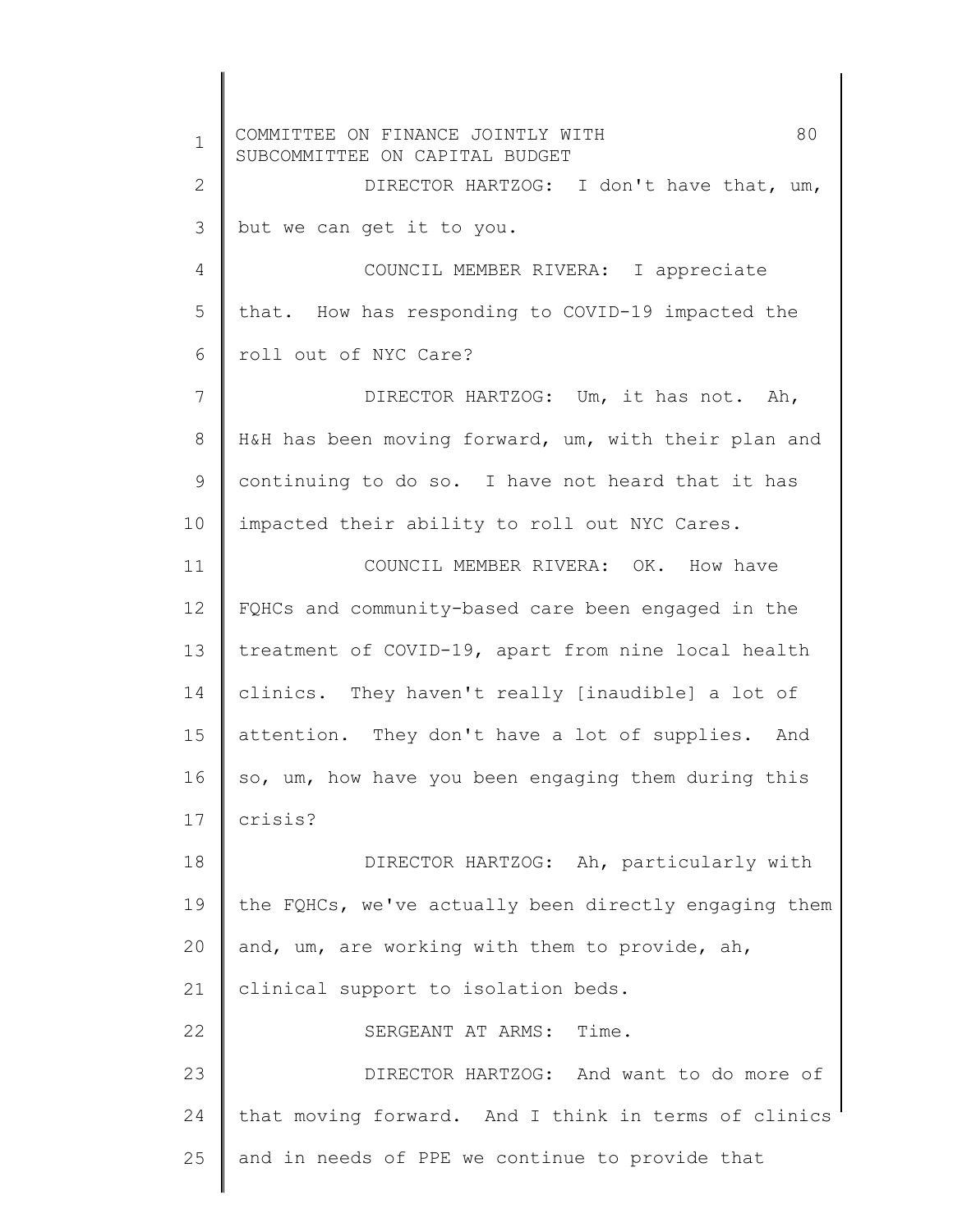DIRECTOR HARTZOG: I don't have that, um, but we can get it to you.

COUNCIL MEMBER RIVERA: I appreciate that. How has responding to COVID-19 impacted the roll out of NYC Care?

DIRECTOR HARTZOG: Um, it has not. Ah, H&H has been moving forward, um, with their plan and continuing to do so. I have not heard that it has impacted their ability to roll out NYC Cares.

COUNCIL MEMBER RIVERA: OK. How have FQHCs and community-based care been engaged in the treatment of COVID-19, apart from nine local health clinics. They haven't really [inaudible] a lot of attention. They don't have a lot of supplies. And so, um, how have you been engaging them during this crisis?

DIRECTOR HARTZOG: Ah, particularly with the FQHCs, we've actually been directly engaging them and, um, are working with them to provide, ah, clinical support to isolation beds.

SERGEANT AT ARMS: Time.

DIRECTOR HARTZOG: And want to do more of that moving forward. And I think in terms of clinics and in needs of PPE we continue to provide that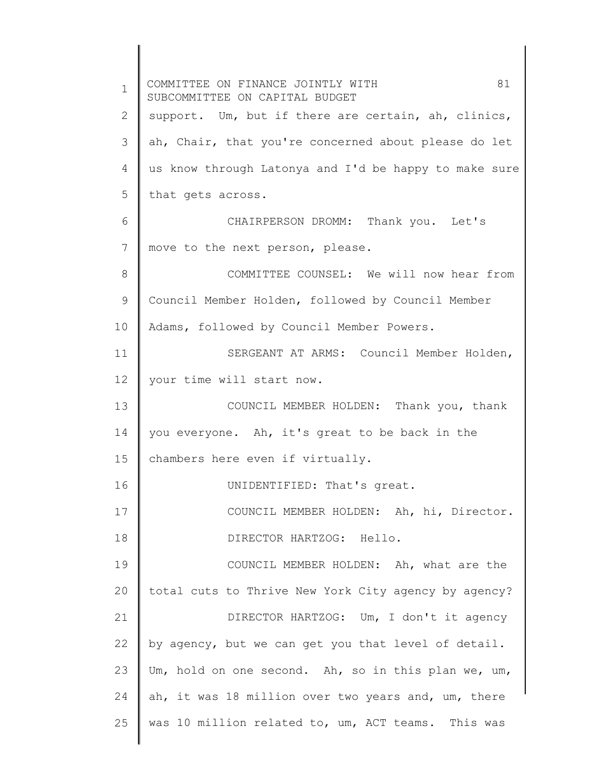support. Um, but if there are certain, ah, clinics, ah, Chair, that you're concerned about please do let us know through Latonya and I'd be happy to make sure that gets across.

CHAIRPERSON DROMM: Thank you. Let's move to the next person, please.

COMMITTEE COUNSEL: We will now hear from Council Member Holden, followed by Council Member Adams, followed by Council Member Powers.

SERGEANT AT ARMS: Council Member Holden, your time will start now.

COUNCIL MEMBER HOLDEN: Thank you, thank you everyone. Ah, it's great to be back in the chambers here even if virtually.

UNIDENTIFIED: That's great.

COUNCIL MEMBER HOLDEN: Ah, hi, Director.

DIRECTOR HARTZOG: Hello.

COUNCIL MEMBER HOLDEN: Ah, what are the total cuts to Thrive New York City agency by agency?

DIRECTOR HARTZOG: Um, I don't it agency by agency, but we can get you that level of detail. Um, hold on one second. Ah, so in this plan we, um, ah, it was 18 million over two years and, um, there was 10 million related to, um, ACT teams. This was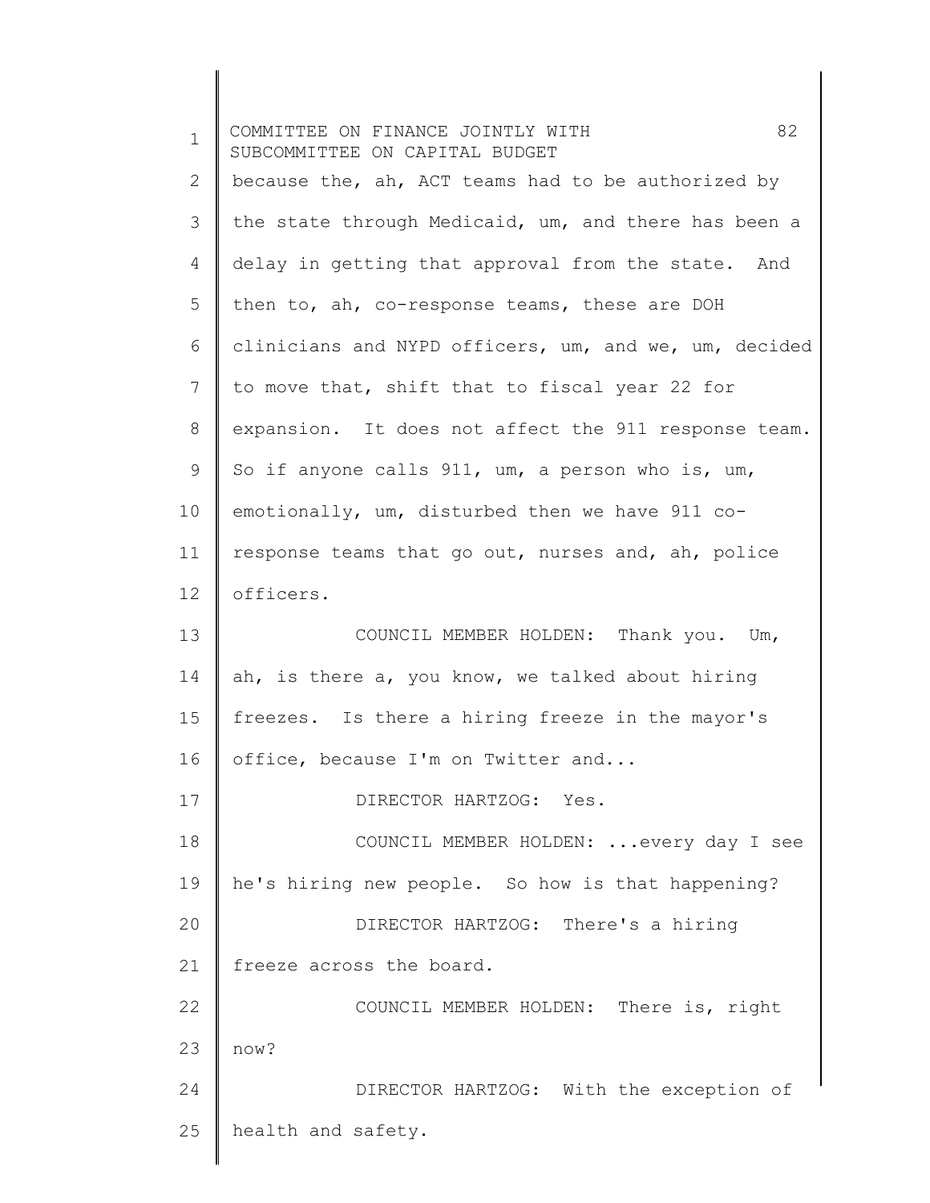because the, ah, ACT teams had to be authorized by the state through Medicaid, um, and there has been a delay in getting that approval from the state. And then to, ah, co-response teams, these are DOH clinicians and NYPD officers, um, and we, um, decided to move that, shift that to fiscal year 22 for expansion. It does not affect the 911 response team. So if anyone calls 911, um, a person who is, um, emotionally, um, disturbed then we have 911 co-response teams that go out, nurses and, ah, police officers.

COUNCIL MEMBER HOLDEN: Thank you. Um, ah, is there a, you know, we talked about hiring freezes. Is there a hiring freeze in the mayor's office, because I'm on Twitter and...

DIRECTOR HARTZOG: Yes.

COUNCIL MEMBER HOLDEN: ...every day I see he's hiring new people. So how is that happening?

DIRECTOR HARTZOG: There's a hiring freeze across the board.

COUNCIL MEMBER HOLDEN: There is, right now?

DIRECTOR HARTZOG: With the exception of health and safety.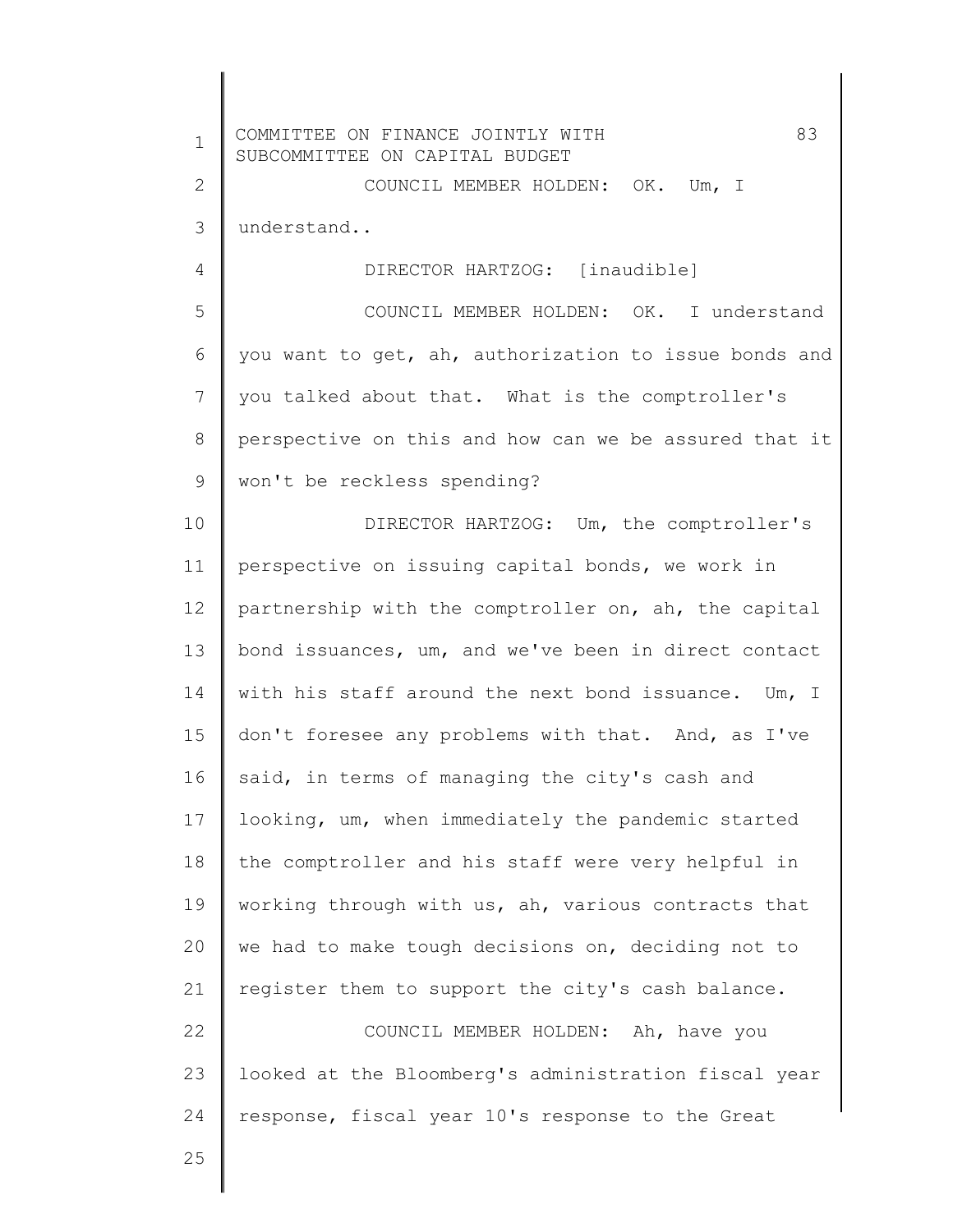COUNCIL MEMBER HOLDEN: OK. Um, I understand..

DIRECTOR HARTZOG: [inaudible]

COUNCIL MEMBER HOLDEN: OK. I understand you want to get, ah, authorization to issue bonds and you talked about that. What is the comptroller's perspective on this and how can we be assured that it won't be reckless spending?

DIRECTOR HARTZOG: Um, the comptroller's perspective on issuing capital bonds, we work in partnership with the comptroller on, ah, the capital bond issuances, um, and we've been in direct contact with his staff around the next bond issuance. Um, I don't foresee any problems with that. And, as I've said, in terms of managing the city's cash and looking, um, when immediately the pandemic started the comptroller and his staff were very helpful in working through with us, ah, various contracts that we had to make tough decisions on, deciding not to register them to support the city's cash balance.

COUNCIL MEMBER HOLDEN: Ah, have you looked at the Bloomberg's administration fiscal year response, fiscal year 10's response to the Great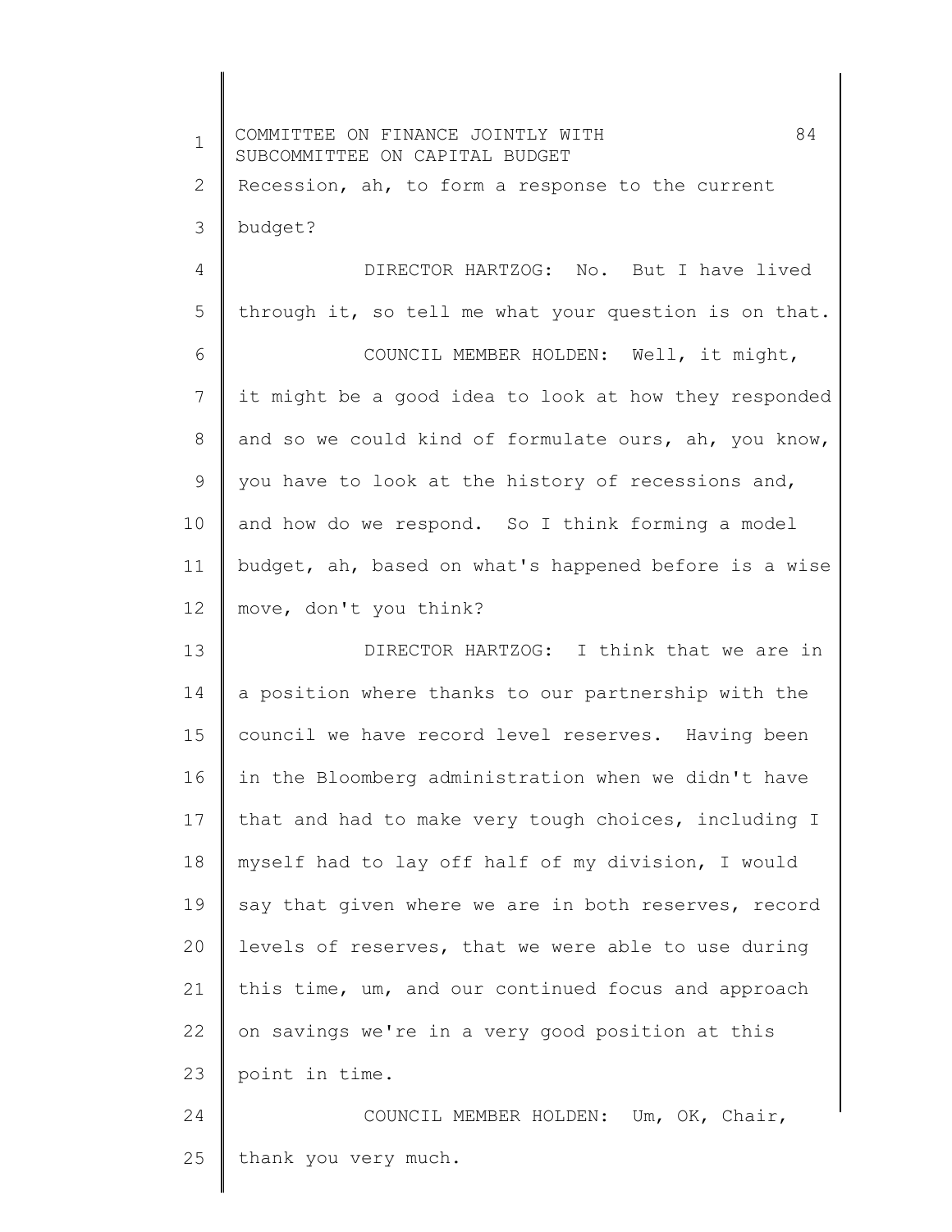Recession, ah, to form a response to the current budget?

DIRECTOR HARTZOG: No. But I have lived through it, so tell me what your question is on that.

COUNCIL MEMBER HOLDEN: Well, it might, it might be a good idea to look at how they responded and so we could kind of formulate ours, ah, you know, you have to look at the history of recessions and, and how do we respond. So I think forming a model budget, ah, based on what's happened before is a wise move, don't you think?

DIRECTOR HARTZOG: I think that we are in a position where thanks to our partnership with the council we have record level reserves. Having been in the Bloomberg administration when we didn't have that and had to make very tough choices, including I myself had to lay off half of my division, I would say that given where we are in both reserves, record levels of reserves, that we were able to use during this time, um, and our continued focus and approach on savings we're in a very good position at this point in time.

COUNCIL MEMBER HOLDEN: Um, OK, Chair, thank you very much.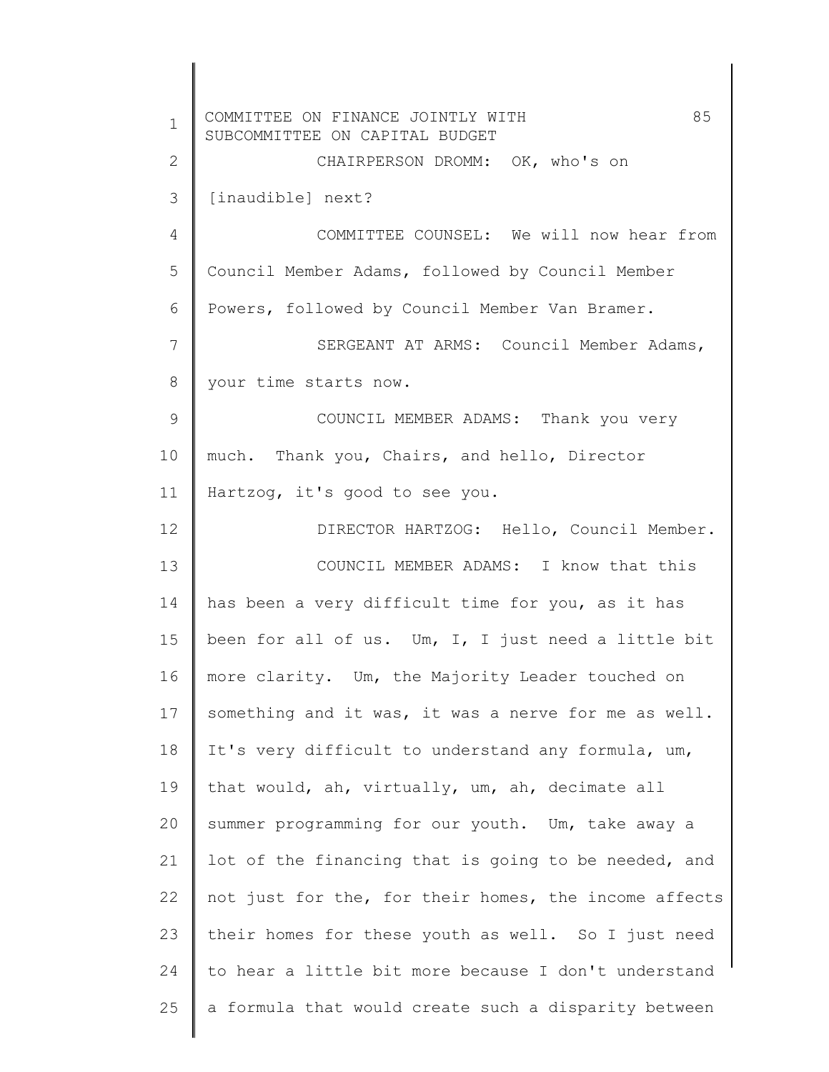CHAIRPERSON DROMM: OK, who's on [inaudible] next?

COMMITTEE COUNSEL: We will now hear from Council Member Adams, followed by Council Member Powers, followed by Council Member Van Bramer.

SERGEANT AT ARMS: Council Member Adams, your time starts now.

COUNCIL MEMBER ADAMS: Thank you very much. Thank you, Chairs, and hello, Director Hartzog, it's good to see you.

DIRECTOR HARTZOG: Hello, Council Member.

COUNCIL MEMBER ADAMS: I know that this has been a very difficult time for you, as it has been for all of us. Um, I, I just need a little bit more clarity. Um, the Majority Leader touched on something and it was, it was a nerve for me as well. It's very difficult to understand any formula, um, that would, ah, virtually, um, ah, decimate all summer programming for our youth. Um, take away a lot of the financing that is going to be needed, and not just for the, for their homes, the income affects their homes for these youth as well. So I just need to hear a little bit more because I don't understand a formula that would create such a disparity between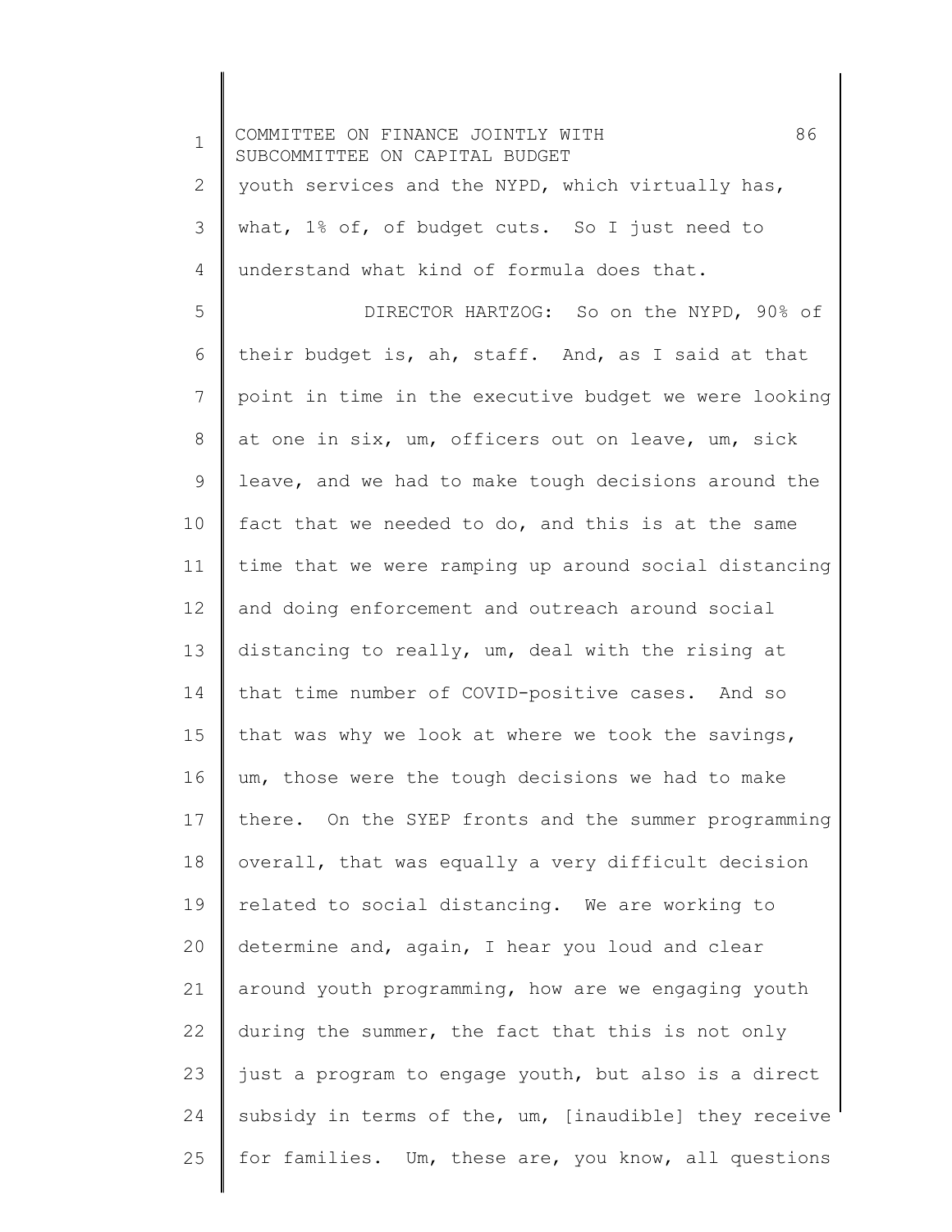youth services and the NYPD, which virtually has, what, 1% of, of budget cuts. So I just need to understand what kind of formula does that.

DIRECTOR HARTZOG: So on the NYPD, 90% of their budget is, ah, staff. And, as I said at that point in time in the executive budget we were looking at one in six, um, officers out on leave, um, sick leave, and we had to make tough decisions around the fact that we needed to do, and this is at the same time that we were ramping up around social distancing and doing enforcement and outreach around social distancing to really, um, deal with the rising at that time number of COVID-positive cases. And so that was why we look at where we took the savings, um, those were the tough decisions we had to make there. On the SYEP fronts and the summer programming overall, that was equally a very difficult decision related to social distancing. We are working to determine and, again, I hear you loud and clear around youth programming, how are we engaging youth during the summer, the fact that this is not only just a program to engage youth, but also is a direct subsidy in terms of the, um, [inaudible] they receive for families. Um, these are, you know, all questions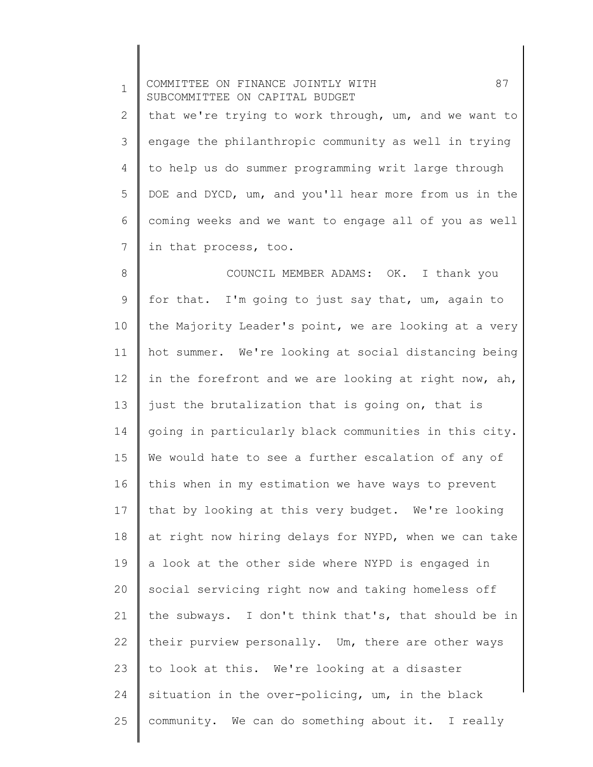that we're trying to work through, um, and we want to engage the philanthropic community as well in trying to help us do summer programming writ large through DOE and DYCD, um, and you'll hear more from us in the coming weeks and we want to engage all of you as well in that process, too.

COUNCIL MEMBER ADAMS: OK. I thank you for that. I'm going to just say that, um, again to the Majority Leader's point, we are looking at a very hot summer. We're looking at social distancing being in the forefront and we are looking at right now, ah, just the brutalization that is going on, that is going in particularly black communities in this city. We would hate to see a further escalation of any of this when in my estimation we have ways to prevent that by looking at this very budget. We're looking at right now hiring delays for NYPD, when we can take a look at the other side where NYPD is engaged in social servicing right now and taking homeless off the subways. I don't think that's, that should be in their purview personally. Um, there are other ways to look at this. We're looking at a disaster situation in the over-policing, um, in the black community. We can do something about it. I really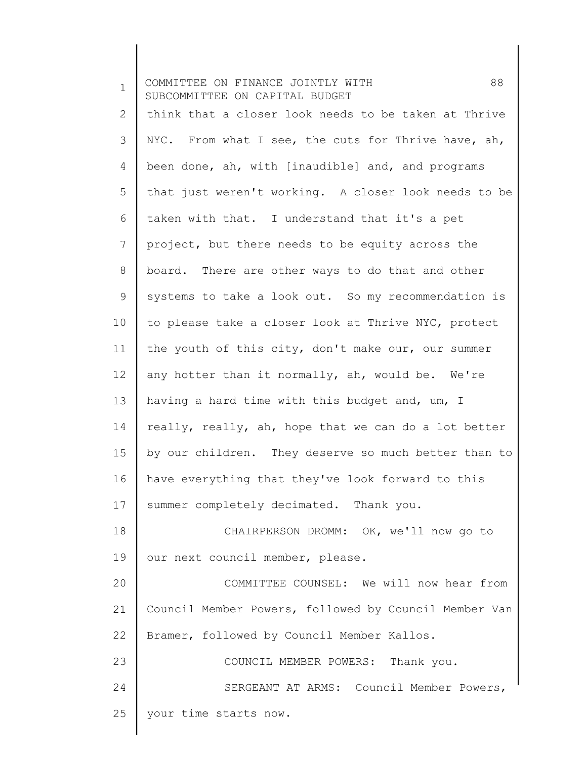think that a closer look needs to be taken at Thrive NYC. From what I see, the cuts for Thrive have, ah, been done, ah, with [inaudible] and, and programs that just weren't working. A closer look needs to be taken with that. I understand that it's a pet project, but there needs to be equity across the board. There are other ways to do that and other systems to take a look out. So my recommendation is to please take a closer look at Thrive NYC, protect the youth of this city, don't make our, our summer any hotter than it normally, ah, would be. We're having a hard time with this budget and, um, I really, really, ah, hope that we can do a lot better by our children. They deserve so much better than to have everything that they've look forward to this summer completely decimated. Thank you.

CHAIRPERSON DROMM: OK, we'll now go to our next council member, please.

COMMITTEE COUNSEL: We will now hear from Council Member Powers, followed by Council Member Van Bramer, followed by Council Member Kallos.

COUNCIL MEMBER POWERS: Thank you.

SERGEANT AT ARMS: Council Member Powers, your time starts now.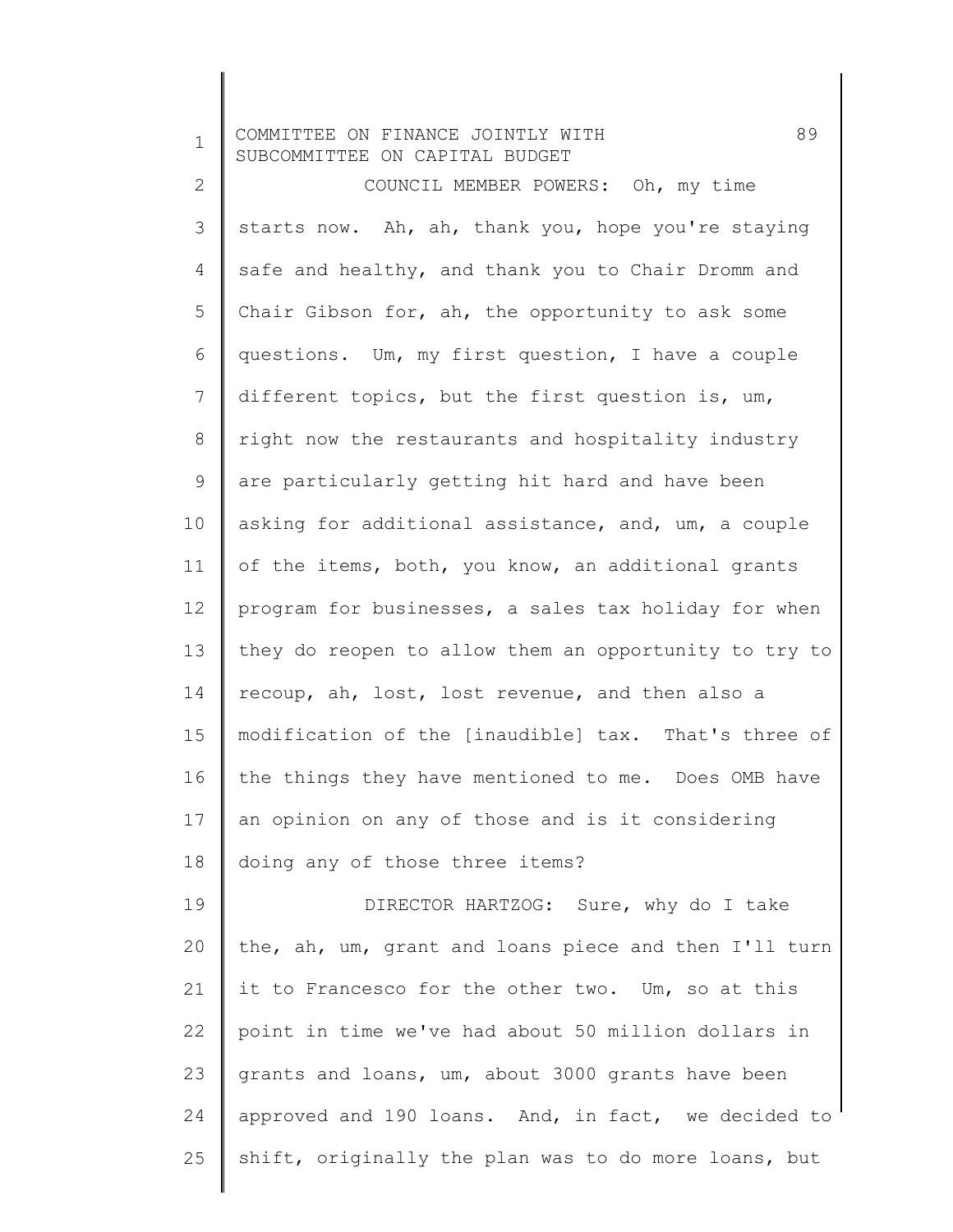COUNCIL MEMBER POWERS: Oh, my time starts now. Ah, ah, thank you, hope you're staying safe and healthy, and thank you to Chair Dromm and Chair Gibson for, ah, the opportunity to ask some questions. Um, my first question, I have a couple different topics, but the first question is, um, right now the restaurants and hospitality industry are particularly getting hit hard and have been asking for additional assistance, and, um, a couple of the items, both, you know, an additional grants program for businesses, a sales tax holiday for when they do reopen to allow them an opportunity to try to recoup, ah, lost, lost revenue, and then also a modification of the [inaudible] tax. That's three of the things they have mentioned to me. Does OMB have an opinion on any of those and is it considering doing any of those three items?

DIRECTOR HARTZOG: Sure, why do I take the, ah, um, grant and loans piece and then I'll turn it to Francesco for the other two. Um, so at this point in time we've had about 50 million dollars in grants and loans, um, about 3000 grants have been approved and 190 loans. And, in fact, we decided to shift, originally the plan was to do more loans, but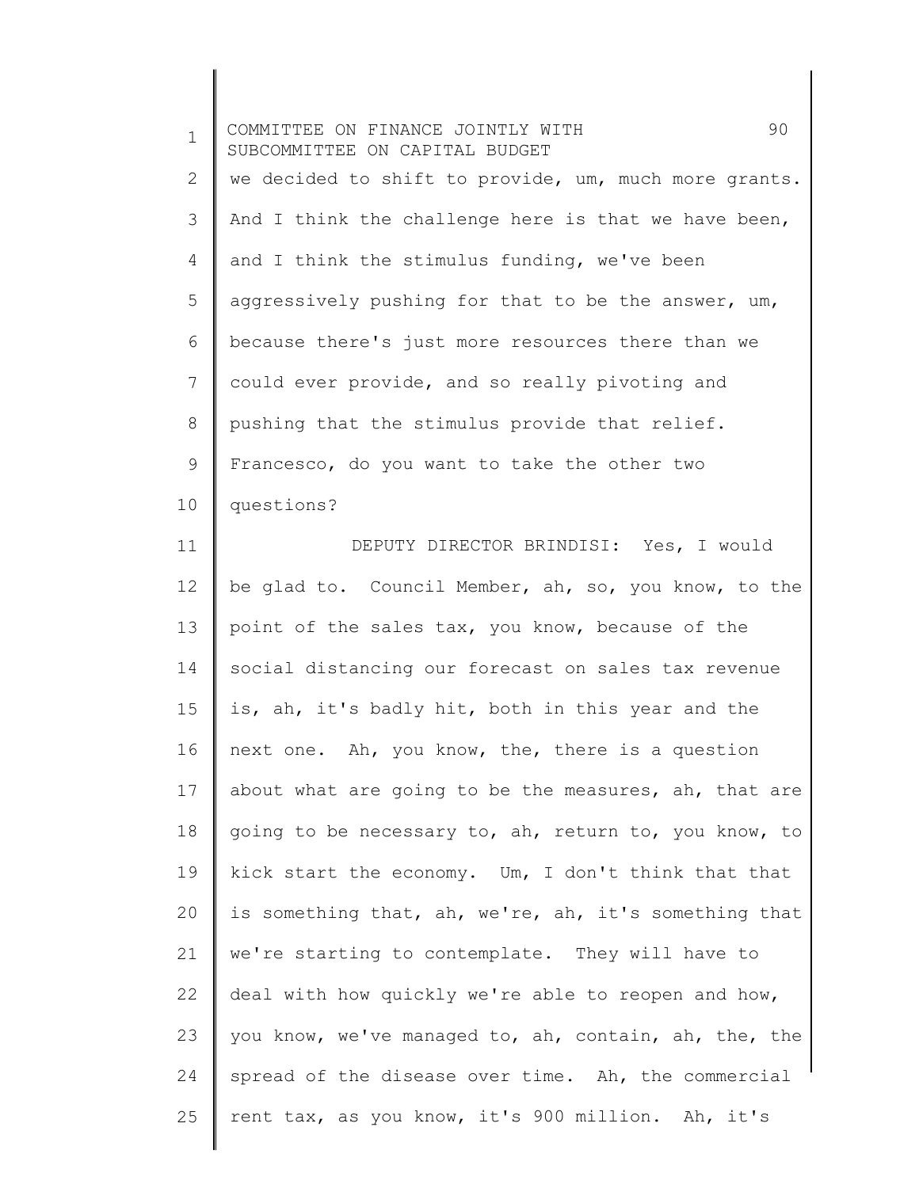we decided to shift to provide, um, much more grants. And I think the challenge here is that we have been, and I think the stimulus funding, we've been aggressively pushing for that to be the answer, um, because there's just more resources there than we could ever provide, and so really pivoting and pushing that the stimulus provide that relief. Francesco, do you want to take the other two questions?

DEPUTY DIRECTOR BRINDISI: Yes, I would be glad to. Council Member, ah, so, you know, to the point of the sales tax, you know, because of the social distancing our forecast on sales tax revenue is, ah, it's badly hit, both in this year and the next one. Ah, you know, the, there is a question about what are going to be the measures, ah, that are going to be necessary to, ah, return to, you know, to kick start the economy. Um, I don't think that that is something that, ah, we're, ah, it's something that we're starting to contemplate. They will have to deal with how quickly we're able to reopen and how, you know, we've managed to, ah, contain, ah, the, the spread of the disease over time. Ah, the commercial rent tax, as you know, it's 900 million. Ah, it's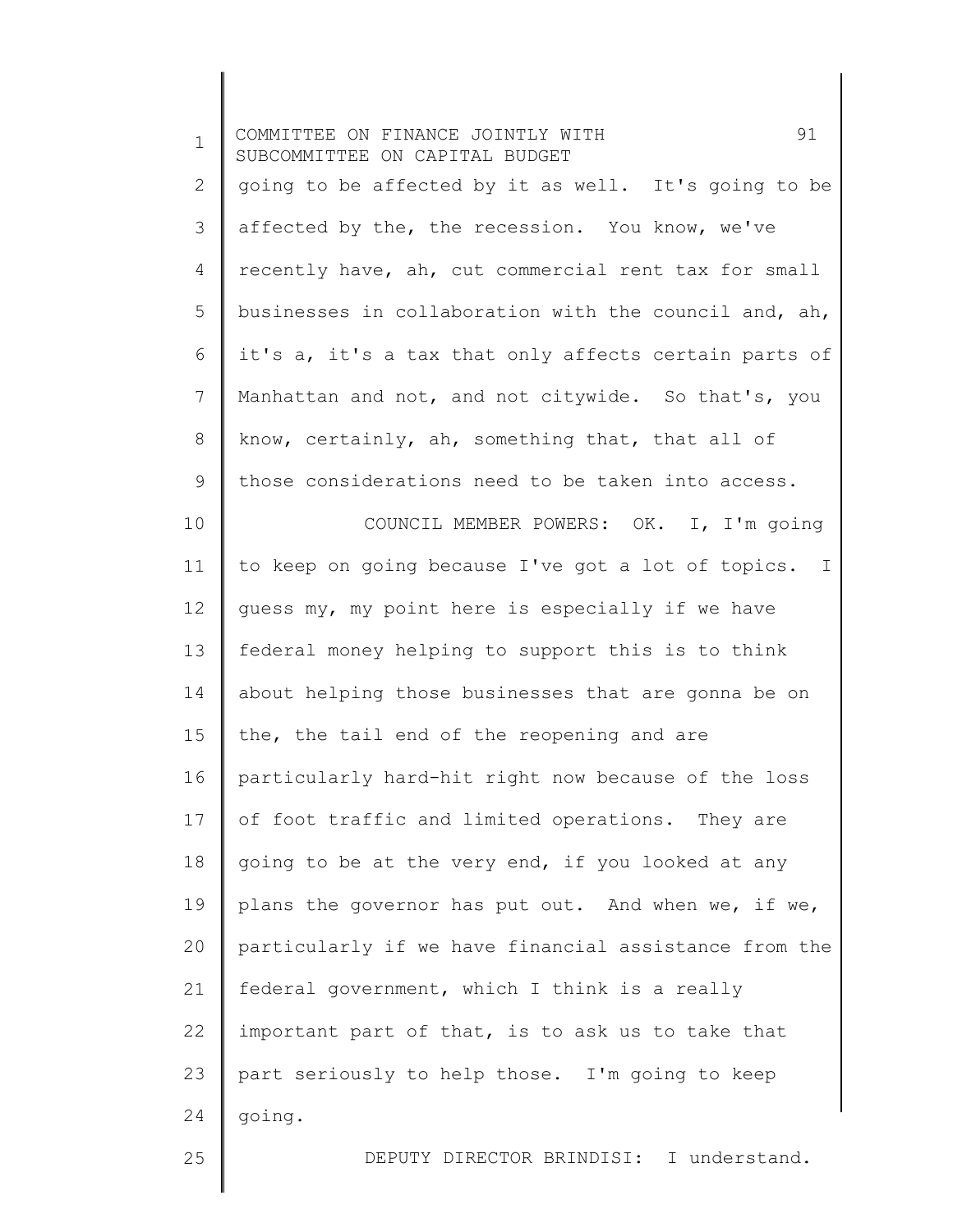going to be affected by it as well. It's going to be affected by the, the recession. You know, we've recently have, ah, cut commercial rent tax for small businesses in collaboration with the council and, ah, it's a, it's a tax that only affects certain parts of Manhattan and not, and not citywide. So that's, you know, certainly, ah, something that, that all of those considerations need to be taken into access.

COUNCIL MEMBER POWERS: OK. I, I'm going to keep on going because I've got a lot of topics. I guess my, my point here is especially if we have federal money helping to support this is to think about helping those businesses that are gonna be on the, the tail end of the reopening and are particularly hard-hit right now because of the loss of foot traffic and limited operations. They are going to be at the very end, if you looked at any plans the governor has put out. And when we, if we, particularly if we have financial assistance from the federal government, which I think is a really important part of that, is to ask us to take that part seriously to help those. I'm going to keep going.

DEPUTY DIRECTOR BRINDISI: I understand.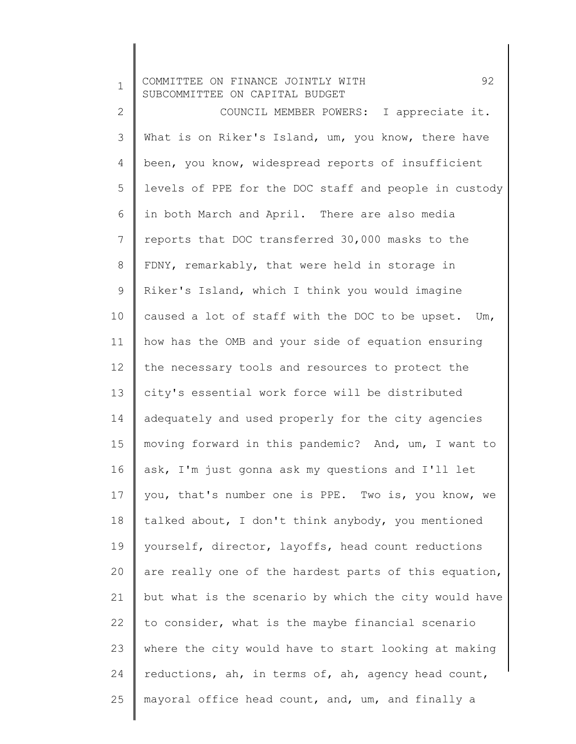COUNCIL MEMBER POWERS: I appreciate it. What is on Riker's Island, um, you know, there have been, you know, widespread reports of insufficient levels of PPE for the DOC staff and people in custody in both March and April. There are also media reports that DOC transferred 30,000 masks to the FDNY, remarkably, that were held in storage in Riker's Island, which I think you would imagine caused a lot of staff with the DOC to be upset. Um, how has the OMB and your side of equation ensuring the necessary tools and resources to protect the city's essential work force will be distributed adequately and used properly for the city agencies moving forward in this pandemic? And, um, I want to ask, I'm just gonna ask my questions and I'll let you, that's number one is PPE. Two is, you know, we talked about, I don't think anybody, you mentioned yourself, director, layoffs, head count reductions are really one of the hardest parts of this equation, but what is the scenario by which the city would have to consider, what is the maybe financial scenario where the city would have to start looking at making reductions, ah, in terms of, ah, agency head count, mayoral office head count, and, um, and finally a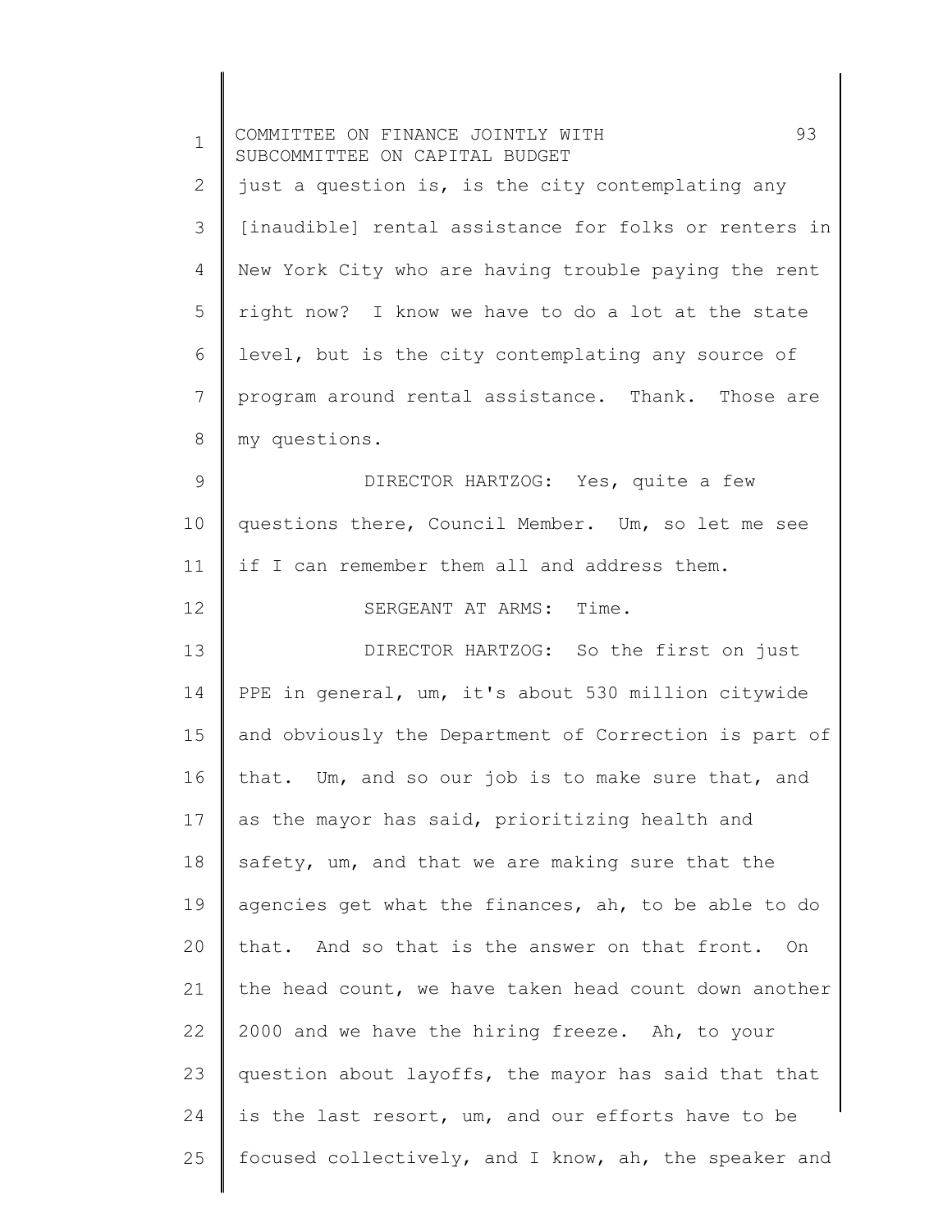just a question is, is the city contemplating any [inaudible] rental assistance for folks or renters in New York City who are having trouble paying the rent right now? I know we have to do a lot at the state level, but is the city contemplating any source of program around rental assistance. Thank. Those are my questions.

DIRECTOR HARTZOG: Yes, quite a few questions there, Council Member. Um, so let me see if I can remember them all and address them.

SERGEANT AT ARMS: Time.

DIRECTOR HARTZOG: So the first on just PPE in general, um, it's about 530 million citywide and obviously the Department of Correction is part of that. Um, and so our job is to make sure that, and as the mayor has said, prioritizing health and safety, um, and that we are making sure that the agencies get what the finances, ah, to be able to do that. And so that is the answer on that front. On the head count, we have taken head count down another 2000 and we have the hiring freeze. Ah, to your question about layoffs, the mayor has said that that is the last resort, um, and our efforts have to be focused collectively, and I know, ah, the speaker and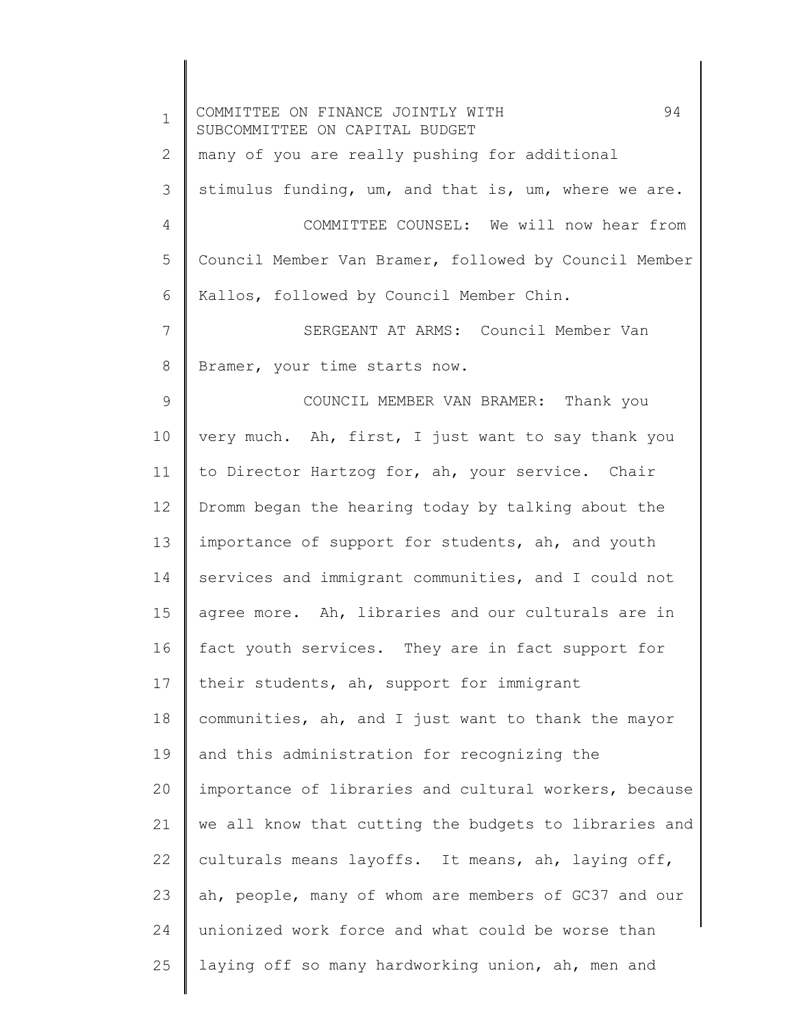many of you are really pushing for additional stimulus funding, um, and that is, um, where we are.

COMMITTEE COUNSEL: We will now hear from Council Member Van Bramer, followed by Council Member Kallos, followed by Council Member Chin.

SERGEANT AT ARMS: Council Member Van Bramer, your time starts now.

COUNCIL MEMBER VAN BRAMER: Thank you very much. Ah, first, I just want to say thank you to Director Hartzog for, ah, your service. Chair Dromm began the hearing today by talking about the importance of support for students, ah, and youth services and immigrant communities, and I could not agree more. Ah, libraries and our culturals are in fact youth services. They are in fact support for their students, ah, support for immigrant communities, ah, and I just want to thank the mayor and this administration for recognizing the importance of libraries and cultural workers, because we all know that cutting the budgets to libraries and culturals means layoffs. It means, ah, laying off, ah, people, many of whom are members of GC37 and our unionized work force and what could be worse than laying off so many hardworking union, ah, men and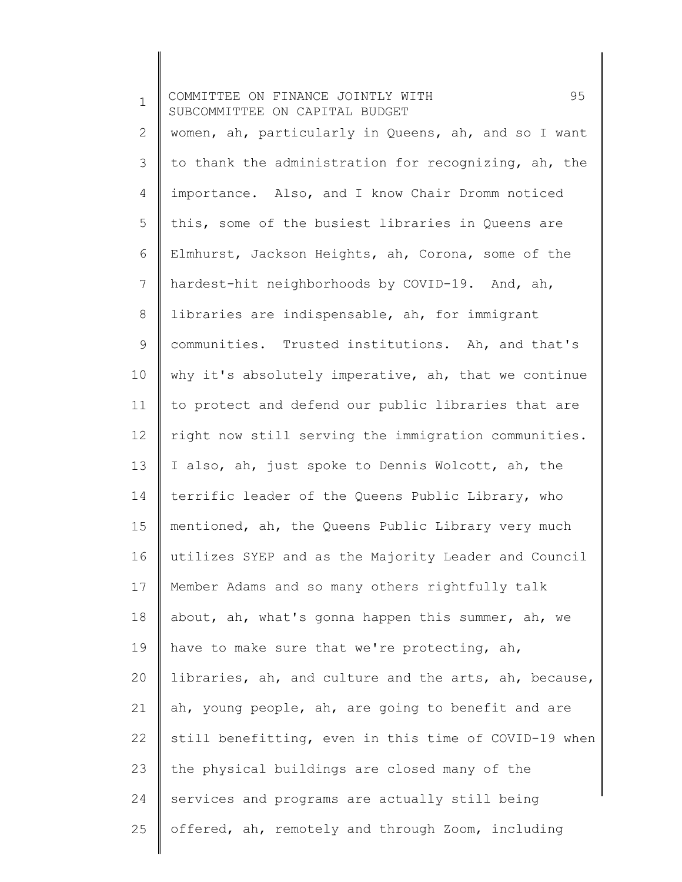women, ah, particularly in Queens, ah, and so I want to thank the administration for recognizing, ah, the importance. Also, and I know Chair Dromm noticed this, some of the busiest libraries in Queens are Elmhurst, Jackson Heights, ah, Corona, some of the hardest-hit neighborhoods by COVID-19. And, ah, libraries are indispensable, ah, for immigrant communities. Trusted institutions. Ah, and that's why it's absolutely imperative, ah, that we continue to protect and defend our public libraries that are right now still serving the immigration communities. I also, ah, just spoke to Dennis Wolcott, ah, the terrific leader of the Queens Public Library, who mentioned, ah, the Queens Public Library very much utilizes SYEP and as the Majority Leader and Council Member Adams and so many others rightfully talk about, ah, what's gonna happen this summer, ah, we have to make sure that we're protecting, ah, libraries, ah, and culture and the arts, ah, because, ah, young people, ah, are going to benefit and are still benefitting, even in this time of COVID-19 when the physical buildings are closed many of the services and programs are actually still being offered, ah, remotely and through Zoom, including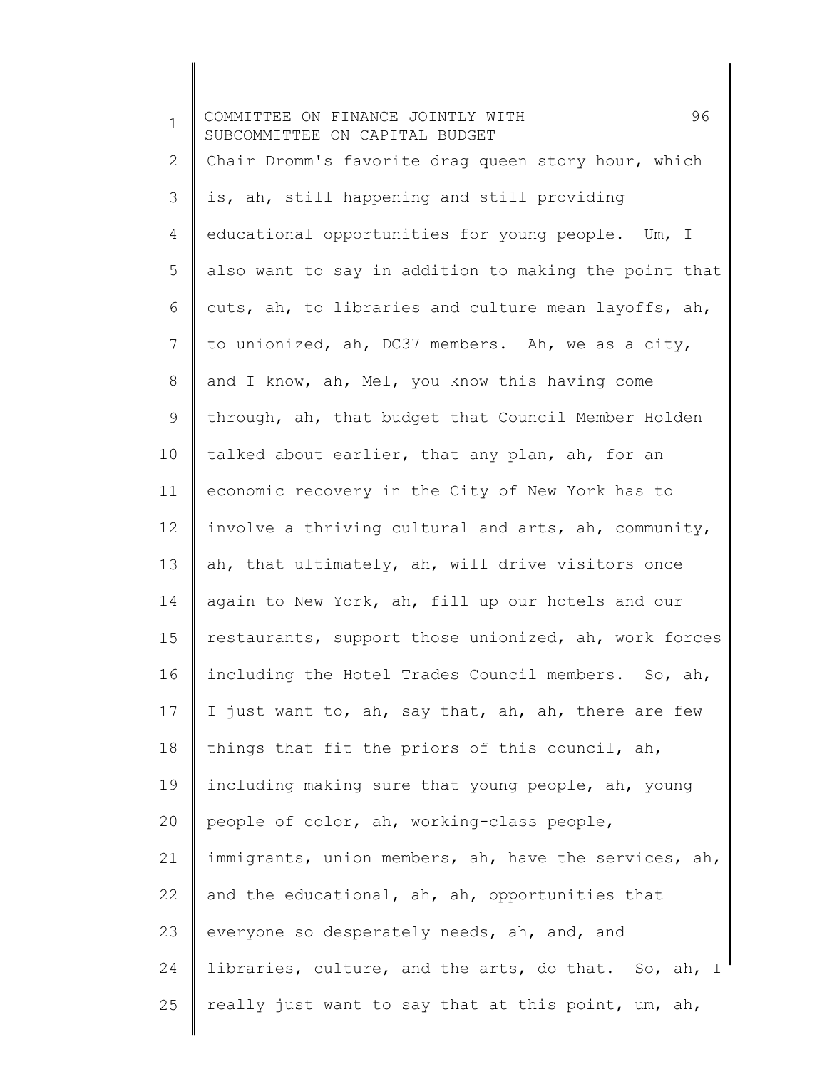Chair Dromm's favorite drag queen story hour, which is, ah, still happening and still providing educational opportunities for young people. Um, I also want to say in addition to making the point that cuts, ah, to libraries and culture mean layoffs, ah, to unionized, ah, DC37 members. Ah, we as a city, and I know, ah, Mel, you know this having come through, ah, that budget that Council Member Holden talked about earlier, that any plan, ah, for an economic recovery in the City of New York has to involve a thriving cultural and arts, ah, community, ah, that ultimately, ah, will drive visitors once again to New York, ah, fill up our hotels and our restaurants, support those unionized, ah, work forces including the Hotel Trades Council members. So, ah, I just want to, ah, say that, ah, ah, there are few things that fit the priors of this council, ah, including making sure that young people, ah, young people of color, ah, working-class people, immigrants, union members, ah, have the services, ah, and the educational, ah, ah, opportunities that everyone so desperately needs, ah, and, and libraries, culture, and the arts, do that. So, ah, I really just want to say that at this point, um, ah,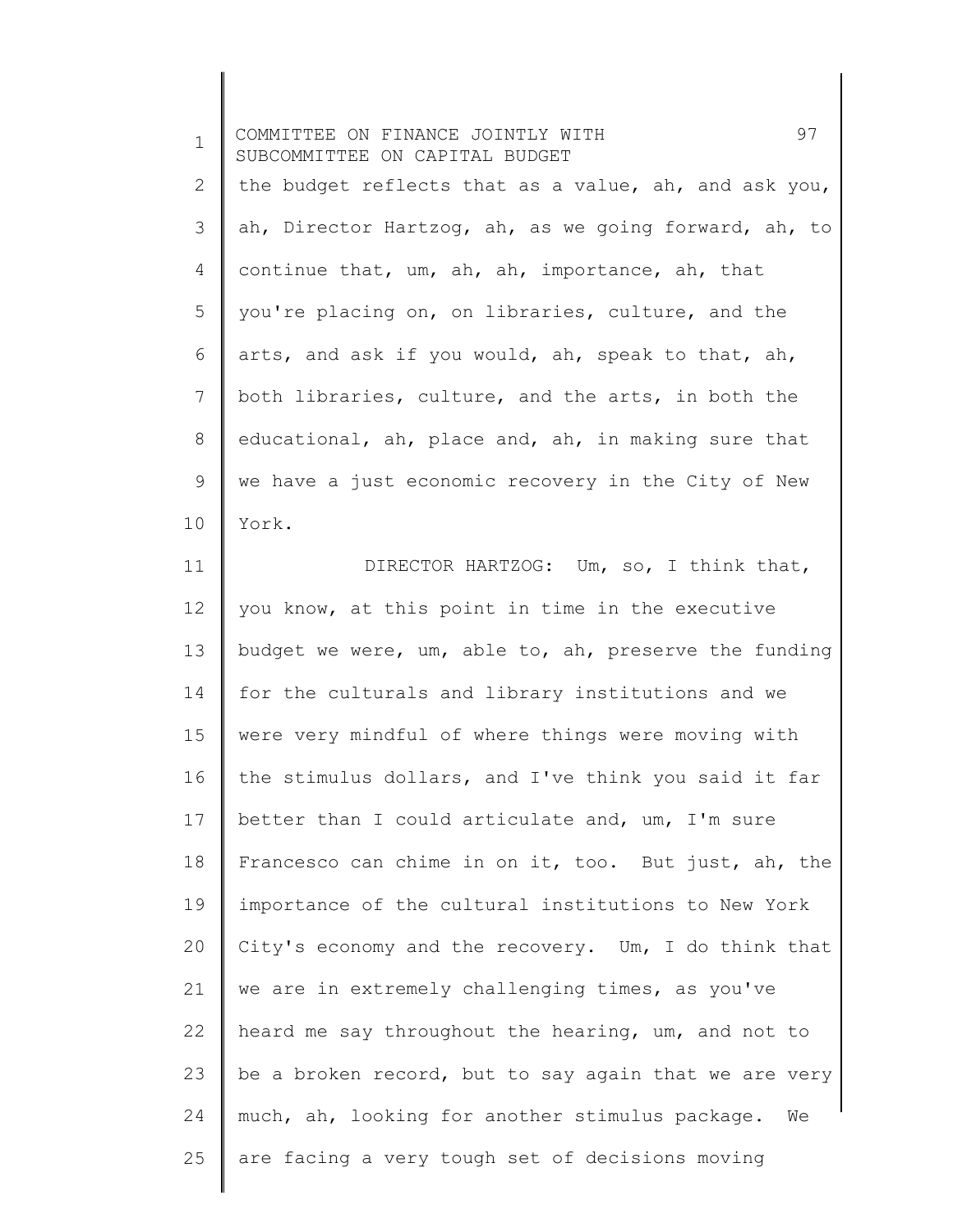the budget reflects that as a value, ah, and ask you, ah, Director Hartzog, ah, as we going forward, ah, to continue that, um, ah, ah, importance, ah, that you're placing on, on libraries, culture, and the arts, and ask if you would, ah, speak to that, ah, both libraries, culture, and the arts, in both the educational, ah, place and, ah, in making sure that we have a just economic recovery in the City of New York.

DIRECTOR HARTZOG: Um, so, I think that, you know, at this point in time in the executive budget we were, um, able to, ah, preserve the funding for the culturals and library institutions and we were very mindful of where things were moving with the stimulus dollars, and I've think you said it far better than I could articulate and, um, I'm sure Francesco can chime in on it, too. But just, ah, the importance of the cultural institutions to New York City's economy and the recovery. Um, I do think that we are in extremely challenging times, as you've heard me say throughout the hearing, um, and not to be a broken record, but to say again that we are very much, ah, looking for another stimulus package. We are facing a very tough set of decisions moving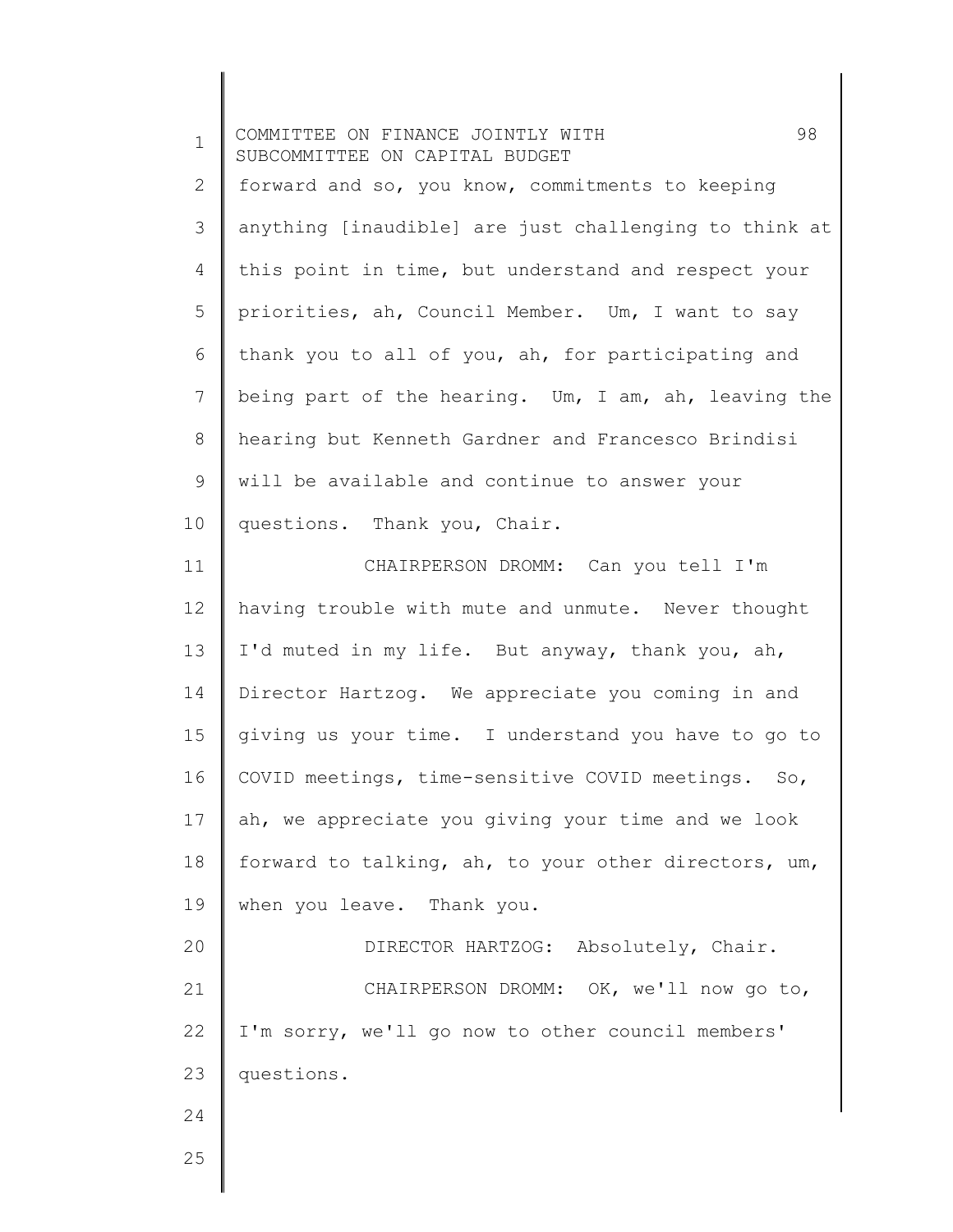forward and so, you know, commitments to keeping anything [inaudible] are just challenging to think at this point in time, but understand and respect your priorities, ah, Council Member. Um, I want to say thank you to all of you, ah, for participating and being part of the hearing. Um, I am, ah, leaving the hearing but Kenneth Gardner and Francesco Brindisi will be available and continue to answer your questions. Thank you, Chair.

CHAIRPERSON DROMM: Can you tell I'm having trouble with mute and unmute. Never thought I'd muted in my life. But anyway, thank you, ah, Director Hartzog. We appreciate you coming in and giving us your time. I understand you have to go to COVID meetings, time-sensitive COVID meetings. So, ah, we appreciate you giving your time and we look forward to talking, ah, to your other directors, um, when you leave. Thank you.

DIRECTOR HARTZOG: Absolutely, Chair.

CHAIRPERSON DROMM: OK, we'll now go to, I'm sorry, we'll go now to other council members' questions.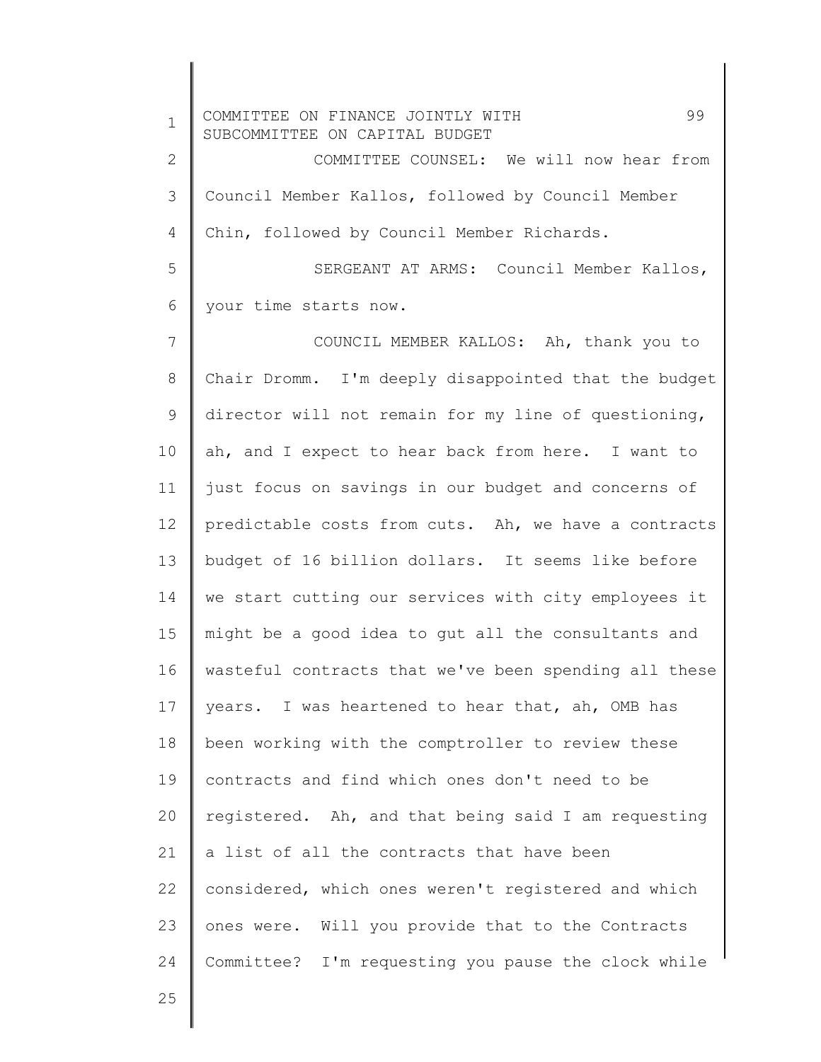COMMITTEE COUNSEL: We will now hear from Council Member Kallos, followed by Council Member Chin, followed by Council Member Richards.

SERGEANT AT ARMS: Council Member Kallos, your time starts now.

COUNCIL MEMBER KALLOS: Ah, thank you to Chair Dromm. I'm deeply disappointed that the budget director will not remain for my line of questioning, ah, and I expect to hear back from here. I want to just focus on savings in our budget and concerns of predictable costs from cuts. Ah, we have a contracts budget of 16 billion dollars. It seems like before we start cutting our services with city employees it might be a good idea to gut all the consultants and wasteful contracts that we've been spending all these years. I was heartened to hear that, ah, OMB has been working with the comptroller to review these contracts and find which ones don't need to be registered. Ah, and that being said I am requesting a list of all the contracts that have been considered, which ones weren't registered and which ones were. Will you provide that to the Contracts Committee? I'm requesting you pause the clock while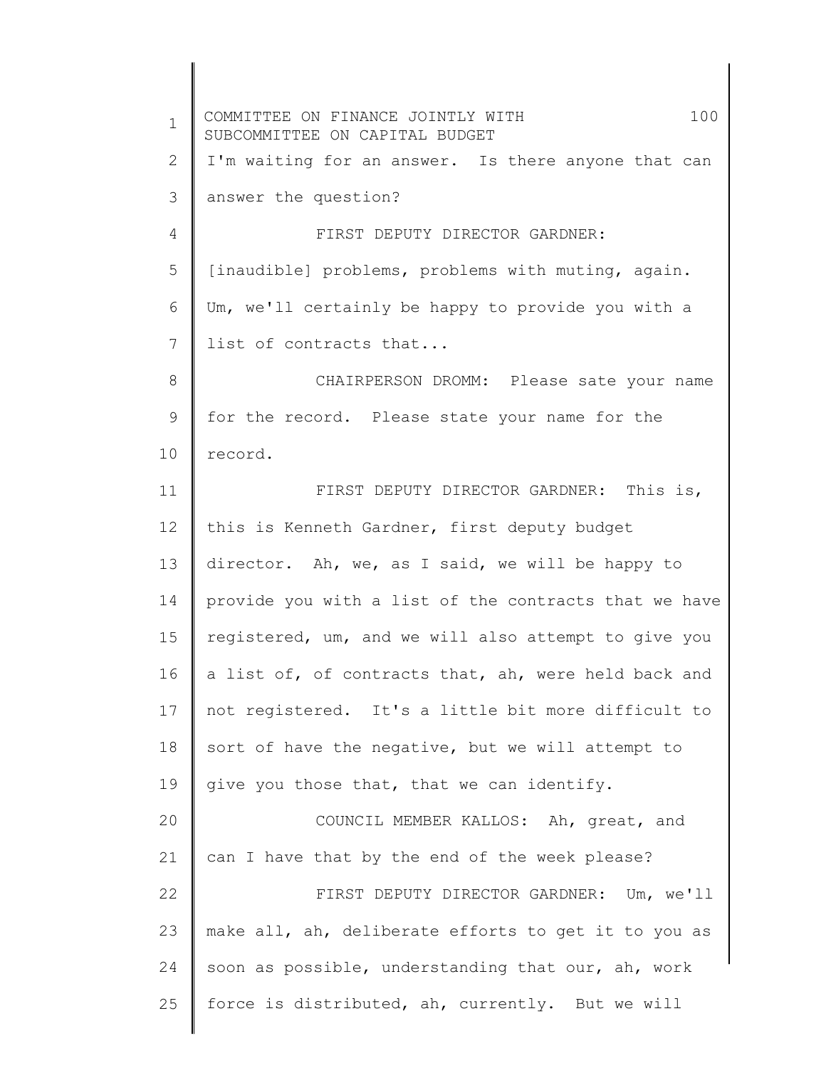I'm waiting for an answer. Is there anyone that can answer the question?

FIRST DEPUTY DIRECTOR GARDNER: [inaudible] problems, problems with muting, again. Um, we'll certainly be happy to provide you with a list of contracts that...

CHAIRPERSON DROMM: Please sate your name for the record. Please state your name for the record.

FIRST DEPUTY DIRECTOR GARDNER: This is, this is Kenneth Gardner, first deputy budget director. Ah, we, as I said, we will be happy to provide you with a list of the contracts that we have registered, um, and we will also attempt to give you a list of, of contracts that, ah, were held back and not registered. It's a little bit more difficult to sort of have the negative, but we will attempt to give you those that, that we can identify.

COUNCIL MEMBER KALLOS: Ah, great, and can I have that by the end of the week please?

FIRST DEPUTY DIRECTOR GARDNER: Um, we'll make all, ah, deliberate efforts to get it to you as soon as possible, understanding that our, ah, work force is distributed, ah, currently. But we will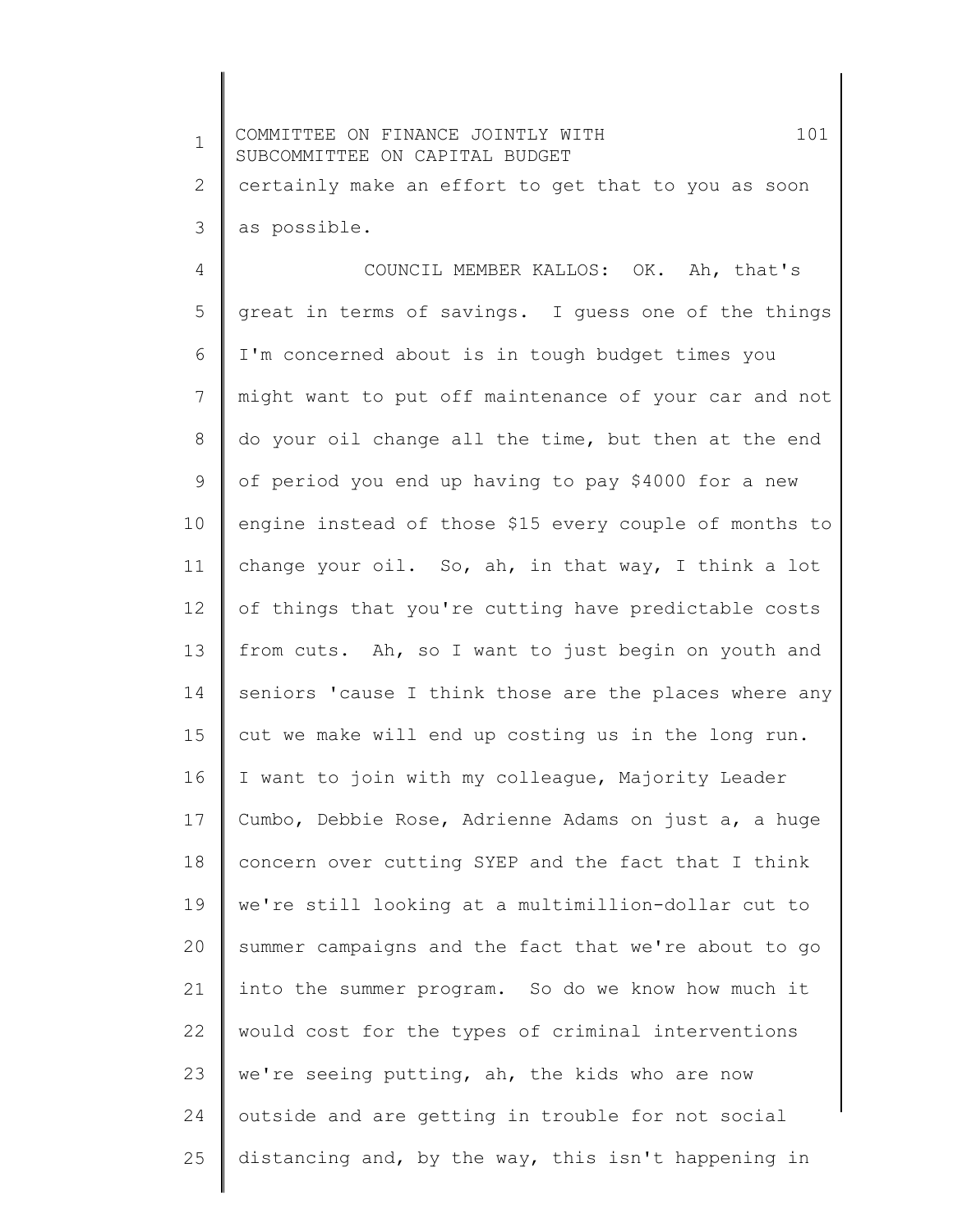certainly make an effort to get that to you as soon as possible.

COUNCIL MEMBER KALLOS: OK. Ah, that's great in terms of savings. I guess one of the things I'm concerned about is in tough budget times you might want to put off maintenance of your car and not do your oil change all the time, but then at the end of period you end up having to pay $4000 for a new engine instead of those $15 every couple of months to change your oil. So, ah, in that way, I think a lot of things that you're cutting have predictable costs from cuts. Ah, so I want to just begin on youth and seniors 'cause I think those are the places where any cut we make will end up costing us in the long run. I want to join with my colleague, Majority Leader Cumbo, Debbie Rose, Adrienne Adams on just a, a huge concern over cutting SYEP and the fact that I think we're still looking at a multimillion-dollar cut to summer campaigns and the fact that we're about to go into the summer program. So do we know how much it would cost for the types of criminal interventions we're seeing putting, ah, the kids who are now outside and are getting in trouble for not social distancing and, by the way, this isn't happening in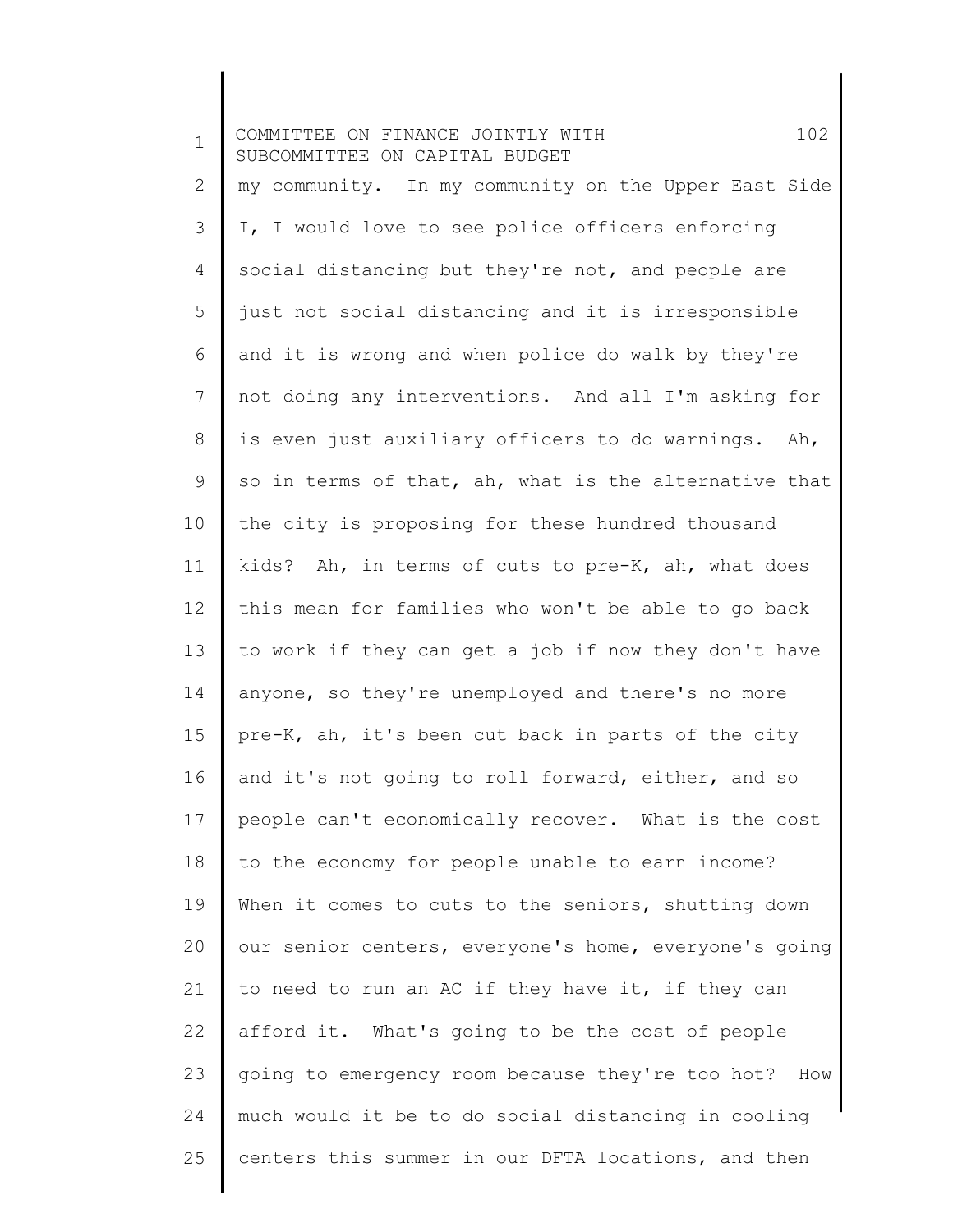my community. In my community on the Upper East Side I, I would love to see police officers enforcing social distancing but they're not, and people are just not social distancing and it is irresponsible and it is wrong and when police do walk by they're not doing any interventions. And all I'm asking for is even just auxiliary officers to do warnings. Ah, so in terms of that, ah, what is the alternative that the city is proposing for these hundred thousand kids? Ah, in terms of cuts to pre-K, ah, what does this mean for families who won't be able to go back to work if they can get a job if now they don't have anyone, so they're unemployed and there's no more pre-K, ah, it's been cut back in parts of the city and it's not going to roll forward, either, and so people can't economically recover. What is the cost to the economy for people unable to earn income? When it comes to cuts to the seniors, shutting down our senior centers, everyone's home, everyone's going to need to run an AC if they have it, if they can afford it. What's going to be the cost of people going to emergency room because they're too hot? How much would it be to do social distancing in cooling centers this summer in our DFTA locations, and then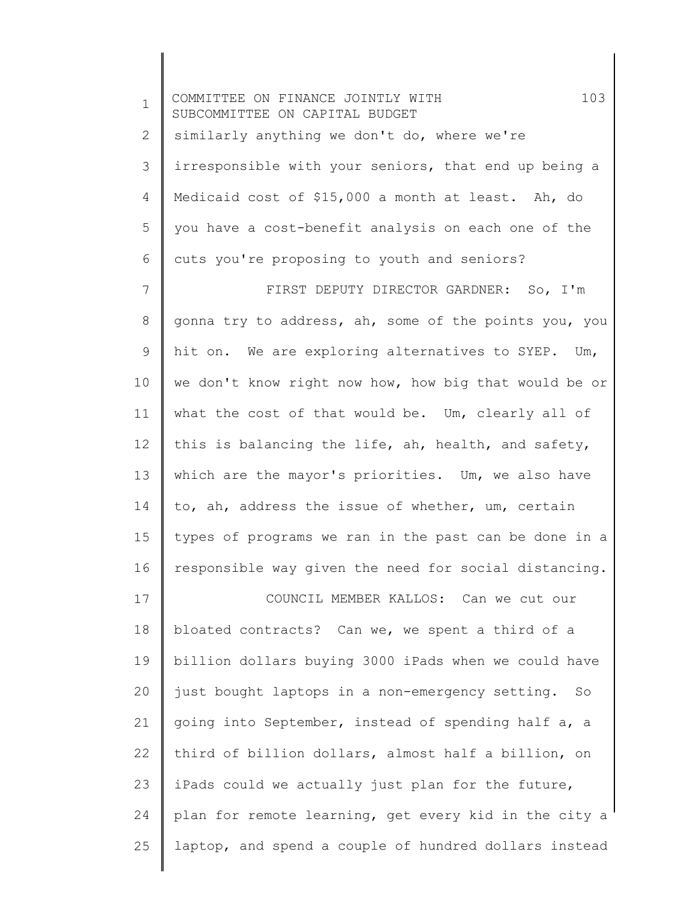similarly anything we don't do, where we're irresponsible with your seniors, that end up being a Medicaid cost of $15,000 a month at least. Ah, do you have a cost-benefit analysis on each one of the cuts you're proposing to youth and seniors?

FIRST DEPUTY DIRECTOR GARDNER: So, I'm gonna try to address, ah, some of the points you, you hit on. We are exploring alternatives to SYEP. Um, we don't know right now how, how big that would be or what the cost of that would be. Um, clearly all of this is balancing the life, ah, health, and safety, which are the mayor's priorities. Um, we also have to, ah, address the issue of whether, um, certain types of programs we ran in the past can be done in a responsible way given the need for social distancing.

COUNCIL MEMBER KALLOS: Can we cut our bloated contracts? Can we, we spent a third of a billion dollars buying 3000 iPads when we could have just bought laptops in a non-emergency setting. So going into September, instead of spending half a, a third of billion dollars, almost half a billion, on iPads could we actually just plan for the future, plan for remote learning, get every kid in the city a laptop, and spend a couple of hundred dollars instead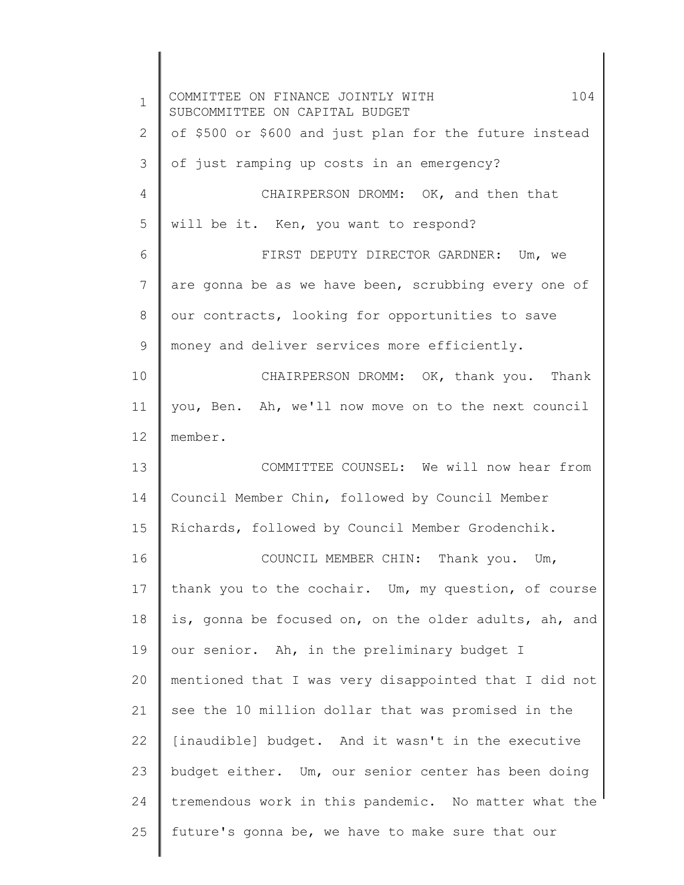of $500 or $600 and just plan for the future instead of just ramping up costs in an emergency?

CHAIRPERSON DROMM: OK, and then that will be it. Ken, you want to respond?

FIRST DEPUTY DIRECTOR GARDNER: Um, we are gonna be as we have been, scrubbing every one of our contracts, looking for opportunities to save money and deliver services more efficiently.

CHAIRPERSON DROMM: OK, thank you. Thank you, Ben. Ah, we'll now move on to the next council member.

COMMITTEE COUNSEL: We will now hear from Council Member Chin, followed by Council Member Richards, followed by Council Member Grodenchik.

COUNCIL MEMBER CHIN: Thank you. Um, thank you to the cochair. Um, my question, of course is, gonna be focused on, on the older adults, ah, and our senior. Ah, in the preliminary budget I mentioned that I was very disappointed that I did not see the 10 million dollar that was promised in the [inaudible] budget. And it wasn't in the executive budget either. Um, our senior center has been doing tremendous work in this pandemic. No matter what the future's gonna be, we have to make sure that our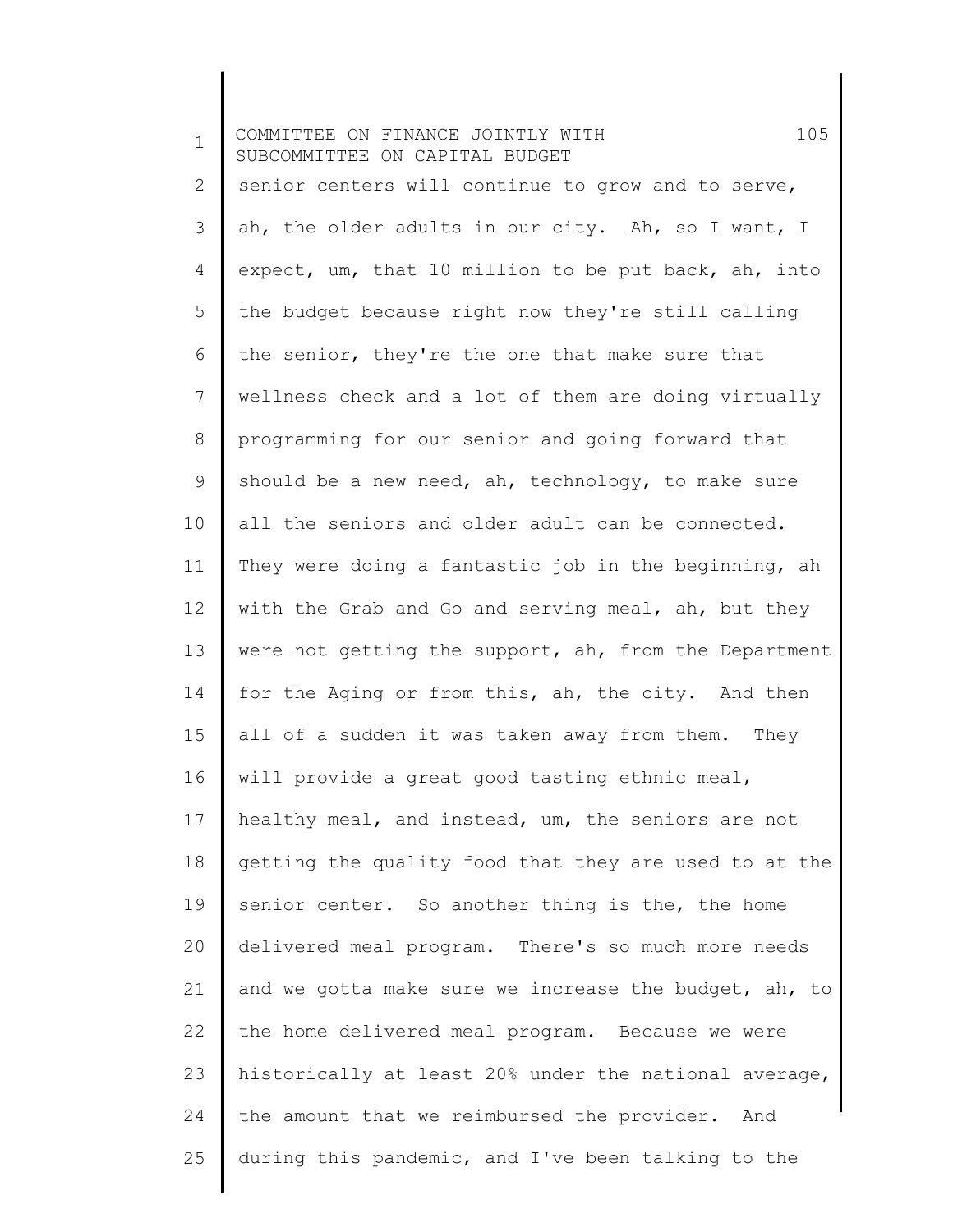senior centers will continue to grow and to serve, ah, the older adults in our city. Ah, so I want, I expect, um, that 10 million to be put back, ah, into the budget because right now they're still calling the senior, they're the one that make sure that wellness check and a lot of them are doing virtually programming for our senior and going forward that should be a new need, ah, technology, to make sure all the seniors and older adult can be connected. They were doing a fantastic job in the beginning, ah with the Grab and Go and serving meal, ah, but they were not getting the support, ah, from the Department for the Aging or from this, ah, the city. And then all of a sudden it was taken away from them. They will provide a great good tasting ethnic meal, healthy meal, and instead, um, the seniors are not getting the quality food that they are used to at the senior center. So another thing is the, the home delivered meal program. There's so much more needs and we gotta make sure we increase the budget, ah, to the home delivered meal program. Because we were historically at least 20% under the national average, the amount that we reimbursed the provider. And during this pandemic, and I've been talking to the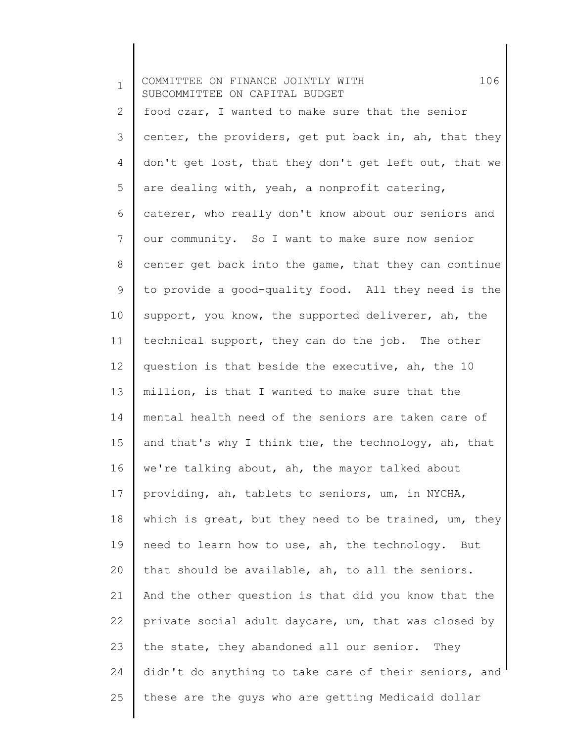food czar, I wanted to make sure that the senior center, the providers, get put back in, ah, that they don't get lost, that they don't get left out, that we are dealing with, yeah, a nonprofit catering, caterer, who really don't know about our seniors and our community. So I want to make sure now senior center get back into the game, that they can continue to provide a good-quality food. All they need is the support, you know, the supported deliverer, ah, the technical support, they can do the job. The other question is that beside the executive, ah, the 10 million, is that I wanted to make sure that the mental health need of the seniors are taken care of and that's why I think the, the technology, ah, that we're talking about, ah, the mayor talked about providing, ah, tablets to seniors, um, in NYCHA, which is great, but they need to be trained, um, they need to learn how to use, ah, the technology. But that should be available, ah, to all the seniors. And the other question is that did you know that the private social adult daycare, um, that was closed by the state, they abandoned all our senior. They didn't do anything to take care of their seniors, and these are the guys who are getting Medicaid dollar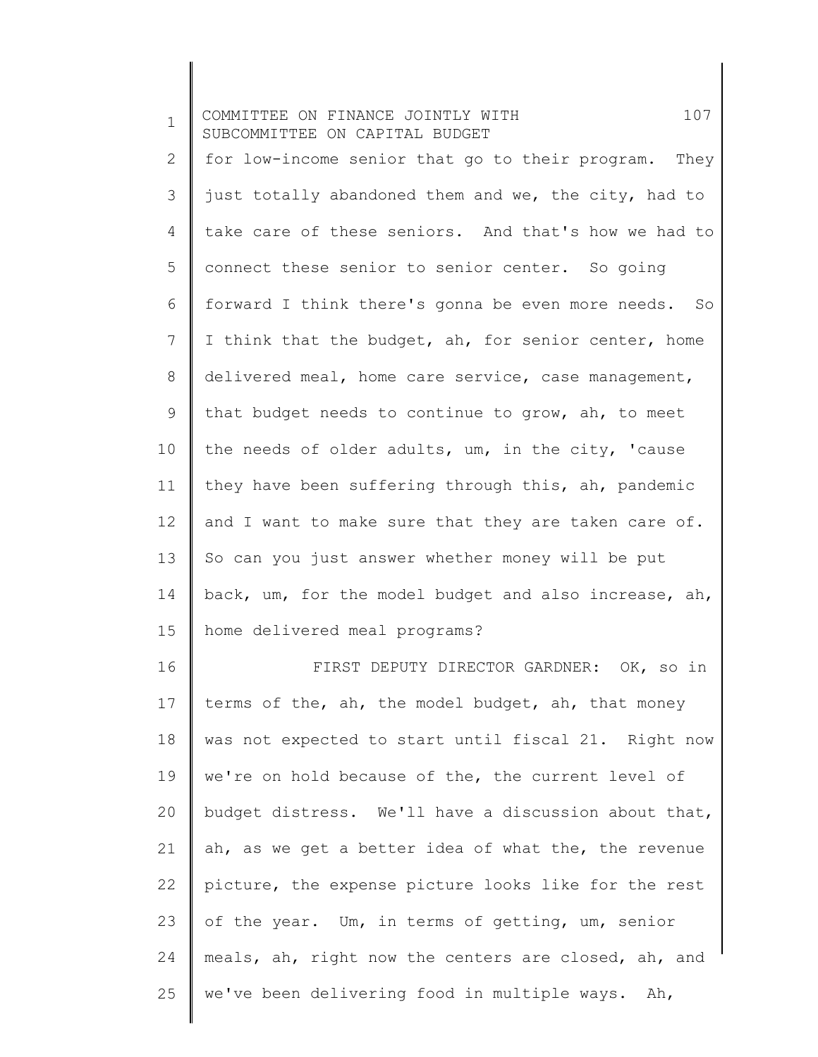for low-income senior that go to their program. They just totally abandoned them and we, the city, had to take care of these seniors. And that's how we had to connect these senior to senior center. So going forward I think there's gonna be even more needs. So I think that the budget, ah, for senior center, home delivered meal, home care service, case management, that budget needs to continue to grow, ah, to meet the needs of older adults, um, in the city, 'cause they have been suffering through this, ah, pandemic and I want to make sure that they are taken care of. So can you just answer whether money will be put back, um, for the model budget and also increase, ah, home delivered meal programs?

FIRST DEPUTY DIRECTOR GARDNER: OK, so in terms of the, ah, the model budget, ah, that money was not expected to start until fiscal 21. Right now we're on hold because of the, the current level of budget distress. We'll have a discussion about that, ah, as we get a better idea of what the, the revenue picture, the expense picture looks like for the rest of the year. Um, in terms of getting, um, senior meals, ah, right now the centers are closed, ah, and we've been delivering food in multiple ways. Ah,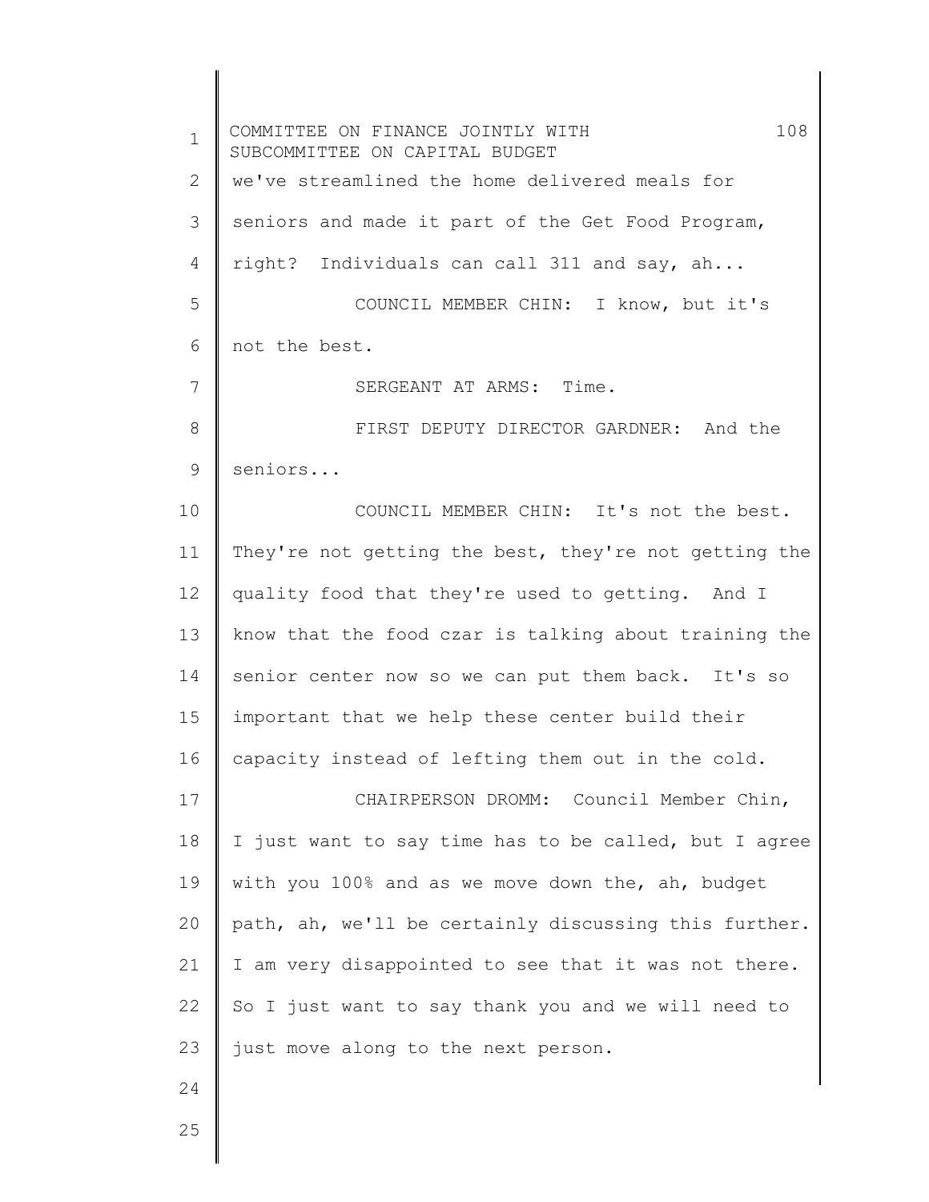we've streamlined the home delivered meals for seniors and made it part of the Get Food Program, right? Individuals can call 311 and say, ah...

COUNCIL MEMBER CHIN: I know, but it's not the best.

SERGEANT AT ARMS: Time.

FIRST DEPUTY DIRECTOR GARDNER: And the seniors...

COUNCIL MEMBER CHIN: It's not the best. They're not getting the best, they're not getting the quality food that they're used to getting. And I know that the food czar is talking about training the senior center now so we can put them back. It's so important that we help these center build their capacity instead of lefting them out in the cold.

CHAIRPERSON DROMM: Council Member Chin, I just want to say time has to be called, but I agree with you 100% and as we move down the, ah, budget path, ah, we'll be certainly discussing this further. I am very disappointed to see that it was not there. So I just want to say thank you and we will need to just move along to the next person.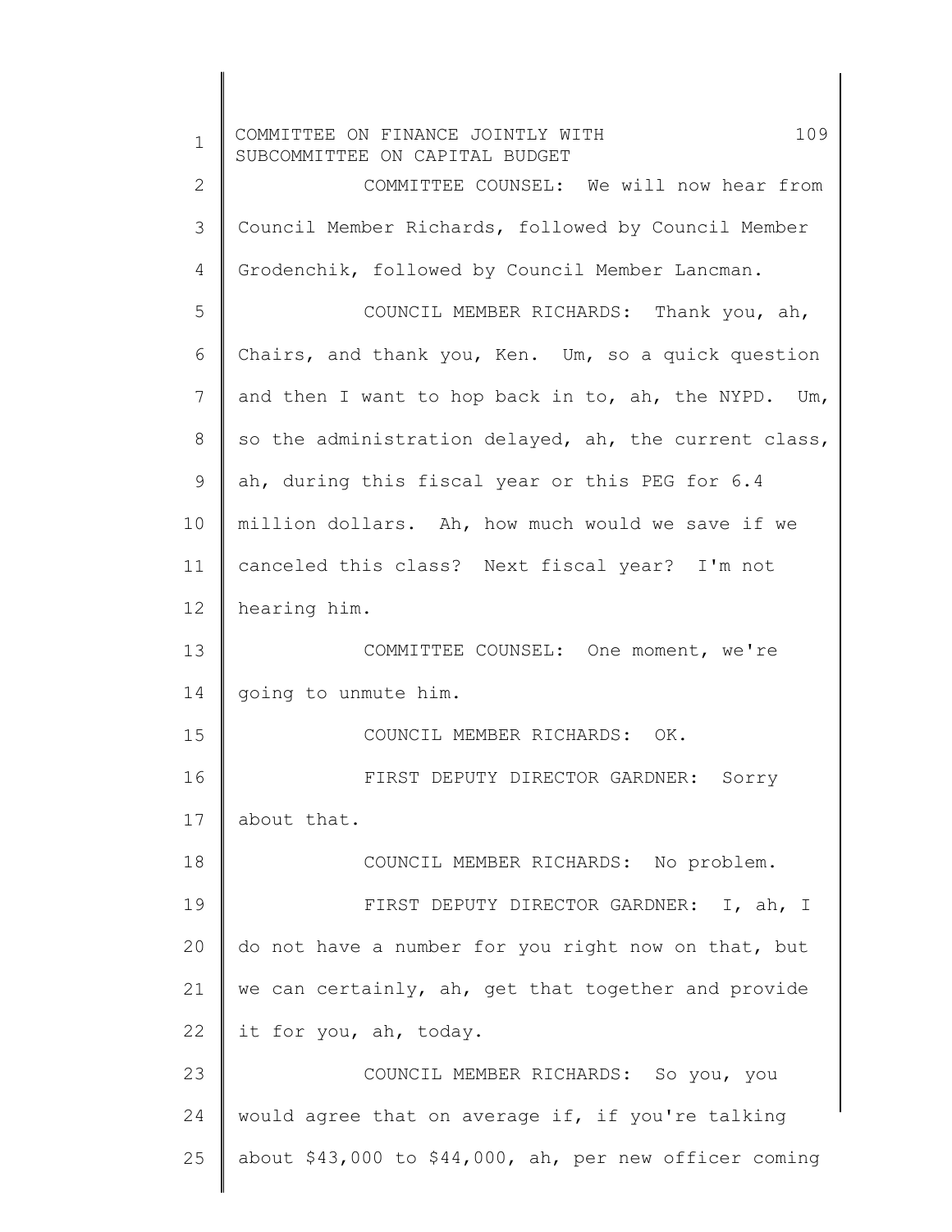COMMITTEE COUNSEL: We will now hear from Council Member Richards, followed by Council Member Grodenchik, followed by Council Member Lancman.

COUNCIL MEMBER RICHARDS: Thank you, ah, Chairs, and thank you, Ken. Um, so a quick question and then I want to hop back in to, ah, the NYPD. Um, so the administration delayed, ah, the current class, ah, during this fiscal year or this PEG for 6.4 million dollars. Ah, how much would we save if we canceled this class? Next fiscal year? I'm not hearing him.

COMMITTEE COUNSEL: One moment, we're going to unmute him.

COUNCIL MEMBER RICHARDS: OK.

FIRST DEPUTY DIRECTOR GARDNER: Sorry about that.

COUNCIL MEMBER RICHARDS: No problem.

FIRST DEPUTY DIRECTOR GARDNER: I, ah, I do not have a number for you right now on that, but we can certainly, ah, get that together and provide it for you, ah, today.

COUNCIL MEMBER RICHARDS: So you, you would agree that on average if, if you're talking about $43,000 to $44,000, ah, per new officer coming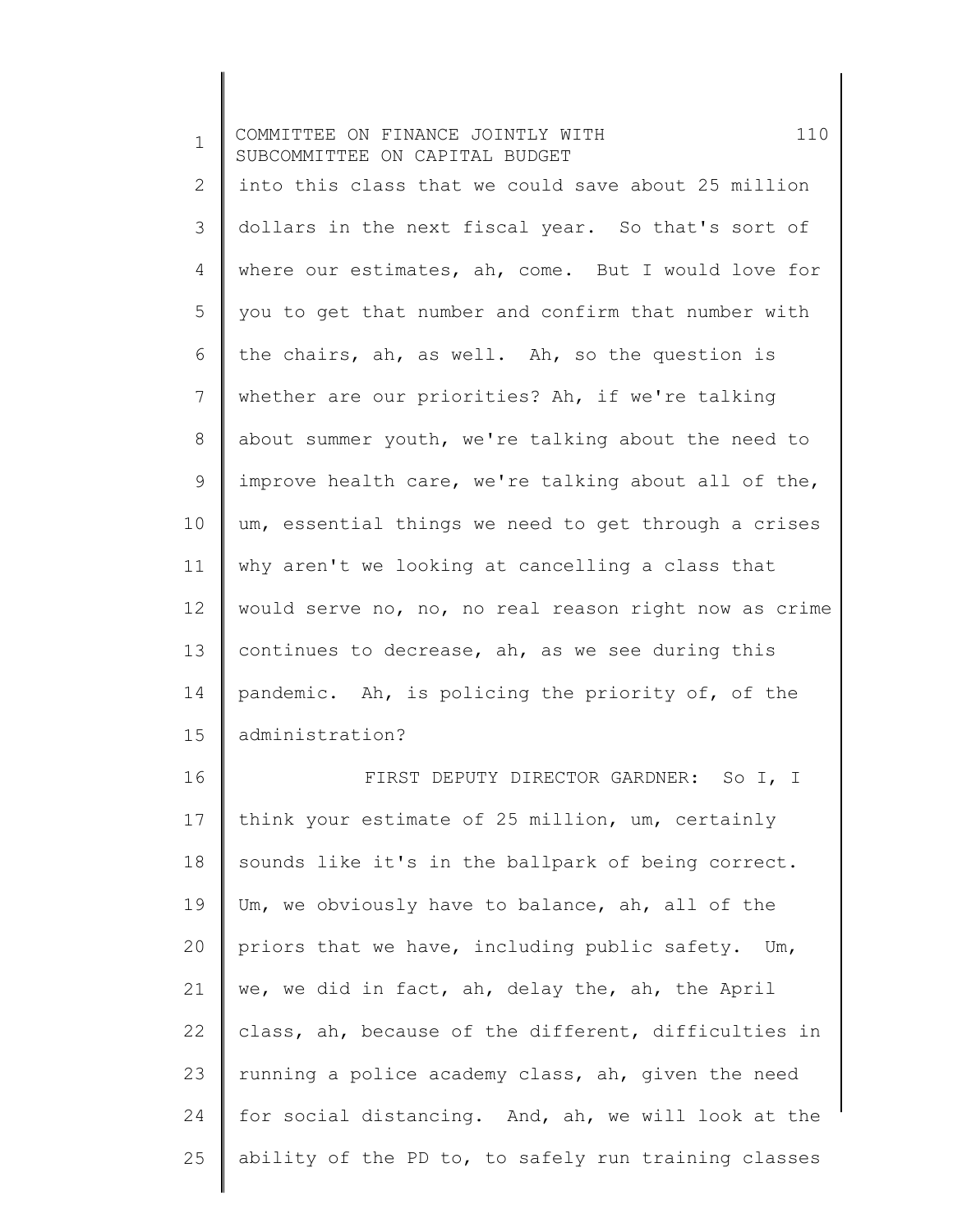into this class that we could save about 25 million dollars in the next fiscal year. So that's sort of where our estimates, ah, come. But I would love for you to get that number and confirm that number with the chairs, ah, as well. Ah, so the question is whether are our priorities? Ah, if we're talking about summer youth, we're talking about the need to improve health care, we're talking about all of the, um, essential things we need to get through a crises why aren't we looking at cancelling a class that would serve no, no, no real reason right now as crime continues to decrease, ah, as we see during this pandemic. Ah, is policing the priority of, of the administration?

FIRST DEPUTY DIRECTOR GARDNER: So I, I think your estimate of 25 million, um, certainly sounds like it's in the ballpark of being correct. Um, we obviously have to balance, ah, all of the priors that we have, including public safety. Um, we, we did in fact, ah, delay the, ah, the April class, ah, because of the different, difficulties in running a police academy class, ah, given the need for social distancing. And, ah, we will look at the ability of the PD to, to safely run training classes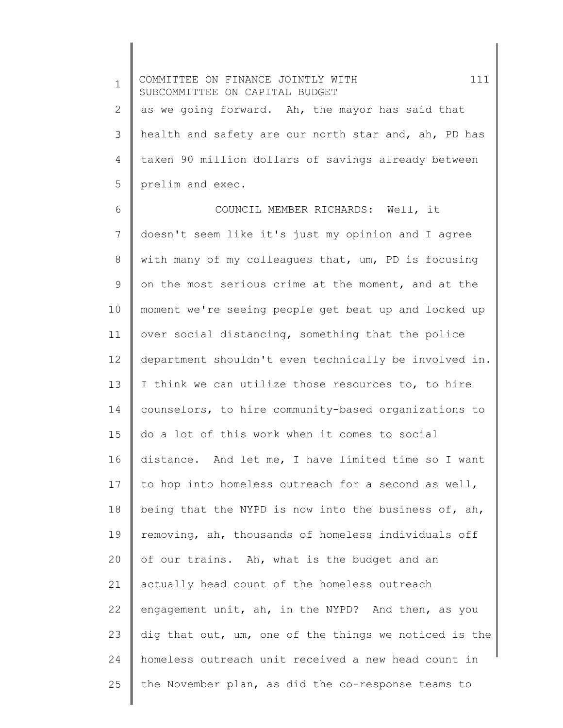as we going forward. Ah, the mayor has said that health and safety are our north star and, ah, PD has taken 90 million dollars of savings already between prelim and exec.

COUNCIL MEMBER RICHARDS: Well, it doesn't seem like it's just my opinion and I agree with many of my colleagues that, um, PD is focusing on the most serious crime at the moment, and at the moment we're seeing people get beat up and locked up over social distancing, something that the police department shouldn't even technically be involved in. I think we can utilize those resources to, to hire counselors, to hire community-based organizations to do a lot of this work when it comes to social distance. And let me, I have limited time so I want to hop into homeless outreach for a second as well, being that the NYPD is now into the business of, ah, removing, ah, thousands of homeless individuals off of our trains. Ah, what is the budget and an actually head count of the homeless outreach engagement unit, ah, in the NYPD? And then, as you dig that out, um, one of the things we noticed is the homeless outreach unit received a new head count in the November plan, as did the co-response teams to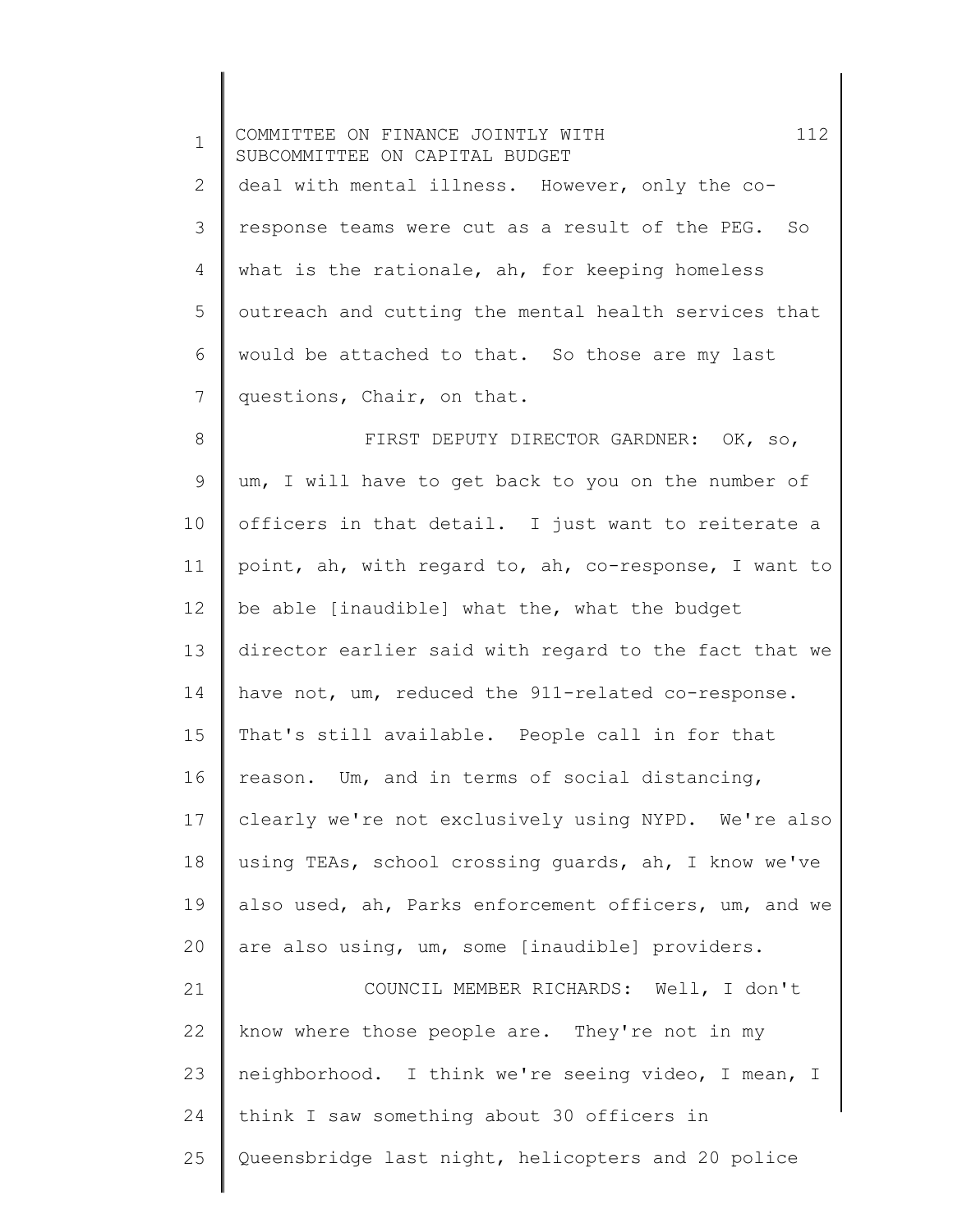deal with mental illness. However, only the co-response teams were cut as a result of the PEG. So what is the rationale, ah, for keeping homeless outreach and cutting the mental health services that would be attached to that. So those are my last questions, Chair, on that.

FIRST DEPUTY DIRECTOR GARDNER: OK, so, um, I will have to get back to you on the number of officers in that detail. I just want to reiterate a point, ah, with regard to, ah, co-response, I want to be able [inaudible] what the, what the budget director earlier said with regard to the fact that we have not, um, reduced the 911-related co-response. That's still available. People call in for that reason. Um, and in terms of social distancing, clearly we're not exclusively using NYPD. We're also using TEAs, school crossing guards, ah, I know we've also used, ah, Parks enforcement officers, um, and we are also using, um, some [inaudible] providers.

COUNCIL MEMBER RICHARDS: Well, I don't know where those people are. They're not in my neighborhood. I think we're seeing video, I mean, I think I saw something about 30 officers in Queensbridge last night, helicopters and 20 police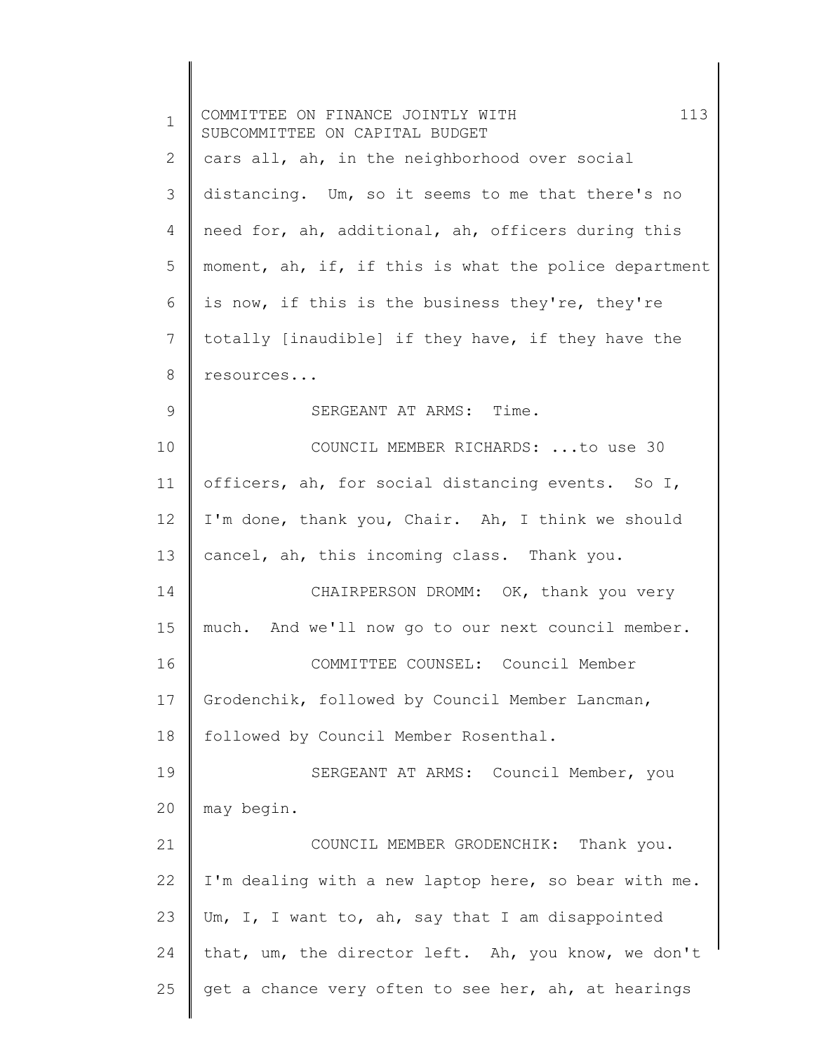cars all, ah, in the neighborhood over social distancing. Um, so it seems to me that there's no need for, ah, additional, ah, officers during this moment, ah, if, if this is what the police department is now, if this is the business they're, they're totally [inaudible] if they have, if they have the resources...

SERGEANT AT ARMS: Time.

COUNCIL MEMBER RICHARDS: ...to use 30 officers, ah, for social distancing events. So I, I'm done, thank you, Chair. Ah, I think we should cancel, ah, this incoming class. Thank you.

CHAIRPERSON DROMM: OK, thank you very much. And we'll now go to our next council member.

COMMITTEE COUNSEL: Council Member Grodenchik, followed by Council Member Lancman, followed by Council Member Rosenthal.

SERGEANT AT ARMS: Council Member, you may begin.

COUNCIL MEMBER GRODENCHIK: Thank you. I'm dealing with a new laptop here, so bear with me. Um, I, I want to, ah, say that I am disappointed that, um, the director left. Ah, you know, we don't get a chance very often to see her, ah, at hearings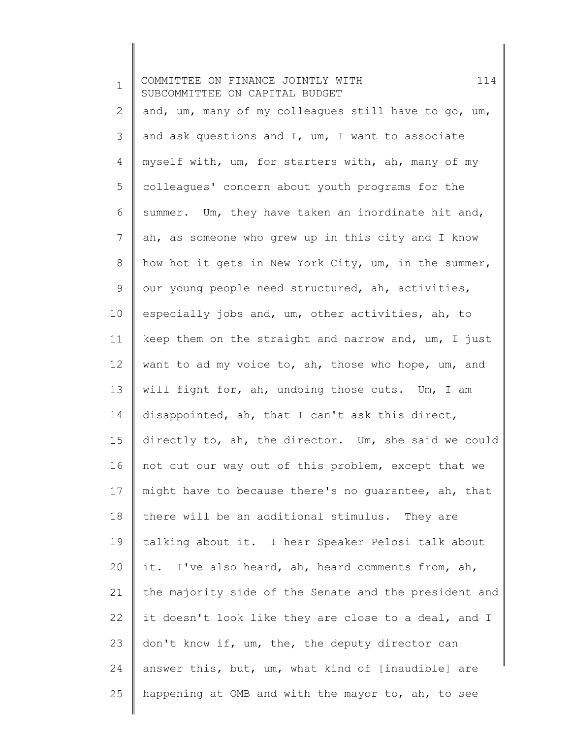and, um, many of my colleagues still have to go, um, and ask questions and I, um, I want to associate myself with, um, for starters with, ah, many of my colleagues' concern about youth programs for the summer. Um, they have taken an inordinate hit and, ah, as someone who grew up in this city and I know how hot it gets in New York City, um, in the summer, our young people need structured, ah, activities, especially jobs and, um, other activities, ah, to keep them on the straight and narrow and, um, I just want to ad my voice to, ah, those who hope, um, and will fight for, ah, undoing those cuts. Um, I am disappointed, ah, that I can't ask this direct, directly to, ah, the director. Um, she said we could not cut our way out of this problem, except that we might have to because there's no guarantee, ah, that there will be an additional stimulus. They are talking about it. I hear Speaker Pelosi talk about it. I've also heard, ah, heard comments from, ah, the majority side of the Senate and the president and it doesn't look like they are close to a deal, and I don't know if, um, the, the deputy director can answer this, but, um, what kind of [inaudible] are happening at OMB and with the mayor to, ah, to see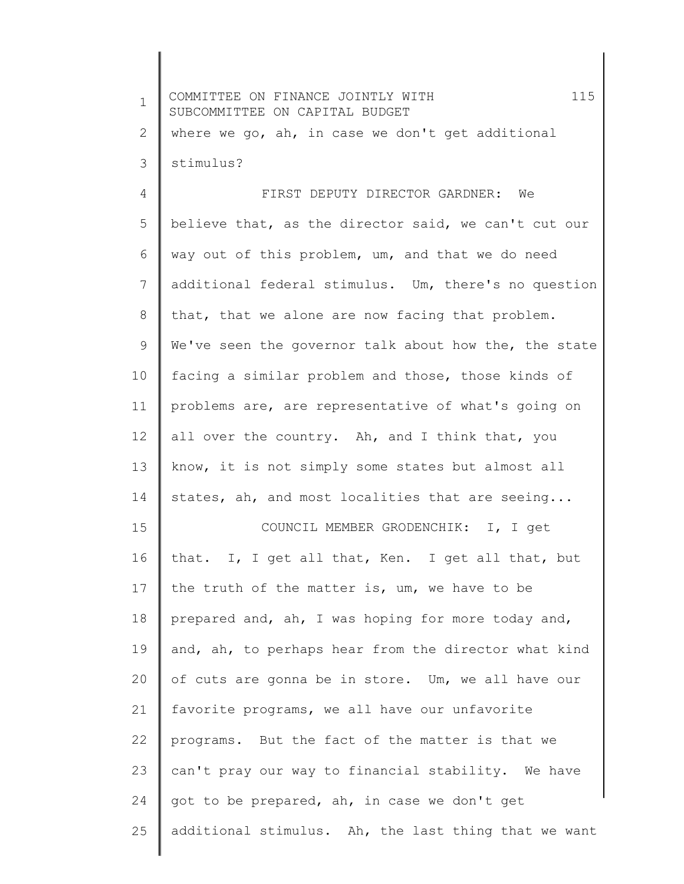where we go, ah, in case we don't get additional stimulus?

FIRST DEPUTY DIRECTOR GARDNER: We believe that, as the director said, we can't cut our way out of this problem, um, and that we do need additional federal stimulus. Um, there's no question that, that we alone are now facing that problem. We've seen the governor talk about how the, the state facing a similar problem and those, those kinds of problems are, are representative of what's going on all over the country. Ah, and I think that, you know, it is not simply some states but almost all states, ah, and most localities that are seeing...

COUNCIL MEMBER GRODENCHIK: I, I get that. I, I get all that, Ken. I get all that, but the truth of the matter is, um, we have to be prepared and, ah, I was hoping for more today and, and, ah, to perhaps hear from the director what kind of cuts are gonna be in store. Um, we all have our favorite programs, we all have our unfavorite programs. But the fact of the matter is that we can't pray our way to financial stability. We have got to be prepared, ah, in case we don't get additional stimulus. Ah, the last thing that we want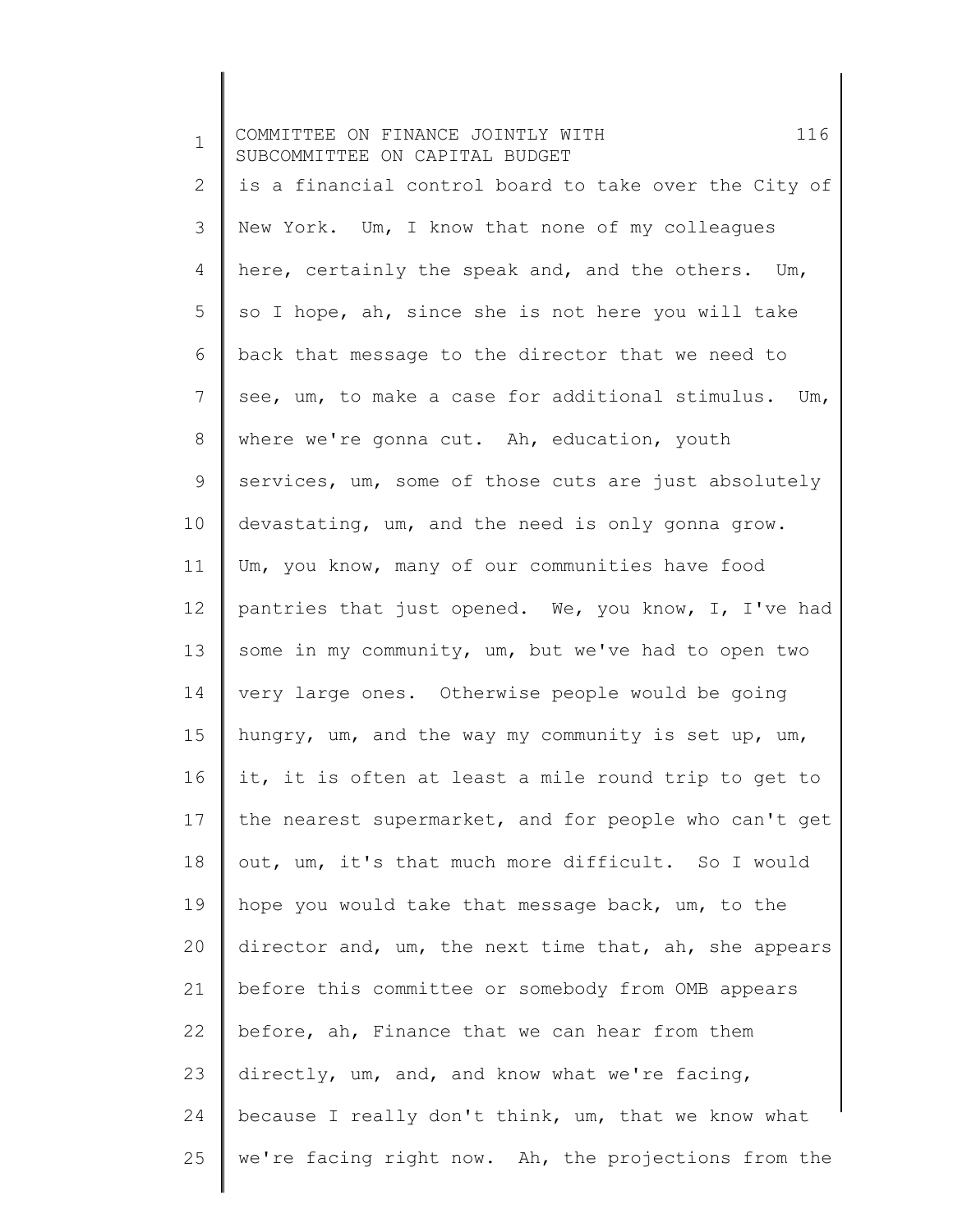is a financial control board to take over the City of New York. Um, I know that none of my colleagues here, certainly the speak and, and the others. Um, so I hope, ah, since she is not here you will take back that message to the director that we need to see, um, to make a case for additional stimulus. Um, where we're gonna cut. Ah, education, youth services, um, some of those cuts are just absolutely devastating, um, and the need is only gonna grow. Um, you know, many of our communities have food pantries that just opened. We, you know, I, I've had some in my community, um, but we've had to open two very large ones. Otherwise people would be going hungry, um, and the way my community is set up, um, it, it is often at least a mile round trip to get to the nearest supermarket, and for people who can't get out, um, it's that much more difficult. So I would hope you would take that message back, um, to the director and, um, the next time that, ah, she appears before this committee or somebody from OMB appears before, ah, Finance that we can hear from them directly, um, and, and know what we're facing, because I really don't think, um, that we know what we're facing right now. Ah, the projections from the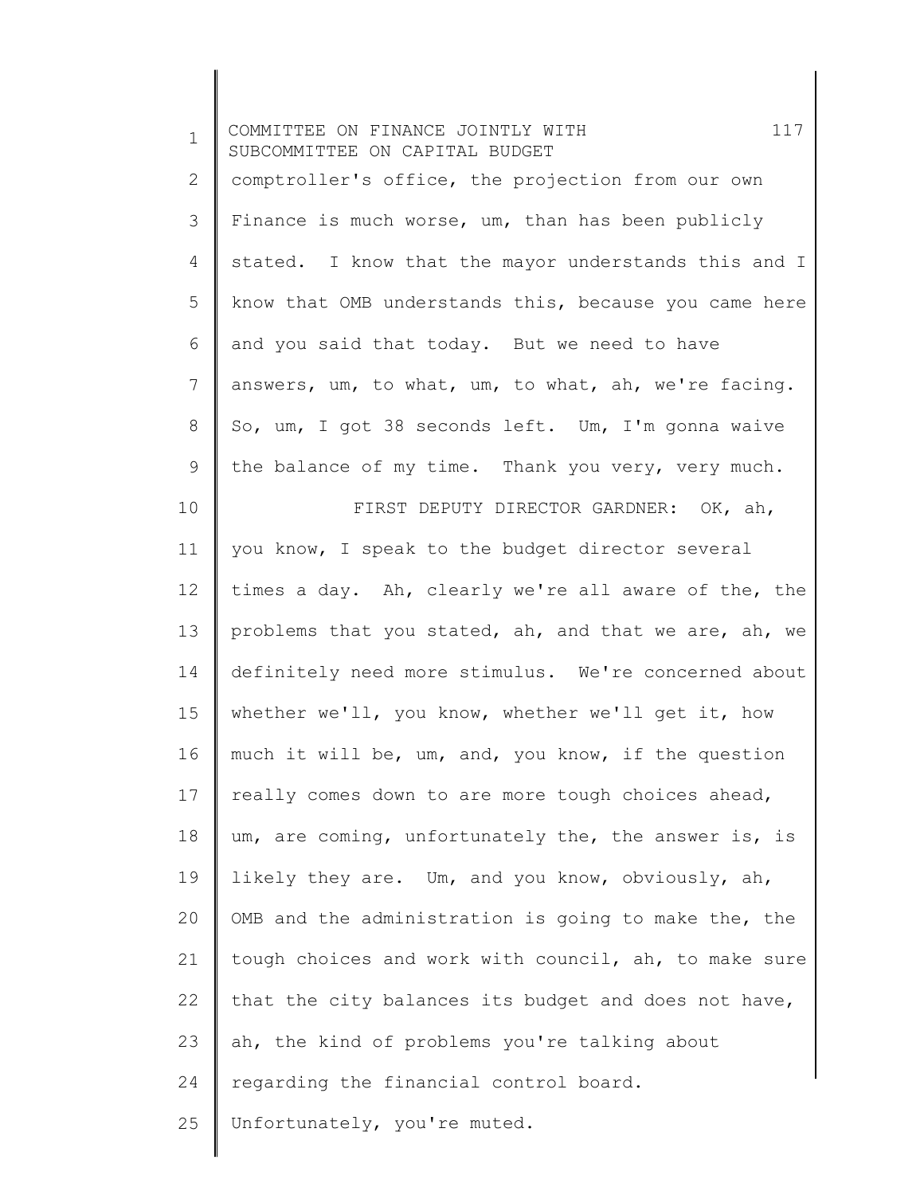comptroller's office, the projection from our own Finance is much worse, um, than has been publicly stated. I know that the mayor understands this and I know that OMB understands this, because you came here and you said that today. But we need to have answers, um, to what, um, to what, ah, we're facing. So, um, I got 38 seconds left. Um, I'm gonna waive the balance of my time. Thank you very, very much.

FIRST DEPUTY DIRECTOR GARDNER: OK, ah, you know, I speak to the budget director several times a day. Ah, clearly we're all aware of the, the problems that you stated, ah, and that we are, ah, we definitely need more stimulus. We're concerned about whether we'll, you know, whether we'll get it, how much it will be, um, and, you know, if the question really comes down to are more tough choices ahead, um, are coming, unfortunately the, the answer is, is likely they are. Um, and you know, obviously, ah, OMB and the administration is going to make the, the tough choices and work with council, ah, to make sure that the city balances its budget and does not have, ah, the kind of problems you're talking about regarding the financial control board. Unfortunately, you're muted.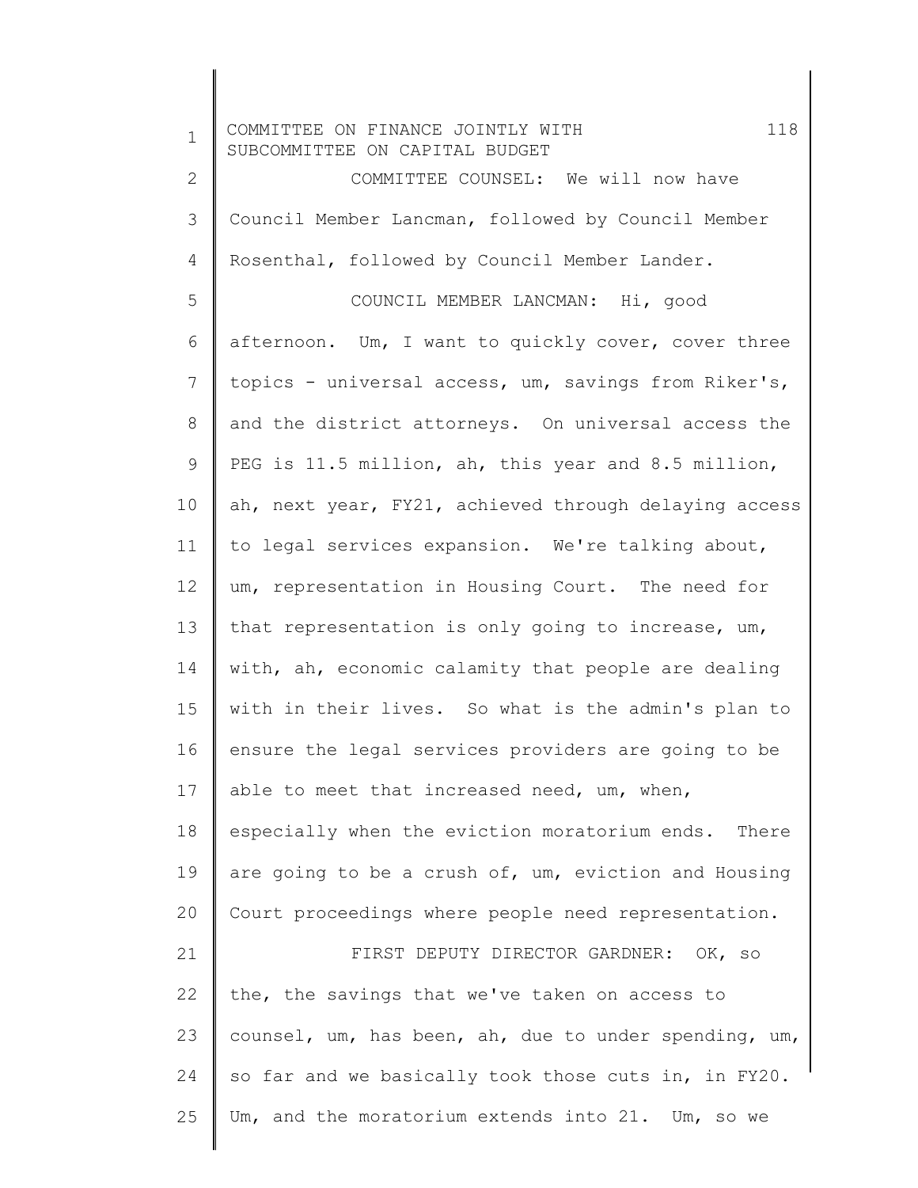COMMITTEE COUNSEL: We will now have Council Member Lancman, followed by Council Member Rosenthal, followed by Council Member Lander.

COUNCIL MEMBER LANCMAN: Hi, good afternoon. Um, I want to quickly cover, cover three topics - universal access, um, savings from Riker's, and the district attorneys. On universal access the PEG is 11.5 million, ah, this year and 8.5 million, ah, next year, FY21, achieved through delaying access to legal services expansion. We're talking about, um, representation in Housing Court. The need for that representation is only going to increase, um, with, ah, economic calamity that people are dealing with in their lives. So what is the admin's plan to ensure the legal services providers are going to be able to meet that increased need, um, when, especially when the eviction moratorium ends. There are going to be a crush of, um, eviction and Housing Court proceedings where people need representation.

FIRST DEPUTY DIRECTOR GARDNER: OK, so the, the savings that we've taken on access to counsel, um, has been, ah, due to under spending, um, so far and we basically took those cuts in, in FY20. Um, and the moratorium extends into 21. Um, so we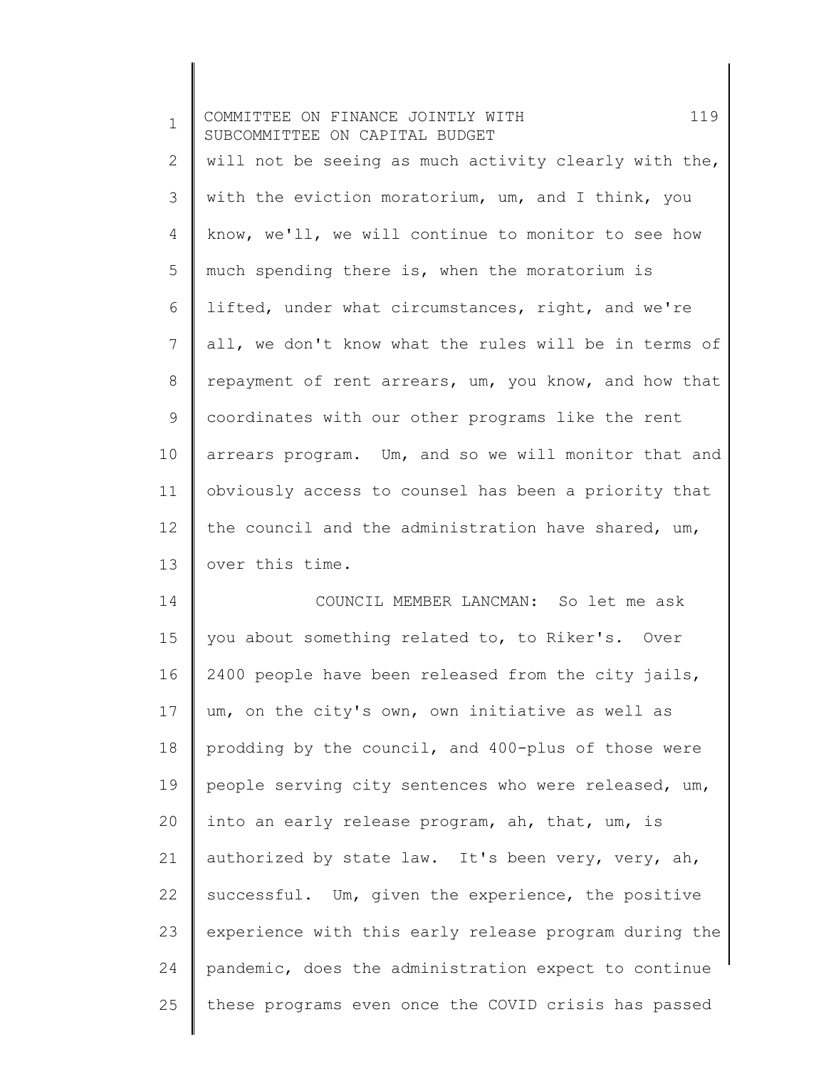will not be seeing as much activity clearly with the, with the eviction moratorium, um, and I think, you know, we'll, we will continue to monitor to see how much spending there is, when the moratorium is lifted, under what circumstances, right, and we're all, we don't know what the rules will be in terms of repayment of rent arrears, um, you know, and how that coordinates with our other programs like the rent arrears program. Um, and so we will monitor that and obviously access to counsel has been a priority that the council and the administration have shared, um, over this time.

COUNCIL MEMBER LANCMAN: So let me ask you about something related to, to Riker's. Over 2400 people have been released from the city jails, um, on the city's own, own initiative as well as prodding by the council, and 400-plus of those were people serving city sentences who were released, um, into an early release program, ah, that, um, is authorized by state law. It's been very, very, ah, successful. Um, given the experience, the positive experience with this early release program during the pandemic, does the administration expect to continue these programs even once the COVID crisis has passed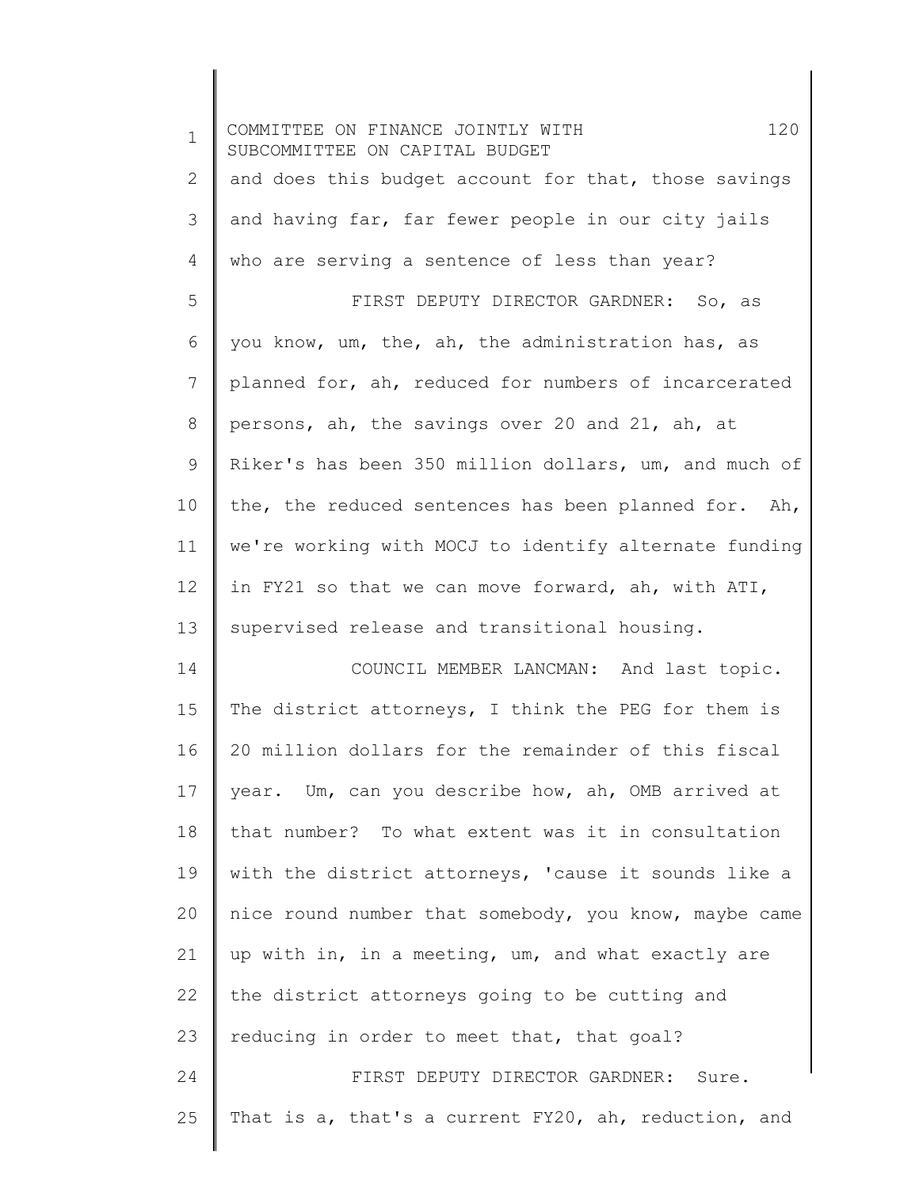and does this budget account for that, those savings and having far, far fewer people in our city jails who are serving a sentence of less than year?

FIRST DEPUTY DIRECTOR GARDNER: So, as you know, um, the, ah, the administration has, as planned for, ah, reduced for numbers of incarcerated persons, ah, the savings over 20 and 21, ah, at Riker's has been 350 million dollars, um, and much of the, the reduced sentences has been planned for. Ah, we're working with MOCJ to identify alternate funding in FY21 so that we can move forward, ah, with ATI, supervised release and transitional housing.

COUNCIL MEMBER LANCMAN: And last topic. The district attorneys, I think the PEG for them is 20 million dollars for the remainder of this fiscal year. Um, can you describe how, ah, OMB arrived at that number? To what extent was it in consultation with the district attorneys, 'cause it sounds like a nice round number that somebody, you know, maybe came up with in, in a meeting, um, and what exactly are the district attorneys going to be cutting and reducing in order to meet that, that goal?

FIRST DEPUTY DIRECTOR GARDNER: Sure. That is a, that's a current FY20, ah, reduction, and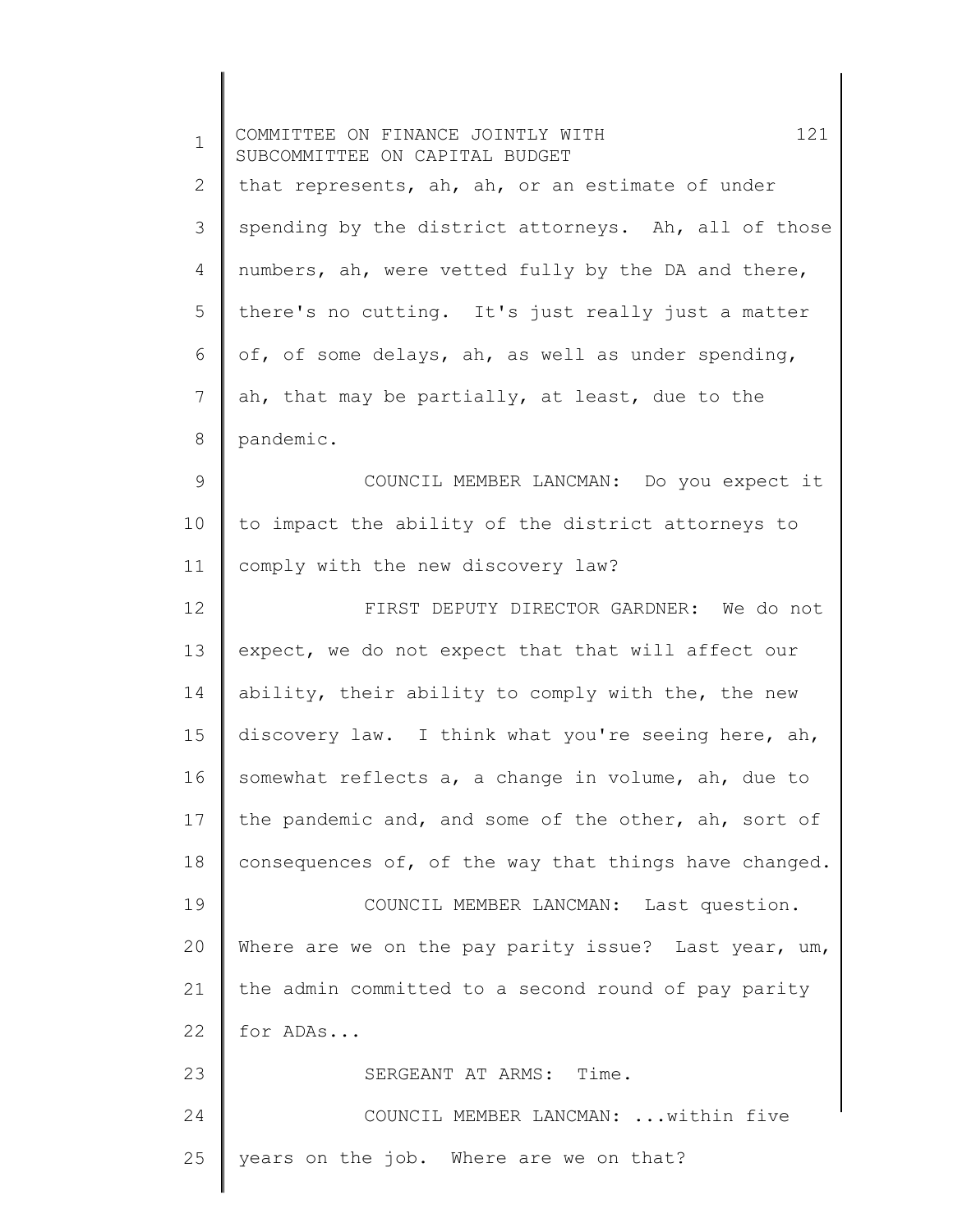that represents, ah, ah, or an estimate of under spending by the district attorneys. Ah, all of those numbers, ah, were vetted fully by the DA and there, there's no cutting. It's just really just a matter of, of some delays, ah, as well as under spending, ah, that may be partially, at least, due to the pandemic.

COUNCIL MEMBER LANCMAN: Do you expect it to impact the ability of the district attorneys to comply with the new discovery law?

FIRST DEPUTY DIRECTOR GARDNER: We do not expect, we do not expect that that will affect our ability, their ability to comply with the, the new discovery law. I think what you're seeing here, ah, somewhat reflects a, a change in volume, ah, due to the pandemic and, and some of the other, ah, sort of consequences of, of the way that things have changed.

COUNCIL MEMBER LANCMAN: Last question. Where are we on the pay parity issue? Last year, um, the admin committed to a second round of pay parity for ADAs...

SERGEANT AT ARMS: Time.

COUNCIL MEMBER LANCMAN: ...within five years on the job. Where are we on that?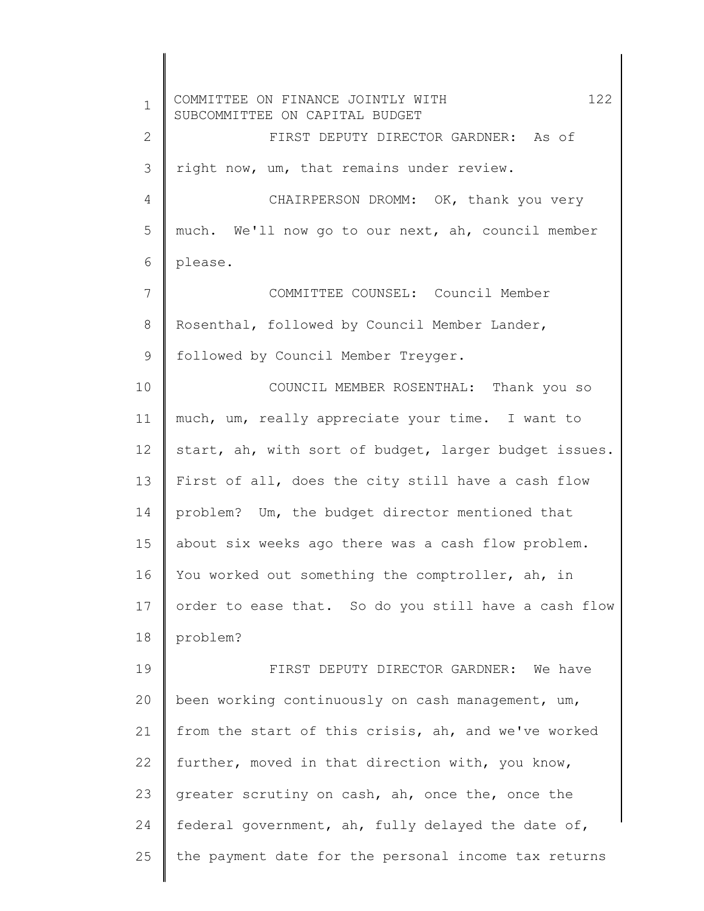FIRST DEPUTY DIRECTOR GARDNER: As of right now, um, that remains under review.

CHAIRPERSON DROMM: OK, thank you very much. We'll now go to our next, ah, council member please.

COMMITTEE COUNSEL: Council Member Rosenthal, followed by Council Member Lander, followed by Council Member Treyger.

COUNCIL MEMBER ROSENTHAL: Thank you so much, um, really appreciate your time. I want to start, ah, with sort of budget, larger budget issues. First of all, does the city still have a cash flow problem? Um, the budget director mentioned that about six weeks ago there was a cash flow problem. You worked out something the comptroller, ah, in order to ease that. So do you still have a cash flow problem?

FIRST DEPUTY DIRECTOR GARDNER: We have been working continuously on cash management, um, from the start of this crisis, ah, and we've worked further, moved in that direction with, you know, greater scrutiny on cash, ah, once the, once the federal government, ah, fully delayed the date of, the payment date for the personal income tax returns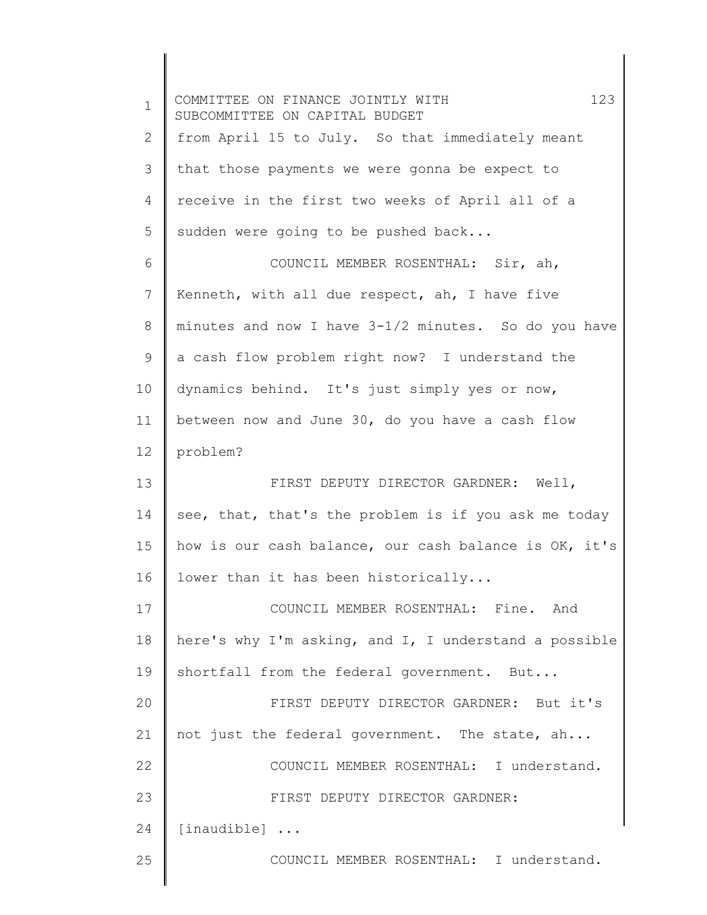from April 15 to July. So that immediately meant that those payments we were gonna be expect to receive in the first two weeks of April all of a sudden were going to be pushed back...

COUNCIL MEMBER ROSENTHAL: Sir, ah, Kenneth, with all due respect, ah, I have five minutes and now I have 3-1/2 minutes. So do you have a cash flow problem right now? I understand the dynamics behind. It's just simply yes or now, between now and June 30, do you have a cash flow problem?

FIRST DEPUTY DIRECTOR GARDNER: Well, see, that, that's the problem is if you ask me today how is our cash balance, our cash balance is OK, it's lower than it has been historically...

COUNCIL MEMBER ROSENTHAL: Fine. And here's why I'm asking, and I, I understand a possible shortfall from the federal government. But...

FIRST DEPUTY DIRECTOR GARDNER: But it's not just the federal government. The state, ah...

COUNCIL MEMBER ROSENTHAL: I understand.

FIRST DEPUTY DIRECTOR GARDNER: [inaudible] ...

COUNCIL MEMBER ROSENTHAL: I understand.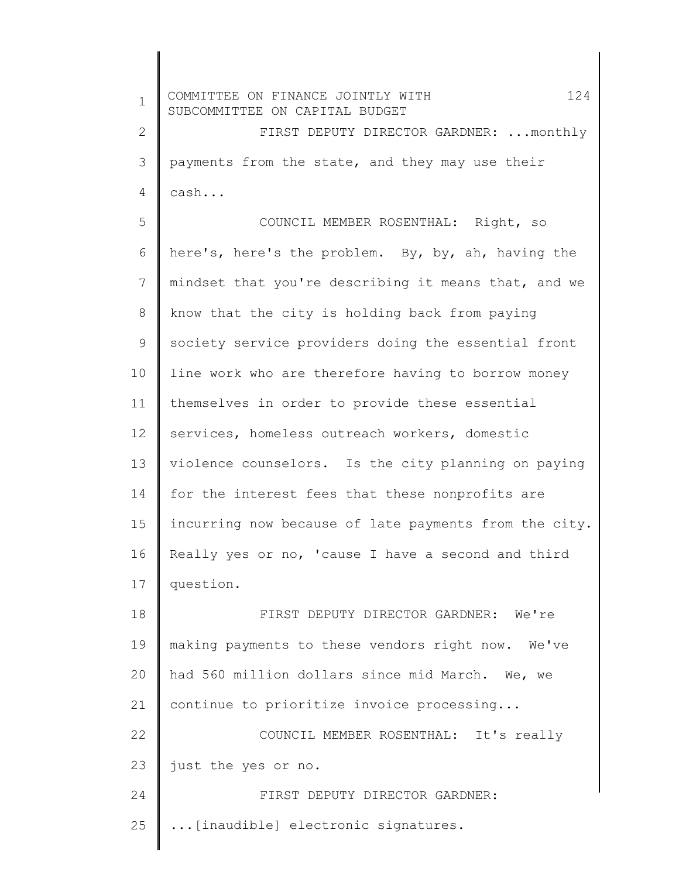FIRST DEPUTY DIRECTOR GARDNER: ...monthly payments from the state, and they may use their cash...

COUNCIL MEMBER ROSENTHAL: Right, so here's, here's the problem. By, by, ah, having the mindset that you're describing it means that, and we know that the city is holding back from paying society service providers doing the essential front line work who are therefore having to borrow money themselves in order to provide these essential services, homeless outreach workers, domestic violence counselors. Is the city planning on paying for the interest fees that these nonprofits are incurring now because of late payments from the city. Really yes or no, 'cause I have a second and third question.

FIRST DEPUTY DIRECTOR GARDNER: We're making payments to these vendors right now. We've had 560 million dollars since mid March. We, we continue to prioritize invoice processing...

COUNCIL MEMBER ROSENTHAL: It's really just the yes or no.

FIRST DEPUTY DIRECTOR GARDNER: ...[inaudible] electronic signatures.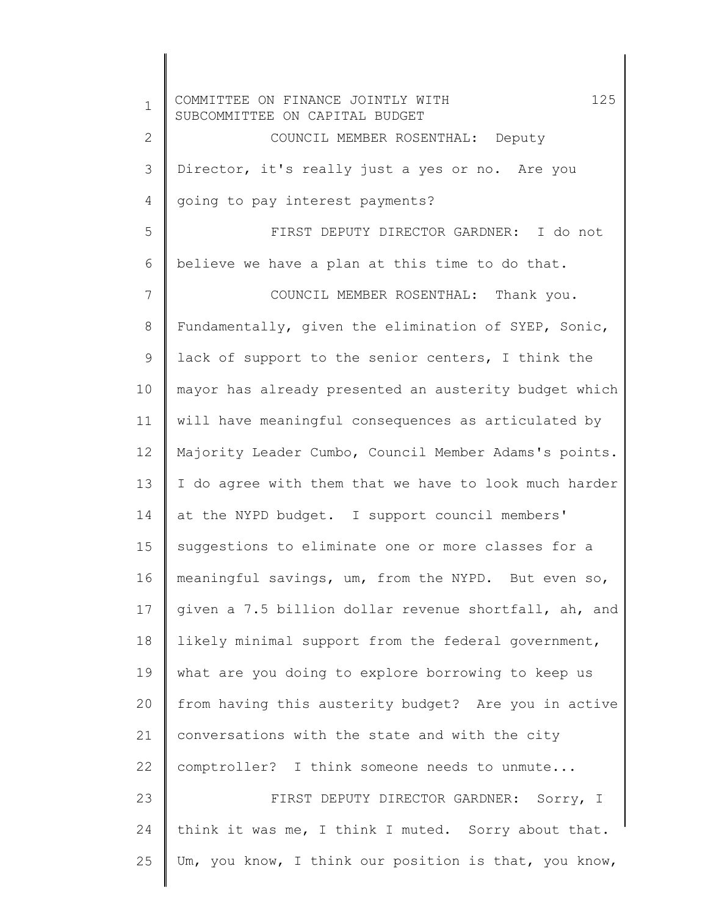COUNCIL MEMBER ROSENTHAL: Deputy Director, it's really just a yes or no. Are you going to pay interest payments?

FIRST DEPUTY DIRECTOR GARDNER: I do not believe we have a plan at this time to do that.

COUNCIL MEMBER ROSENTHAL: Thank you. Fundamentally, given the elimination of SYEP, Sonic, lack of support to the senior centers, I think the mayor has already presented an austerity budget which will have meaningful consequences as articulated by Majority Leader Cumbo, Council Member Adams's points. I do agree with them that we have to look much harder at the NYPD budget. I support council members' suggestions to eliminate one or more classes for a meaningful savings, um, from the NYPD. But even so, given a 7.5 billion dollar revenue shortfall, ah, and likely minimal support from the federal government, what are you doing to explore borrowing to keep us from having this austerity budget? Are you in active conversations with the state and with the city comptroller? I think someone needs to unmute...

FIRST DEPUTY DIRECTOR GARDNER: Sorry, I think it was me, I think I muted. Sorry about that. Um, you know, I think our position is that, you know,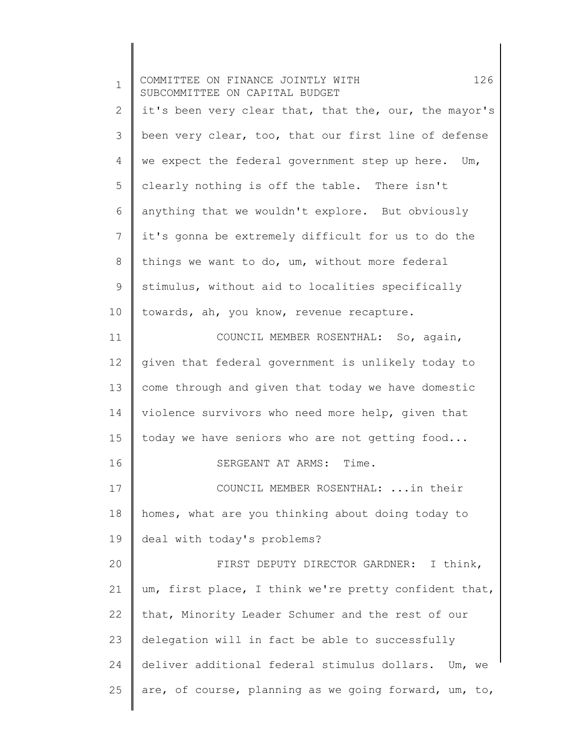it's been very clear that, that the, our, the mayor's been very clear, too, that our first line of defense we expect the federal government step up here. Um, clearly nothing is off the table. There isn't anything that we wouldn't explore. But obviously it's gonna be extremely difficult for us to do the things we want to do, um, without more federal stimulus, without aid to localities specifically towards, ah, you know, revenue recapture.

COUNCIL MEMBER ROSENTHAL: So, again, given that federal government is unlikely today to come through and given that today we have domestic violence survivors who need more help, given that today we have seniors who are not getting food...

SERGEANT AT ARMS: Time.

COUNCIL MEMBER ROSENTHAL: ...in their homes, what are you thinking about doing today to deal with today's problems?

FIRST DEPUTY DIRECTOR GARDNER: I think, um, first place, I think we're pretty confident that, that, Minority Leader Schumer and the rest of our delegation will in fact be able to successfully deliver additional federal stimulus dollars. Um, we are, of course, planning as we going forward, um, to,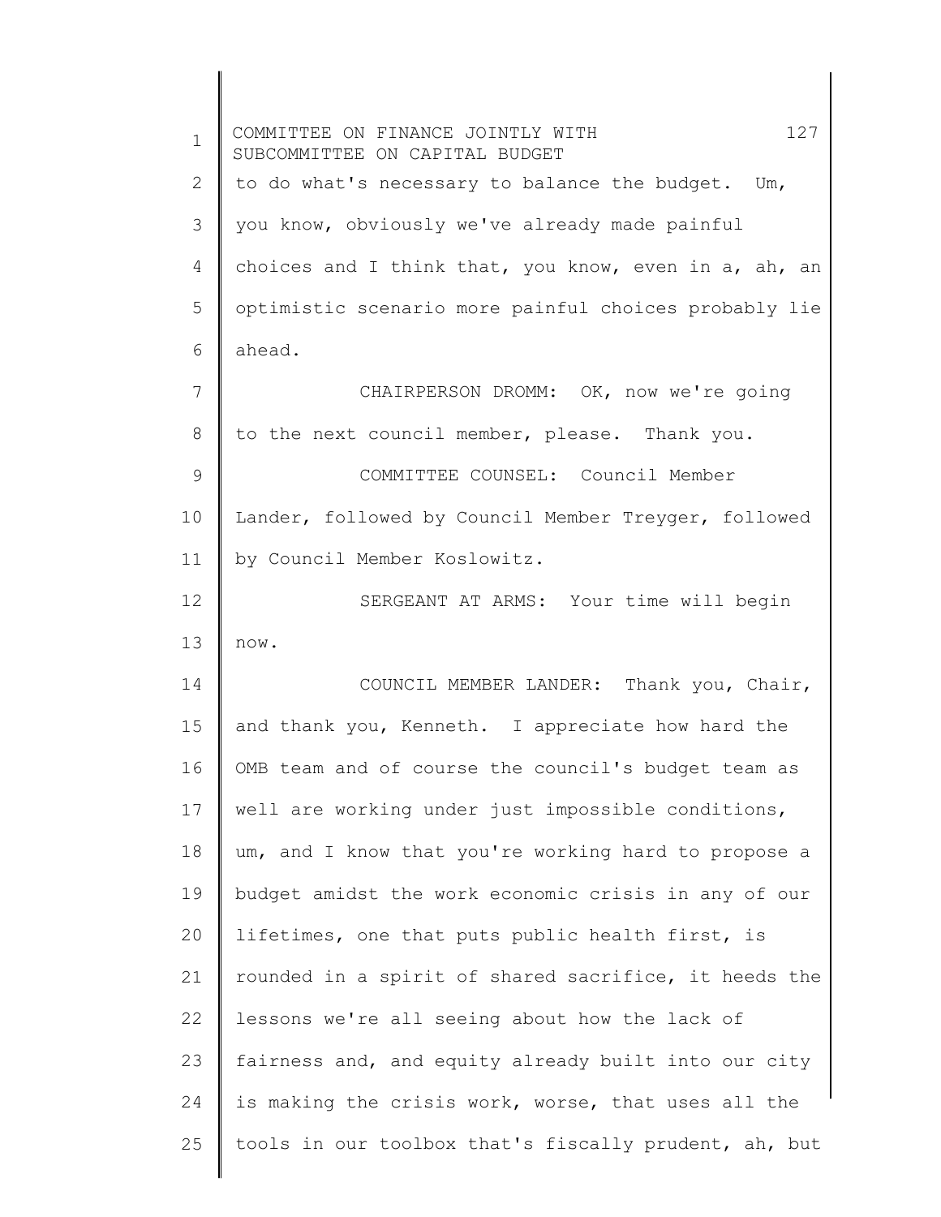to do what's necessary to balance the budget. Um, you know, obviously we've already made painful choices and I think that, you know, even in a, ah, an optimistic scenario more painful choices probably lie ahead.

CHAIRPERSON DROMM: OK, now we're going to the next council member, please. Thank you.

COMMITTEE COUNSEL: Council Member Lander, followed by Council Member Treyger, followed by Council Member Koslowitz.

SERGEANT AT ARMS: Your time will begin now.

COUNCIL MEMBER LANDER: Thank you, Chair, and thank you, Kenneth. I appreciate how hard the OMB team and of course the council's budget team as well are working under just impossible conditions, um, and I know that you're working hard to propose a budget amidst the work economic crisis in any of our lifetimes, one that puts public health first, is rounded in a spirit of shared sacrifice, it heeds the lessons we're all seeing about how the lack of fairness and, and equity already built into our city is making the crisis work, worse, that uses all the tools in our toolbox that's fiscally prudent, ah, but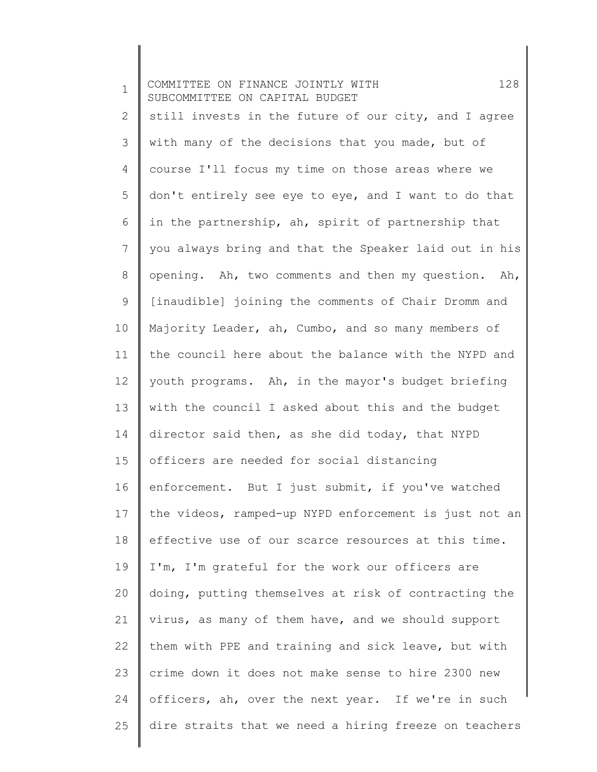still invests in the future of our city, and I agree with many of the decisions that you made, but of course I'll focus my time on those areas where we don't entirely see eye to eye, and I want to do that in the partnership, ah, spirit of partnership that you always bring and that the Speaker laid out in his opening. Ah, two comments and then my question. Ah, [inaudible] joining the comments of Chair Dromm and Majority Leader, ah, Cumbo, and so many members of the council here about the balance with the NYPD and youth programs. Ah, in the mayor's budget briefing with the council I asked about this and the budget director said then, as she did today, that NYPD officers are needed for social distancing enforcement. But I just submit, if you've watched the videos, ramped-up NYPD enforcement is just not an effective use of our scarce resources at this time. I'm, I'm grateful for the work our officers are doing, putting themselves at risk of contracting the virus, as many of them have, and we should support them with PPE and training and sick leave, but with crime down it does not make sense to hire 2300 new officers, ah, over the next year. If we're in such dire straits that we need a hiring freeze on teachers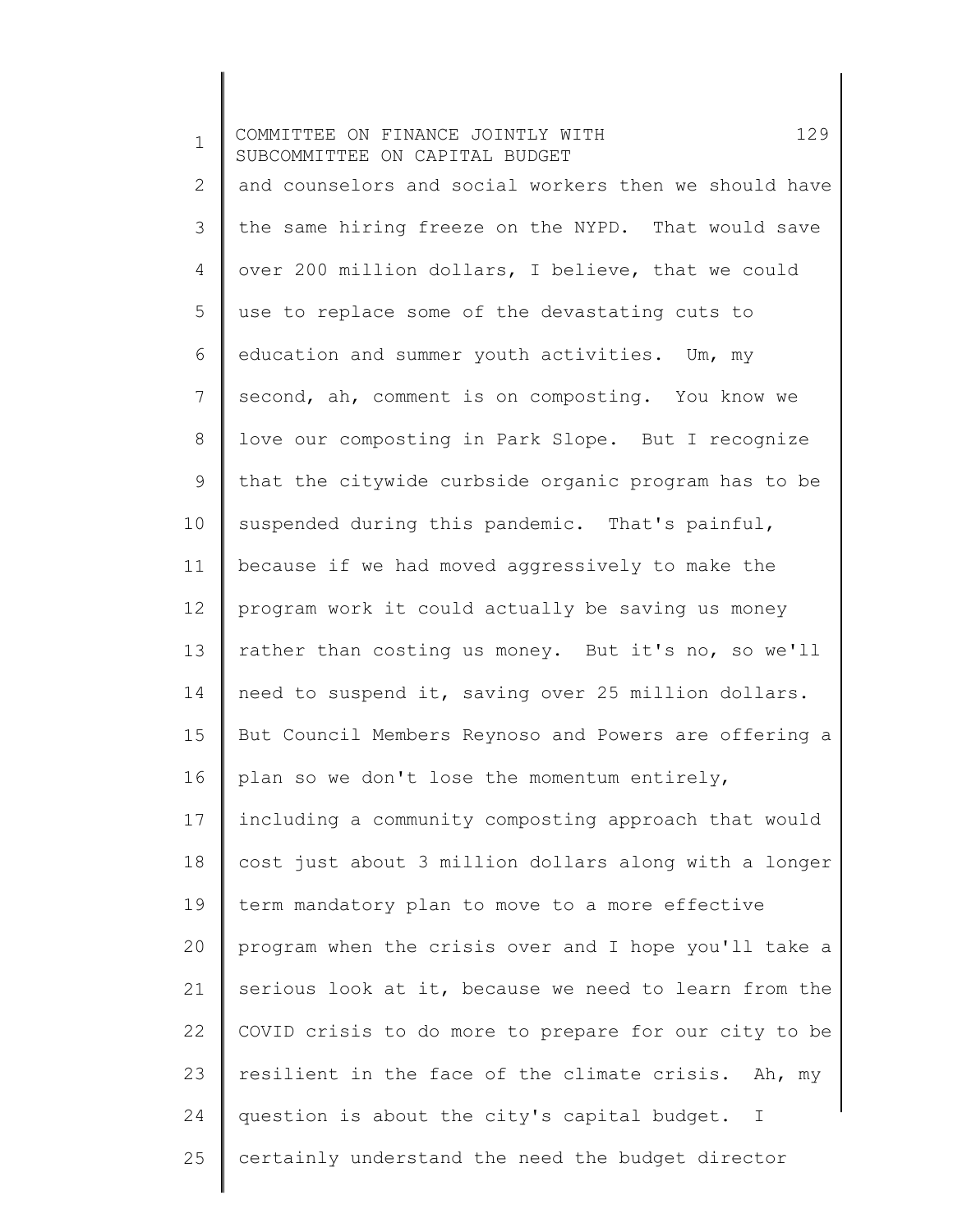and counselors and social workers then we should have the same hiring freeze on the NYPD. That would save over 200 million dollars, I believe, that we could use to replace some of the devastating cuts to education and summer youth activities. Um, my second, ah, comment is on composting. You know we love our composting in Park Slope. But I recognize that the citywide curbside organic program has to be suspended during this pandemic. That's painful, because if we had moved aggressively to make the program work it could actually be saving us money rather than costing us money. But it's no, so we'll need to suspend it, saving over 25 million dollars. But Council Members Reynoso and Powers are offering a plan so we don't lose the momentum entirely, including a community composting approach that would cost just about 3 million dollars along with a longer term mandatory plan to move to a more effective program when the crisis over and I hope you'll take a serious look at it, because we need to learn from the COVID crisis to do more to prepare for our city to be resilient in the face of the climate crisis. Ah, my question is about the city's capital budget. I certainly understand the need the budget director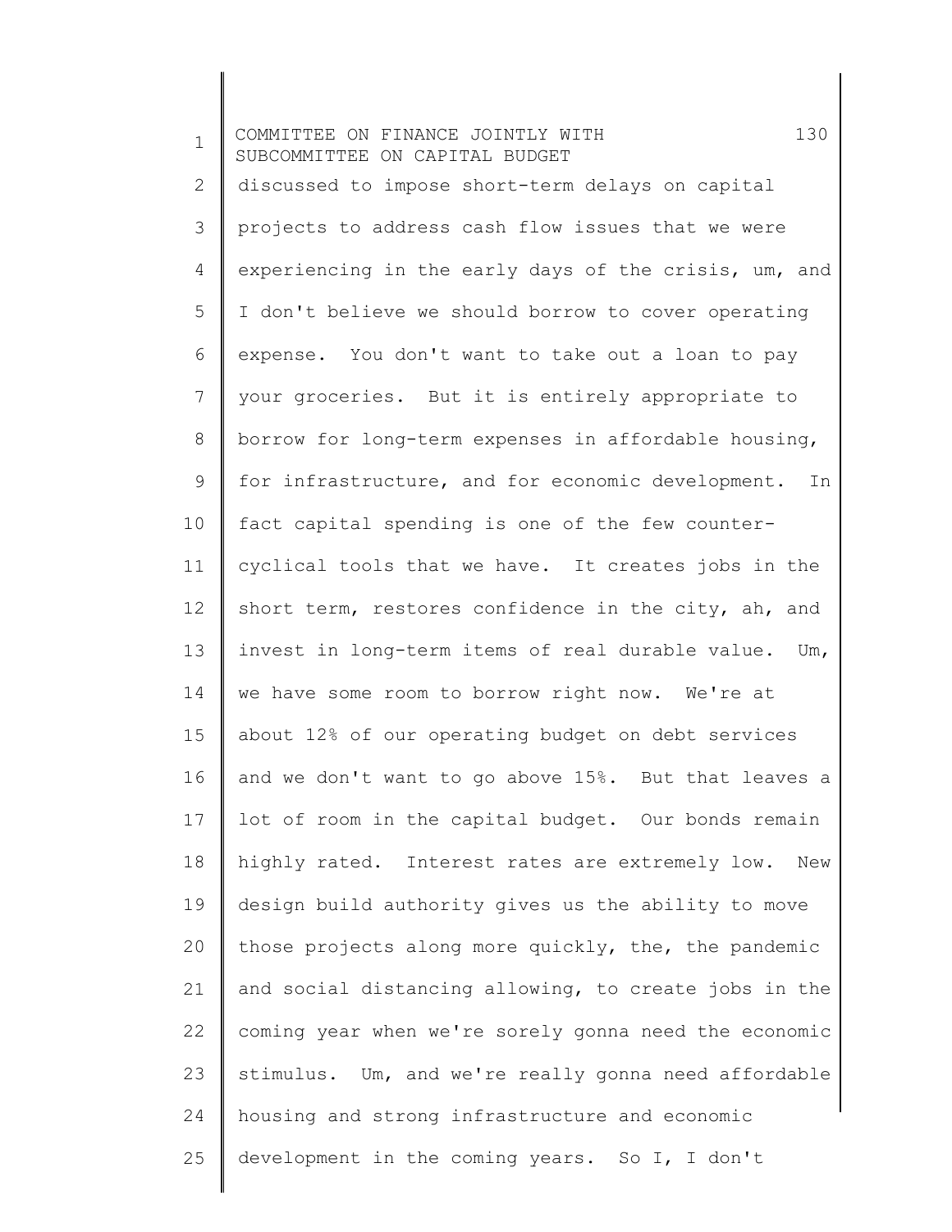discussed to impose short-term delays on capital projects to address cash flow issues that we were experiencing in the early days of the crisis, um, and I don't believe we should borrow to cover operating expense. You don't want to take out a loan to pay your groceries. But it is entirely appropriate to borrow for long-term expenses in affordable housing, for infrastructure, and for economic development. In fact capital spending is one of the few counter-cyclical tools that we have. It creates jobs in the short term, restores confidence in the city, ah, and invest in long-term items of real durable value. Um, we have some room to borrow right now. We're at about 12% of our operating budget on debt services and we don't want to go above 15%. But that leaves a lot of room in the capital budget. Our bonds remain highly rated. Interest rates are extremely low. New design build authority gives us the ability to move those projects along more quickly, the, the pandemic and social distancing allowing, to create jobs in the coming year when we're sorely gonna need the economic stimulus. Um, and we're really gonna need affordable housing and strong infrastructure and economic development in the coming years. So I, I don't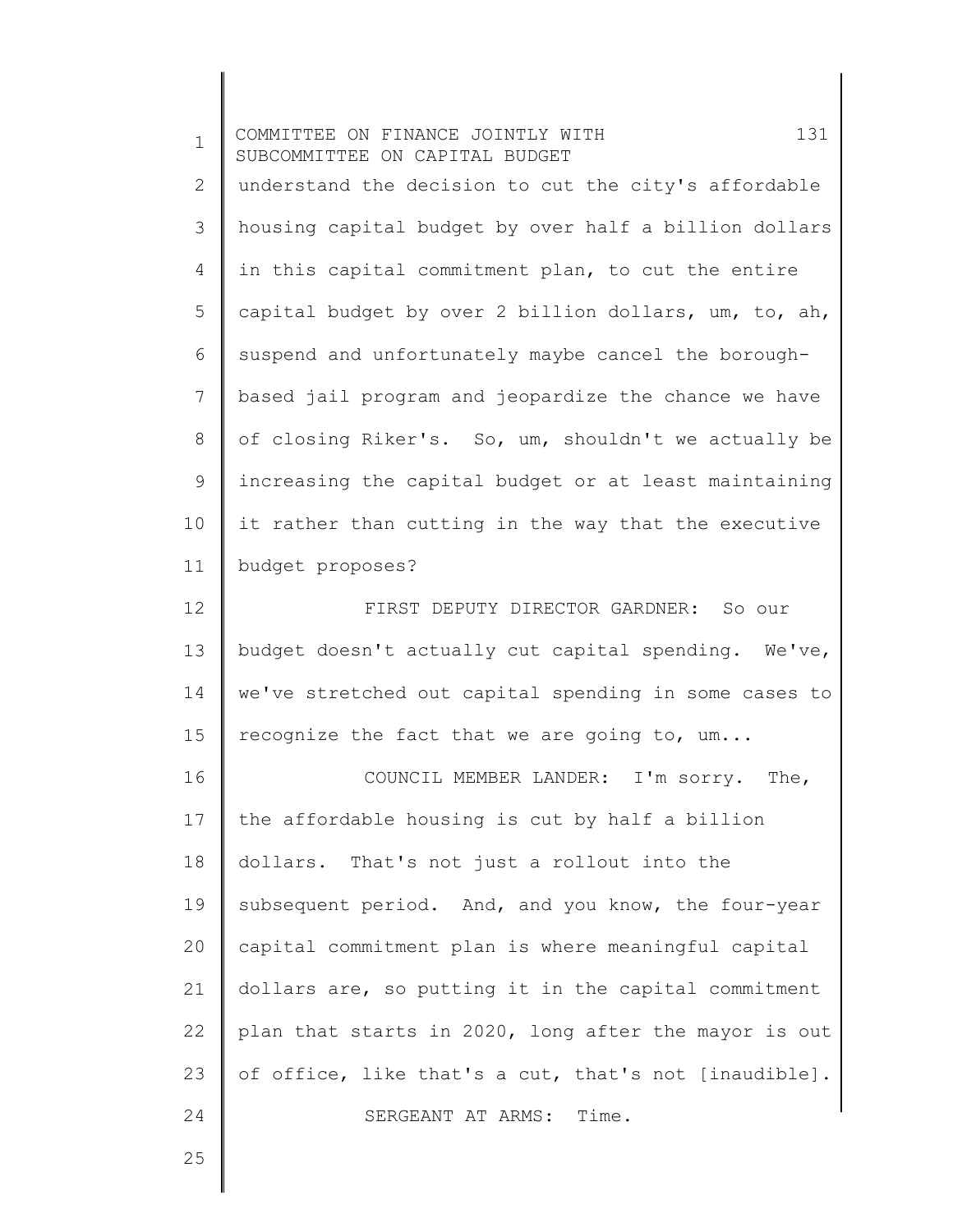understand the decision to cut the city's affordable housing capital budget by over half a billion dollars in this capital commitment plan, to cut the entire capital budget by over 2 billion dollars, um, to, ah, suspend and unfortunately maybe cancel the borough-based jail program and jeopardize the chance we have of closing Riker's. So, um, shouldn't we actually be increasing the capital budget or at least maintaining it rather than cutting in the way that the executive budget proposes?

FIRST DEPUTY DIRECTOR GARDNER: So our budget doesn't actually cut capital spending. We've, we've stretched out capital spending in some cases to recognize the fact that we are going to, um...

COUNCIL MEMBER LANDER: I'm sorry. The, the affordable housing is cut by half a billion dollars. That's not just a rollout into the subsequent period. And, and you know, the four-year capital commitment plan is where meaningful capital dollars are, so putting it in the capital commitment plan that starts in 2020, long after the mayor is out of office, like that's a cut, that's not [inaudible].

SERGEANT AT ARMS: Time.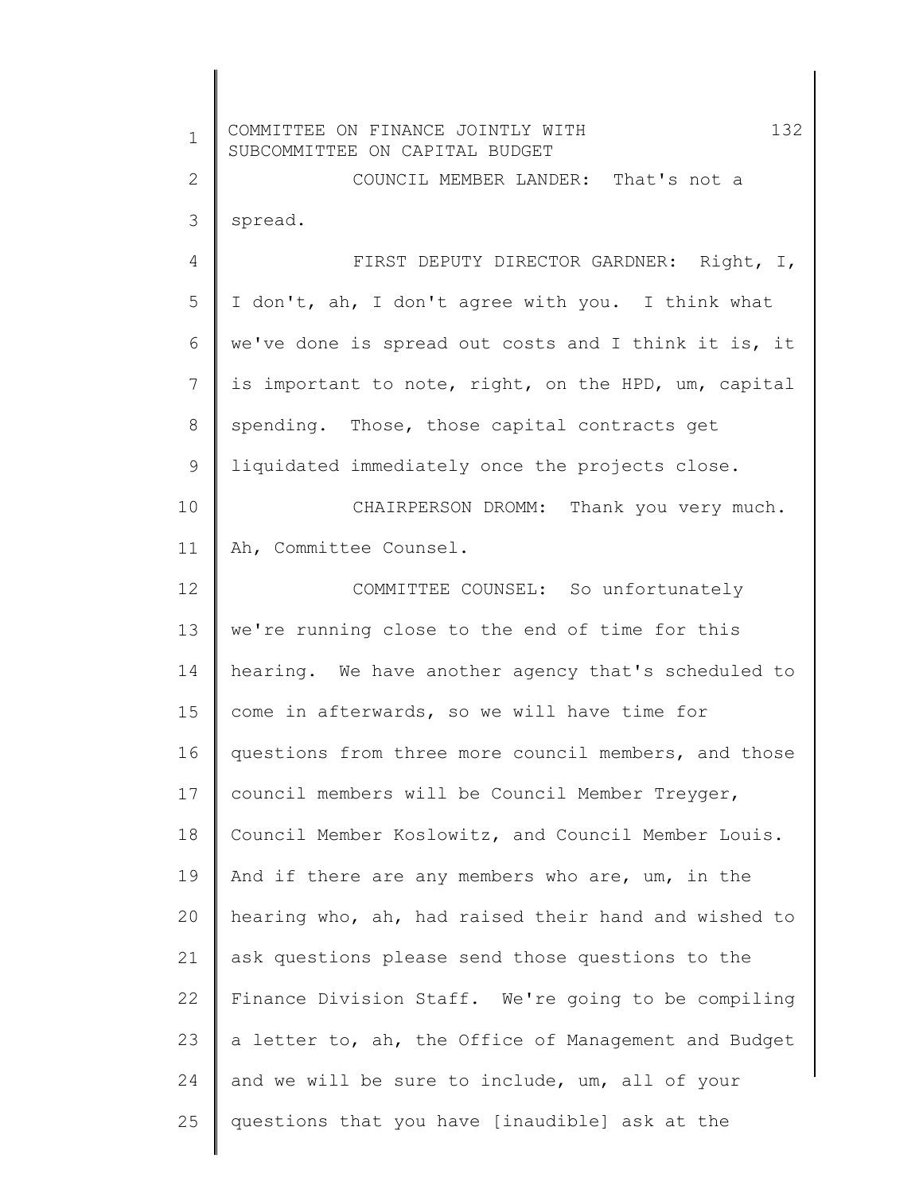COUNCIL MEMBER LANDER: That's not a spread.

FIRST DEPUTY DIRECTOR GARDNER: Right, I, I don't, ah, I don't agree with you. I think what we've done is spread out costs and I think it is, it is important to note, right, on the HPD, um, capital spending. Those, those capital contracts get liquidated immediately once the projects close.

CHAIRPERSON DROMM: Thank you very much. Ah, Committee Counsel.

COMMITTEE COUNSEL: So unfortunately we're running close to the end of time for this hearing. We have another agency that's scheduled to come in afterwards, so we will have time for questions from three more council members, and those council members will be Council Member Treyger, Council Member Koslowitz, and Council Member Louis. And if there are any members who are, um, in the hearing who, ah, had raised their hand and wished to ask questions please send those questions to the Finance Division Staff. We're going to be compiling a letter to, ah, the Office of Management and Budget and we will be sure to include, um, all of your questions that you have [inaudible] ask at the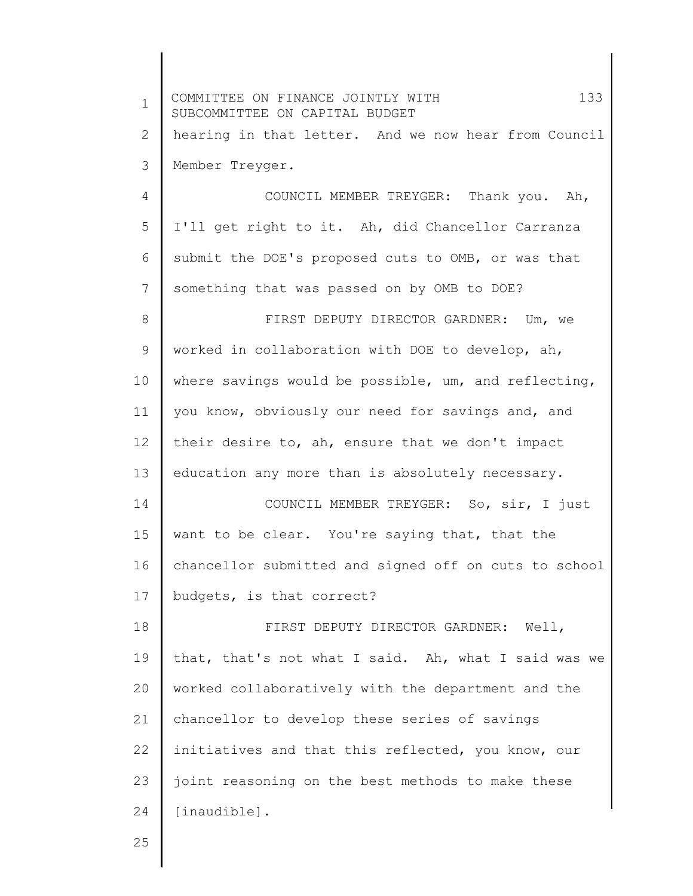hearing in that letter. And we now hear from Council Member Treyger.

COUNCIL MEMBER TREYGER: Thank you. Ah, I'll get right to it. Ah, did Chancellor Carranza submit the DOE's proposed cuts to OMB, or was that something that was passed on by OMB to DOE?

FIRST DEPUTY DIRECTOR GARDNER: Um, we worked in collaboration with DOE to develop, ah, where savings would be possible, um, and reflecting, you know, obviously our need for savings and, and their desire to, ah, ensure that we don't impact education any more than is absolutely necessary.

COUNCIL MEMBER TREYGER: So, sir, I just want to be clear. You're saying that, that the chancellor submitted and signed off on cuts to school budgets, is that correct?

FIRST DEPUTY DIRECTOR GARDNER: Well, that, that's not what I said. Ah, what I said was we worked collaboratively with the department and the chancellor to develop these series of savings initiatives and that this reflected, you know, our joint reasoning on the best methods to make these [inaudible].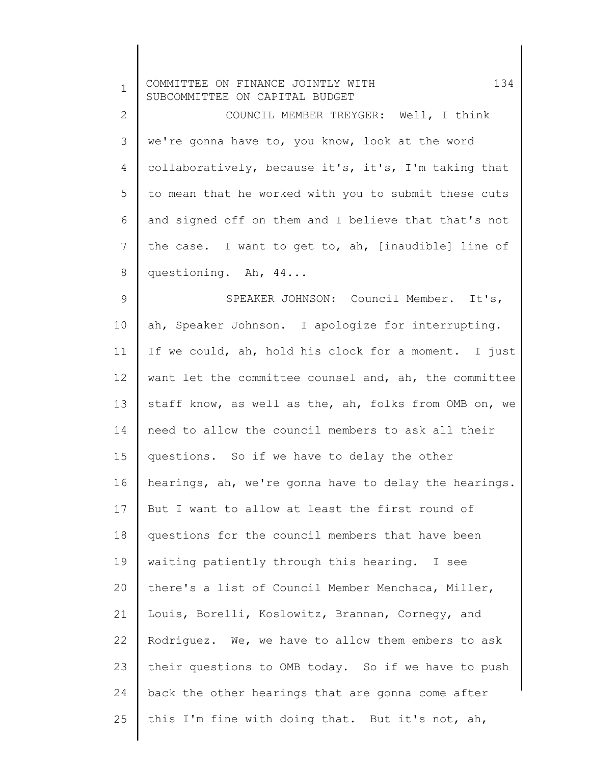COUNCIL MEMBER TREYGER: Well, I think we're gonna have to, you know, look at the word collaboratively, because it's, it's, I'm taking that to mean that he worked with you to submit these cuts and signed off on them and I believe that that's not the case. I want to get to, ah, [inaudible] line of questioning. Ah, 44...

SPEAKER JOHNSON: Council Member. It's, ah, Speaker Johnson. I apologize for interrupting. If we could, ah, hold his clock for a moment. I just want let the committee counsel and, ah, the committee staff know, as well as the, ah, folks from OMB on, we need to allow the council members to ask all their questions. So if we have to delay the other hearings, ah, we're gonna have to delay the hearings. But I want to allow at least the first round of questions for the council members that have been waiting patiently through this hearing. I see there's a list of Council Member Menchaca, Miller, Louis, Borelli, Koslowitz, Brannan, Cornegy, and Rodriguez. We, we have to allow them embers to ask their questions to OMB today. So if we have to push back the other hearings that are gonna come after this I'm fine with doing that. But it's not, ah,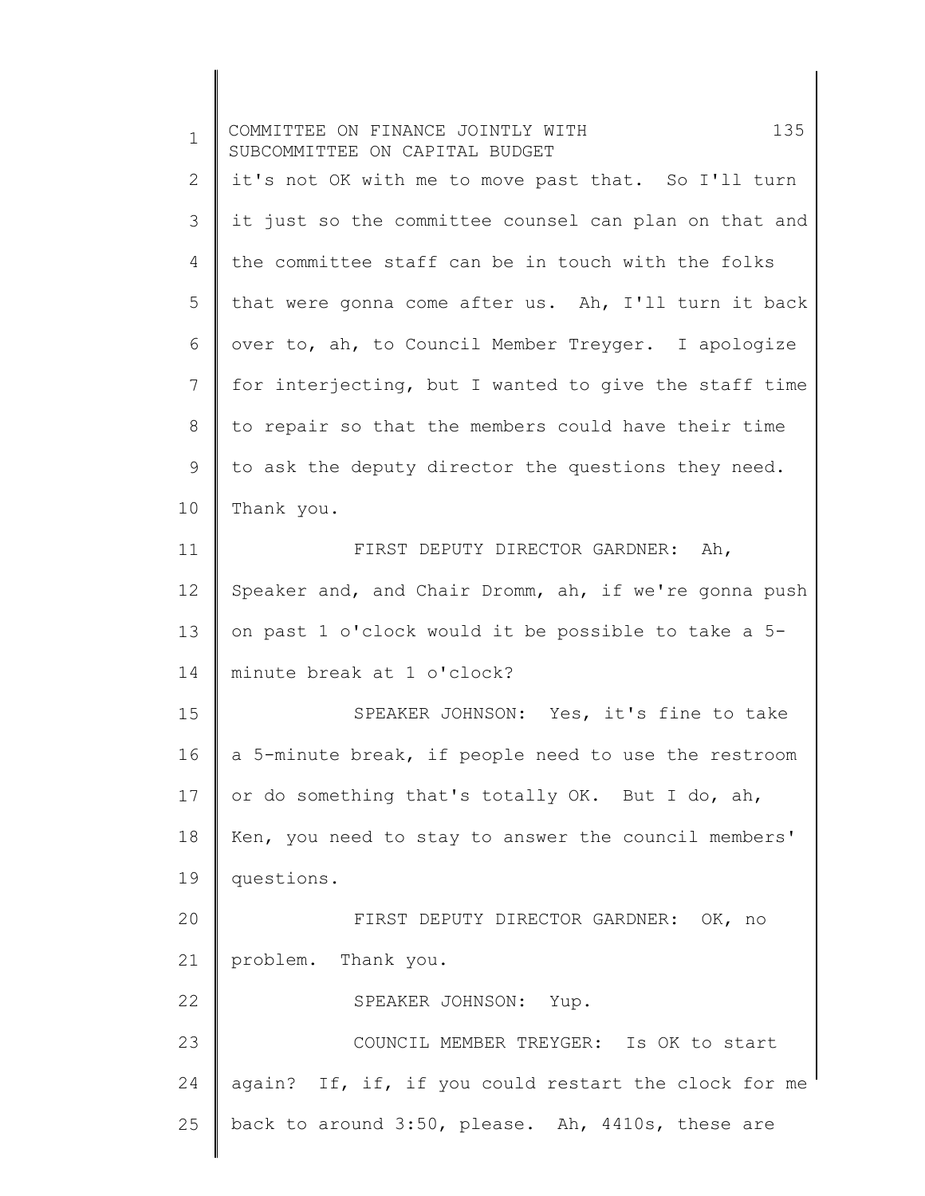it's not OK with me to move past that. So I'll turn it just so the committee counsel can plan on that and the committee staff can be in touch with the folks that were gonna come after us. Ah, I'll turn it back over to, ah, to Council Member Treyger. I apologize for interjecting, but I wanted to give the staff time to repair so that the members could have their time to ask the deputy director the questions they need. Thank you.

FIRST DEPUTY DIRECTOR GARDNER: Ah, Speaker and, and Chair Dromm, ah, if we're gonna push on past 1 o'clock would it be possible to take a 5-minute break at 1 o'clock?

SPEAKER JOHNSON: Yes, it's fine to take a 5-minute break, if people need to use the restroom or do something that's totally OK. But I do, ah, Ken, you need to stay to answer the council members' questions.

FIRST DEPUTY DIRECTOR GARDNER: OK, no problem. Thank you.

SPEAKER JOHNSON: Yup.

COUNCIL MEMBER TREYGER: Is OK to start again? If, if, if you could restart the clock for me back to around 3:50, please. Ah, 4410s, these are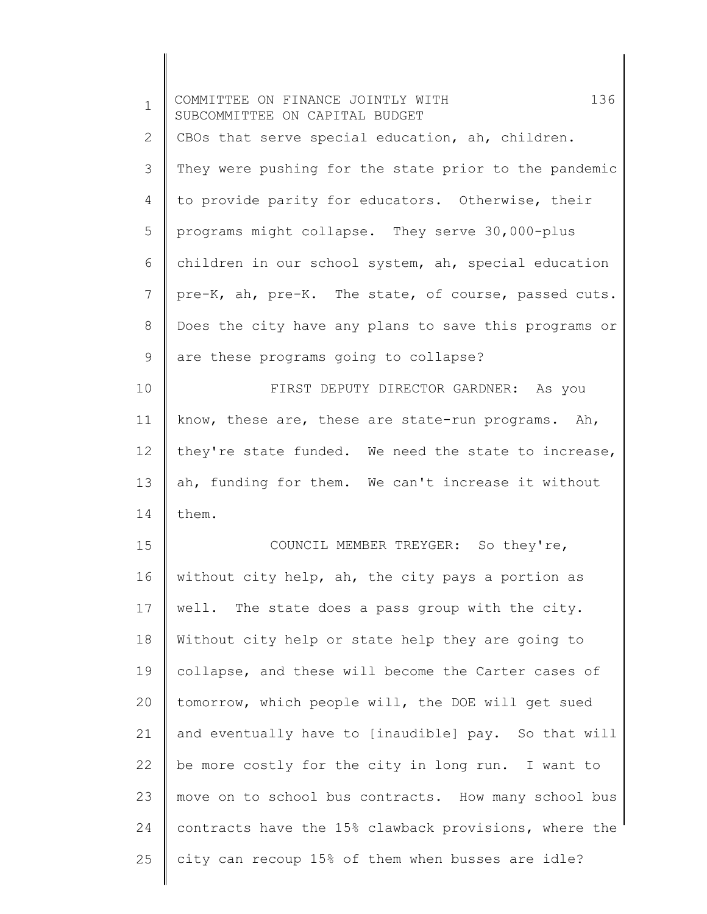CBOs that serve special education, ah, children. They were pushing for the state prior to the pandemic to provide parity for educators. Otherwise, their programs might collapse. They serve 30,000-plus children in our school system, ah, special education pre-K, ah, pre-K. The state, of course, passed cuts. Does the city have any plans to save this programs or are these programs going to collapse?

FIRST DEPUTY DIRECTOR GARDNER: As you know, these are, these are state-run programs. Ah, they're state funded. We need the state to increase, ah, funding for them. We can't increase it without them.

COUNCIL MEMBER TREYGER: So they're, without city help, ah, the city pays a portion as well. The state does a pass group with the city. Without city help or state help they are going to collapse, and these will become the Carter cases of tomorrow, which people will, the DOE will get sued and eventually have to [inaudible] pay. So that will be more costly for the city in long run. I want to move on to school bus contracts. How many school bus contracts have the 15% clawback provisions, where the city can recoup 15% of them when busses are idle?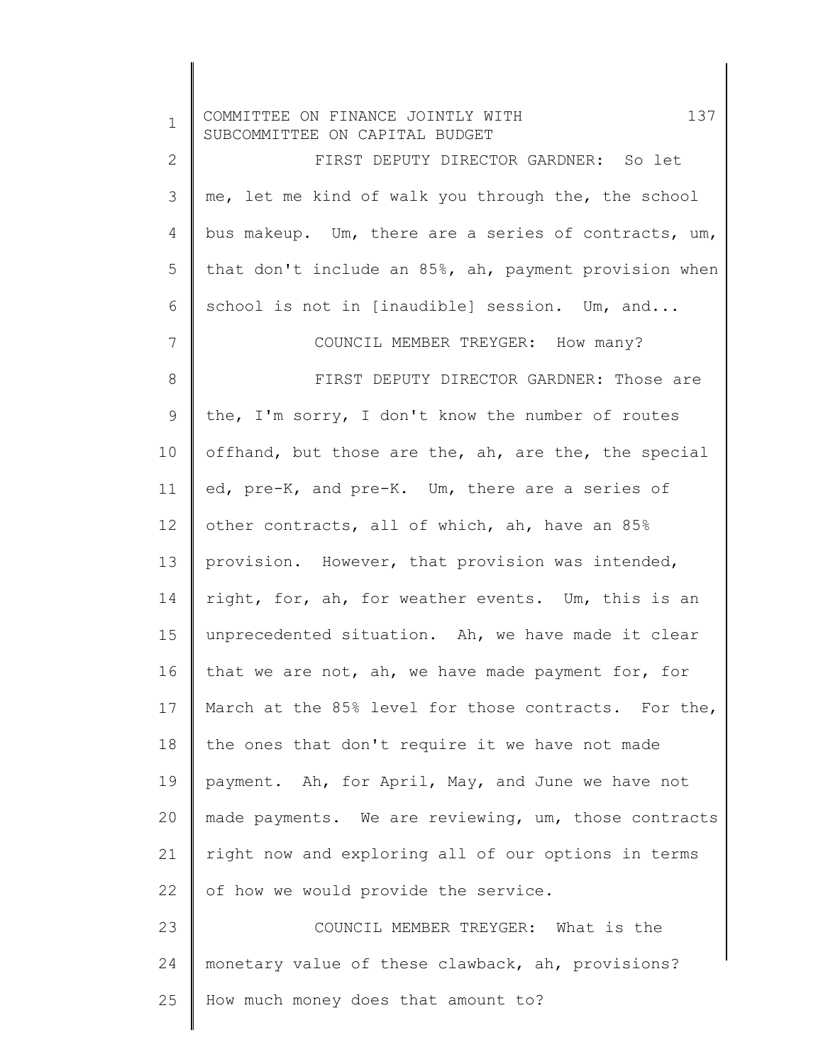FIRST DEPUTY DIRECTOR GARDNER: So let me, let me kind of walk you through the, the school bus makeup. Um, there are a series of contracts, um, that don't include an 85%, ah, payment provision when school is not in [inaudible] session. Um, and...

COUNCIL MEMBER TREYGER: How many?

FIRST DEPUTY DIRECTOR GARDNER: Those are the, I'm sorry, I don't know the number of routes offhand, but those are the, ah, are the, the special ed, pre-K, and pre-K. Um, there are a series of other contracts, all of which, ah, have an 85% provision. However, that provision was intended, right, for, ah, for weather events. Um, this is an unprecedented situation. Ah, we have made it clear that we are not, ah, we have made payment for, for March at the 85% level for those contracts. For the, the ones that don't require it we have not made payment. Ah, for April, May, and June we have not made payments. We are reviewing, um, those contracts right now and exploring all of our options in terms of how we would provide the service.

COUNCIL MEMBER TREYGER: What is the monetary value of these clawback, ah, provisions? How much money does that amount to?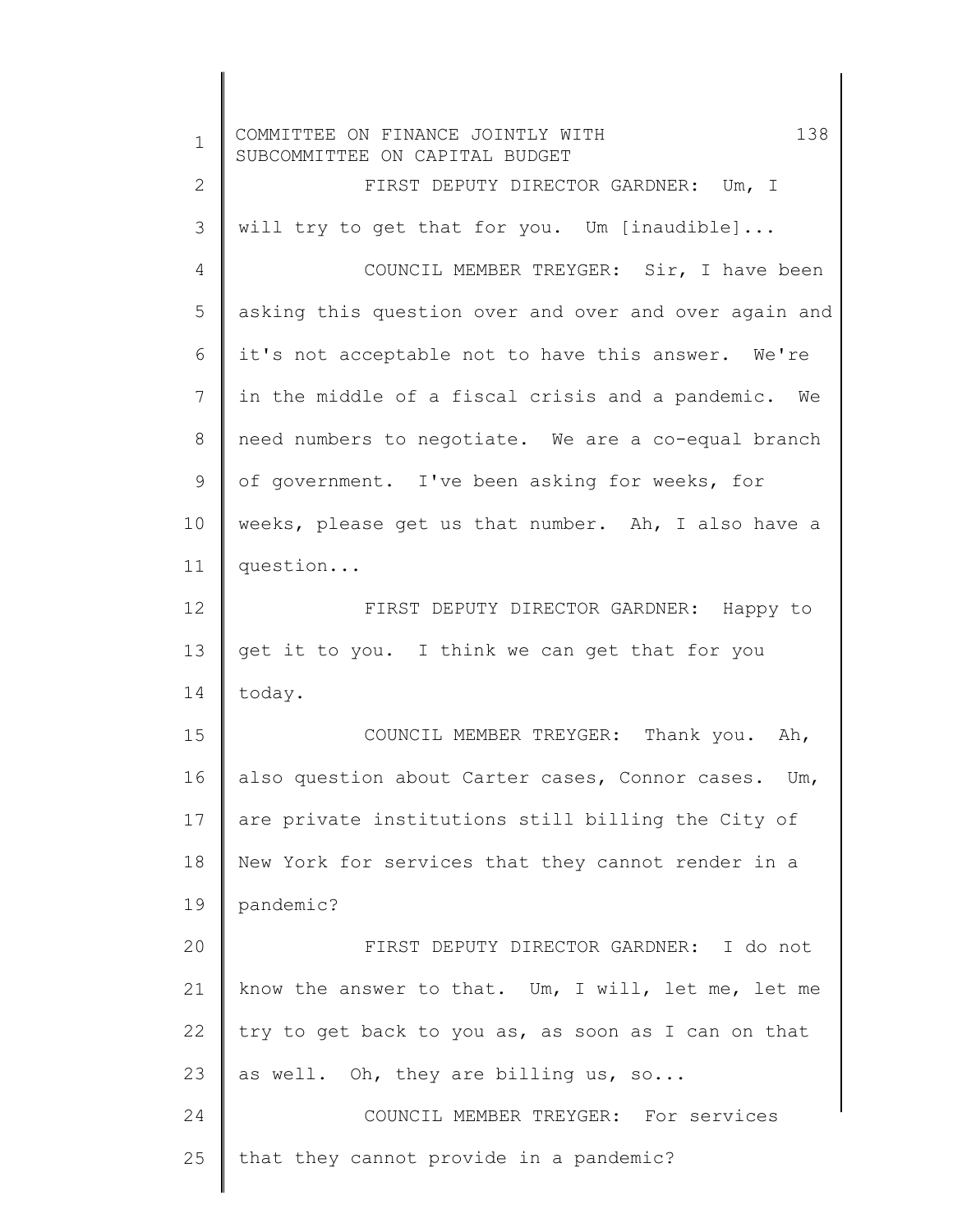FIRST DEPUTY DIRECTOR GARDNER: Um, I will try to get that for you. Um [inaudible]...

COUNCIL MEMBER TREYGER: Sir, I have been asking this question over and over and over again and it's not acceptable not to have this answer. We're in the middle of a fiscal crisis and a pandemic. We need numbers to negotiate. We are a co-equal branch of government. I've been asking for weeks, for weeks, please get us that number. Ah, I also have a question...

FIRST DEPUTY DIRECTOR GARDNER: Happy to get it to you. I think we can get that for you today.

COUNCIL MEMBER TREYGER: Thank you. Ah, also question about Carter cases, Connor cases. Um, are private institutions still billing the City of New York for services that they cannot render in a pandemic?

FIRST DEPUTY DIRECTOR GARDNER: I do not know the answer to that. Um, I will, let me, let me try to get back to you as, as soon as I can on that as well. Oh, they are billing us, so...

COUNCIL MEMBER TREYGER: For services that they cannot provide in a pandemic?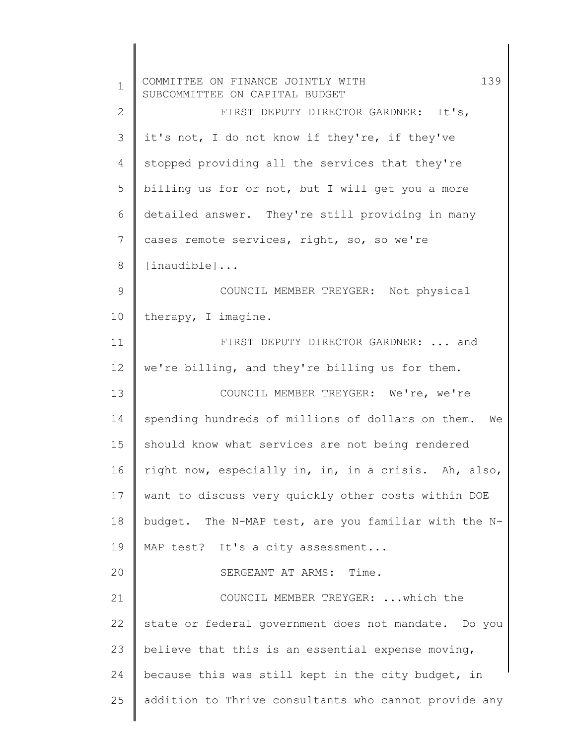FIRST DEPUTY DIRECTOR GARDNER: It's, it's not, I do not know if they're, if they've stopped providing all the services that they're billing us for or not, but I will get you a more detailed answer. They're still providing in many cases remote services, right, so, so we're [inaudible]...

COUNCIL MEMBER TREYGER: Not physical therapy, I imagine.

FIRST DEPUTY DIRECTOR GARDNER: ... and we're billing, and they're billing us for them.

COUNCIL MEMBER TREYGER: We're, we're spending hundreds of millions of dollars on them. We should know what services are not being rendered right now, especially in, in, in a crisis. Ah, also, want to discuss very quickly other costs within DOE budget. The N-MAP test, are you familiar with the N-MAP test? It's a city assessment...

SERGEANT AT ARMS: Time.

COUNCIL MEMBER TREYGER: ...which the state or federal government does not mandate. Do you believe that this is an essential expense moving, because this was still kept in the city budget, in addition to Thrive consultants who cannot provide any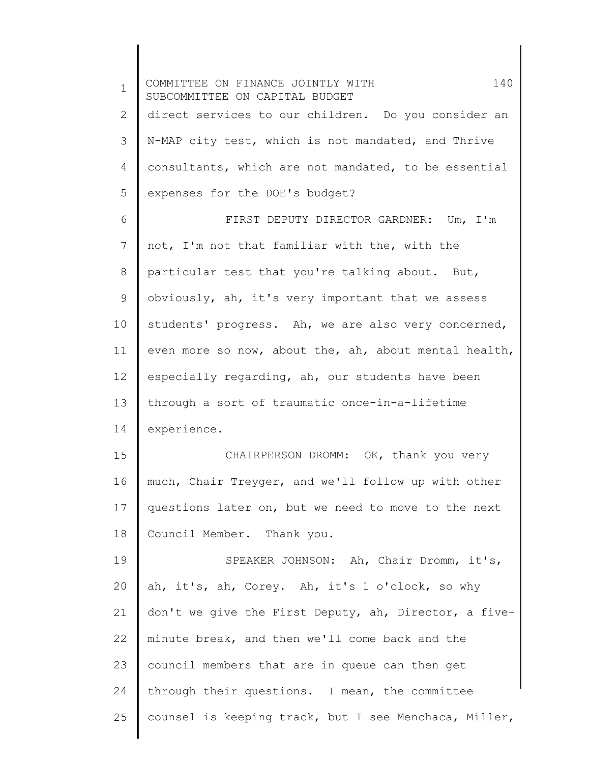direct services to our children. Do you consider an N-MAP city test, which is not mandated, and Thrive consultants, which are not mandated, to be essential expenses for the DOE's budget?

FIRST DEPUTY DIRECTOR GARDNER: Um, I'm not, I'm not that familiar with the, with the particular test that you're talking about. But, obviously, ah, it's very important that we assess students' progress. Ah, we are also very concerned, even more so now, about the, ah, about mental health, especially regarding, ah, our students have been through a sort of traumatic once-in-a-lifetime experience.

CHAIRPERSON DROMM: OK, thank you very much, Chair Treyger, and we'll follow up with other questions later on, but we need to move to the next Council Member. Thank you.

SPEAKER JOHNSON: Ah, Chair Dromm, it's, ah, it's, ah, Corey. Ah, it's 1 o'clock, so why don't we give the First Deputy, ah, Director, a five-minute break, and then we'll come back and the council members that are in queue can then get through their questions. I mean, the committee counsel is keeping track, but I see Menchaca, Miller,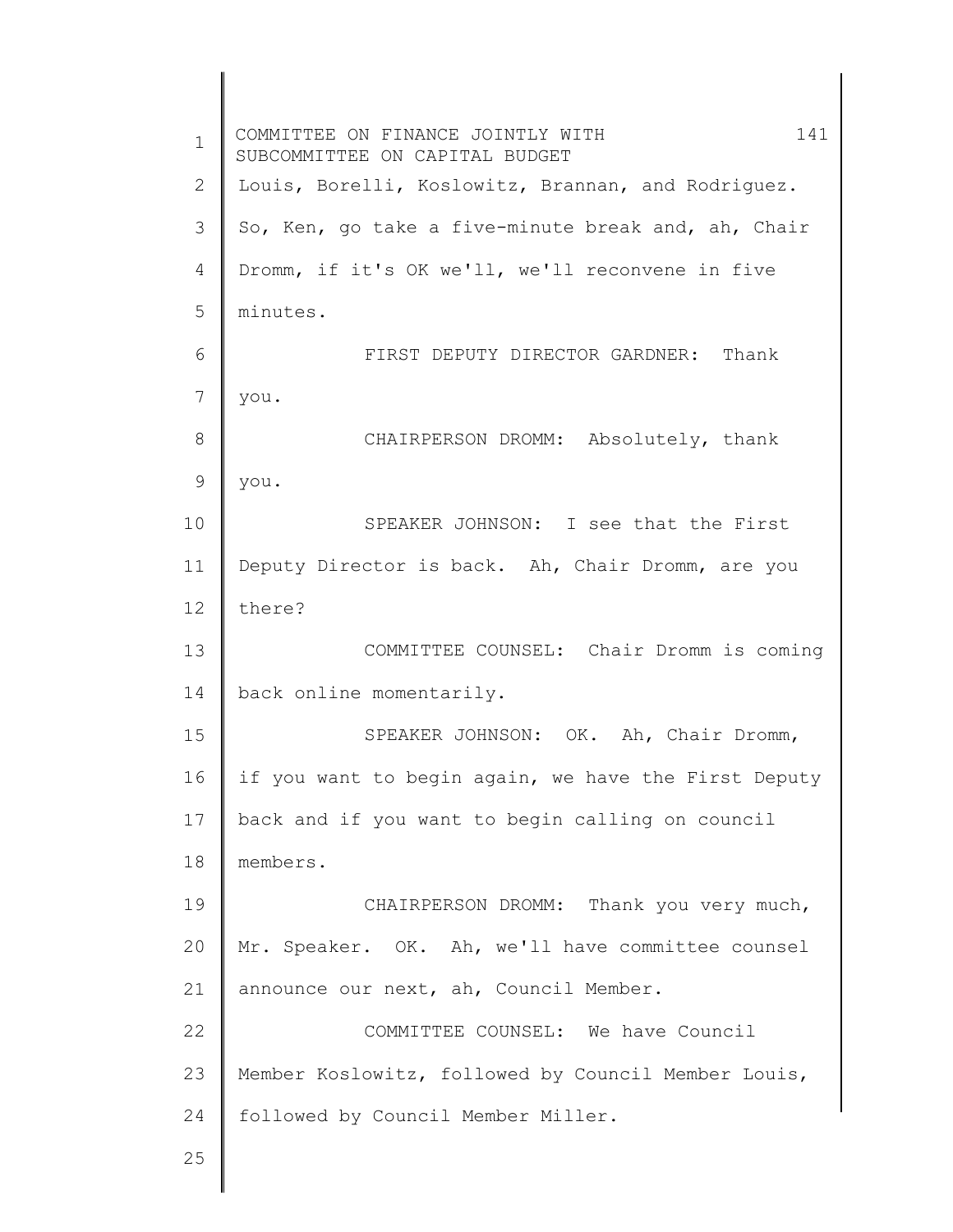Louis, Borelli, Koslowitz, Brannan, and Rodriguez. So, Ken, go take a five-minute break and, ah, Chair Dromm, if it's OK we'll, we'll reconvene in five minutes.

FIRST DEPUTY DIRECTOR GARDNER: Thank you.

CHAIRPERSON DROMM: Absolutely, thank you.

SPEAKER JOHNSON: I see that the First Deputy Director is back. Ah, Chair Dromm, are you there?

COMMITTEE COUNSEL: Chair Dromm is coming back online momentarily.

SPEAKER JOHNSON: OK. Ah, Chair Dromm, if you want to begin again, we have the First Deputy back and if you want to begin calling on council members.

CHAIRPERSON DROMM: Thank you very much, Mr. Speaker. OK. Ah, we'll have committee counsel announce our next, ah, Council Member.

COMMITTEE COUNSEL: We have Council Member Koslowitz, followed by Council Member Louis, followed by Council Member Miller.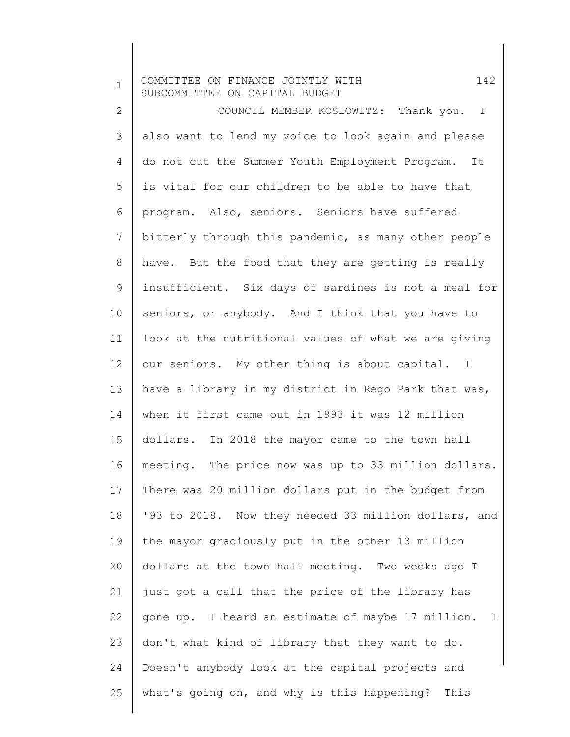COUNCIL MEMBER KOSLOWITZ: Thank you. I also want to lend my voice to look again and please do not cut the Summer Youth Employment Program. It is vital for our children to be able to have that program. Also, seniors. Seniors have suffered bitterly through this pandemic, as many other people have. But the food that they are getting is really insufficient. Six days of sardines is not a meal for seniors, or anybody. And I think that you have to look at the nutritional values of what we are giving our seniors. My other thing is about capital. I have a library in my district in Rego Park that was, when it first came out in 1993 it was 12 million dollars. In 2018 the mayor came to the town hall meeting. The price now was up to 33 million dollars. There was 20 million dollars put in the budget from '93 to 2018. Now they needed 33 million dollars, and the mayor graciously put in the other 13 million dollars at the town hall meeting. Two weeks ago I just got a call that the price of the library has gone up. I heard an estimate of maybe 17 million. I don't what kind of library that they want to do. Doesn't anybody look at the capital projects and what's going on, and why is this happening? This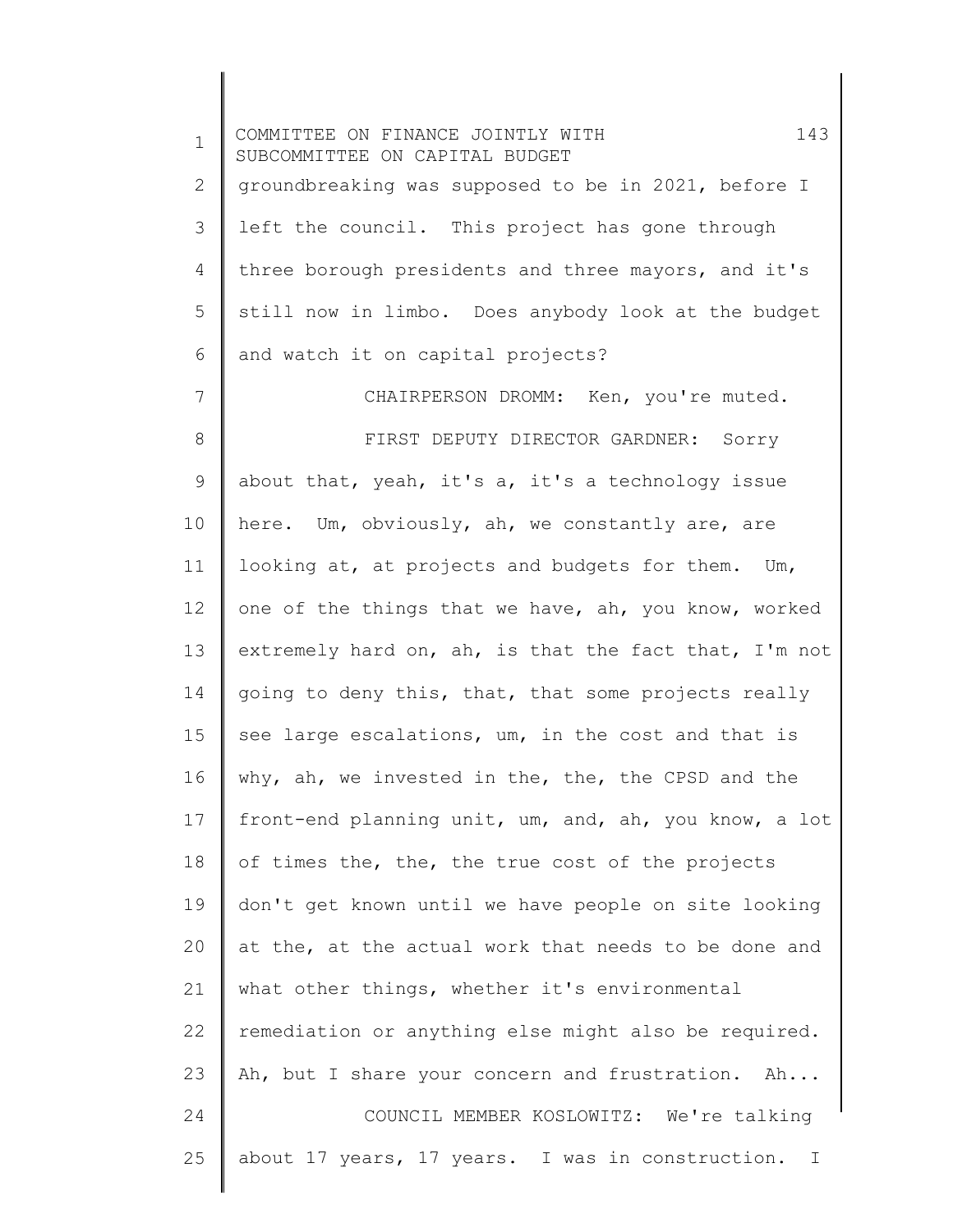groundbreaking was supposed to be in 2021, before I left the council. This project has gone through three borough presidents and three mayors, and it's still now in limbo. Does anybody look at the budget and watch it on capital projects?

CHAIRPERSON DROMM: Ken, you're muted.

FIRST DEPUTY DIRECTOR GARDNER: Sorry about that, yeah, it's a, it's a technology issue here. Um, obviously, ah, we constantly are, are looking at, at projects and budgets for them. Um, one of the things that we have, ah, you know, worked extremely hard on, ah, is that the fact that, I'm not going to deny this, that, that some projects really see large escalations, um, in the cost and that is why, ah, we invested in the, the, the CPSD and the front-end planning unit, um, and, ah, you know, a lot of times the, the, the true cost of the projects don't get known until we have people on site looking at the, at the actual work that needs to be done and what other things, whether it's environmental remediation or anything else might also be required. Ah, but I share your concern and frustration. Ah...

COUNCIL MEMBER KOSLOWITZ: We're talking about 17 years, 17 years. I was in construction. I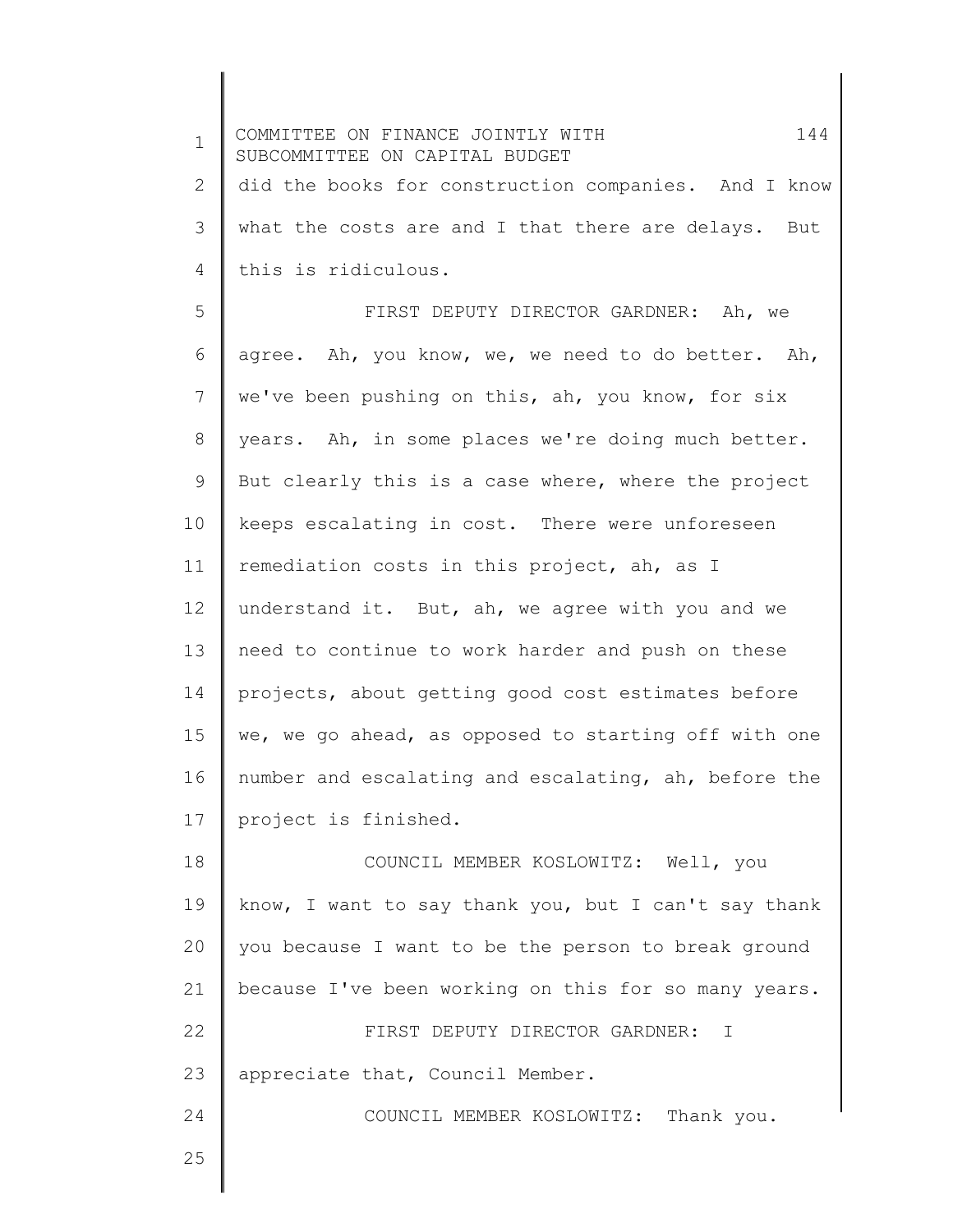did the books for construction companies. And I know what the costs are and I that there are delays. But this is ridiculous.

FIRST DEPUTY DIRECTOR GARDNER: Ah, we agree. Ah, you know, we, we need to do better. Ah, we've been pushing on this, ah, you know, for six years. Ah, in some places we're doing much better. But clearly this is a case where, where the project keeps escalating in cost. There were unforeseen remediation costs in this project, ah, as I understand it. But, ah, we agree with you and we need to continue to work harder and push on these projects, about getting good cost estimates before we, we go ahead, as opposed to starting off with one number and escalating and escalating, ah, before the project is finished.

COUNCIL MEMBER KOSLOWITZ: Well, you know, I want to say thank you, but I can't say thank you because I want to be the person to break ground because I've been working on this for so many years.

FIRST DEPUTY DIRECTOR GARDNER: I appreciate that, Council Member.

COUNCIL MEMBER KOSLOWITZ: Thank you.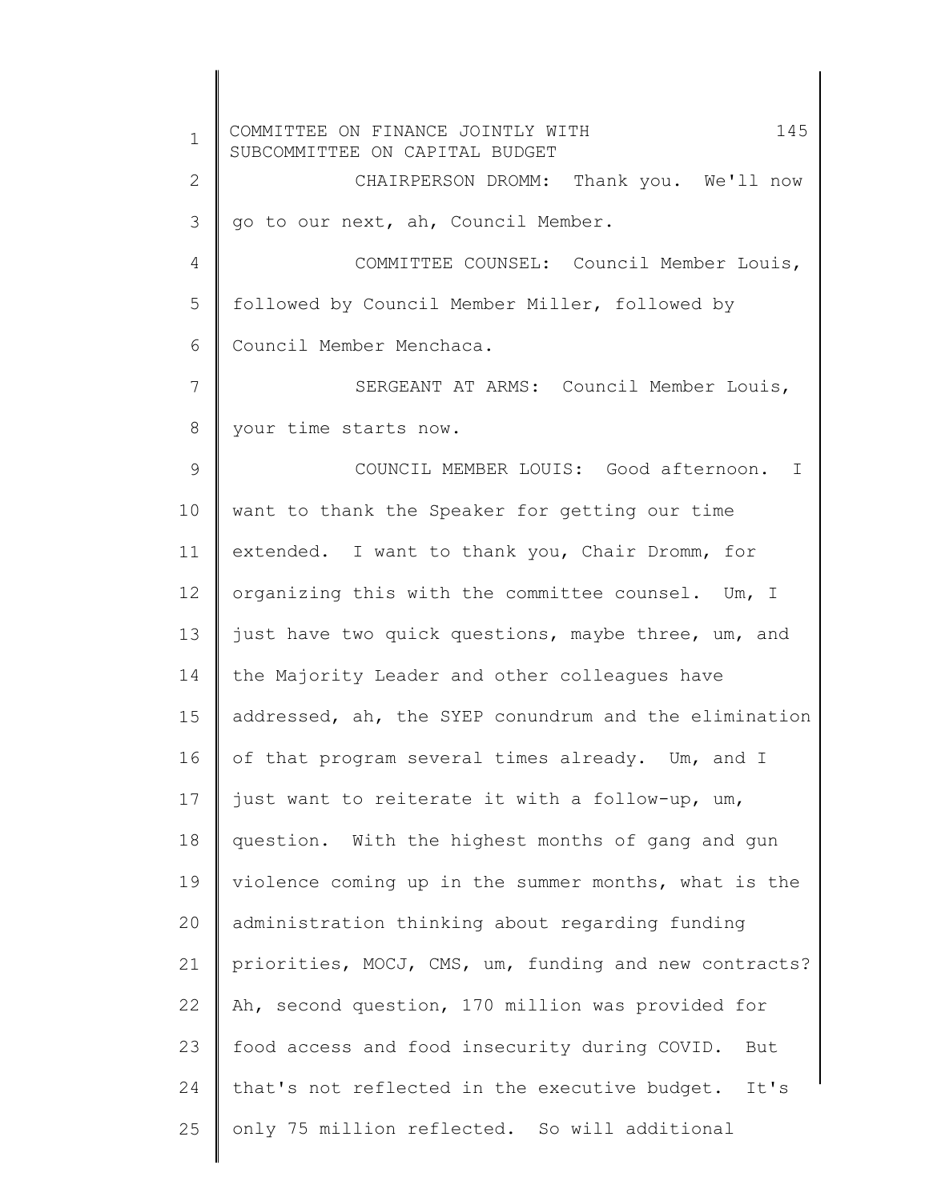CHAIRPERSON DROMM: Thank you. We'll now go to our next, ah, Council Member.

COMMITTEE COUNSEL: Council Member Louis, followed by Council Member Miller, followed by Council Member Menchaca.

SERGEANT AT ARMS: Council Member Louis, your time starts now.

COUNCIL MEMBER LOUIS: Good afternoon. I want to thank the Speaker for getting our time extended. I want to thank you, Chair Dromm, for organizing this with the committee counsel. Um, I just have two quick questions, maybe three, um, and the Majority Leader and other colleagues have addressed, ah, the SYEP conundrum and the elimination of that program several times already. Um, and I just want to reiterate it with a follow-up, um, question. With the highest months of gang and gun violence coming up in the summer months, what is the administration thinking about regarding funding priorities, MOCJ, CMS, um, funding and new contracts? Ah, second question, 170 million was provided for food access and food insecurity during COVID. But that's not reflected in the executive budget. It's only 75 million reflected. So will additional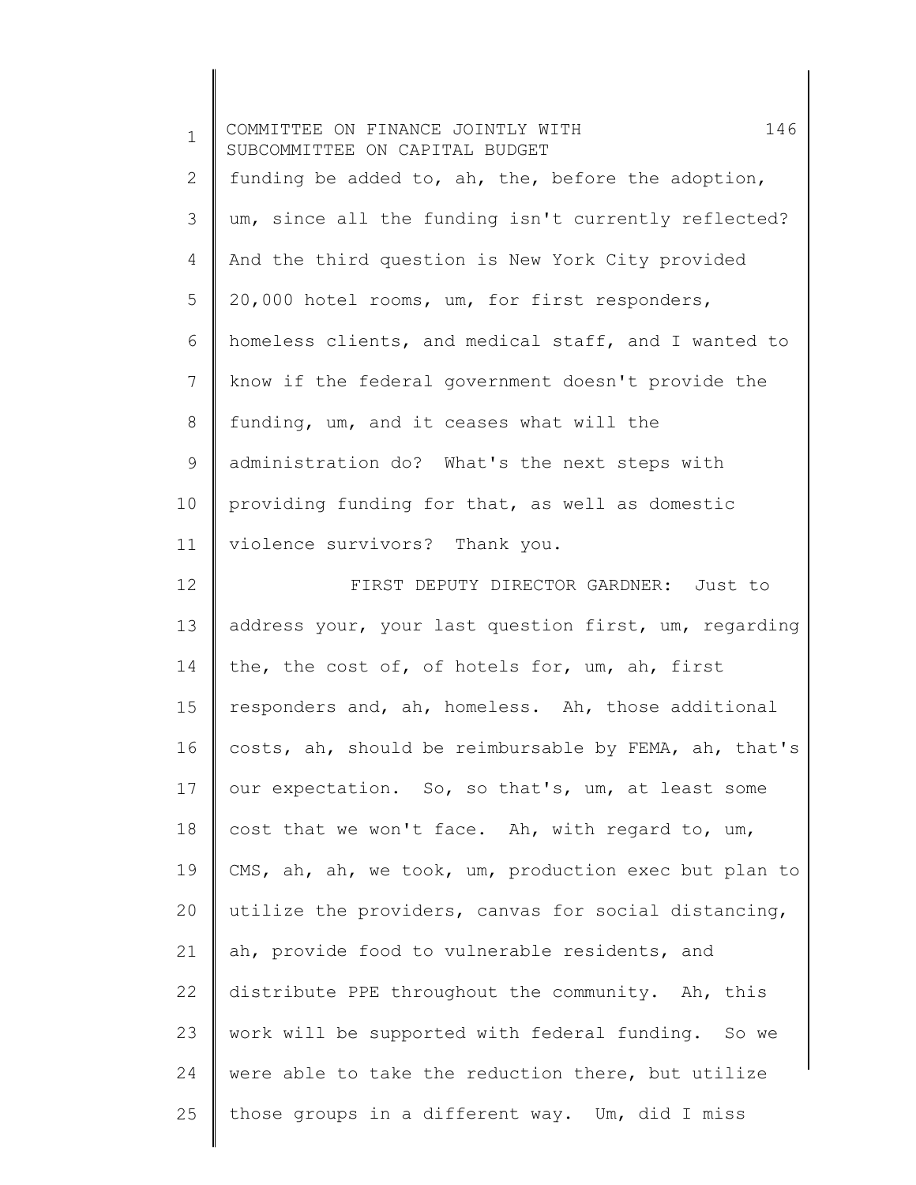funding be added to, ah, the, before the adoption, um, since all the funding isn't currently reflected? And the third question is New York City provided 20,000 hotel rooms, um, for first responders, homeless clients, and medical staff, and I wanted to know if the federal government doesn't provide the funding, um, and it ceases what will the administration do? What's the next steps with providing funding for that, as well as domestic violence survivors? Thank you.

FIRST DEPUTY DIRECTOR GARDNER: Just to address your, your last question first, um, regarding the, the cost of, of hotels for, um, ah, first responders and, ah, homeless. Ah, those additional costs, ah, should be reimbursable by FEMA, ah, that's our expectation. So, so that's, um, at least some cost that we won't face. Ah, with regard to, um, CMS, ah, ah, we took, um, production exec but plan to utilize the providers, canvas for social distancing, ah, provide food to vulnerable residents, and distribute PPE throughout the community. Ah, this work will be supported with federal funding. So we were able to take the reduction there, but utilize those groups in a different way. Um, did I miss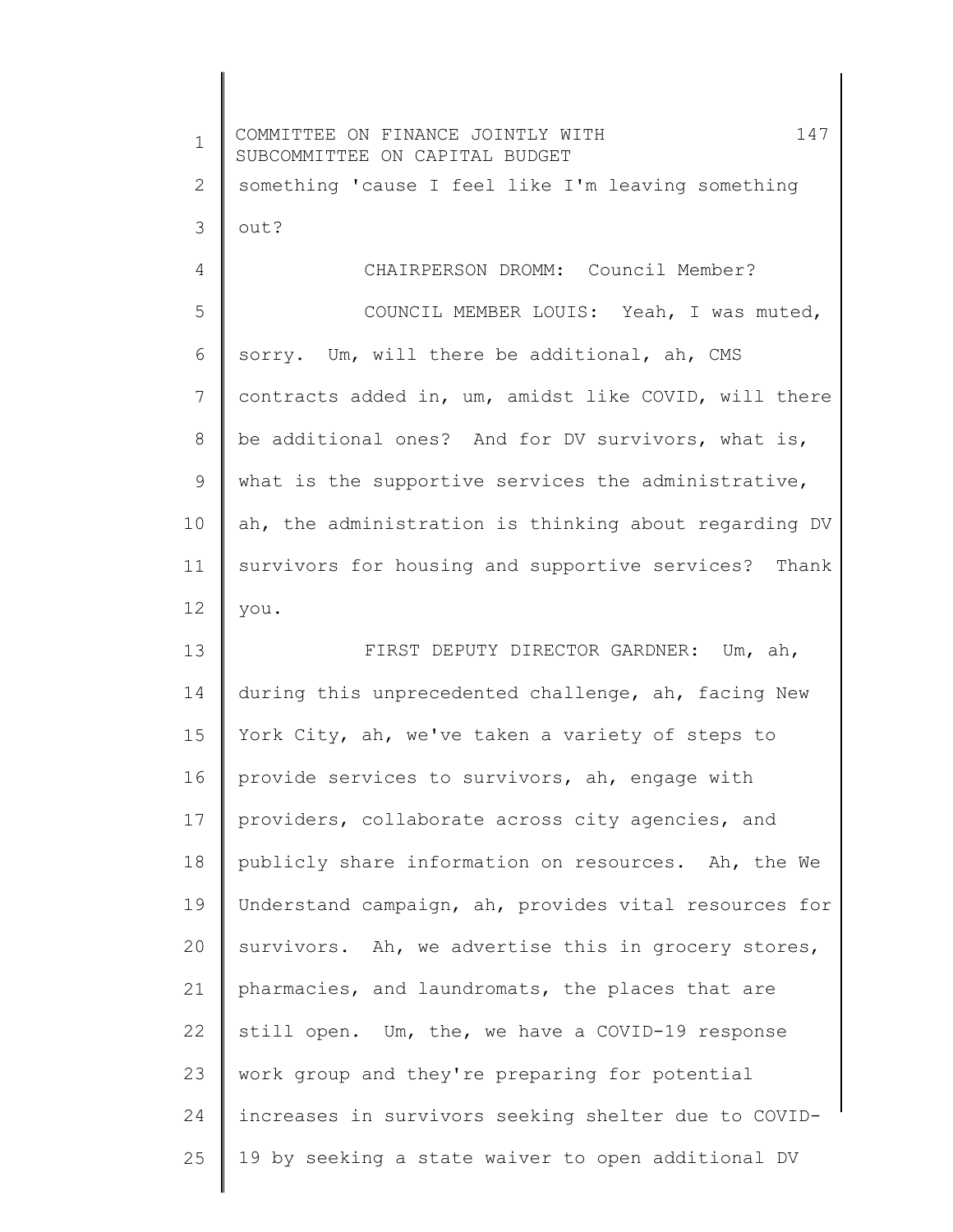something 'cause I feel like I'm leaving something out?

CHAIRPERSON DROMM: Council Member?

COUNCIL MEMBER LOUIS: Yeah, I was muted, sorry. Um, will there be additional, ah, CMS contracts added in, um, amidst like COVID, will there be additional ones? And for DV survivors, what is, what is the supportive services the administrative, ah, the administration is thinking about regarding DV survivors for housing and supportive services? Thank you.

FIRST DEPUTY DIRECTOR GARDNER: Um, ah, during this unprecedented challenge, ah, facing New York City, ah, we've taken a variety of steps to provide services to survivors, ah, engage with providers, collaborate across city agencies, and publicly share information on resources. Ah, the We Understand campaign, ah, provides vital resources for survivors. Ah, we advertise this in grocery stores, pharmacies, and laundromats, the places that are still open. Um, the, we have a COVID-19 response work group and they're preparing for potential increases in survivors seeking shelter due to COVID-19 by seeking a state waiver to open additional DV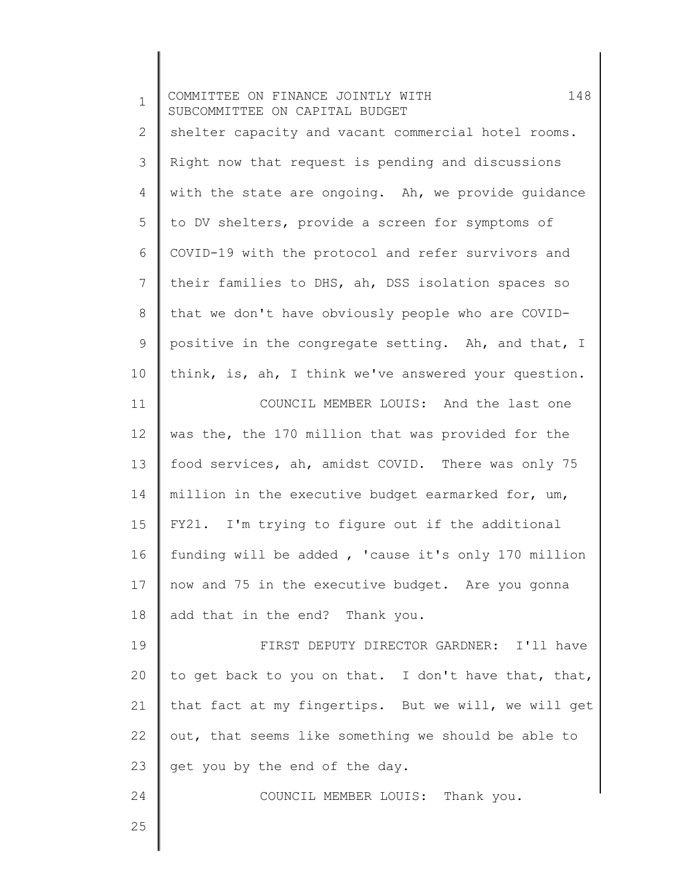shelter capacity and vacant commercial hotel rooms. Right now that request is pending and discussions with the state are ongoing. Ah, we provide guidance to DV shelters, provide a screen for symptoms of COVID-19 with the protocol and refer survivors and their families to DHS, ah, DSS isolation spaces so that we don't have obviously people who are COVID-positive in the congregate setting. Ah, and that, I think, is, ah, I think we've answered your question.

COUNCIL MEMBER LOUIS: And the last one was the, the 170 million that was provided for the food services, ah, amidst COVID. There was only 75 million in the executive budget earmarked for, um, FY21. I'm trying to figure out if the additional funding will be added , 'cause it's only 170 million now and 75 in the executive budget. Are you gonna add that in the end? Thank you.

FIRST DEPUTY DIRECTOR GARDNER: I'll have to get back to you on that. I don't have that, that, that fact at my fingertips. But we will, we will get out, that seems like something we should be able to get you by the end of the day.

COUNCIL MEMBER LOUIS: Thank you.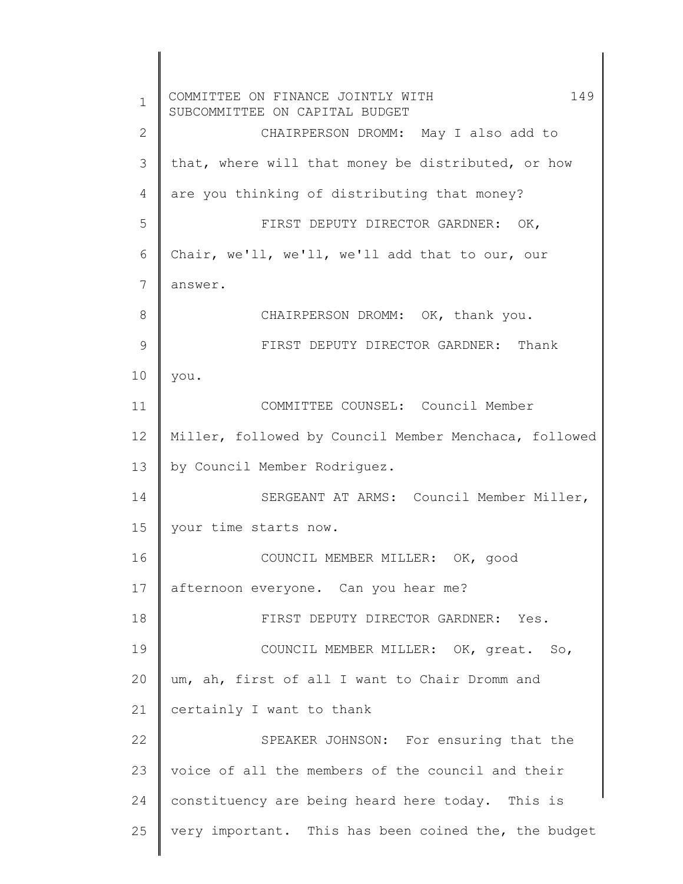CHAIRPERSON DROMM: May I also add to that, where will that money be distributed, or how are you thinking of distributing that money?

FIRST DEPUTY DIRECTOR GARDNER: OK, Chair, we'll, we'll, we'll add that to our, our answer.

CHAIRPERSON DROMM: OK, thank you.

FIRST DEPUTY DIRECTOR GARDNER: Thank you.

COMMITTEE COUNSEL: Council Member Miller, followed by Council Member Menchaca, followed by Council Member Rodriguez.

SERGEANT AT ARMS: Council Member Miller, your time starts now.

COUNCIL MEMBER MILLER: OK, good afternoon everyone. Can you hear me?

FIRST DEPUTY DIRECTOR GARDNER: Yes.

COUNCIL MEMBER MILLER: OK, great. So, um, ah, first of all I want to Chair Dromm and certainly I want to thank

SPEAKER JOHNSON: For ensuring that the voice of all the members of the council and their constituency are being heard here today. This is very important. This has been coined the, the budget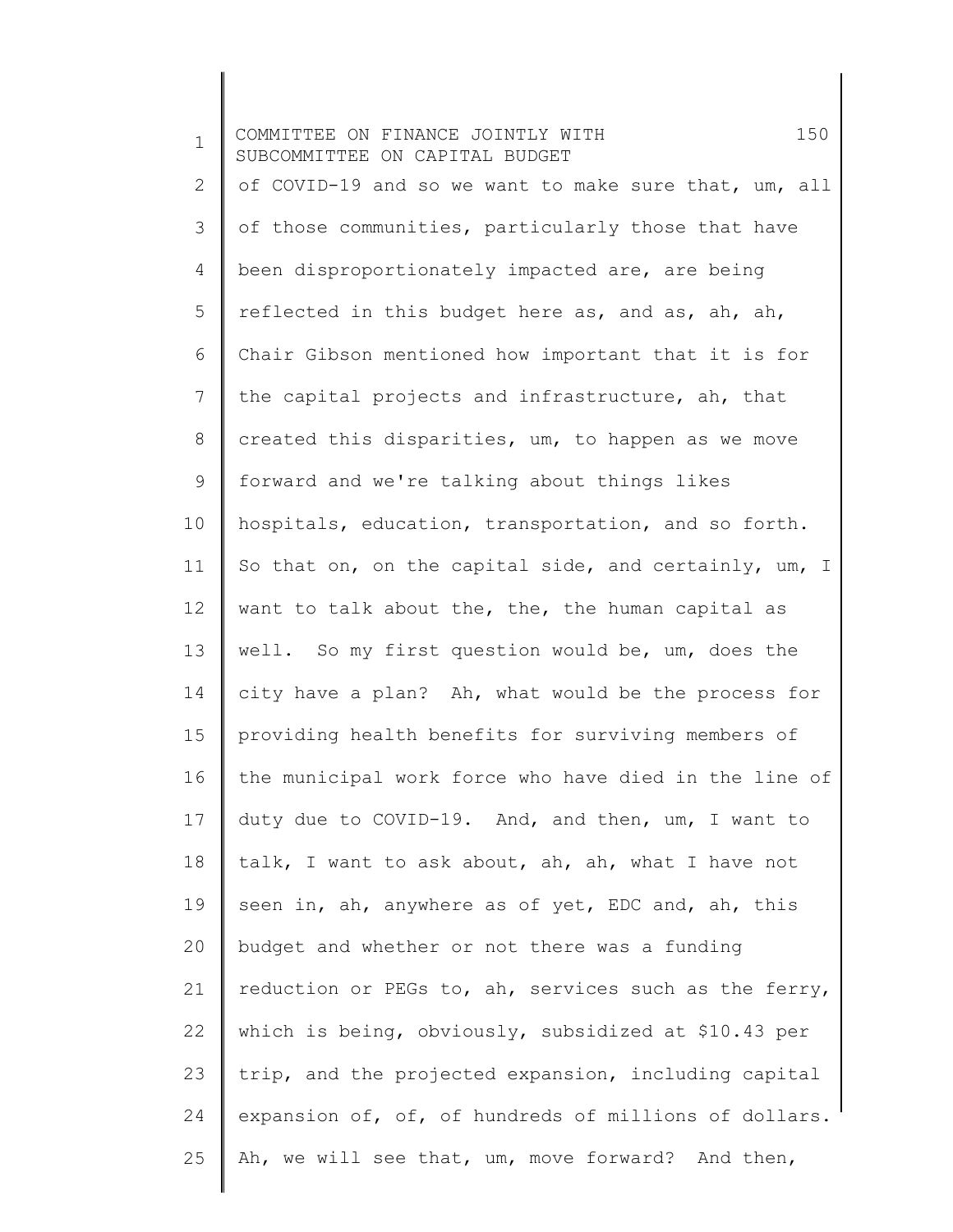of COVID-19 and so we want to make sure that, um, all of those communities, particularly those that have been disproportionately impacted are, are being reflected in this budget here as, and as, ah, ah, Chair Gibson mentioned how important that it is for the capital projects and infrastructure, ah, that created this disparities, um, to happen as we move forward and we're talking about things likes hospitals, education, transportation, and so forth. So that on, on the capital side, and certainly, um, I want to talk about the, the, the human capital as well. So my first question would be, um, does the city have a plan? Ah, what would be the process for providing health benefits for surviving members of the municipal work force who have died in the line of duty due to COVID-19. And, and then, um, I want to talk, I want to ask about, ah, ah, what I have not seen in, ah, anywhere as of yet, EDC and, ah, this budget and whether or not there was a funding reduction or PEGs to, ah, services such as the ferry, which is being, obviously, subsidized at $10.43 per trip, and the projected expansion, including capital expansion of, of, of hundreds of millions of dollars. Ah, we will see that, um, move forward? And then,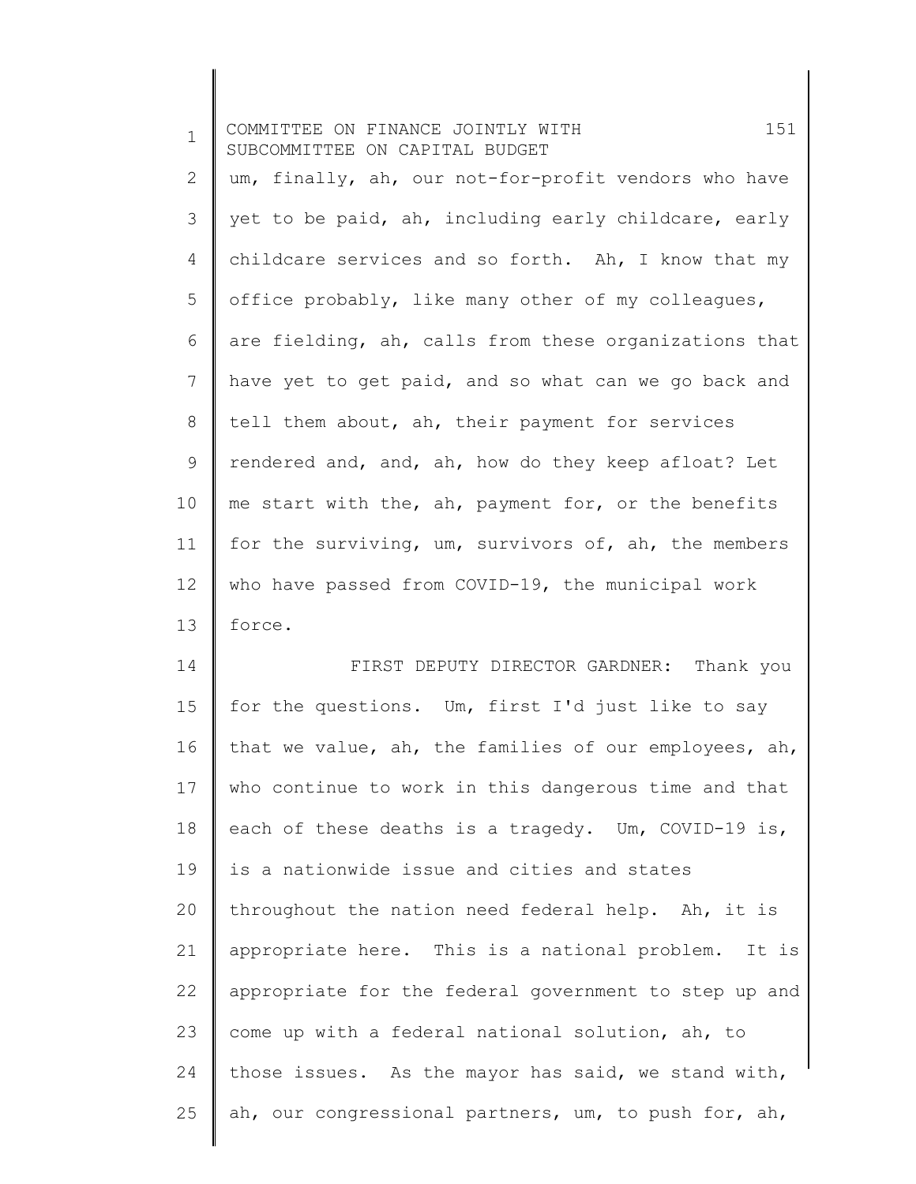um, finally, ah, our not-for-profit vendors who have yet to be paid, ah, including early childcare, early childcare services and so forth. Ah, I know that my office probably, like many other of my colleagues, are fielding, ah, calls from these organizations that have yet to get paid, and so what can we go back and tell them about, ah, their payment for services rendered and, and, ah, how do they keep afloat? Let me start with the, ah, payment for, or the benefits for the surviving, um, survivors of, ah, the members who have passed from COVID-19, the municipal work force.

FIRST DEPUTY DIRECTOR GARDNER: Thank you for the questions. Um, first I'd just like to say that we value, ah, the families of our employees, ah, who continue to work in this dangerous time and that each of these deaths is a tragedy. Um, COVID-19 is, is a nationwide issue and cities and states throughout the nation need federal help. Ah, it is appropriate here. This is a national problem. It is appropriate for the federal government to step up and come up with a federal national solution, ah, to those issues. As the mayor has said, we stand with, ah, our congressional partners, um, to push for, ah,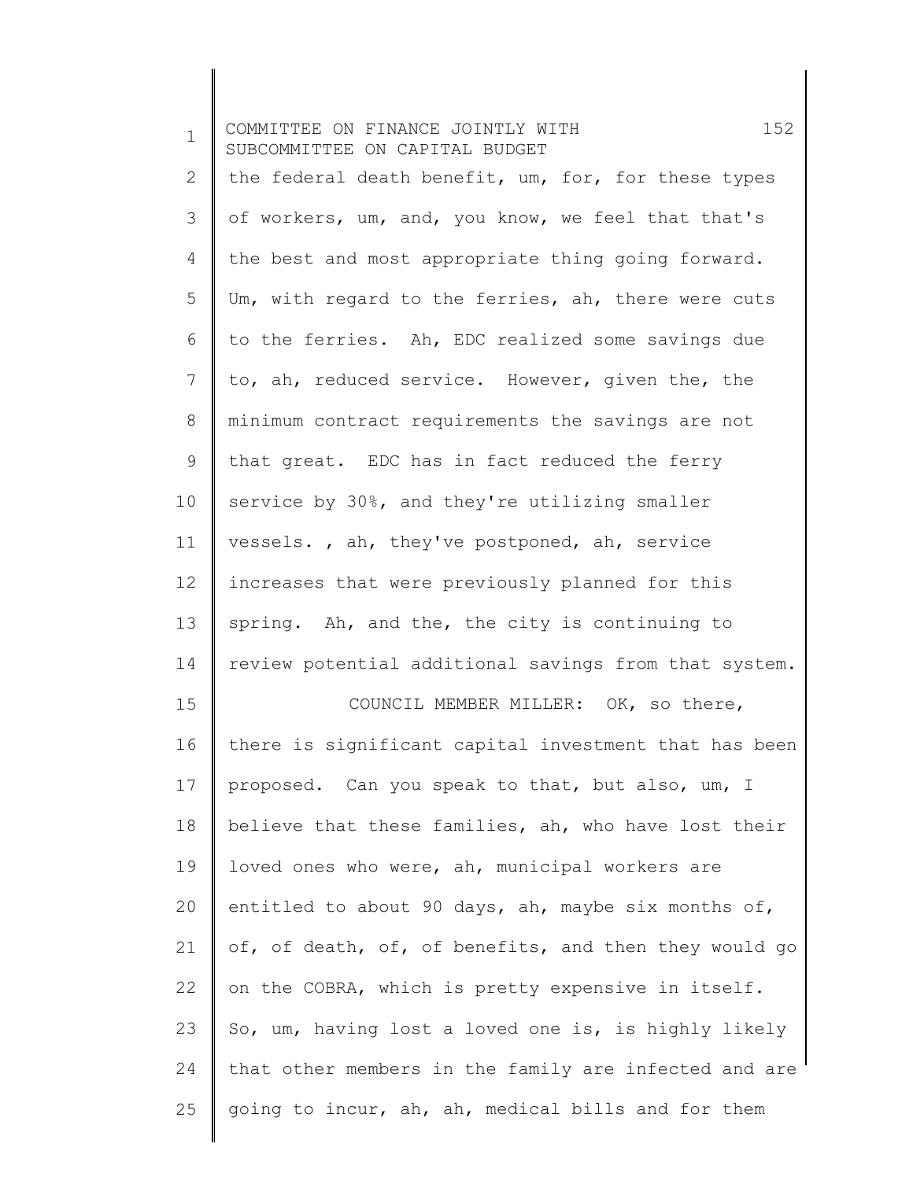the federal death benefit, um, for, for these types of workers, um, and, you know, we feel that that's the best and most appropriate thing going forward. Um, with regard to the ferries, ah, there were cuts to the ferries. Ah, EDC realized some savings due to, ah, reduced service. However, given the, the minimum contract requirements the savings are not that great. EDC has in fact reduced the ferry service by 30%, and they're utilizing smaller vessels. , ah, they've postponed, ah, service increases that were previously planned for this spring. Ah, and the, the city is continuing to review potential additional savings from that system.

COUNCIL MEMBER MILLER: OK, so there, there is significant capital investment that has been proposed. Can you speak to that, but also, um, I believe that these families, ah, who have lost their loved ones who were, ah, municipal workers are entitled to about 90 days, ah, maybe six months of, of, of death, of, of benefits, and then they would go on the COBRA, which is pretty expensive in itself. So, um, having lost a loved one is, is highly likely that other members in the family are infected and are going to incur, ah, ah, medical bills and for them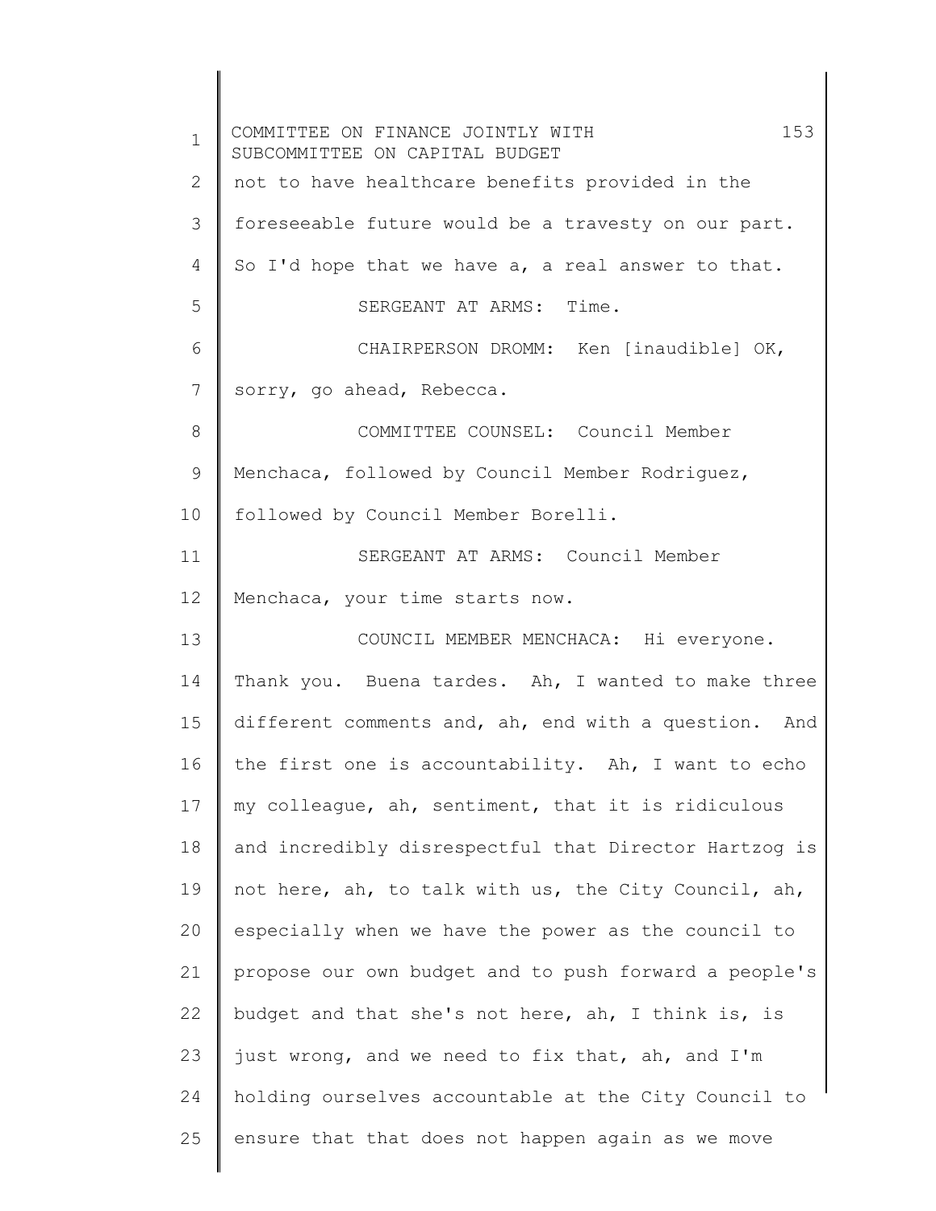not to have healthcare benefits provided in the foreseeable future would be a travesty on our part. So I'd hope that we have a, a real answer to that.

SERGEANT AT ARMS: Time.

CHAIRPERSON DROMM: Ken [inaudible] OK, sorry, go ahead, Rebecca.

COMMITTEE COUNSEL: Council Member Menchaca, followed by Council Member Rodriguez, followed by Council Member Borelli.

SERGEANT AT ARMS: Council Member Menchaca, your time starts now.

COUNCIL MEMBER MENCHACA: Hi everyone. Thank you. Buena tardes. Ah, I wanted to make three different comments and, ah, end with a question. And the first one is accountability. Ah, I want to echo my colleague, ah, sentiment, that it is ridiculous and incredibly disrespectful that Director Hartzog is not here, ah, to talk with us, the City Council, ah, especially when we have the power as the council to propose our own budget and to push forward a people's budget and that she's not here, ah, I think is, is just wrong, and we need to fix that, ah, and I'm holding ourselves accountable at the City Council to ensure that that does not happen again as we move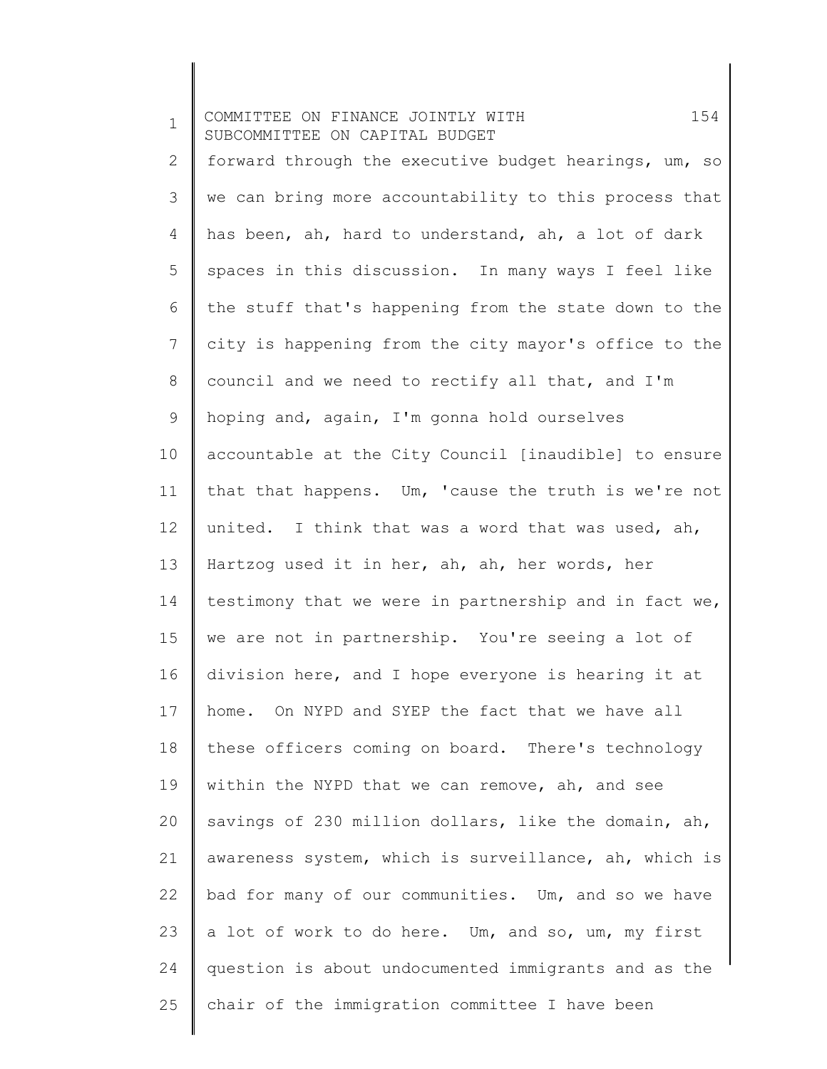forward through the executive budget hearings, um, so we can bring more accountability to this process that has been, ah, hard to understand, ah, a lot of dark spaces in this discussion. In many ways I feel like the stuff that's happening from the state down to the city is happening from the city mayor's office to the council and we need to rectify all that, and I'm hoping and, again, I'm gonna hold ourselves accountable at the City Council [inaudible] to ensure that that happens. Um, 'cause the truth is we're not united. I think that was a word that was used, ah, Hartzog used it in her, ah, ah, her words, her testimony that we were in partnership and in fact we, we are not in partnership. You're seeing a lot of division here, and I hope everyone is hearing it at home. On NYPD and SYEP the fact that we have all these officers coming on board. There's technology within the NYPD that we can remove, ah, and see savings of 230 million dollars, like the domain, ah, awareness system, which is surveillance, ah, which is bad for many of our communities. Um, and so we have a lot of work to do here. Um, and so, um, my first question is about undocumented immigrants and as the chair of the immigration committee I have been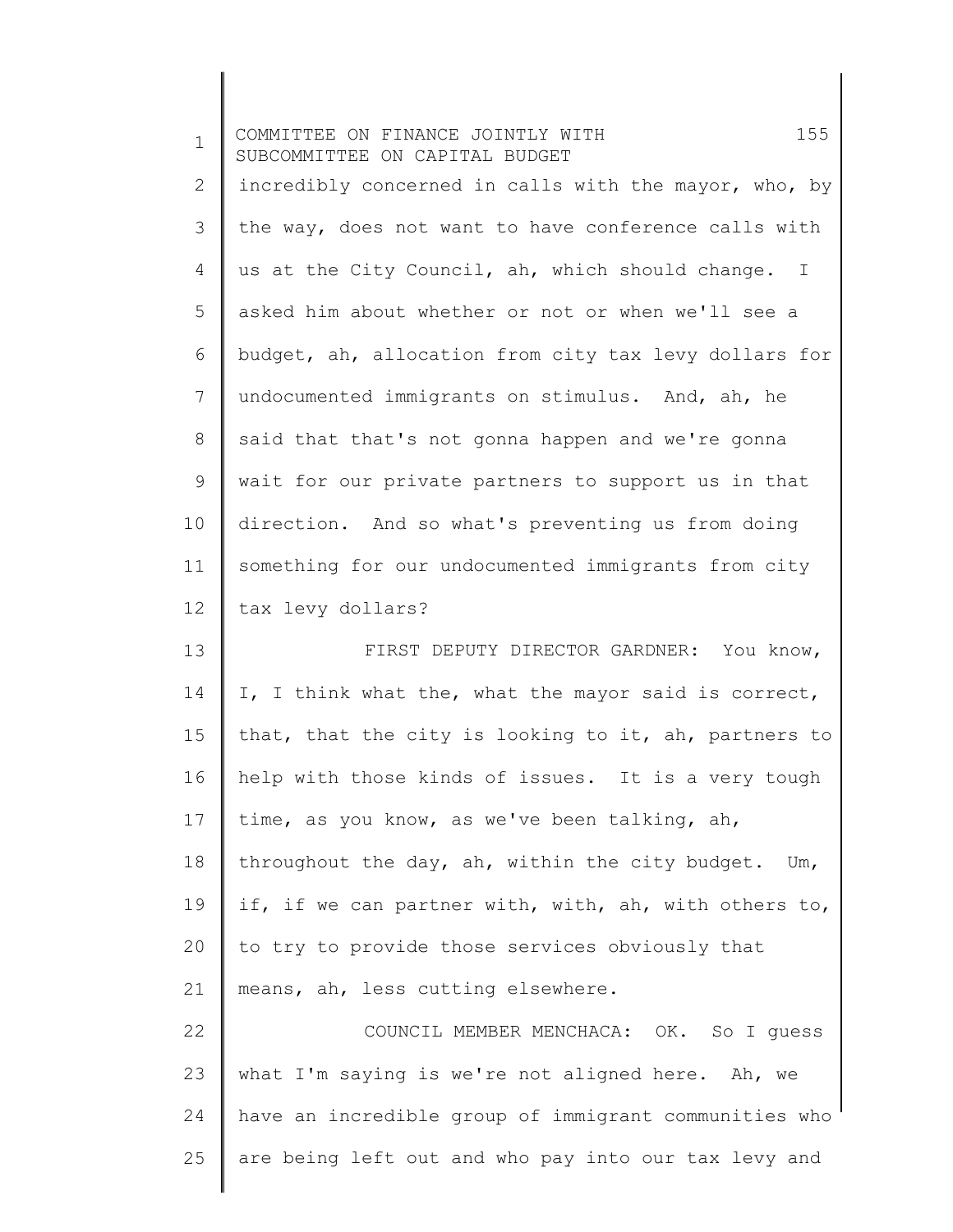incredibly concerned in calls with the mayor, who, by the way, does not want to have conference calls with us at the City Council, ah, which should change. I asked him about whether or not or when we'll see a budget, ah, allocation from city tax levy dollars for undocumented immigrants on stimulus. And, ah, he said that that's not gonna happen and we're gonna wait for our private partners to support us in that direction. And so what's preventing us from doing something for our undocumented immigrants from city tax levy dollars?

FIRST DEPUTY DIRECTOR GARDNER: You know, I, I think what the, what the mayor said is correct, that, that the city is looking to it, ah, partners to help with those kinds of issues. It is a very tough time, as you know, as we've been talking, ah, throughout the day, ah, within the city budget. Um, if, if we can partner with, with, ah, with others to, to try to provide those services obviously that means, ah, less cutting elsewhere.

COUNCIL MEMBER MENCHACA: OK. So I guess what I'm saying is we're not aligned here. Ah, we have an incredible group of immigrant communities who are being left out and who pay into our tax levy and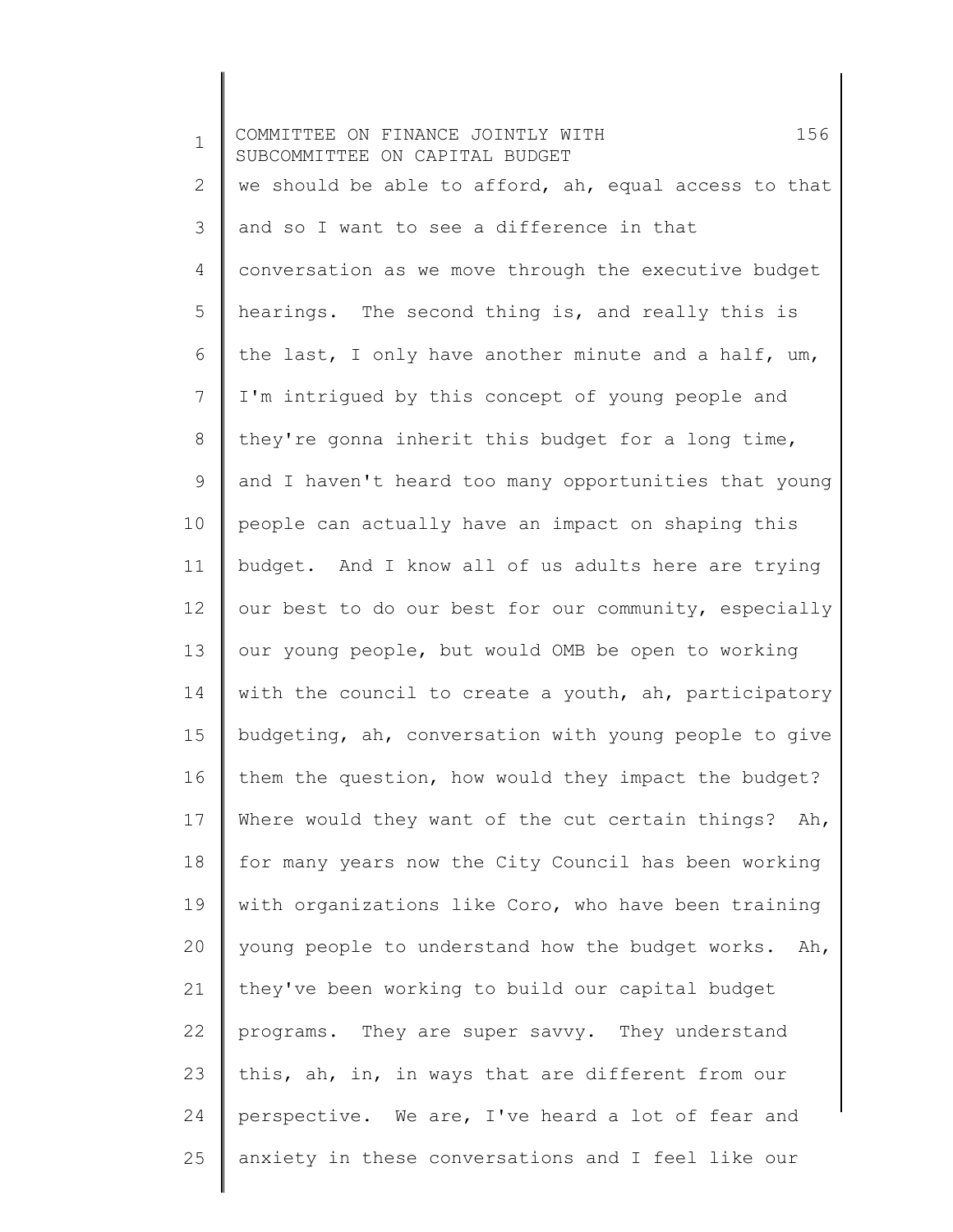we should be able to afford, ah, equal access to that and so I want to see a difference in that conversation as we move through the executive budget hearings. The second thing is, and really this is the last, I only have another minute and a half, um, I'm intrigued by this concept of young people and they're gonna inherit this budget for a long time, and I haven't heard too many opportunities that young people can actually have an impact on shaping this budget. And I know all of us adults here are trying our best to do our best for our community, especially our young people, but would OMB be open to working with the council to create a youth, ah, participatory budgeting, ah, conversation with young people to give them the question, how would they impact the budget? Where would they want of the cut certain things? Ah, for many years now the City Council has been working with organizations like Coro, who have been training young people to understand how the budget works. Ah, they've been working to build our capital budget programs. They are super savvy. They understand this, ah, in, in ways that are different from our perspective. We are, I've heard a lot of fear and anxiety in these conversations and I feel like our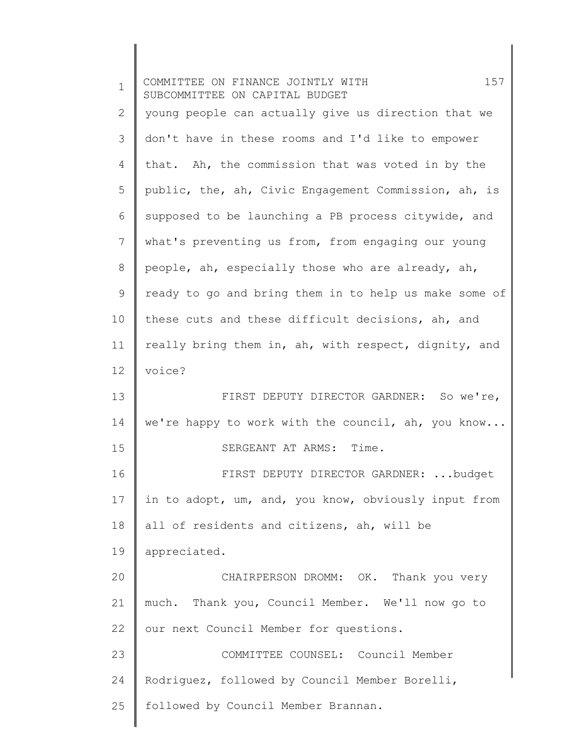young people can actually give us direction that we don't have in these rooms and I'd like to empower that. Ah, the commission that was voted in by the public, the, ah, Civic Engagement Commission, ah, is supposed to be launching a PB process citywide, and what's preventing us from, from engaging our young people, ah, especially those who are already, ah, ready to go and bring them in to help us make some of these cuts and these difficult decisions, ah, and really bring them in, ah, with respect, dignity, and voice?

FIRST DEPUTY DIRECTOR GARDNER: So we're, we're happy to work with the council, ah, you know...

SERGEANT AT ARMS: Time.

FIRST DEPUTY DIRECTOR GARDNER: ...budget in to adopt, um, and, you know, obviously input from all of residents and citizens, ah, will be appreciated.

CHAIRPERSON DROMM: OK. Thank you very much. Thank you, Council Member. We'll now go to our next Council Member for questions.

COMMITTEE COUNSEL: Council Member Rodriguez, followed by Council Member Borelli, followed by Council Member Brannan.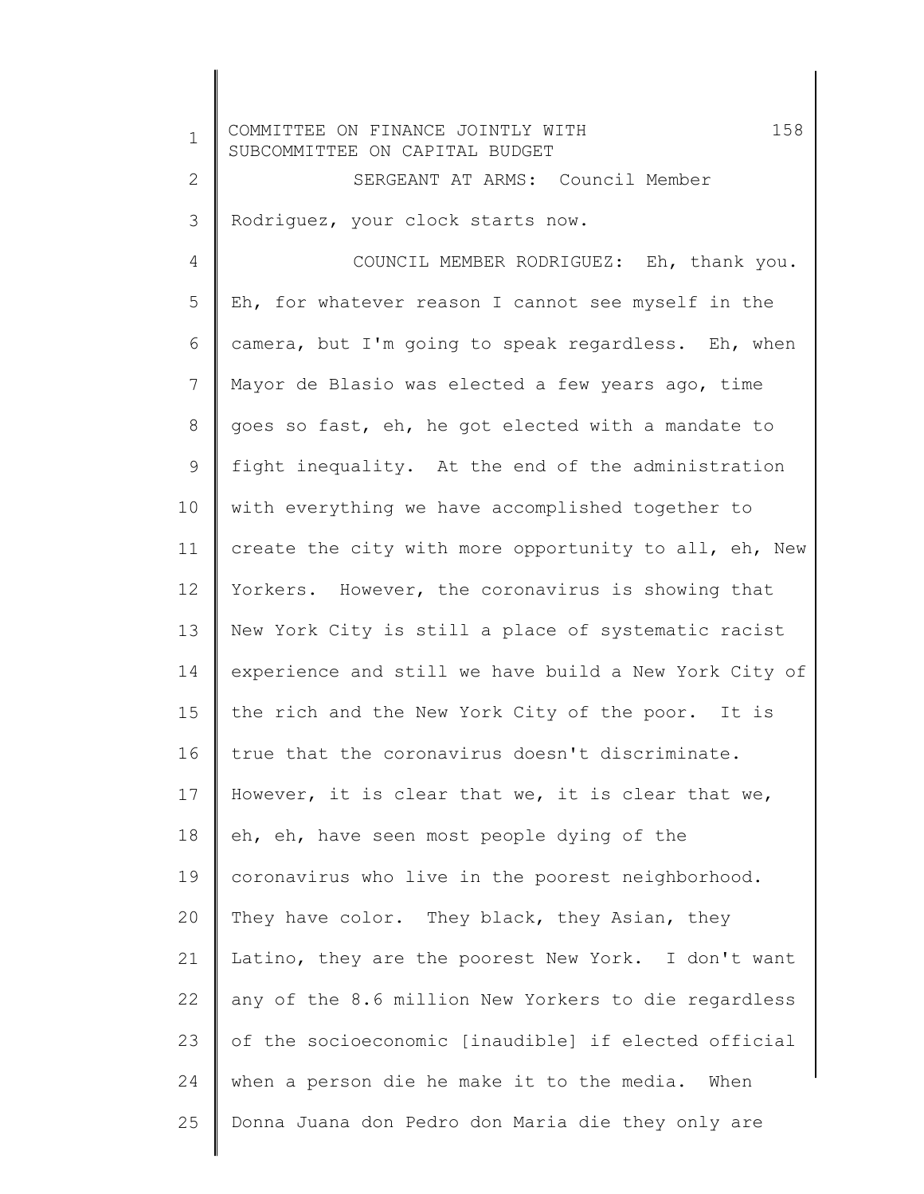SERGEANT AT ARMS: Council Member Rodriguez, your clock starts now.

COUNCIL MEMBER RODRIGUEZ: Eh, thank you. Eh, for whatever reason I cannot see myself in the camera, but I'm going to speak regardless. Eh, when Mayor de Blasio was elected a few years ago, time goes so fast, eh, he got elected with a mandate to fight inequality. At the end of the administration with everything we have accomplished together to create the city with more opportunity to all, eh, New Yorkers. However, the coronavirus is showing that New York City is still a place of systematic racist experience and still we have build a New York City of the rich and the New York City of the poor. It is true that the coronavirus doesn't discriminate. However, it is clear that we, it is clear that we, eh, eh, have seen most people dying of the coronavirus who live in the poorest neighborhood. They have color. They black, they Asian, they Latino, they are the poorest New York. I don't want any of the 8.6 million New Yorkers to die regardless of the socioeconomic [inaudible] if elected official when a person die he make it to the media. When Donna Juana don Pedro don Maria die they only are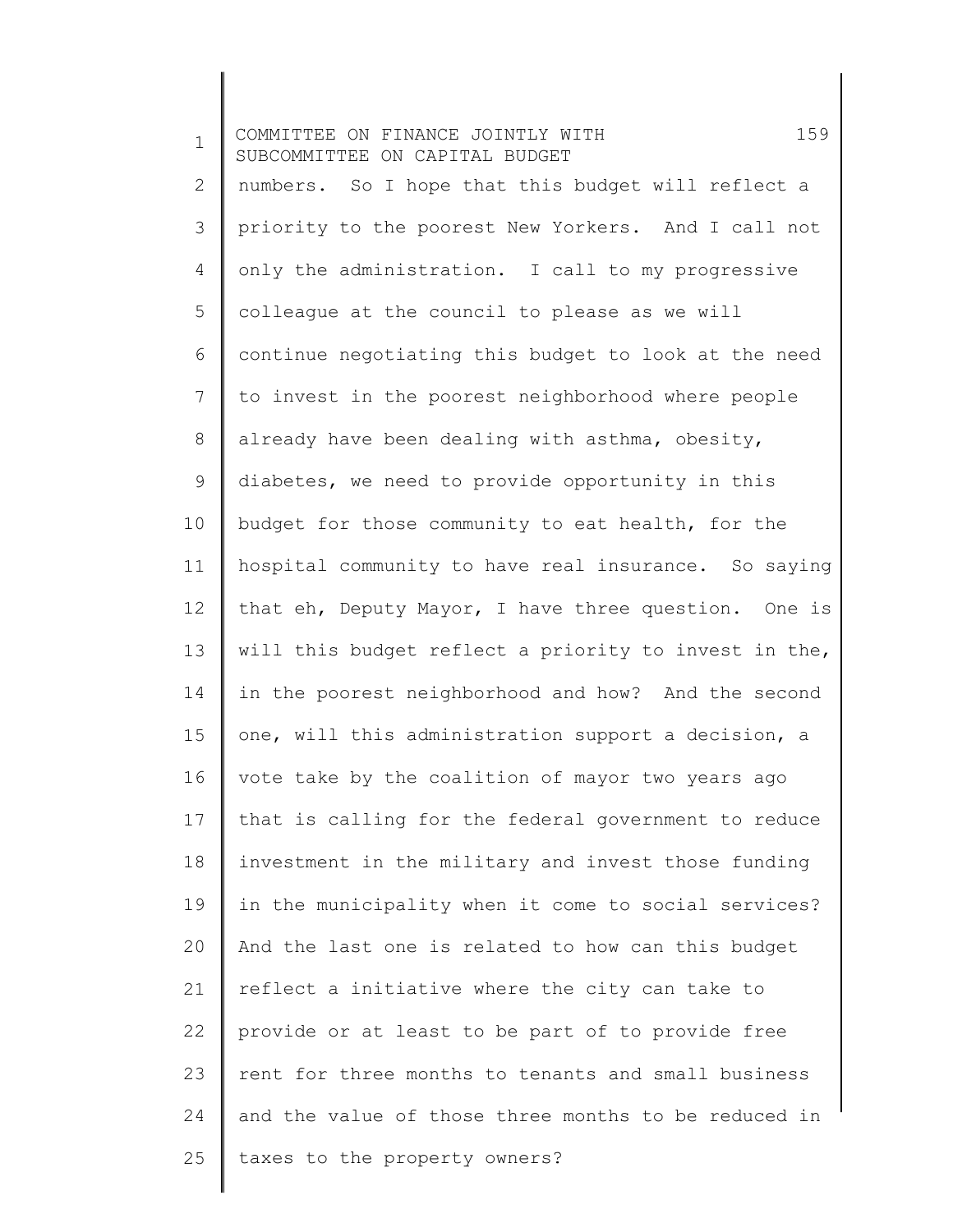numbers. So I hope that this budget will reflect a priority to the poorest New Yorkers. And I call not only the administration. I call to my progressive colleague at the council to please as we will continue negotiating this budget to look at the need to invest in the poorest neighborhood where people already have been dealing with asthma, obesity, diabetes, we need to provide opportunity in this budget for those community to eat health, for the hospital community to have real insurance. So saying that eh, Deputy Mayor, I have three question. One is will this budget reflect a priority to invest in the, in the poorest neighborhood and how? And the second one, will this administration support a decision, a vote take by the coalition of mayor two years ago that is calling for the federal government to reduce investment in the military and invest those funding in the municipality when it come to social services? And the last one is related to how can this budget reflect a initiative where the city can take to provide or at least to be part of to provide free rent for three months to tenants and small business and the value of those three months to be reduced in taxes to the property owners?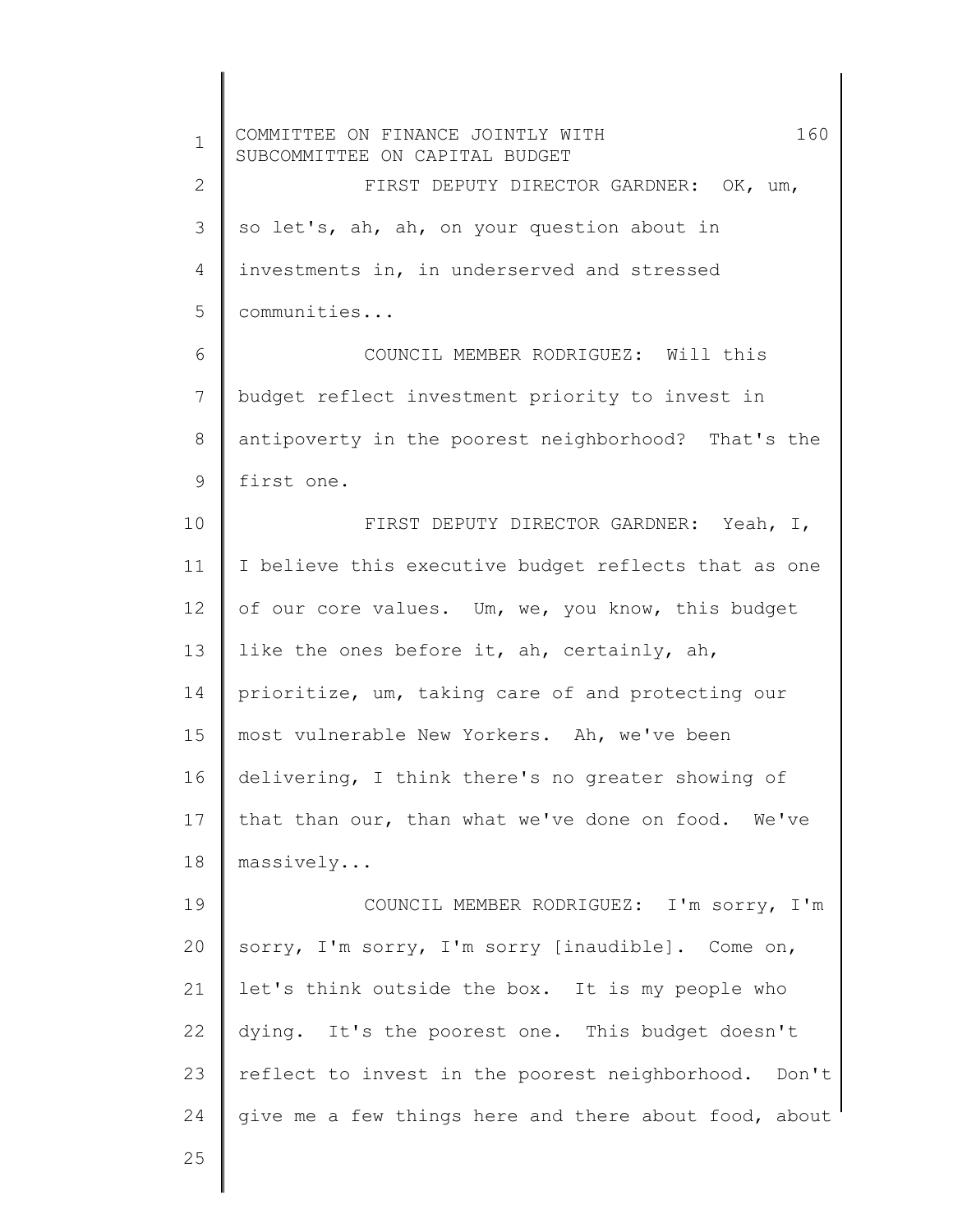FIRST DEPUTY DIRECTOR GARDNER: OK, um, so let's, ah, ah, on your question about in investments in, in underserved and stressed communities...

COUNCIL MEMBER RODRIGUEZ: Will this budget reflect investment priority to invest in antipoverty in the poorest neighborhood? That's the first one.

FIRST DEPUTY DIRECTOR GARDNER: Yeah, I, I believe this executive budget reflects that as one of our core values. Um, we, you know, this budget like the ones before it, ah, certainly, ah, prioritize, um, taking care of and protecting our most vulnerable New Yorkers. Ah, we've been delivering, I think there's no greater showing of that than our, than what we've done on food. We've massively...

COUNCIL MEMBER RODRIGUEZ: I'm sorry, I'm sorry, I'm sorry, I'm sorry [inaudible]. Come on, let's think outside the box. It is my people who dying. It's the poorest one. This budget doesn't reflect to invest in the poorest neighborhood. Don't give me a few things here and there about food, about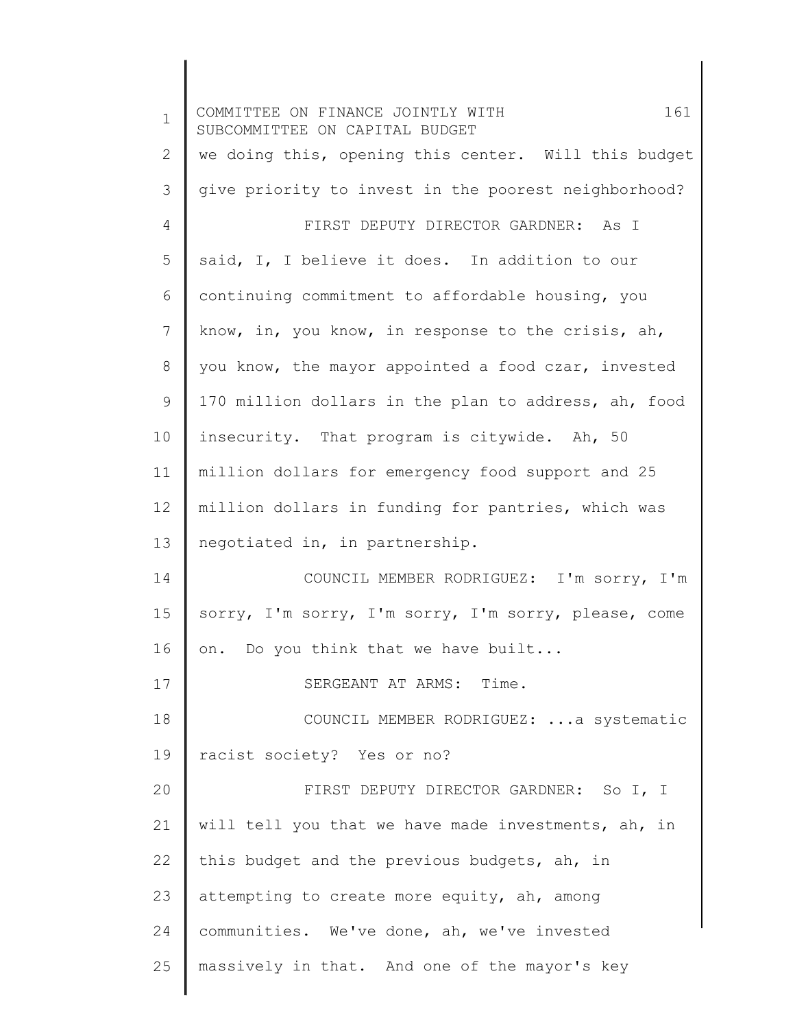we doing this, opening this center. Will this budget give priority to invest in the poorest neighborhood?

FIRST DEPUTY DIRECTOR GARDNER: As I said, I, I believe it does. In addition to our continuing commitment to affordable housing, you know, in, you know, in response to the crisis, ah, you know, the mayor appointed a food czar, invested 170 million dollars in the plan to address, ah, food insecurity. That program is citywide. Ah, 50 million dollars for emergency food support and 25 million dollars in funding for pantries, which was negotiated in, in partnership.

COUNCIL MEMBER RODRIGUEZ: I'm sorry, I'm sorry, I'm sorry, I'm sorry, I'm sorry, please, come on. Do you think that we have built...

SERGEANT AT ARMS: Time.

COUNCIL MEMBER RODRIGUEZ: ...a systematic racist society? Yes or no?

FIRST DEPUTY DIRECTOR GARDNER: So I, I will tell you that we have made investments, ah, in this budget and the previous budgets, ah, in attempting to create more equity, ah, among communities. We've done, ah, we've invested massively in that. And one of the mayor's key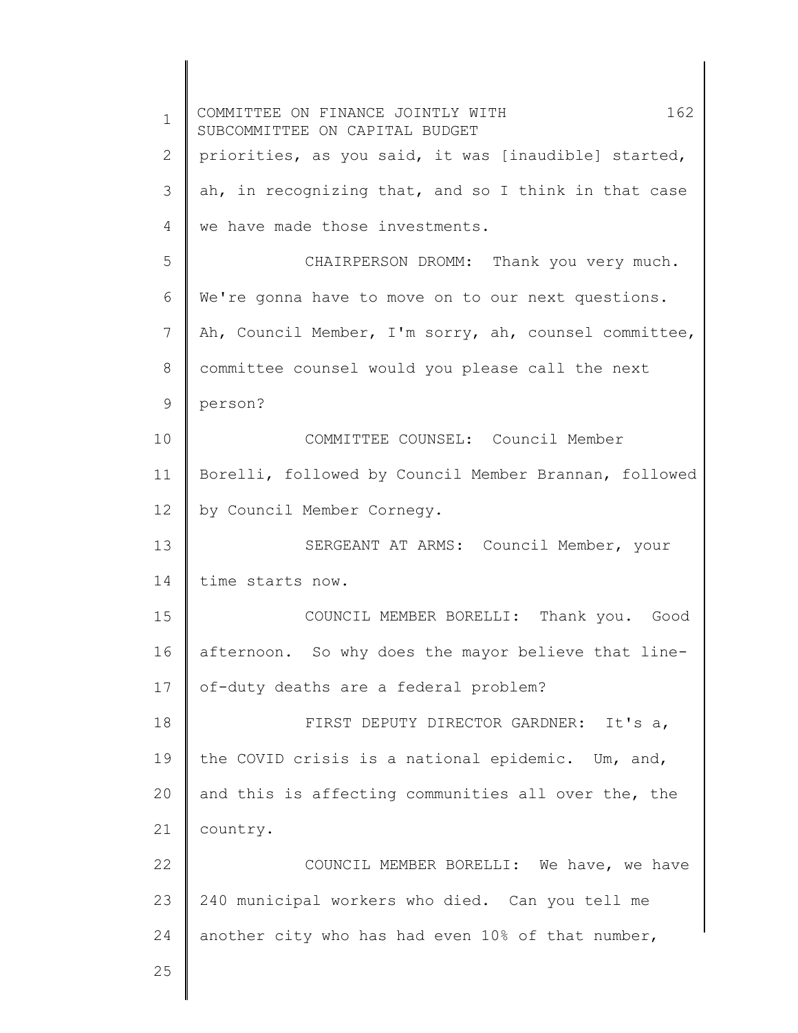priorities, as you said, it was [inaudible] started, ah, in recognizing that, and so I think in that case we have made those investments.

CHAIRPERSON DROMM: Thank you very much. We're gonna have to move on to our next questions. Ah, Council Member, I'm sorry, ah, counsel committee, committee counsel would you please call the next person?

COMMITTEE COUNSEL: Council Member Borelli, followed by Council Member Brannan, followed by Council Member Cornegy.

SERGEANT AT ARMS: Council Member, your time starts now.

COUNCIL MEMBER BORELLI: Thank you. Good afternoon. So why does the mayor believe that line-of-duty deaths are a federal problem?

FIRST DEPUTY DIRECTOR GARDNER: It's a, the COVID crisis is a national epidemic. Um, and, and this is affecting communities all over the, the country.

COUNCIL MEMBER BORELLI: We have, we have 240 municipal workers who died. Can you tell me another city who has had even 10% of that number,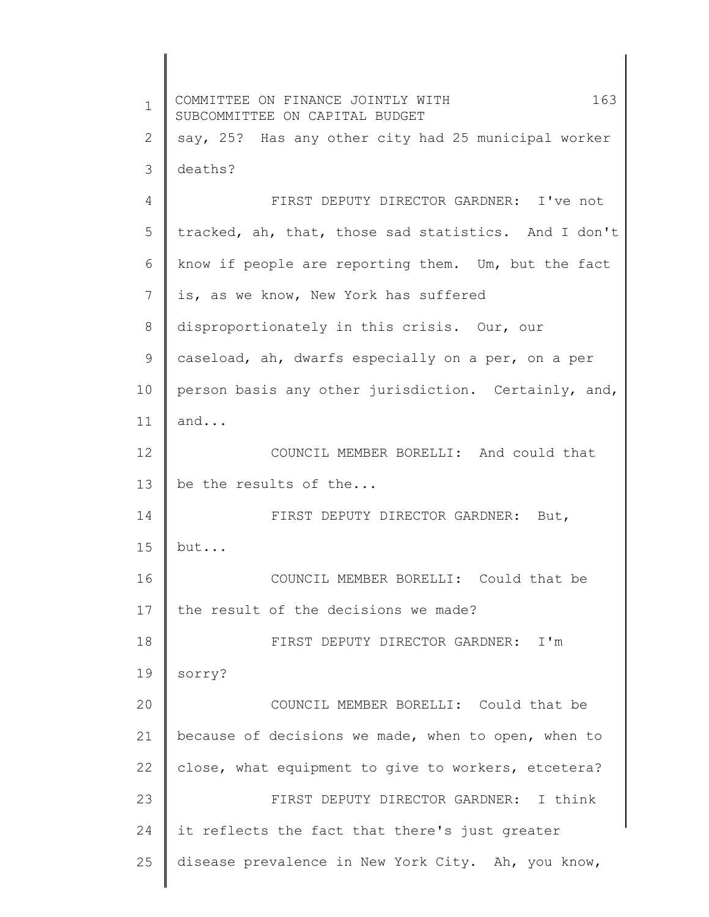say, 25? Has any other city had 25 municipal worker deaths?

FIRST DEPUTY DIRECTOR GARDNER: I've not tracked, ah, that, those sad statistics. And I don't know if people are reporting them. Um, but the fact is, as we know, New York has suffered disproportionately in this crisis. Our, our caseload, ah, dwarfs especially on a per, on a per person basis any other jurisdiction. Certainly, and, and...

COUNCIL MEMBER BORELLI: And could that be the results of the...

FIRST DEPUTY DIRECTOR GARDNER: But, but...

COUNCIL MEMBER BORELLI: Could that be the result of the decisions we made?

FIRST DEPUTY DIRECTOR GARDNER: I'm sorry?

COUNCIL MEMBER BORELLI: Could that be because of decisions we made, when to open, when to close, what equipment to give to workers, etcetera?

FIRST DEPUTY DIRECTOR GARDNER: I think it reflects the fact that there's just greater disease prevalence in New York City. Ah, you know,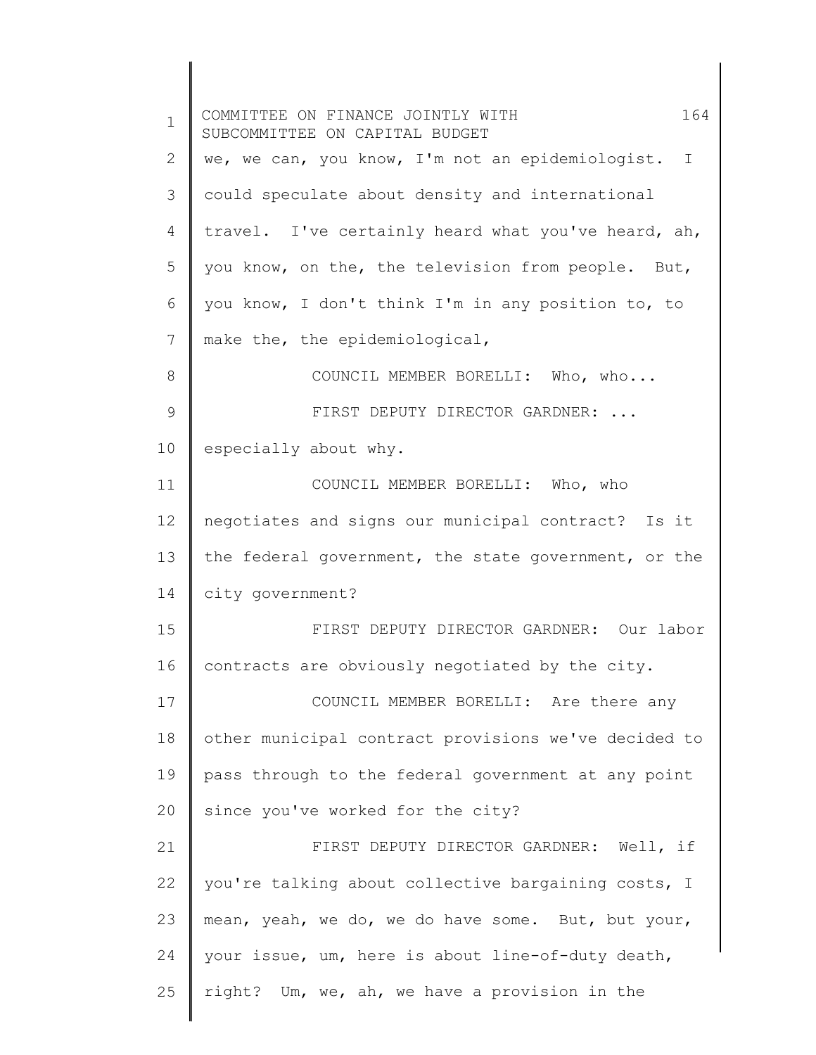we, we can, you know, I'm not an epidemiologist. I could speculate about density and international travel. I've certainly heard what you've heard, ah, you know, on the, the television from people. But, you know, I don't think I'm in any position to, to make the, the epidemiological,

COUNCIL MEMBER BORELLI: Who, who...

FIRST DEPUTY DIRECTOR GARDNER: ... especially about why.

COUNCIL MEMBER BORELLI: Who, who negotiates and signs our municipal contract? Is it the federal government, the state government, or the city government?

FIRST DEPUTY DIRECTOR GARDNER: Our labor contracts are obviously negotiated by the city.

COUNCIL MEMBER BORELLI: Are there any other municipal contract provisions we've decided to pass through to the federal government at any point since you've worked for the city?

FIRST DEPUTY DIRECTOR GARDNER: Well, if you're talking about collective bargaining costs, I mean, yeah, we do, we do have some. But, but your, your issue, um, here is about line-of-duty death, right? Um, we, ah, we have a provision in the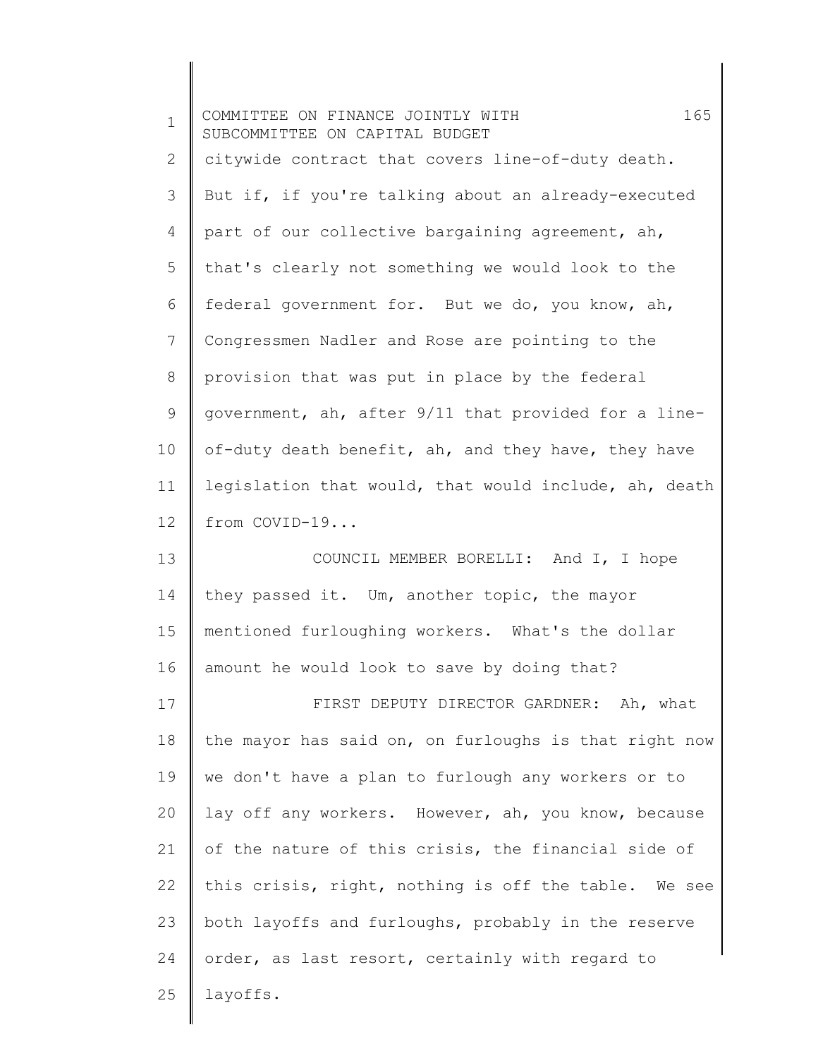citywide contract that covers line-of-duty death. But if, if you're talking about an already-executed part of our collective bargaining agreement, ah, that's clearly not something we would look to the federal government for. But we do, you know, ah, Congressmen Nadler and Rose are pointing to the provision that was put in place by the federal government, ah, after 9/11 that provided for a line-of-duty death benefit, ah, and they have, they have legislation that would, that would include, ah, death from COVID-19...

COUNCIL MEMBER BORELLI: And I, I hope they passed it. Um, another topic, the mayor mentioned furloughing workers. What's the dollar amount he would look to save by doing that?

FIRST DEPUTY DIRECTOR GARDNER: Ah, what the mayor has said on, on furloughs is that right now we don't have a plan to furlough any workers or to lay off any workers. However, ah, you know, because of the nature of this crisis, the financial side of this crisis, right, nothing is off the table. We see both layoffs and furloughs, probably in the reserve order, as last resort, certainly with regard to layoffs.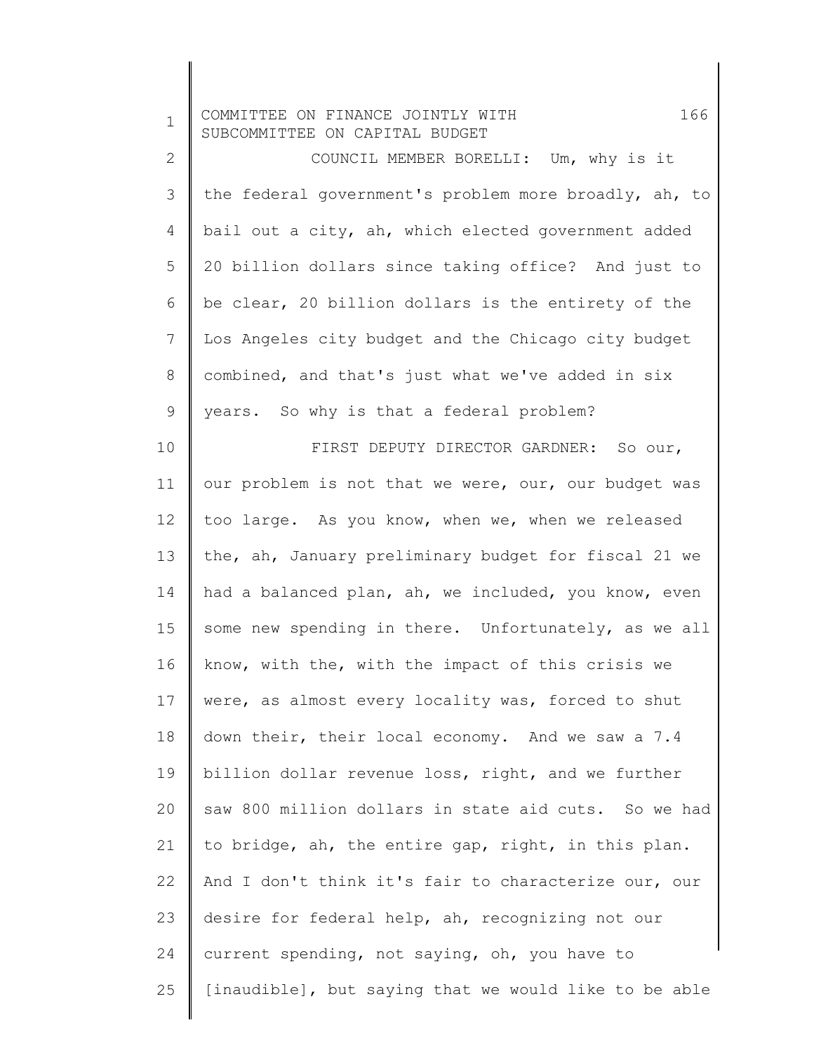COUNCIL MEMBER BORELLI: Um, why is it the federal government's problem more broadly, ah, to bail out a city, ah, which elected government added 20 billion dollars since taking office? And just to be clear, 20 billion dollars is the entirety of the Los Angeles city budget and the Chicago city budget combined, and that's just what we've added in six years. So why is that a federal problem?

FIRST DEPUTY DIRECTOR GARDNER: So our, our problem is not that we were, our, our budget was too large. As you know, when we, when we released the, ah, January preliminary budget for fiscal 21 we had a balanced plan, ah, we included, you know, even some new spending in there. Unfortunately, as we all know, with the, with the impact of this crisis we were, as almost every locality was, forced to shut down their, their local economy. And we saw a 7.4 billion dollar revenue loss, right, and we further saw 800 million dollars in state aid cuts. So we had to bridge, ah, the entire gap, right, in this plan. And I don't think it's fair to characterize our, our desire for federal help, ah, recognizing not our current spending, not saying, oh, you have to [inaudible], but saying that we would like to be able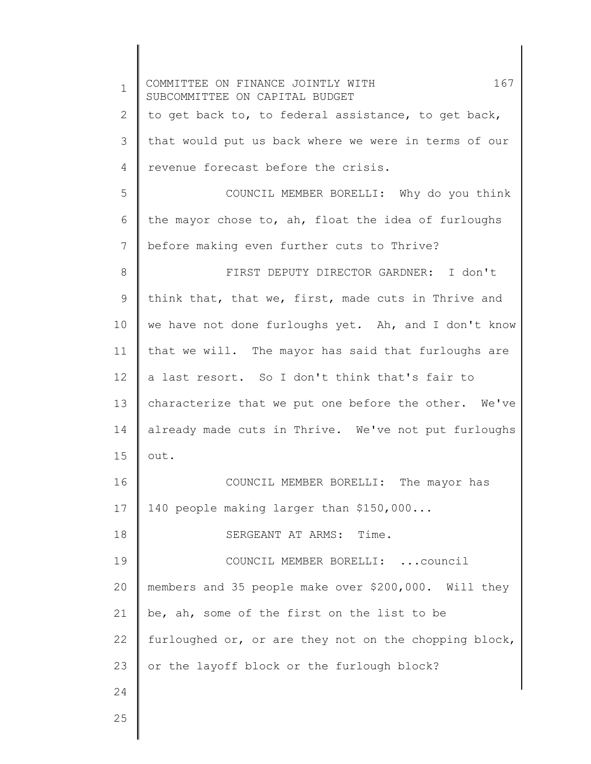to get back to, to federal assistance, to get back, that would put us back where we were in terms of our revenue forecast before the crisis.

COUNCIL MEMBER BORELLI: Why do you think the mayor chose to, ah, float the idea of furloughs before making even further cuts to Thrive?

FIRST DEPUTY DIRECTOR GARDNER: I don't think that, that we, first, made cuts in Thrive and we have not done furloughs yet. Ah, and I don't know that we will. The mayor has said that furloughs are a last resort. So I don't think that's fair to characterize that we put one before the other. We've already made cuts in Thrive. We've not put furloughs out.

COUNCIL MEMBER BORELLI: The mayor has 140 people making larger than $150,000...

SERGEANT AT ARMS: Time.

COUNCIL MEMBER BORELLI: ...council members and 35 people make over $200,000. Will they be, ah, some of the first on the list to be furloughed or, or are they not on the chopping block, or the layoff block or the furlough block?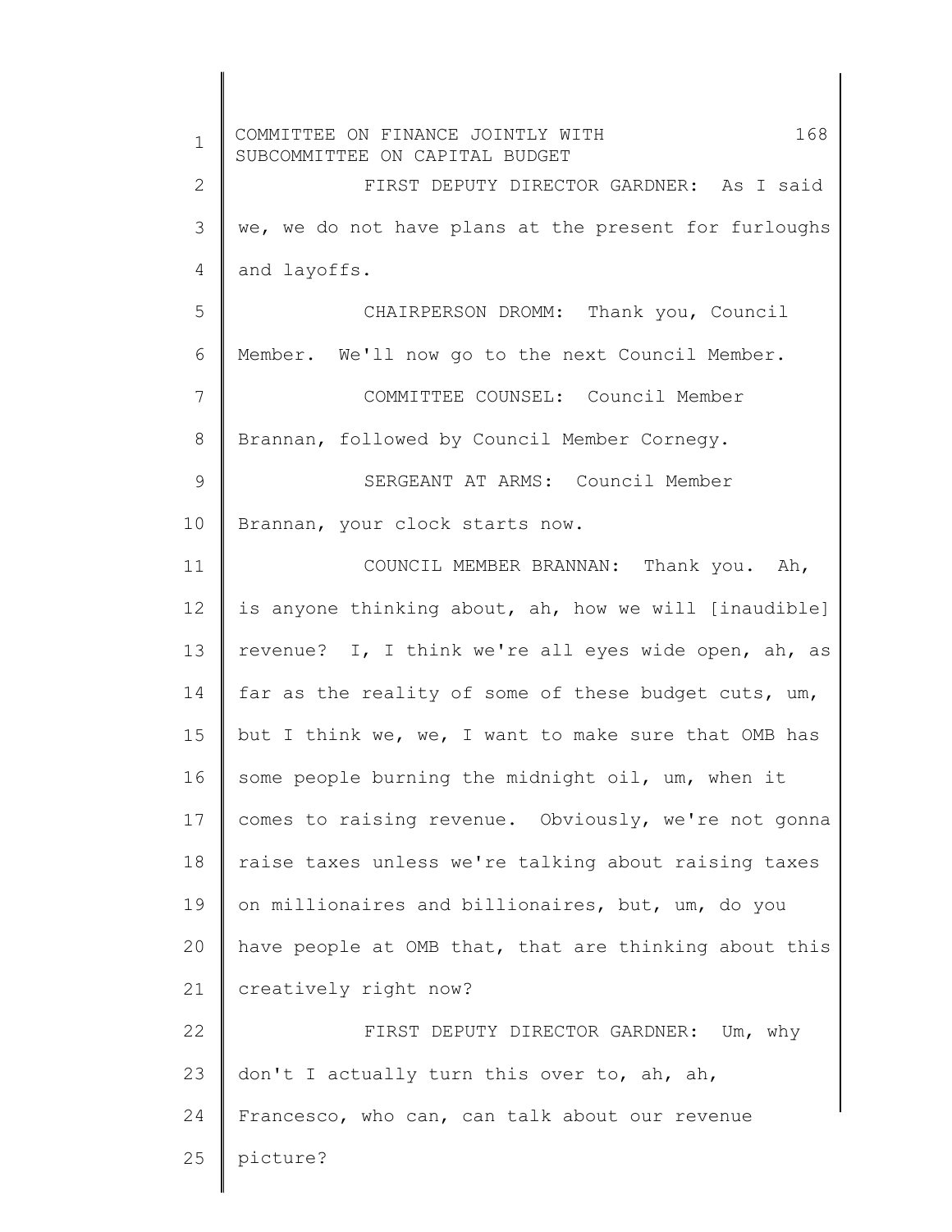FIRST DEPUTY DIRECTOR GARDNER: As I said we, we do not have plans at the present for furloughs and layoffs.

CHAIRPERSON DROMM: Thank you, Council Member. We'll now go to the next Council Member.

COMMITTEE COUNSEL: Council Member Brannan, followed by Council Member Cornegy.

SERGEANT AT ARMS: Council Member Brannan, your clock starts now.

COUNCIL MEMBER BRANNAN: Thank you. Ah, is anyone thinking about, ah, how we will [inaudible] revenue? I, I think we're all eyes wide open, ah, as far as the reality of some of these budget cuts, um, but I think we, we, I want to make sure that OMB has some people burning the midnight oil, um, when it comes to raising revenue. Obviously, we're not gonna raise taxes unless we're talking about raising taxes on millionaires and billionaires, but, um, do you have people at OMB that, that are thinking about this creatively right now?

FIRST DEPUTY DIRECTOR GARDNER: Um, why don't I actually turn this over to, ah, ah, Francesco, who can, can talk about our revenue picture?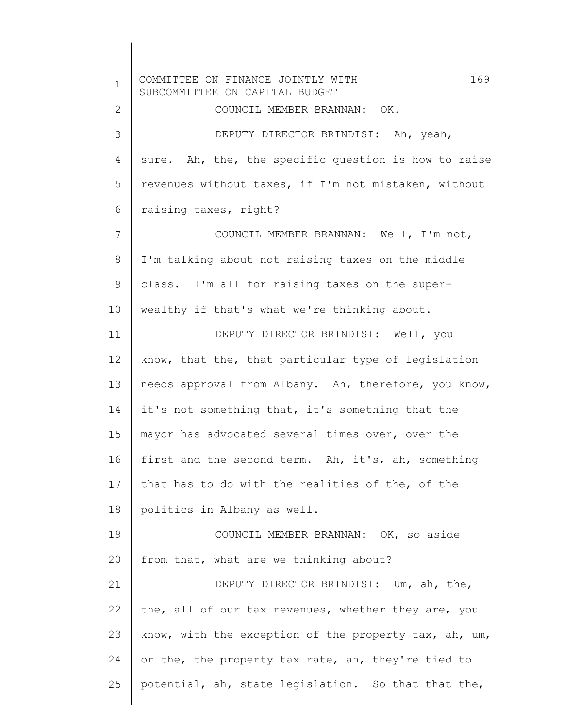COUNCIL MEMBER BRANNAN: OK.

DEPUTY DIRECTOR BRINDISI: Ah, yeah, sure. Ah, the, the specific question is how to raise revenues without taxes, if I'm not mistaken, without raising taxes, right?

COUNCIL MEMBER BRANNAN: Well, I'm not, I'm talking about not raising taxes on the middle class. I'm all for raising taxes on the super-wealthy if that's what we're thinking about.

DEPUTY DIRECTOR BRINDISI: Well, you know, that the, that particular type of legislation needs approval from Albany. Ah, therefore, you know, it's not something that, it's something that the mayor has advocated several times over, over the first and the second term. Ah, it's, ah, something that has to do with the realities of the, of the politics in Albany as well.

COUNCIL MEMBER BRANNAN: OK, so aside from that, what are we thinking about?

DEPUTY DIRECTOR BRINDISI: Um, ah, the, the, all of our tax revenues, whether they are, you know, with the exception of the property tax, ah, um, or the, the property tax rate, ah, they're tied to potential, ah, state legislation. So that that the,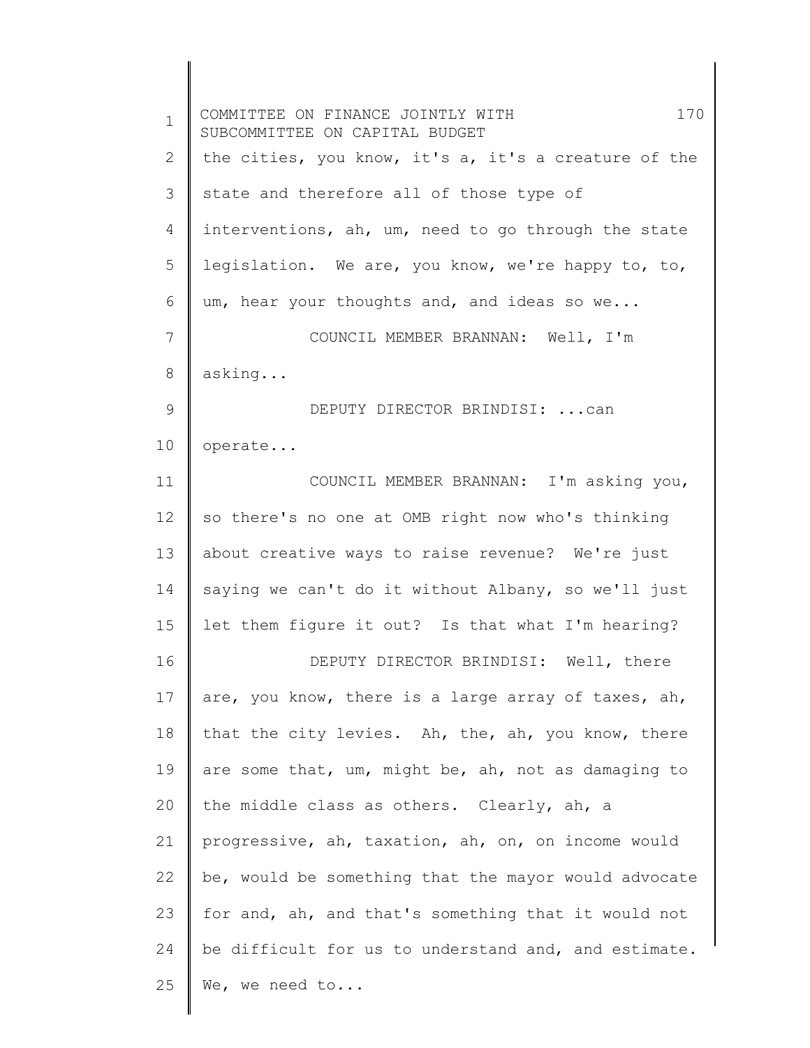the cities, you know, it's a, it's a creature of the state and therefore all of those type of interventions, ah, um, need to go through the state legislation. We are, you know, we're happy to, to, um, hear your thoughts and, and ideas so we...

COUNCIL MEMBER BRANNAN: Well, I'm asking...

DEPUTY DIRECTOR BRINDISI: ...can operate...

COUNCIL MEMBER BRANNAN: I'm asking you, so there's no one at OMB right now who's thinking about creative ways to raise revenue? We're just saying we can't do it without Albany, so we'll just let them figure it out? Is that what I'm hearing?

DEPUTY DIRECTOR BRINDISI: Well, there are, you know, there is a large array of taxes, ah, that the city levies. Ah, the, ah, you know, there are some that, um, might be, ah, not as damaging to the middle class as others. Clearly, ah, a progressive, ah, taxation, ah, on, on income would be, would be something that the mayor would advocate for and, ah, and that's something that it would not be difficult for us to understand and, and estimate. We, we need to...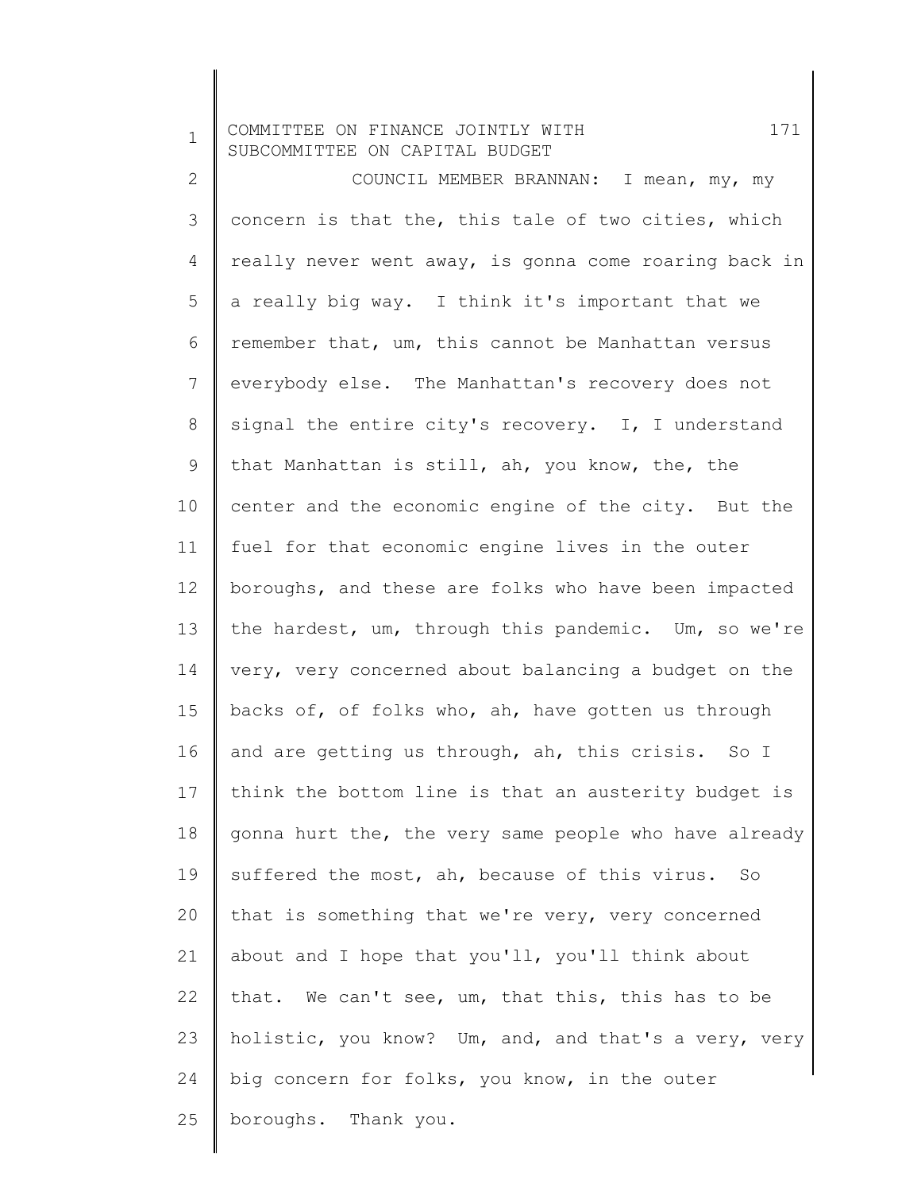COUNCIL MEMBER BRANNAN: I mean, my, my concern is that the, this tale of two cities, which really never went away, is gonna come roaring back in a really big way. I think it's important that we remember that, um, this cannot be Manhattan versus everybody else. The Manhattan's recovery does not signal the entire city's recovery. I, I understand that Manhattan is still, ah, you know, the, the center and the economic engine of the city. But the fuel for that economic engine lives in the outer boroughs, and these are folks who have been impacted the hardest, um, through this pandemic. Um, so we're very, very concerned about balancing a budget on the backs of, of folks who, ah, have gotten us through and are getting us through, ah, this crisis. So I think the bottom line is that an austerity budget is gonna hurt the, the very same people who have already suffered the most, ah, because of this virus. So that is something that we're very, very concerned about and I hope that you'll, you'll think about that. We can't see, um, that this, this has to be holistic, you know? Um, and, and that's a very, very big concern for folks, you know, in the outer boroughs. Thank you.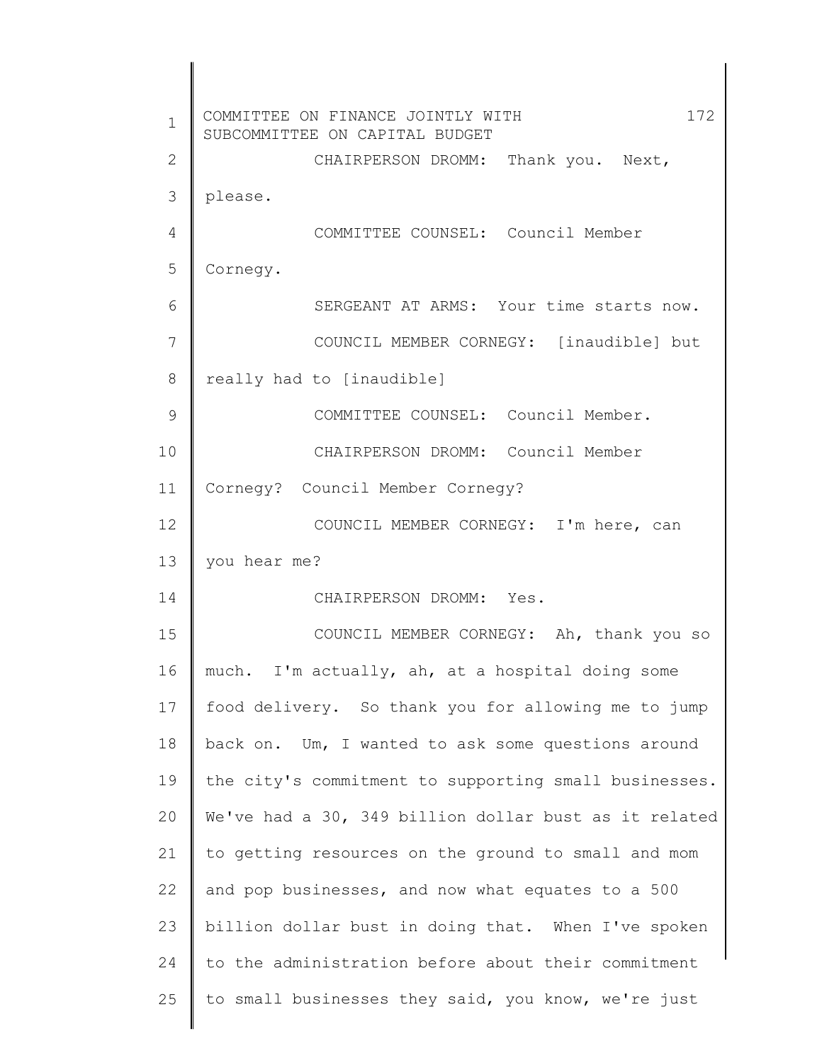CHAIRPERSON DROMM: Thank you. Next, please.

COMMITTEE COUNSEL: Council Member Cornegy.

SERGEANT AT ARMS: Your time starts now.

COUNCIL MEMBER CORNEGY: [inaudible] but really had to [inaudible]

COMMITTEE COUNSEL: Council Member.

CHAIRPERSON DROMM: Council Member Cornegy? Council Member Cornegy?

COUNCIL MEMBER CORNEGY: I'm here, can you hear me?

CHAIRPERSON DROMM: Yes.

COUNCIL MEMBER CORNEGY: Ah, thank you so much. I'm actually, ah, at a hospital doing some food delivery. So thank you for allowing me to jump back on. Um, I wanted to ask some questions around the city's commitment to supporting small businesses. We've had a 30, 349 billion dollar bust as it related to getting resources on the ground to small and mom and pop businesses, and now what equates to a 500 billion dollar bust in doing that. When I've spoken to the administration before about their commitment to small businesses they said, you know, we're just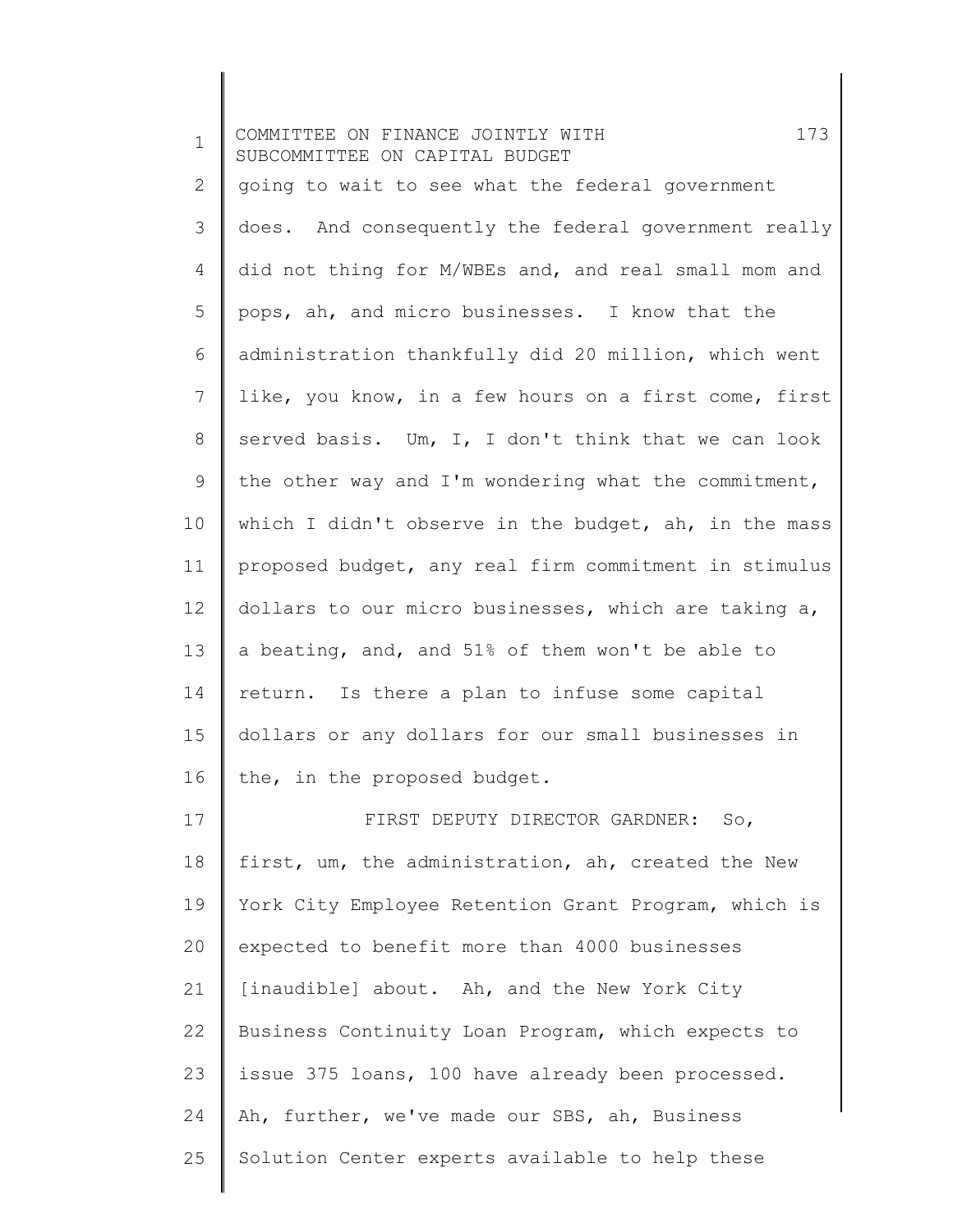going to wait to see what the federal government does. And consequently the federal government really did not thing for M/WBEs and, and real small mom and pops, ah, and micro businesses. I know that the administration thankfully did 20 million, which went like, you know, in a few hours on a first come, first served basis. Um, I, I don't think that we can look the other way and I'm wondering what the commitment, which I didn't observe in the budget, ah, in the mass proposed budget, any real firm commitment in stimulus dollars to our micro businesses, which are taking a, a beating, and, and 51% of them won't be able to return. Is there a plan to infuse some capital dollars or any dollars for our small businesses in the, in the proposed budget.

FIRST DEPUTY DIRECTOR GARDNER: So, first, um, the administration, ah, created the New York City Employee Retention Grant Program, which is expected to benefit more than 4000 businesses [inaudible] about. Ah, and the New York City Business Continuity Loan Program, which expects to issue 375 loans, 100 have already been processed. Ah, further, we've made our SBS, ah, Business Solution Center experts available to help these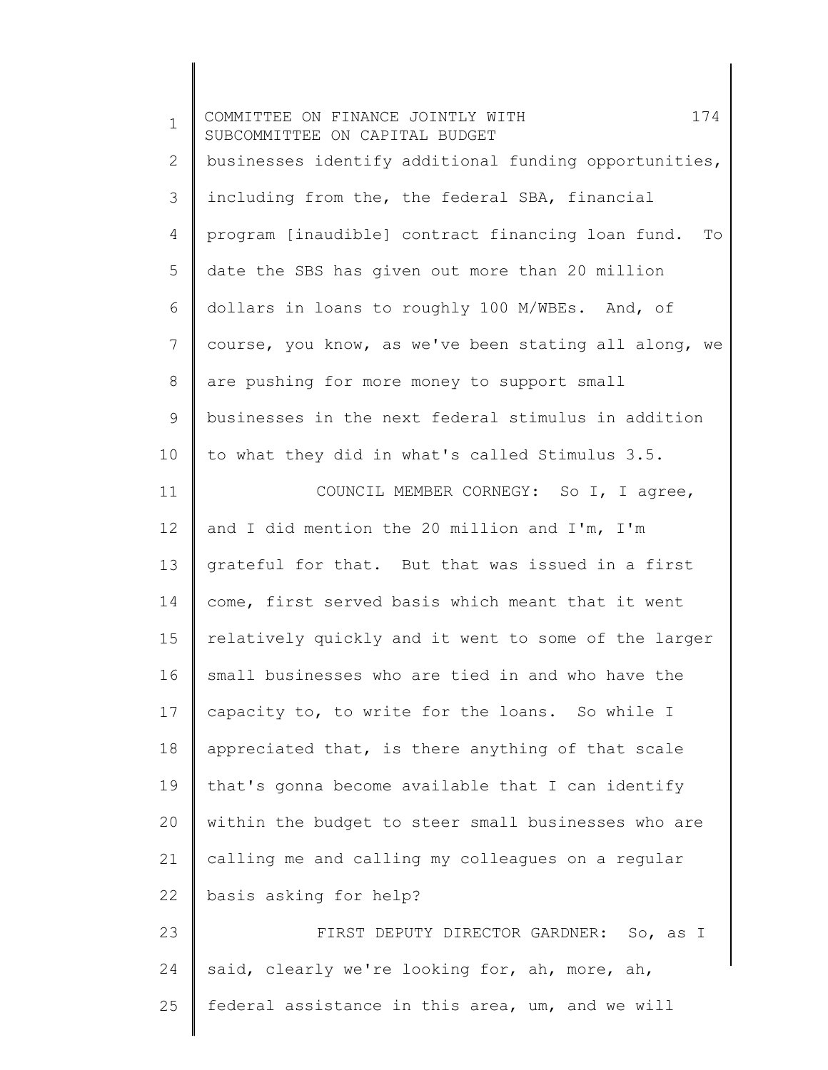businesses identify additional funding opportunities, including from the, the federal SBA, financial program [inaudible] contract financing loan fund. To date the SBS has given out more than 20 million dollars in loans to roughly 100 M/WBEs. And, of course, you know, as we've been stating all along, we are pushing for more money to support small businesses in the next federal stimulus in addition to what they did in what's called Stimulus 3.5.

COUNCIL MEMBER CORNEGY: So I, I agree, and I did mention the 20 million and I'm, I'm grateful for that. But that was issued in a first come, first served basis which meant that it went relatively quickly and it went to some of the larger small businesses who are tied in and who have the capacity to, to write for the loans. So while I appreciated that, is there anything of that scale that's gonna become available that I can identify within the budget to steer small businesses who are calling me and calling my colleagues on a regular basis asking for help?

FIRST DEPUTY DIRECTOR GARDNER: So, as I said, clearly we're looking for, ah, more, ah, federal assistance in this area, um, and we will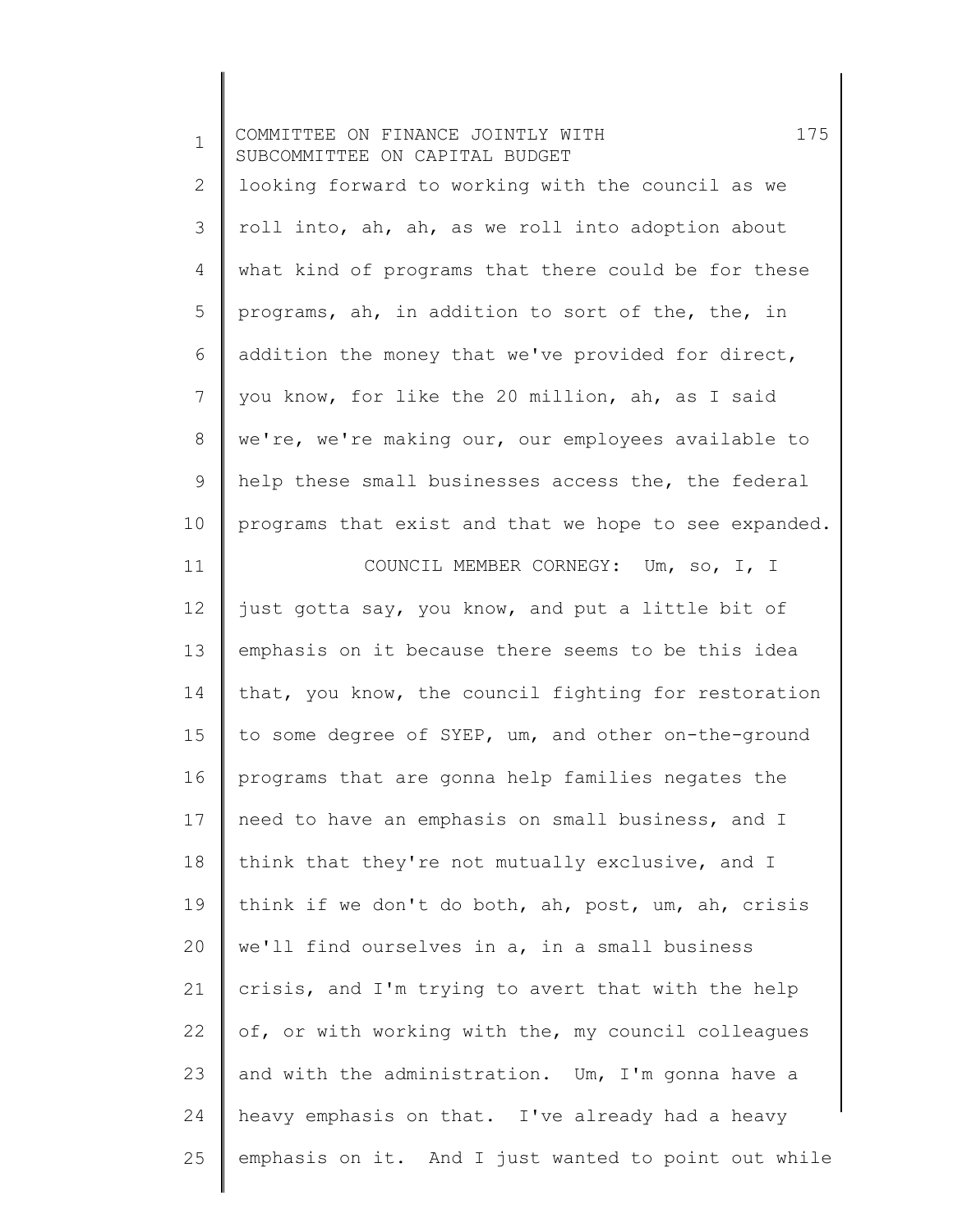looking forward to working with the council as we roll into, ah, ah, as we roll into adoption about what kind of programs that there could be for these programs, ah, in addition to sort of the, the, in addition the money that we've provided for direct, you know, for like the 20 million, ah, as I said we're, we're making our, our employees available to help these small businesses access the, the federal programs that exist and that we hope to see expanded.

COUNCIL MEMBER CORNEGY: Um, so, I, I just gotta say, you know, and put a little bit of emphasis on it because there seems to be this idea that, you know, the council fighting for restoration to some degree of SYEP, um, and other on-the-ground programs that are gonna help families negates the need to have an emphasis on small business, and I think that they're not mutually exclusive, and I think if we don't do both, ah, post, um, ah, crisis we'll find ourselves in a, in a small business crisis, and I'm trying to avert that with the help of, or with working with the, my council colleagues and with the administration. Um, I'm gonna have a heavy emphasis on that. I've already had a heavy emphasis on it. And I just wanted to point out while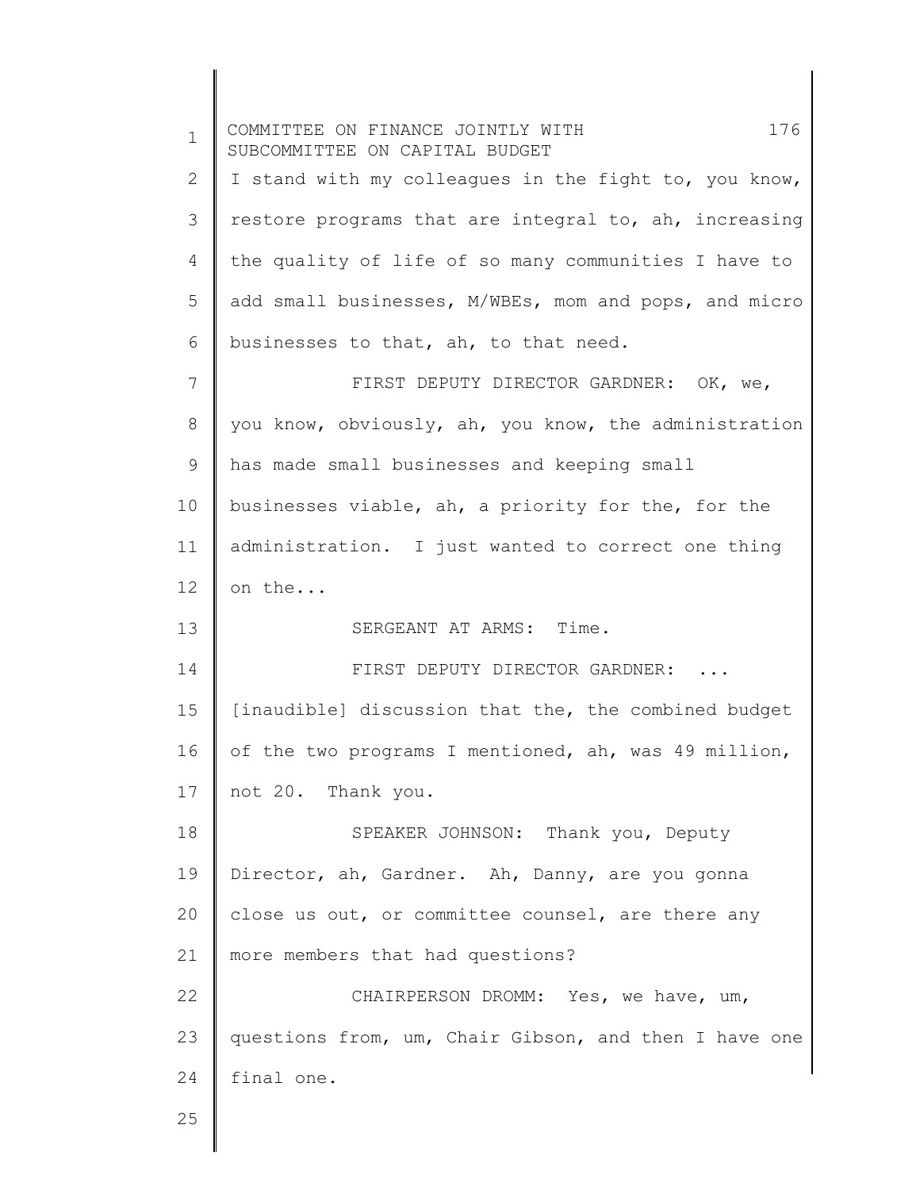I stand with my colleagues in the fight to, you know, restore programs that are integral to, ah, increasing the quality of life of so many communities I have to add small businesses, M/WBEs, mom and pops, and micro businesses to that, ah, to that need.

FIRST DEPUTY DIRECTOR GARDNER: OK, we, you know, obviously, ah, you know, the administration has made small businesses and keeping small businesses viable, ah, a priority for the, for the administration. I just wanted to correct one thing on the...

SERGEANT AT ARMS: Time.

FIRST DEPUTY DIRECTOR GARDNER: ... [inaudible] discussion that the, the combined budget of the two programs I mentioned, ah, was 49 million, not 20. Thank you.

SPEAKER JOHNSON: Thank you, Deputy Director, ah, Gardner. Ah, Danny, are you gonna close us out, or committee counsel, are there any more members that had questions?

CHAIRPERSON DROMM: Yes, we have, um, questions from, um, Chair Gibson, and then I have one final one.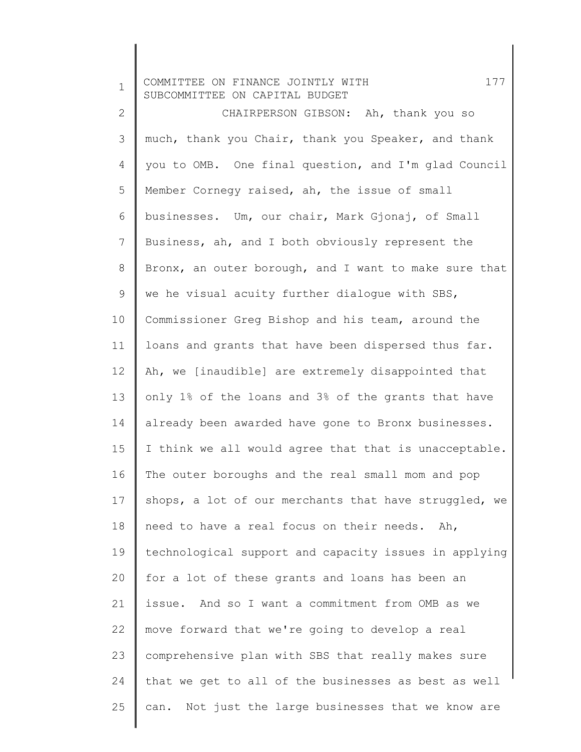CHAIRPERSON GIBSON: Ah, thank you so much, thank you Chair, thank you Speaker, and thank you to OMB. One final question, and I'm glad Council Member Cornegy raised, ah, the issue of small businesses. Um, our chair, Mark Gjonaj, of Small Business, ah, and I both obviously represent the Bronx, an outer borough, and I want to make sure that we he visual acuity further dialogue with SBS, Commissioner Greg Bishop and his team, around the loans and grants that have been dispersed thus far. Ah, we [inaudible] are extremely disappointed that only 1% of the loans and 3% of the grants that have already been awarded have gone to Bronx businesses. I think we all would agree that that is unacceptable. The outer boroughs and the real small mom and pop shops, a lot of our merchants that have struggled, we need to have a real focus on their needs. Ah, technological support and capacity issues in applying for a lot of these grants and loans has been an issue. And so I want a commitment from OMB as we move forward that we're going to develop a real comprehensive plan with SBS that really makes sure that we get to all of the businesses as best as well can. Not just the large businesses that we know are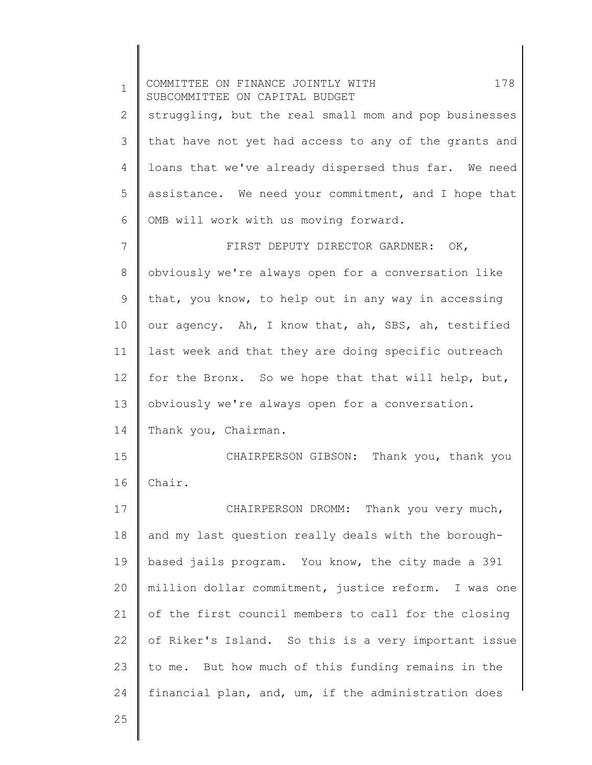struggling, but the real small mom and pop businesses that have not yet had access to any of the grants and loans that we've already dispersed thus far. We need assistance. We need your commitment, and I hope that OMB will work with us moving forward.

FIRST DEPUTY DIRECTOR GARDNER: OK, obviously we're always open for a conversation like that, you know, to help out in any way in accessing our agency. Ah, I know that, ah, SBS, ah, testified last week and that they are doing specific outreach for the Bronx. So we hope that that will help, but, obviously we're always open for a conversation. Thank you, Chairman.

CHAIRPERSON GIBSON: Thank you, thank you Chair.

CHAIRPERSON DROMM: Thank you very much, and my last question really deals with the borough-based jails program. You know, the city made a 391 million dollar commitment, justice reform. I was one of the first council members to call for the closing of Riker's Island. So this is a very important issue to me. But how much of this funding remains in the financial plan, and, um, if the administration does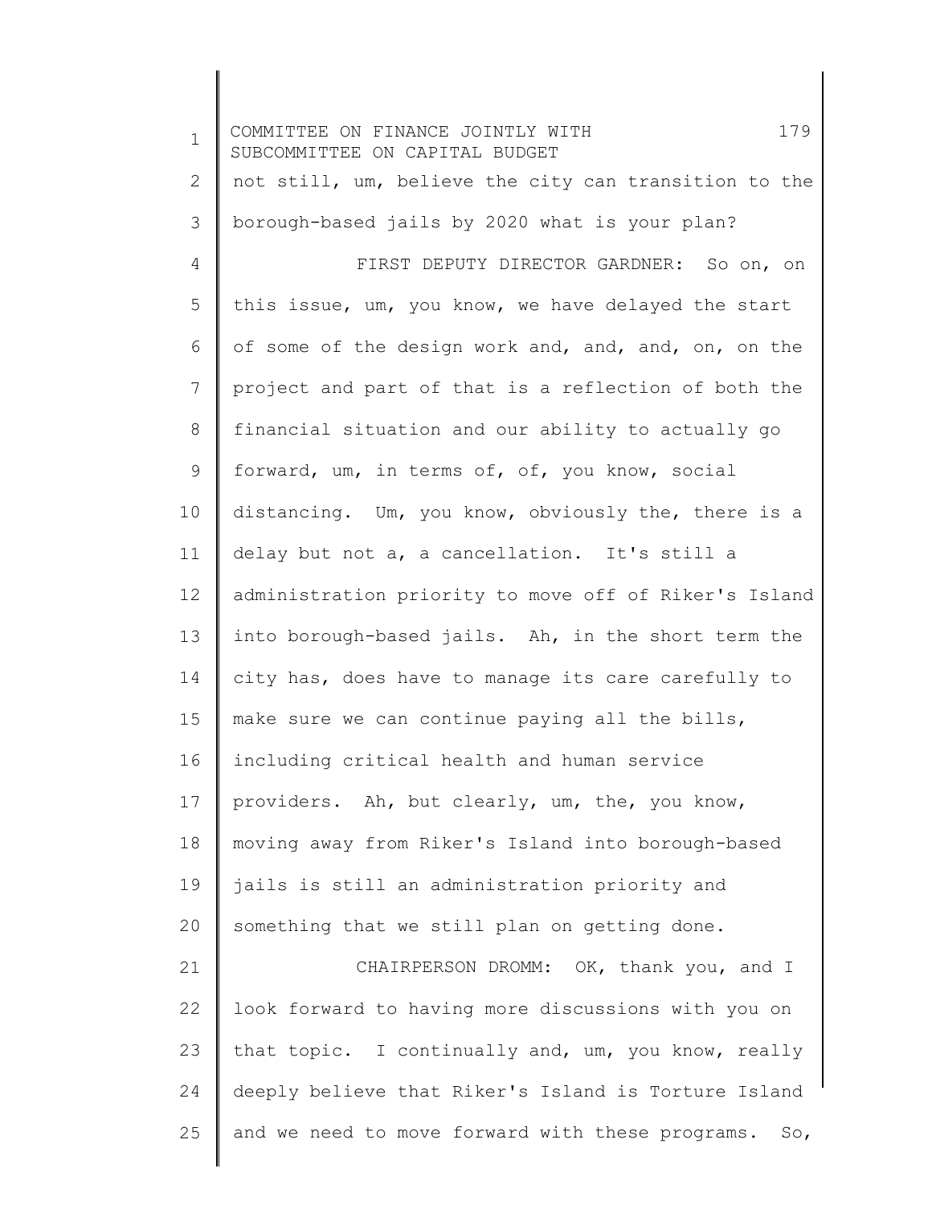not still, um, believe the city can transition to the borough-based jails by 2020 what is your plan?

FIRST DEPUTY DIRECTOR GARDNER: So on, on this issue, um, you know, we have delayed the start of some of the design work and, and, and, on, on the project and part of that is a reflection of both the financial situation and our ability to actually go forward, um, in terms of, of, you know, social distancing. Um, you know, obviously the, there is a delay but not a, a cancellation. It's still a administration priority to move off of Riker's Island into borough-based jails. Ah, in the short term the city has, does have to manage its care carefully to make sure we can continue paying all the bills, including critical health and human service providers. Ah, but clearly, um, the, you know, moving away from Riker's Island into borough-based jails is still an administration priority and something that we still plan on getting done.

CHAIRPERSON DROMM: OK, thank you, and I look forward to having more discussions with you on that topic. I continually and, um, you know, really deeply believe that Riker's Island is Torture Island and we need to move forward with these programs. So,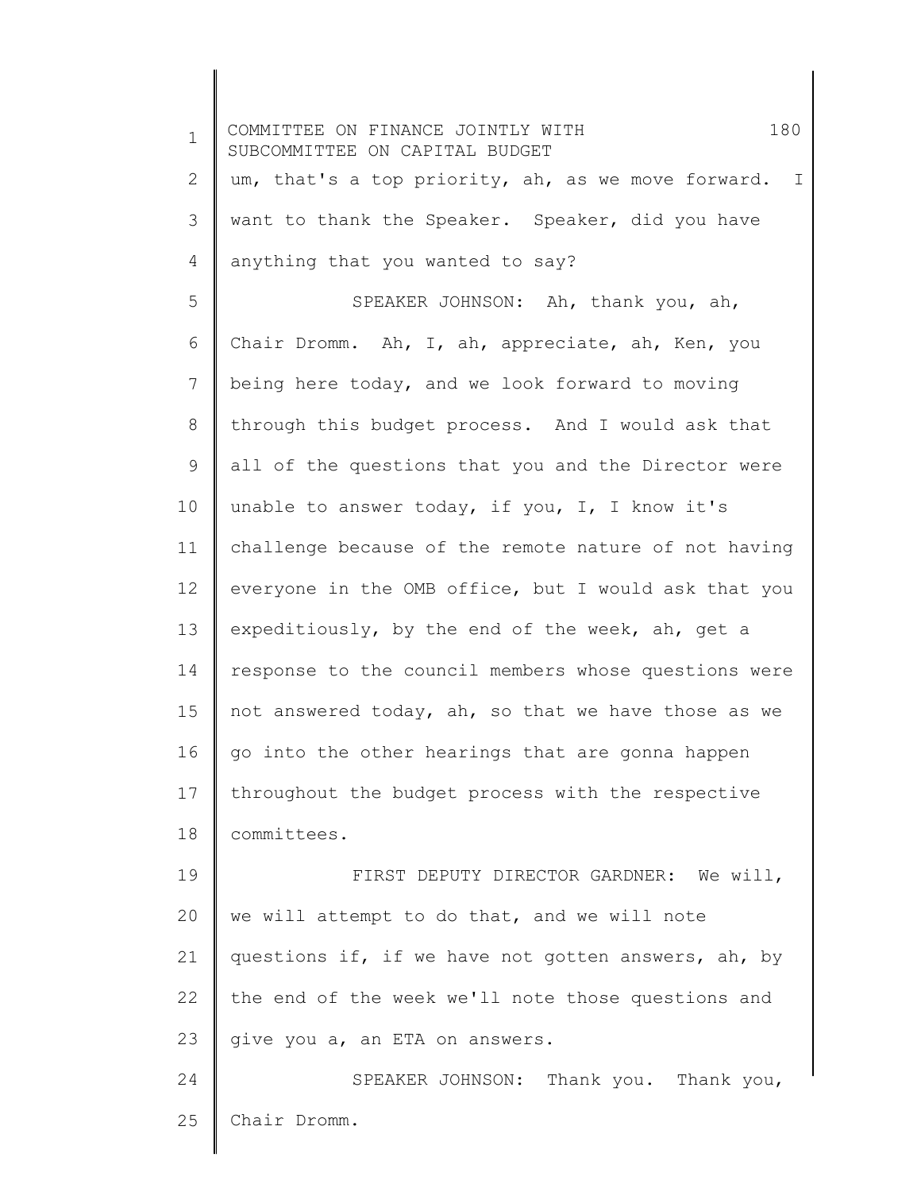um, that's a top priority, ah, as we move forward. I want to thank the Speaker. Speaker, did you have anything that you wanted to say?

SPEAKER JOHNSON: Ah, thank you, ah, Chair Dromm. Ah, I, ah, appreciate, ah, Ken, you being here today, and we look forward to moving through this budget process. And I would ask that all of the questions that you and the Director were unable to answer today, if you, I, I know it's challenge because of the remote nature of not having everyone in the OMB office, but I would ask that you expeditiously, by the end of the week, ah, get a response to the council members whose questions were not answered today, ah, so that we have those as we go into the other hearings that are gonna happen throughout the budget process with the respective committees.

FIRST DEPUTY DIRECTOR GARDNER: We will, we will attempt to do that, and we will note questions if, if we have not gotten answers, ah, by the end of the week we'll note those questions and give you a, an ETA on answers.

SPEAKER JOHNSON: Thank you. Thank you, Chair Dromm.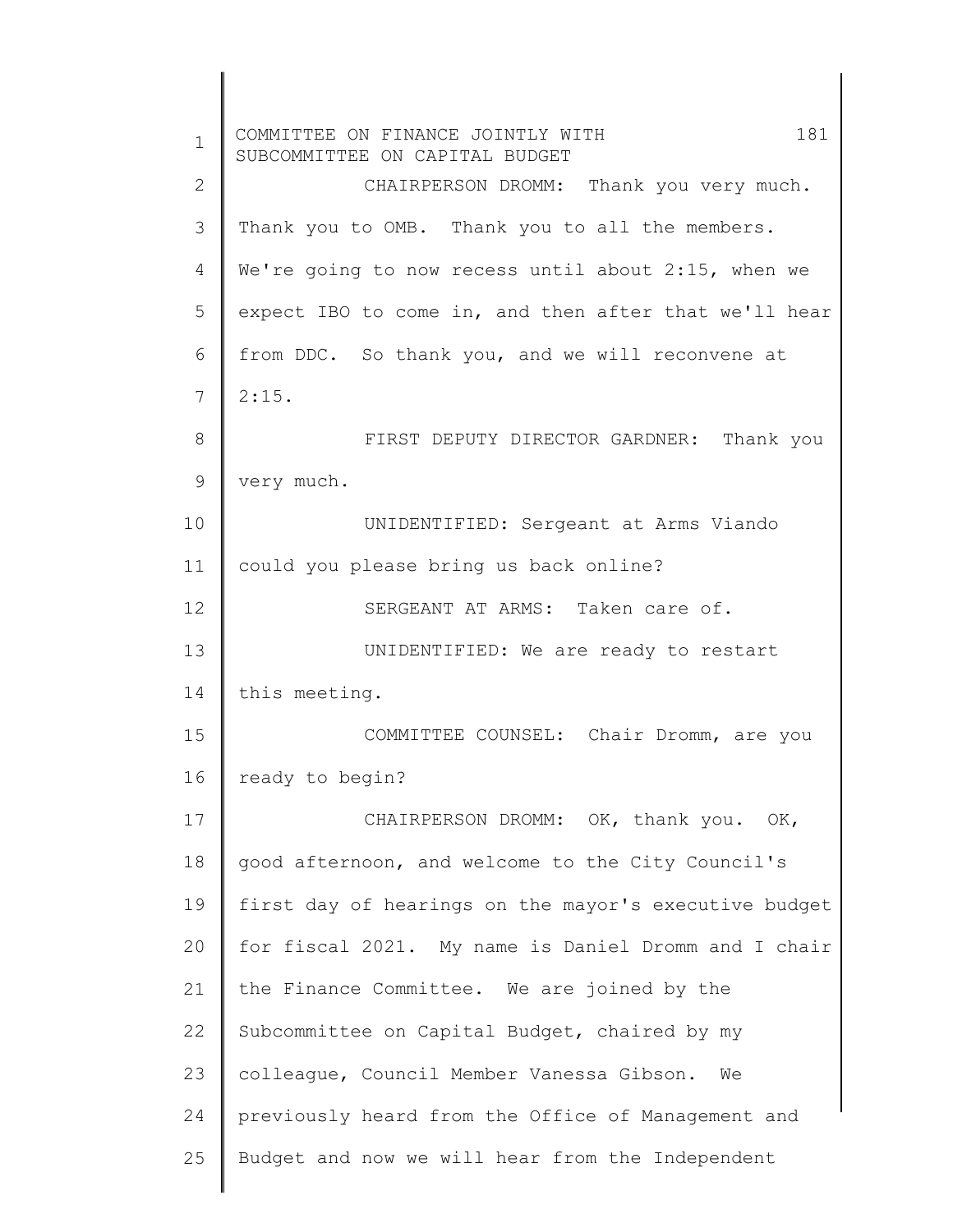CHAIRPERSON DROMM: Thank you very much. Thank you to OMB. Thank you to all the members. We're going to now recess until about 2:15, when we expect IBO to come in, and then after that we'll hear from DDC. So thank you, and we will reconvene at 2:15.

FIRST DEPUTY DIRECTOR GARDNER: Thank you very much.

UNIDENTIFIED: Sergeant at Arms Viando could you please bring us back online?

SERGEANT AT ARMS: Taken care of.

UNIDENTIFIED: We are ready to restart this meeting.

COMMITTEE COUNSEL: Chair Dromm, are you ready to begin?

CHAIRPERSON DROMM: OK, thank you. OK, good afternoon, and welcome to the City Council's first day of hearings on the mayor's executive budget for fiscal 2021. My name is Daniel Dromm and I chair the Finance Committee. We are joined by the Subcommittee on Capital Budget, chaired by my colleague, Council Member Vanessa Gibson. We previously heard from the Office of Management and Budget and now we will hear from the Independent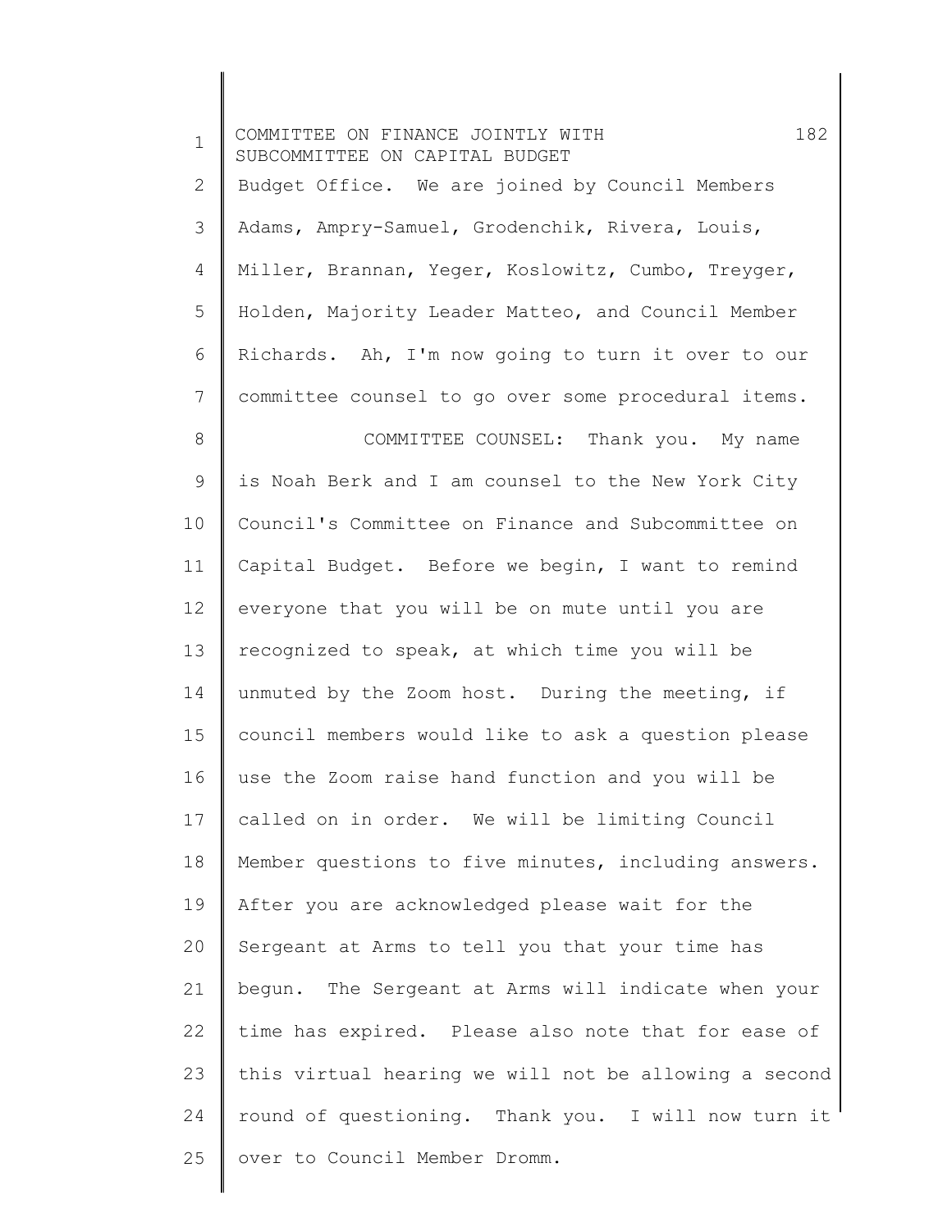Budget Office. We are joined by Council Members Adams, Ampry-Samuel, Grodenchik, Rivera, Louis, Miller, Brannan, Yeger, Koslowitz, Cumbo, Treyger, Holden, Majority Leader Matteo, and Council Member Richards. Ah, I'm now going to turn it over to our committee counsel to go over some procedural items.

COMMITTEE COUNSEL: Thank you. My name is Noah Berk and I am counsel to the New York City Council's Committee on Finance and Subcommittee on Capital Budget. Before we begin, I want to remind everyone that you will be on mute until you are recognized to speak, at which time you will be unmuted by the Zoom host. During the meeting, if council members would like to ask a question please use the Zoom raise hand function and you will be called on in order. We will be limiting Council Member questions to five minutes, including answers. After you are acknowledged please wait for the Sergeant at Arms to tell you that your time has begun. The Sergeant at Arms will indicate when your time has expired. Please also note that for ease of this virtual hearing we will not be allowing a second round of questioning. Thank you. I will now turn it over to Council Member Dromm.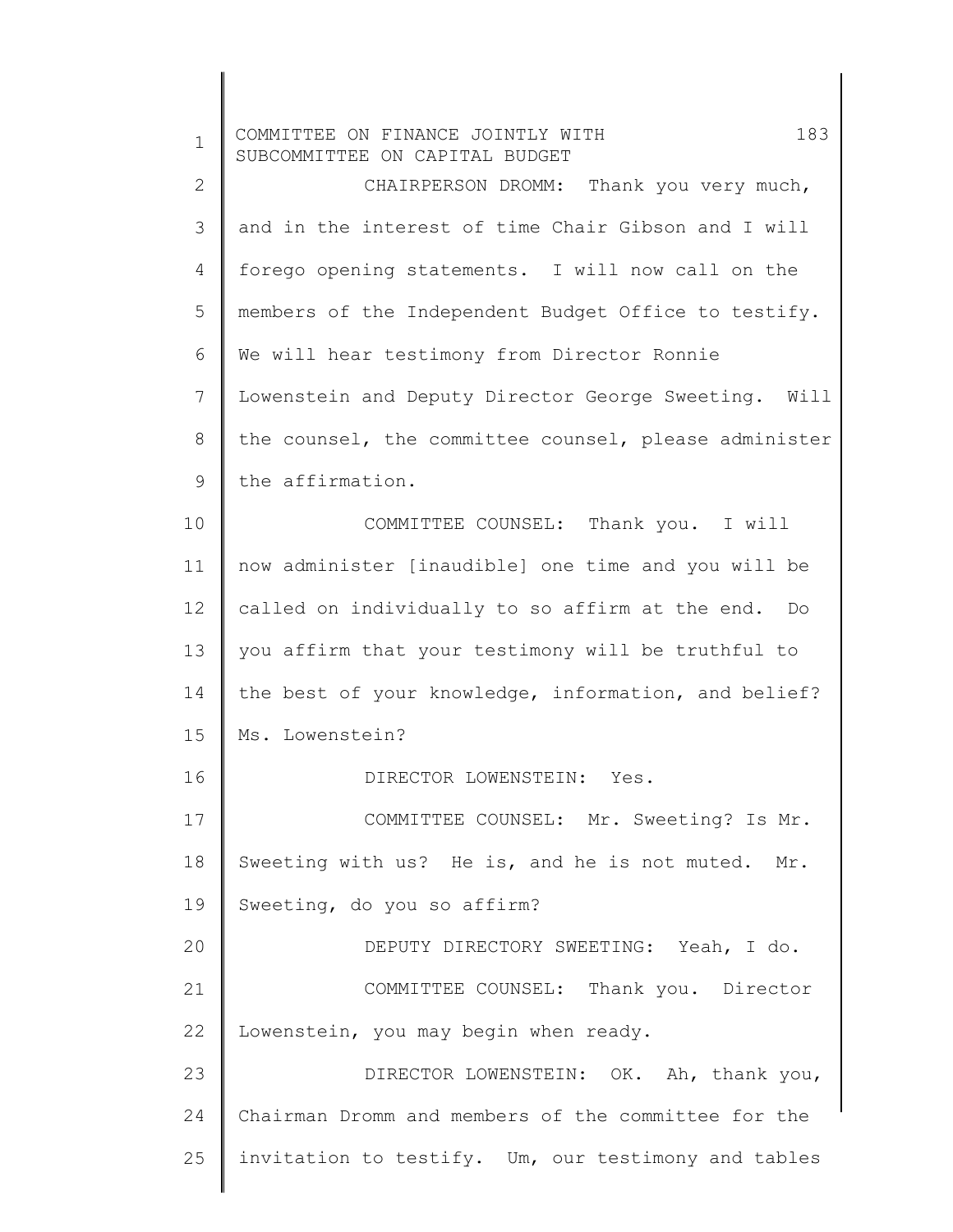CHAIRPERSON DROMM: Thank you very much, and in the interest of time Chair Gibson and I will forego opening statements. I will now call on the members of the Independent Budget Office to testify. We will hear testimony from Director Ronnie Lowenstein and Deputy Director George Sweeting. Will the counsel, the committee counsel, please administer the affirmation.

COMMITTEE COUNSEL: Thank you. I will now administer [inaudible] one time and you will be called on individually to so affirm at the end. Do you affirm that your testimony will be truthful to the best of your knowledge, information, and belief? Ms. Lowenstein?

DIRECTOR LOWENSTEIN: Yes.

COMMITTEE COUNSEL: Mr. Sweeting? Is Mr. Sweeting with us? He is, and he is not muted. Mr. Sweeting, do you so affirm?

DEPUTY DIRECTORY SWEETING: Yeah, I do.

COMMITTEE COUNSEL: Thank you. Director Lowenstein, you may begin when ready.

DIRECTOR LOWENSTEIN: OK. Ah, thank you, Chairman Dromm and members of the committee for the invitation to testify. Um, our testimony and tables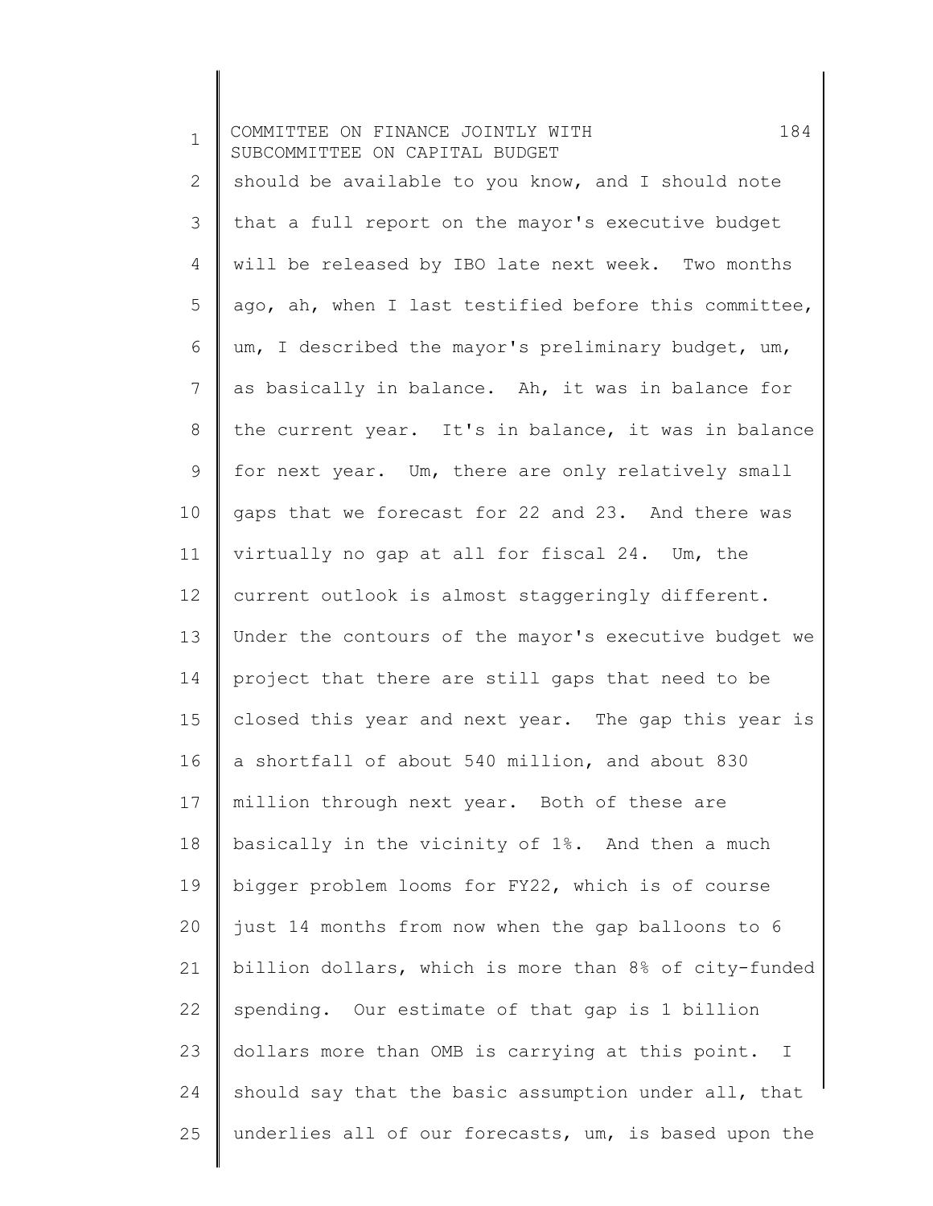should be available to you know, and I should note that a full report on the mayor's executive budget will be released by IBO late next week. Two months ago, ah, when I last testified before this committee, um, I described the mayor's preliminary budget, um, as basically in balance. Ah, it was in balance for the current year. It's in balance, it was in balance for next year. Um, there are only relatively small gaps that we forecast for 22 and 23. And there was virtually no gap at all for fiscal 24. Um, the current outlook is almost staggeringly different. Under the contours of the mayor's executive budget we project that there are still gaps that need to be closed this year and next year. The gap this year is a shortfall of about 540 million, and about 830 million through next year. Both of these are basically in the vicinity of 1%. And then a much bigger problem looms for FY22, which is of course just 14 months from now when the gap balloons to 6 billion dollars, which is more than 8% of city-funded spending. Our estimate of that gap is 1 billion dollars more than OMB is carrying at this point. I should say that the basic assumption under all, that underlies all of our forecasts, um, is based upon the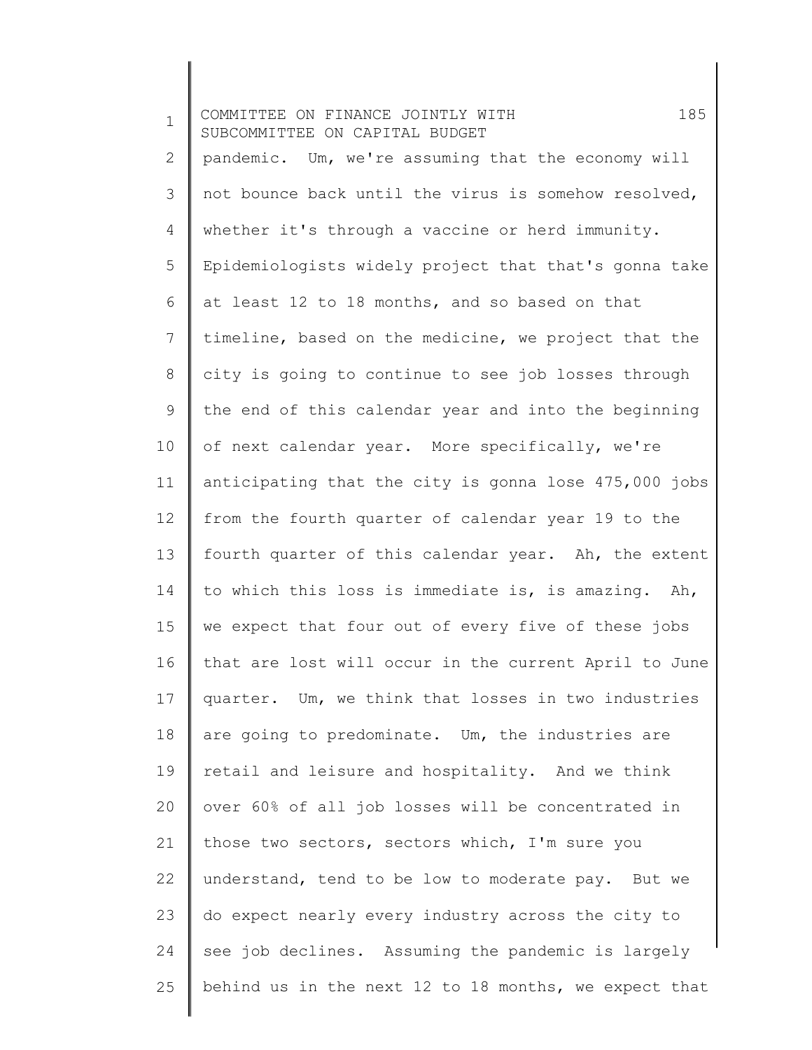pandemic. Um, we're assuming that the economy will not bounce back until the virus is somehow resolved, whether it's through a vaccine or herd immunity. Epidemiologists widely project that that's gonna take at least 12 to 18 months, and so based on that timeline, based on the medicine, we project that the city is going to continue to see job losses through the end of this calendar year and into the beginning of next calendar year. More specifically, we're anticipating that the city is gonna lose 475,000 jobs from the fourth quarter of calendar year 19 to the fourth quarter of this calendar year. Ah, the extent to which this loss is immediate is, is amazing. Ah, we expect that four out of every five of these jobs that are lost will occur in the current April to June quarter. Um, we think that losses in two industries are going to predominate. Um, the industries are retail and leisure and hospitality. And we think over 60% of all job losses will be concentrated in those two sectors, sectors which, I'm sure you understand, tend to be low to moderate pay. But we do expect nearly every industry across the city to see job declines. Assuming the pandemic is largely behind us in the next 12 to 18 months, we expect that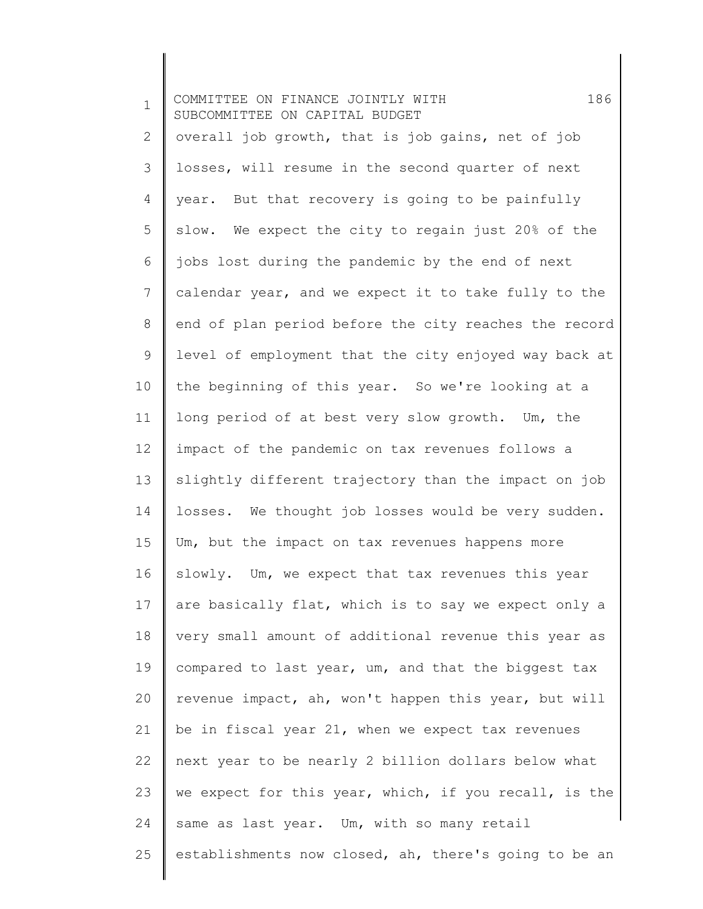overall job growth, that is job gains, net of job losses, will resume in the second quarter of next year. But that recovery is going to be painfully slow. We expect the city to regain just 20% of the jobs lost during the pandemic by the end of next calendar year, and we expect it to take fully to the end of plan period before the city reaches the record level of employment that the city enjoyed way back at the beginning of this year. So we're looking at a long period of at best very slow growth. Um, the impact of the pandemic on tax revenues follows a slightly different trajectory than the impact on job losses. We thought job losses would be very sudden. Um, but the impact on tax revenues happens more slowly. Um, we expect that tax revenues this year are basically flat, which is to say we expect only a very small amount of additional revenue this year as compared to last year, um, and that the biggest tax revenue impact, ah, won't happen this year, but will be in fiscal year 21, when we expect tax revenues next year to be nearly 2 billion dollars below what we expect for this year, which, if you recall, is the same as last year. Um, with so many retail establishments now closed, ah, there's going to be an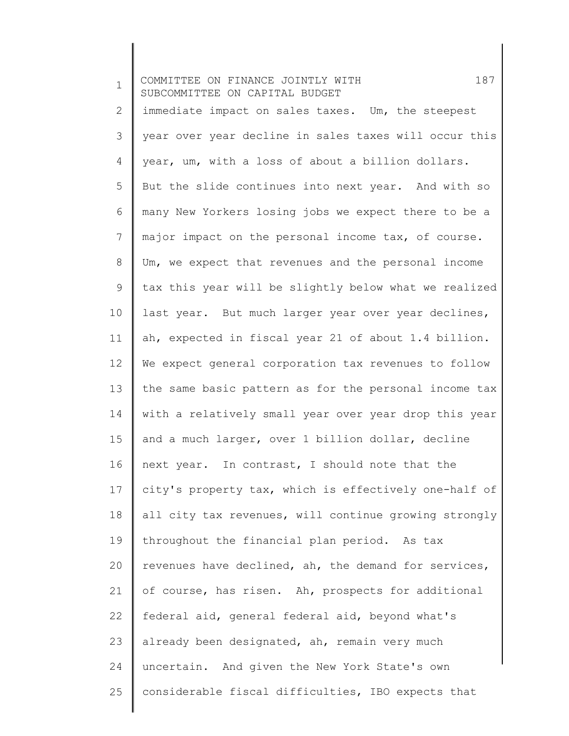immediate impact on sales taxes. Um, the steepest year over year decline in sales taxes will occur this year, um, with a loss of about a billion dollars. But the slide continues into next year. And with so many New Yorkers losing jobs we expect there to be a major impact on the personal income tax, of course. Um, we expect that revenues and the personal income tax this year will be slightly below what we realized last year. But much larger year over year declines, ah, expected in fiscal year 21 of about 1.4 billion. We expect general corporation tax revenues to follow the same basic pattern as for the personal income tax with a relatively small year over year drop this year and a much larger, over 1 billion dollar, decline next year. In contrast, I should note that the city's property tax, which is effectively one-half of all city tax revenues, will continue growing strongly throughout the financial plan period. As tax revenues have declined, ah, the demand for services, of course, has risen. Ah, prospects for additional federal aid, general federal aid, beyond what's already been designated, ah, remain very much uncertain. And given the New York State's own considerable fiscal difficulties, IBO expects that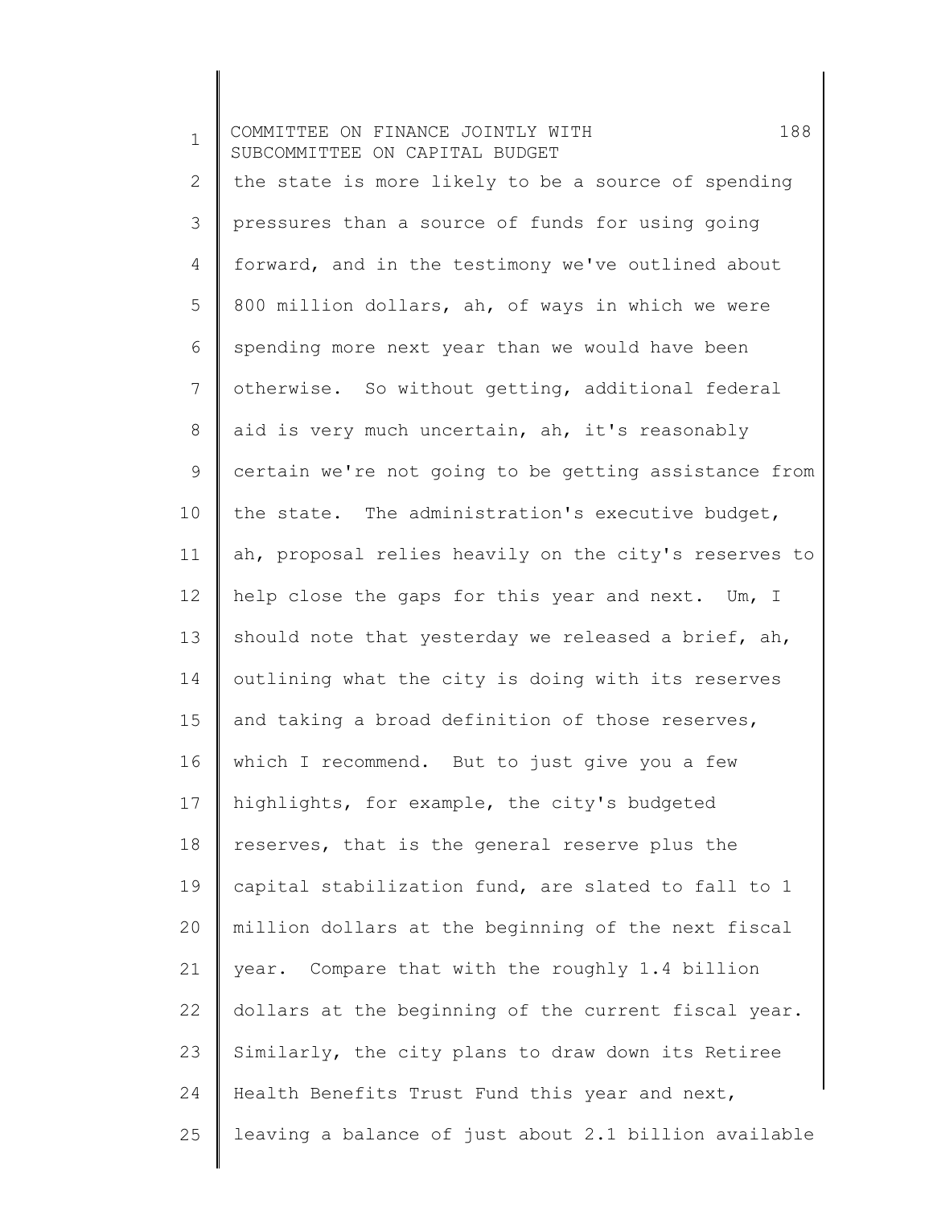the state is more likely to be a source of spending pressures than a source of funds for using going forward, and in the testimony we've outlined about 800 million dollars, ah, of ways in which we were spending more next year than we would have been otherwise. So without getting, additional federal aid is very much uncertain, ah, it's reasonably certain we're not going to be getting assistance from the state. The administration's executive budget, ah, proposal relies heavily on the city's reserves to help close the gaps for this year and next. Um, I should note that yesterday we released a brief, ah, outlining what the city is doing with its reserves and taking a broad definition of those reserves, which I recommend. But to just give you a few highlights, for example, the city's budgeted reserves, that is the general reserve plus the capital stabilization fund, are slated to fall to 1 million dollars at the beginning of the next fiscal year. Compare that with the roughly 1.4 billion dollars at the beginning of the current fiscal year. Similarly, the city plans to draw down its Retiree Health Benefits Trust Fund this year and next, leaving a balance of just about 2.1 billion available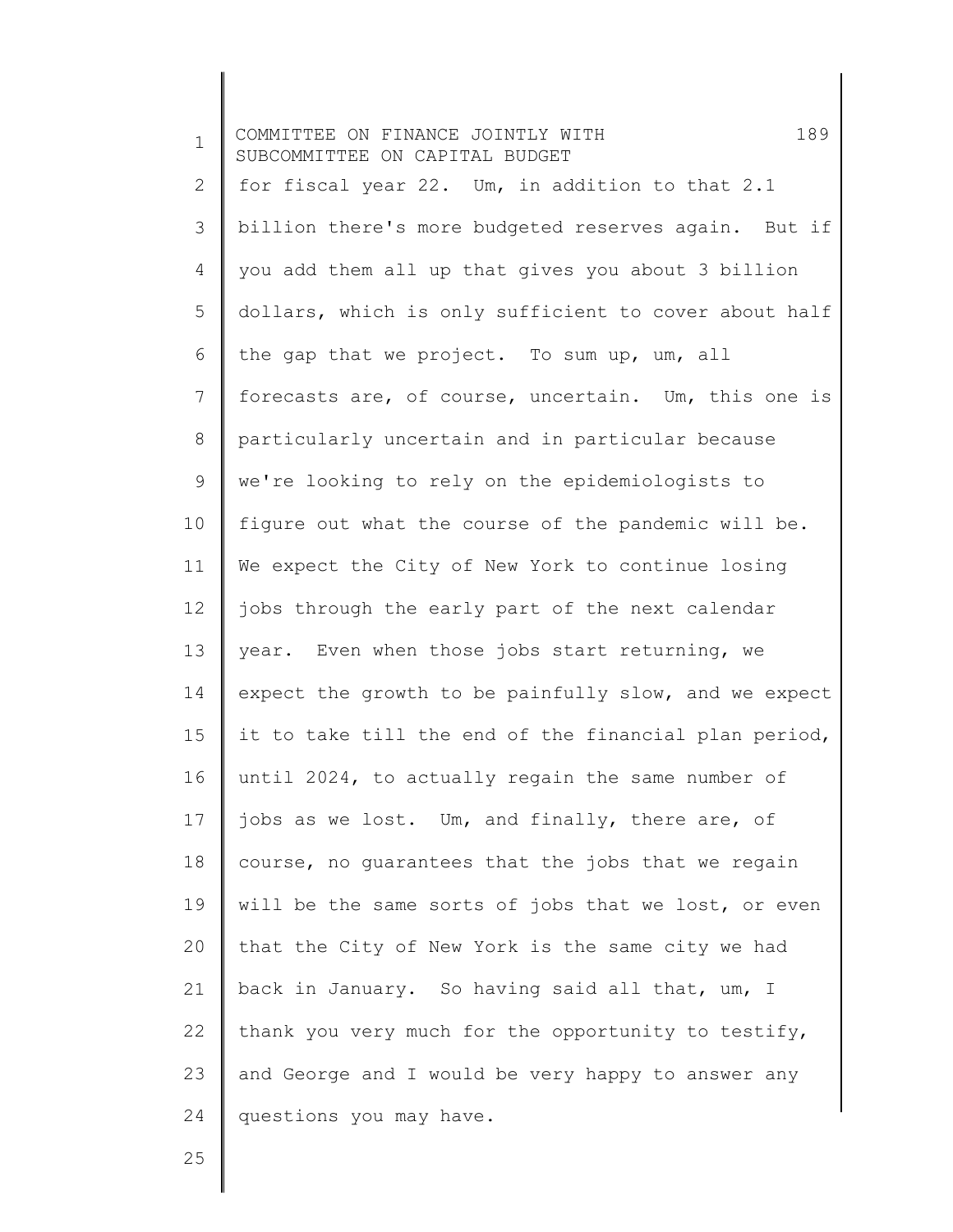for fiscal year 22. Um, in addition to that 2.1 billion there's more budgeted reserves again. But if you add them all up that gives you about 3 billion dollars, which is only sufficient to cover about half the gap that we project. To sum up, um, all forecasts are, of course, uncertain. Um, this one is particularly uncertain and in particular because we're looking to rely on the epidemiologists to figure out what the course of the pandemic will be. We expect the City of New York to continue losing jobs through the early part of the next calendar year. Even when those jobs start returning, we expect the growth to be painfully slow, and we expect it to take till the end of the financial plan period, until 2024, to actually regain the same number of jobs as we lost. Um, and finally, there are, of course, no guarantees that the jobs that we regain will be the same sorts of jobs that we lost, or even that the City of New York is the same city we had back in January. So having said all that, um, I thank you very much for the opportunity to testify, and George and I would be very happy to answer any questions you may have.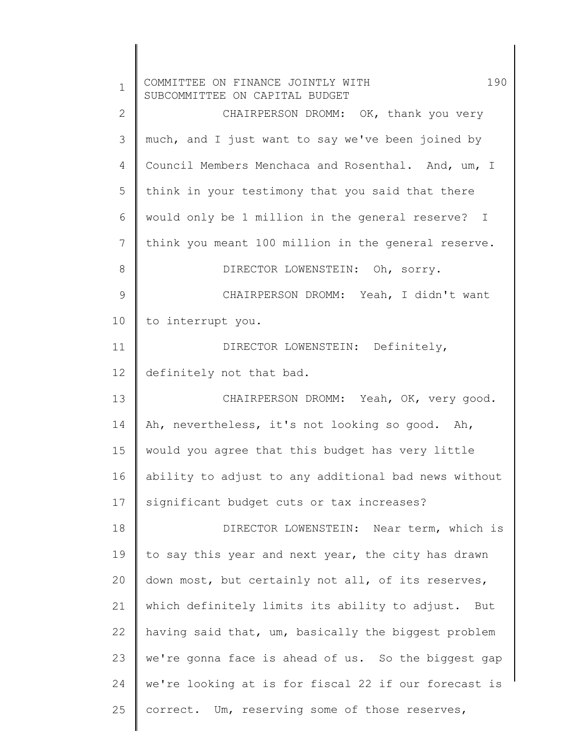CHAIRPERSON DROMM: OK, thank you very much, and I just want to say we've been joined by Council Members Menchaca and Rosenthal. And, um, I think in your testimony that you said that there would only be 1 million in the general reserve? I think you meant 100 million in the general reserve.

DIRECTOR LOWENSTEIN: Oh, sorry.

CHAIRPERSON DROMM: Yeah, I didn't want to interrupt you.

DIRECTOR LOWENSTEIN: Definitely, definitely not that bad.

CHAIRPERSON DROMM: Yeah, OK, very good. Ah, nevertheless, it's not looking so good. Ah, would you agree that this budget has very little ability to adjust to any additional bad news without significant budget cuts or tax increases?

DIRECTOR LOWENSTEIN: Near term, which is to say this year and next year, the city has drawn down most, but certainly not all, of its reserves, which definitely limits its ability to adjust. But having said that, um, basically the biggest problem we're gonna face is ahead of us. So the biggest gap we're looking at is for fiscal 22 if our forecast is correct. Um, reserving some of those reserves,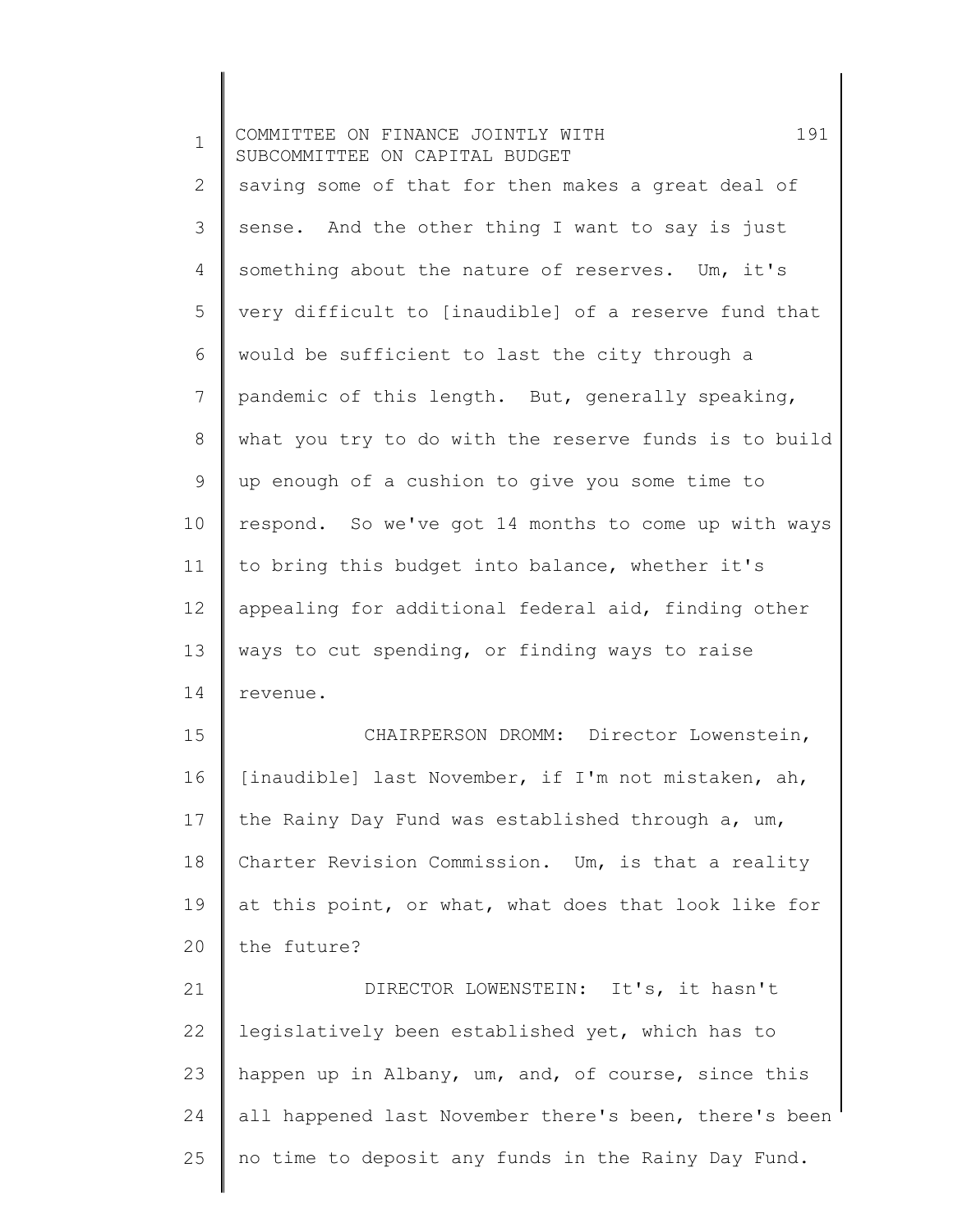saving some of that for then makes a great deal of sense. And the other thing I want to say is just something about the nature of reserves. Um, it's very difficult to [inaudible] of a reserve fund that would be sufficient to last the city through a pandemic of this length. But, generally speaking, what you try to do with the reserve funds is to build up enough of a cushion to give you some time to respond. So we've got 14 months to come up with ways to bring this budget into balance, whether it's appealing for additional federal aid, finding other ways to cut spending, or finding ways to raise revenue.

CHAIRPERSON DROMM: Director Lowenstein, [inaudible] last November, if I'm not mistaken, ah, the Rainy Day Fund was established through a, um, Charter Revision Commission. Um, is that a reality at this point, or what, what does that look like for the future?

DIRECTOR LOWENSTEIN: It's, it hasn't legislatively been established yet, which has to happen up in Albany, um, and, of course, since this all happened last November there's been, there's been no time to deposit any funds in the Rainy Day Fund.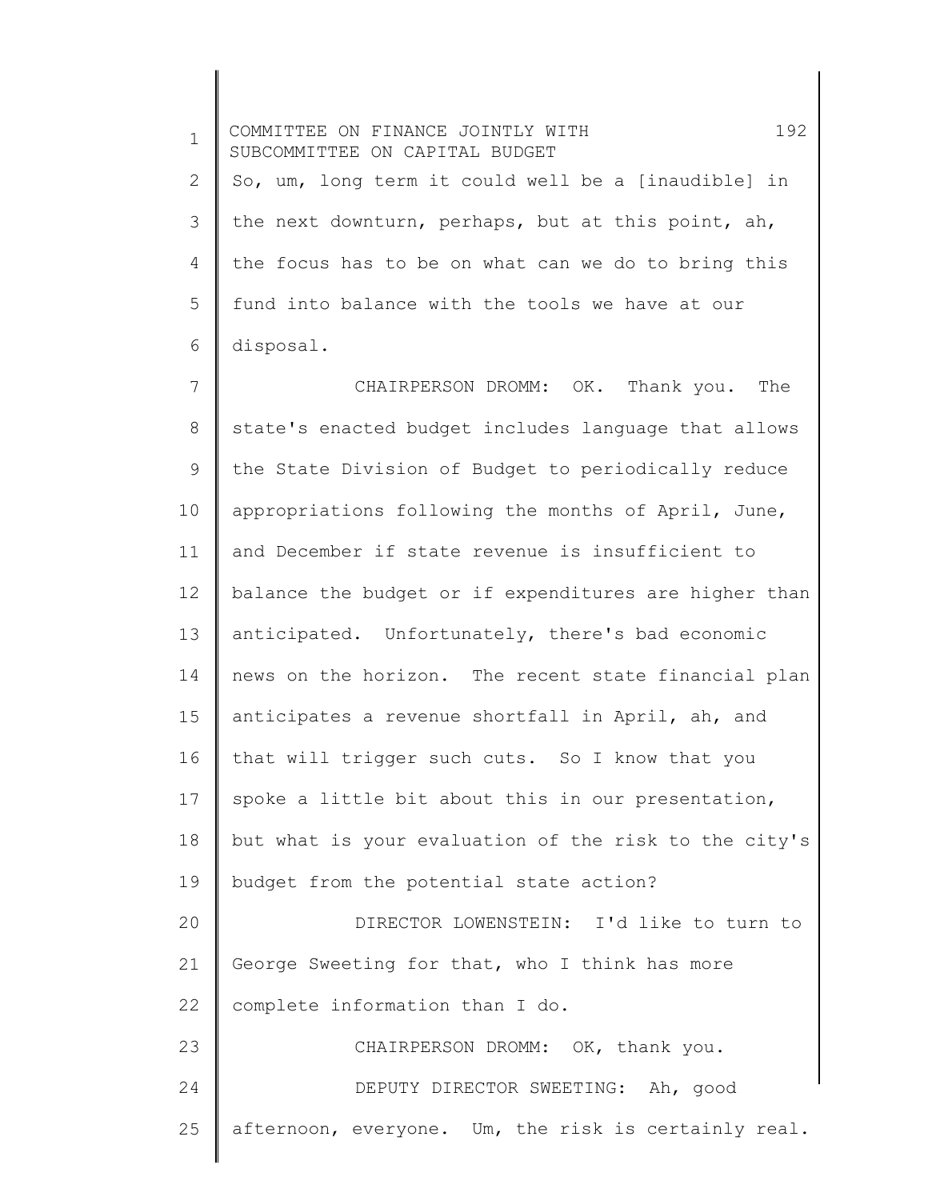So, um, long term it could well be a [inaudible] in the next downturn, perhaps, but at this point, ah, the focus has to be on what can we do to bring this fund into balance with the tools we have at our disposal.

CHAIRPERSON DROMM: OK. Thank you. The state's enacted budget includes language that allows the State Division of Budget to periodically reduce appropriations following the months of April, June, and December if state revenue is insufficient to balance the budget or if expenditures are higher than anticipated. Unfortunately, there's bad economic news on the horizon. The recent state financial plan anticipates a revenue shortfall in April, ah, and that will trigger such cuts. So I know that you spoke a little bit about this in our presentation, but what is your evaluation of the risk to the city's budget from the potential state action?

DIRECTOR LOWENSTEIN: I'd like to turn to George Sweeting for that, who I think has more complete information than I do.

CHAIRPERSON DROMM: OK, thank you.

DEPUTY DIRECTOR SWEETING: Ah, good afternoon, everyone. Um, the risk is certainly real.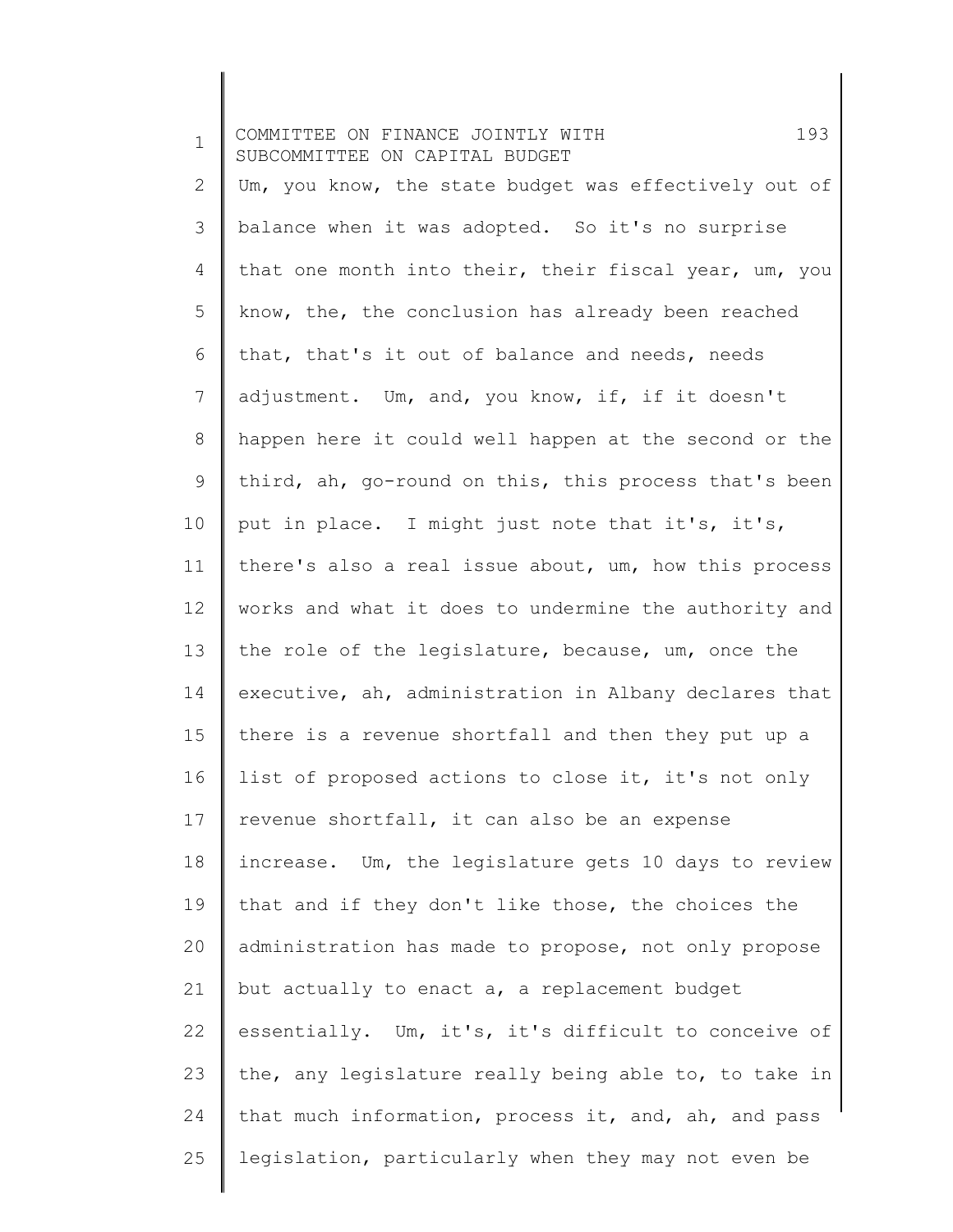Um, you know, the state budget was effectively out of balance when it was adopted. So it's no surprise that one month into their, their fiscal year, um, you know, the, the conclusion has already been reached that, that's it out of balance and needs, needs adjustment. Um, and, you know, if, if it doesn't happen here it could well happen at the second or the third, ah, go-round on this, this process that's been put in place. I might just note that it's, it's, there's also a real issue about, um, how this process works and what it does to undermine the authority and the role of the legislature, because, um, once the executive, ah, administration in Albany declares that there is a revenue shortfall and then they put up a list of proposed actions to close it, it's not only revenue shortfall, it can also be an expense increase. Um, the legislature gets 10 days to review that and if they don't like those, the choices the administration has made to propose, not only propose but actually to enact a, a replacement budget essentially. Um, it's, it's difficult to conceive of the, any legislature really being able to, to take in that much information, process it, and, ah, and pass legislation, particularly when they may not even be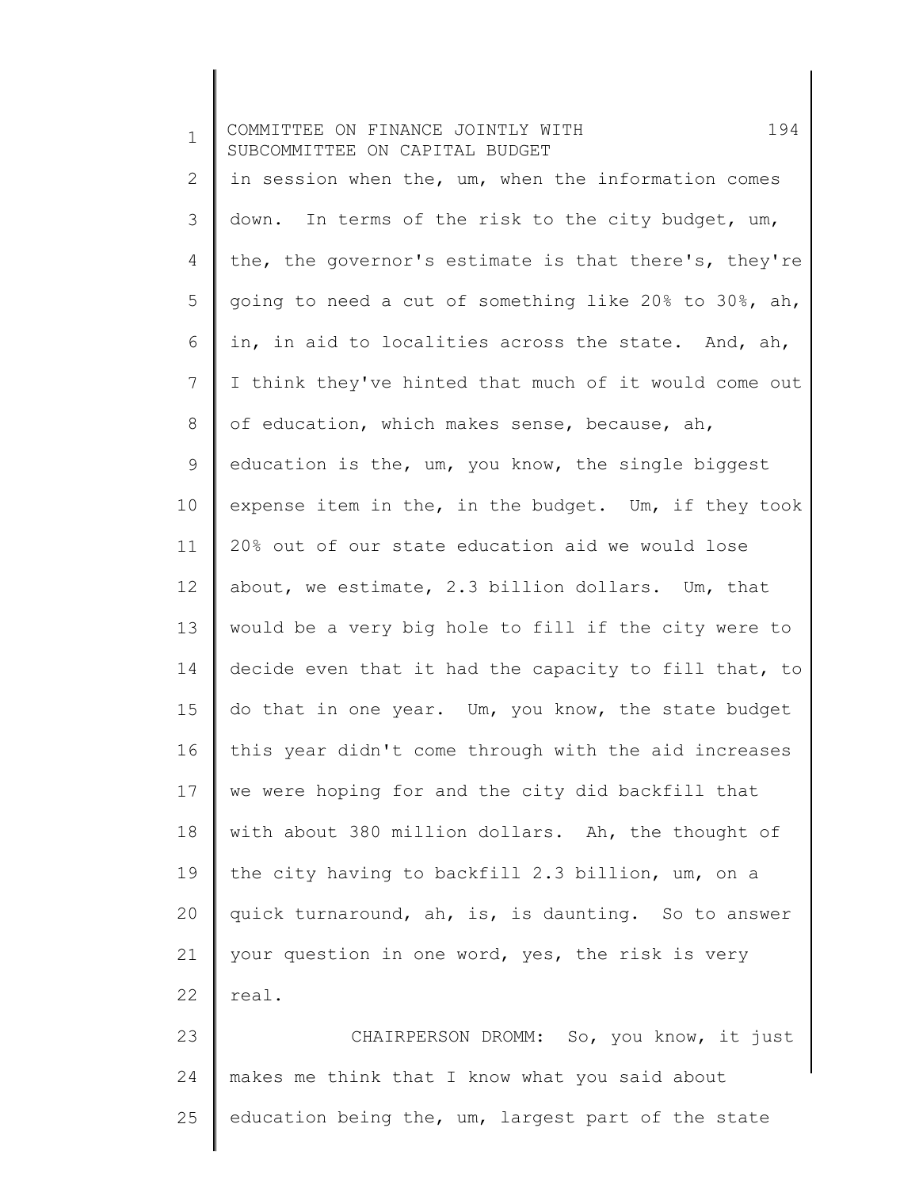in session when the, um, when the information comes down. In terms of the risk to the city budget, um, the, the governor's estimate is that there's, they're going to need a cut of something like 20% to 30%, ah, in, in aid to localities across the state. And, ah, I think they've hinted that much of it would come out of education, which makes sense, because, ah, education is the, um, you know, the single biggest expense item in the, in the budget. Um, if they took 20% out of our state education aid we would lose about, we estimate, 2.3 billion dollars. Um, that would be a very big hole to fill if the city were to decide even that it had the capacity to fill that, to do that in one year. Um, you know, the state budget this year didn't come through with the aid increases we were hoping for and the city did backfill that with about 380 million dollars. Ah, the thought of the city having to backfill 2.3 billion, um, on a quick turnaround, ah, is, is daunting. So to answer your question in one word, yes, the risk is very real.

CHAIRPERSON DROMM: So, you know, it just makes me think that I know what you said about education being the, um, largest part of the state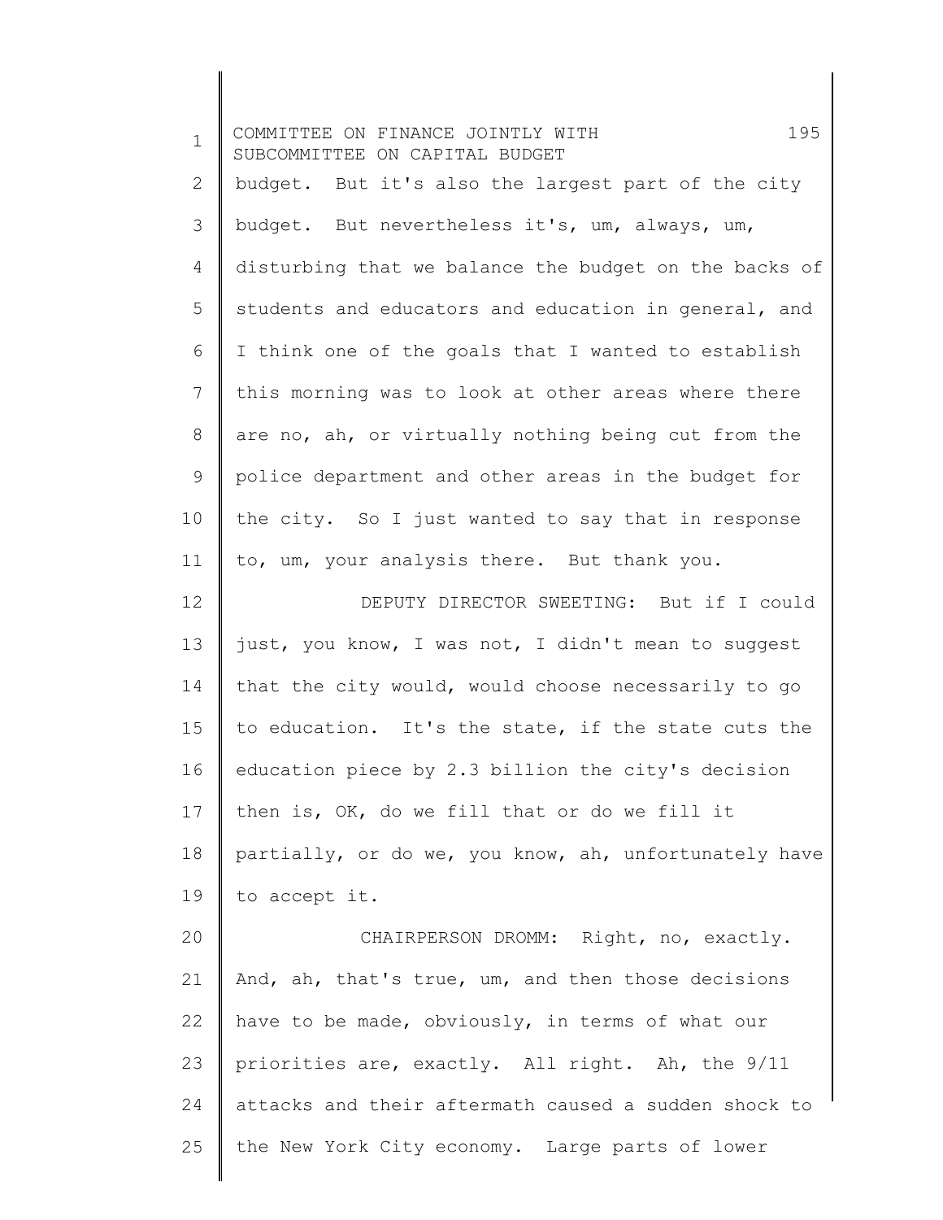budget. But it's also the largest part of the city budget. But nevertheless it's, um, always, um, disturbing that we balance the budget on the backs of students and educators and education in general, and I think one of the goals that I wanted to establish this morning was to look at other areas where there are no, ah, or virtually nothing being cut from the police department and other areas in the budget for the city. So I just wanted to say that in response to, um, your analysis there. But thank you.

DEPUTY DIRECTOR SWEETING: But if I could just, you know, I was not, I didn't mean to suggest that the city would, would choose necessarily to go to education. It's the state, if the state cuts the education piece by 2.3 billion the city's decision then is, OK, do we fill that or do we fill it partially, or do we, you know, ah, unfortunately have to accept it.

CHAIRPERSON DROMM: Right, no, exactly. And, ah, that's true, um, and then those decisions have to be made, obviously, in terms of what our priorities are, exactly. All right. Ah, the 9/11 attacks and their aftermath caused a sudden shock to the New York City economy. Large parts of lower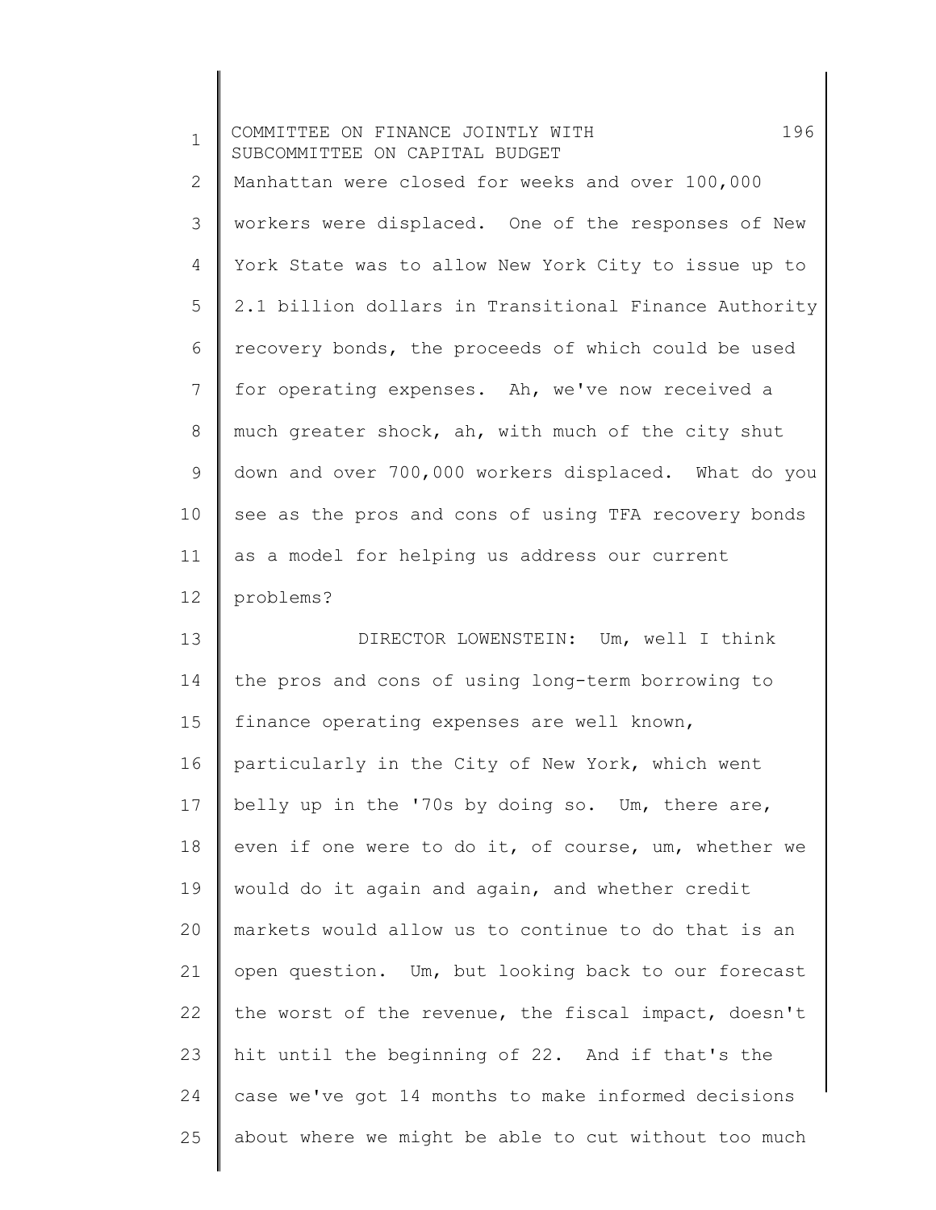Manhattan were closed for weeks and over 100,000 workers were displaced. One of the responses of New York State was to allow New York City to issue up to 2.1 billion dollars in Transitional Finance Authority recovery bonds, the proceeds of which could be used for operating expenses. Ah, we've now received a much greater shock, ah, with much of the city shut down and over 700,000 workers displaced. What do you see as the pros and cons of using TFA recovery bonds as a model for helping us address our current problems?

DIRECTOR LOWENSTEIN: Um, well I think the pros and cons of using long-term borrowing to finance operating expenses are well known, particularly in the City of New York, which went belly up in the '70s by doing so. Um, there are, even if one were to do it, of course, um, whether we would do it again and again, and whether credit markets would allow us to continue to do that is an open question. Um, but looking back to our forecast the worst of the revenue, the fiscal impact, doesn't hit until the beginning of 22. And if that's the case we've got 14 months to make informed decisions about where we might be able to cut without too much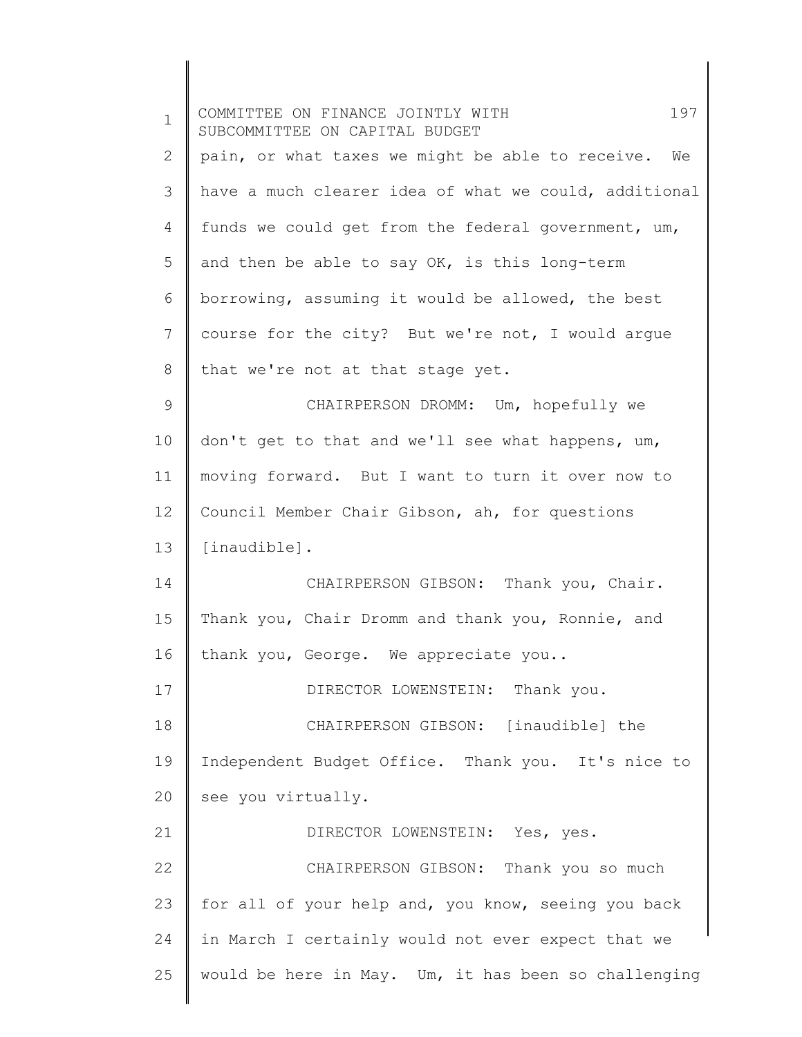pain, or what taxes we might be able to receive. We have a much clearer idea of what we could, additional funds we could get from the federal government, um, and then be able to say OK, is this long-term borrowing, assuming it would be allowed, the best course for the city? But we're not, I would argue that we're not at that stage yet.

CHAIRPERSON DROMM: Um, hopefully we don't get to that and we'll see what happens, um, moving forward. But I want to turn it over now to Council Member Chair Gibson, ah, for questions [inaudible].

CHAIRPERSON GIBSON: Thank you, Chair. Thank you, Chair Dromm and thank you, Ronnie, and thank you, George. We appreciate you..

DIRECTOR LOWENSTEIN: Thank you.

CHAIRPERSON GIBSON: [inaudible] the Independent Budget Office. Thank you. It's nice to see you virtually.

DIRECTOR LOWENSTEIN: Yes, yes.

CHAIRPERSON GIBSON: Thank you so much for all of your help and, you know, seeing you back in March I certainly would not ever expect that we would be here in May. Um, it has been so challenging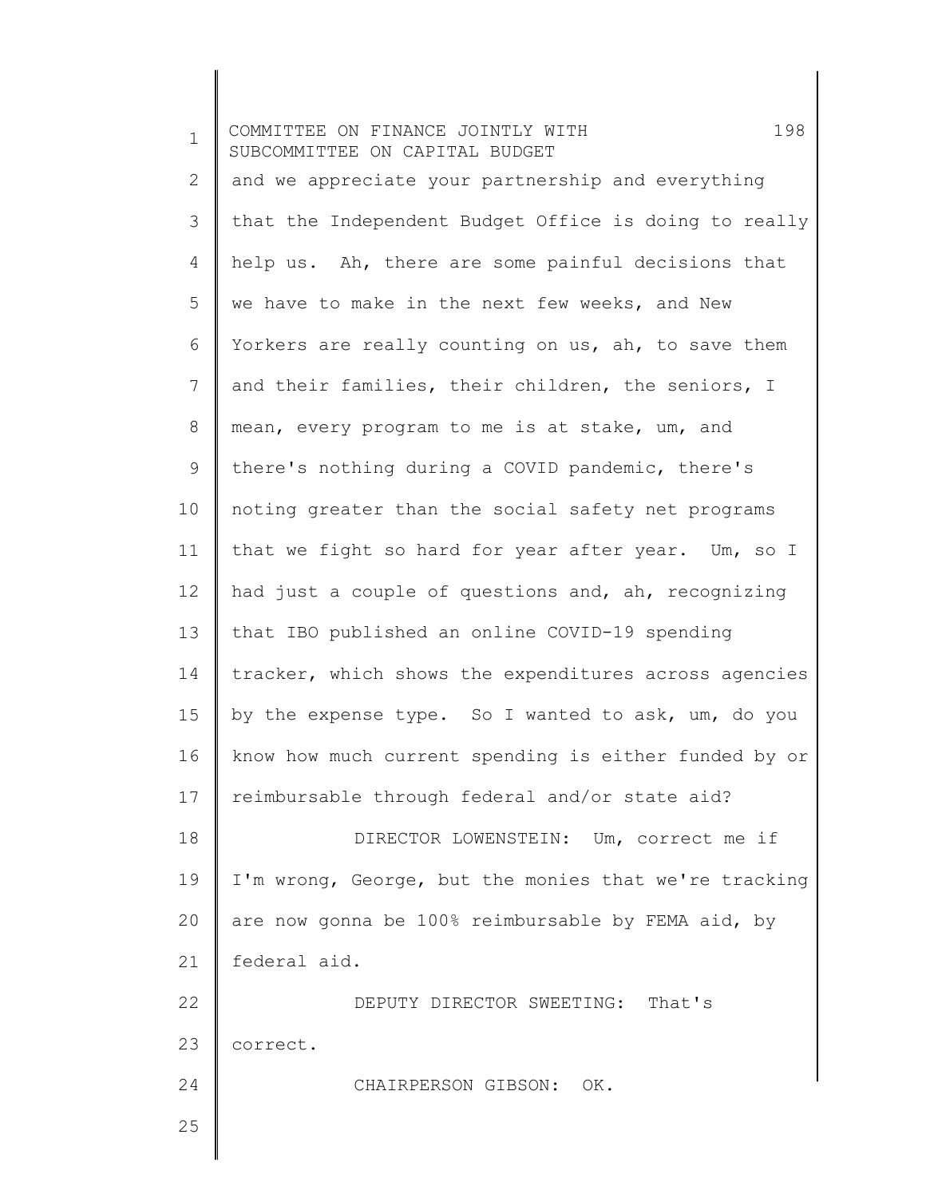and we appreciate your partnership and everything that the Independent Budget Office is doing to really help us. Ah, there are some painful decisions that we have to make in the next few weeks, and New Yorkers are really counting on us, ah, to save them and their families, their children, the seniors, I mean, every program to me is at stake, um, and there's nothing during a COVID pandemic, there's noting greater than the social safety net programs that we fight so hard for year after year. Um, so I had just a couple of questions and, ah, recognizing that IBO published an online COVID-19 spending tracker, which shows the expenditures across agencies by the expense type. So I wanted to ask, um, do you know how much current spending is either funded by or reimbursable through federal and/or state aid?

DIRECTOR LOWENSTEIN: Um, correct me if I'm wrong, George, but the monies that we're tracking are now gonna be 100% reimbursable by FEMA aid, by federal aid.

DEPUTY DIRECTOR SWEETING: That's correct.

CHAIRPERSON GIBSON: OK.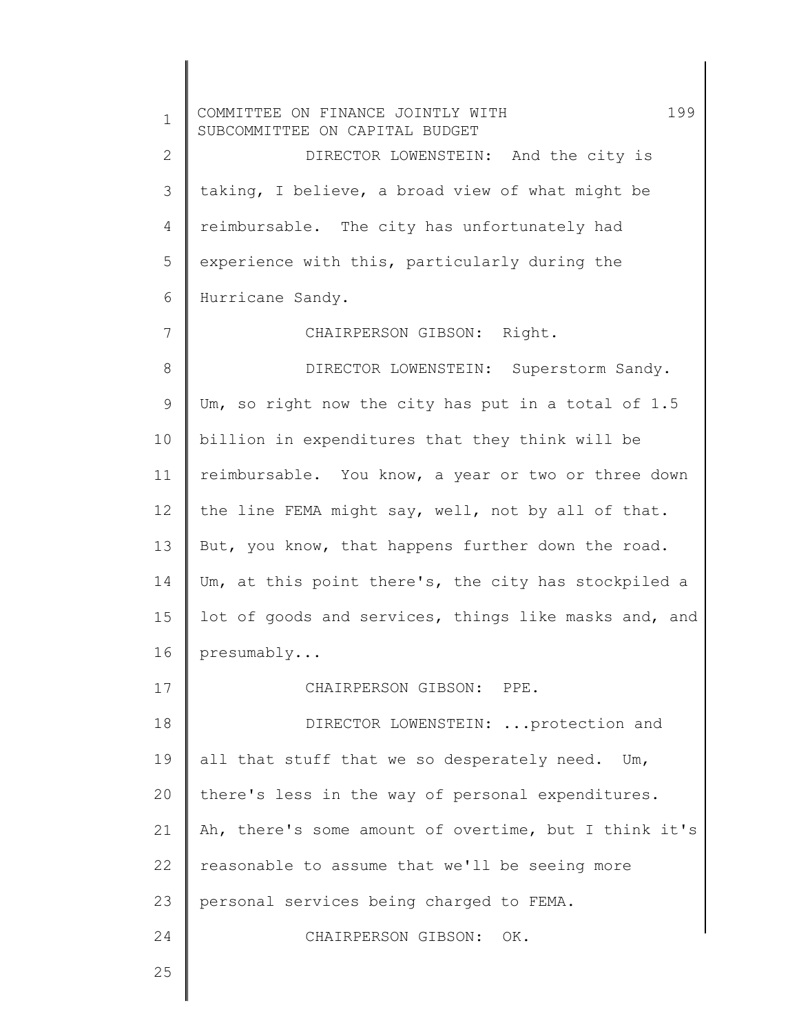DIRECTOR LOWENSTEIN: And the city is taking, I believe, a broad view of what might be reimbursable. The city has unfortunately had experience with this, particularly during the Hurricane Sandy.

CHAIRPERSON GIBSON: Right.

DIRECTOR LOWENSTEIN: Superstorm Sandy. Um, so right now the city has put in a total of 1.5 billion in expenditures that they think will be reimbursable. You know, a year or two or three down the line FEMA might say, well, not by all of that. But, you know, that happens further down the road. Um, at this point there's, the city has stockpiled a lot of goods and services, things like masks and, and presumably...

CHAIRPERSON GIBSON: PPE.

DIRECTOR LOWENSTEIN: ...protection and all that stuff that we so desperately need. Um, there's less in the way of personal expenditures. Ah, there's some amount of overtime, but I think it's reasonable to assume that we'll be seeing more personal services being charged to FEMA.

CHAIRPERSON GIBSON: OK.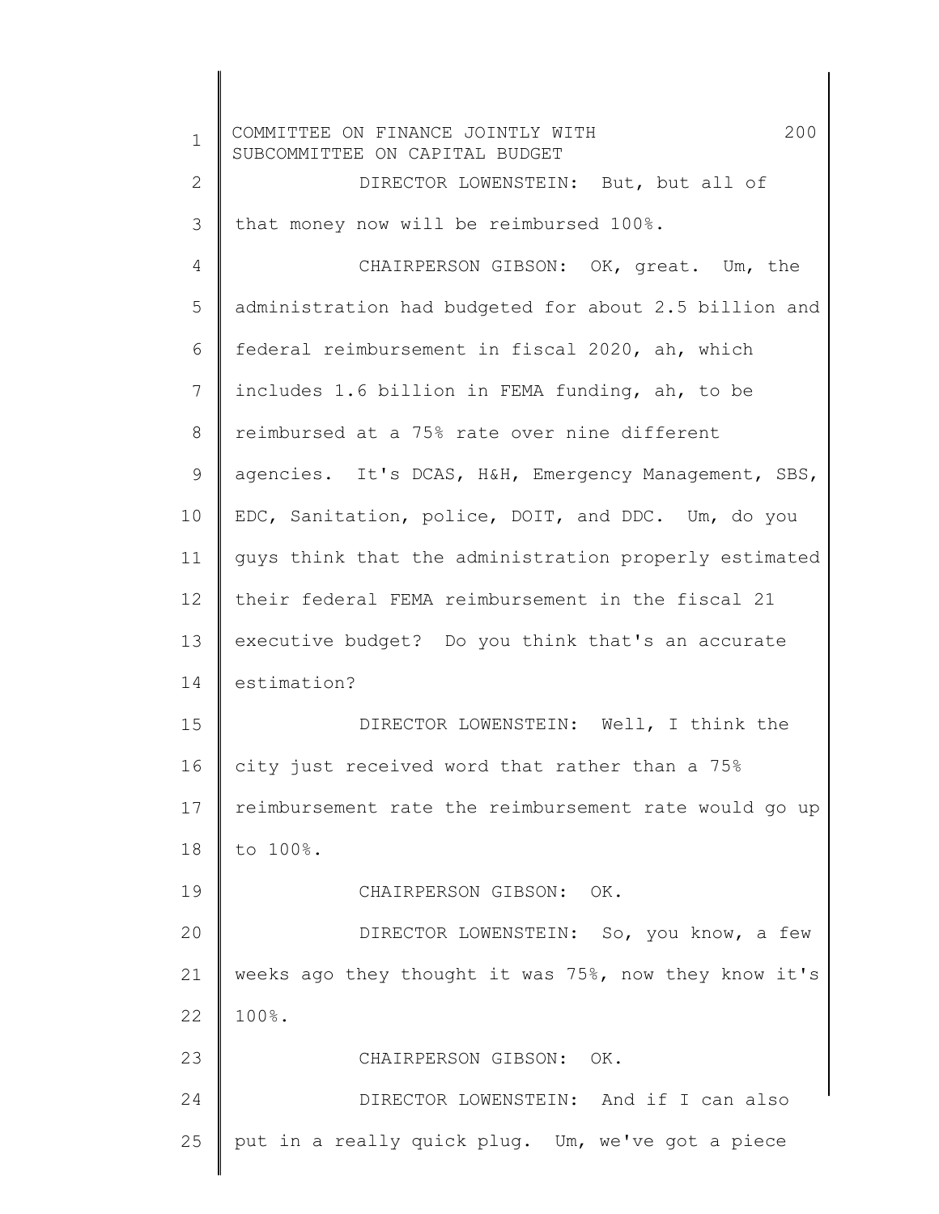DIRECTOR LOWENSTEIN: But, but all of that money now will be reimbursed 100%.

CHAIRPERSON GIBSON: OK, great. Um, the administration had budgeted for about 2.5 billion and federal reimbursement in fiscal 2020, ah, which includes 1.6 billion in FEMA funding, ah, to be reimbursed at a 75% rate over nine different agencies. It's DCAS, H&H, Emergency Management, SBS, EDC, Sanitation, police, DOIT, and DDC. Um, do you guys think that the administration properly estimated their federal FEMA reimbursement in the fiscal 21 executive budget? Do you think that's an accurate estimation?

DIRECTOR LOWENSTEIN: Well, I think the city just received word that rather than a 75% reimbursement rate the reimbursement rate would go up to 100%.

CHAIRPERSON GIBSON: OK.

DIRECTOR LOWENSTEIN: So, you know, a few weeks ago they thought it was 75%, now they know it's 100%.

CHAIRPERSON GIBSON: OK.

DIRECTOR LOWENSTEIN: And if I can also put in a really quick plug. Um, we've got a piece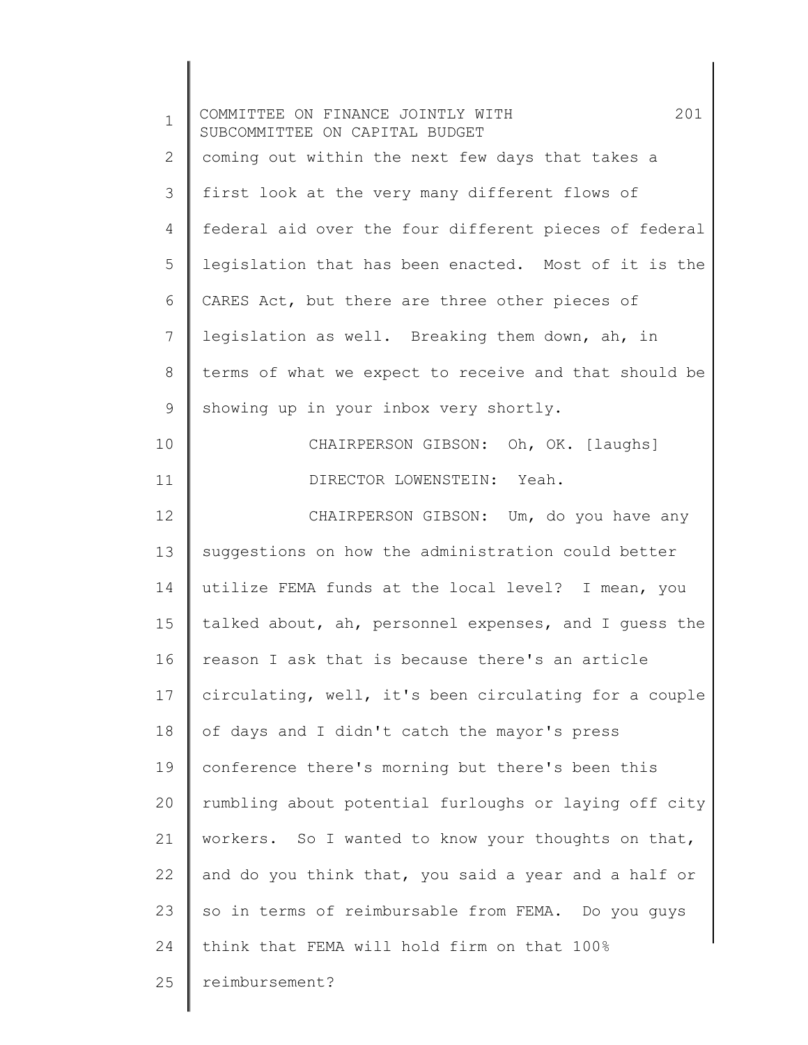coming out within the next few days that takes a first look at the very many different flows of federal aid over the four different pieces of federal legislation that has been enacted. Most of it is the CARES Act, but there are three other pieces of legislation as well. Breaking them down, ah, in terms of what we expect to receive and that should be showing up in your inbox very shortly.

CHAIRPERSON GIBSON: Oh, OK. [laughs]

DIRECTOR LOWENSTEIN: Yeah.

CHAIRPERSON GIBSON: Um, do you have any suggestions on how the administration could better utilize FEMA funds at the local level? I mean, you talked about, ah, personnel expenses, and I guess the reason I ask that is because there's an article circulating, well, it's been circulating for a couple of days and I didn't catch the mayor's press conference there's morning but there's been this rumbling about potential furloughs or laying off city workers. So I wanted to know your thoughts on that, and do you think that, you said a year and a half or so in terms of reimbursable from FEMA. Do you guys think that FEMA will hold firm on that 100% reimbursement?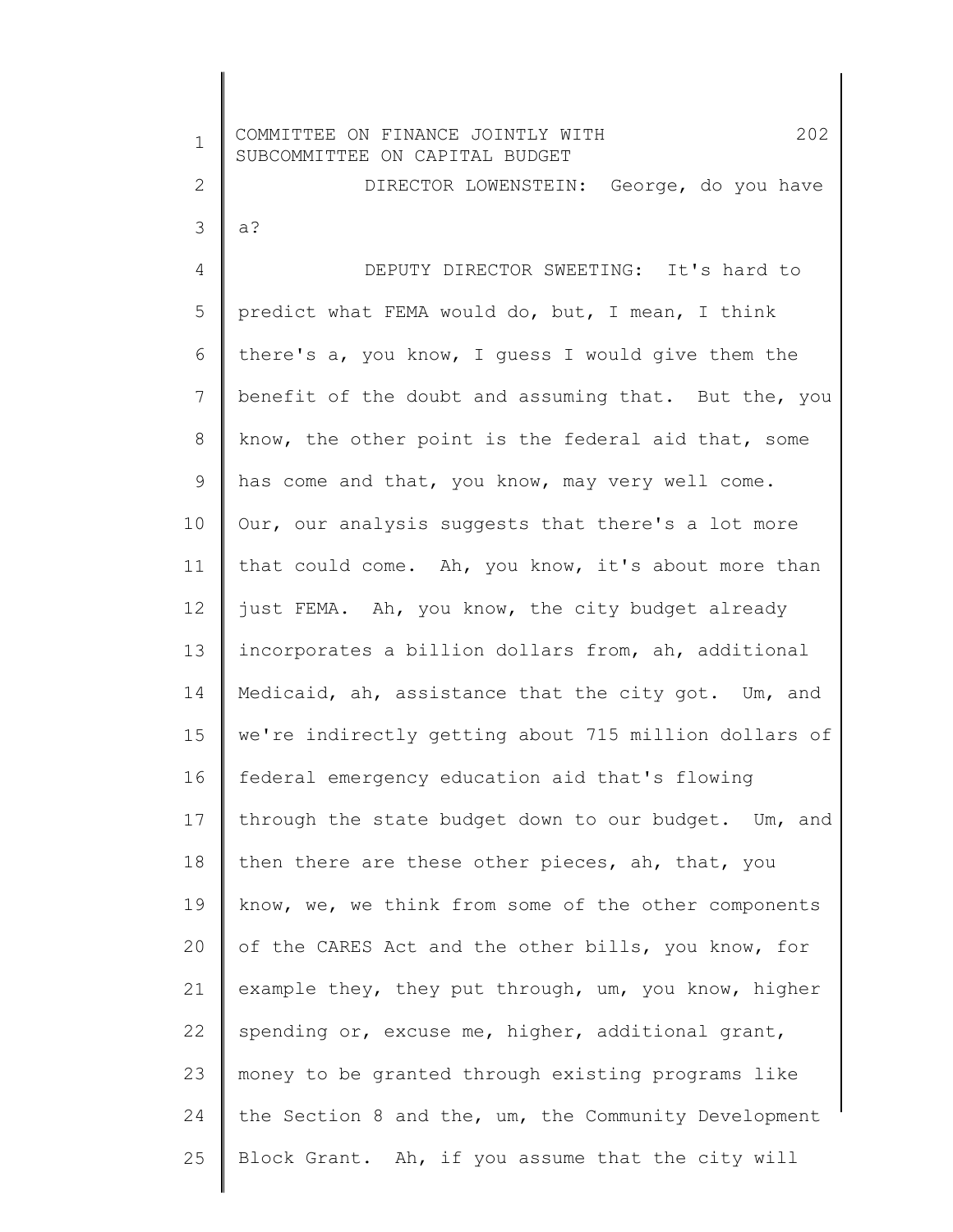DIRECTOR LOWENSTEIN: George, do you have a?

DEPUTY DIRECTOR SWEETING: It's hard to predict what FEMA would do, but, I mean, I think there's a, you know, I guess I would give them the benefit of the doubt and assuming that. But the, you know, the other point is the federal aid that, some has come and that, you know, may very well come. Our, our analysis suggests that there's a lot more that could come. Ah, you know, it's about more than just FEMA. Ah, you know, the city budget already incorporates a billion dollars from, ah, additional Medicaid, ah, assistance that the city got. Um, and we're indirectly getting about 715 million dollars of federal emergency education aid that's flowing through the state budget down to our budget. Um, and then there are these other pieces, ah, that, you know, we, we think from some of the other components of the CARES Act and the other bills, you know, for example they, they put through, um, you know, higher spending or, excuse me, higher, additional grant, money to be granted through existing programs like the Section 8 and the, um, the Community Development Block Grant. Ah, if you assume that the city will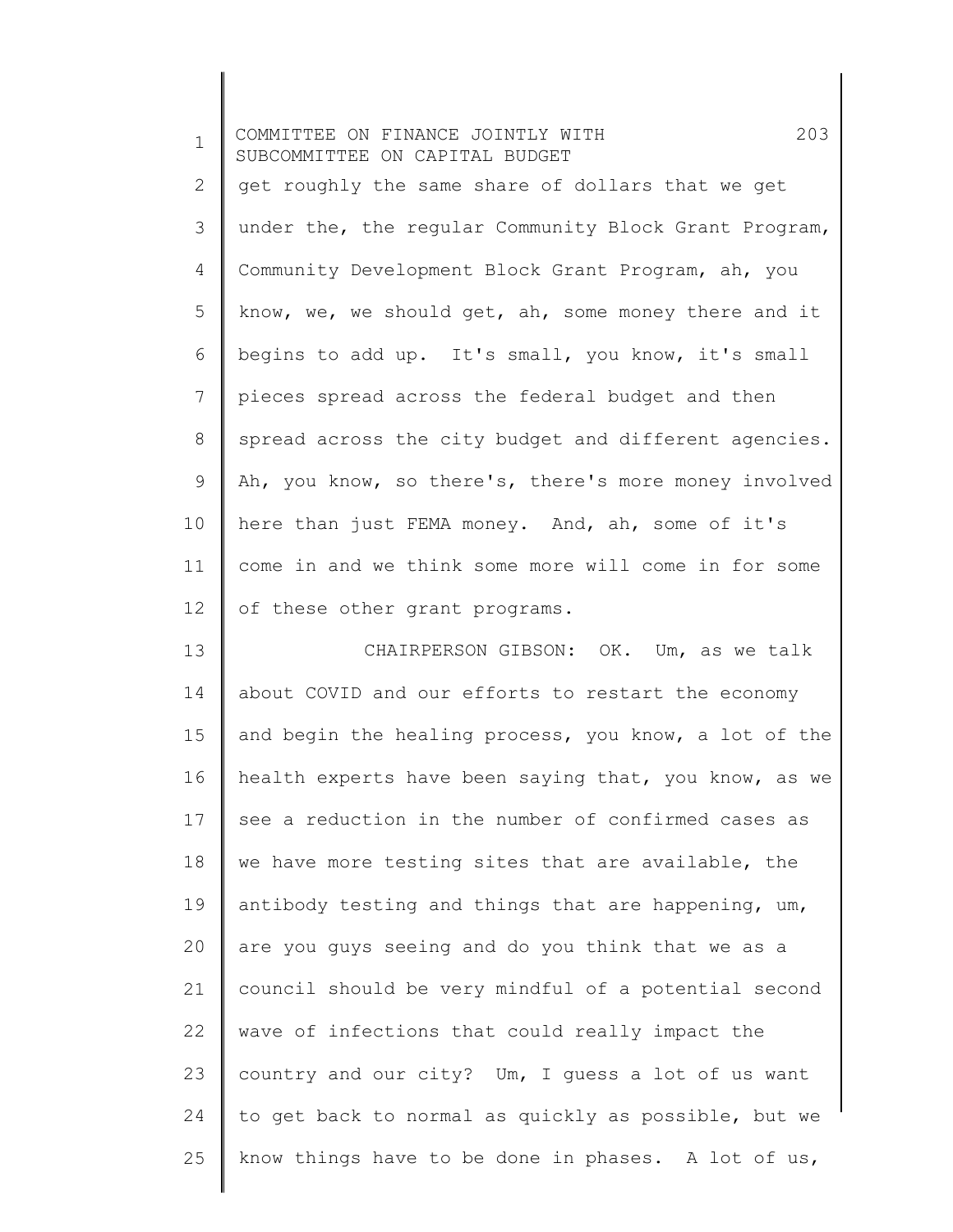get roughly the same share of dollars that we get under the, the regular Community Block Grant Program, Community Development Block Grant Program, ah, you know, we, we should get, ah, some money there and it begins to add up. It's small, you know, it's small pieces spread across the federal budget and then spread across the city budget and different agencies. Ah, you know, so there's, there's more money involved here than just FEMA money. And, ah, some of it's come in and we think some more will come in for some of these other grant programs.

CHAIRPERSON GIBSON: OK. Um, as we talk about COVID and our efforts to restart the economy and begin the healing process, you know, a lot of the health experts have been saying that, you know, as we see a reduction in the number of confirmed cases as we have more testing sites that are available, the antibody testing and things that are happening, um, are you guys seeing and do you think that we as a council should be very mindful of a potential second wave of infections that could really impact the country and our city? Um, I guess a lot of us want to get back to normal as quickly as possible, but we know things have to be done in phases. A lot of us,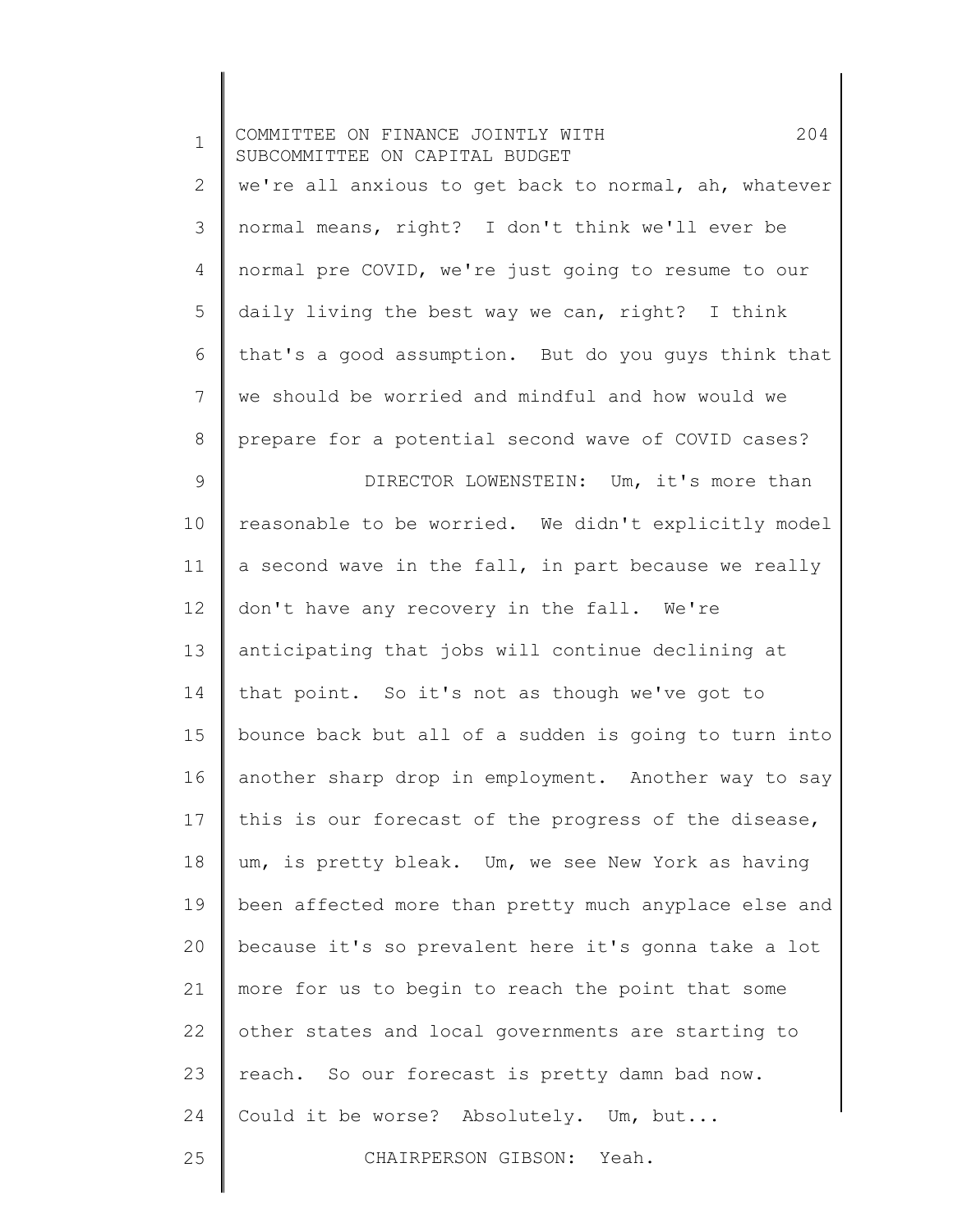we're all anxious to get back to normal, ah, whatever normal means, right? I don't think we'll ever be normal pre COVID, we're just going to resume to our daily living the best way we can, right? I think that's a good assumption. But do you guys think that we should be worried and mindful and how would we prepare for a potential second wave of COVID cases?

DIRECTOR LOWENSTEIN: Um, it's more than reasonable to be worried. We didn't explicitly model a second wave in the fall, in part because we really don't have any recovery in the fall. We're anticipating that jobs will continue declining at that point. So it's not as though we've got to bounce back but all of a sudden is going to turn into another sharp drop in employment. Another way to say this is our forecast of the progress of the disease, um, is pretty bleak. Um, we see New York as having been affected more than pretty much anyplace else and because it's so prevalent here it's gonna take a lot more for us to begin to reach the point that some other states and local governments are starting to reach. So our forecast is pretty damn bad now. Could it be worse? Absolutely. Um, but...

CHAIRPERSON GIBSON: Yeah.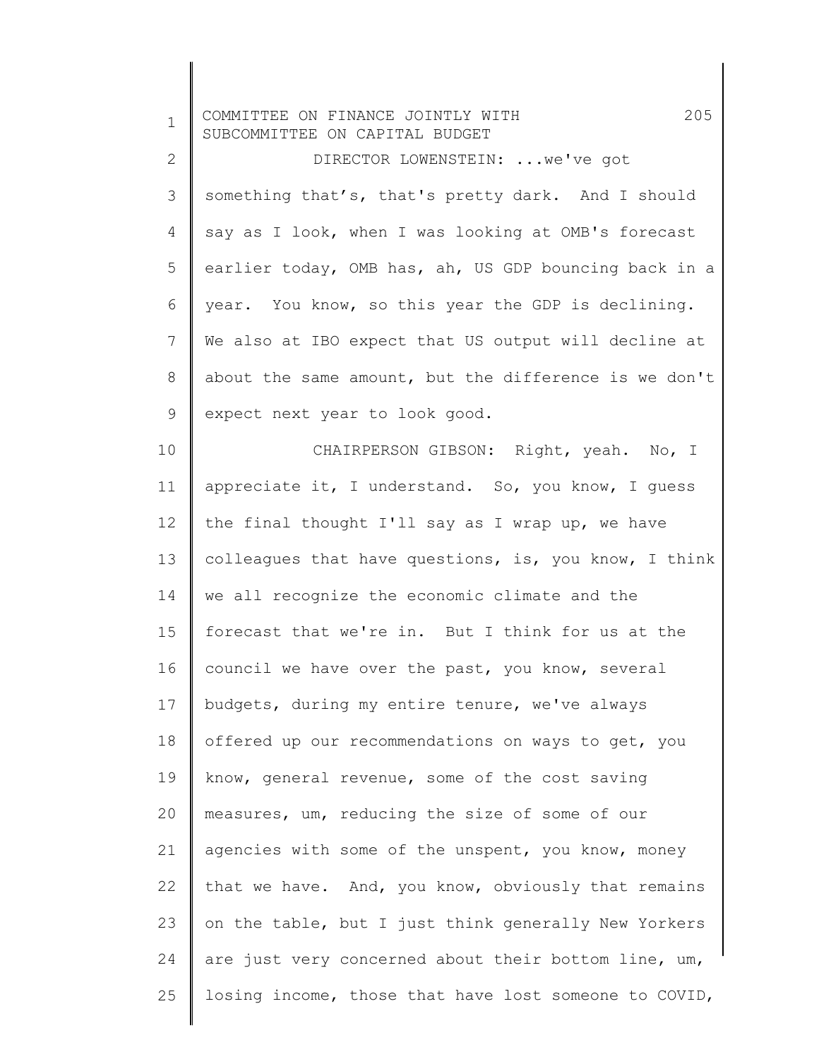DIRECTOR LOWENSTEIN: ...we've got something that's, that's pretty dark. And I should say as I look, when I was looking at OMB's forecast earlier today, OMB has, ah, US GDP bouncing back in a year. You know, so this year the GDP is declining. We also at IBO expect that US output will decline at about the same amount, but the difference is we don't expect next year to look good.

CHAIRPERSON GIBSON: Right, yeah. No, I appreciate it, I understand. So, you know, I guess the final thought I'll say as I wrap up, we have colleagues that have questions, is, you know, I think we all recognize the economic climate and the forecast that we're in. But I think for us at the council we have over the past, you know, several budgets, during my entire tenure, we've always offered up our recommendations on ways to get, you know, general revenue, some of the cost saving measures, um, reducing the size of some of our agencies with some of the unspent, you know, money that we have. And, you know, obviously that remains on the table, but I just think generally New Yorkers are just very concerned about their bottom line, um, losing income, those that have lost someone to COVID,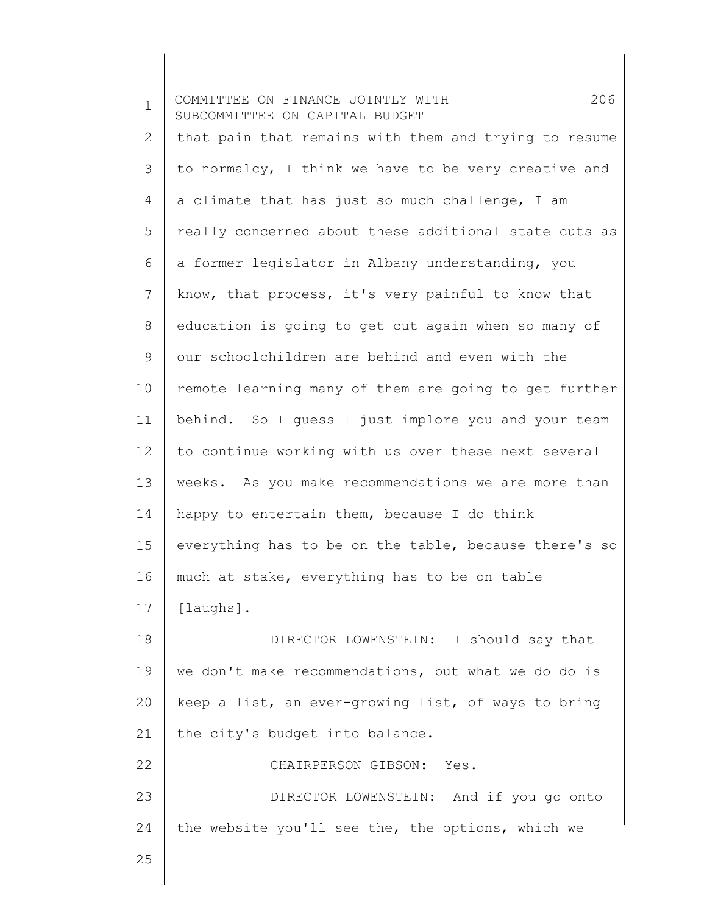that pain that remains with them and trying to resume to normalcy, I think we have to be very creative and a climate that has just so much challenge, I am really concerned about these additional state cuts as a former legislator in Albany understanding, you know, that process, it's very painful to know that education is going to get cut again when so many of our schoolchildren are behind and even with the remote learning many of them are going to get further behind. So I guess I just implore you and your team to continue working with us over these next several weeks. As you make recommendations we are more than happy to entertain them, because I do think everything has to be on the table, because there's so much at stake, everything has to be on table [laughs].

DIRECTOR LOWENSTEIN: I should say that we don't make recommendations, but what we do do is keep a list, an ever-growing list, of ways to bring the city's budget into balance.

CHAIRPERSON GIBSON: Yes.

DIRECTOR LOWENSTEIN: And if you go onto the website you'll see the, the options, which we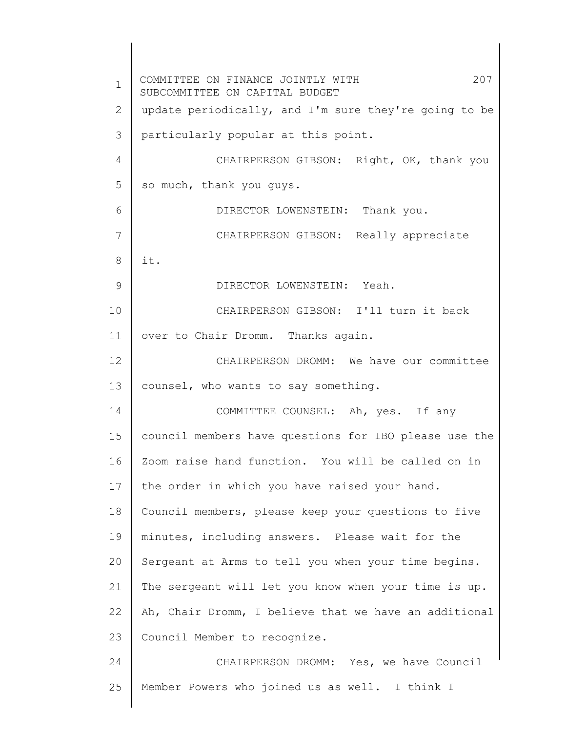update periodically, and I'm sure they're going to be particularly popular at this point.

CHAIRPERSON GIBSON: Right, OK, thank you so much, thank you guys.

DIRECTOR LOWENSTEIN: Thank you.

CHAIRPERSON GIBSON: Really appreciate it.

DIRECTOR LOWENSTEIN: Yeah.

CHAIRPERSON GIBSON: I'll turn it back over to Chair Dromm. Thanks again.

CHAIRPERSON DROMM: We have our committee counsel, who wants to say something.

COMMITTEE COUNSEL: Ah, yes. If any council members have questions for IBO please use the Zoom raise hand function. You will be called on in the order in which you have raised your hand. Council members, please keep your questions to five minutes, including answers. Please wait for the Sergeant at Arms to tell you when your time begins. The sergeant will let you know when your time is up. Ah, Chair Dromm, I believe that we have an additional Council Member to recognize.

CHAIRPERSON DROMM: Yes, we have Council Member Powers who joined us as well. I think I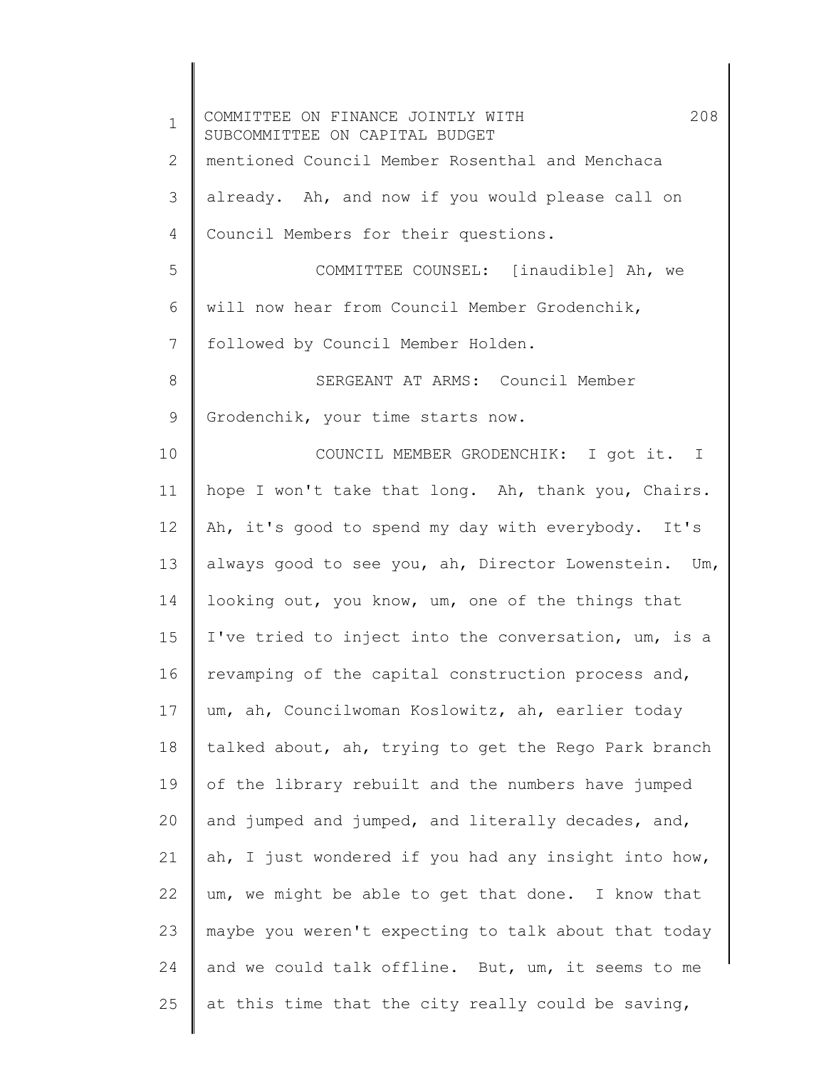mentioned Council Member Rosenthal and Menchaca already. Ah, and now if you would please call on Council Members for their questions.

COMMITTEE COUNSEL: [inaudible] Ah, we will now hear from Council Member Grodenchik, followed by Council Member Holden.

SERGEANT AT ARMS: Council Member Grodenchik, your time starts now.

COUNCIL MEMBER GRODENCHIK: I got it. I hope I won't take that long. Ah, thank you, Chairs. Ah, it's good to spend my day with everybody. It's always good to see you, ah, Director Lowenstein. Um, looking out, you know, um, one of the things that I've tried to inject into the conversation, um, is a revamping of the capital construction process and, um, ah, Councilwoman Koslowitz, ah, earlier today talked about, ah, trying to get the Rego Park branch of the library rebuilt and the numbers have jumped and jumped and jumped, and literally decades, and, ah, I just wondered if you had any insight into how, um, we might be able to get that done. I know that maybe you weren't expecting to talk about that today and we could talk offline. But, um, it seems to me at this time that the city really could be saving,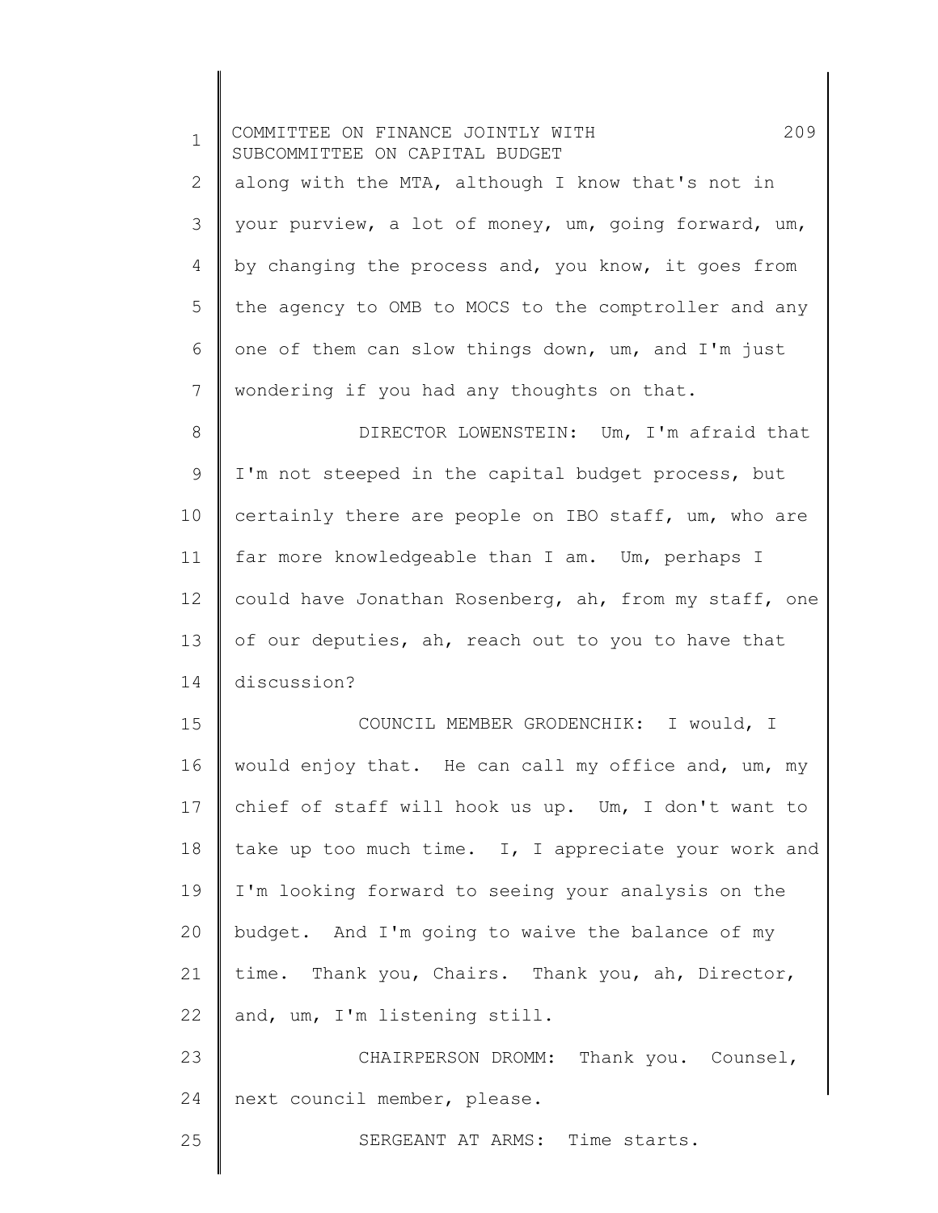along with the MTA, although I know that's not in your purview, a lot of money, um, going forward, um, by changing the process and, you know, it goes from the agency to OMB to MOCS to the comptroller and any one of them can slow things down, um, and I'm just wondering if you had any thoughts on that.

DIRECTOR LOWENSTEIN: Um, I'm afraid that I'm not steeped in the capital budget process, but certainly there are people on IBO staff, um, who are far more knowledgeable than I am. Um, perhaps I could have Jonathan Rosenberg, ah, from my staff, one of our deputies, ah, reach out to you to have that discussion?

COUNCIL MEMBER GRODENCHIK: I would, I would enjoy that. He can call my office and, um, my chief of staff will hook us up. Um, I don't want to take up too much time. I, I appreciate your work and I'm looking forward to seeing your analysis on the budget. And I'm going to waive the balance of my time. Thank you, Chairs. Thank you, ah, Director, and, um, I'm listening still.

CHAIRPERSON DROMM: Thank you. Counsel, next council member, please.

SERGEANT AT ARMS: Time starts.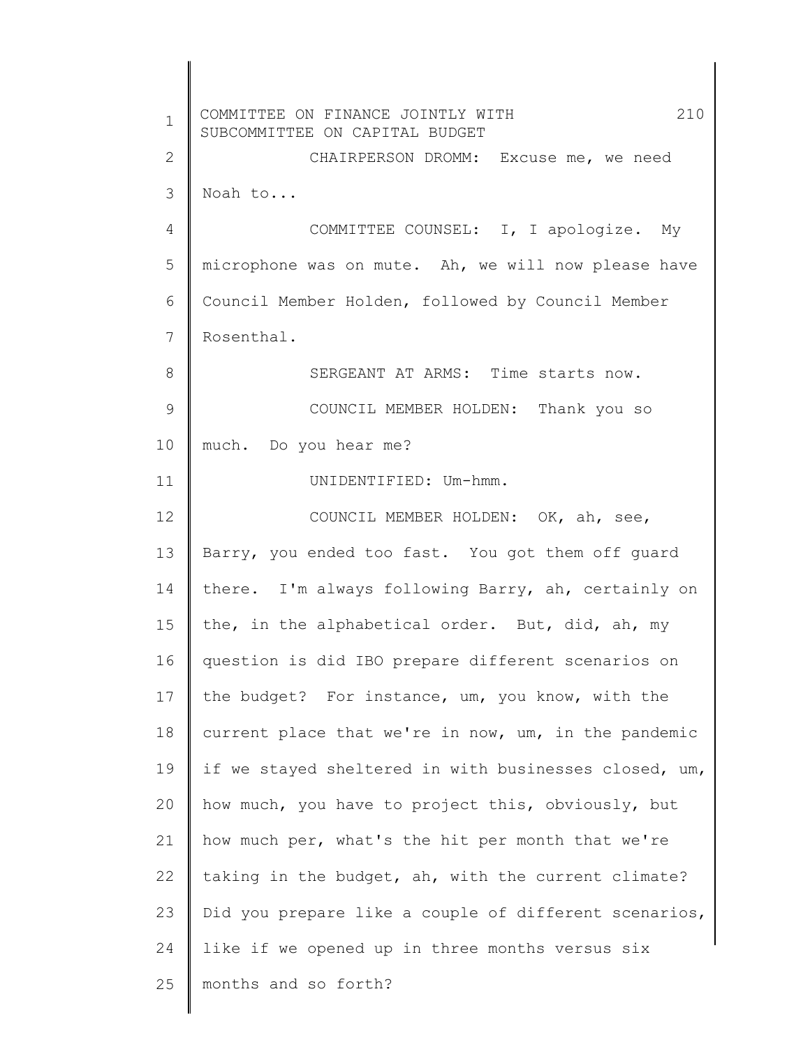CHAIRPERSON DROMM: Excuse me, we need Noah to...

COMMITTEE COUNSEL: I, I apologize. My microphone was on mute. Ah, we will now please have Council Member Holden, followed by Council Member Rosenthal.

SERGEANT AT ARMS: Time starts now.

COUNCIL MEMBER HOLDEN: Thank you so much. Do you hear me?

UNIDENTIFIED: Um-hmm.

COUNCIL MEMBER HOLDEN: OK, ah, see, Barry, you ended too fast. You got them off guard there. I'm always following Barry, ah, certainly on the, in the alphabetical order. But, did, ah, my question is did IBO prepare different scenarios on the budget? For instance, um, you know, with the current place that we're in now, um, in the pandemic if we stayed sheltered in with businesses closed, um, how much, you have to project this, obviously, but how much per, what's the hit per month that we're taking in the budget, ah, with the current climate? Did you prepare like a couple of different scenarios, like if we opened up in three months versus six months and so forth?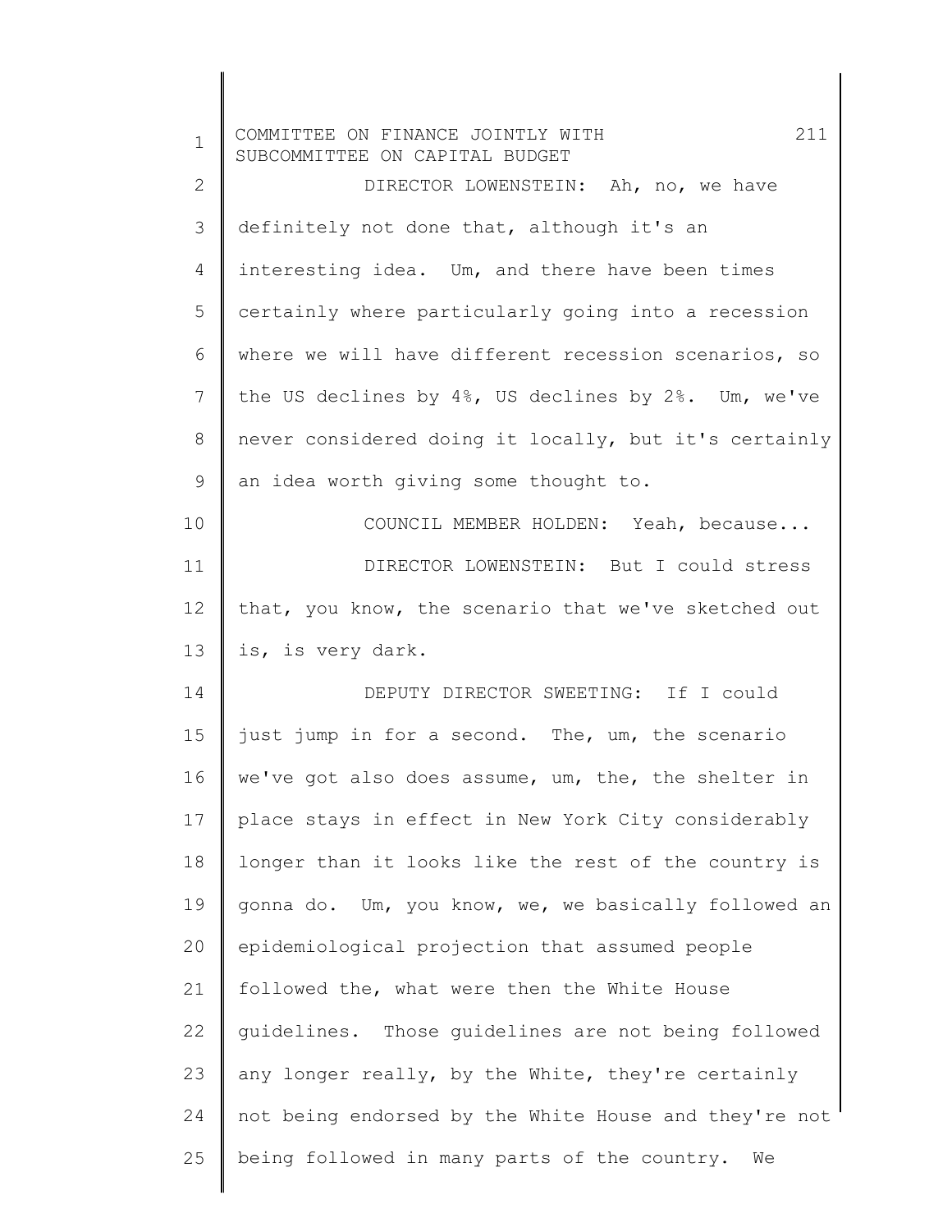DIRECTOR LOWENSTEIN: Ah, no, we have definitely not done that, although it's an interesting idea. Um, and there have been times certainly where particularly going into a recession where we will have different recession scenarios, so the US declines by 4%, US declines by 2%. Um, we've never considered doing it locally, but it's certainly an idea worth giving some thought to.

COUNCIL MEMBER HOLDEN: Yeah, because...

DIRECTOR LOWENSTEIN: But I could stress that, you know, the scenario that we've sketched out is, is very dark.

DEPUTY DIRECTOR SWEETING: If I could just jump in for a second. The, um, the scenario we've got also does assume, um, the, the shelter in place stays in effect in New York City considerably longer than it looks like the rest of the country is gonna do. Um, you know, we, we basically followed an epidemiological projection that assumed people followed the, what were then the White House guidelines. Those guidelines are not being followed any longer really, by the White, they're certainly not being endorsed by the White House and they're not being followed in many parts of the country. We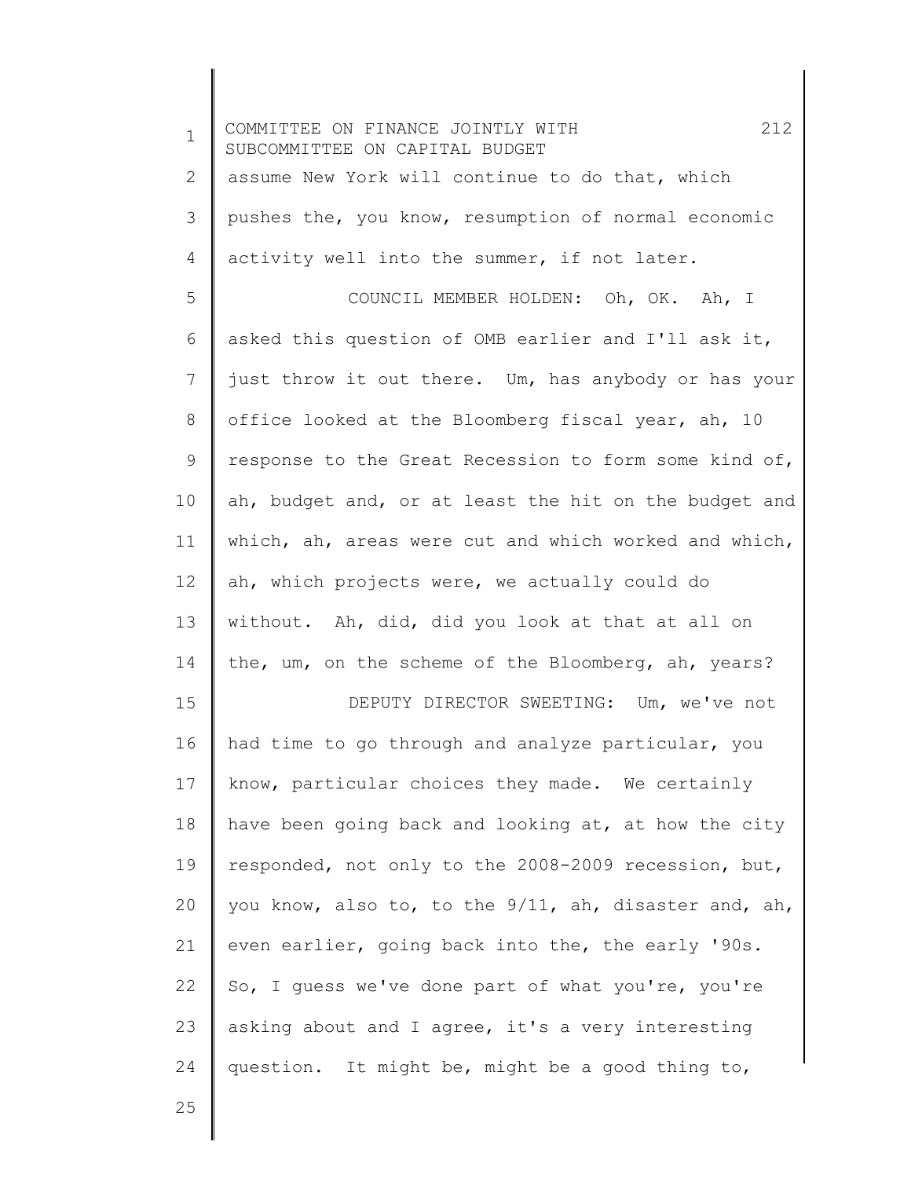assume New York will continue to do that, which pushes the, you know, resumption of normal economic activity well into the summer, if not later.

COUNCIL MEMBER HOLDEN: Oh, OK. Ah, I asked this question of OMB earlier and I'll ask it, just throw it out there. Um, has anybody or has your office looked at the Bloomberg fiscal year, ah, 10 response to the Great Recession to form some kind of, ah, budget and, or at least the hit on the budget and which, ah, areas were cut and which worked and which, ah, which projects were, we actually could do without. Ah, did, did you look at that at all on the, um, on the scheme of the Bloomberg, ah, years?

DEPUTY DIRECTOR SWEETING: Um, we've not had time to go through and analyze particular, you know, particular choices they made. We certainly have been going back and looking at, at how the city responded, not only to the 2008-2009 recession, but, you know, also to, to the 9/11, ah, disaster and, ah, even earlier, going back into the, the early '90s. So, I guess we've done part of what you're, you're asking about and I agree, it's a very interesting question. It might be, might be a good thing to,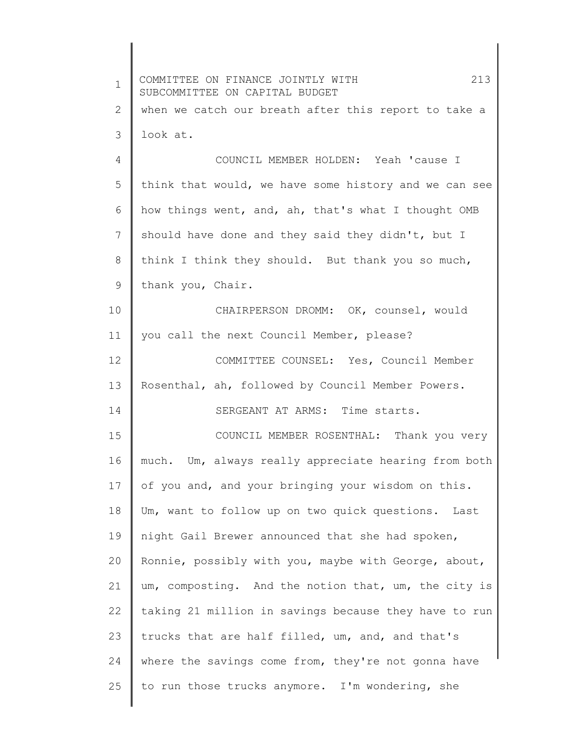when we catch our breath after this report to take a look at.

COUNCIL MEMBER HOLDEN: Yeah 'cause I think that would, we have some history and we can see how things went, and, ah, that's what I thought OMB should have done and they said they didn't, but I think I think they should. But thank you so much, thank you, Chair.

CHAIRPERSON DROMM: OK, counsel, would you call the next Council Member, please?

COMMITTEE COUNSEL: Yes, Council Member Rosenthal, ah, followed by Council Member Powers.

SERGEANT AT ARMS: Time starts.

COUNCIL MEMBER ROSENTHAL: Thank you very much. Um, always really appreciate hearing from both of you and, and your bringing your wisdom on this. Um, want to follow up on two quick questions. Last night Gail Brewer announced that she had spoken, Ronnie, possibly with you, maybe with George, about, um, composting. And the notion that, um, the city is taking 21 million in savings because they have to run trucks that are half filled, um, and, and that's where the savings come from, they're not gonna have to run those trucks anymore. I'm wondering, she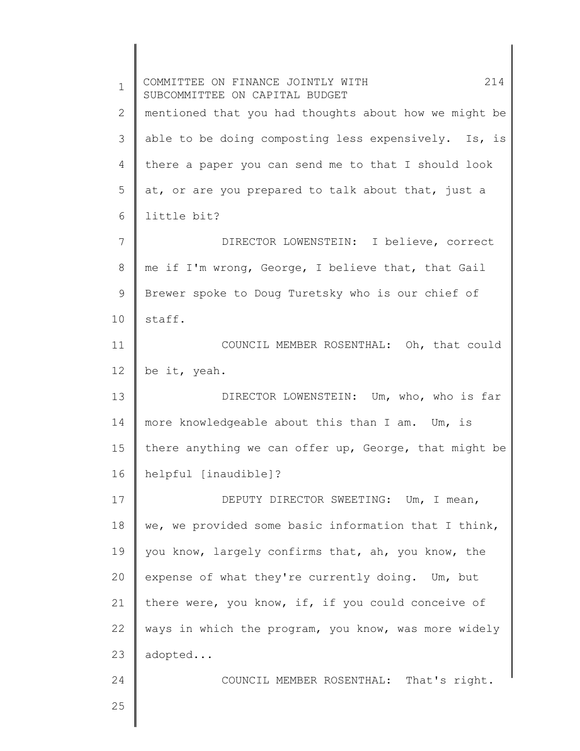mentioned that you had thoughts about how we might be able to be doing composting less expensively. Is, is there a paper you can send me to that I should look at, or are you prepared to talk about that, just a little bit?

DIRECTOR LOWENSTEIN: I believe, correct me if I'm wrong, George, I believe that, that Gail Brewer spoke to Doug Turetsky who is our chief of staff.

COUNCIL MEMBER ROSENTHAL: Oh, that could be it, yeah.

DIRECTOR LOWENSTEIN: Um, who, who is far more knowledgeable about this than I am. Um, is there anything we can offer up, George, that might be helpful [inaudible]?

DEPUTY DIRECTOR SWEETING: Um, I mean, we, we provided some basic information that I think, you know, largely confirms that, ah, you know, the expense of what they're currently doing. Um, but there were, you know, if, if you could conceive of ways in which the program, you know, was more widely adopted...

COUNCIL MEMBER ROSENTHAL: That's right.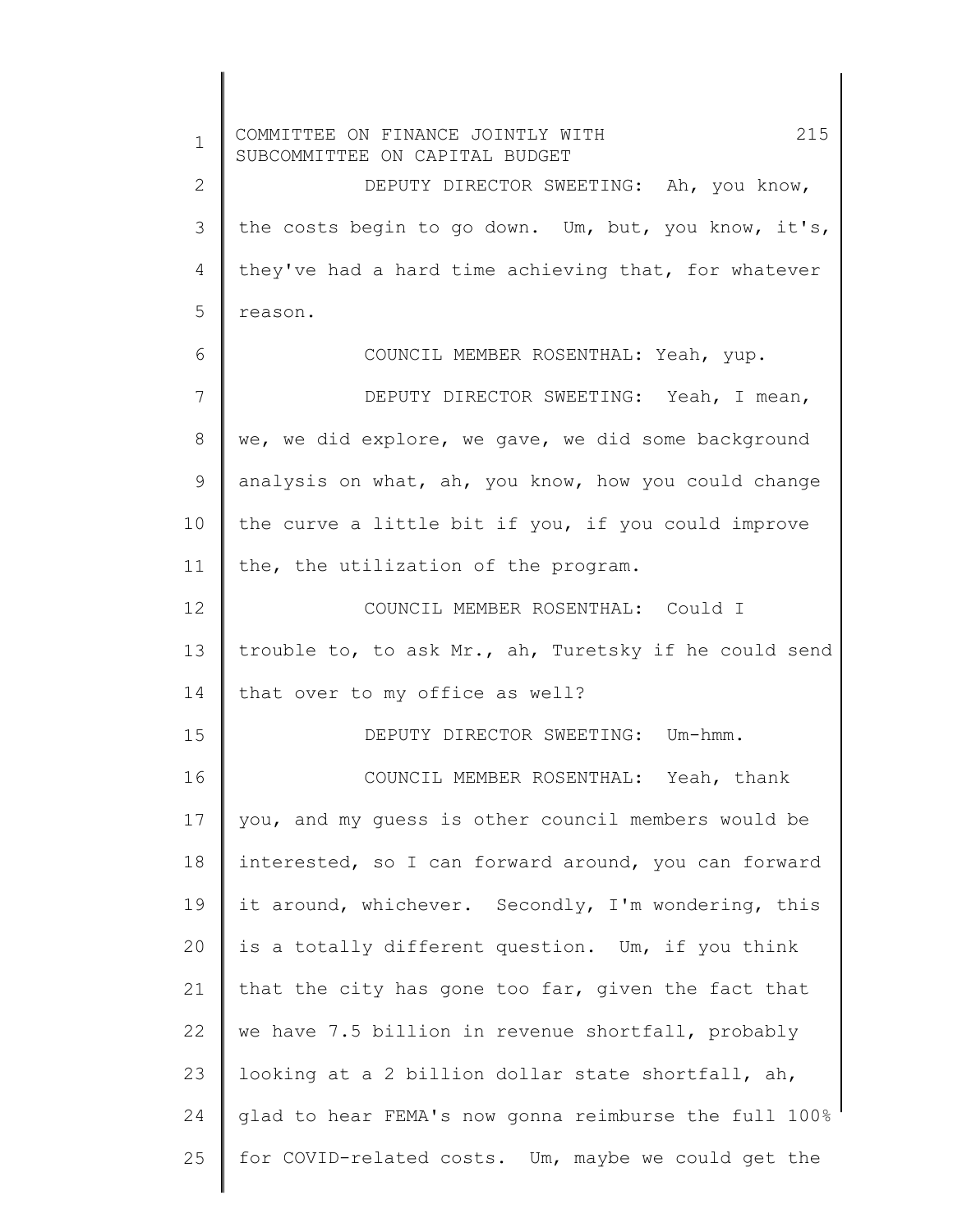DEPUTY DIRECTOR SWEETING: Ah, you know, the costs begin to go down. Um, but, you know, it's, they've had a hard time achieving that, for whatever reason.

COUNCIL MEMBER ROSENTHAL: Yeah, yup.

DEPUTY DIRECTOR SWEETING: Yeah, I mean, we, we did explore, we gave, we did some background analysis on what, ah, you know, how you could change the curve a little bit if you, if you could improve the, the utilization of the program.

COUNCIL MEMBER ROSENTHAL: Could I trouble to, to ask Mr., ah, Turetsky if he could send that over to my office as well?

DEPUTY DIRECTOR SWEETING: Um-hmm.

COUNCIL MEMBER ROSENTHAL: Yeah, thank you, and my guess is other council members would be interested, so I can forward around, you can forward it around, whichever. Secondly, I'm wondering, this is a totally different question. Um, if you think that the city has gone too far, given the fact that we have 7.5 billion in revenue shortfall, probably looking at a 2 billion dollar state shortfall, ah, glad to hear FEMA's now gonna reimburse the full 100% for COVID-related costs. Um, maybe we could get the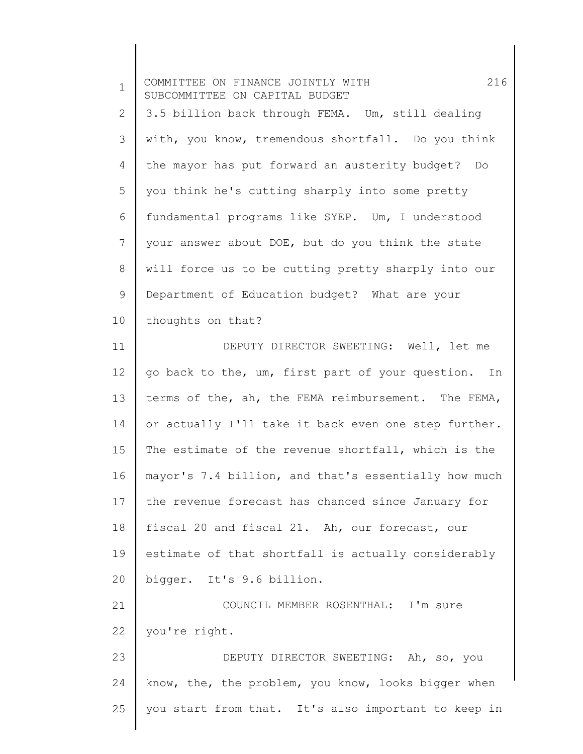3.5 billion back through FEMA. Um, still dealing with, you know, tremendous shortfall. Do you think the mayor has put forward an austerity budget? Do you think he's cutting sharply into some pretty fundamental programs like SYEP. Um, I understood your answer about DOE, but do you think the state will force us to be cutting pretty sharply into our Department of Education budget? What are your thoughts on that?

DEPUTY DIRECTOR SWEETING: Well, let me go back to the, um, first part of your question. In terms of the, ah, the FEMA reimbursement. The FEMA, or actually I'll take it back even one step further. The estimate of the revenue shortfall, which is the mayor's 7.4 billion, and that's essentially how much the revenue forecast has chanced since January for fiscal 20 and fiscal 21. Ah, our forecast, our estimate of that shortfall is actually considerably bigger. It's 9.6 billion.

COUNCIL MEMBER ROSENTHAL: I'm sure you're right.

DEPUTY DIRECTOR SWEETING: Ah, so, you know, the, the problem, you know, looks bigger when you start from that. It's also important to keep in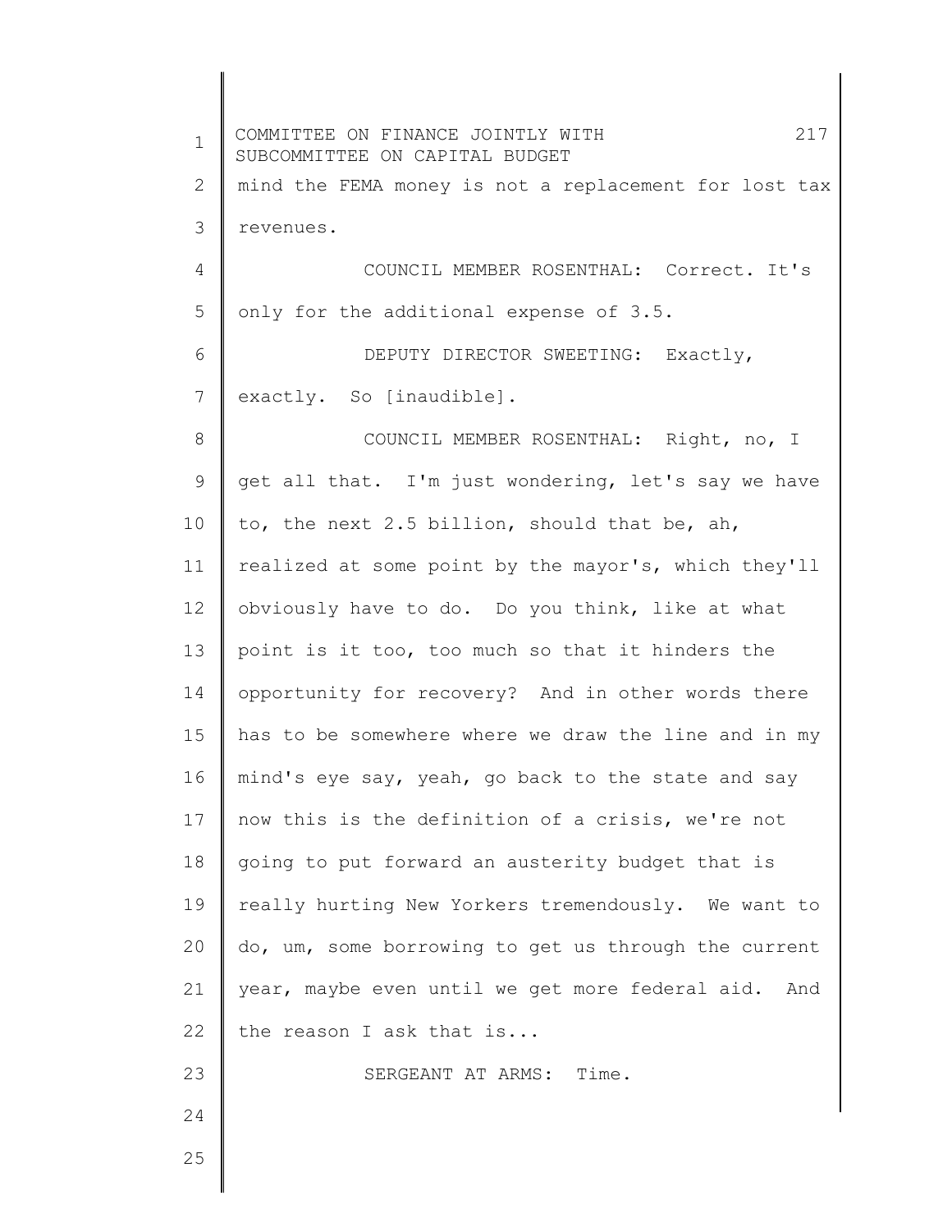mind the FEMA money is not a replacement for lost tax revenues.

COUNCIL MEMBER ROSENTHAL: Correct. It's only for the additional expense of 3.5.

DEPUTY DIRECTOR SWEETING: Exactly, exactly. So [inaudible].

COUNCIL MEMBER ROSENTHAL: Right, no, I get all that. I'm just wondering, let's say we have to, the next 2.5 billion, should that be, ah, realized at some point by the mayor's, which they'll obviously have to do. Do you think, like at what point is it too, too much so that it hinders the opportunity for recovery? And in other words there has to be somewhere where we draw the line and in my mind's eye say, yeah, go back to the state and say now this is the definition of a crisis, we're not going to put forward an austerity budget that is really hurting New Yorkers tremendously. We want to do, um, some borrowing to get us through the current year, maybe even until we get more federal aid. And the reason I ask that is...

SERGEANT AT ARMS: Time.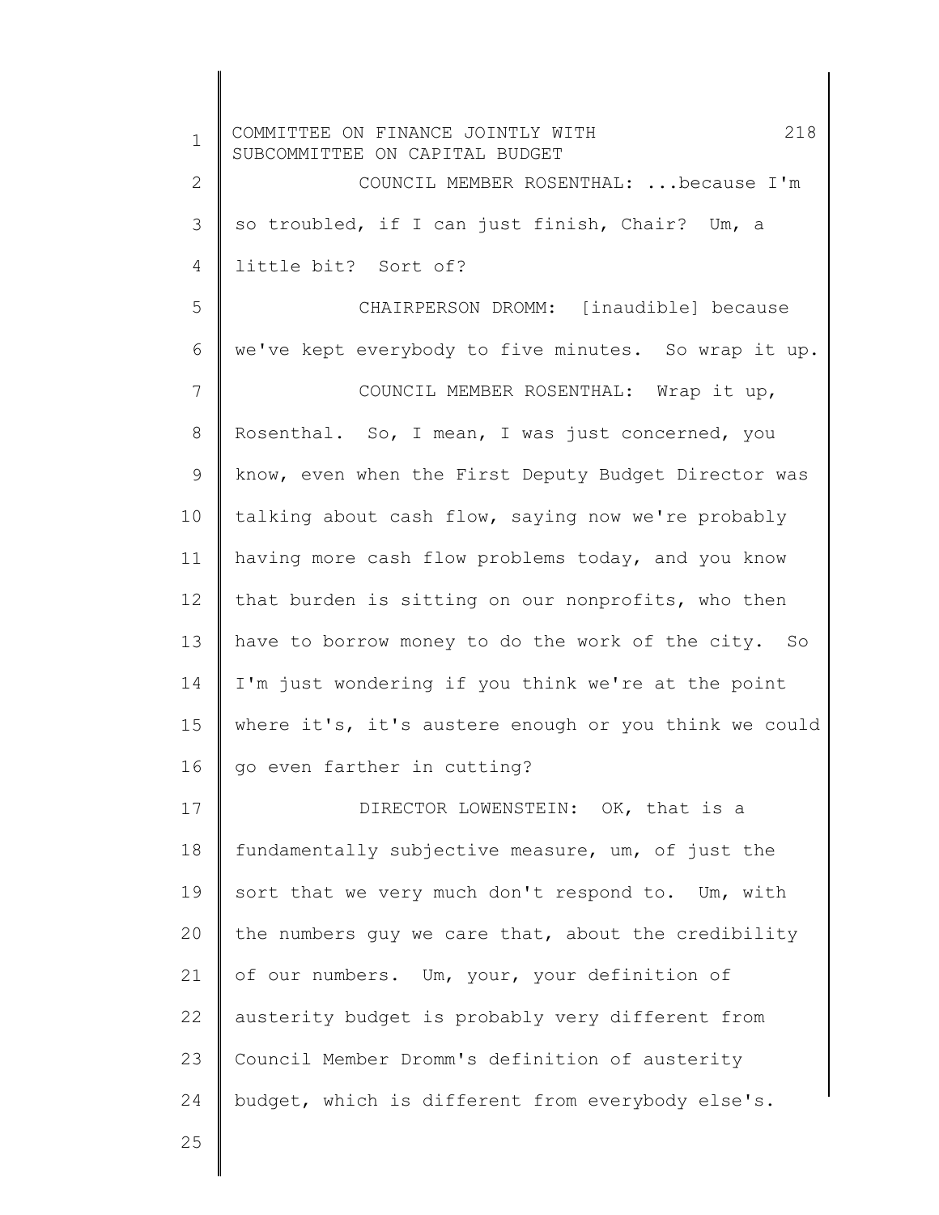COUNCIL MEMBER ROSENTHAL: ...because I'm so troubled, if I can just finish, Chair? Um, a little bit? Sort of?

CHAIRPERSON DROMM: [inaudible] because we've kept everybody to five minutes. So wrap it up.

COUNCIL MEMBER ROSENTHAL: Wrap it up, Rosenthal. So, I mean, I was just concerned, you know, even when the First Deputy Budget Director was talking about cash flow, saying now we're probably having more cash flow problems today, and you know that burden is sitting on our nonprofits, who then have to borrow money to do the work of the city. So I'm just wondering if you think we're at the point where it's, it's austere enough or you think we could go even farther in cutting?

DIRECTOR LOWENSTEIN: OK, that is a fundamentally subjective measure, um, of just the sort that we very much don't respond to. Um, with the numbers guy we care that, about the credibility of our numbers. Um, your, your definition of austerity budget is probably very different from Council Member Dromm's definition of austerity budget, which is different from everybody else's.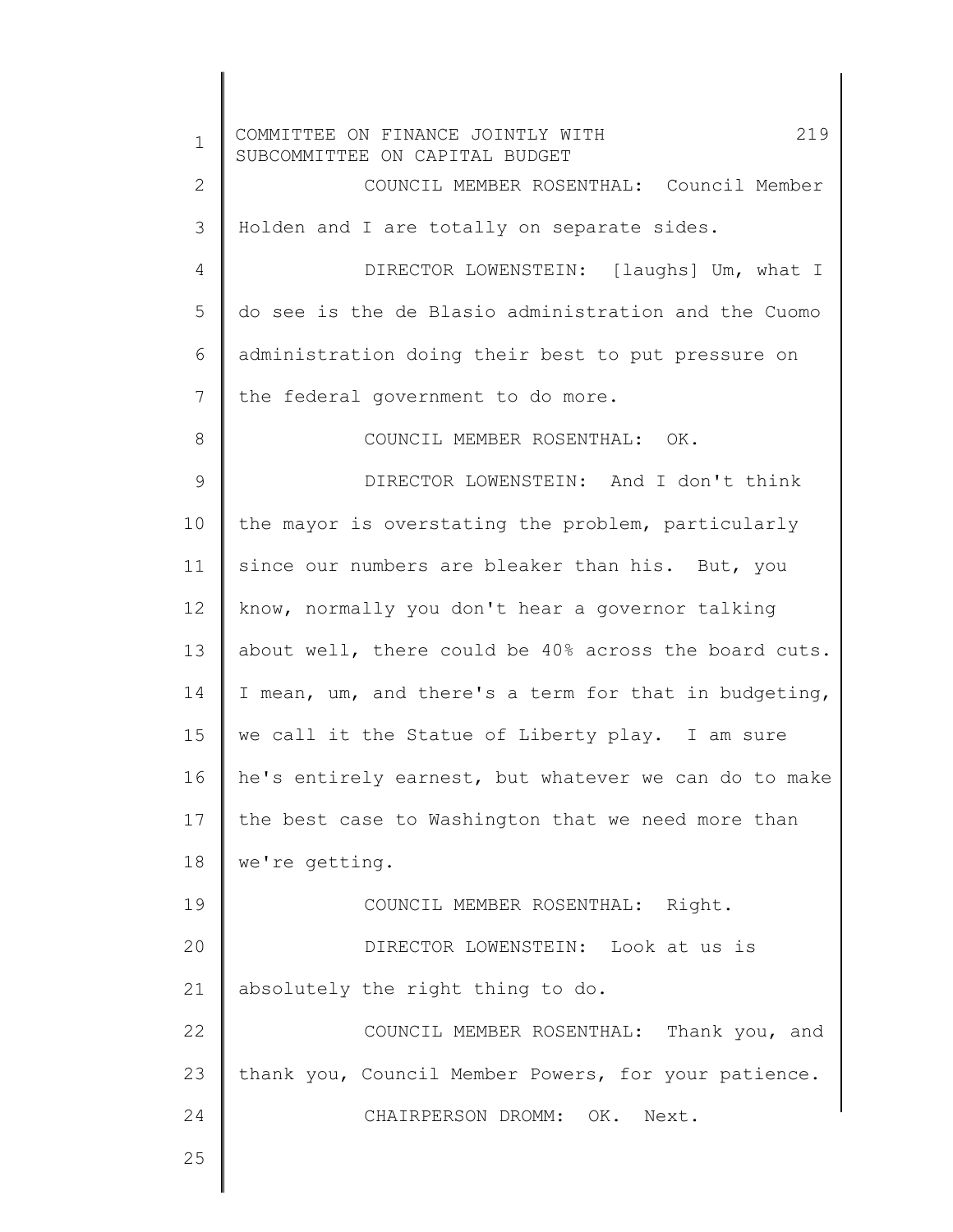COUNCIL MEMBER ROSENTHAL: Council Member Holden and I are totally on separate sides.

DIRECTOR LOWENSTEIN: [laughs] Um, what I do see is the de Blasio administration and the Cuomo administration doing their best to put pressure on the federal government to do more.

COUNCIL MEMBER ROSENTHAL: OK.

DIRECTOR LOWENSTEIN: And I don't think the mayor is overstating the problem, particularly since our numbers are bleaker than his. But, you know, normally you don't hear a governor talking about well, there could be 40% across the board cuts. I mean, um, and there's a term for that in budgeting, we call it the Statue of Liberty play. I am sure he's entirely earnest, but whatever we can do to make the best case to Washington that we need more than we're getting.

COUNCIL MEMBER ROSENTHAL: Right.

DIRECTOR LOWENSTEIN: Look at us is absolutely the right thing to do.

COUNCIL MEMBER ROSENTHAL: Thank you, and thank you, Council Member Powers, for your patience.

CHAIRPERSON DROMM: OK. Next.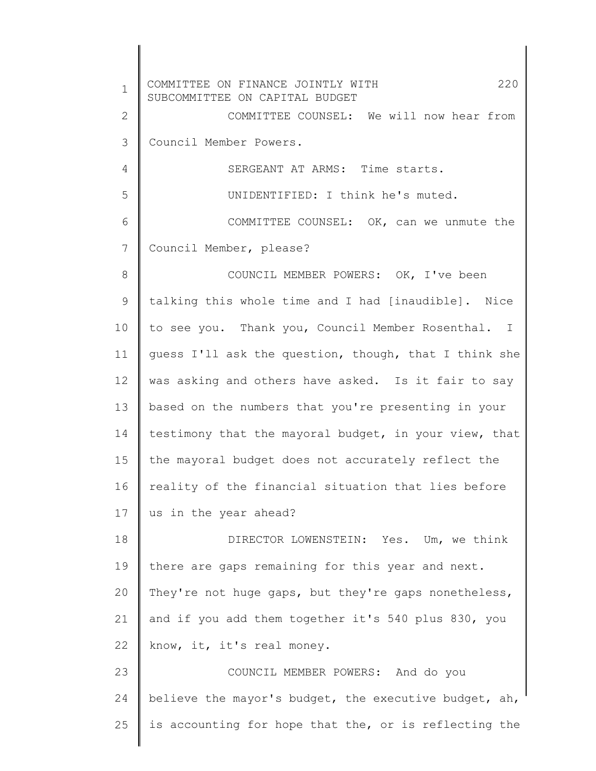COMMITTEE COUNSEL: We will now hear from Council Member Powers.

SERGEANT AT ARMS: Time starts.

UNIDENTIFIED: I think he's muted.

COMMITTEE COUNSEL: OK, can we unmute the Council Member, please?

COUNCIL MEMBER POWERS: OK, I've been talking this whole time and I had [inaudible]. Nice to see you. Thank you, Council Member Rosenthal. I guess I'll ask the question, though, that I think she was asking and others have asked. Is it fair to say based on the numbers that you're presenting in your testimony that the mayoral budget, in your view, that the mayoral budget does not accurately reflect the reality of the financial situation that lies before us in the year ahead?

DIRECTOR LOWENSTEIN: Yes. Um, we think there are gaps remaining for this year and next. They're not huge gaps, but they're gaps nonetheless, and if you add them together it's 540 plus 830, you know, it, it's real money.

COUNCIL MEMBER POWERS: And do you believe the mayor's budget, the executive budget, ah, is accounting for hope that the, or is reflecting the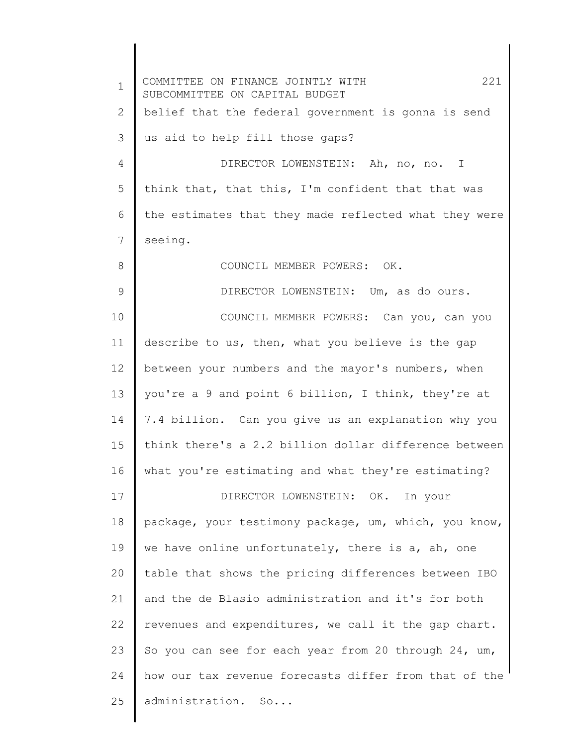belief that the federal government is gonna is send us aid to help fill those gaps?

DIRECTOR LOWENSTEIN: Ah, no, no. I think that, that this, I'm confident that that was the estimates that they made reflected what they were seeing.

COUNCIL MEMBER POWERS: OK.

DIRECTOR LOWENSTEIN: Um, as do ours.

COUNCIL MEMBER POWERS: Can you, can you describe to us, then, what you believe is the gap between your numbers and the mayor's numbers, when you're a 9 and point 6 billion, I think, they're at 7.4 billion. Can you give us an explanation why you think there's a 2.2 billion dollar difference between what you're estimating and what they're estimating?

DIRECTOR LOWENSTEIN: OK. In your package, your testimony package, um, which, you know, we have online unfortunately, there is a, ah, one table that shows the pricing differences between IBO and the de Blasio administration and it's for both revenues and expenditures, we call it the gap chart. So you can see for each year from 20 through 24, um, how our tax revenue forecasts differ from that of the administration. So...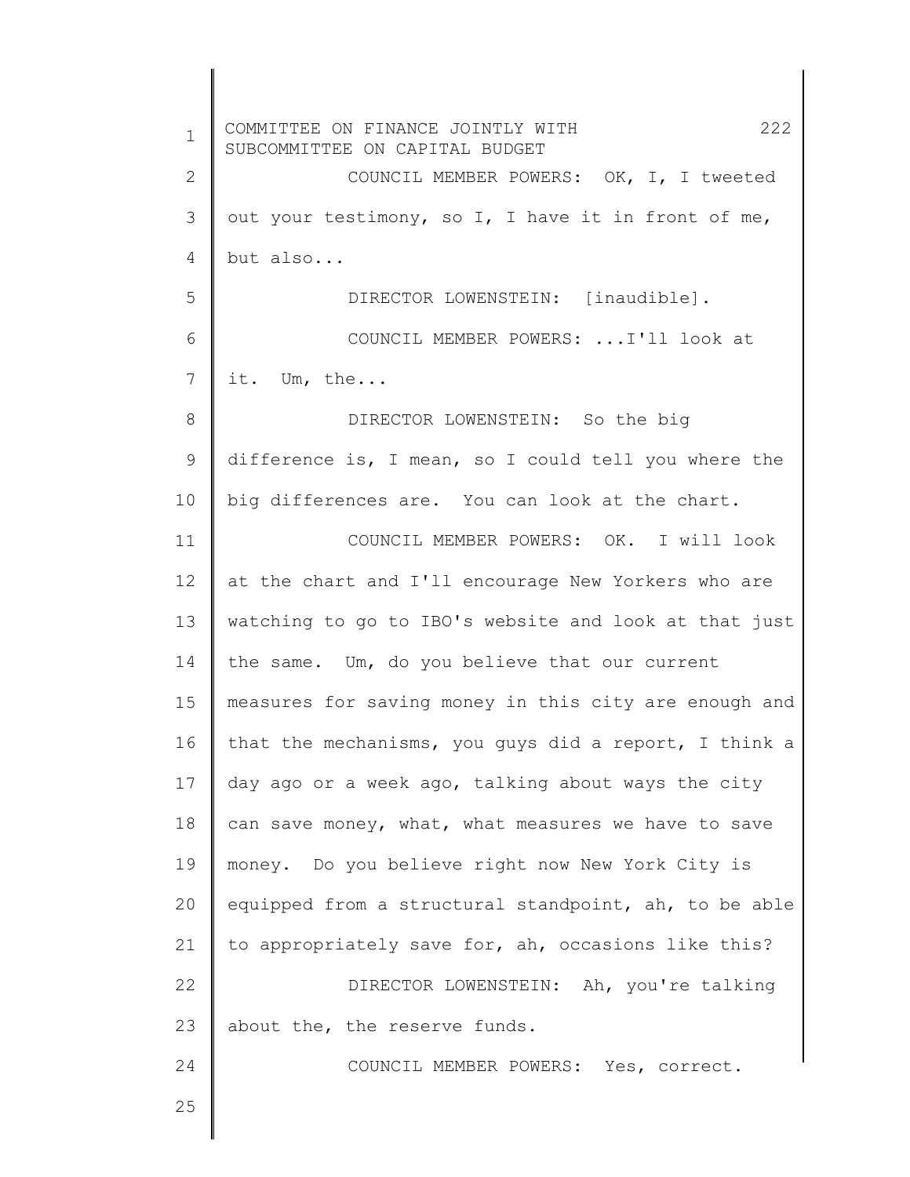COUNCIL MEMBER POWERS: OK, I, I tweeted out your testimony, so I, I have it in front of me, but also...

DIRECTOR LOWENSTEIN: [inaudible].

COUNCIL MEMBER POWERS: ...I'll look at it. Um, the...

DIRECTOR LOWENSTEIN: So the big difference is, I mean, so I could tell you where the big differences are. You can look at the chart.

COUNCIL MEMBER POWERS: OK. I will look at the chart and I'll encourage New Yorkers who are watching to go to IBO's website and look at that just the same. Um, do you believe that our current measures for saving money in this city are enough and that the mechanisms, you guys did a report, I think a day ago or a week ago, talking about ways the city can save money, what, what measures we have to save money. Do you believe right now New York City is equipped from a structural standpoint, ah, to be able to appropriately save for, ah, occasions like this?

DIRECTOR LOWENSTEIN: Ah, you're talking about the, the reserve funds.

COUNCIL MEMBER POWERS: Yes, correct.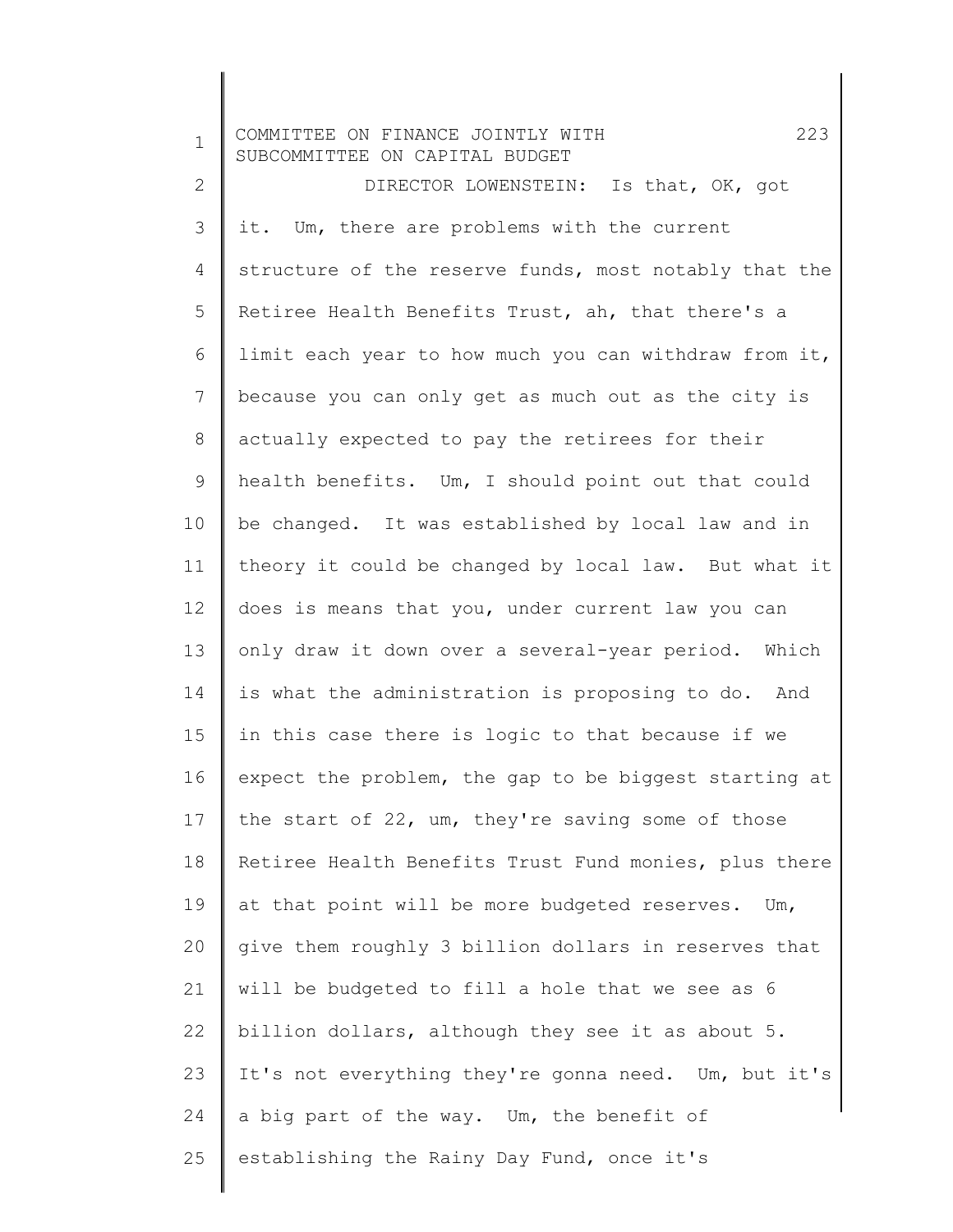DIRECTOR LOWENSTEIN: Is that, OK, got it. Um, there are problems with the current structure of the reserve funds, most notably that the Retiree Health Benefits Trust, ah, that there's a limit each year to how much you can withdraw from it, because you can only get as much out as the city is actually expected to pay the retirees for their health benefits. Um, I should point out that could be changed. It was established by local law and in theory it could be changed by local law. But what it does is means that you, under current law you can only draw it down over a several-year period. Which is what the administration is proposing to do. And in this case there is logic to that because if we expect the problem, the gap to be biggest starting at the start of 22, um, they're saving some of those Retiree Health Benefits Trust Fund monies, plus there at that point will be more budgeted reserves. Um, give them roughly 3 billion dollars in reserves that will be budgeted to fill a hole that we see as 6 billion dollars, although they see it as about 5. It's not everything they're gonna need. Um, but it's a big part of the way. Um, the benefit of establishing the Rainy Day Fund, once it's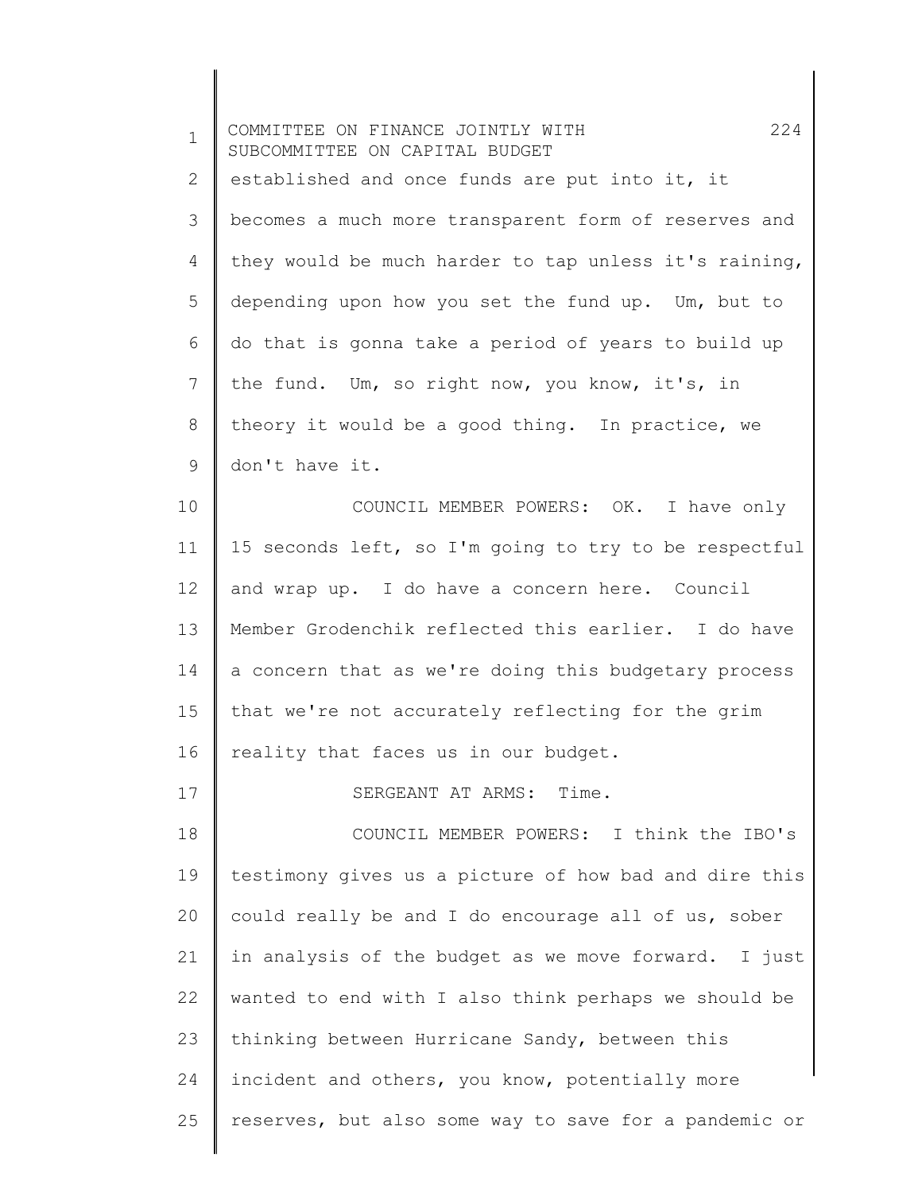established and once funds are put into it, it becomes a much more transparent form of reserves and they would be much harder to tap unless it's raining, depending upon how you set the fund up. Um, but to do that is gonna take a period of years to build up the fund. Um, so right now, you know, it's, in theory it would be a good thing. In practice, we don't have it.

COUNCIL MEMBER POWERS: OK. I have only 15 seconds left, so I'm going to try to be respectful and wrap up. I do have a concern here. Council Member Grodenchik reflected this earlier. I do have a concern that as we're doing this budgetary process that we're not accurately reflecting for the grim reality that faces us in our budget.

SERGEANT AT ARMS: Time.

COUNCIL MEMBER POWERS: I think the IBO's testimony gives us a picture of how bad and dire this could really be and I do encourage all of us, sober in analysis of the budget as we move forward. I just wanted to end with I also think perhaps we should be thinking between Hurricane Sandy, between this incident and others, you know, potentially more reserves, but also some way to save for a pandemic or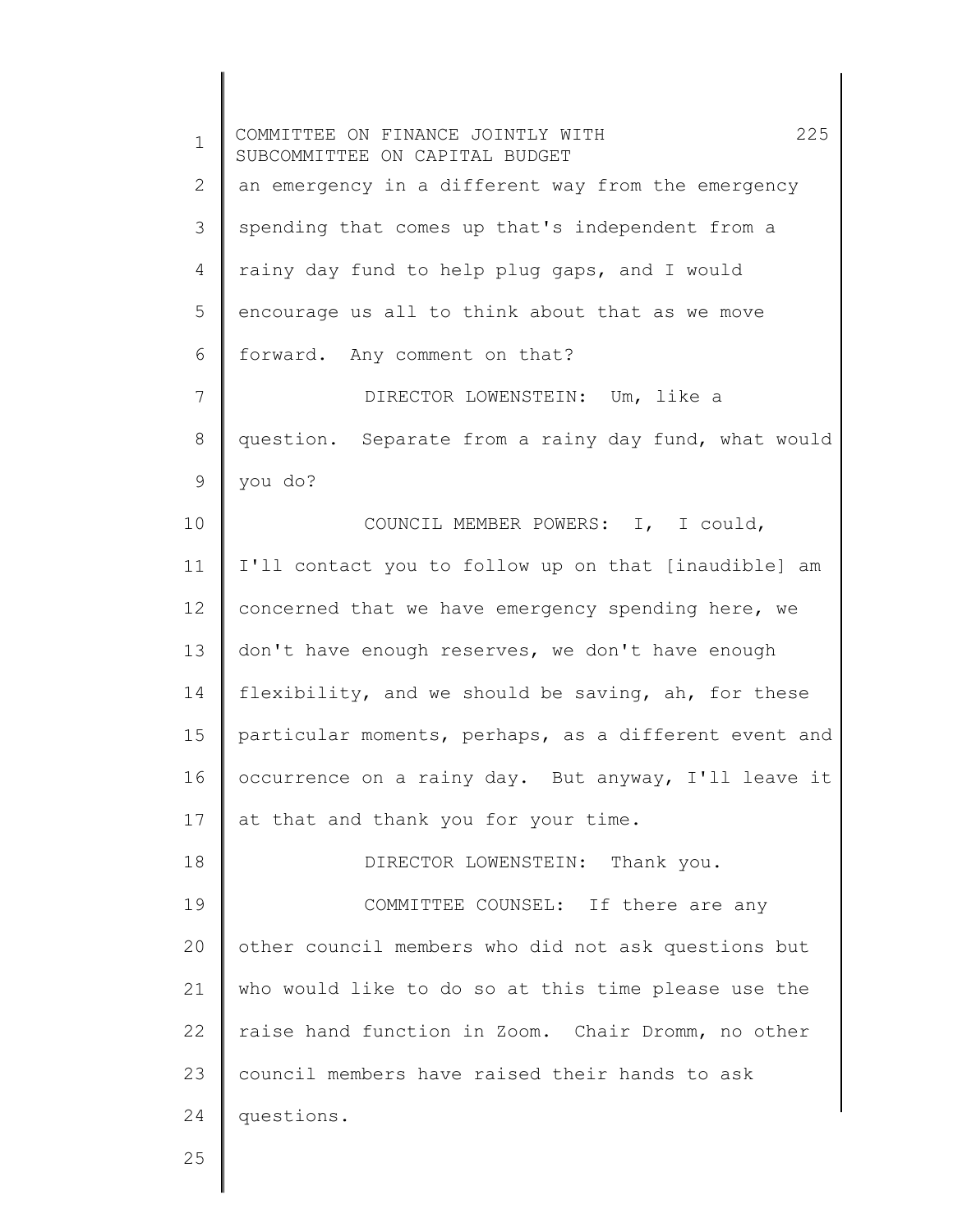an emergency in a different way from the emergency spending that comes up that's independent from a rainy day fund to help plug gaps, and I would encourage us all to think about that as we move forward. Any comment on that?

DIRECTOR LOWENSTEIN: Um, like a question. Separate from a rainy day fund, what would you do?

COUNCIL MEMBER POWERS: I, I could, I'll contact you to follow up on that [inaudible] am concerned that we have emergency spending here, we don't have enough reserves, we don't have enough flexibility, and we should be saving, ah, for these particular moments, perhaps, as a different event and occurrence on a rainy day. But anyway, I'll leave it at that and thank you for your time.

DIRECTOR LOWENSTEIN: Thank you.

COMMITTEE COUNSEL: If there are any other council members who did not ask questions but who would like to do so at this time please use the raise hand function in Zoom. Chair Dromm, no other council members have raised their hands to ask questions.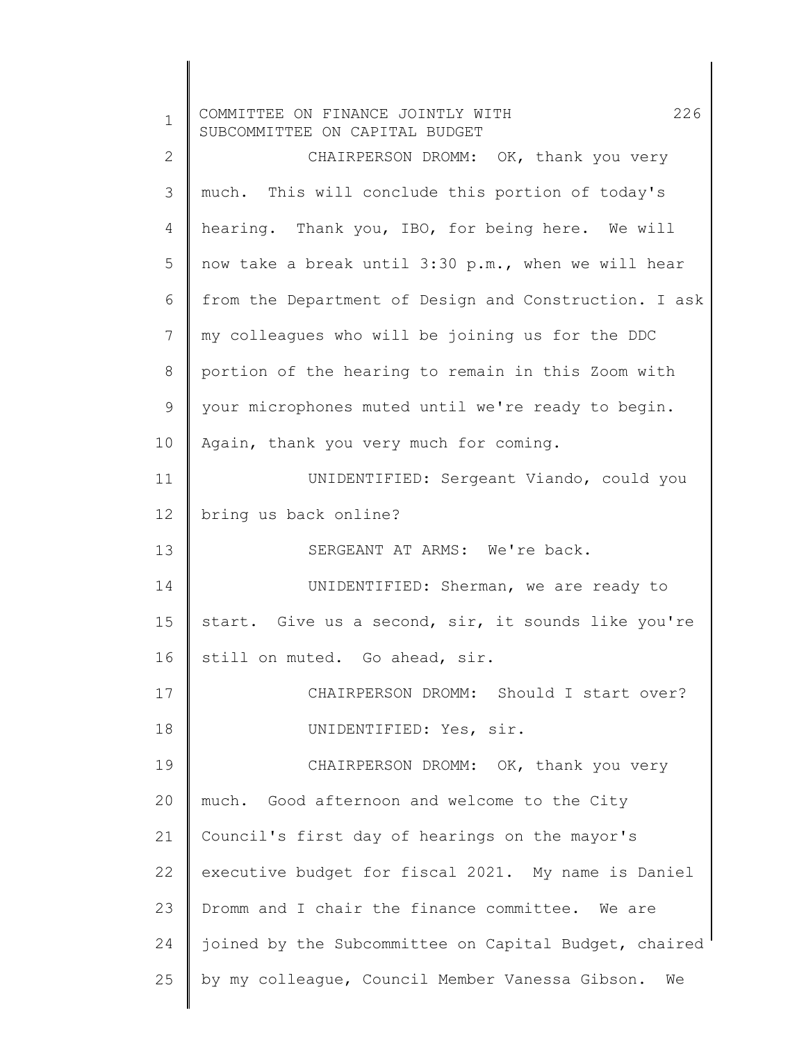CHAIRPERSON DROMM: OK, thank you very much. This will conclude this portion of today's hearing. Thank you, IBO, for being here. We will now take a break until 3:30 p.m., when we will hear from the Department of Design and Construction. I ask my colleagues who will be joining us for the DDC portion of the hearing to remain in this Zoom with your microphones muted until we're ready to begin. Again, thank you very much for coming.

UNIDENTIFIED: Sergeant Viando, could you bring us back online?

SERGEANT AT ARMS: We're back.

UNIDENTIFIED: Sherman, we are ready to start. Give us a second, sir, it sounds like you're still on muted. Go ahead, sir.

CHAIRPERSON DROMM: Should I start over?

UNIDENTIFIED: Yes, sir.

CHAIRPERSON DROMM: OK, thank you very much. Good afternoon and welcome to the City Council's first day of hearings on the mayor's executive budget for fiscal 2021. My name is Daniel Dromm and I chair the finance committee. We are joined by the Subcommittee on Capital Budget, chaired by my colleague, Council Member Vanessa Gibson. We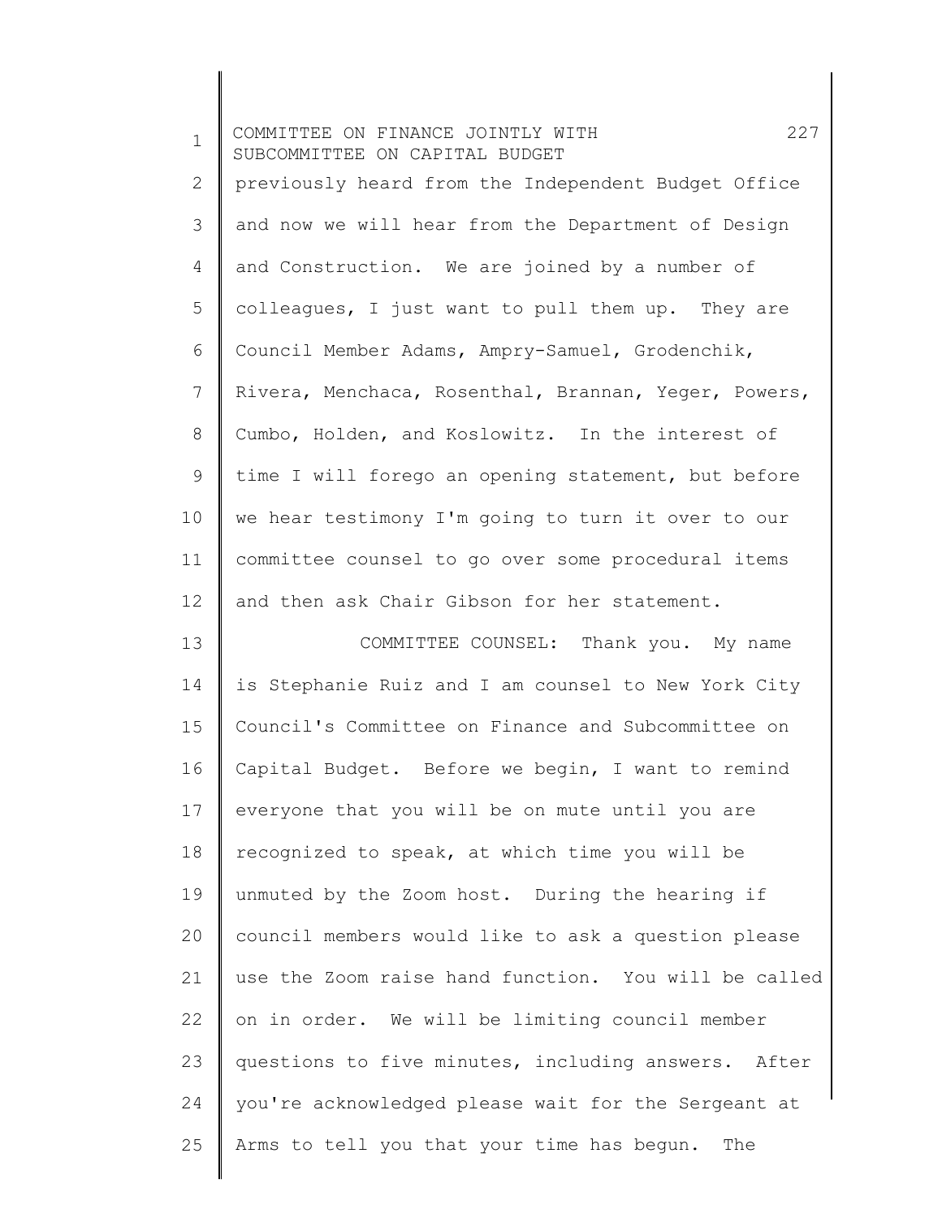previously heard from the Independent Budget Office and now we will hear from the Department of Design and Construction. We are joined by a number of colleagues, I just want to pull them up. They are Council Member Adams, Ampry-Samuel, Grodenchik, Rivera, Menchaca, Rosenthal, Brannan, Yeger, Powers, Cumbo, Holden, and Koslowitz. In the interest of time I will forego an opening statement, but before we hear testimony I'm going to turn it over to our committee counsel to go over some procedural items and then ask Chair Gibson for her statement.

COMMITTEE COUNSEL: Thank you. My name is Stephanie Ruiz and I am counsel to New York City Council's Committee on Finance and Subcommittee on Capital Budget. Before we begin, I want to remind everyone that you will be on mute until you are recognized to speak, at which time you will be unmuted by the Zoom host. During the hearing if council members would like to ask a question please use the Zoom raise hand function. You will be called on in order. We will be limiting council member questions to five minutes, including answers. After you're acknowledged please wait for the Sergeant at Arms to tell you that your time has begun. The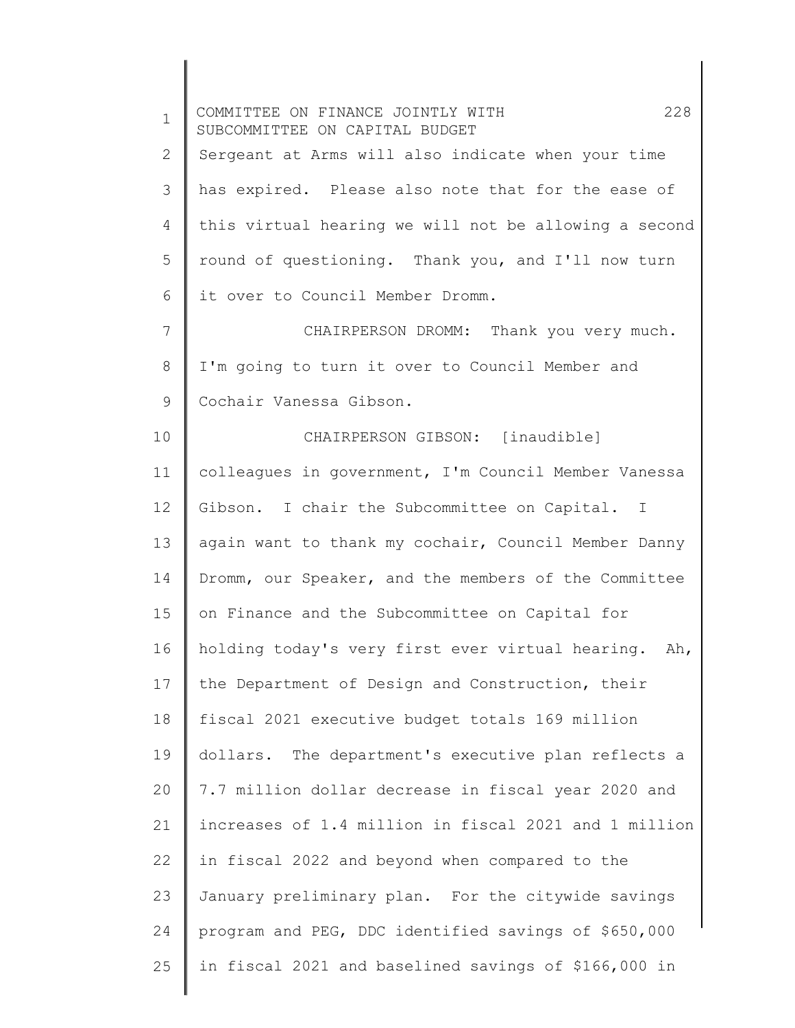Sergeant at Arms will also indicate when your time has expired. Please also note that for the ease of this virtual hearing we will not be allowing a second round of questioning. Thank you, and I'll now turn it over to Council Member Dromm.

CHAIRPERSON DROMM: Thank you very much. I'm going to turn it over to Council Member and Cochair Vanessa Gibson.

CHAIRPERSON GIBSON: [inaudible] colleagues in government, I'm Council Member Vanessa Gibson. I chair the Subcommittee on Capital. I again want to thank my cochair, Council Member Danny Dromm, our Speaker, and the members of the Committee on Finance and the Subcommittee on Capital for holding today's very first ever virtual hearing. Ah, the Department of Design and Construction, their fiscal 2021 executive budget totals 169 million dollars. The department's executive plan reflects a 7.7 million dollar decrease in fiscal year 2020 and increases of 1.4 million in fiscal 2021 and 1 million in fiscal 2022 and beyond when compared to the January preliminary plan. For the citywide savings program and PEG, DDC identified savings of $650,000 in fiscal 2021 and baselined savings of $166,000 in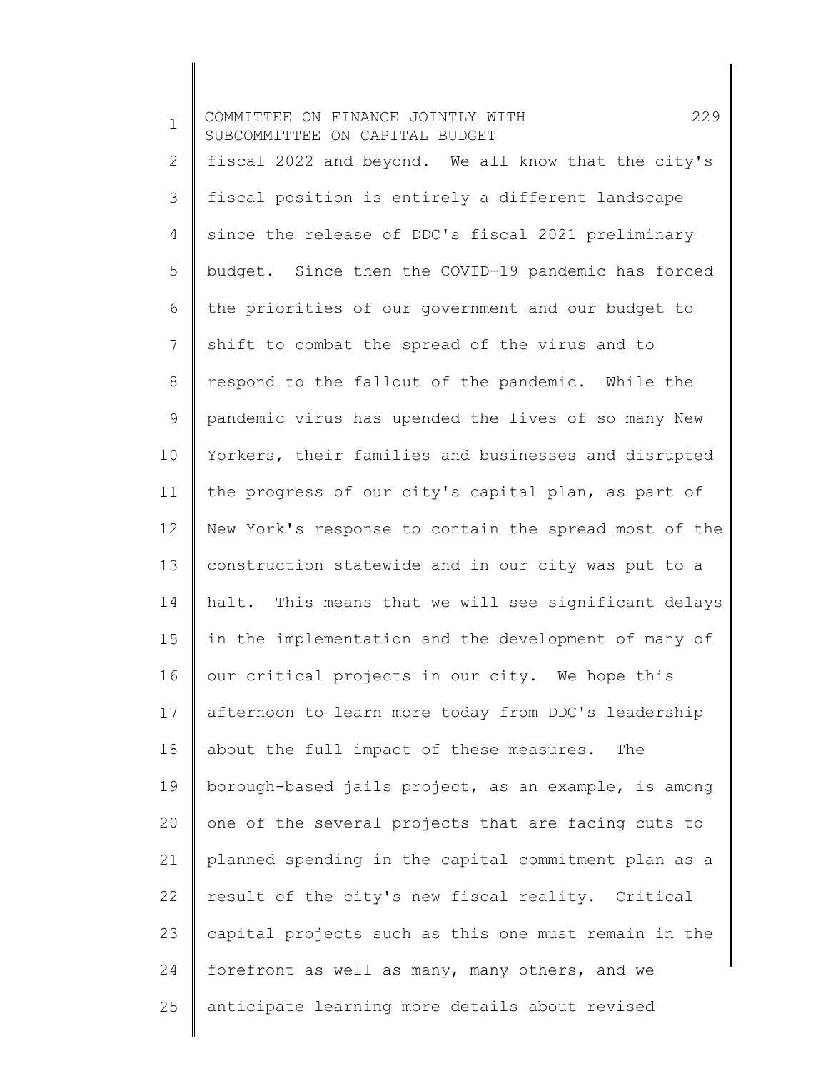fiscal 2022 and beyond. We all know that the city's fiscal position is entirely a different landscape since the release of DDC's fiscal 2021 preliminary budget. Since then the COVID-19 pandemic has forced the priorities of our government and our budget to shift to combat the spread of the virus and to respond to the fallout of the pandemic. While the pandemic virus has upended the lives of so many New Yorkers, their families and businesses and disrupted the progress of our city's capital plan, as part of New York's response to contain the spread most of the construction statewide and in our city was put to a halt. This means that we will see significant delays in the implementation and the development of many of our critical projects in our city. We hope this afternoon to learn more today from DDC's leadership about the full impact of these measures. The borough-based jails project, as an example, is among one of the several projects that are facing cuts to planned spending in the capital commitment plan as a result of the city's new fiscal reality. Critical capital projects such as this one must remain in the forefront as well as many, many others, and we anticipate learning more details about revised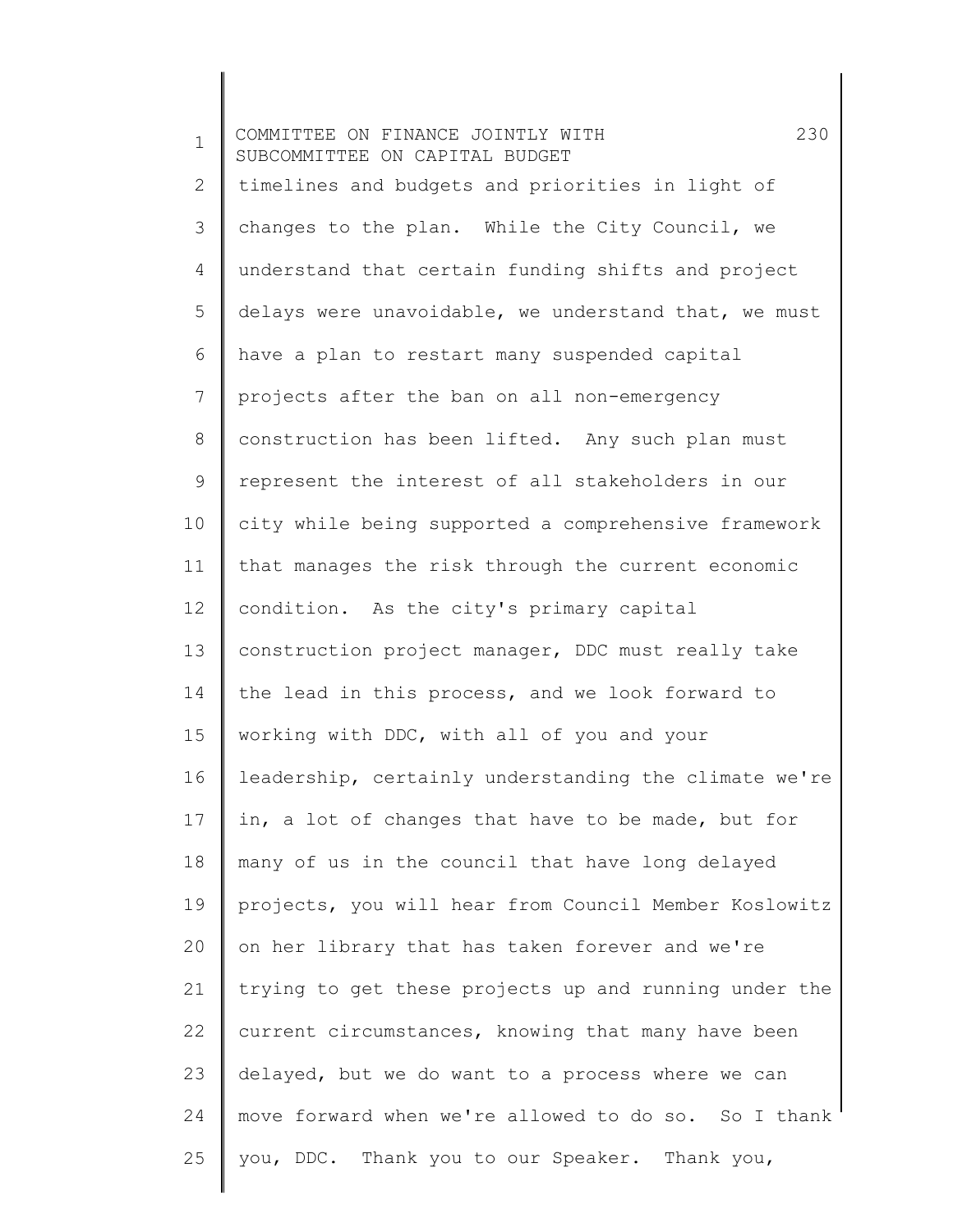timelines and budgets and priorities in light of changes to the plan. While the City Council, we understand that certain funding shifts and project delays were unavoidable, we understand that, we must have a plan to restart many suspended capital projects after the ban on all non-emergency construction has been lifted. Any such plan must represent the interest of all stakeholders in our city while being supported a comprehensive framework that manages the risk through the current economic condition. As the city's primary capital construction project manager, DDC must really take the lead in this process, and we look forward to working with DDC, with all of you and your leadership, certainly understanding the climate we're in, a lot of changes that have to be made, but for many of us in the council that have long delayed projects, you will hear from Council Member Koslowitz on her library that has taken forever and we're trying to get these projects up and running under the current circumstances, knowing that many have been delayed, but we do want to a process where we can move forward when we're allowed to do so. So I thank you, DDC. Thank you to our Speaker. Thank you,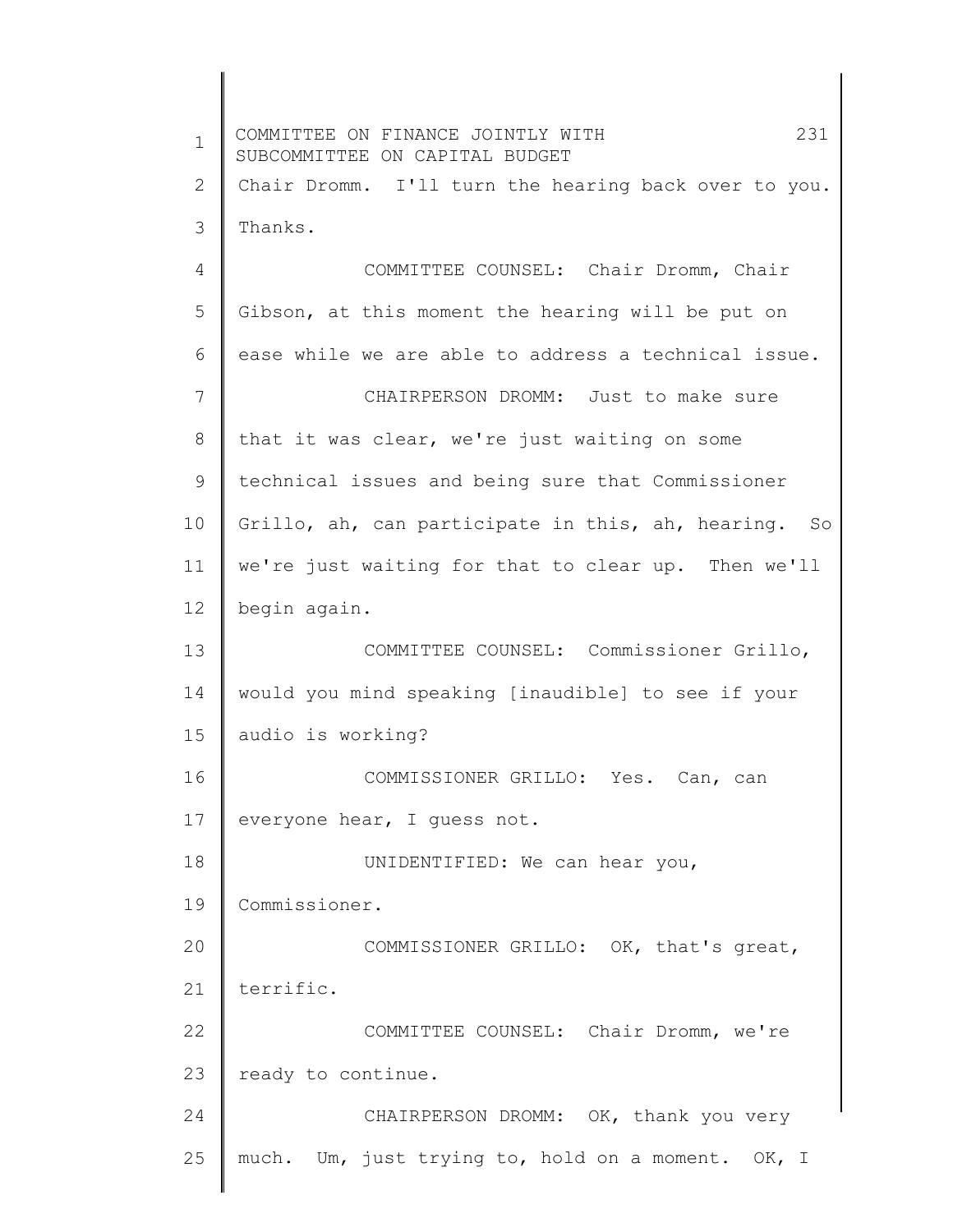Chair Dromm. I'll turn the hearing back over to you. Thanks.

COMMITTEE COUNSEL: Chair Dromm, Chair Gibson, at this moment the hearing will be put on ease while we are able to address a technical issue.

CHAIRPERSON DROMM: Just to make sure that it was clear, we're just waiting on some technical issues and being sure that Commissioner Grillo, ah, can participate in this, ah, hearing. So we're just waiting for that to clear up. Then we'll begin again.

COMMITTEE COUNSEL: Commissioner Grillo, would you mind speaking [inaudible] to see if your audio is working?

COMMISSIONER GRILLO: Yes. Can, can everyone hear, I guess not.

UNIDENTIFIED: We can hear you, Commissioner.

COMMISSIONER GRILLO: OK, that's great, terrific.

COMMITTEE COUNSEL: Chair Dromm, we're ready to continue.

CHAIRPERSON DROMM: OK, thank you very much. Um, just trying to, hold on a moment. OK, I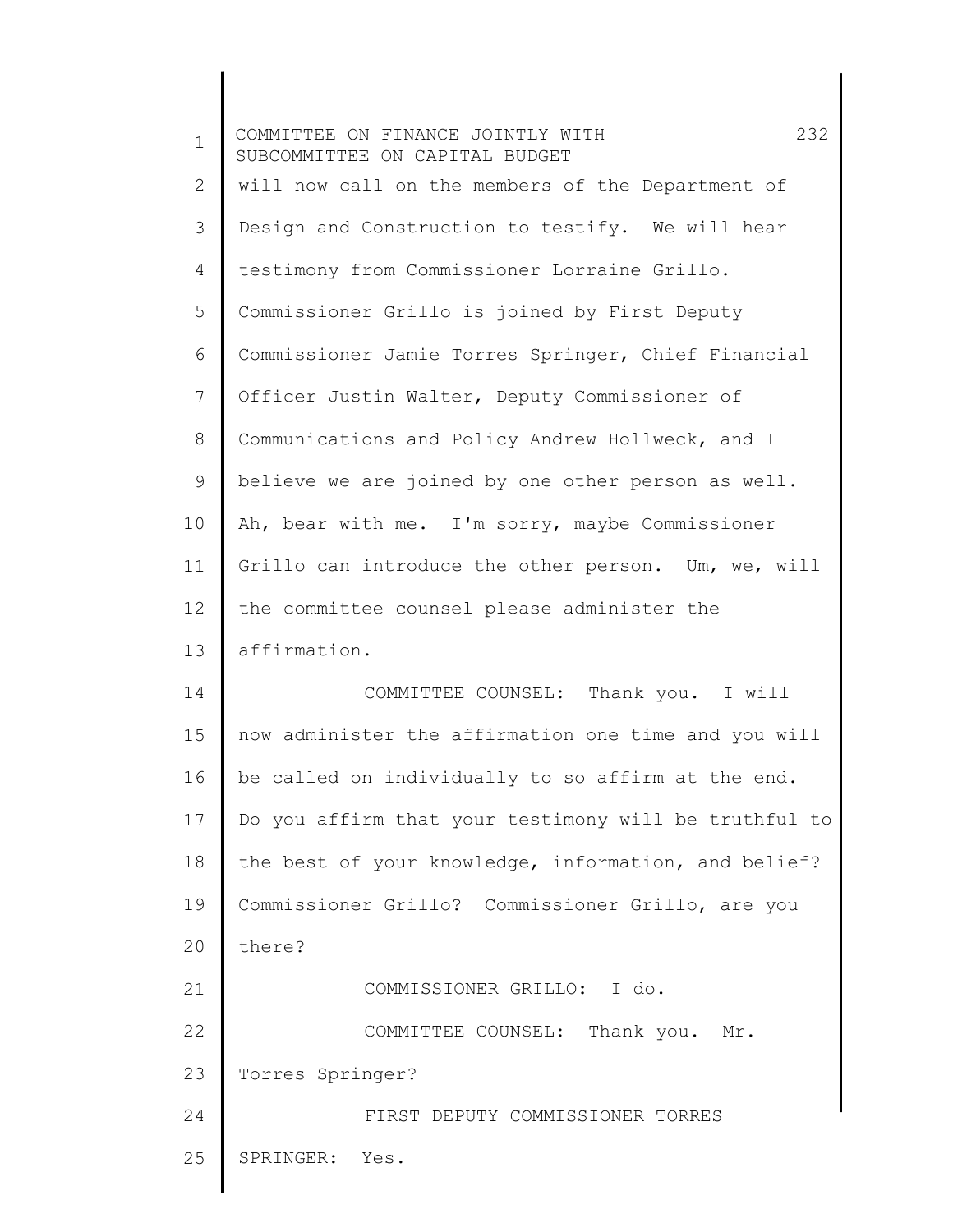will now call on the members of the Department of Design and Construction to testify. We will hear testimony from Commissioner Lorraine Grillo. Commissioner Grillo is joined by First Deputy Commissioner Jamie Torres Springer, Chief Financial Officer Justin Walter, Deputy Commissioner of Communications and Policy Andrew Hollweck, and I believe we are joined by one other person as well. Ah, bear with me. I'm sorry, maybe Commissioner Grillo can introduce the other person. Um, we, will the committee counsel please administer the affirmation.

COMMITTEE COUNSEL: Thank you. I will now administer the affirmation one time and you will be called on individually to so affirm at the end. Do you affirm that your testimony will be truthful to the best of your knowledge, information, and belief? Commissioner Grillo? Commissioner Grillo, are you there?

COMMISSIONER GRILLO: I do.

COMMITTEE COUNSEL: Thank you. Mr. Torres Springer?

FIRST DEPUTY COMMISSIONER TORRES SPRINGER: Yes.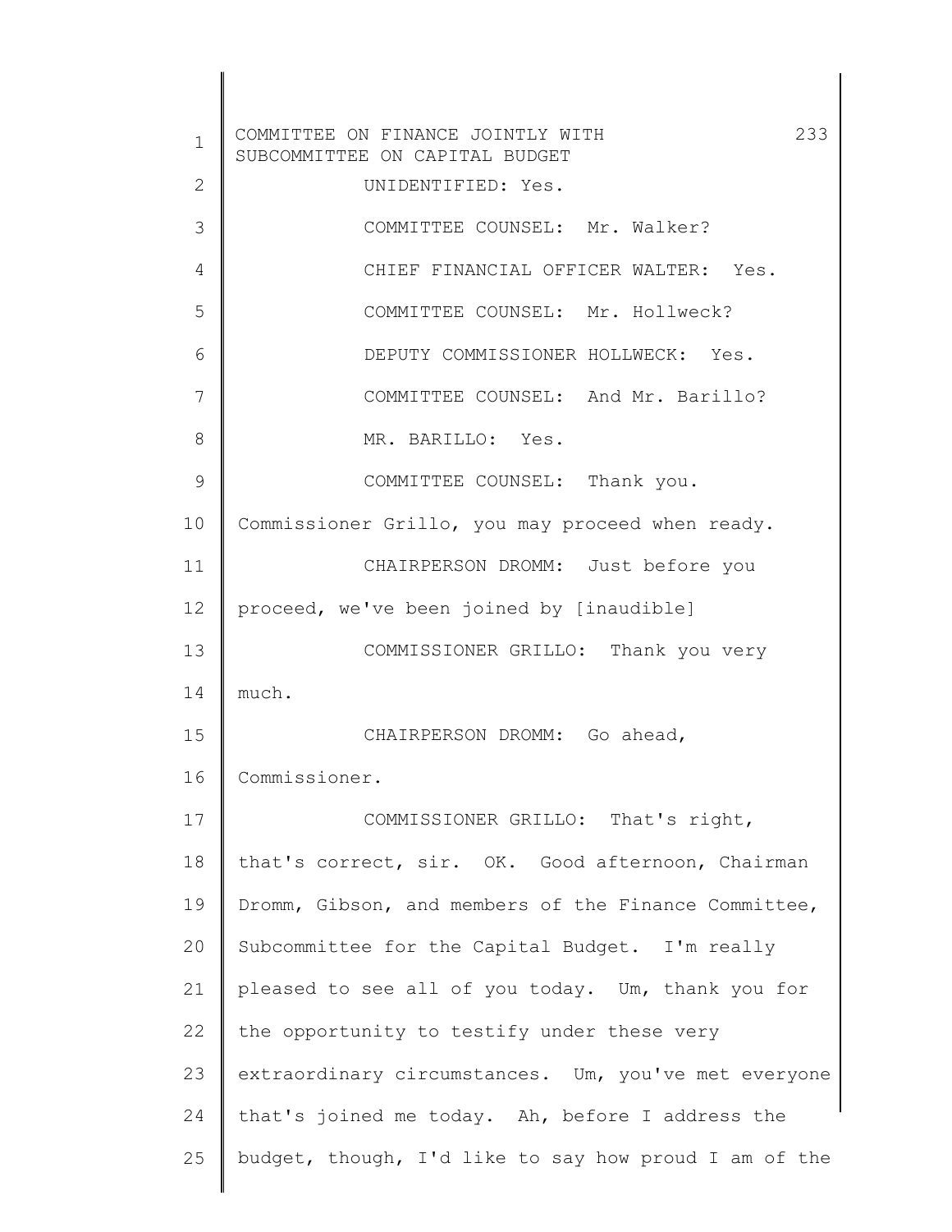UNIDENTIFIED: Yes.

COMMITTEE COUNSEL: Mr. Walker?

CHIEF FINANCIAL OFFICER WALTER: Yes.

COMMITTEE COUNSEL: Mr. Hollweck?

DEPUTY COMMISSIONER HOLLWECK: Yes.

COMMITTEE COUNSEL: And Mr. Barillo?

MR. BARILLO: Yes.

COMMITTEE COUNSEL: Thank you. Commissioner Grillo, you may proceed when ready.

CHAIRPERSON DROMM: Just before you proceed, we've been joined by [inaudible]

COMMISSIONER GRILLO: Thank you very much.

CHAIRPERSON DROMM: Go ahead, Commissioner.

COMMISSIONER GRILLO: That's right, that's correct, sir. OK. Good afternoon, Chairman Dromm, Gibson, and members of the Finance Committee, Subcommittee for the Capital Budget. I'm really pleased to see all of you today. Um, thank you for the opportunity to testify under these very extraordinary circumstances. Um, you've met everyone that's joined me today. Ah, before I address the budget, though, I'd like to say how proud I am of the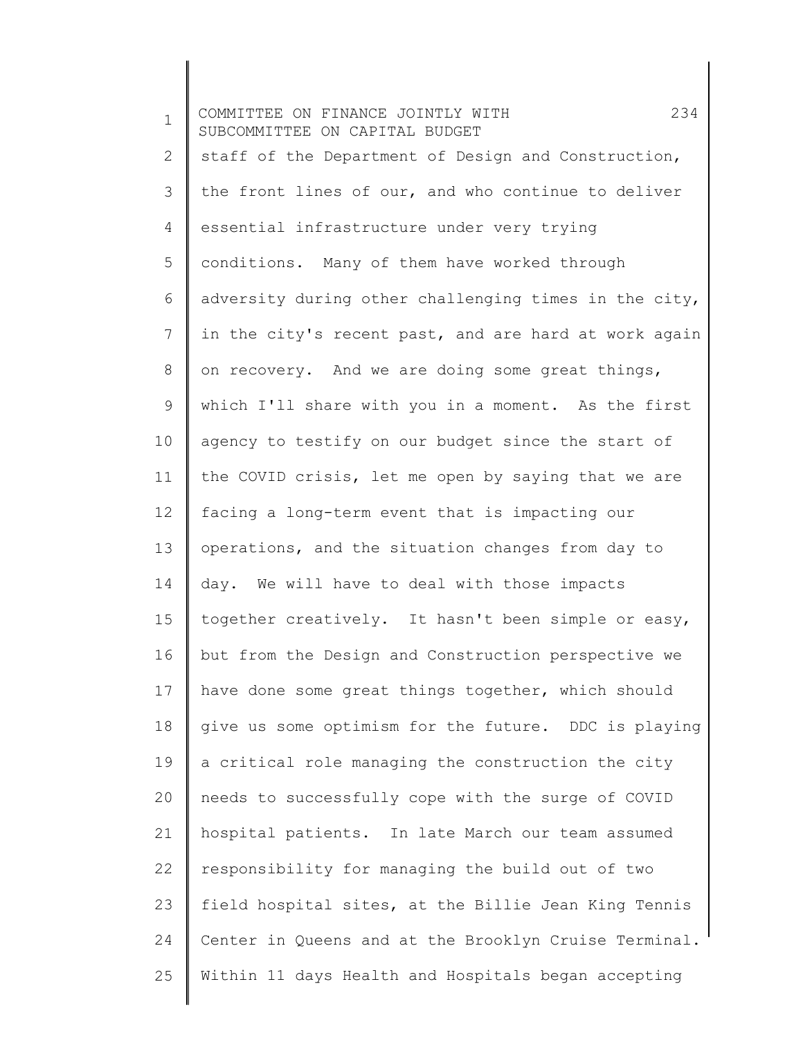staff of the Department of Design and Construction, the front lines of our, and who continue to deliver essential infrastructure under very trying conditions. Many of them have worked through adversity during other challenging times in the city, in the city's recent past, and are hard at work again on recovery. And we are doing some great things, which I'll share with you in a moment. As the first agency to testify on our budget since the start of the COVID crisis, let me open by saying that we are facing a long-term event that is impacting our operations, and the situation changes from day to day. We will have to deal with those impacts together creatively. It hasn't been simple or easy, but from the Design and Construction perspective we have done some great things together, which should give us some optimism for the future. DDC is playing a critical role managing the construction the city needs to successfully cope with the surge of COVID hospital patients. In late March our team assumed responsibility for managing the build out of two field hospital sites, at the Billie Jean King Tennis Center in Queens and at the Brooklyn Cruise Terminal. Within 11 days Health and Hospitals began accepting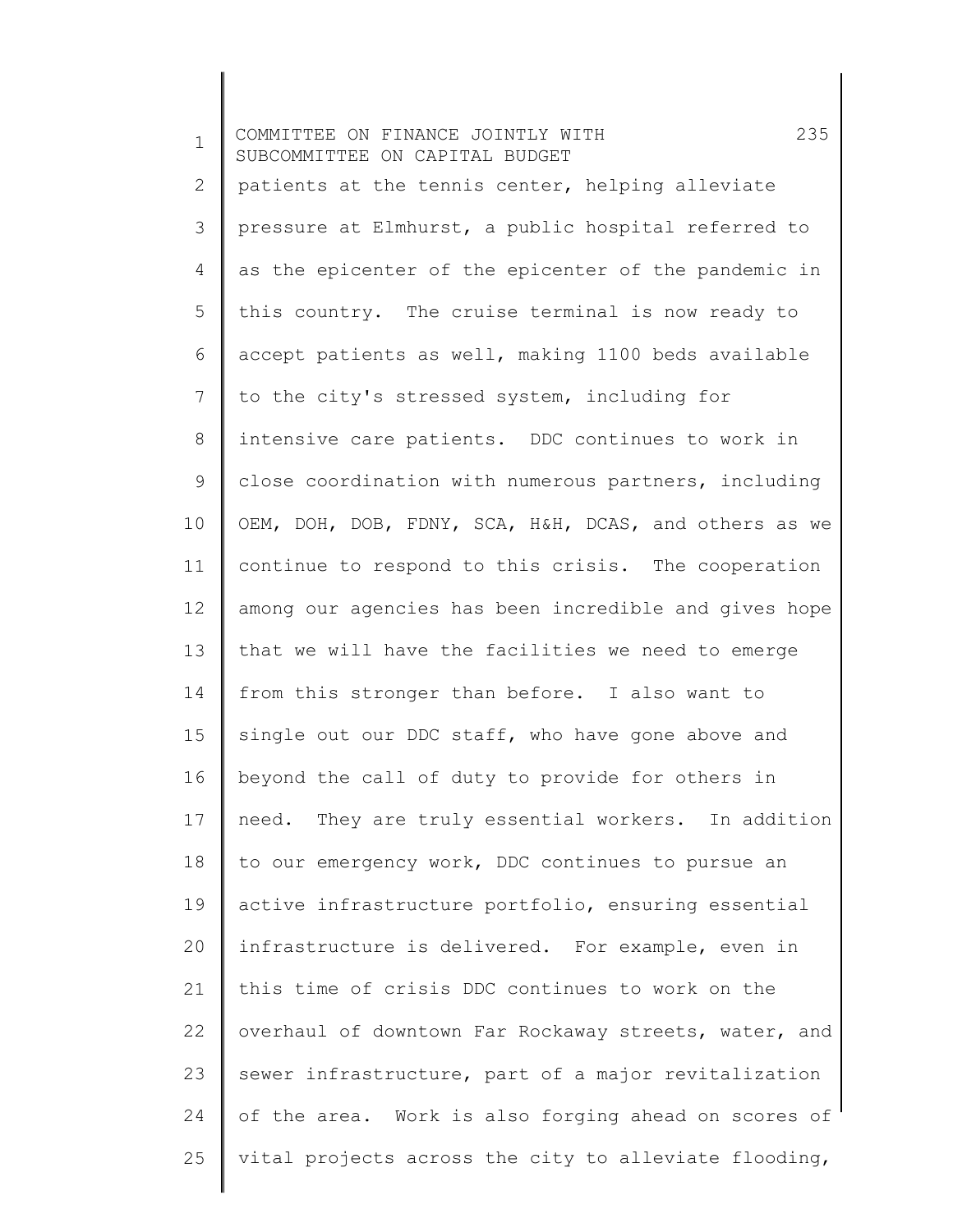patients at the tennis center, helping alleviate pressure at Elmhurst, a public hospital referred to as the epicenter of the epicenter of the pandemic in this country. The cruise terminal is now ready to accept patients as well, making 1100 beds available to the city's stressed system, including for intensive care patients. DDC continues to work in close coordination with numerous partners, including OEM, DOH, DOB, FDNY, SCA, H&H, DCAS, and others as we continue to respond to this crisis. The cooperation among our agencies has been incredible and gives hope that we will have the facilities we need to emerge from this stronger than before. I also want to single out our DDC staff, who have gone above and beyond the call of duty to provide for others in need. They are truly essential workers. In addition to our emergency work, DDC continues to pursue an active infrastructure portfolio, ensuring essential infrastructure is delivered. For example, even in this time of crisis DDC continues to work on the overhaul of downtown Far Rockaway streets, water, and sewer infrastructure, part of a major revitalization of the area. Work is also forging ahead on scores of vital projects across the city to alleviate flooding,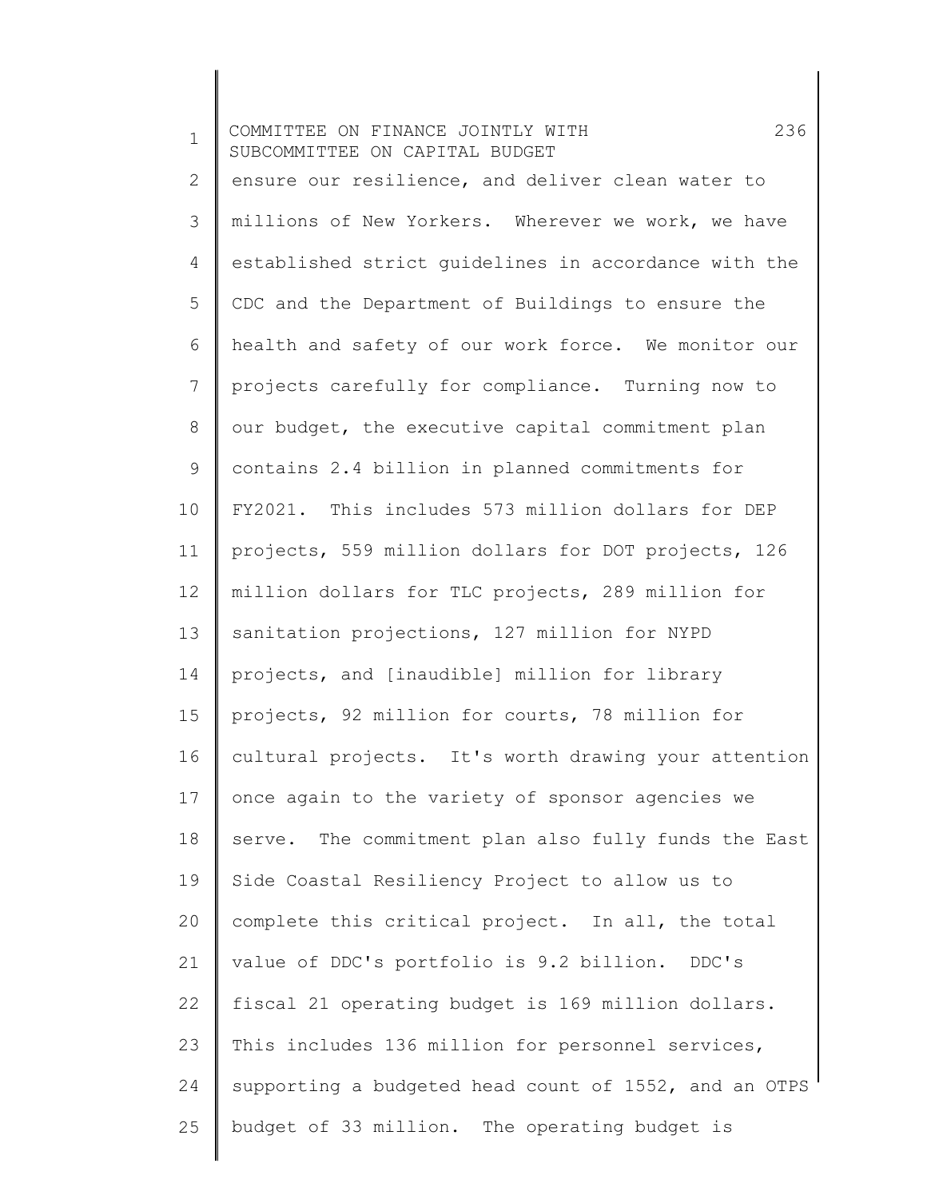ensure our resilience, and deliver clean water to millions of New Yorkers. Wherever we work, we have established strict guidelines in accordance with the CDC and the Department of Buildings to ensure the health and safety of our work force. We monitor our projects carefully for compliance. Turning now to our budget, the executive capital commitment plan contains 2.4 billion in planned commitments for FY2021. This includes 573 million dollars for DEP projects, 559 million dollars for DOT projects, 126 million dollars for TLC projects, 289 million for sanitation projections, 127 million for NYPD projects, and [inaudible] million for library projects, 92 million for courts, 78 million for cultural projects. It's worth drawing your attention once again to the variety of sponsor agencies we serve. The commitment plan also fully funds the East Side Coastal Resiliency Project to allow us to complete this critical project. In all, the total value of DDC's portfolio is 9.2 billion. DDC's fiscal 21 operating budget is 169 million dollars. This includes 136 million for personnel services, supporting a budgeted head count of 1552, and an OTPS budget of 33 million. The operating budget is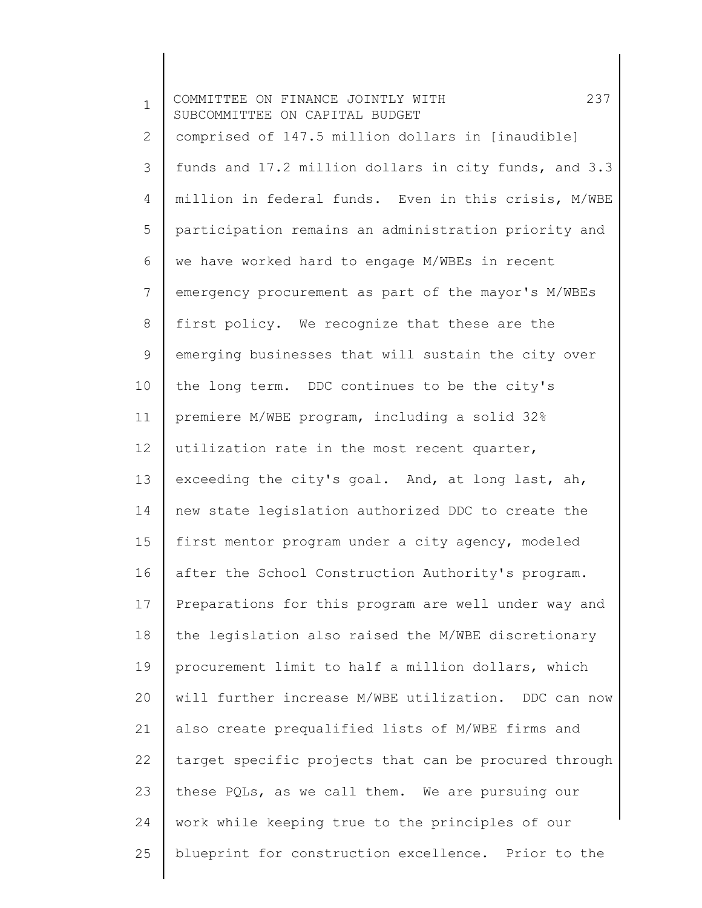comprised of 147.5 million dollars in [inaudible] funds and 17.2 million dollars in city funds, and 3.3 million in federal funds. Even in this crisis, M/WBE participation remains an administration priority and we have worked hard to engage M/WBEs in recent emergency procurement as part of the mayor's M/WBEs first policy. We recognize that these are the emerging businesses that will sustain the city over the long term. DDC continues to be the city's premiere M/WBE program, including a solid 32% utilization rate in the most recent quarter, exceeding the city's goal. And, at long last, ah, new state legislation authorized DDC to create the first mentor program under a city agency, modeled after the School Construction Authority's program. Preparations for this program are well under way and the legislation also raised the M/WBE discretionary procurement limit to half a million dollars, which will further increase M/WBE utilization. DDC can now also create prequalified lists of M/WBE firms and target specific projects that can be procured through these PQLs, as we call them. We are pursuing our work while keeping true to the principles of our blueprint for construction excellence. Prior to the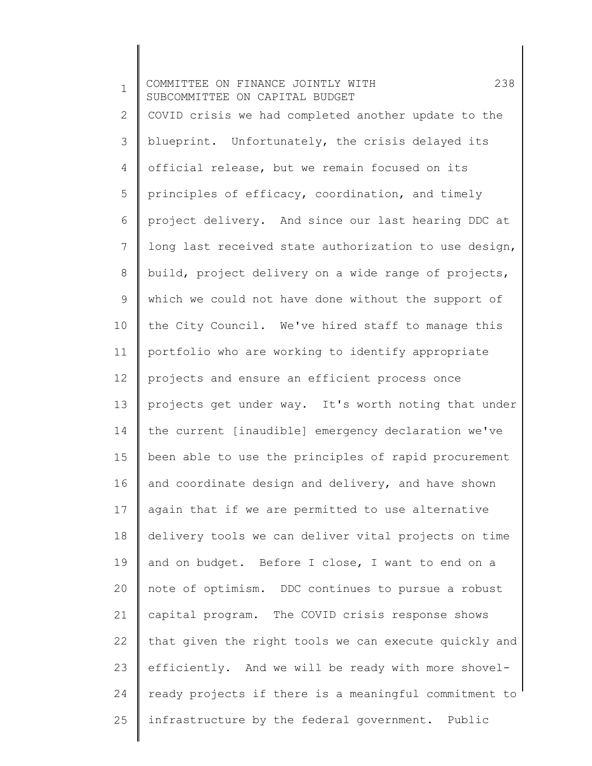COVID crisis we had completed another update to the blueprint. Unfortunately, the crisis delayed its official release, but we remain focused on its principles of efficacy, coordination, and timely project delivery. And since our last hearing DDC at long last received state authorization to use design, build, project delivery on a wide range of projects, which we could not have done without the support of the City Council. We've hired staff to manage this portfolio who are working to identify appropriate projects and ensure an efficient process once projects get under way. It's worth noting that under the current [inaudible] emergency declaration we've been able to use the principles of rapid procurement and coordinate design and delivery, and have shown again that if we are permitted to use alternative delivery tools we can deliver vital projects on time and on budget. Before I close, I want to end on a note of optimism. DDC continues to pursue a robust capital program. The COVID crisis response shows that given the right tools we can execute quickly and efficiently. And we will be ready with more shovel-ready projects if there is a meaningful commitment to infrastructure by the federal government. Public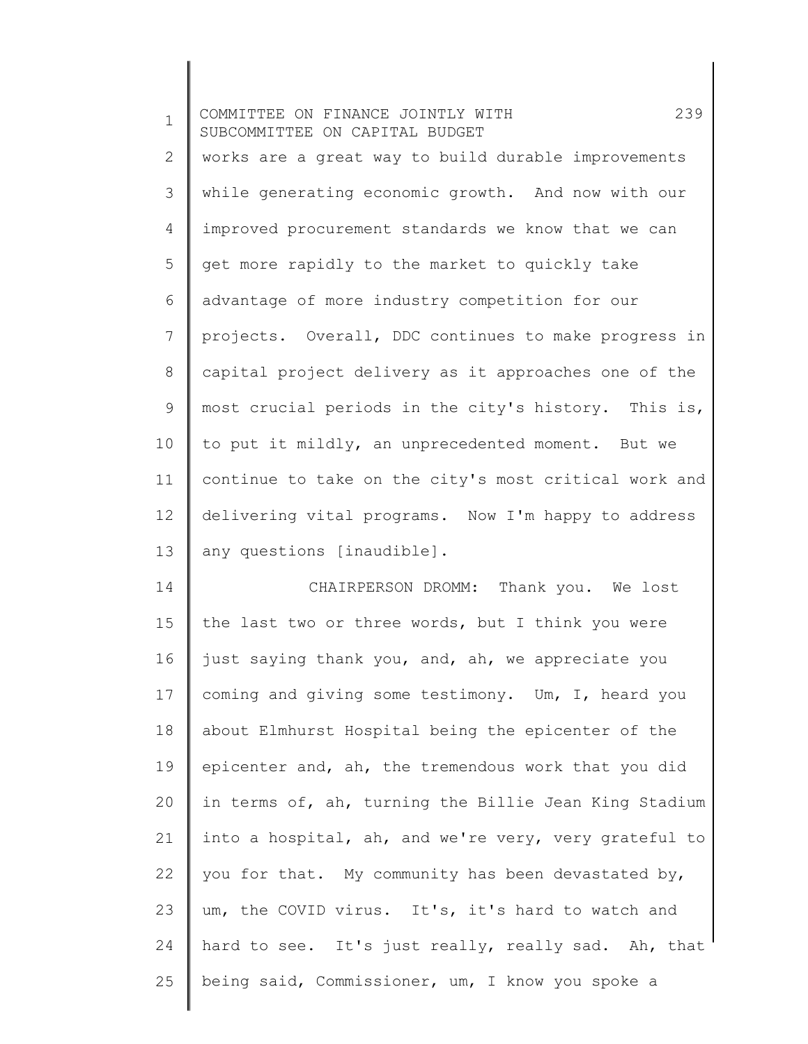works are a great way to build durable improvements while generating economic growth. And now with our improved procurement standards we know that we can get more rapidly to the market to quickly take advantage of more industry competition for our projects. Overall, DDC continues to make progress in capital project delivery as it approaches one of the most crucial periods in the city's history. This is, to put it mildly, an unprecedented moment. But we continue to take on the city's most critical work and delivering vital programs. Now I'm happy to address any questions [inaudible].

CHAIRPERSON DROMM: Thank you. We lost the last two or three words, but I think you were just saying thank you, and, ah, we appreciate you coming and giving some testimony. Um, I, heard you about Elmhurst Hospital being the epicenter of the epicenter and, ah, the tremendous work that you did in terms of, ah, turning the Billie Jean King Stadium into a hospital, ah, and we're very, very grateful to you for that. My community has been devastated by, um, the COVID virus. It's, it's hard to watch and hard to see. It's just really, really sad. Ah, that being said, Commissioner, um, I know you spoke a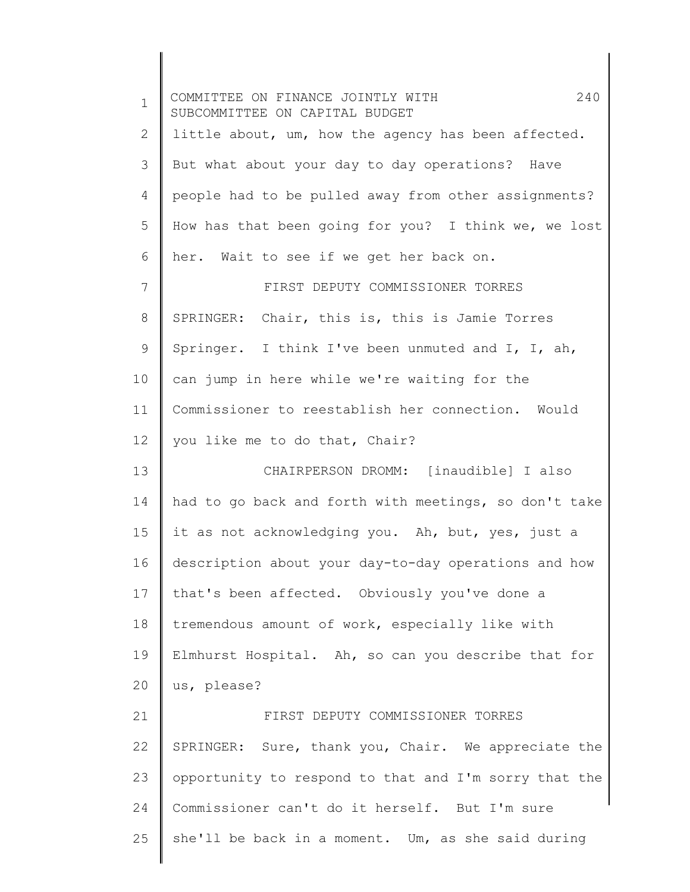little about, um, how the agency has been affected. But what about your day to day operations? Have people had to be pulled away from other assignments? How has that been going for you? I think we, we lost her. Wait to see if we get her back on.

FIRST DEPUTY COMMISSIONER TORRES SPRINGER: Chair, this is, this is Jamie Torres Springer. I think I've been unmuted and I, I, ah, can jump in here while we're waiting for the Commissioner to reestablish her connection. Would you like me to do that, Chair?

CHAIRPERSON DROMM: [inaudible] I also had to go back and forth with meetings, so don't take it as not acknowledging you. Ah, but, yes, just a description about your day-to-day operations and how that's been affected. Obviously you've done a tremendous amount of work, especially like with Elmhurst Hospital. Ah, so can you describe that for us, please?

FIRST DEPUTY COMMISSIONER TORRES SPRINGER: Sure, thank you, Chair. We appreciate the opportunity to respond to that and I'm sorry that the Commissioner can't do it herself. But I'm sure she'll be back in a moment. Um, as she said during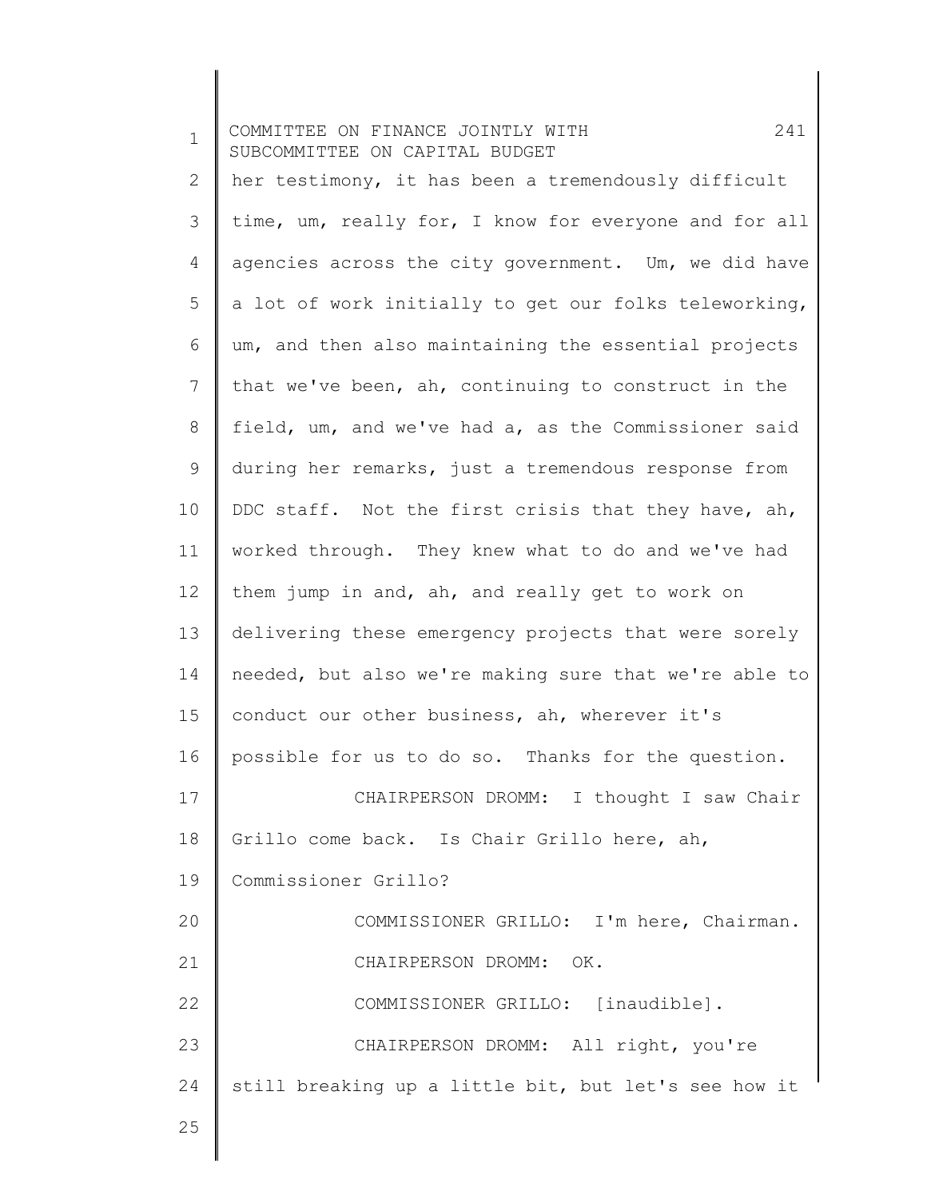her testimony, it has been a tremendously difficult time, um, really for, I know for everyone and for all agencies across the city government. Um, we did have a lot of work initially to get our folks teleworking, um, and then also maintaining the essential projects that we've been, ah, continuing to construct in the field, um, and we've had a, as the Commissioner said during her remarks, just a tremendous response from DDC staff. Not the first crisis that they have, ah, worked through. They knew what to do and we've had them jump in and, ah, and really get to work on delivering these emergency projects that were sorely needed, but also we're making sure that we're able to conduct our other business, ah, wherever it's possible for us to do so. Thanks for the question.

CHAIRPERSON DROMM: I thought I saw Chair Grillo come back. Is Chair Grillo here, ah, Commissioner Grillo?

COMMISSIONER GRILLO: I'm here, Chairman.

CHAIRPERSON DROMM: OK.

COMMISSIONER GRILLO: [inaudible].

CHAIRPERSON DROMM: All right, you're still breaking up a little bit, but let's see how it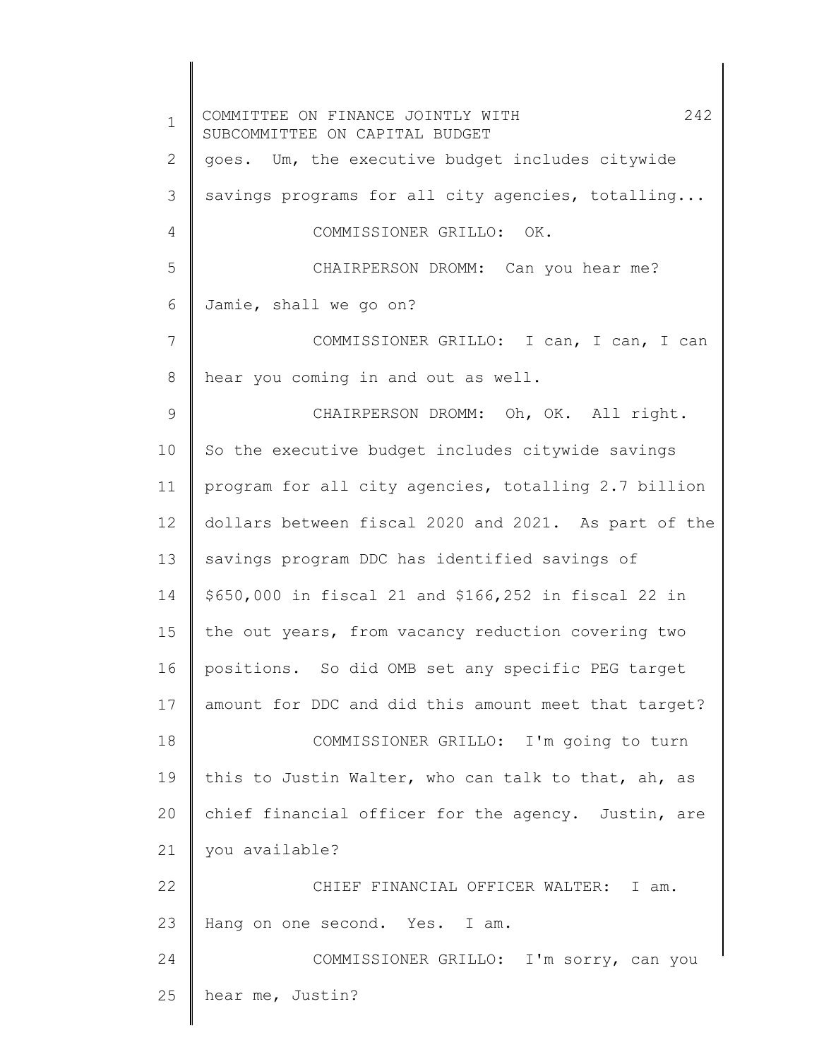goes. Um, the executive budget includes citywide savings programs for all city agencies, totalling...

COMMISSIONER GRILLO: OK.

CHAIRPERSON DROMM: Can you hear me? Jamie, shall we go on?

COMMISSIONER GRILLO: I can, I can, I can hear you coming in and out as well.

CHAIRPERSON DROMM: Oh, OK. All right. So the executive budget includes citywide savings program for all city agencies, totalling 2.7 billion dollars between fiscal 2020 and 2021. As part of the savings program DDC has identified savings of $650,000 in fiscal 21 and $166,252 in fiscal 22 in the out years, from vacancy reduction covering two positions. So did OMB set any specific PEG target amount for DDC and did this amount meet that target?

COMMISSIONER GRILLO: I'm going to turn this to Justin Walter, who can talk to that, ah, as chief financial officer for the agency. Justin, are you available?

CHIEF FINANCIAL OFFICER WALTER: I am. Hang on one second. Yes. I am.

COMMISSIONER GRILLO: I'm sorry, can you hear me, Justin?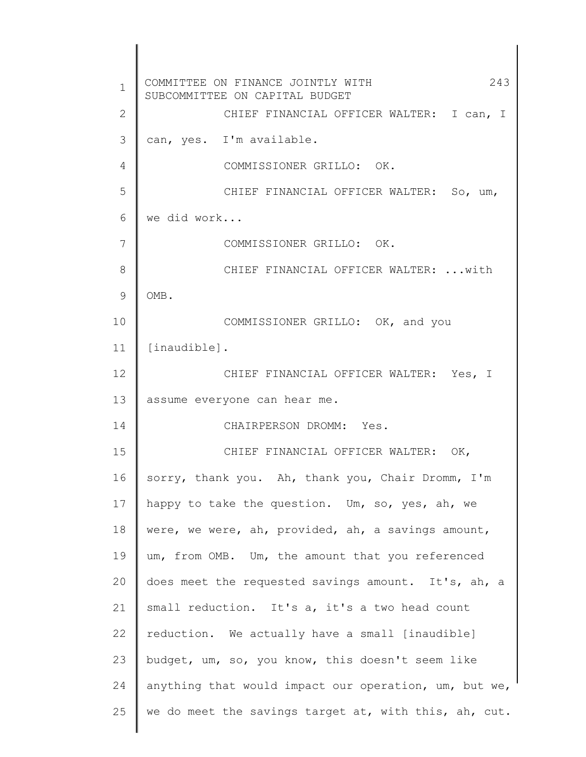CHIEF FINANCIAL OFFICER WALTER: I can, I can, yes. I'm available.

COMMISSIONER GRILLO: OK.

CHIEF FINANCIAL OFFICER WALTER: So, um, we did work...

COMMISSIONER GRILLO: OK.

CHIEF FINANCIAL OFFICER WALTER: ...with OMB.

COMMISSIONER GRILLO: OK, and you [inaudible].

CHIEF FINANCIAL OFFICER WALTER: Yes, I assume everyone can hear me.

CHAIRPERSON DROMM: Yes.

CHIEF FINANCIAL OFFICER WALTER: OK, sorry, thank you. Ah, thank you, Chair Dromm, I'm happy to take the question. Um, so, yes, ah, we were, we were, ah, provided, ah, a savings amount, um, from OMB. Um, the amount that you referenced does meet the requested savings amount. It's, ah, a small reduction. It's a, it's a two head count reduction. We actually have a small [inaudible] budget, um, so, you know, this doesn't seem like anything that would impact our operation, um, but we, we do meet the savings target at, with this, ah, cut.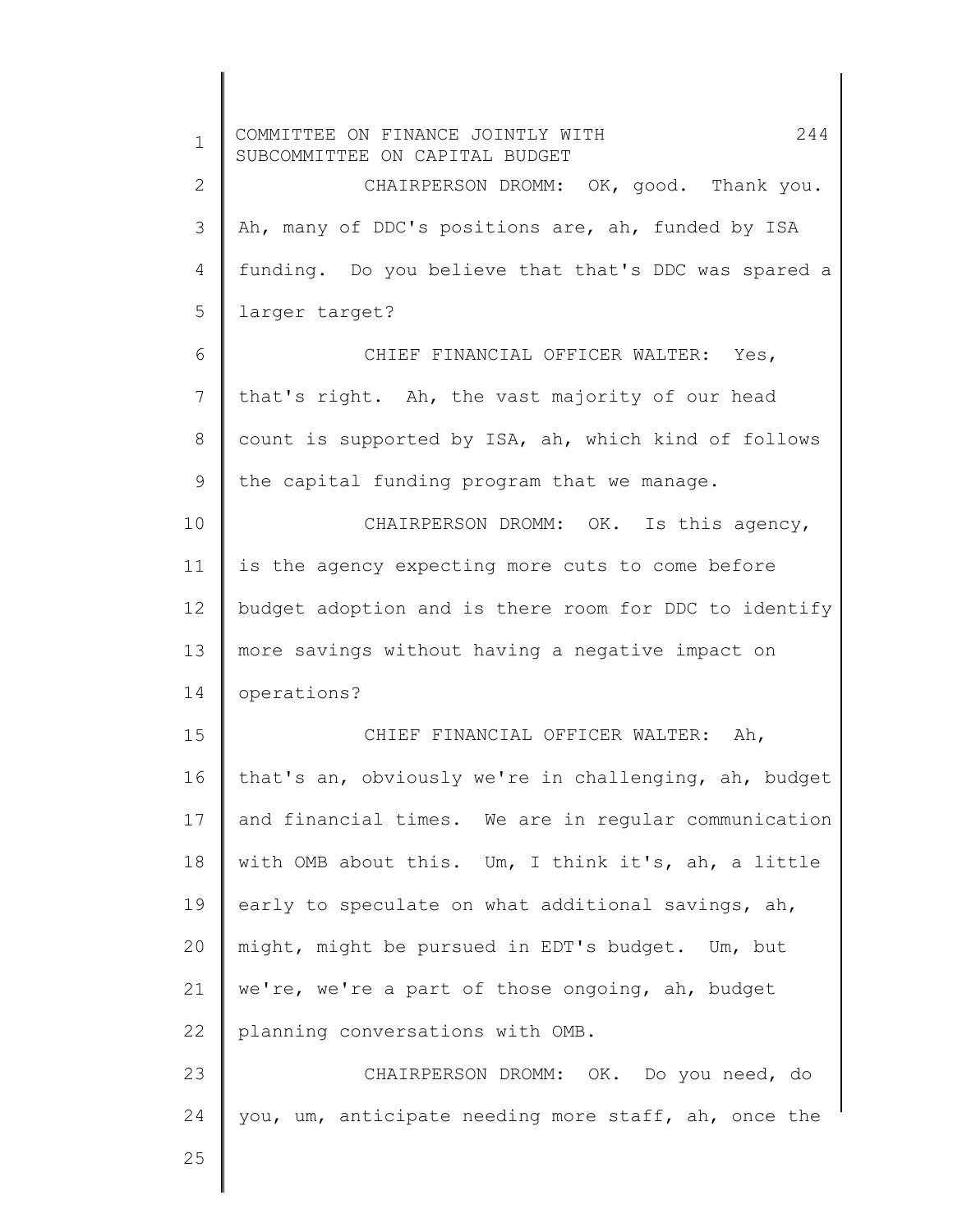CHAIRPERSON DROMM: OK, good. Thank you. Ah, many of DDC's positions are, ah, funded by ISA funding. Do you believe that that's DDC was spared a larger target?

CHIEF FINANCIAL OFFICER WALTER: Yes, that's right. Ah, the vast majority of our head count is supported by ISA, ah, which kind of follows the capital funding program that we manage.

CHAIRPERSON DROMM: OK. Is this agency, is the agency expecting more cuts to come before budget adoption and is there room for DDC to identify more savings without having a negative impact on operations?

CHIEF FINANCIAL OFFICER WALTER: Ah, that's an, obviously we're in challenging, ah, budget and financial times. We are in regular communication with OMB about this. Um, I think it's, ah, a little early to speculate on what additional savings, ah, might, might be pursued in EDT's budget. Um, but we're, we're a part of those ongoing, ah, budget planning conversations with OMB.

CHAIRPERSON DROMM: OK. Do you need, do you, um, anticipate needing more staff, ah, once the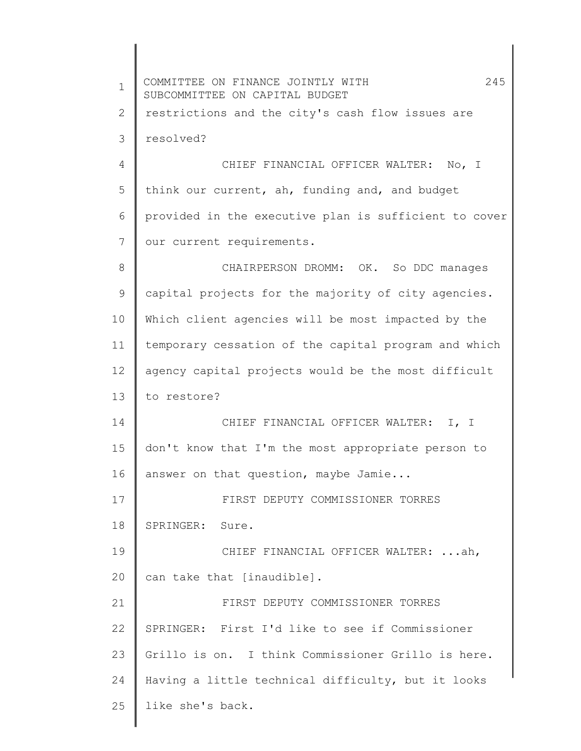restrictions and the city's cash flow issues are resolved?

CHIEF FINANCIAL OFFICER WALTER: No, I think our current, ah, funding and, and budget provided in the executive plan is sufficient to cover our current requirements.

CHAIRPERSON DROMM: OK. So DDC manages capital projects for the majority of city agencies. Which client agencies will be most impacted by the temporary cessation of the capital program and which agency capital projects would be the most difficult to restore?

CHIEF FINANCIAL OFFICER WALTER: I, I don't know that I'm the most appropriate person to answer on that question, maybe Jamie...

FIRST DEPUTY COMMISSIONER TORRES SPRINGER: Sure.

CHIEF FINANCIAL OFFICER WALTER: ...ah, can take that [inaudible].

FIRST DEPUTY COMMISSIONER TORRES SPRINGER: First I'd like to see if Commissioner Grillo is on. I think Commissioner Grillo is here. Having a little technical difficulty, but it looks like she's back.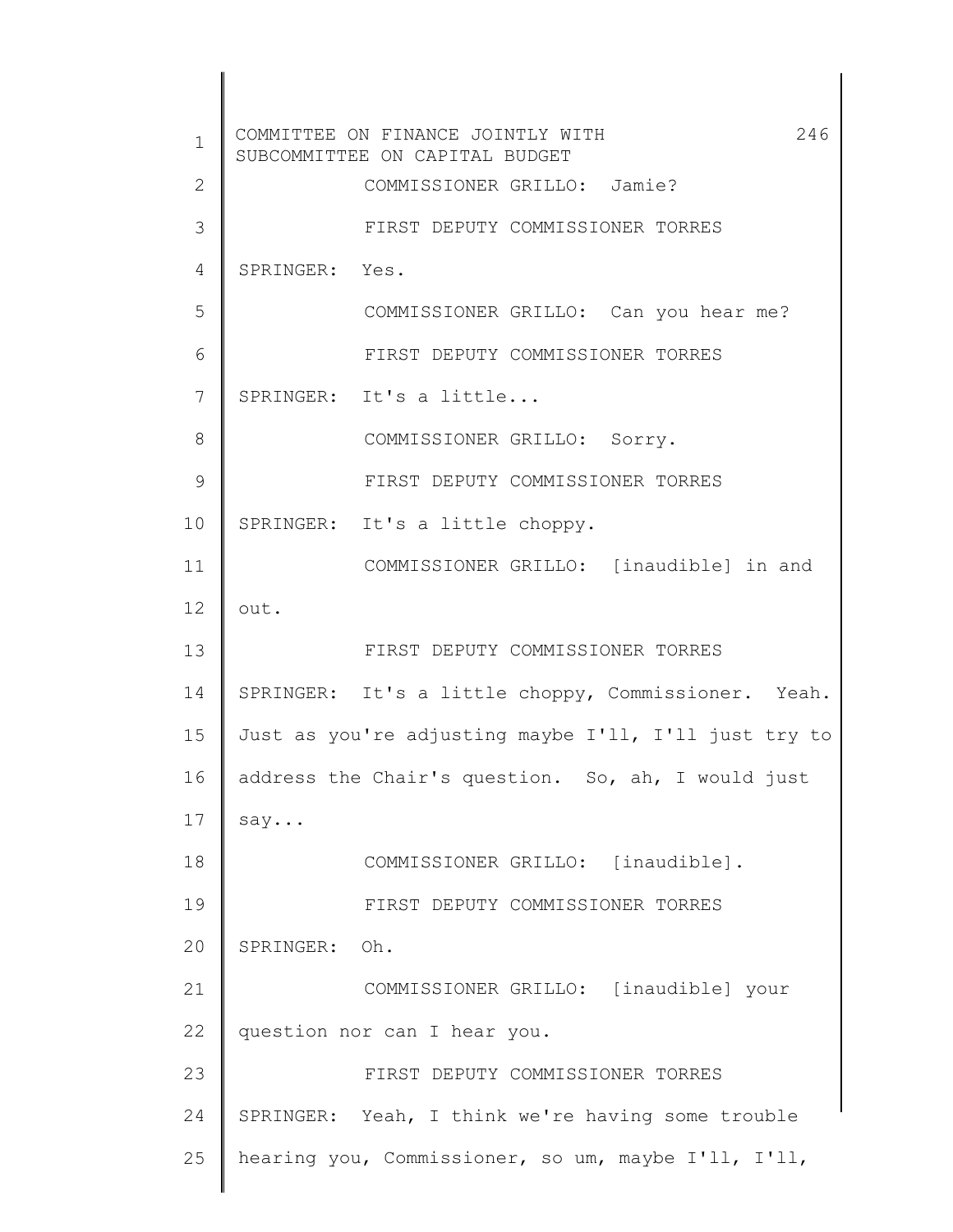COMMISSIONER GRILLO: Jamie?

FIRST DEPUTY COMMISSIONER TORRES SPRINGER: Yes.

COMMISSIONER GRILLO: Can you hear me?

FIRST DEPUTY COMMISSIONER TORRES SPRINGER: It's a little...

COMMISSIONER GRILLO: Sorry.

FIRST DEPUTY COMMISSIONER TORRES SPRINGER: It's a little choppy.

COMMISSIONER GRILLO: [inaudible] in and out.

FIRST DEPUTY COMMISSIONER TORRES SPRINGER: It's a little choppy, Commissioner. Yeah. Just as you're adjusting maybe I'll, I'll just try to address the Chair's question. So, ah, I would just say...

COMMISSIONER GRILLO: [inaudible].

FIRST DEPUTY COMMISSIONER TORRES SPRINGER: Oh.

COMMISSIONER GRILLO: [inaudible] your question nor can I hear you.

FIRST DEPUTY COMMISSIONER TORRES SPRINGER: Yeah, I think we're having some trouble hearing you, Commissioner, so um, maybe I'll, I'll,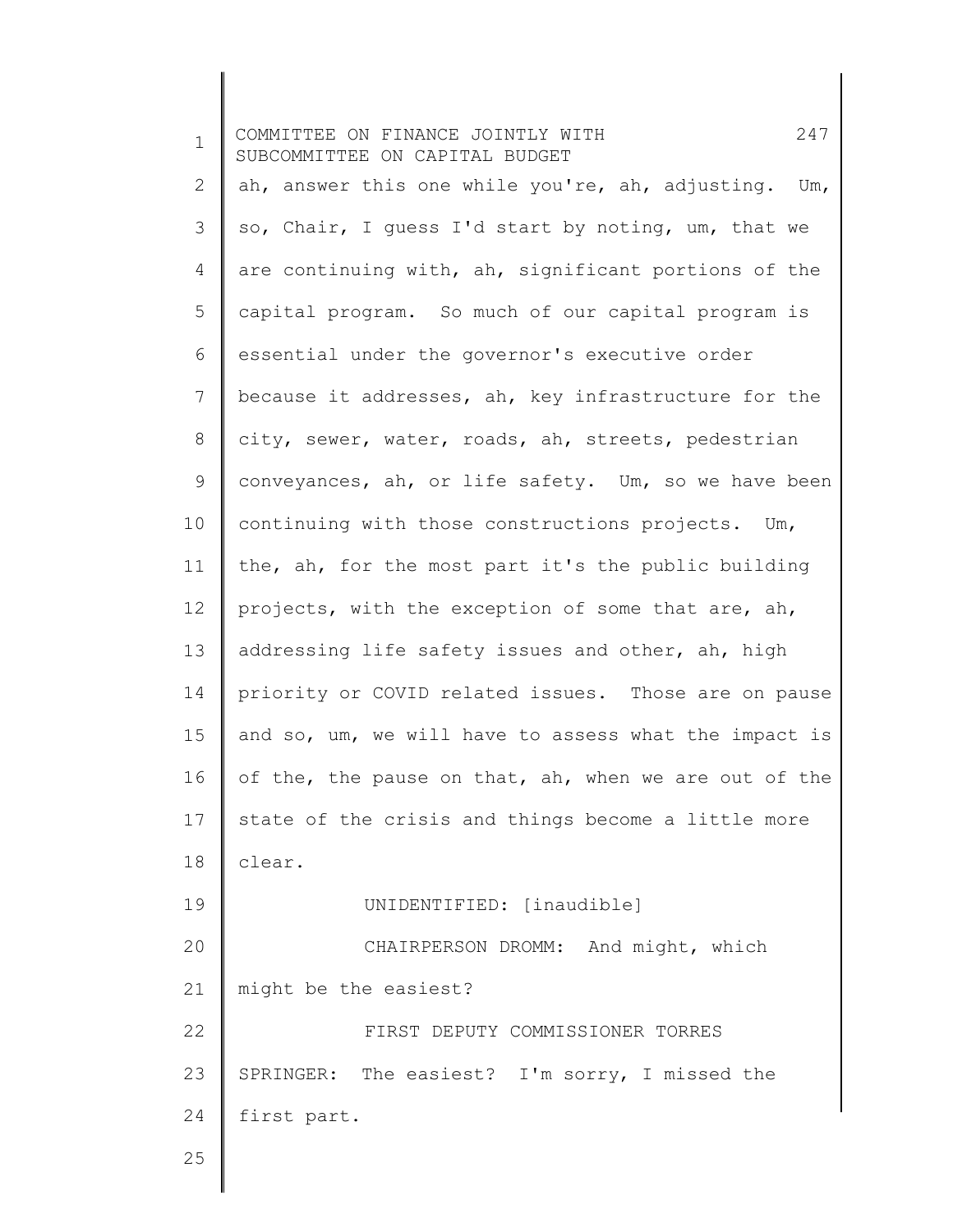ah, answer this one while you're, ah, adjusting. Um, so, Chair, I guess I'd start by noting, um, that we are continuing with, ah, significant portions of the capital program. So much of our capital program is essential under the governor's executive order because it addresses, ah, key infrastructure for the city, sewer, water, roads, ah, streets, pedestrian conveyances, ah, or life safety. Um, so we have been continuing with those constructions projects. Um, the, ah, for the most part it's the public building projects, with the exception of some that are, ah, addressing life safety issues and other, ah, high priority or COVID related issues. Those are on pause and so, um, we will have to assess what the impact is of the, the pause on that, ah, when we are out of the state of the crisis and things become a little more clear.

UNIDENTIFIED: [inaudible]

CHAIRPERSON DROMM: And might, which might be the easiest?

FIRST DEPUTY COMMISSIONER TORRES SPRINGER: The easiest? I'm sorry, I missed the first part.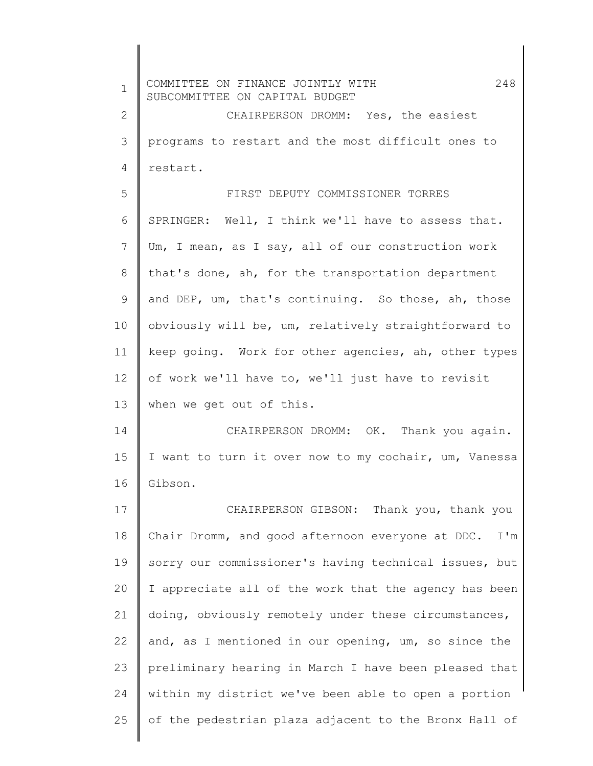CHAIRPERSON DROMM: Yes, the easiest programs to restart and the most difficult ones to restart.

FIRST DEPUTY COMMISSIONER TORRES SPRINGER: Well, I think we'll have to assess that. Um, I mean, as I say, all of our construction work that's done, ah, for the transportation department and DEP, um, that's continuing. So those, ah, those obviously will be, um, relatively straightforward to keep going. Work for other agencies, ah, other types of work we'll have to, we'll just have to revisit when we get out of this.

CHAIRPERSON DROMM: OK. Thank you again. I want to turn it over now to my cochair, um, Vanessa Gibson.

CHAIRPERSON GIBSON: Thank you, thank you Chair Dromm, and good afternoon everyone at DDC. I'm sorry our commissioner's having technical issues, but I appreciate all of the work that the agency has been doing, obviously remotely under these circumstances, and, as I mentioned in our opening, um, so since the preliminary hearing in March I have been pleased that within my district we've been able to open a portion of the pedestrian plaza adjacent to the Bronx Hall of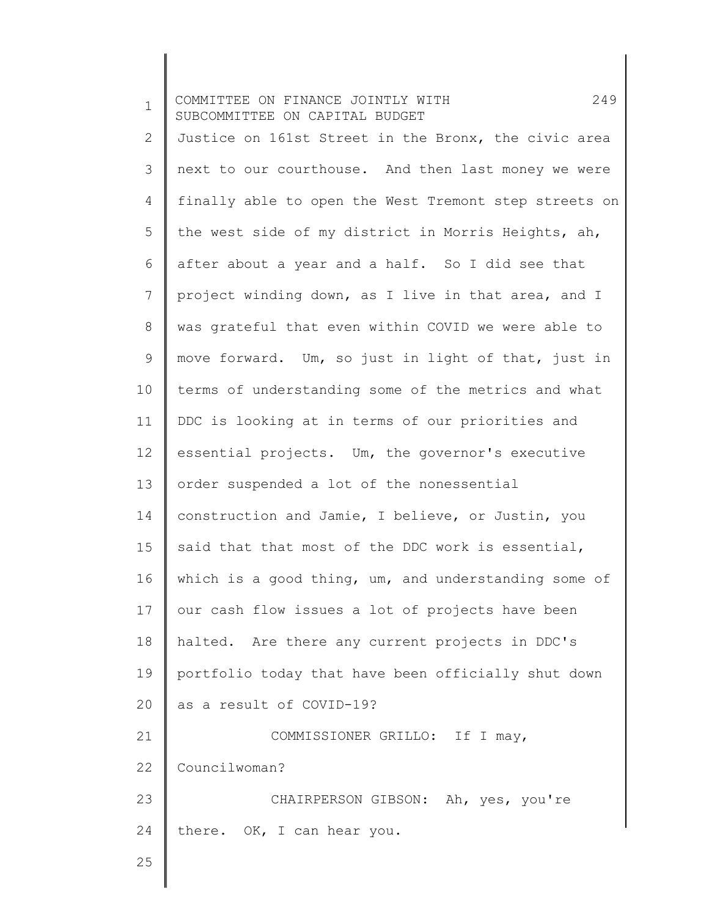Justice on 161st Street in the Bronx, the civic area next to our courthouse. And then last money we were finally able to open the West Tremont step streets on the west side of my district in Morris Heights, ah, after about a year and a half. So I did see that project winding down, as I live in that area, and I was grateful that even within COVID we were able to move forward. Um, so just in light of that, just in terms of understanding some of the metrics and what DDC is looking at in terms of our priorities and essential projects. Um, the governor's executive order suspended a lot of the nonessential construction and Jamie, I believe, or Justin, you said that that most of the DDC work is essential, which is a good thing, um, and understanding some of our cash flow issues a lot of projects have been halted. Are there any current projects in DDC's portfolio today that have been officially shut down as a result of COVID-19?

COMMISSIONER GRILLO: If I may, Councilwoman?

CHAIRPERSON GIBSON: Ah, yes, you're there. OK, I can hear you.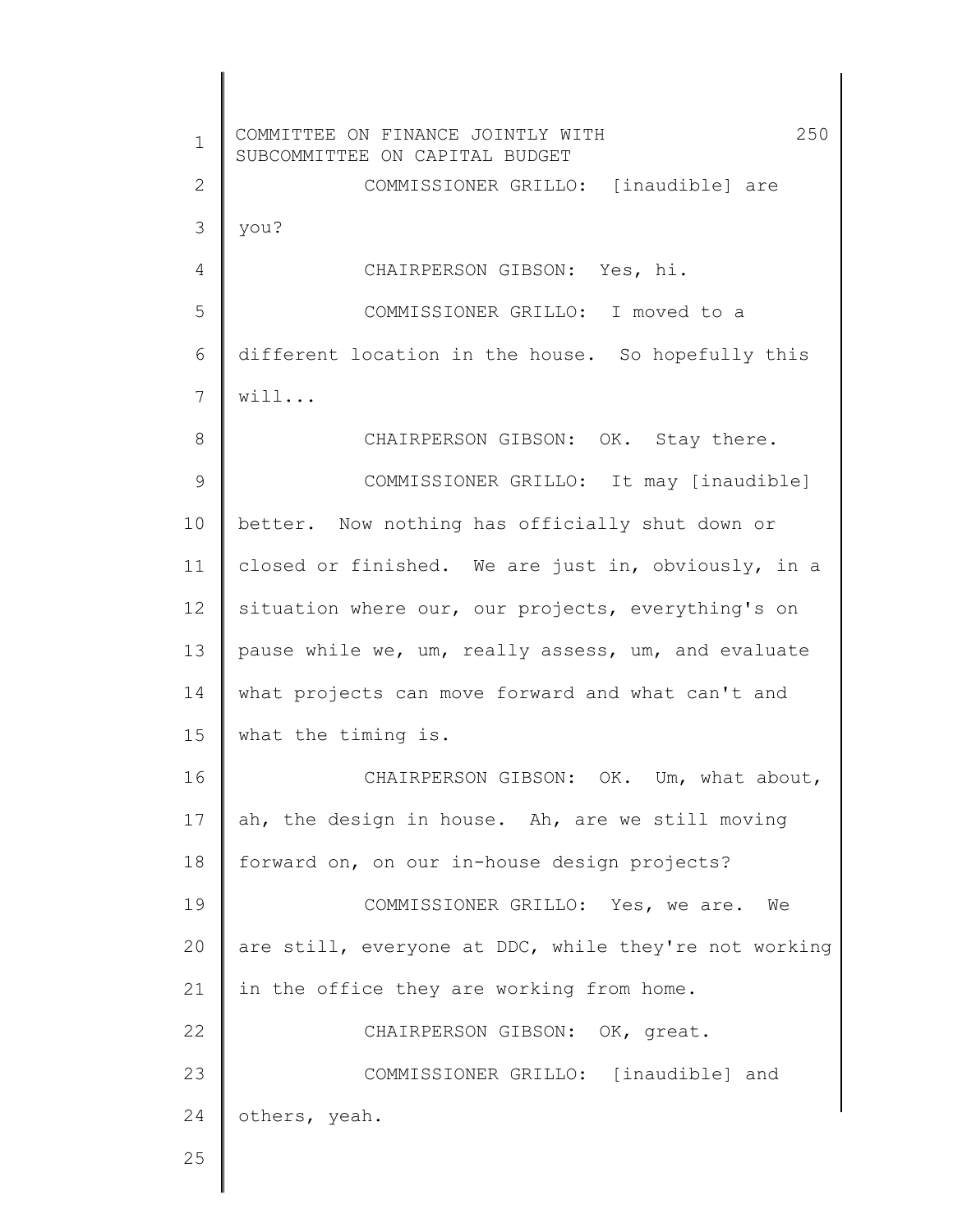COMMISSIONER GRILLO: [inaudible] are you?

CHAIRPERSON GIBSON: Yes, hi.

COMMISSIONER GRILLO: I moved to a different location in the house. So hopefully this will...

CHAIRPERSON GIBSON: OK. Stay there.

COMMISSIONER GRILLO: It may [inaudible] better. Now nothing has officially shut down or closed or finished. We are just in, obviously, in a situation where our, our projects, everything's on pause while we, um, really assess, um, and evaluate what projects can move forward and what can't and what the timing is.

CHAIRPERSON GIBSON: OK. Um, what about, ah, the design in house. Ah, are we still moving forward on, on our in-house design projects?

COMMISSIONER GRILLO: Yes, we are. We are still, everyone at DDC, while they're not working in the office they are working from home.

CHAIRPERSON GIBSON: OK, great.

COMMISSIONER GRILLO: [inaudible] and others, yeah.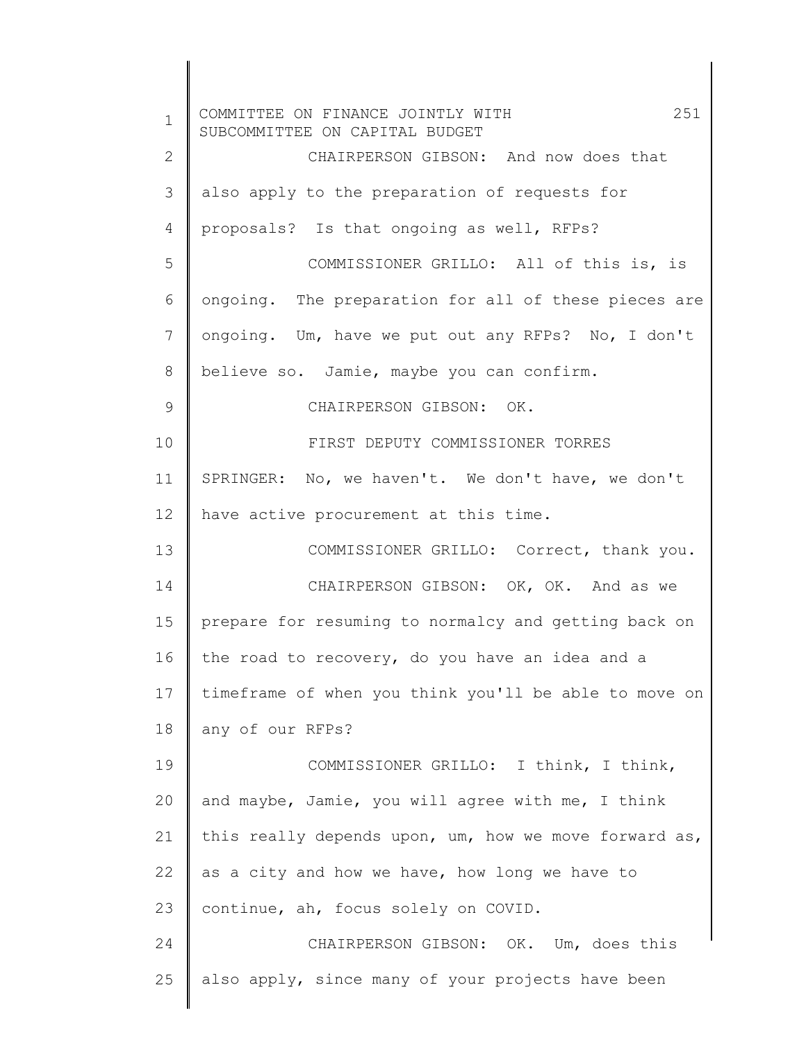CHAIRPERSON GIBSON: And now does that also apply to the preparation of requests for proposals? Is that ongoing as well, RFPs?

COMMISSIONER GRILLO: All of this is, is ongoing. The preparation for all of these pieces are ongoing. Um, have we put out any RFPs? No, I don't believe so. Jamie, maybe you can confirm.

CHAIRPERSON GIBSON: OK.

FIRST DEPUTY COMMISSIONER TORRES SPRINGER: No, we haven't. We don't have, we don't have active procurement at this time.

COMMISSIONER GRILLO: Correct, thank you.

CHAIRPERSON GIBSON: OK, OK. And as we prepare for resuming to normalcy and getting back on the road to recovery, do you have an idea and a timeframe of when you think you'll be able to move on any of our RFPs?

COMMISSIONER GRILLO: I think, I think, and maybe, Jamie, you will agree with me, I think this really depends upon, um, how we move forward as, as a city and how we have, how long we have to continue, ah, focus solely on COVID.

CHAIRPERSON GIBSON: OK. Um, does this also apply, since many of your projects have been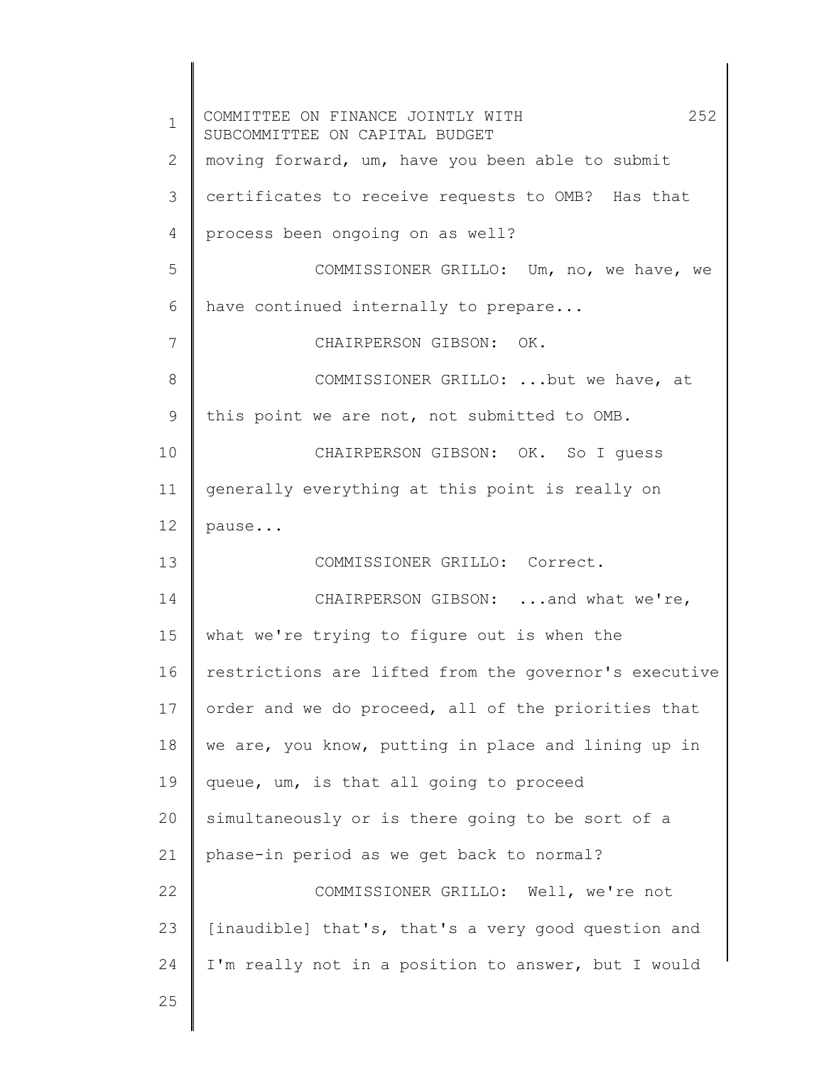moving forward, um, have you been able to submit certificates to receive requests to OMB? Has that process been ongoing on as well?

COMMISSIONER GRILLO: Um, no, we have, we have continued internally to prepare...

CHAIRPERSON GIBSON: OK.

COMMISSIONER GRILLO: ...but we have, at this point we are not, not submitted to OMB.

CHAIRPERSON GIBSON: OK. So I guess generally everything at this point is really on pause...

COMMISSIONER GRILLO: Correct.

CHAIRPERSON GIBSON: ...and what we're, what we're trying to figure out is when the restrictions are lifted from the governor's executive order and we do proceed, all of the priorities that we are, you know, putting in place and lining up in queue, um, is that all going to proceed simultaneously or is there going to be sort of a phase-in period as we get back to normal?

COMMISSIONER GRILLO: Well, we're not [inaudible] that's, that's a very good question and I'm really not in a position to answer, but I would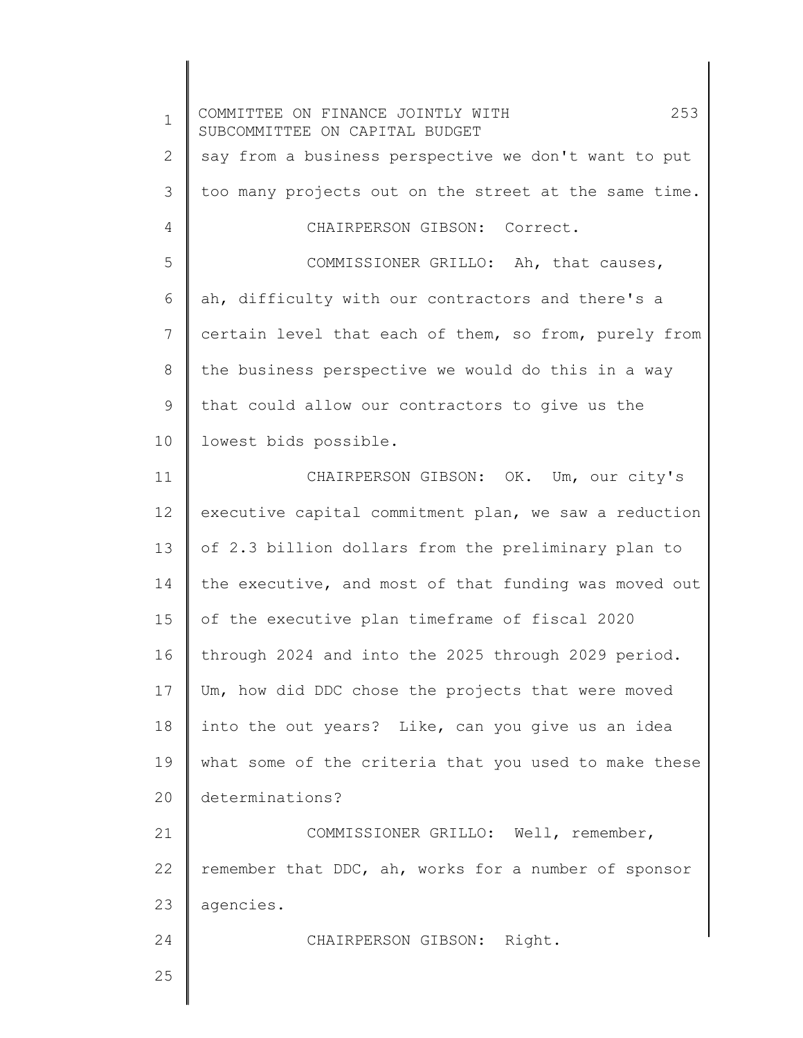say from a business perspective we don't want to put too many projects out on the street at the same time.

CHAIRPERSON GIBSON: Correct.

COMMISSIONER GRILLO: Ah, that causes, ah, difficulty with our contractors and there's a certain level that each of them, so from, purely from the business perspective we would do this in a way that could allow our contractors to give us the lowest bids possible.

CHAIRPERSON GIBSON: OK. Um, our city's executive capital commitment plan, we saw a reduction of 2.3 billion dollars from the preliminary plan to the executive, and most of that funding was moved out of the executive plan timeframe of fiscal 2020 through 2024 and into the 2025 through 2029 period. Um, how did DDC chose the projects that were moved into the out years? Like, can you give us an idea what some of the criteria that you used to make these determinations?

COMMISSIONER GRILLO: Well, remember, remember that DDC, ah, works for a number of sponsor agencies.

CHAIRPERSON GIBSON: Right.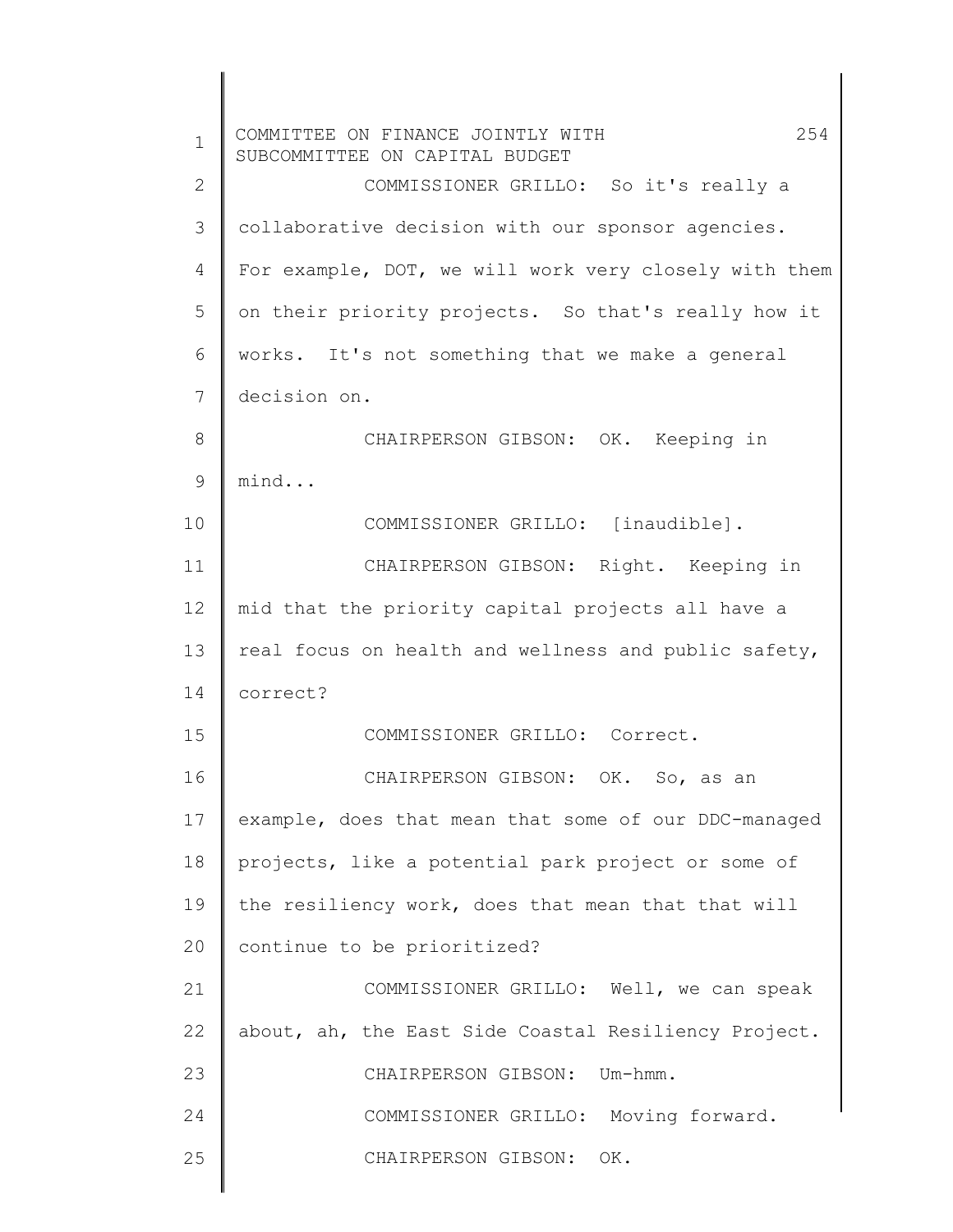COMMISSIONER GRILLO: So it's really a collaborative decision with our sponsor agencies. For example, DOT, we will work very closely with them on their priority projects. So that's really how it works. It's not something that we make a general decision on.

CHAIRPERSON GIBSON: OK. Keeping in mind...

COMMISSIONER GRILLO: [inaudible].

CHAIRPERSON GIBSON: Right. Keeping in mid that the priority capital projects all have a real focus on health and wellness and public safety, correct?

COMMISSIONER GRILLO: Correct.

CHAIRPERSON GIBSON: OK. So, as an example, does that mean that some of our DDC-managed projects, like a potential park project or some of the resiliency work, does that mean that that will continue to be prioritized?

COMMISSIONER GRILLO: Well, we can speak about, ah, the East Side Coastal Resiliency Project.

CHAIRPERSON GIBSON: Um-hmm.

COMMISSIONER GRILLO: Moving forward.

CHAIRPERSON GIBSON: OK.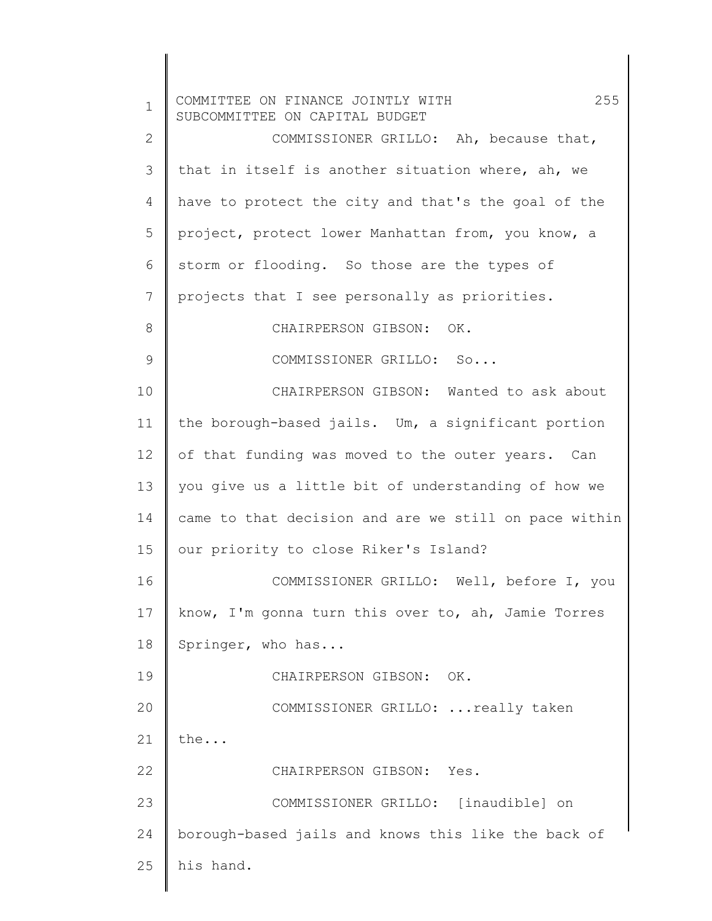COMMISSIONER GRILLO: Ah, because that, that in itself is another situation where, ah, we have to protect the city and that's the goal of the project, protect lower Manhattan from, you know, a storm or flooding. So those are the types of projects that I see personally as priorities.

CHAIRPERSON GIBSON: OK.

COMMISSIONER GRILLO: So...

CHAIRPERSON GIBSON: Wanted to ask about the borough-based jails. Um, a significant portion of that funding was moved to the outer years. Can you give us a little bit of understanding of how we came to that decision and are we still on pace within our priority to close Riker's Island?

COMMISSIONER GRILLO: Well, before I, you know, I'm gonna turn this over to, ah, Jamie Torres Springer, who has...

CHAIRPERSON GIBSON: OK.

COMMISSIONER GRILLO: ...really taken the...

CHAIRPERSON GIBSON: Yes.

COMMISSIONER GRILLO: [inaudible] on borough-based jails and knows this like the back of his hand.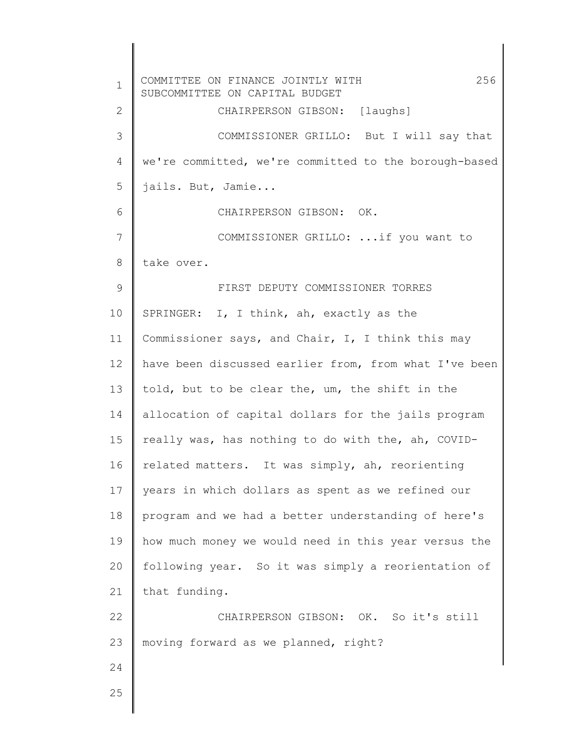CHAIRPERSON GIBSON: [laughs]

COMMISSIONER GRILLO: But I will say that we're committed, we're committed to the borough-based jails. But, Jamie...

CHAIRPERSON GIBSON: OK.

COMMISSIONER GRILLO: ...if you want to take over.

FIRST DEPUTY COMMISSIONER TORRES SPRINGER: I, I think, ah, exactly as the Commissioner says, and Chair, I, I think this may have been discussed earlier from, from what I've been told, but to be clear the, um, the shift in the allocation of capital dollars for the jails program really was, has nothing to do with the, ah, COVID-related matters. It was simply, ah, reorienting years in which dollars as spent as we refined our program and we had a better understanding of here's how much money we would need in this year versus the following year. So it was simply a reorientation of that funding.

CHAIRPERSON GIBSON: OK. So it's still moving forward as we planned, right?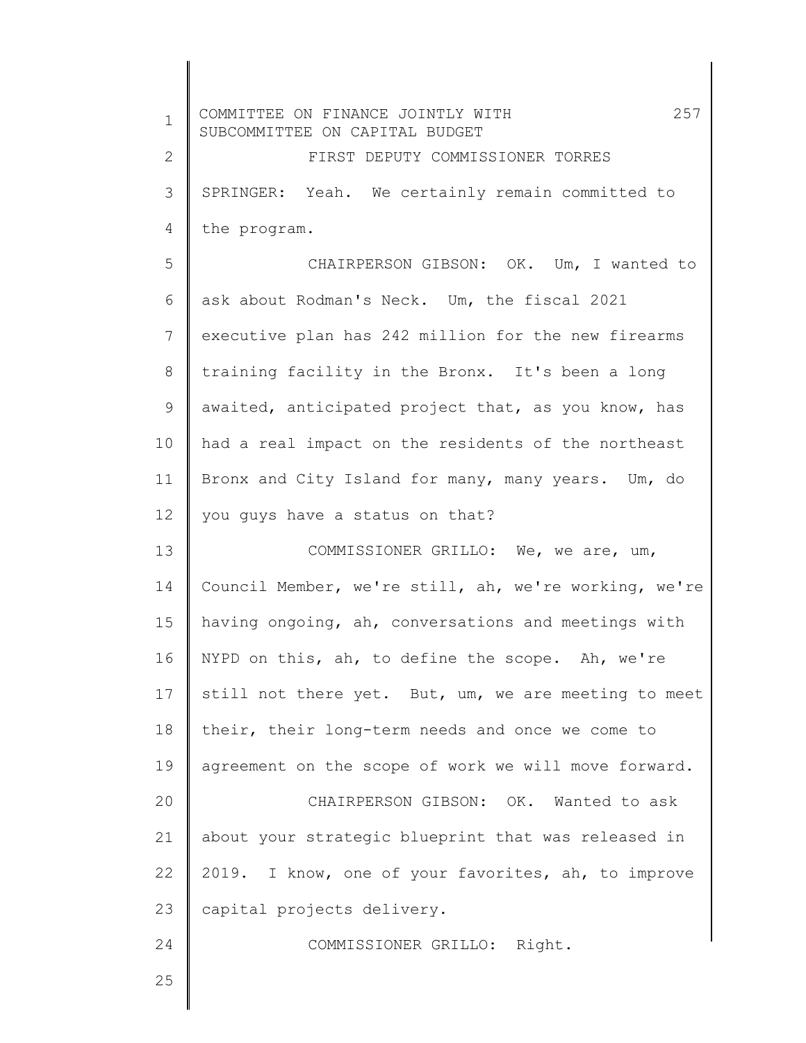FIRST DEPUTY COMMISSIONER TORRES SPRINGER: Yeah. We certainly remain committed to the program.

CHAIRPERSON GIBSON: OK. Um, I wanted to ask about Rodman's Neck. Um, the fiscal 2021 executive plan has 242 million for the new firearms training facility in the Bronx. It's been a long awaited, anticipated project that, as you know, has had a real impact on the residents of the northeast Bronx and City Island for many, many years. Um, do you guys have a status on that?

COMMISSIONER GRILLO: We, we are, um, Council Member, we're still, ah, we're working, we're having ongoing, ah, conversations and meetings with NYPD on this, ah, to define the scope. Ah, we're still not there yet. But, um, we are meeting to meet their, their long-term needs and once we come to agreement on the scope of work we will move forward.

CHAIRPERSON GIBSON: OK. Wanted to ask about your strategic blueprint that was released in 2019. I know, one of your favorites, ah, to improve capital projects delivery.

COMMISSIONER GRILLO: Right.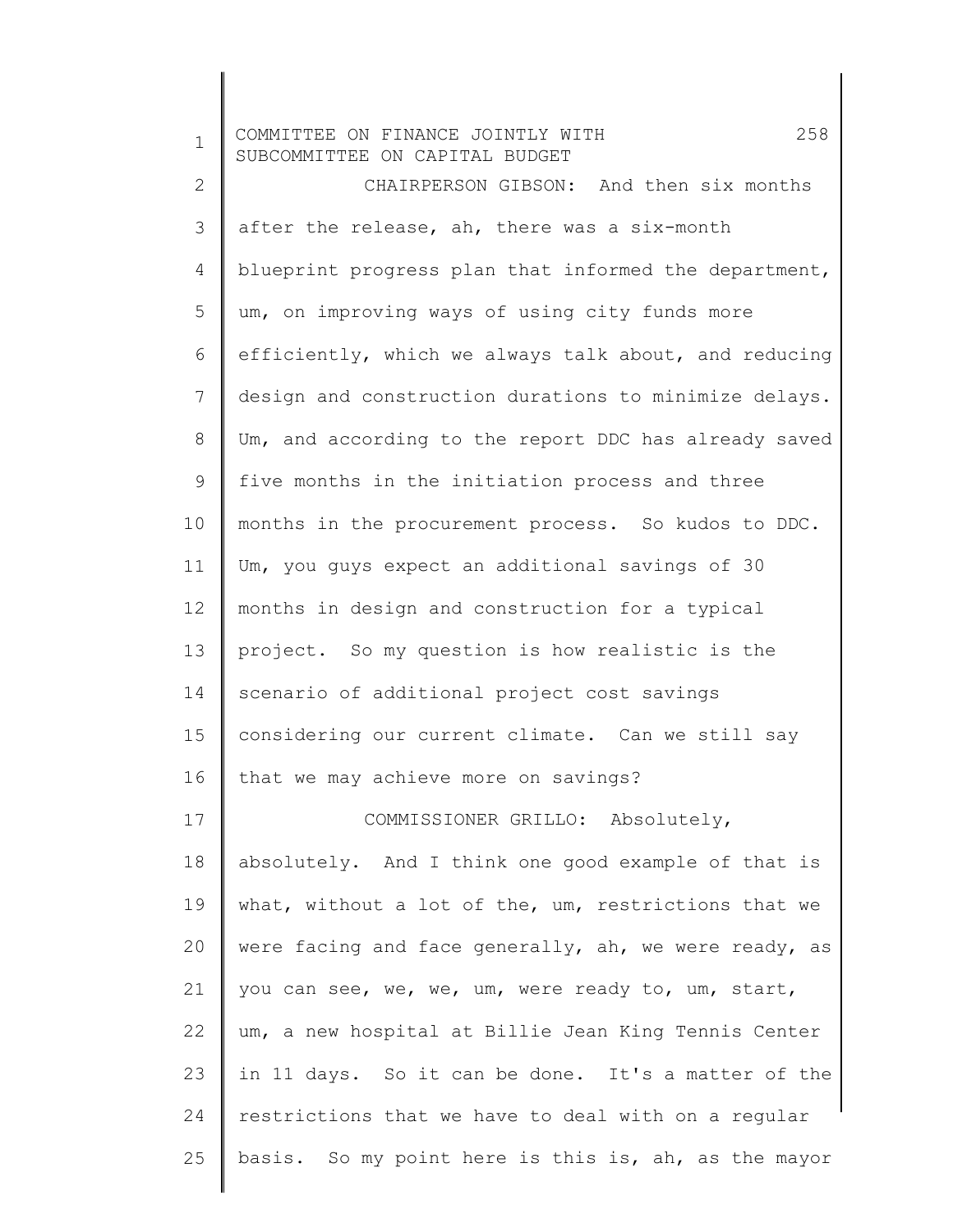CHAIRPERSON GIBSON: And then six months after the release, ah, there was a six-month blueprint progress plan that informed the department, um, on improving ways of using city funds more efficiently, which we always talk about, and reducing design and construction durations to minimize delays. Um, and according to the report DDC has already saved five months in the initiation process and three months in the procurement process. So kudos to DDC. Um, you guys expect an additional savings of 30 months in design and construction for a typical project. So my question is how realistic is the scenario of additional project cost savings considering our current climate. Can we still say that we may achieve more on savings?

COMMISSIONER GRILLO: Absolutely, absolutely. And I think one good example of that is what, without a lot of the, um, restrictions that we were facing and face generally, ah, we were ready, as you can see, we, we, um, were ready to, um, start, um, a new hospital at Billie Jean King Tennis Center in 11 days. So it can be done. It's a matter of the restrictions that we have to deal with on a regular basis. So my point here is this is, ah, as the mayor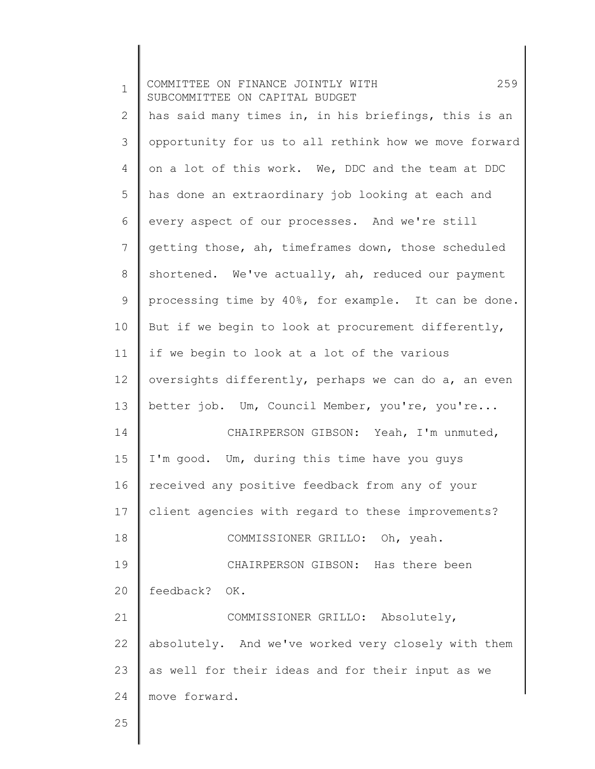has said many times in, in his briefings, this is an opportunity for us to all rethink how we move forward on a lot of this work. We, DDC and the team at DDC has done an extraordinary job looking at each and every aspect of our processes. And we're still getting those, ah, timeframes down, those scheduled shortened. We've actually, ah, reduced our payment processing time by 40%, for example. It can be done. But if we begin to look at procurement differently, if we begin to look at a lot of the various oversights differently, perhaps we can do a, an even better job. Um, Council Member, you're, you're...

CHAIRPERSON GIBSON: Yeah, I'm unmuted, I'm good. Um, during this time have you guys received any positive feedback from any of your client agencies with regard to these improvements?

COMMISSIONER GRILLO: Oh, yeah.

CHAIRPERSON GIBSON: Has there been feedback? OK.

COMMISSIONER GRILLO: Absolutely, absolutely. And we've worked very closely with them as well for their ideas and for their input as we move forward.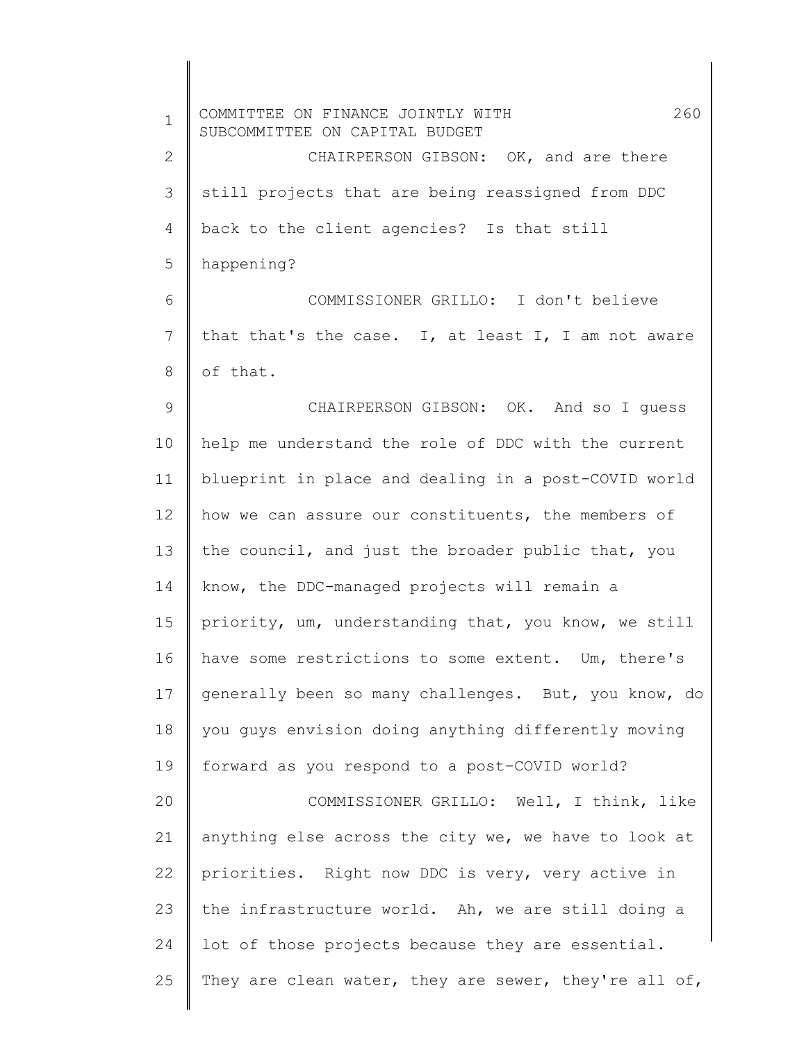CHAIRPERSON GIBSON: OK, and are there still projects that are being reassigned from DDC back to the client agencies? Is that still happening?

COMMISSIONER GRILLO: I don't believe that that's the case. I, at least I, I am not aware of that.

CHAIRPERSON GIBSON: OK. And so I guess help me understand the role of DDC with the current blueprint in place and dealing in a post-COVID world how we can assure our constituents, the members of the council, and just the broader public that, you know, the DDC-managed projects will remain a priority, um, understanding that, you know, we still have some restrictions to some extent. Um, there's generally been so many challenges. But, you know, do you guys envision doing anything differently moving forward as you respond to a post-COVID world?

COMMISSIONER GRILLO: Well, I think, like anything else across the city we, we have to look at priorities. Right now DDC is very, very active in the infrastructure world. Ah, we are still doing a lot of those projects because they are essential. They are clean water, they are sewer, they're all of,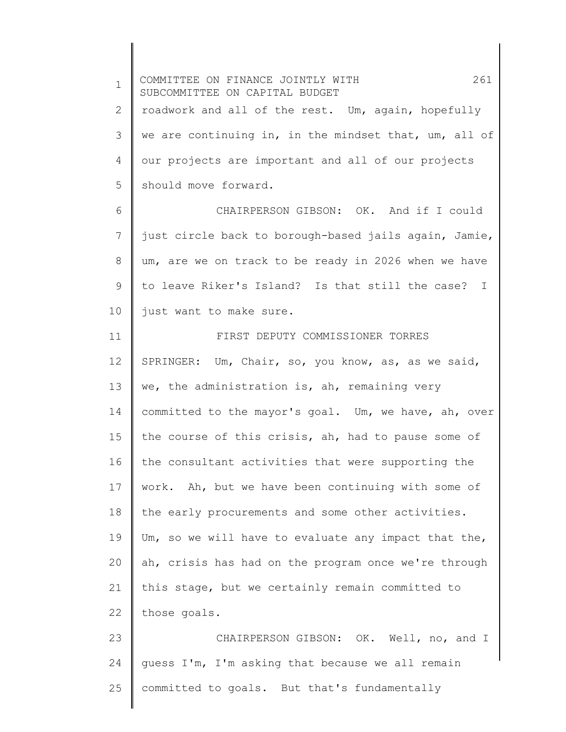roadwork and all of the rest. Um, again, hopefully we are continuing in, in the mindset that, um, all of our projects are important and all of our projects should move forward.

CHAIRPERSON GIBSON: OK. And if I could just circle back to borough-based jails again, Jamie, um, are we on track to be ready in 2026 when we have to leave Riker's Island? Is that still the case? I just want to make sure.

FIRST DEPUTY COMMISSIONER TORRES SPRINGER: Um, Chair, so, you know, as, as we said, we, the administration is, ah, remaining very committed to the mayor's goal. Um, we have, ah, over the course of this crisis, ah, had to pause some of the consultant activities that were supporting the work. Ah, but we have been continuing with some of the early procurements and some other activities. Um, so we will have to evaluate any impact that the, ah, crisis has had on the program once we're through this stage, but we certainly remain committed to those goals.

CHAIRPERSON GIBSON: OK. Well, no, and I guess I'm, I'm asking that because we all remain committed to goals. But that's fundamentally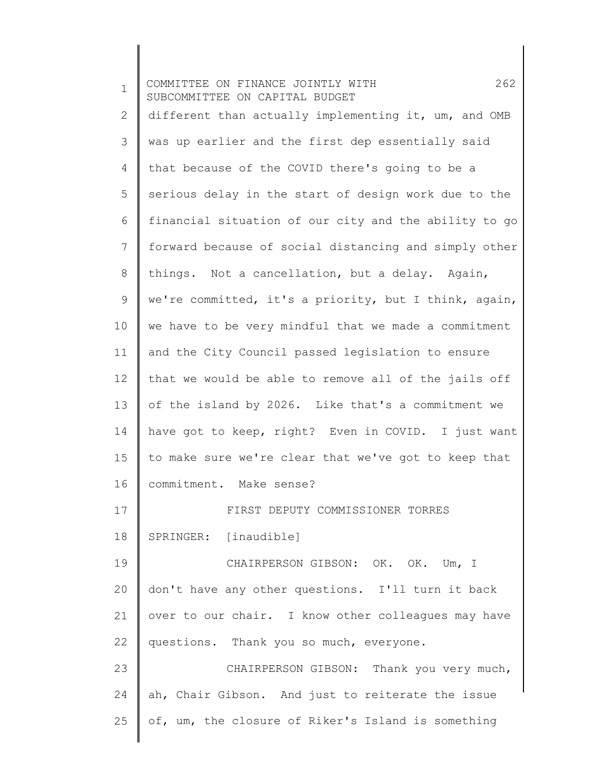different than actually implementing it, um, and OMB was up earlier and the first dep essentially said that because of the COVID there's going to be a serious delay in the start of design work due to the financial situation of our city and the ability to go forward because of social distancing and simply other things. Not a cancellation, but a delay. Again, we're committed, it's a priority, but I think, again, we have to be very mindful that we made a commitment and the City Council passed legislation to ensure that we would be able to remove all of the jails off of the island by 2026. Like that's a commitment we have got to keep, right? Even in COVID. I just want to make sure we're clear that we've got to keep that commitment. Make sense?

FIRST DEPUTY COMMISSIONER TORRES SPRINGER: [inaudible]

CHAIRPERSON GIBSON: OK. OK. Um, I don't have any other questions. I'll turn it back over to our chair. I know other colleagues may have questions. Thank you so much, everyone.

CHAIRPERSON GIBSON: Thank you very much, ah, Chair Gibson. And just to reiterate the issue of, um, the closure of Riker's Island is something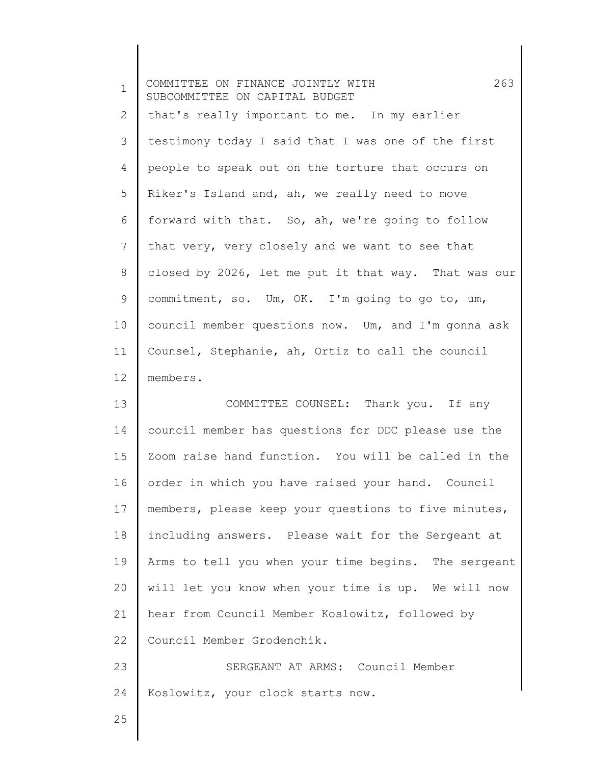that's really important to me. In my earlier testimony today I said that I was one of the first people to speak out on the torture that occurs on Riker's Island and, ah, we really need to move forward with that. So, ah, we're going to follow that very, very closely and we want to see that closed by 2026, let me put it that way. That was our commitment, so. Um, OK. I'm going to go to, um, council member questions now. Um, and I'm gonna ask Counsel, Stephanie, ah, Ortiz to call the council members.

COMMITTEE COUNSEL: Thank you. If any council member has questions for DDC please use the Zoom raise hand function. You will be called in the order in which you have raised your hand. Council members, please keep your questions to five minutes, including answers. Please wait for the Sergeant at Arms to tell you when your time begins. The sergeant will let you know when your time is up. We will now hear from Council Member Koslowitz, followed by Council Member Grodenchik.

SERGEANT AT ARMS: Council Member Koslowitz, your clock starts now.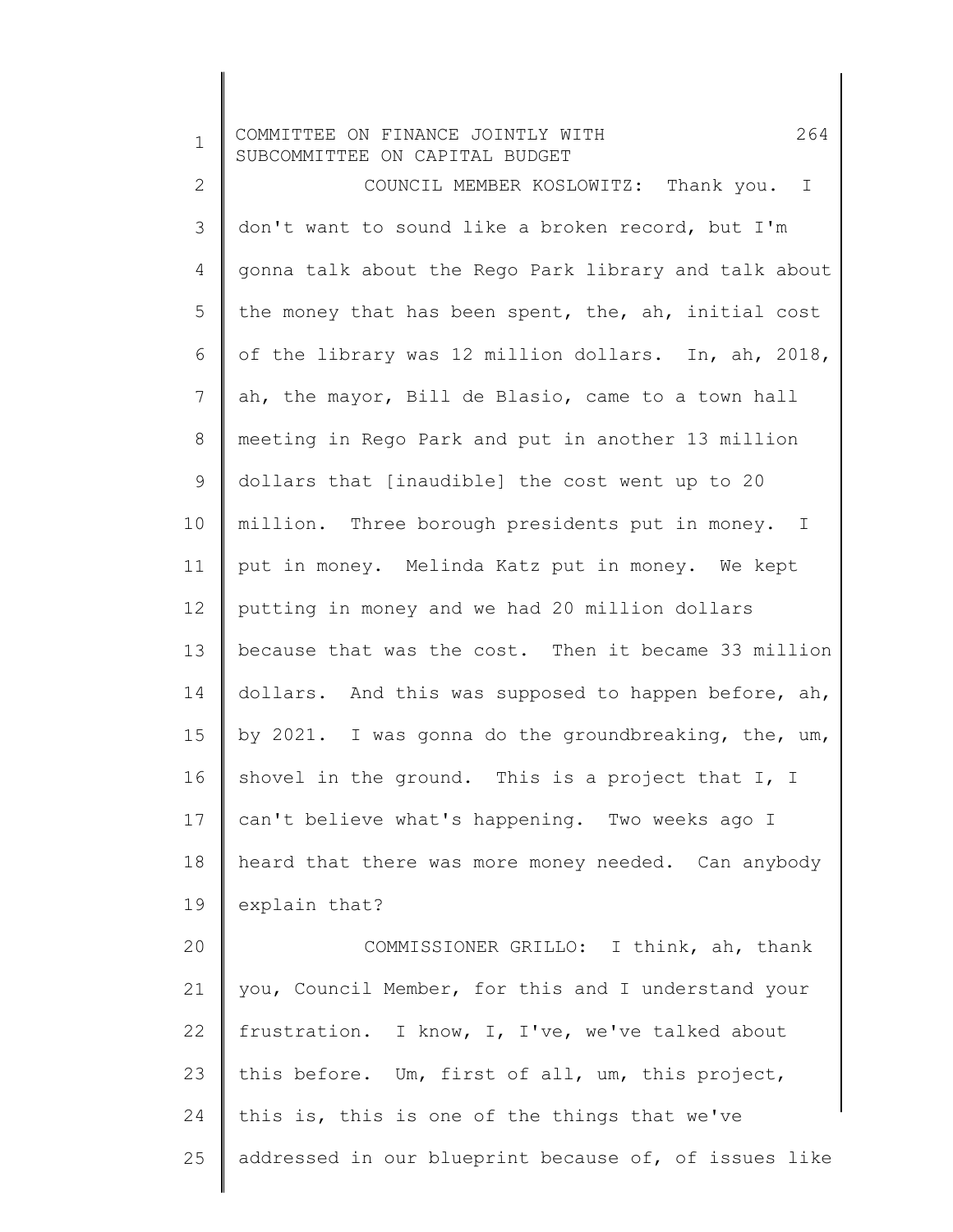COUNCIL MEMBER KOSLOWITZ: Thank you. I don't want to sound like a broken record, but I'm gonna talk about the Rego Park library and talk about the money that has been spent, the, ah, initial cost of the library was 12 million dollars. In, ah, 2018, ah, the mayor, Bill de Blasio, came to a town hall meeting in Rego Park and put in another 13 million dollars that [inaudible] the cost went up to 20 million. Three borough presidents put in money. I put in money. Melinda Katz put in money. We kept putting in money and we had 20 million dollars because that was the cost. Then it became 33 million dollars. And this was supposed to happen before, ah, by 2021. I was gonna do the groundbreaking, the, um, shovel in the ground. This is a project that I, I can't believe what's happening. Two weeks ago I heard that there was more money needed. Can anybody explain that?

COMMISSIONER GRILLO: I think, ah, thank you, Council Member, for this and I understand your frustration. I know, I, I've, we've talked about this before. Um, first of all, um, this project, this is, this is one of the things that we've addressed in our blueprint because of, of issues like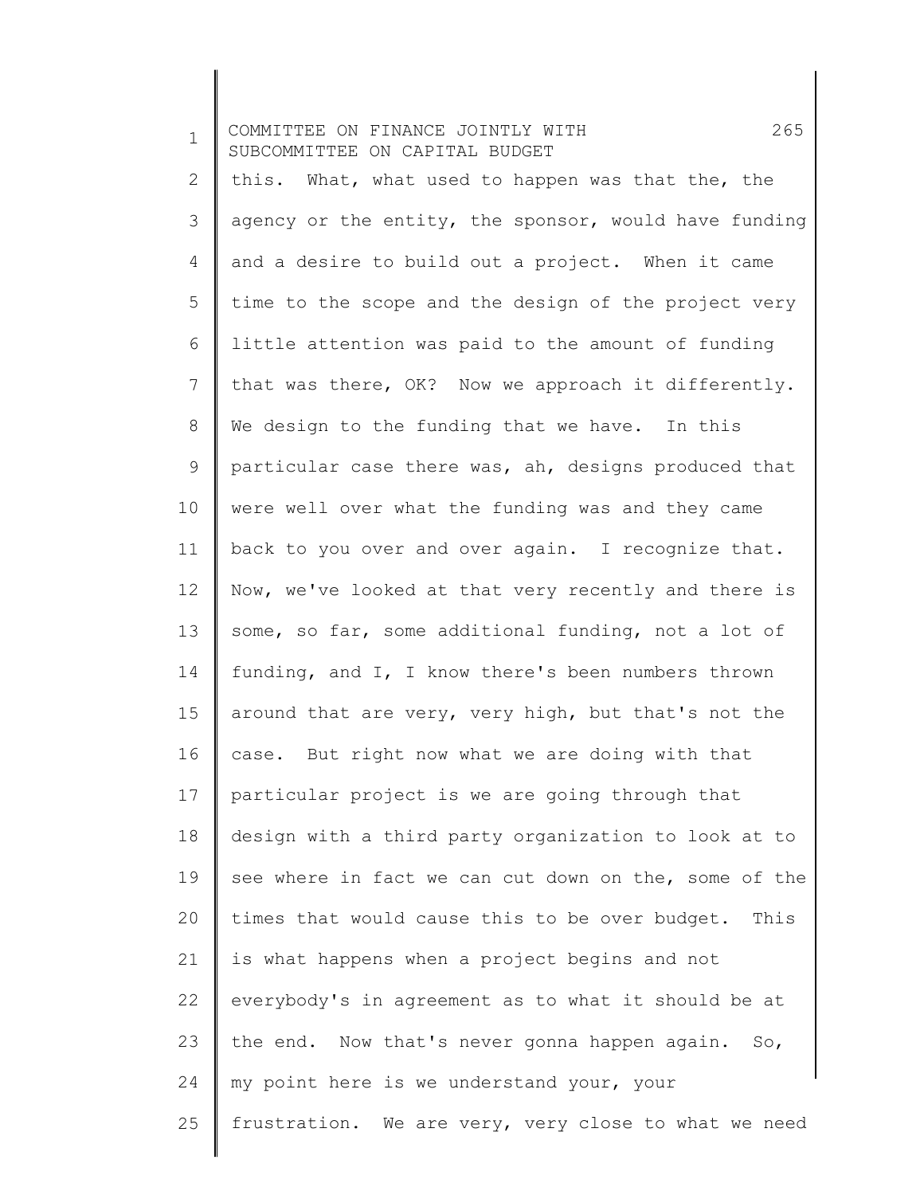this. What, what used to happen was that the, the agency or the entity, the sponsor, would have funding and a desire to build out a project. When it came time to the scope and the design of the project very little attention was paid to the amount of funding that was there, OK? Now we approach it differently. We design to the funding that we have. In this particular case there was, ah, designs produced that were well over what the funding was and they came back to you over and over again. I recognize that. Now, we've looked at that very recently and there is some, so far, some additional funding, not a lot of funding, and I, I know there's been numbers thrown around that are very, very high, but that's not the case. But right now what we are doing with that particular project is we are going through that design with a third party organization to look at to see where in fact we can cut down on the, some of the times that would cause this to be over budget. This is what happens when a project begins and not everybody's in agreement as to what it should be at the end. Now that's never gonna happen again. So, my point here is we understand your, your frustration. We are very, very close to what we need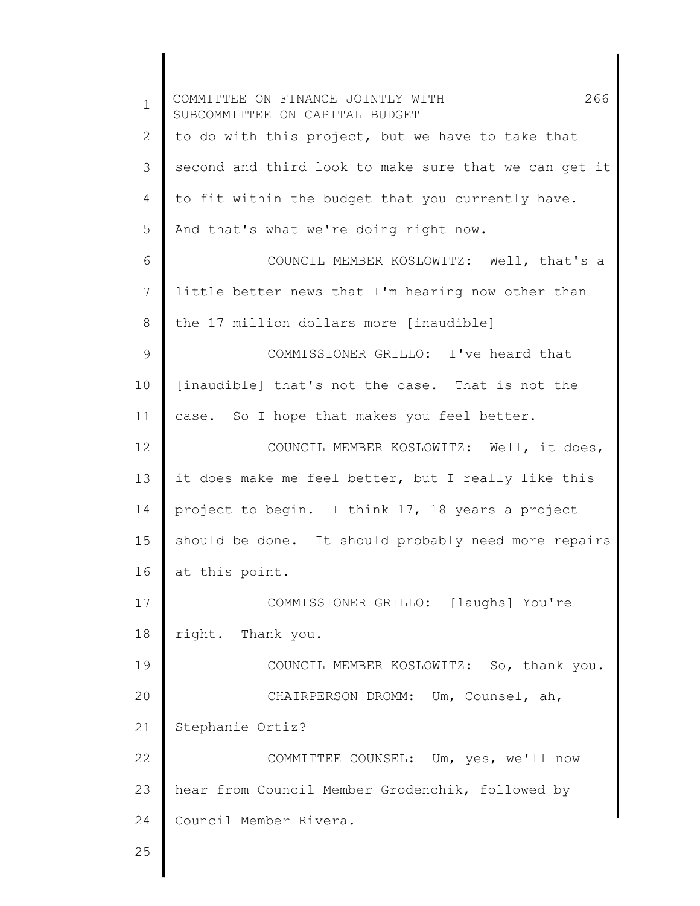to do with this project, but we have to take that second and third look to make sure that we can get it to fit within the budget that you currently have. And that's what we're doing right now.

COUNCIL MEMBER KOSLOWITZ: Well, that's a little better news that I'm hearing now other than the 17 million dollars more [inaudible]

COMMISSIONER GRILLO: I've heard that [inaudible] that's not the case. That is not the case. So I hope that makes you feel better.

COUNCIL MEMBER KOSLOWITZ: Well, it does, it does make me feel better, but I really like this project to begin. I think 17, 18 years a project should be done. It should probably need more repairs at this point.

COMMISSIONER GRILLO: [laughs] You're right. Thank you.

COUNCIL MEMBER KOSLOWITZ: So, thank you.

CHAIRPERSON DROMM: Um, Counsel, ah, Stephanie Ortiz?

COMMITTEE COUNSEL: Um, yes, we'll now hear from Council Member Grodenchik, followed by Council Member Rivera.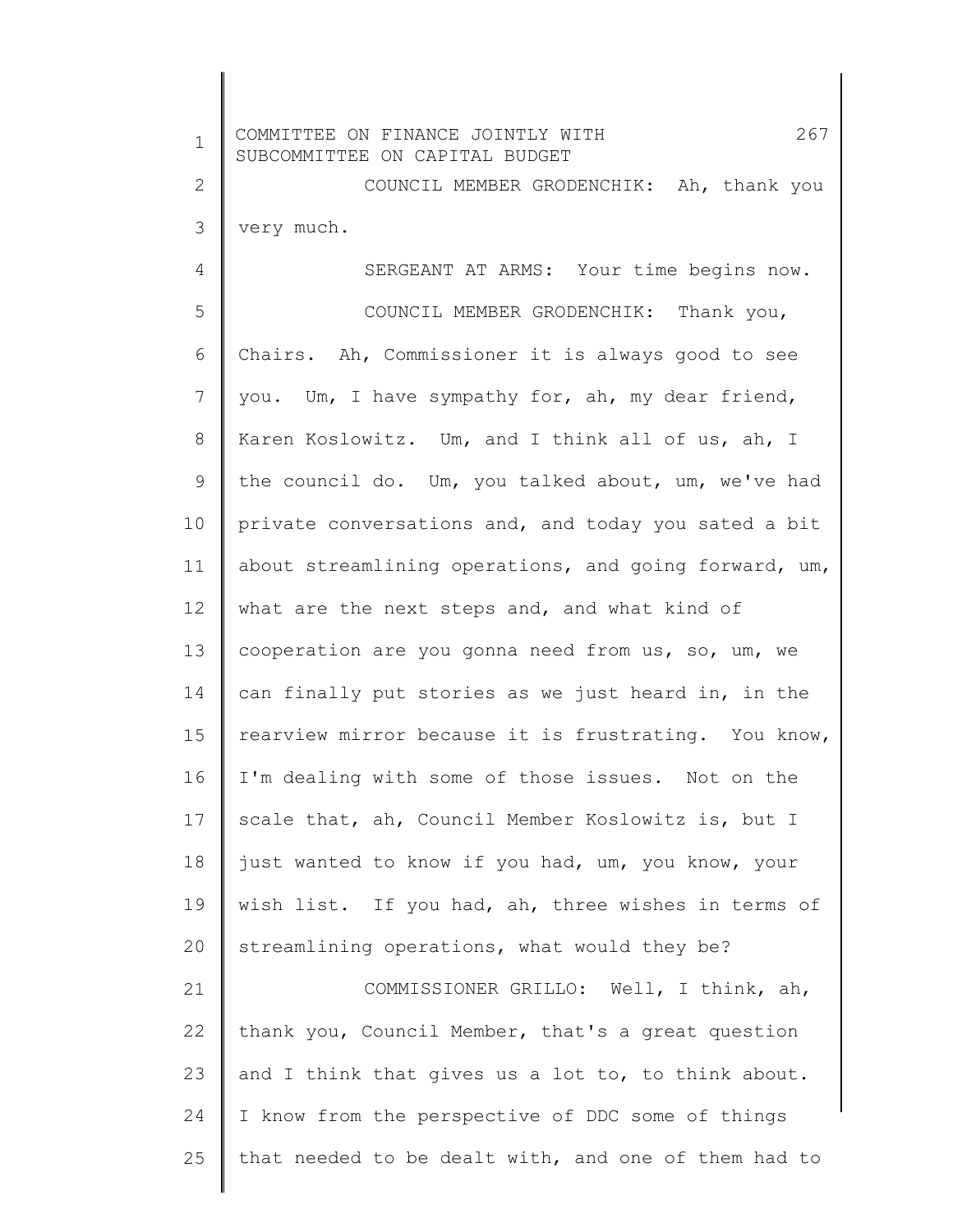COUNCIL MEMBER GRODENCHIK: Ah, thank you very much.

SERGEANT AT ARMS: Your time begins now.

COUNCIL MEMBER GRODENCHIK: Thank you, Chairs. Ah, Commissioner it is always good to see you. Um, I have sympathy for, ah, my dear friend, Karen Koslowitz. Um, and I think all of us, ah, I the council do. Um, you talked about, um, we've had private conversations and, and today you sated a bit about streamlining operations, and going forward, um, what are the next steps and, and what kind of cooperation are you gonna need from us, so, um, we can finally put stories as we just heard in, in the rearview mirror because it is frustrating. You know, I'm dealing with some of those issues. Not on the scale that, ah, Council Member Koslowitz is, but I just wanted to know if you had, um, you know, your wish list. If you had, ah, three wishes in terms of streamlining operations, what would they be?

COMMISSIONER GRILLO: Well, I think, ah, thank you, Council Member, that's a great question and I think that gives us a lot to, to think about. I know from the perspective of DDC some of things that needed to be dealt with, and one of them had to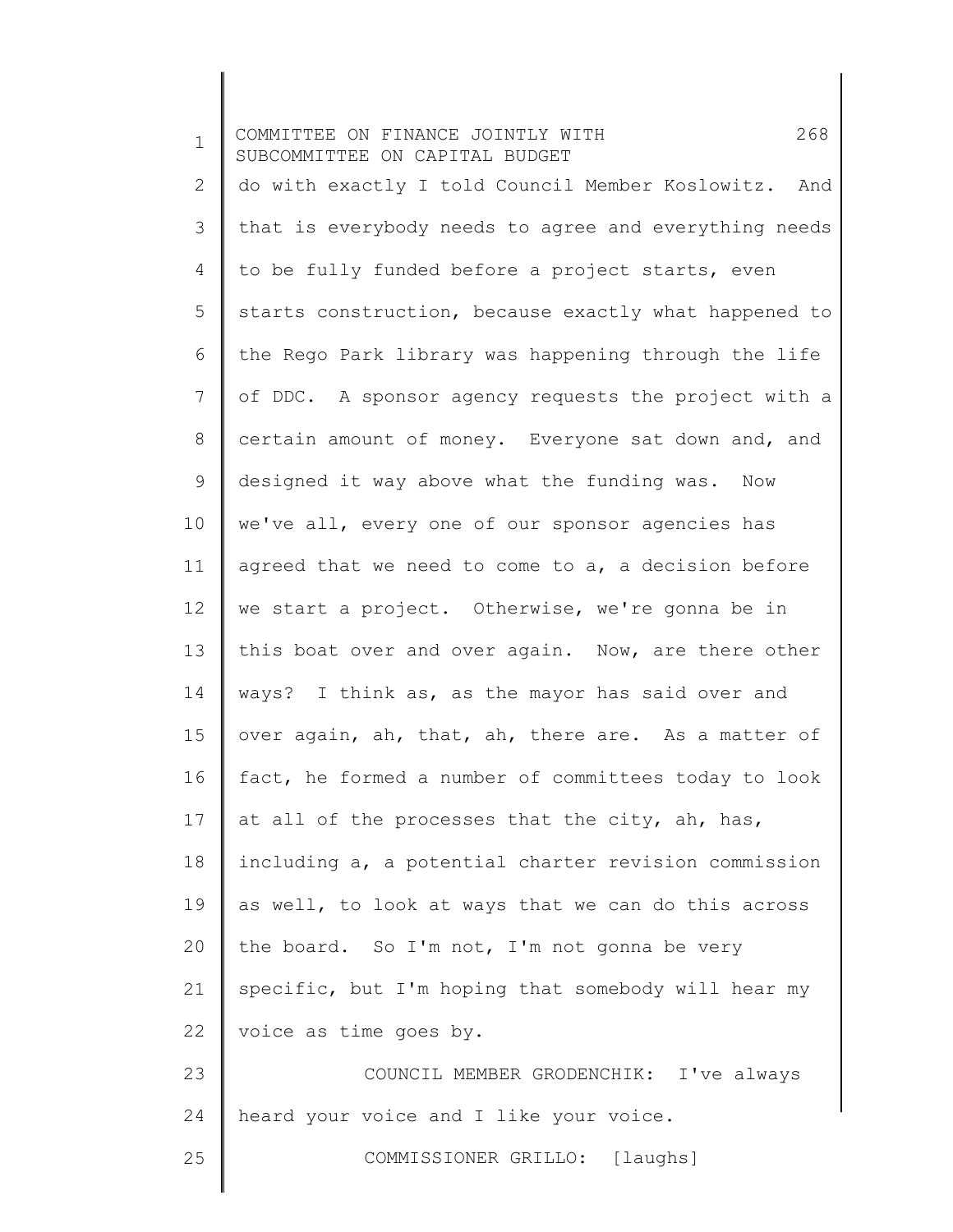do with exactly I told Council Member Koslowitz. And that is everybody needs to agree and everything needs to be fully funded before a project starts, even starts construction, because exactly what happened to the Rego Park library was happening through the life of DDC. A sponsor agency requests the project with a certain amount of money. Everyone sat down and, and designed it way above what the funding was. Now we've all, every one of our sponsor agencies has agreed that we need to come to a, a decision before we start a project. Otherwise, we're gonna be in this boat over and over again. Now, are there other ways? I think as, as the mayor has said over and over again, ah, that, ah, there are. As a matter of fact, he formed a number of committees today to look at all of the processes that the city, ah, has, including a, a potential charter revision commission as well, to look at ways that we can do this across the board. So I'm not, I'm not gonna be very specific, but I'm hoping that somebody will hear my voice as time goes by.

COUNCIL MEMBER GRODENCHIK: I've always heard your voice and I like your voice.

COMMISSIONER GRILLO: [laughs]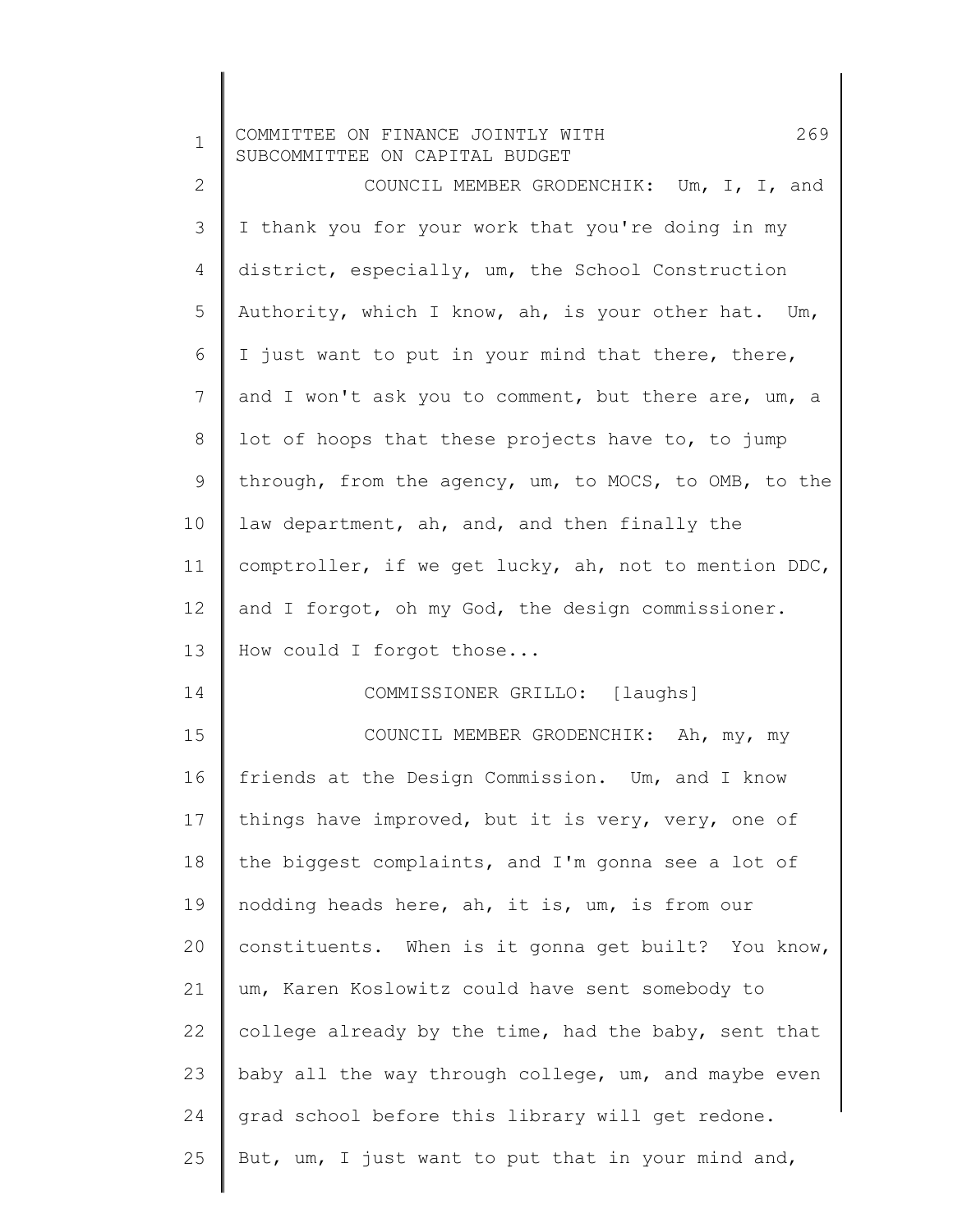COUNCIL MEMBER GRODENCHIK: Um, I, I, and I thank you for your work that you're doing in my district, especially, um, the School Construction Authority, which I know, ah, is your other hat. Um, I just want to put in your mind that there, there, and I won't ask you to comment, but there are, um, a lot of hoops that these projects have to, to jump through, from the agency, um, to MOCS, to OMB, to the law department, ah, and, and then finally the comptroller, if we get lucky, ah, not to mention DDC, and I forgot, oh my God, the design commissioner. How could I forgot those...

COMMISSIONER GRILLO: [laughs]

COUNCIL MEMBER GRODENCHIK: Ah, my, my friends at the Design Commission. Um, and I know things have improved, but it is very, very, one of the biggest complaints, and I'm gonna see a lot of nodding heads here, ah, it is, um, is from our constituents. When is it gonna get built? You know, um, Karen Koslowitz could have sent somebody to college already by the time, had the baby, sent that baby all the way through college, um, and maybe even grad school before this library will get redone. But, um, I just want to put that in your mind and,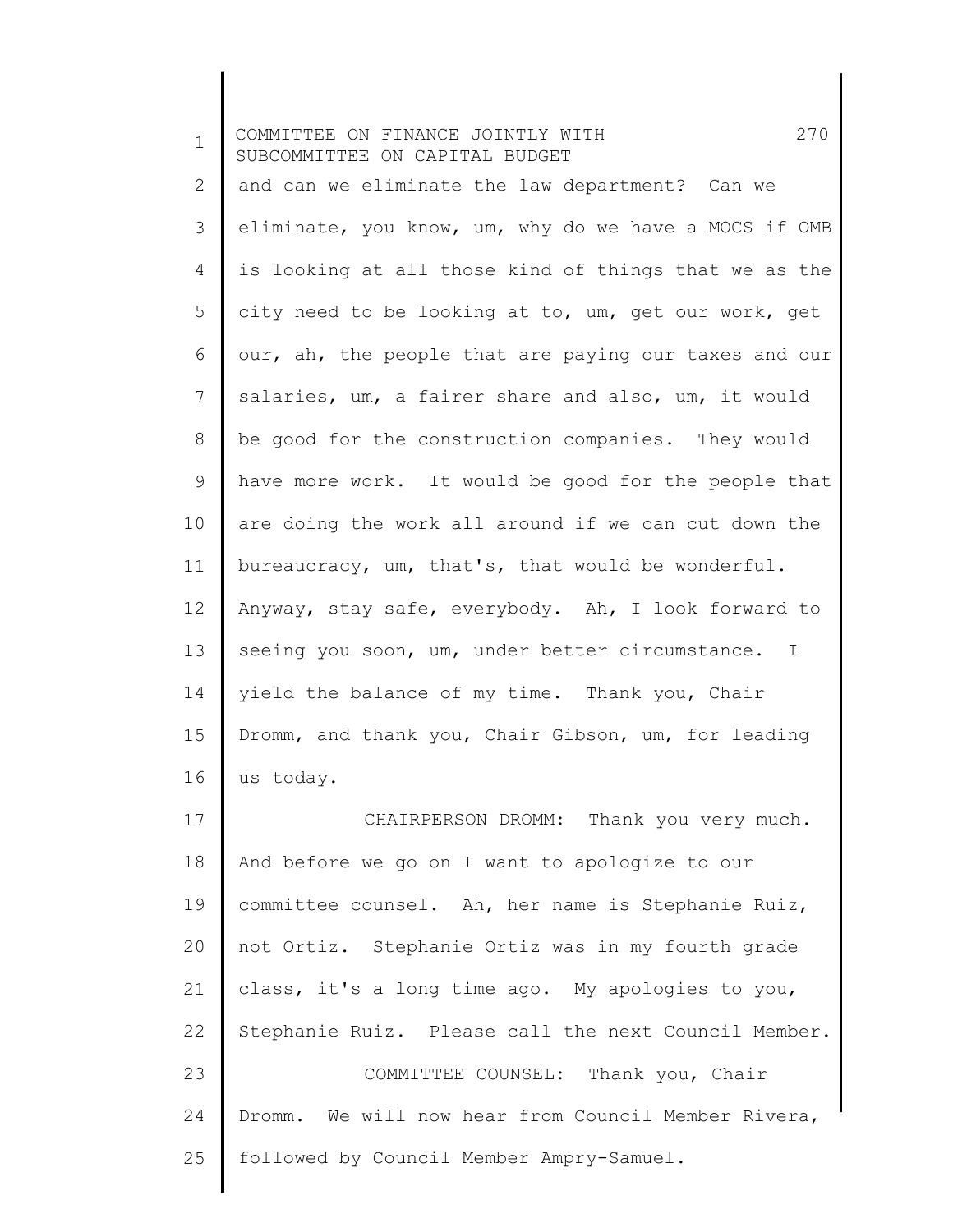and can we eliminate the law department? Can we eliminate, you know, um, why do we have a MOCS if OMB is looking at all those kind of things that we as the city need to be looking at to, um, get our work, get our, ah, the people that are paying our taxes and our salaries, um, a fairer share and also, um, it would be good for the construction companies. They would have more work. It would be good for the people that are doing the work all around if we can cut down the bureaucracy, um, that's, that would be wonderful. Anyway, stay safe, everybody. Ah, I look forward to seeing you soon, um, under better circumstance. I yield the balance of my time. Thank you, Chair Dromm, and thank you, Chair Gibson, um, for leading us today.

CHAIRPERSON DROMM: Thank you very much. And before we go on I want to apologize to our committee counsel. Ah, her name is Stephanie Ruiz, not Ortiz. Stephanie Ortiz was in my fourth grade class, it's a long time ago. My apologies to you, Stephanie Ruiz. Please call the next Council Member.

COMMITTEE COUNSEL: Thank you, Chair Dromm. We will now hear from Council Member Rivera, followed by Council Member Ampry-Samuel.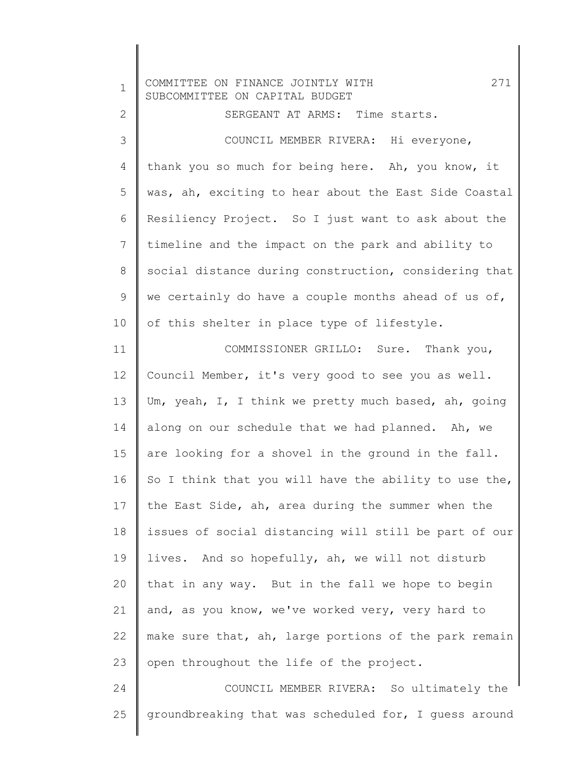SERGEANT AT ARMS: Time starts.

COUNCIL MEMBER RIVERA: Hi everyone, thank you so much for being here. Ah, you know, it was, ah, exciting to hear about the East Side Coastal Resiliency Project. So I just want to ask about the timeline and the impact on the park and ability to social distance during construction, considering that we certainly do have a couple months ahead of us of, of this shelter in place type of lifestyle.

COMMISSIONER GRILLO: Sure. Thank you, Council Member, it's very good to see you as well. Um, yeah, I, I think we pretty much based, ah, going along on our schedule that we had planned. Ah, we are looking for a shovel in the ground in the fall. So I think that you will have the ability to use the, the East Side, ah, area during the summer when the issues of social distancing will still be part of our lives. And so hopefully, ah, we will not disturb that in any way. But in the fall we hope to begin and, as you know, we've worked very, very hard to make sure that, ah, large portions of the park remain open throughout the life of the project.

COUNCIL MEMBER RIVERA: So ultimately the groundbreaking that was scheduled for, I guess around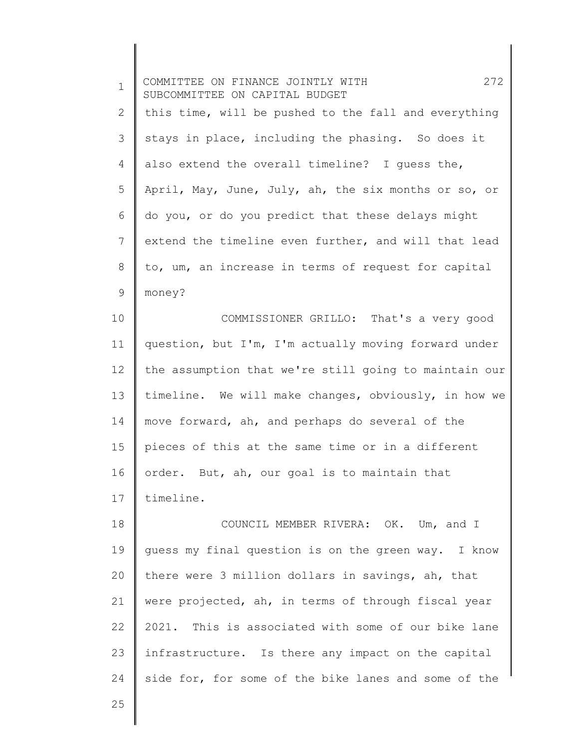this time, will be pushed to the fall and everything stays in place, including the phasing. So does it also extend the overall timeline? I guess the, April, May, June, July, ah, the six months or so, or do you, or do you predict that these delays might extend the timeline even further, and will that lead to, um, an increase in terms of request for capital money?

COMMISSIONER GRILLO: That's a very good question, but I'm, I'm actually moving forward under the assumption that we're still going to maintain our timeline. We will make changes, obviously, in how we move forward, ah, and perhaps do several of the pieces of this at the same time or in a different order. But, ah, our goal is to maintain that timeline.

COUNCIL MEMBER RIVERA: OK. Um, and I guess my final question is on the green way. I know there were 3 million dollars in savings, ah, that were projected, ah, in terms of through fiscal year 2021. This is associated with some of our bike lane infrastructure. Is there any impact on the capital side for, for some of the bike lanes and some of the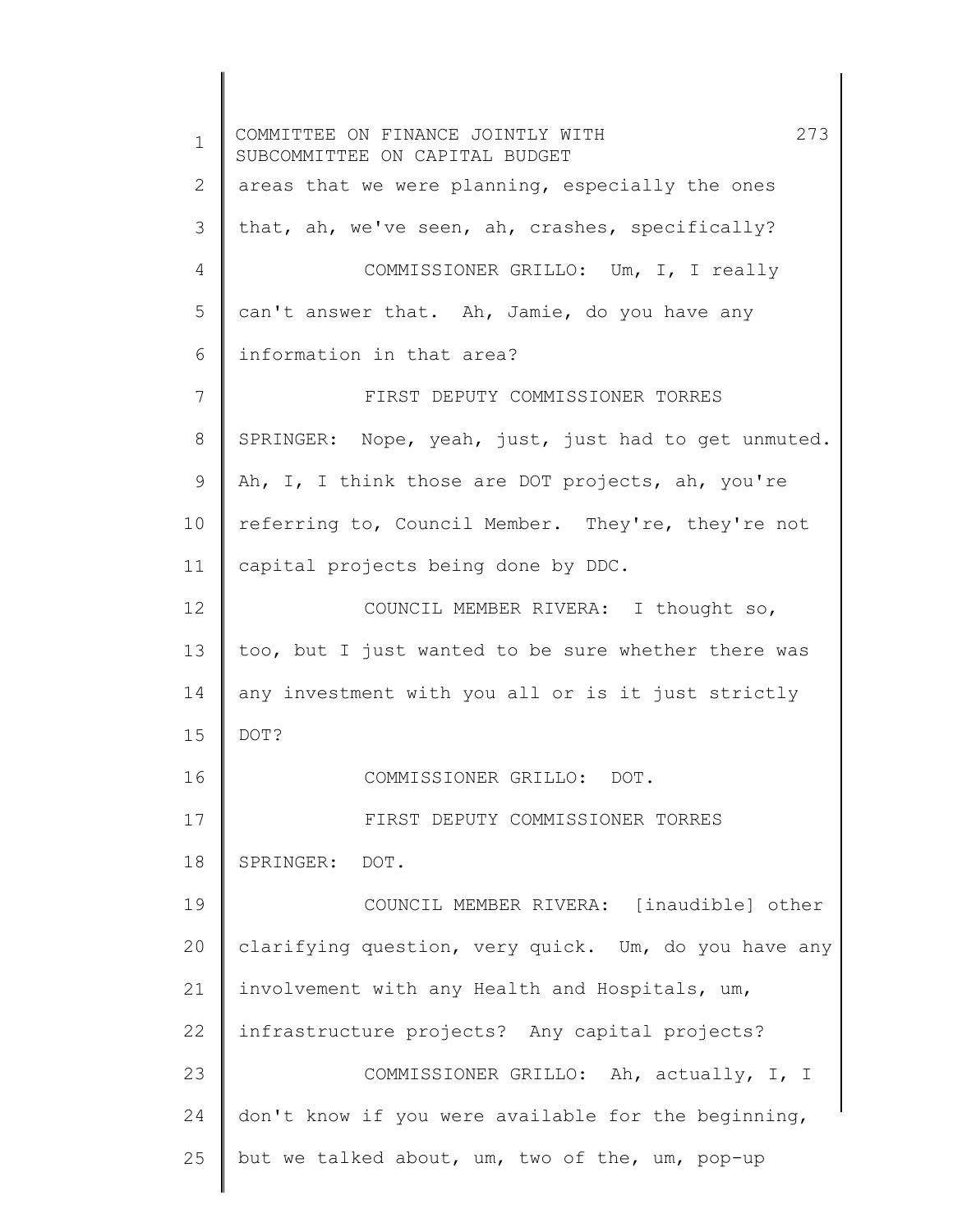areas that we were planning, especially the ones that, ah, we've seen, ah, crashes, specifically?

COMMISSIONER GRILLO: Um, I, I really can't answer that. Ah, Jamie, do you have any information in that area?

FIRST DEPUTY COMMISSIONER TORRES SPRINGER: Nope, yeah, just, just had to get unmuted. Ah, I, I think those are DOT projects, ah, you're referring to, Council Member. They're, they're not capital projects being done by DDC.

COUNCIL MEMBER RIVERA: I thought so, too, but I just wanted to be sure whether there was any investment with you all or is it just strictly DOT?

COMMISSIONER GRILLO: DOT.

FIRST DEPUTY COMMISSIONER TORRES SPRINGER: DOT.

COUNCIL MEMBER RIVERA: [inaudible] other clarifying question, very quick. Um, do you have any involvement with any Health and Hospitals, um, infrastructure projects? Any capital projects?

COMMISSIONER GRILLO: Ah, actually, I, I don't know if you were available for the beginning, but we talked about, um, two of the, um, pop-up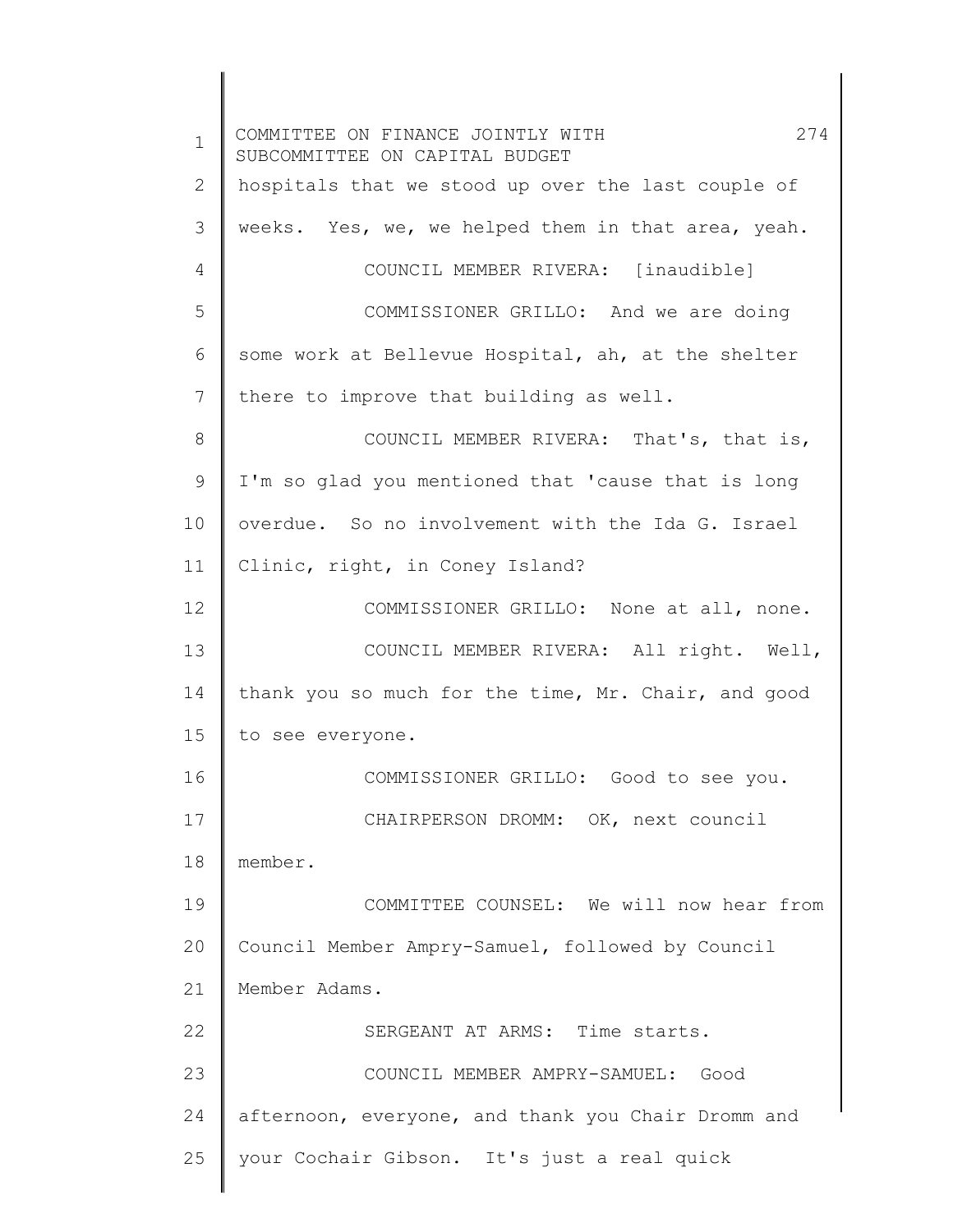hospitals that we stood up over the last couple of weeks. Yes, we, we helped them in that area, yeah.

COUNCIL MEMBER RIVERA: [inaudible]

COMMISSIONER GRILLO: And we are doing some work at Bellevue Hospital, ah, at the shelter there to improve that building as well.

COUNCIL MEMBER RIVERA: That's, that is, I'm so glad you mentioned that 'cause that is long overdue. So no involvement with the Ida G. Israel Clinic, right, in Coney Island?

COMMISSIONER GRILLO: None at all, none.

COUNCIL MEMBER RIVERA: All right. Well, thank you so much for the time, Mr. Chair, and good to see everyone.

COMMISSIONER GRILLO: Good to see you.

CHAIRPERSON DROMM: OK, next council member.

COMMITTEE COUNSEL: We will now hear from Council Member Ampry-Samuel, followed by Council Member Adams.

SERGEANT AT ARMS: Time starts.

COUNCIL MEMBER AMPRY-SAMUEL: Good afternoon, everyone, and thank you Chair Dromm and your Cochair Gibson. It's just a real quick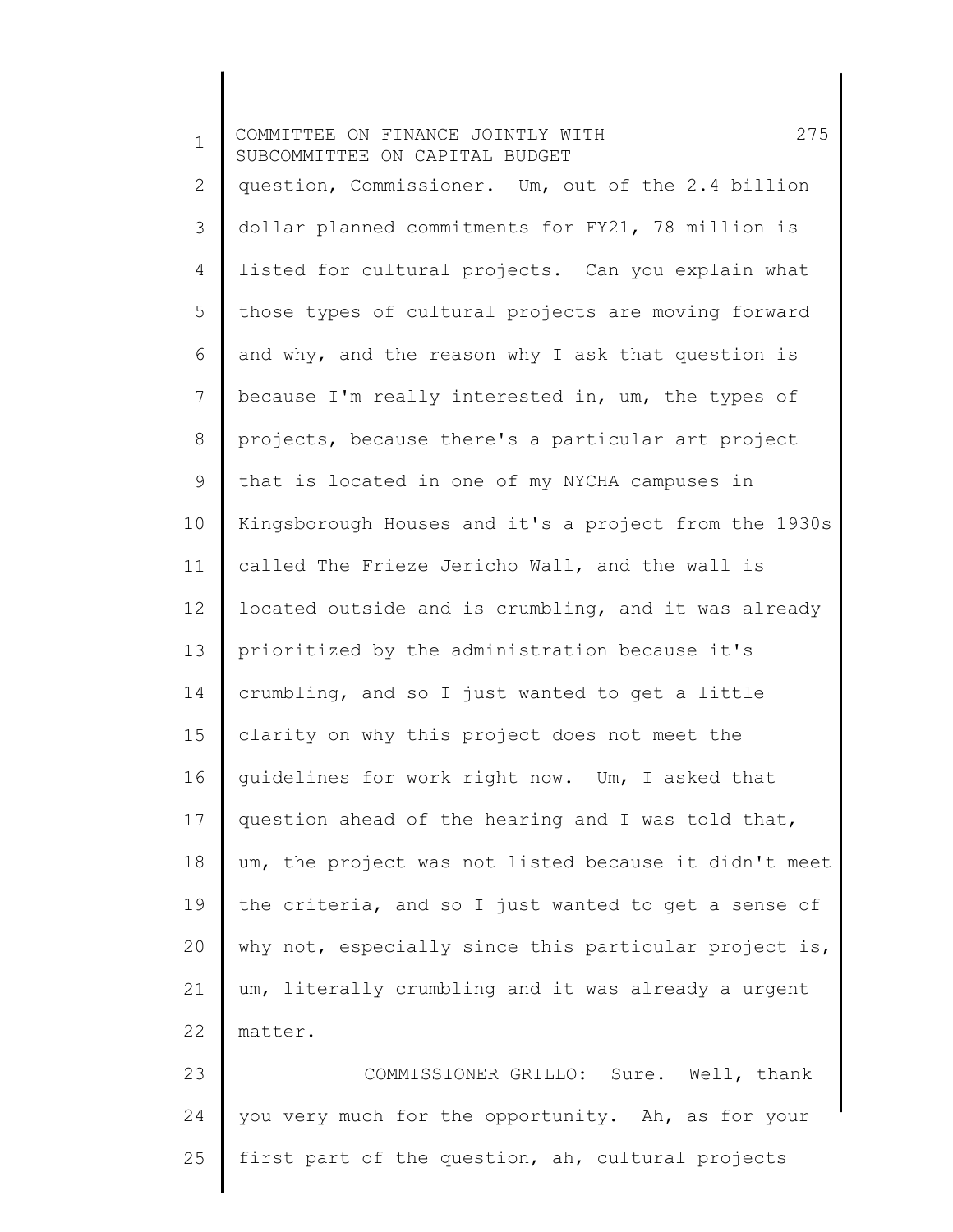question, Commissioner. Um, out of the 2.4 billion dollar planned commitments for FY21, 78 million is listed for cultural projects. Can you explain what those types of cultural projects are moving forward and why, and the reason why I ask that question is because I'm really interested in, um, the types of projects, because there's a particular art project that is located in one of my NYCHA campuses in Kingsborough Houses and it's a project from the 1930s called The Frieze Jericho Wall, and the wall is located outside and is crumbling, and it was already prioritized by the administration because it's crumbling, and so I just wanted to get a little clarity on why this project does not meet the guidelines for work right now. Um, I asked that question ahead of the hearing and I was told that, um, the project was not listed because it didn't meet the criteria, and so I just wanted to get a sense of why not, especially since this particular project is, um, literally crumbling and it was already a urgent matter.

COMMISSIONER GRILLO: Sure. Well, thank you very much for the opportunity. Ah, as for your first part of the question, ah, cultural projects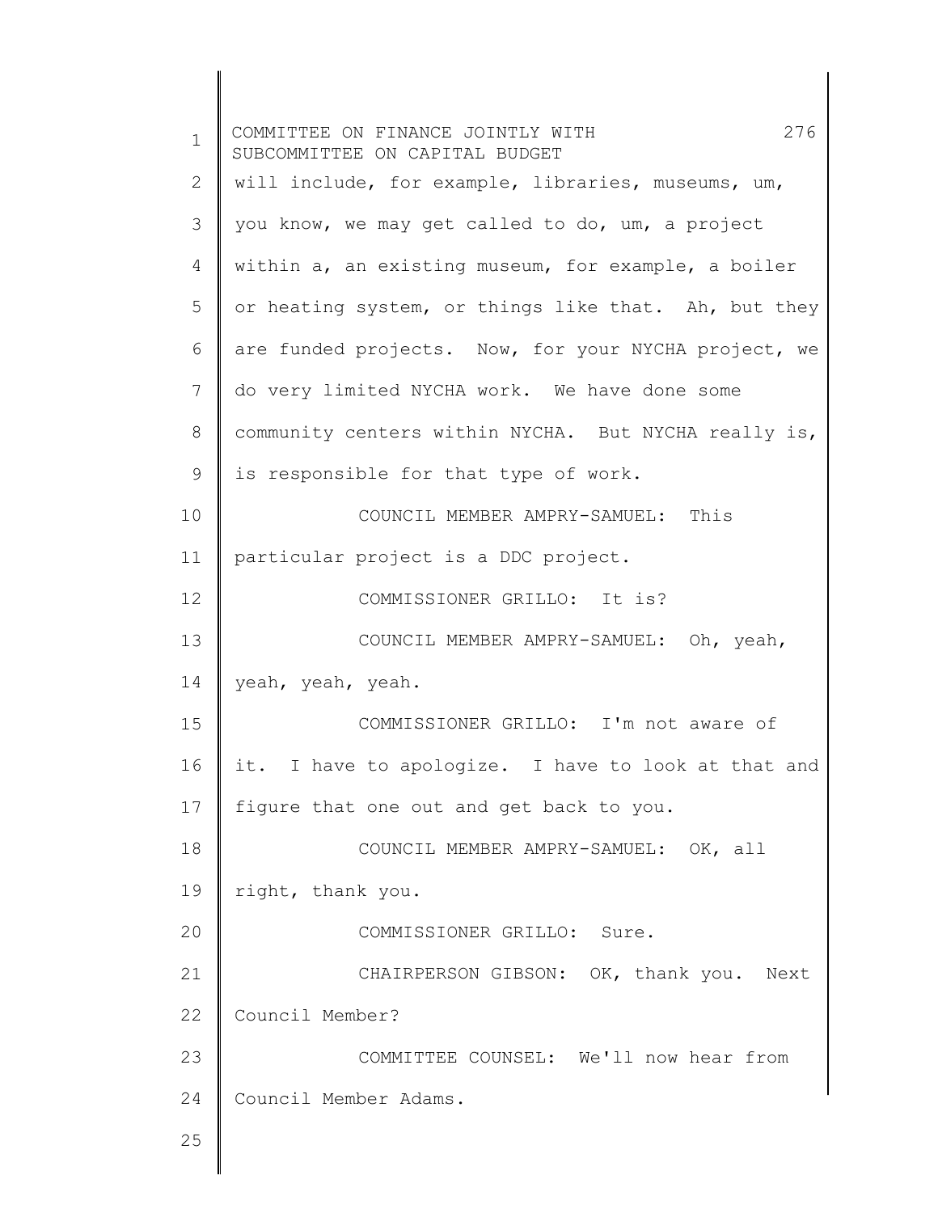will include, for example, libraries, museums, um, you know, we may get called to do, um, a project within a, an existing museum, for example, a boiler or heating system, or things like that. Ah, but they are funded projects. Now, for your NYCHA project, we do very limited NYCHA work. We have done some community centers within NYCHA. But NYCHA really is, is responsible for that type of work.

COUNCIL MEMBER AMPRY-SAMUEL: This particular project is a DDC project.

COMMISSIONER GRILLO: It is?

COUNCIL MEMBER AMPRY-SAMUEL: Oh, yeah, yeah, yeah, yeah.

COMMISSIONER GRILLO: I'm not aware of it. I have to apologize. I have to look at that and figure that one out and get back to you.

COUNCIL MEMBER AMPRY-SAMUEL: OK, all right, thank you.

COMMISSIONER GRILLO: Sure.

CHAIRPERSON GIBSON: OK, thank you. Next Council Member?

COMMITTEE COUNSEL: We'll now hear from Council Member Adams.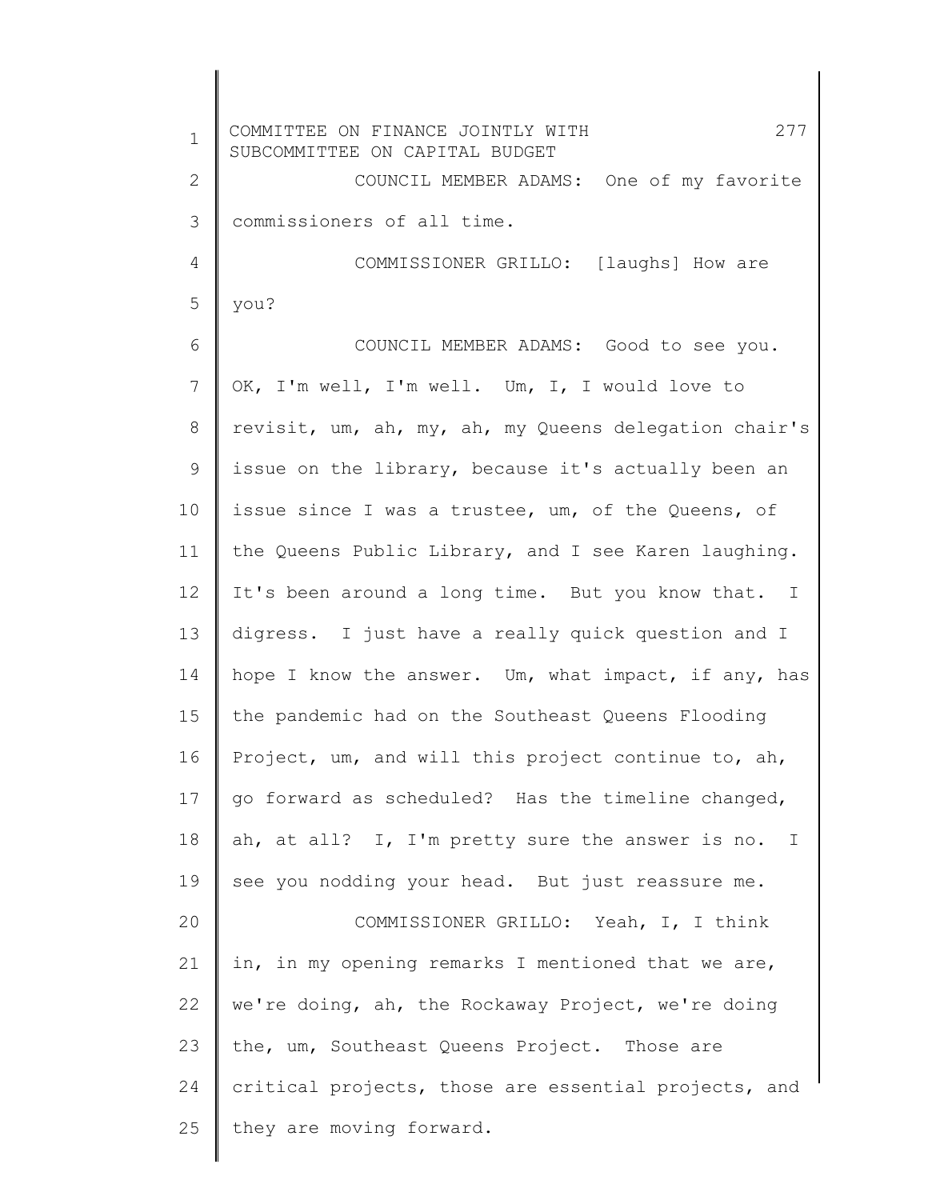COUNCIL MEMBER ADAMS: One of my favorite commissioners of all time.

COMMISSIONER GRILLO: [laughs] How are you?

COUNCIL MEMBER ADAMS: Good to see you. OK, I'm well, I'm well. Um, I, I would love to revisit, um, ah, my, ah, my Queens delegation chair's issue on the library, because it's actually been an issue since I was a trustee, um, of the Queens, of the Queens Public Library, and I see Karen laughing. It's been around a long time. But you know that. I digress. I just have a really quick question and I hope I know the answer. Um, what impact, if any, has the pandemic had on the Southeast Queens Flooding Project, um, and will this project continue to, ah, go forward as scheduled? Has the timeline changed, ah, at all? I, I'm pretty sure the answer is no. I see you nodding your head. But just reassure me.

COMMISSIONER GRILLO: Yeah, I, I think in, in my opening remarks I mentioned that we are, we're doing, ah, the Rockaway Project, we're doing the, um, Southeast Queens Project. Those are critical projects, those are essential projects, and they are moving forward.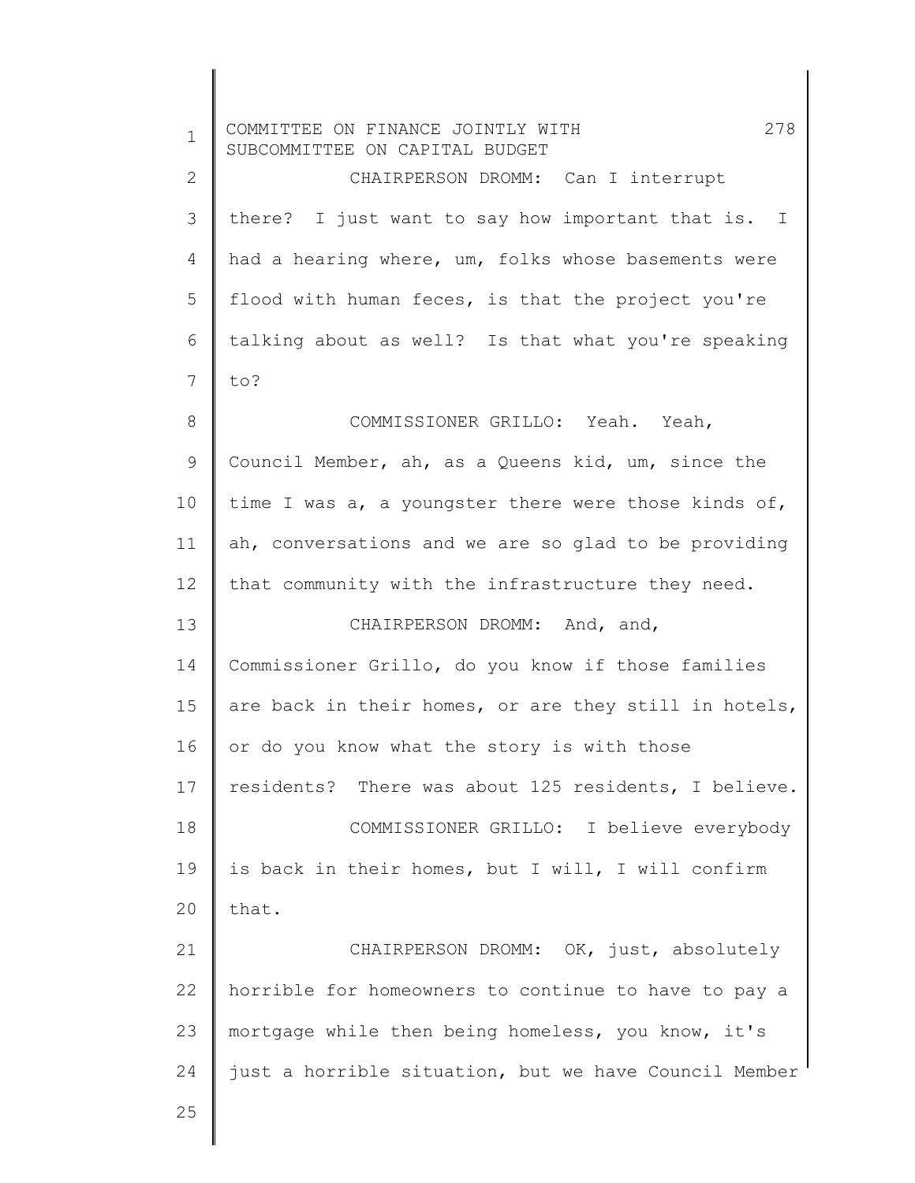CHAIRPERSON DROMM: Can I interrupt there? I just want to say how important that is. I had a hearing where, um, folks whose basements were flood with human feces, is that the project you're talking about as well? Is that what you're speaking to?

COMMISSIONER GRILLO: Yeah. Yeah, Council Member, ah, as a Queens kid, um, since the time I was a, a youngster there were those kinds of, ah, conversations and we are so glad to be providing that community with the infrastructure they need.

CHAIRPERSON DROMM: And, and, Commissioner Grillo, do you know if those families are back in their homes, or are they still in hotels, or do you know what the story is with those residents? There was about 125 residents, I believe.

COMMISSIONER GRILLO: I believe everybody is back in their homes, but I will, I will confirm that.

CHAIRPERSON DROMM: OK, just, absolutely horrible for homeowners to continue to have to pay a mortgage while then being homeless, you know, it's just a horrible situation, but we have Council Member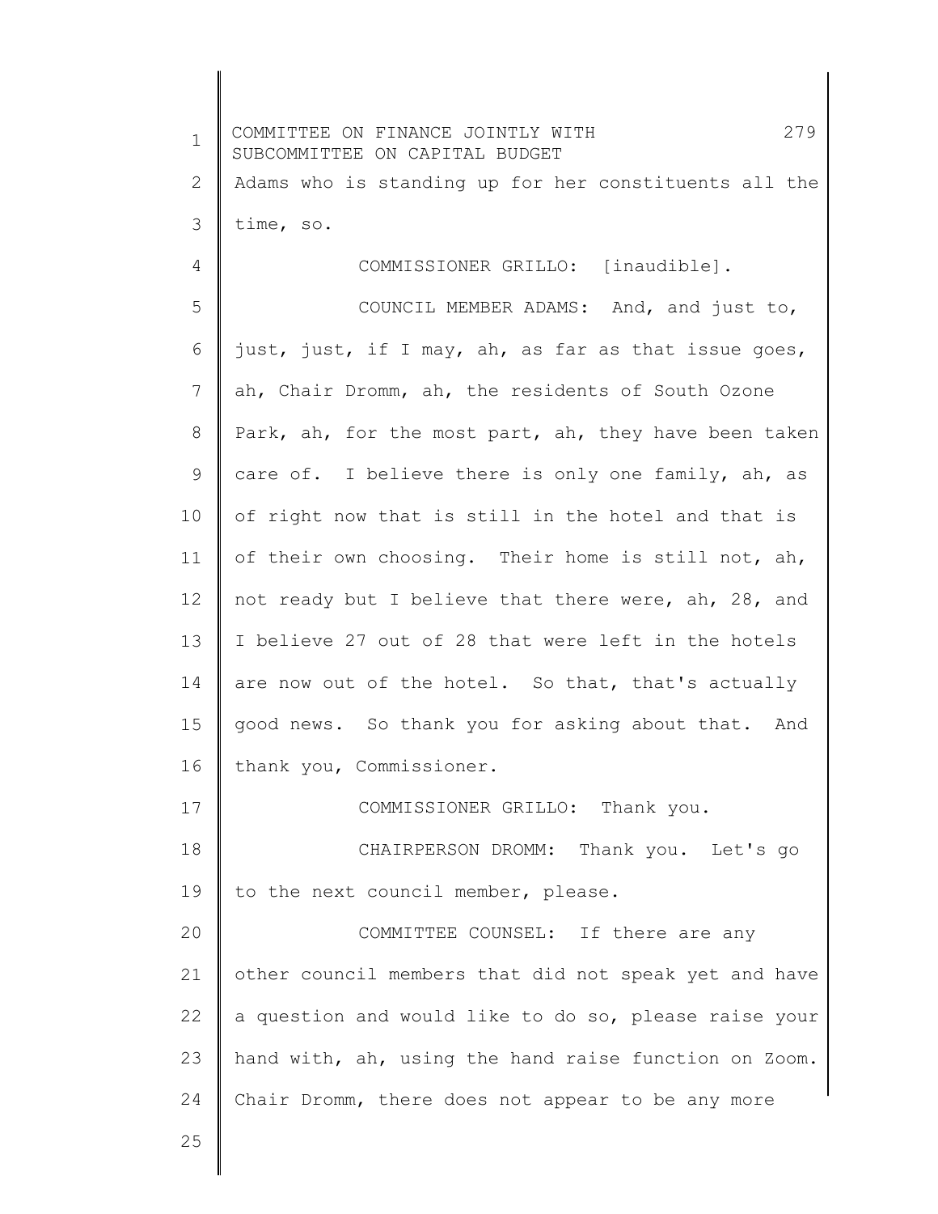Adams who is standing up for her constituents all the time, so.

COMMISSIONER GRILLO: [inaudible].

COUNCIL MEMBER ADAMS: And, and just to, just, just, if I may, ah, as far as that issue goes, ah, Chair Dromm, ah, the residents of South Ozone Park, ah, for the most part, ah, they have been taken care of. I believe there is only one family, ah, as of right now that is still in the hotel and that is of their own choosing. Their home is still not, ah, not ready but I believe that there were, ah, 28, and I believe 27 out of 28 that were left in the hotels are now out of the hotel. So that, that's actually good news. So thank you for asking about that. And thank you, Commissioner.

COMMISSIONER GRILLO: Thank you.

CHAIRPERSON DROMM: Thank you. Let's go to the next council member, please.

COMMITTEE COUNSEL: If there are any other council members that did not speak yet and have a question and would like to do so, please raise your hand with, ah, using the hand raise function on Zoom. Chair Dromm, there does not appear to be any more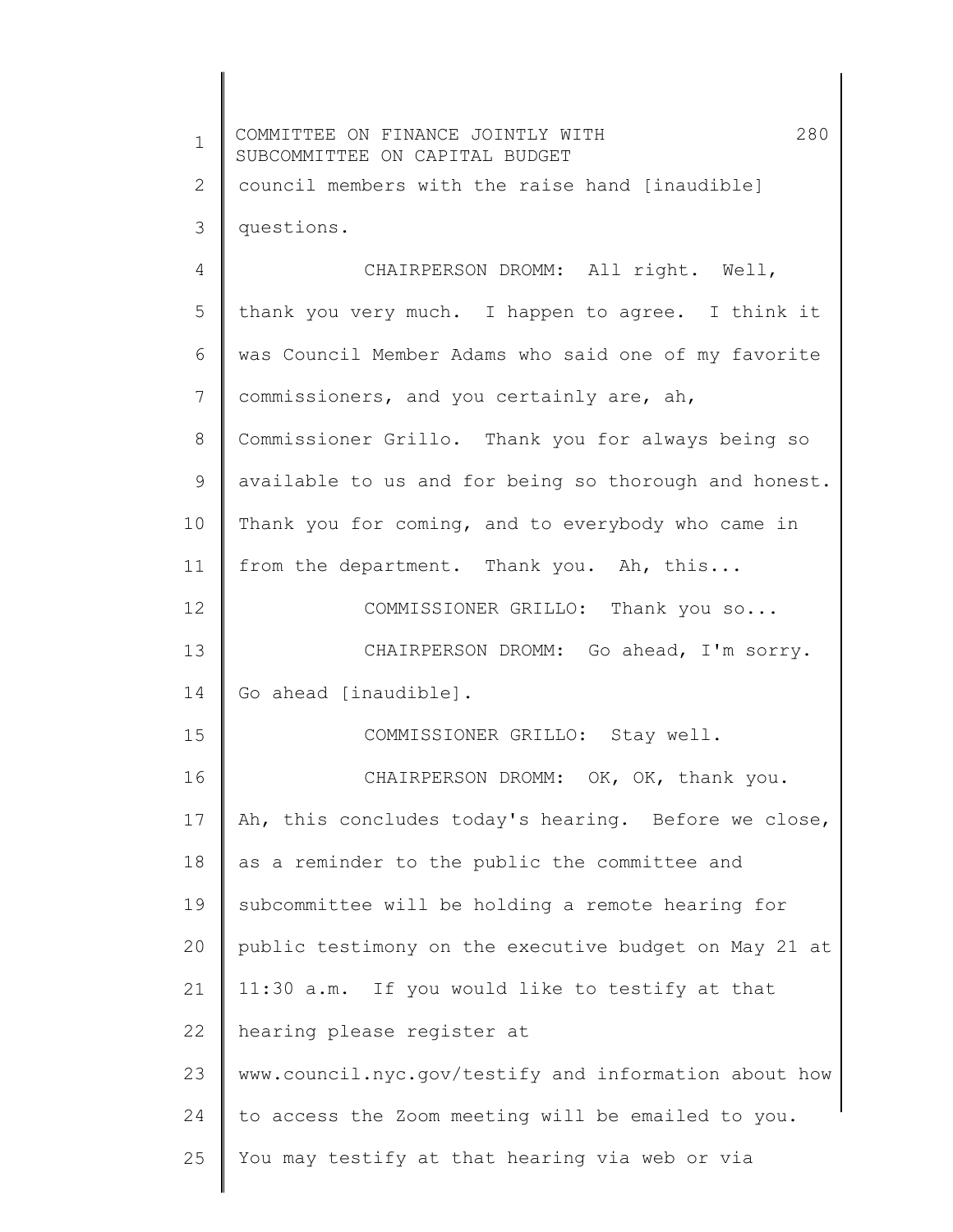council members with the raise hand [inaudible] questions.

CHAIRPERSON DROMM: All right. Well, thank you very much. I happen to agree. I think it was Council Member Adams who said one of my favorite commissioners, and you certainly are, ah, Commissioner Grillo. Thank you for always being so available to us and for being so thorough and honest. Thank you for coming, and to everybody who came in from the department. Thank you. Ah, this...

COMMISSIONER GRILLO: Thank you so...

CHAIRPERSON DROMM: Go ahead, I'm sorry. Go ahead [inaudible].

COMMISSIONER GRILLO: Stay well.

CHAIRPERSON DROMM: OK, OK, thank you. Ah, this concludes today's hearing. Before we close, as a reminder to the public the committee and subcommittee will be holding a remote hearing for public testimony on the executive budget on May 21 at 11:30 a.m. If you would like to testify at that hearing please register at www.council.nyc.gov/testify and information about how to access the Zoom meeting will be emailed to you. You may testify at that hearing via web or via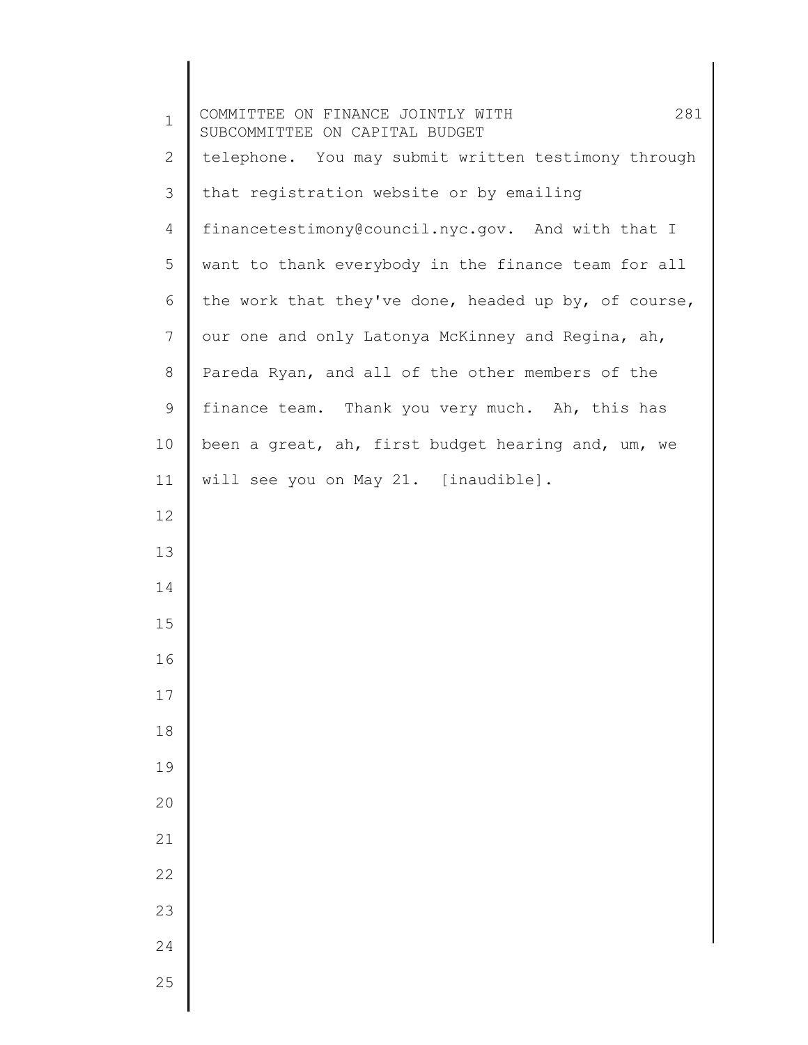telephone. You may submit written testimony through that registration website or by emailing financetestimony@council.nyc.gov. And with that I want to thank everybody in the finance team for all the work that they've done, headed up by, of course, our one and only Latonya McKinney and Regina, ah, Pareda Ryan, and all of the other members of the finance team. Thank you very much. Ah, this has been a great, ah, first budget hearing and, um, we will see you on May 21. [inaudible].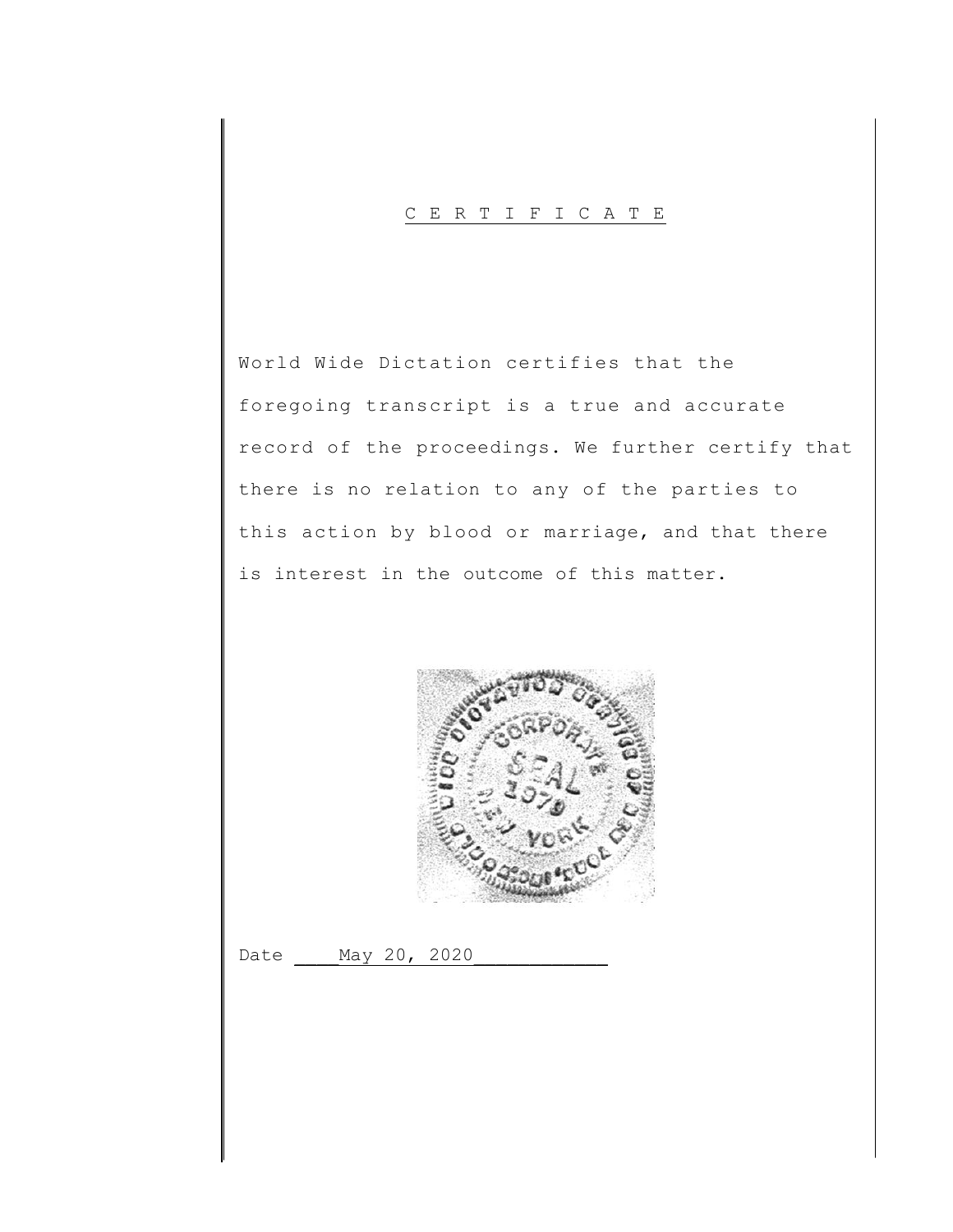C E R T I F I C A T E

World Wide Dictation certifies that the foregoing transcript is a true and accurate record of the proceedings. We further certify that there is no relation to any of the parties to this action by blood or marriage, and that there is interest in the outcome of this matter.

Date May 20, 2020